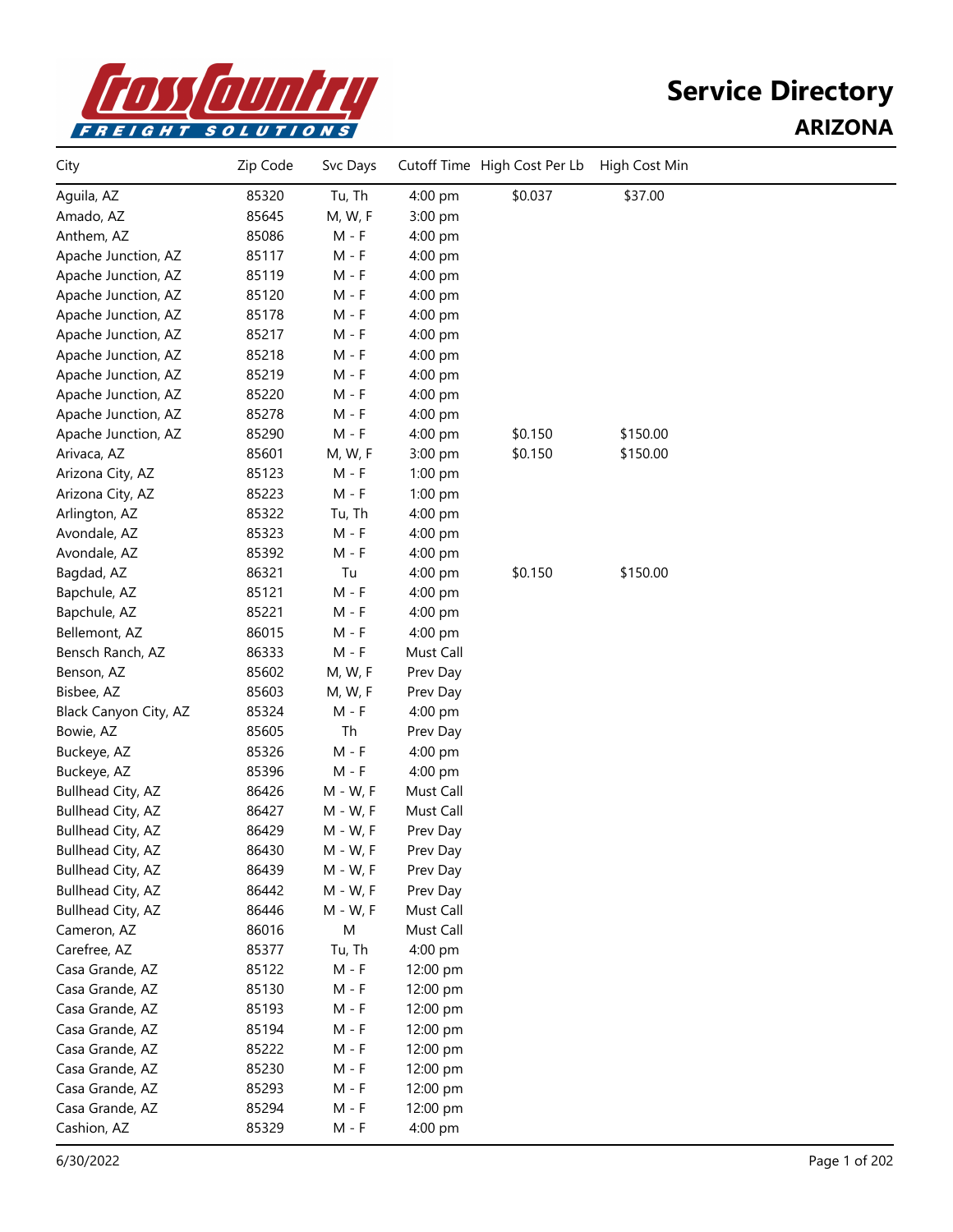# Service Directory

## ARIZONA

| City | Zip Code | Svc Days | Cutoff Time | High Cost Per Lb | High Cost Min |
|---|---|---|---|---|---|
| Aguila, AZ | 85320 | Tu, Th | 4:00 pm | $0.037 | $37.00 |
| Amado, AZ | 85645 | M, W, F | 3:00 pm | | |
| Anthem, AZ | 85086 | M - F | 4:00 pm | | |
| Apache Junction, AZ | 85117 | M - F | 4:00 pm | | |
| Apache Junction, AZ | 85119 | M - F | 4:00 pm | | |
| Apache Junction, AZ | 85120 | M - F | 4:00 pm | | |
| Apache Junction, AZ | 85178 | M - F | 4:00 pm | | |
| Apache Junction, AZ | 85217 | M - F | 4:00 pm | | |
| Apache Junction, AZ | 85218 | M - F | 4:00 pm | | |
| Apache Junction, AZ | 85219 | M - F | 4:00 pm | | |
| Apache Junction, AZ | 85220 | M - F | 4:00 pm | | |
| Apache Junction, AZ | 85278 | M - F | 4:00 pm | | |
| Apache Junction, AZ | 85290 | M - F | 4:00 pm | $0.150 | $150.00 |
| Arivaca, AZ | 85601 | M, W, F | 3:00 pm | $0.150 | $150.00 |
| Arizona City, AZ | 85123 | M - F | 1:00 pm | | |
| Arizona City, AZ | 85223 | M - F | 1:00 pm | | |
| Arlington, AZ | 85322 | Tu, Th | 4:00 pm | | |
| Avondale, AZ | 85323 | M - F | 4:00 pm | | |
| Avondale, AZ | 85392 | M - F | 4:00 pm | | |
| Bagdad, AZ | 86321 | Tu | 4:00 pm | $0.150 | $150.00 |
| Bapchule, AZ | 85121 | M - F | 4:00 pm | | |
| Bapchule, AZ | 85221 | M - F | 4:00 pm | | |
| Bellemont, AZ | 86015 | M - F | 4:00 pm | | |
| Bensch Ranch, AZ | 86333 | M - F | Must Call | | |
| Benson, AZ | 85602 | M, W, F | Prev Day | | |
| Bisbee, AZ | 85603 | M, W, F | Prev Day | | |
| Black Canyon City, AZ | 85324 | M - F | 4:00 pm | | |
| Bowie, AZ | 85605 | Th | Prev Day | | |
| Buckeye, AZ | 85326 | M - F | 4:00 pm | | |
| Buckeye, AZ | 85396 | M - F | 4:00 pm | | |
| Bullhead City, AZ | 86426 | M - W, F | Must Call | | |
| Bullhead City, AZ | 86427 | M - W, F | Must Call | | |
| Bullhead City, AZ | 86429 | M - W, F | Prev Day | | |
| Bullhead City, AZ | 86430 | M - W, F | Prev Day | | |
| Bullhead City, AZ | 86439 | M - W, F | Prev Day | | |
| Bullhead City, AZ | 86442 | M - W, F | Prev Day | | |
| Bullhead City, AZ | 86446 | M - W, F | Must Call | | |
| Cameron, AZ | 86016 | M | Must Call | | |
| Carefree, AZ | 85377 | Tu, Th | 4:00 pm | | |
| Casa Grande, AZ | 85122 | M - F | 12:00 pm | | |
| Casa Grande, AZ | 85130 | M - F | 12:00 pm | | |
| Casa Grande, AZ | 85193 | M - F | 12:00 pm | | |
| Casa Grande, AZ | 85194 | M - F | 12:00 pm | | |
| Casa Grande, AZ | 85222 | M - F | 12:00 pm | | |
| Casa Grande, AZ | 85230 | M - F | 12:00 pm | | |
| Casa Grande, AZ | 85293 | M - F | 12:00 pm | | |
| Casa Grande, AZ | 85294 | M - F | 12:00 pm | | |
| Cashion, AZ | 85329 | M - F | 4:00 pm | | |

6/30/2022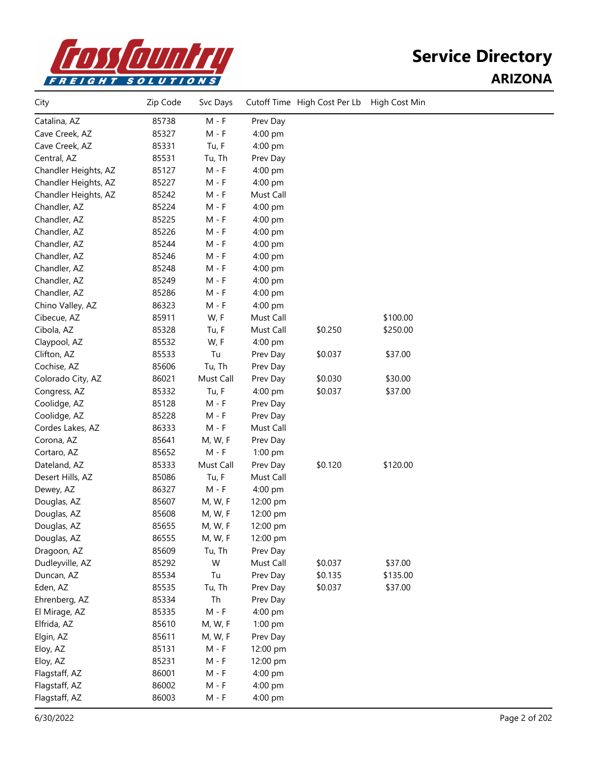# Service Directory

## ARIZONA

| City | Zip Code | Svc Days | Cutoff Time | High Cost Per Lb | High Cost Min |
|---|---|---|---|---|---|
| Catalina, AZ | 85738 | M - F | Prev Day | | |
| Cave Creek, AZ | 85327 | M - F | 4:00 pm | | |
| Cave Creek, AZ | 85331 | Tu, F | 4:00 pm | | |
| Central, AZ | 85531 | Tu, Th | Prev Day | | |
| Chandler Heights, AZ | 85127 | M - F | 4:00 pm | | |
| Chandler Heights, AZ | 85227 | M - F | 4:00 pm | | |
| Chandler Heights, AZ | 85242 | M - F | Must Call | | |
| Chandler, AZ | 85224 | M - F | 4:00 pm | | |
| Chandler, AZ | 85225 | M - F | 4:00 pm | | |
| Chandler, AZ | 85226 | M - F | 4:00 pm | | |
| Chandler, AZ | 85244 | M - F | 4:00 pm | | |
| Chandler, AZ | 85246 | M - F | 4:00 pm | | |
| Chandler, AZ | 85248 | M - F | 4:00 pm | | |
| Chandler, AZ | 85249 | M - F | 4:00 pm | | |
| Chandler, AZ | 85286 | M - F | 4:00 pm | | |
| Chino Valley, AZ | 86323 | M - F | 4:00 pm | | |
| Cibecue, AZ | 85911 | W, F | Must Call | | $100.00 |
| Cibola, AZ | 85328 | Tu, F | Must Call | $0.250 | $250.00 |
| Claypool, AZ | 85532 | W, F | 4:00 pm | | |
| Clifton, AZ | 85533 | Tu | Prev Day | $0.037 | $37.00 |
| Cochise, AZ | 85606 | Tu, Th | Prev Day | | |
| Colorado City, AZ | 86021 | Must Call | Prev Day | $0.030 | $30.00 |
| Congress, AZ | 85332 | Tu, F | 4:00 pm | $0.037 | $37.00 |
| Coolidge, AZ | 85128 | M - F | Prev Day | | |
| Coolidge, AZ | 85228 | M - F | Prev Day | | |
| Cordes Lakes, AZ | 86333 | M - F | Must Call | | |
| Corona, AZ | 85641 | M, W, F | Prev Day | | |
| Cortaro, AZ | 85652 | M - F | 1:00 pm | | |
| Dateland, AZ | 85333 | Must Call | Prev Day | $0.120 | $120.00 |
| Desert Hills, AZ | 85086 | Tu, F | Must Call | | |
| Dewey, AZ | 86327 | M - F | 4:00 pm | | |
| Douglas, AZ | 85607 | M, W, F | 12:00 pm | | |
| Douglas, AZ | 85608 | M, W, F | 12:00 pm | | |
| Douglas, AZ | 85655 | M, W, F | 12:00 pm | | |
| Douglas, AZ | 86555 | M, W, F | 12:00 pm | | |
| Dragoon, AZ | 85609 | Tu, Th | Prev Day | | |
| Dudleyville, AZ | 85292 | W | Must Call | $0.037 | $37.00 |
| Duncan, AZ | 85534 | Tu | Prev Day | $0.135 | $135.00 |
| Eden, AZ | 85535 | Tu, Th | Prev Day | $0.037 | $37.00 |
| Ehrenberg, AZ | 85334 | Th | Prev Day | | |
| El Mirage, AZ | 85335 | M - F | 4:00 pm | | |
| Elfrida, AZ | 85610 | M, W, F | 1:00 pm | | |
| Elgin, AZ | 85611 | M, W, F | Prev Day | | |
| Eloy, AZ | 85131 | M - F | 12:00 pm | | |
| Eloy, AZ | 85231 | M - F | 12:00 pm | | |
| Flagstaff, AZ | 86001 | M - F | 4:00 pm | | |
| Flagstaff, AZ | 86002 | M - F | 4:00 pm | | |
| Flagstaff, AZ | 86003 | M - F | 4:00 pm | | |

6/30/2022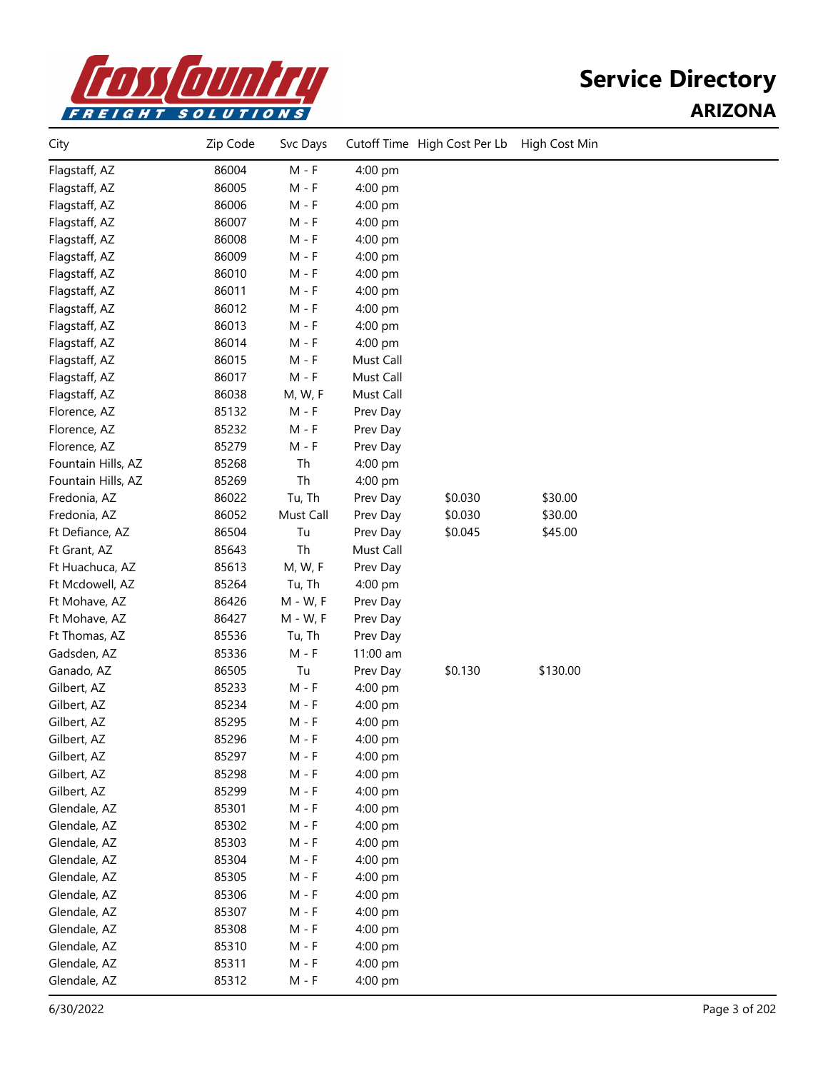# Service Directory

## ARIZONA

| City | Zip Code | Svc Days | Cutoff Time | High Cost Per Lb | High Cost Min |
|---|---|---|---|---|---|
| Flagstaff, AZ | 86004 | M - F | 4:00 pm | | |
| Flagstaff, AZ | 86005 | M - F | 4:00 pm | | |
| Flagstaff, AZ | 86006 | M - F | 4:00 pm | | |
| Flagstaff, AZ | 86007 | M - F | 4:00 pm | | |
| Flagstaff, AZ | 86008 | M - F | 4:00 pm | | |
| Flagstaff, AZ | 86009 | M - F | 4:00 pm | | |
| Flagstaff, AZ | 86010 | M - F | 4:00 pm | | |
| Flagstaff, AZ | 86011 | M - F | 4:00 pm | | |
| Flagstaff, AZ | 86012 | M - F | 4:00 pm | | |
| Flagstaff, AZ | 86013 | M - F | 4:00 pm | | |
| Flagstaff, AZ | 86014 | M - F | 4:00 pm | | |
| Flagstaff, AZ | 86015 | M - F | Must Call | | |
| Flagstaff, AZ | 86017 | M - F | Must Call | | |
| Flagstaff, AZ | 86038 | M, W, F | Must Call | | |
| Florence, AZ | 85132 | M - F | Prev Day | | |
| Florence, AZ | 85232 | M - F | Prev Day | | |
| Florence, AZ | 85279 | M - F | Prev Day | | |
| Fountain Hills, AZ | 85268 | Th | 4:00 pm | | |
| Fountain Hills, AZ | 85269 | Th | 4:00 pm | | |
| Fredonia, AZ | 86022 | Tu, Th | Prev Day | $0.030 | $30.00 |
| Fredonia, AZ | 86052 | Must Call | Prev Day | $0.030 | $30.00 |
| Ft Defiance, AZ | 86504 | Tu | Prev Day | $0.045 | $45.00 |
| Ft Grant, AZ | 85643 | Th | Must Call | | |
| Ft Huachuca, AZ | 85613 | M, W, F | Prev Day | | |
| Ft Mcdowell, AZ | 85264 | Tu, Th | 4:00 pm | | |
| Ft Mohave, AZ | 86426 | M - W, F | Prev Day | | |
| Ft Mohave, AZ | 86427 | M - W, F | Prev Day | | |
| Ft Thomas, AZ | 85536 | Tu, Th | Prev Day | | |
| Gadsden, AZ | 85336 | M - F | 11:00 am | | |
| Ganado, AZ | 86505 | Tu | Prev Day | $0.130 | $130.00 |
| Gilbert, AZ | 85233 | M - F | 4:00 pm | | |
| Gilbert, AZ | 85234 | M - F | 4:00 pm | | |
| Gilbert, AZ | 85295 | M - F | 4:00 pm | | |
| Gilbert, AZ | 85296 | M - F | 4:00 pm | | |
| Gilbert, AZ | 85297 | M - F | 4:00 pm | | |
| Gilbert, AZ | 85298 | M - F | 4:00 pm | | |
| Gilbert, AZ | 85299 | M - F | 4:00 pm | | |
| Glendale, AZ | 85301 | M - F | 4:00 pm | | |
| Glendale, AZ | 85302 | M - F | 4:00 pm | | |
| Glendale, AZ | 85303 | M - F | 4:00 pm | | |
| Glendale, AZ | 85304 | M - F | 4:00 pm | | |
| Glendale, AZ | 85305 | M - F | 4:00 pm | | |
| Glendale, AZ | 85306 | M - F | 4:00 pm | | |
| Glendale, AZ | 85307 | M - F | 4:00 pm | | |
| Glendale, AZ | 85308 | M - F | 4:00 pm | | |
| Glendale, AZ | 85310 | M - F | 4:00 pm | | |
| Glendale, AZ | 85311 | M - F | 4:00 pm | | |
| Glendale, AZ | 85312 | M - F | 4:00 pm | | |

6/30/2022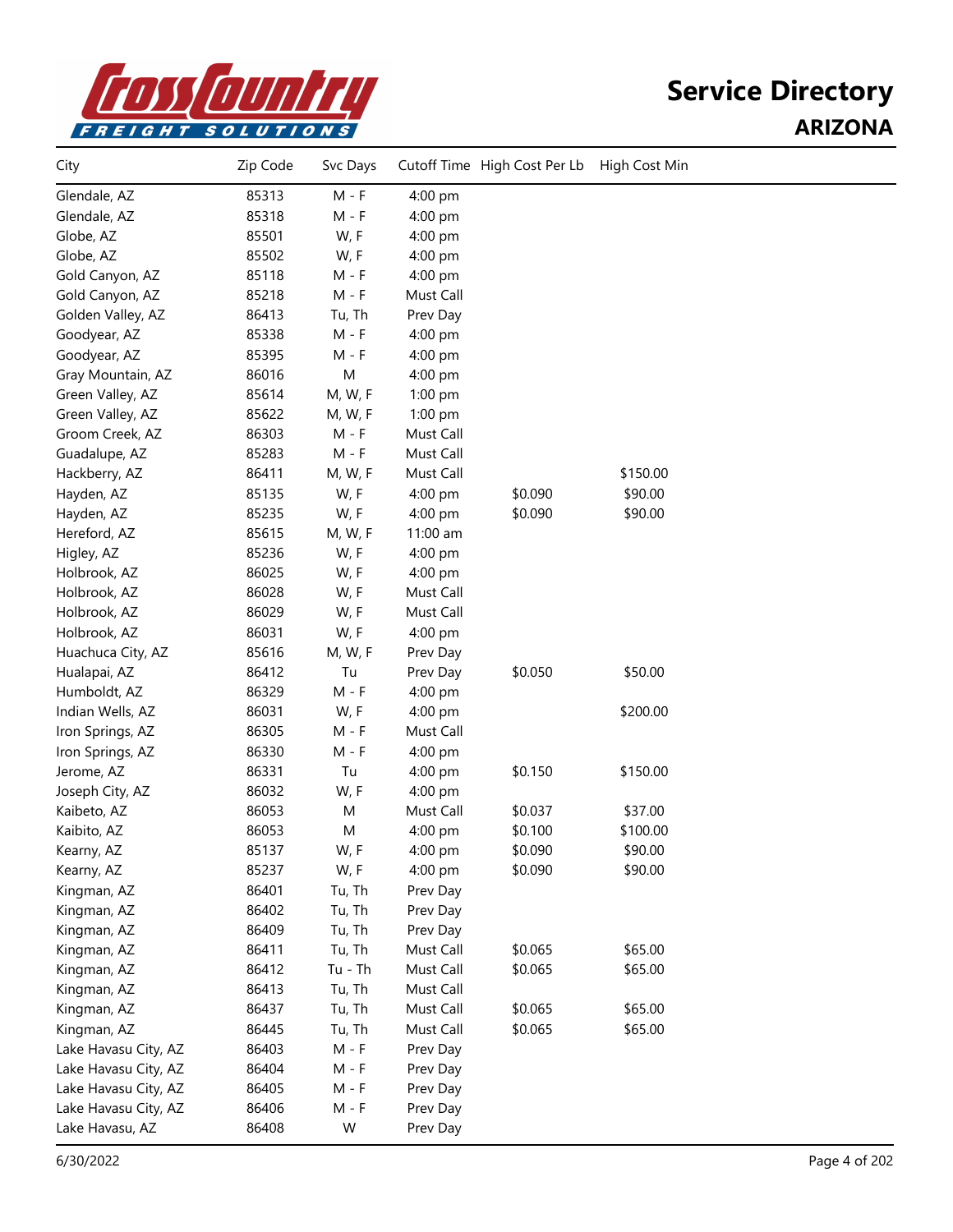# Service Directory

## ARIZONA

| City | Zip Code | Svc Days | Cutoff Time | High Cost Per Lb | High Cost Min |
|---|---|---|---|---|---|
| Glendale, AZ | 85313 | M - F | 4:00 pm | | |
| Glendale, AZ | 85318 | M - F | 4:00 pm | | |
| Globe, AZ | 85501 | W, F | 4:00 pm | | |
| Globe, AZ | 85502 | W, F | 4:00 pm | | |
| Gold Canyon, AZ | 85118 | M - F | 4:00 pm | | |
| Gold Canyon, AZ | 85218 | M - F | Must Call | | |
| Golden Valley, AZ | 86413 | Tu, Th | Prev Day | | |
| Goodyear, AZ | 85338 | M - F | 4:00 pm | | |
| Goodyear, AZ | 85395 | M - F | 4:00 pm | | |
| Gray Mountain, AZ | 86016 | M | 4:00 pm | | |
| Green Valley, AZ | 85614 | M, W, F | 1:00 pm | | |
| Green Valley, AZ | 85622 | M, W, F | 1:00 pm | | |
| Groom Creek, AZ | 86303 | M - F | Must Call | | |
| Guadalupe, AZ | 85283 | M - F | Must Call | | |
| Hackberry, AZ | 86411 | M, W, F | Must Call | | $150.00 |
| Hayden, AZ | 85135 | W, F | 4:00 pm | $0.090 | $90.00 |
| Hayden, AZ | 85235 | W, F | 4:00 pm | $0.090 | $90.00 |
| Hereford, AZ | 85615 | M, W, F | 11:00 am | | |
| Higley, AZ | 85236 | W, F | 4:00 pm | | |
| Holbrook, AZ | 86025 | W, F | 4:00 pm | | |
| Holbrook, AZ | 86028 | W, F | Must Call | | |
| Holbrook, AZ | 86029 | W, F | Must Call | | |
| Holbrook, AZ | 86031 | W, F | 4:00 pm | | |
| Huachuca City, AZ | 85616 | M, W, F | Prev Day | | |
| Hualapai, AZ | 86412 | Tu | Prev Day | $0.050 | $50.00 |
| Humboldt, AZ | 86329 | M - F | 4:00 pm | | |
| Indian Wells, AZ | 86031 | W, F | 4:00 pm | | $200.00 |
| Iron Springs, AZ | 86305 | M - F | Must Call | | |
| Iron Springs, AZ | 86330 | M - F | 4:00 pm | | |
| Jerome, AZ | 86331 | Tu | 4:00 pm | $0.150 | $150.00 |
| Joseph City, AZ | 86032 | W, F | 4:00 pm | | |
| Kaibeto, AZ | 86053 | M | Must Call | $0.037 | $37.00 |
| Kaibito, AZ | 86053 | M | 4:00 pm | $0.100 | $100.00 |
| Kearny, AZ | 85137 | W, F | 4:00 pm | $0.090 | $90.00 |
| Kearny, AZ | 85237 | W, F | 4:00 pm | $0.090 | $90.00 |
| Kingman, AZ | 86401 | Tu, Th | Prev Day | | |
| Kingman, AZ | 86402 | Tu, Th | Prev Day | | |
| Kingman, AZ | 86409 | Tu, Th | Prev Day | | |
| Kingman, AZ | 86411 | Tu, Th | Must Call | $0.065 | $65.00 |
| Kingman, AZ | 86412 | Tu - Th | Must Call | $0.065 | $65.00 |
| Kingman, AZ | 86413 | Tu, Th | Must Call | | |
| Kingman, AZ | 86437 | Tu, Th | Must Call | $0.065 | $65.00 |
| Kingman, AZ | 86445 | Tu, Th | Must Call | $0.065 | $65.00 |
| Lake Havasu City, AZ | 86403 | M - F | Prev Day | | |
| Lake Havasu City, AZ | 86404 | M - F | Prev Day | | |
| Lake Havasu City, AZ | 86405 | M - F | Prev Day | | |
| Lake Havasu City, AZ | 86406 | M - F | Prev Day | | |
| Lake Havasu, AZ | 86408 | W | Prev Day | | |

6/30/2022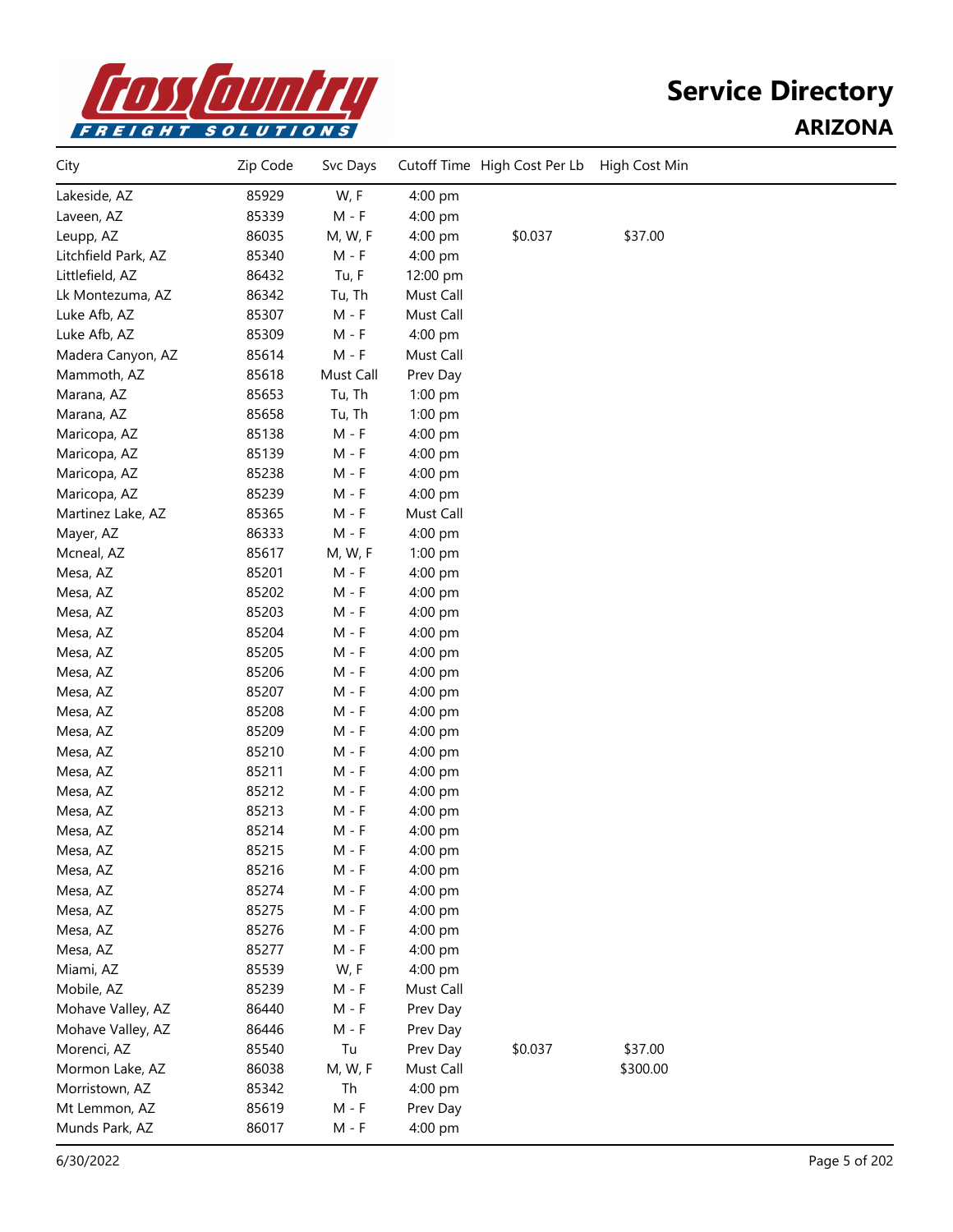# Service Directory

## ARIZONA

| City | Zip Code | Svc Days | Cutoff Time | High Cost Per Lb | High Cost Min |
|---|---|---|---|---|---|
| Lakeside, AZ | 85929 | W, F | 4:00 pm | | |
| Laveen, AZ | 85339 | M - F | 4:00 pm | | |
| Leupp, AZ | 86035 | M, W, F | 4:00 pm | $0.037 | $37.00 |
| Litchfield Park, AZ | 85340 | M - F | 4:00 pm | | |
| Littlefield, AZ | 86432 | Tu, F | 12:00 pm | | |
| Lk Montezuma, AZ | 86342 | Tu, Th | Must Call | | |
| Luke Afb, AZ | 85307 | M - F | Must Call | | |
| Luke Afb, AZ | 85309 | M - F | 4:00 pm | | |
| Madera Canyon, AZ | 85614 | M - F | Must Call | | |
| Mammoth, AZ | 85618 | Must Call | Prev Day | | |
| Marana, AZ | 85653 | Tu, Th | 1:00 pm | | |
| Marana, AZ | 85658 | Tu, Th | 1:00 pm | | |
| Maricopa, AZ | 85138 | M - F | 4:00 pm | | |
| Maricopa, AZ | 85139 | M - F | 4:00 pm | | |
| Maricopa, AZ | 85238 | M - F | 4:00 pm | | |
| Maricopa, AZ | 85239 | M - F | 4:00 pm | | |
| Martinez Lake, AZ | 85365 | M - F | Must Call | | |
| Mayer, AZ | 86333 | M - F | 4:00 pm | | |
| Mcneal, AZ | 85617 | M, W, F | 1:00 pm | | |
| Mesa, AZ | 85201 | M - F | 4:00 pm | | |
| Mesa, AZ | 85202 | M - F | 4:00 pm | | |
| Mesa, AZ | 85203 | M - F | 4:00 pm | | |
| Mesa, AZ | 85204 | M - F | 4:00 pm | | |
| Mesa, AZ | 85205 | M - F | 4:00 pm | | |
| Mesa, AZ | 85206 | M - F | 4:00 pm | | |
| Mesa, AZ | 85207 | M - F | 4:00 pm | | |
| Mesa, AZ | 85208 | M - F | 4:00 pm | | |
| Mesa, AZ | 85209 | M - F | 4:00 pm | | |
| Mesa, AZ | 85210 | M - F | 4:00 pm | | |
| Mesa, AZ | 85211 | M - F | 4:00 pm | | |
| Mesa, AZ | 85212 | M - F | 4:00 pm | | |
| Mesa, AZ | 85213 | M - F | 4:00 pm | | |
| Mesa, AZ | 85214 | M - F | 4:00 pm | | |
| Mesa, AZ | 85215 | M - F | 4:00 pm | | |
| Mesa, AZ | 85216 | M - F | 4:00 pm | | |
| Mesa, AZ | 85274 | M - F | 4:00 pm | | |
| Mesa, AZ | 85275 | M - F | 4:00 pm | | |
| Mesa, AZ | 85276 | M - F | 4:00 pm | | |
| Mesa, AZ | 85277 | M - F | 4:00 pm | | |
| Miami, AZ | 85539 | W, F | 4:00 pm | | |
| Mobile, AZ | 85239 | M - F | Must Call | | |
| Mohave Valley, AZ | 86440 | M - F | Prev Day | | |
| Mohave Valley, AZ | 86446 | M - F | Prev Day | | |
| Morenci, AZ | 85540 | Tu | Prev Day | $0.037 | $37.00 |
| Mormon Lake, AZ | 86038 | M, W, F | Must Call | | $300.00 |
| Morristown, AZ | 85342 | Th | 4:00 pm | | |
| Mt Lemmon, AZ | 85619 | M - F | Prev Day | | |
| Munds Park, AZ | 86017 | M - F | 4:00 pm | | |

6/30/2022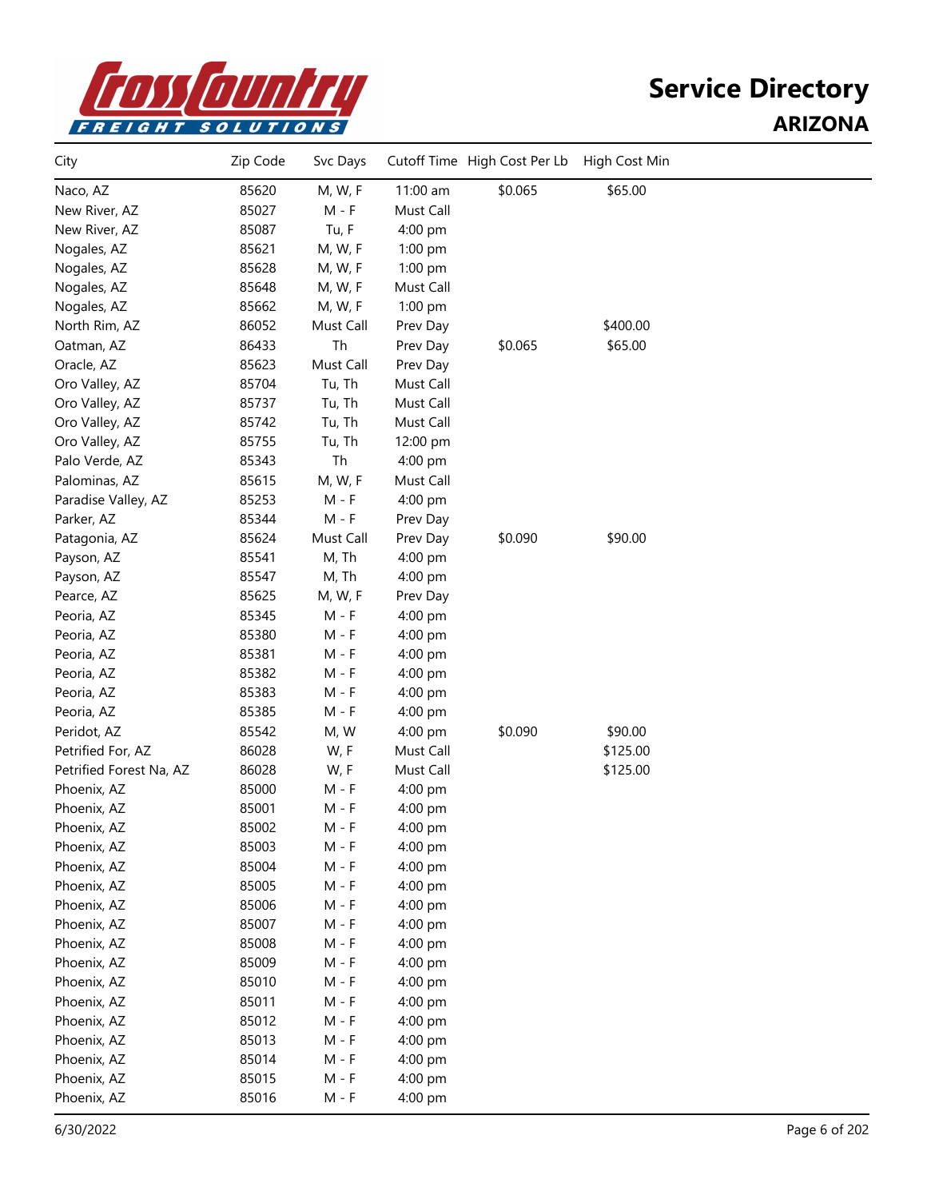# Service Directory

## ARIZONA

| City | Zip Code | Svc Days | Cutoff Time | High Cost Per Lb | High Cost Min |
|---|---|---|---|---|---|
| Naco, AZ | 85620 | M, W, F | 11:00 am | $0.065 | $65.00 |
| New River, AZ | 85027 | M - F | Must Call | | |
| New River, AZ | 85087 | Tu, F | 4:00 pm | | |
| Nogales, AZ | 85621 | M, W, F | 1:00 pm | | |
| Nogales, AZ | 85628 | M, W, F | 1:00 pm | | |
| Nogales, AZ | 85648 | M, W, F | Must Call | | |
| Nogales, AZ | 85662 | M, W, F | 1:00 pm | | |
| North Rim, AZ | 86052 | Must Call | Prev Day | | $400.00 |
| Oatman, AZ | 86433 | Th | Prev Day | $0.065 | $65.00 |
| Oracle, AZ | 85623 | Must Call | Prev Day | | |
| Oro Valley, AZ | 85704 | Tu, Th | Must Call | | |
| Oro Valley, AZ | 85737 | Tu, Th | Must Call | | |
| Oro Valley, AZ | 85742 | Tu, Th | Must Call | | |
| Oro Valley, AZ | 85755 | Tu, Th | 12:00 pm | | |
| Palo Verde, AZ | 85343 | Th | 4:00 pm | | |
| Palominas, AZ | 85615 | M, W, F | Must Call | | |
| Paradise Valley, AZ | 85253 | M - F | 4:00 pm | | |
| Parker, AZ | 85344 | M - F | Prev Day | | |
| Patagonia, AZ | 85624 | Must Call | Prev Day | $0.090 | $90.00 |
| Payson, AZ | 85541 | M, Th | 4:00 pm | | |
| Payson, AZ | 85547 | M, Th | 4:00 pm | | |
| Pearce, AZ | 85625 | M, W, F | Prev Day | | |
| Peoria, AZ | 85345 | M - F | 4:00 pm | | |
| Peoria, AZ | 85380 | M - F | 4:00 pm | | |
| Peoria, AZ | 85381 | M - F | 4:00 pm | | |
| Peoria, AZ | 85382 | M - F | 4:00 pm | | |
| Peoria, AZ | 85383 | M - F | 4:00 pm | | |
| Peoria, AZ | 85385 | M - F | 4:00 pm | | |
| Peridot, AZ | 85542 | M, W | 4:00 pm | $0.090 | $90.00 |
| Petrified For, AZ | 86028 | W, F | Must Call | | $125.00 |
| Petrified Forest Na, AZ | 86028 | W, F | Must Call | | $125.00 |
| Phoenix, AZ | 85000 | M - F | 4:00 pm | | |
| Phoenix, AZ | 85001 | M - F | 4:00 pm | | |
| Phoenix, AZ | 85002 | M - F | 4:00 pm | | |
| Phoenix, AZ | 85003 | M - F | 4:00 pm | | |
| Phoenix, AZ | 85004 | M - F | 4:00 pm | | |
| Phoenix, AZ | 85005 | M - F | 4:00 pm | | |
| Phoenix, AZ | 85006 | M - F | 4:00 pm | | |
| Phoenix, AZ | 85007 | M - F | 4:00 pm | | |
| Phoenix, AZ | 85008 | M - F | 4:00 pm | | |
| Phoenix, AZ | 85009 | M - F | 4:00 pm | | |
| Phoenix, AZ | 85010 | M - F | 4:00 pm | | |
| Phoenix, AZ | 85011 | M - F | 4:00 pm | | |
| Phoenix, AZ | 85012 | M - F | 4:00 pm | | |
| Phoenix, AZ | 85013 | M - F | 4:00 pm | | |
| Phoenix, AZ | 85014 | M - F | 4:00 pm | | |
| Phoenix, AZ | 85015 | M - F | 4:00 pm | | |
| Phoenix, AZ | 85016 | M - F | 4:00 pm | | |

6/30/2022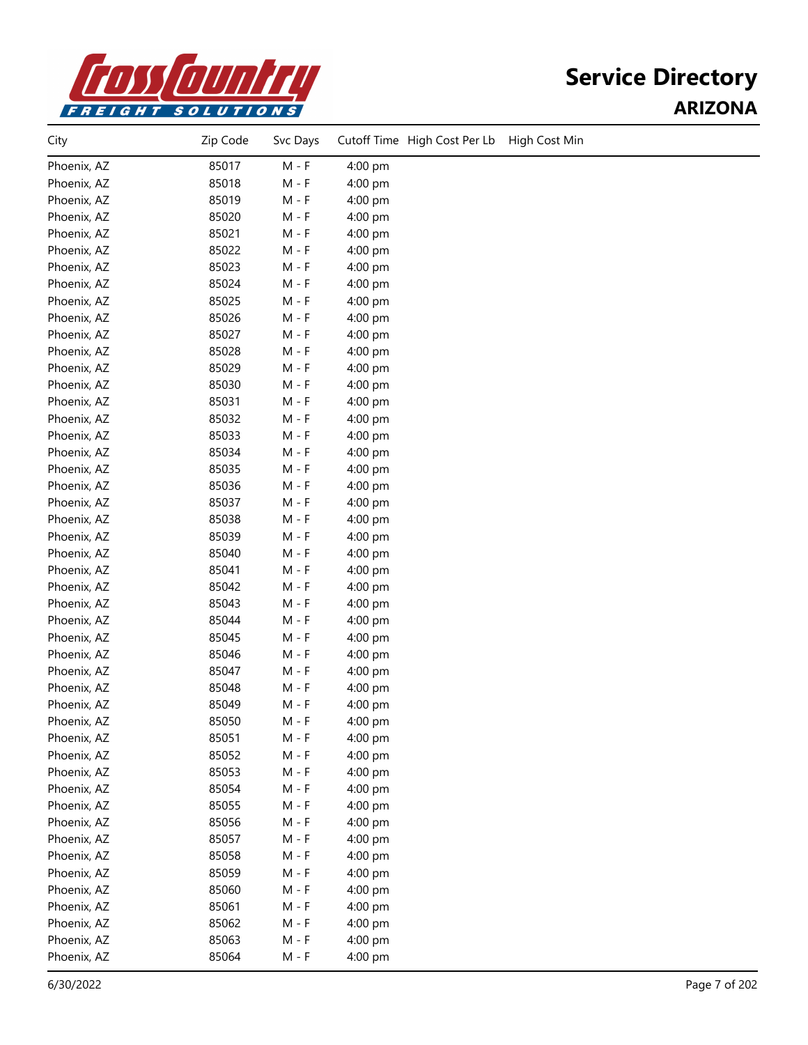# Service Directory
## ARIZONA

| City | Zip Code | Svc Days | Cutoff Time | High Cost Per Lb | High Cost Min |
|---|---|---|---|---|---|
| Phoenix, AZ | 85017 | M - F | 4:00 pm | | |
| Phoenix, AZ | 85018 | M - F | 4:00 pm | | |
| Phoenix, AZ | 85019 | M - F | 4:00 pm | | |
| Phoenix, AZ | 85020 | M - F | 4:00 pm | | |
| Phoenix, AZ | 85021 | M - F | 4:00 pm | | |
| Phoenix, AZ | 85022 | M - F | 4:00 pm | | |
| Phoenix, AZ | 85023 | M - F | 4:00 pm | | |
| Phoenix, AZ | 85024 | M - F | 4:00 pm | | |
| Phoenix, AZ | 85025 | M - F | 4:00 pm | | |
| Phoenix, AZ | 85026 | M - F | 4:00 pm | | |
| Phoenix, AZ | 85027 | M - F | 4:00 pm | | |
| Phoenix, AZ | 85028 | M - F | 4:00 pm | | |
| Phoenix, AZ | 85029 | M - F | 4:00 pm | | |
| Phoenix, AZ | 85030 | M - F | 4:00 pm | | |
| Phoenix, AZ | 85031 | M - F | 4:00 pm | | |
| Phoenix, AZ | 85032 | M - F | 4:00 pm | | |
| Phoenix, AZ | 85033 | M - F | 4:00 pm | | |
| Phoenix, AZ | 85034 | M - F | 4:00 pm | | |
| Phoenix, AZ | 85035 | M - F | 4:00 pm | | |
| Phoenix, AZ | 85036 | M - F | 4:00 pm | | |
| Phoenix, AZ | 85037 | M - F | 4:00 pm | | |
| Phoenix, AZ | 85038 | M - F | 4:00 pm | | |
| Phoenix, AZ | 85039 | M - F | 4:00 pm | | |
| Phoenix, AZ | 85040 | M - F | 4:00 pm | | |
| Phoenix, AZ | 85041 | M - F | 4:00 pm | | |
| Phoenix, AZ | 85042 | M - F | 4:00 pm | | |
| Phoenix, AZ | 85043 | M - F | 4:00 pm | | |
| Phoenix, AZ | 85044 | M - F | 4:00 pm | | |
| Phoenix, AZ | 85045 | M - F | 4:00 pm | | |
| Phoenix, AZ | 85046 | M - F | 4:00 pm | | |
| Phoenix, AZ | 85047 | M - F | 4:00 pm | | |
| Phoenix, AZ | 85048 | M - F | 4:00 pm | | |
| Phoenix, AZ | 85049 | M - F | 4:00 pm | | |
| Phoenix, AZ | 85050 | M - F | 4:00 pm | | |
| Phoenix, AZ | 85051 | M - F | 4:00 pm | | |
| Phoenix, AZ | 85052 | M - F | 4:00 pm | | |
| Phoenix, AZ | 85053 | M - F | 4:00 pm | | |
| Phoenix, AZ | 85054 | M - F | 4:00 pm | | |
| Phoenix, AZ | 85055 | M - F | 4:00 pm | | |
| Phoenix, AZ | 85056 | M - F | 4:00 pm | | |
| Phoenix, AZ | 85057 | M - F | 4:00 pm | | |
| Phoenix, AZ | 85058 | M - F | 4:00 pm | | |
| Phoenix, AZ | 85059 | M - F | 4:00 pm | | |
| Phoenix, AZ | 85060 | M - F | 4:00 pm | | |
| Phoenix, AZ | 85061 | M - F | 4:00 pm | | |
| Phoenix, AZ | 85062 | M - F | 4:00 pm | | |
| Phoenix, AZ | 85063 | M - F | 4:00 pm | | |
| Phoenix, AZ | 85064 | M - F | 4:00 pm | | |

6/30/2022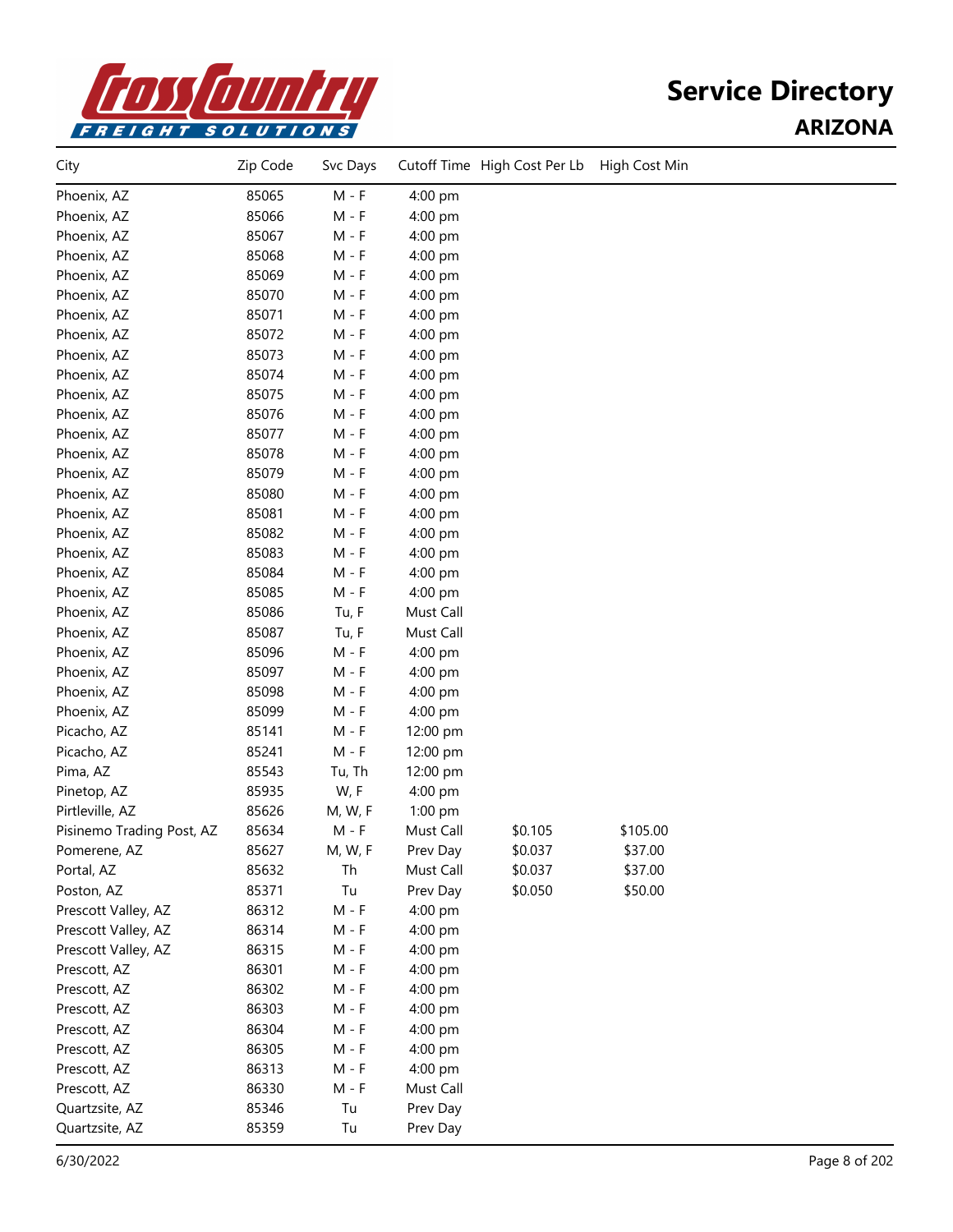# Service Directory
## ARIZONA

| City | Zip Code | Svc Days | Cutoff Time | High Cost Per Lb | High Cost Min |
|---|---|---|---|---|---|
| Phoenix, AZ | 85065 | M - F | 4:00 pm | | |
| Phoenix, AZ | 85066 | M - F | 4:00 pm | | |
| Phoenix, AZ | 85067 | M - F | 4:00 pm | | |
| Phoenix, AZ | 85068 | M - F | 4:00 pm | | |
| Phoenix, AZ | 85069 | M - F | 4:00 pm | | |
| Phoenix, AZ | 85070 | M - F | 4:00 pm | | |
| Phoenix, AZ | 85071 | M - F | 4:00 pm | | |
| Phoenix, AZ | 85072 | M - F | 4:00 pm | | |
| Phoenix, AZ | 85073 | M - F | 4:00 pm | | |
| Phoenix, AZ | 85074 | M - F | 4:00 pm | | |
| Phoenix, AZ | 85075 | M - F | 4:00 pm | | |
| Phoenix, AZ | 85076 | M - F | 4:00 pm | | |
| Phoenix, AZ | 85077 | M - F | 4:00 pm | | |
| Phoenix, AZ | 85078 | M - F | 4:00 pm | | |
| Phoenix, AZ | 85079 | M - F | 4:00 pm | | |
| Phoenix, AZ | 85080 | M - F | 4:00 pm | | |
| Phoenix, AZ | 85081 | M - F | 4:00 pm | | |
| Phoenix, AZ | 85082 | M - F | 4:00 pm | | |
| Phoenix, AZ | 85083 | M - F | 4:00 pm | | |
| Phoenix, AZ | 85084 | M - F | 4:00 pm | | |
| Phoenix, AZ | 85085 | M - F | 4:00 pm | | |
| Phoenix, AZ | 85086 | Tu, F | Must Call | | |
| Phoenix, AZ | 85087 | Tu, F | Must Call | | |
| Phoenix, AZ | 85096 | M - F | 4:00 pm | | |
| Phoenix, AZ | 85097 | M - F | 4:00 pm | | |
| Phoenix, AZ | 85098 | M - F | 4:00 pm | | |
| Phoenix, AZ | 85099 | M - F | 4:00 pm | | |
| Picacho, AZ | 85141 | M - F | 12:00 pm | | |
| Picacho, AZ | 85241 | M - F | 12:00 pm | | |
| Pima, AZ | 85543 | Tu, Th | 12:00 pm | | |
| Pinetop, AZ | 85935 | W, F | 4:00 pm | | |
| Pirtleville, AZ | 85626 | M, W, F | 1:00 pm | | |
| Pisinemo Trading Post, AZ | 85634 | M - F | Must Call | $0.105 | $105.00 |
| Pomerene, AZ | 85627 | M, W, F | Prev Day | $0.037 | $37.00 |
| Portal, AZ | 85632 | Th | Must Call | $0.037 | $37.00 |
| Poston, AZ | 85371 | Tu | Prev Day | $0.050 | $50.00 |
| Prescott Valley, AZ | 86312 | M - F | 4:00 pm | | |
| Prescott Valley, AZ | 86314 | M - F | 4:00 pm | | |
| Prescott Valley, AZ | 86315 | M - F | 4:00 pm | | |
| Prescott, AZ | 86301 | M - F | 4:00 pm | | |
| Prescott, AZ | 86302 | M - F | 4:00 pm | | |
| Prescott, AZ | 86303 | M - F | 4:00 pm | | |
| Prescott, AZ | 86304 | M - F | 4:00 pm | | |
| Prescott, AZ | 86305 | M - F | 4:00 pm | | |
| Prescott, AZ | 86313 | M - F | 4:00 pm | | |
| Prescott, AZ | 86330 | M - F | Must Call | | |
| Quartzsite, AZ | 85346 | Tu | Prev Day | | |
| Quartzsite, AZ | 85359 | Tu | Prev Day | | |

6/30/2022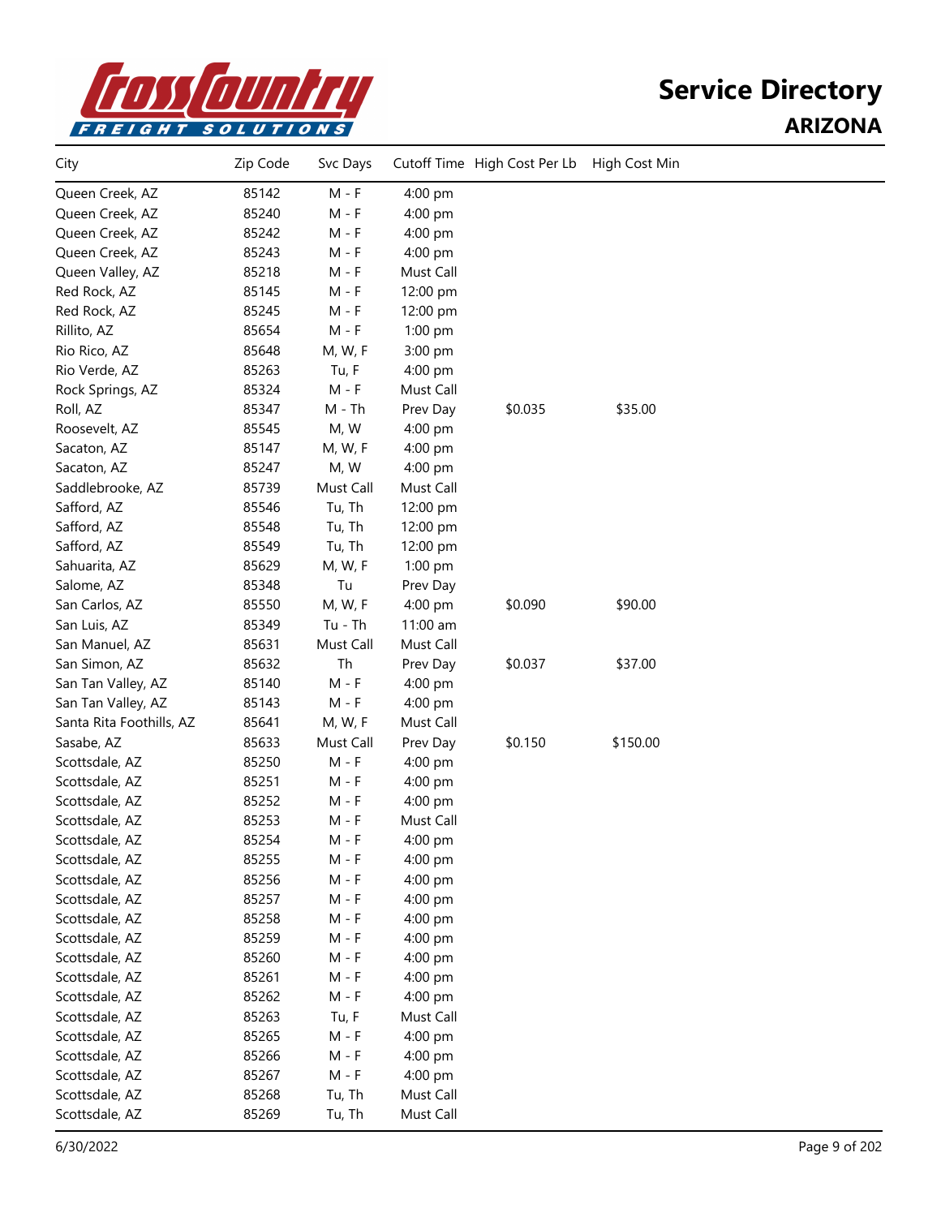# Service Directory

## ARIZONA

| City | Zip Code | Svc Days | Cutoff Time | High Cost Per Lb | High Cost Min |
|---|---|---|---|---|---|
| Queen Creek, AZ | 85142 | M - F | 4:00 pm | | |
| Queen Creek, AZ | 85240 | M - F | 4:00 pm | | |
| Queen Creek, AZ | 85242 | M - F | 4:00 pm | | |
| Queen Creek, AZ | 85243 | M - F | 4:00 pm | | |
| Queen Valley, AZ | 85218 | M - F | Must Call | | |
| Red Rock, AZ | 85145 | M - F | 12:00 pm | | |
| Red Rock, AZ | 85245 | M - F | 12:00 pm | | |
| Rillito, AZ | 85654 | M - F | 1:00 pm | | |
| Rio Rico, AZ | 85648 | M, W, F | 3:00 pm | | |
| Rio Verde, AZ | 85263 | Tu, F | 4:00 pm | | |
| Rock Springs, AZ | 85324 | M - F | Must Call | | |
| Roll, AZ | 85347 | M - Th | Prev Day | $0.035 | $35.00 |
| Roosevelt, AZ | 85545 | M, W | 4:00 pm | | |
| Sacaton, AZ | 85147 | M, W, F | 4:00 pm | | |
| Sacaton, AZ | 85247 | M, W | 4:00 pm | | |
| Saddlebrooke, AZ | 85739 | Must Call | Must Call | | |
| Safford, AZ | 85546 | Tu, Th | 12:00 pm | | |
| Safford, AZ | 85548 | Tu, Th | 12:00 pm | | |
| Safford, AZ | 85549 | Tu, Th | 12:00 pm | | |
| Sahuarita, AZ | 85629 | M, W, F | 1:00 pm | | |
| Salome, AZ | 85348 | Tu | Prev Day | | |
| San Carlos, AZ | 85550 | M, W, F | 4:00 pm | $0.090 | $90.00 |
| San Luis, AZ | 85349 | Tu - Th | 11:00 am | | |
| San Manuel, AZ | 85631 | Must Call | Must Call | | |
| San Simon, AZ | 85632 | Th | Prev Day | $0.037 | $37.00 |
| San Tan Valley, AZ | 85140 | M - F | 4:00 pm | | |
| San Tan Valley, AZ | 85143 | M - F | 4:00 pm | | |
| Santa Rita Foothills, AZ | 85641 | M, W, F | Must Call | | |
| Sasabe, AZ | 85633 | Must Call | Prev Day | $0.150 | $150.00 |
| Scottsdale, AZ | 85250 | M - F | 4:00 pm | | |
| Scottsdale, AZ | 85251 | M - F | 4:00 pm | | |
| Scottsdale, AZ | 85252 | M - F | 4:00 pm | | |
| Scottsdale, AZ | 85253 | M - F | Must Call | | |
| Scottsdale, AZ | 85254 | M - F | 4:00 pm | | |
| Scottsdale, AZ | 85255 | M - F | 4:00 pm | | |
| Scottsdale, AZ | 85256 | M - F | 4:00 pm | | |
| Scottsdale, AZ | 85257 | M - F | 4:00 pm | | |
| Scottsdale, AZ | 85258 | M - F | 4:00 pm | | |
| Scottsdale, AZ | 85259 | M - F | 4:00 pm | | |
| Scottsdale, AZ | 85260 | M - F | 4:00 pm | | |
| Scottsdale, AZ | 85261 | M - F | 4:00 pm | | |
| Scottsdale, AZ | 85262 | M - F | 4:00 pm | | |
| Scottsdale, AZ | 85263 | Tu, F | Must Call | | |
| Scottsdale, AZ | 85265 | M - F | 4:00 pm | | |
| Scottsdale, AZ | 85266 | M - F | 4:00 pm | | |
| Scottsdale, AZ | 85267 | M - F | 4:00 pm | | |
| Scottsdale, AZ | 85268 | Tu, Th | Must Call | | |
| Scottsdale, AZ | 85269 | Tu, Th | Must Call | | |

6/30/2022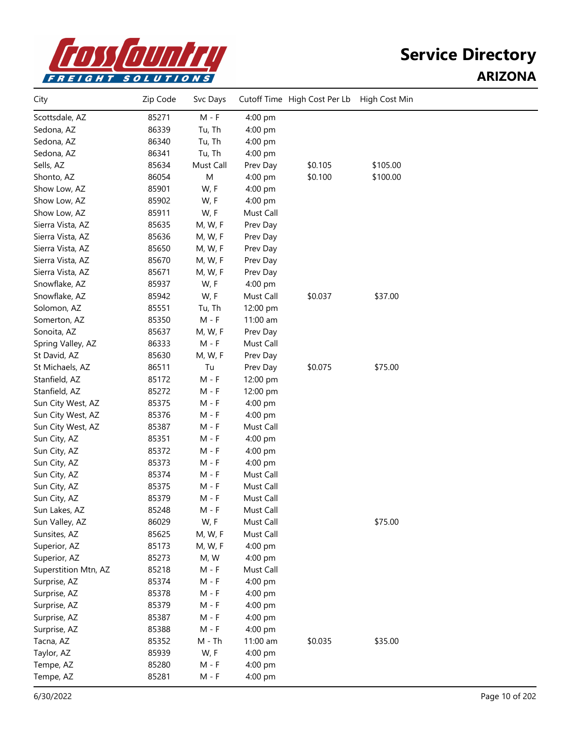# Service Directory

## ARIZONA

| City | Zip Code | Svc Days | Cutoff Time | High Cost Per Lb | High Cost Min |
|---|---|---|---|---|---|
| Scottsdale, AZ | 85271 | M - F | 4:00 pm | | |
| Sedona, AZ | 86339 | Tu, Th | 4:00 pm | | |
| Sedona, AZ | 86340 | Tu, Th | 4:00 pm | | |
| Sedona, AZ | 86341 | Tu, Th | 4:00 pm | | |
| Sells, AZ | 85634 | Must Call | Prev Day | $0.105 | $105.00 |
| Shonto, AZ | 86054 | M | 4:00 pm | $0.100 | $100.00 |
| Show Low, AZ | 85901 | W, F | 4:00 pm | | |
| Show Low, AZ | 85902 | W, F | 4:00 pm | | |
| Show Low, AZ | 85911 | W, F | Must Call | | |
| Sierra Vista, AZ | 85635 | M, W, F | Prev Day | | |
| Sierra Vista, AZ | 85636 | M, W, F | Prev Day | | |
| Sierra Vista, AZ | 85650 | M, W, F | Prev Day | | |
| Sierra Vista, AZ | 85670 | M, W, F | Prev Day | | |
| Sierra Vista, AZ | 85671 | M, W, F | Prev Day | | |
| Snowflake, AZ | 85937 | W, F | 4:00 pm | | |
| Snowflake, AZ | 85942 | W, F | Must Call | $0.037 | $37.00 |
| Solomon, AZ | 85551 | Tu, Th | 12:00 pm | | |
| Somerton, AZ | 85350 | M - F | 11:00 am | | |
| Sonoita, AZ | 85637 | M, W, F | Prev Day | | |
| Spring Valley, AZ | 86333 | M - F | Must Call | | |
| St David, AZ | 85630 | M, W, F | Prev Day | | |
| St Michaels, AZ | 86511 | Tu | Prev Day | $0.075 | $75.00 |
| Stanfield, AZ | 85172 | M - F | 12:00 pm | | |
| Stanfield, AZ | 85272 | M - F | 12:00 pm | | |
| Sun City West, AZ | 85375 | M - F | 4:00 pm | | |
| Sun City West, AZ | 85376 | M - F | 4:00 pm | | |
| Sun City West, AZ | 85387 | M - F | Must Call | | |
| Sun City, AZ | 85351 | M - F | 4:00 pm | | |
| Sun City, AZ | 85372 | M - F | 4:00 pm | | |
| Sun City, AZ | 85373 | M - F | 4:00 pm | | |
| Sun City, AZ | 85374 | M - F | Must Call | | |
| Sun City, AZ | 85375 | M - F | Must Call | | |
| Sun City, AZ | 85379 | M - F | Must Call | | |
| Sun Lakes, AZ | 85248 | M - F | Must Call | | |
| Sun Valley, AZ | 86029 | W, F | Must Call | | $75.00 |
| Sunsites, AZ | 85625 | M, W, F | Must Call | | |
| Superior, AZ | 85173 | M, W, F | 4:00 pm | | |
| Superior, AZ | 85273 | M, W | 4:00 pm | | |
| Superstition Mtn, AZ | 85218 | M - F | Must Call | | |
| Surprise, AZ | 85374 | M - F | 4:00 pm | | |
| Surprise, AZ | 85378 | M - F | 4:00 pm | | |
| Surprise, AZ | 85379 | M - F | 4:00 pm | | |
| Surprise, AZ | 85387 | M - F | 4:00 pm | | |
| Surprise, AZ | 85388 | M - F | 4:00 pm | | |
| Tacna, AZ | 85352 | M - Th | 11:00 am | $0.035 | $35.00 |
| Taylor, AZ | 85939 | W, F | 4:00 pm | | |
| Tempe, AZ | 85280 | M - F | 4:00 pm | | |
| Tempe, AZ | 85281 | M - F | 4:00 pm | | |

6/30/2022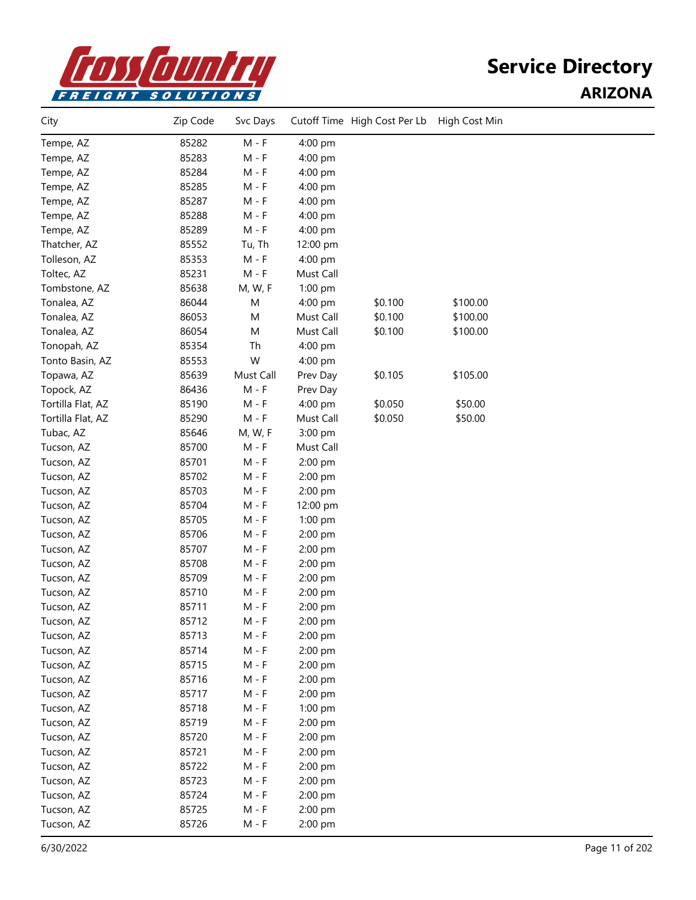# Service Directory

## ARIZONA

| City | Zip Code | Svc Days | Cutoff Time | High Cost Per Lb | High Cost Min |
|---|---|---|---|---|---|
| Tempe, AZ | 85282 | M - F | 4:00 pm | | |
| Tempe, AZ | 85283 | M - F | 4:00 pm | | |
| Tempe, AZ | 85284 | M - F | 4:00 pm | | |
| Tempe, AZ | 85285 | M - F | 4:00 pm | | |
| Tempe, AZ | 85287 | M - F | 4:00 pm | | |
| Tempe, AZ | 85288 | M - F | 4:00 pm | | |
| Tempe, AZ | 85289 | M - F | 4:00 pm | | |
| Thatcher, AZ | 85552 | Tu, Th | 12:00 pm | | |
| Tolleson, AZ | 85353 | M - F | 4:00 pm | | |
| Toltec, AZ | 85231 | M - F | Must Call | | |
| Tombstone, AZ | 85638 | M, W, F | 1:00 pm | | |
| Tonalea, AZ | 86044 | M | 4:00 pm | $0.100 | $100.00 |
| Tonalea, AZ | 86053 | M | Must Call | $0.100 | $100.00 |
| Tonalea, AZ | 86054 | M | Must Call | $0.100 | $100.00 |
| Tonopah, AZ | 85354 | Th | 4:00 pm | | |
| Tonto Basin, AZ | 85553 | W | 4:00 pm | | |
| Topawa, AZ | 85639 | Must Call | Prev Day | $0.105 | $105.00 |
| Topock, AZ | 86436 | M - F | Prev Day | | |
| Tortilla Flat, AZ | 85190 | M - F | 4:00 pm | $0.050 | $50.00 |
| Tortilla Flat, AZ | 85290 | M - F | Must Call | $0.050 | $50.00 |
| Tubac, AZ | 85646 | M, W, F | 3:00 pm | | |
| Tucson, AZ | 85700 | M - F | Must Call | | |
| Tucson, AZ | 85701 | M - F | 2:00 pm | | |
| Tucson, AZ | 85702 | M - F | 2:00 pm | | |
| Tucson, AZ | 85703 | M - F | 2:00 pm | | |
| Tucson, AZ | 85704 | M - F | 12:00 pm | | |
| Tucson, AZ | 85705 | M - F | 1:00 pm | | |
| Tucson, AZ | 85706 | M - F | 2:00 pm | | |
| Tucson, AZ | 85707 | M - F | 2:00 pm | | |
| Tucson, AZ | 85708 | M - F | 2:00 pm | | |
| Tucson, AZ | 85709 | M - F | 2:00 pm | | |
| Tucson, AZ | 85710 | M - F | 2:00 pm | | |
| Tucson, AZ | 85711 | M - F | 2:00 pm | | |
| Tucson, AZ | 85712 | M - F | 2:00 pm | | |
| Tucson, AZ | 85713 | M - F | 2:00 pm | | |
| Tucson, AZ | 85714 | M - F | 2:00 pm | | |
| Tucson, AZ | 85715 | M - F | 2:00 pm | | |
| Tucson, AZ | 85716 | M - F | 2:00 pm | | |
| Tucson, AZ | 85717 | M - F | 2:00 pm | | |
| Tucson, AZ | 85718 | M - F | 1:00 pm | | |
| Tucson, AZ | 85719 | M - F | 2:00 pm | | |
| Tucson, AZ | 85720 | M - F | 2:00 pm | | |
| Tucson, AZ | 85721 | M - F | 2:00 pm | | |
| Tucson, AZ | 85722 | M - F | 2:00 pm | | |
| Tucson, AZ | 85723 | M - F | 2:00 pm | | |
| Tucson, AZ | 85724 | M - F | 2:00 pm | | |
| Tucson, AZ | 85725 | M - F | 2:00 pm | | |
| Tucson, AZ | 85726 | M - F | 2:00 pm | | |

6/30/2022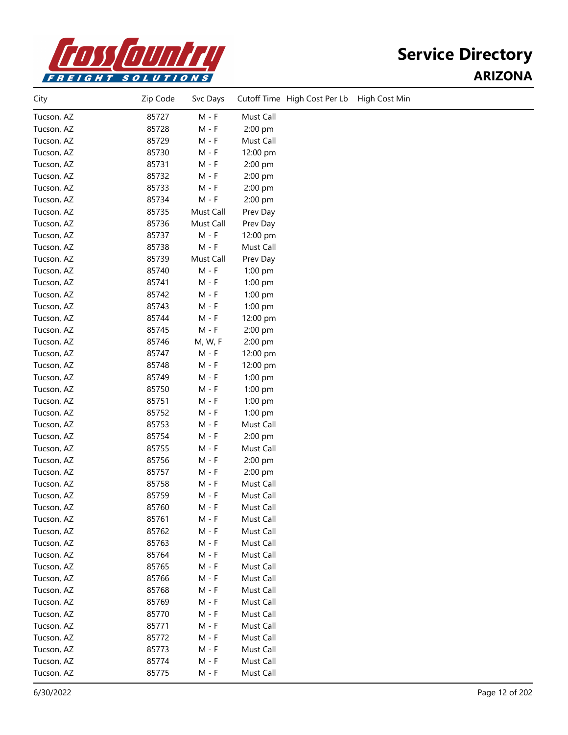# Cross Country FREIGHT SOLUTIONS

# Service Directory
## ARIZONA

| City | Zip Code | Svc Days | Cutoff Time | High Cost Per Lb | High Cost Min |
|---|---|---|---|---|---|
| Tucson, AZ | 85727 | M - F | Must Call | | |
| Tucson, AZ | 85728 | M - F | 2:00 pm | | |
| Tucson, AZ | 85729 | M - F | Must Call | | |
| Tucson, AZ | 85730 | M - F | 12:00 pm | | |
| Tucson, AZ | 85731 | M - F | 2:00 pm | | |
| Tucson, AZ | 85732 | M - F | 2:00 pm | | |
| Tucson, AZ | 85733 | M - F | 2:00 pm | | |
| Tucson, AZ | 85734 | M - F | 2:00 pm | | |
| Tucson, AZ | 85735 | Must Call | Prev Day | | |
| Tucson, AZ | 85736 | Must Call | Prev Day | | |
| Tucson, AZ | 85737 | M - F | 12:00 pm | | |
| Tucson, AZ | 85738 | M - F | Must Call | | |
| Tucson, AZ | 85739 | Must Call | Prev Day | | |
| Tucson, AZ | 85740 | M - F | 1:00 pm | | |
| Tucson, AZ | 85741 | M - F | 1:00 pm | | |
| Tucson, AZ | 85742 | M - F | 1:00 pm | | |
| Tucson, AZ | 85743 | M - F | 1:00 pm | | |
| Tucson, AZ | 85744 | M - F | 12:00 pm | | |
| Tucson, AZ | 85745 | M - F | 2:00 pm | | |
| Tucson, AZ | 85746 | M, W, F | 2:00 pm | | |
| Tucson, AZ | 85747 | M - F | 12:00 pm | | |
| Tucson, AZ | 85748 | M - F | 12:00 pm | | |
| Tucson, AZ | 85749 | M - F | 1:00 pm | | |
| Tucson, AZ | 85750 | M - F | 1:00 pm | | |
| Tucson, AZ | 85751 | M - F | 1:00 pm | | |
| Tucson, AZ | 85752 | M - F | 1:00 pm | | |
| Tucson, AZ | 85753 | M - F | Must Call | | |
| Tucson, AZ | 85754 | M - F | 2:00 pm | | |
| Tucson, AZ | 85755 | M - F | Must Call | | |
| Tucson, AZ | 85756 | M - F | 2:00 pm | | |
| Tucson, AZ | 85757 | M - F | 2:00 pm | | |
| Tucson, AZ | 85758 | M - F | Must Call | | |
| Tucson, AZ | 85759 | M - F | Must Call | | |
| Tucson, AZ | 85760 | M - F | Must Call | | |
| Tucson, AZ | 85761 | M - F | Must Call | | |
| Tucson, AZ | 85762 | M - F | Must Call | | |
| Tucson, AZ | 85763 | M - F | Must Call | | |
| Tucson, AZ | 85764 | M - F | Must Call | | |
| Tucson, AZ | 85765 | M - F | Must Call | | |
| Tucson, AZ | 85766 | M - F | Must Call | | |
| Tucson, AZ | 85768 | M - F | Must Call | | |
| Tucson, AZ | 85769 | M - F | Must Call | | |
| Tucson, AZ | 85770 | M - F | Must Call | | |
| Tucson, AZ | 85771 | M - F | Must Call | | |
| Tucson, AZ | 85772 | M - F | Must Call | | |
| Tucson, AZ | 85773 | M - F | Must Call | | |
| Tucson, AZ | 85774 | M - F | Must Call | | |
| Tucson, AZ | 85775 | M - F | Must Call | | |

6/30/2022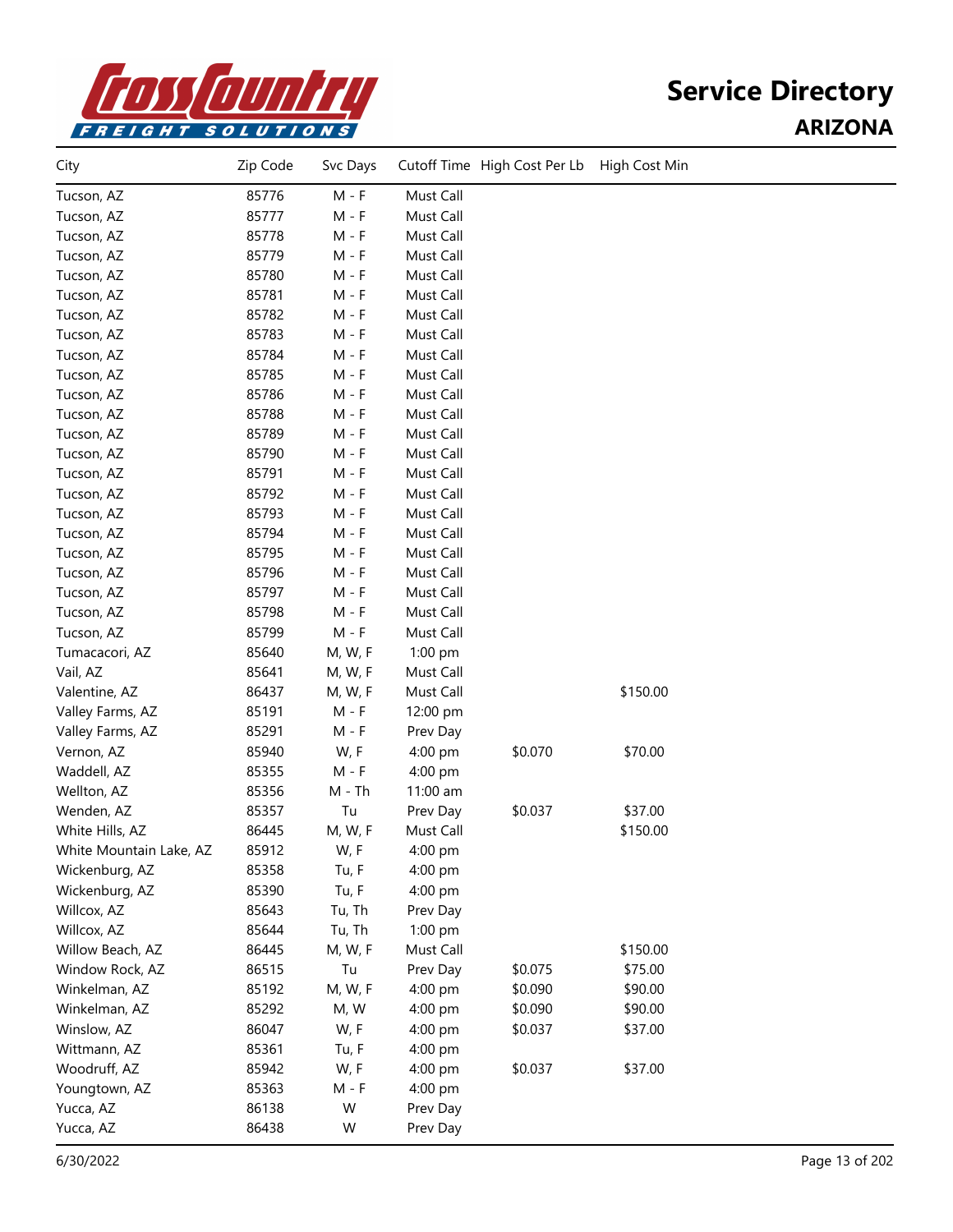# Service Directory

## ARIZONA

| City | Zip Code | Svc Days | Cutoff Time | High Cost Per Lb | High Cost Min |
|---|---|---|---|---|---|
| Tucson, AZ | 85776 | M - F | Must Call | | |
| Tucson, AZ | 85777 | M - F | Must Call | | |
| Tucson, AZ | 85778 | M - F | Must Call | | |
| Tucson, AZ | 85779 | M - F | Must Call | | |
| Tucson, AZ | 85780 | M - F | Must Call | | |
| Tucson, AZ | 85781 | M - F | Must Call | | |
| Tucson, AZ | 85782 | M - F | Must Call | | |
| Tucson, AZ | 85783 | M - F | Must Call | | |
| Tucson, AZ | 85784 | M - F | Must Call | | |
| Tucson, AZ | 85785 | M - F | Must Call | | |
| Tucson, AZ | 85786 | M - F | Must Call | | |
| Tucson, AZ | 85788 | M - F | Must Call | | |
| Tucson, AZ | 85789 | M - F | Must Call | | |
| Tucson, AZ | 85790 | M - F | Must Call | | |
| Tucson, AZ | 85791 | M - F | Must Call | | |
| Tucson, AZ | 85792 | M - F | Must Call | | |
| Tucson, AZ | 85793 | M - F | Must Call | | |
| Tucson, AZ | 85794 | M - F | Must Call | | |
| Tucson, AZ | 85795 | M - F | Must Call | | |
| Tucson, AZ | 85796 | M - F | Must Call | | |
| Tucson, AZ | 85797 | M - F | Must Call | | |
| Tucson, AZ | 85798 | M - F | Must Call | | |
| Tucson, AZ | 85799 | M - F | Must Call | | |
| Tumacacori, AZ | 85640 | M, W, F | 1:00 pm | | |
| Vail, AZ | 85641 | M, W, F | Must Call | | |
| Valentine, AZ | 86437 | M, W, F | Must Call | | $150.00 |
| Valley Farms, AZ | 85191 | M - F | 12:00 pm | | |
| Valley Farms, AZ | 85291 | M - F | Prev Day | | |
| Vernon, AZ | 85940 | W, F | 4:00 pm | $0.070 | $70.00 |
| Waddell, AZ | 85355 | M - F | 4:00 pm | | |
| Wellton, AZ | 85356 | M - Th | 11:00 am | | |
| Wenden, AZ | 85357 | Tu | Prev Day | $0.037 | $37.00 |
| White Hills, AZ | 86445 | M, W, F | Must Call | | $150.00 |
| White Mountain Lake, AZ | 85912 | W, F | 4:00 pm | | |
| Wickenburg, AZ | 85358 | Tu, F | 4:00 pm | | |
| Wickenburg, AZ | 85390 | Tu, F | 4:00 pm | | |
| Willcox, AZ | 85643 | Tu, Th | Prev Day | | |
| Willcox, AZ | 85644 | Tu, Th | 1:00 pm | | |
| Willow Beach, AZ | 86445 | M, W, F | Must Call | | $150.00 |
| Window Rock, AZ | 86515 | Tu | Prev Day | $0.075 | $75.00 |
| Winkelman, AZ | 85192 | M, W, F | 4:00 pm | $0.090 | $90.00 |
| Winkelman, AZ | 85292 | M, W | 4:00 pm | $0.090 | $90.00 |
| Winslow, AZ | 86047 | W, F | 4:00 pm | $0.037 | $37.00 |
| Wittmann, AZ | 85361 | Tu, F | 4:00 pm | | |
| Woodruff, AZ | 85942 | W, F | 4:00 pm | $0.037 | $37.00 |
| Youngtown, AZ | 85363 | M - F | 4:00 pm | | |
| Yucca, AZ | 86138 | W | Prev Day | | |
| Yucca, AZ | 86438 | W | Prev Day | | |

6/30/2022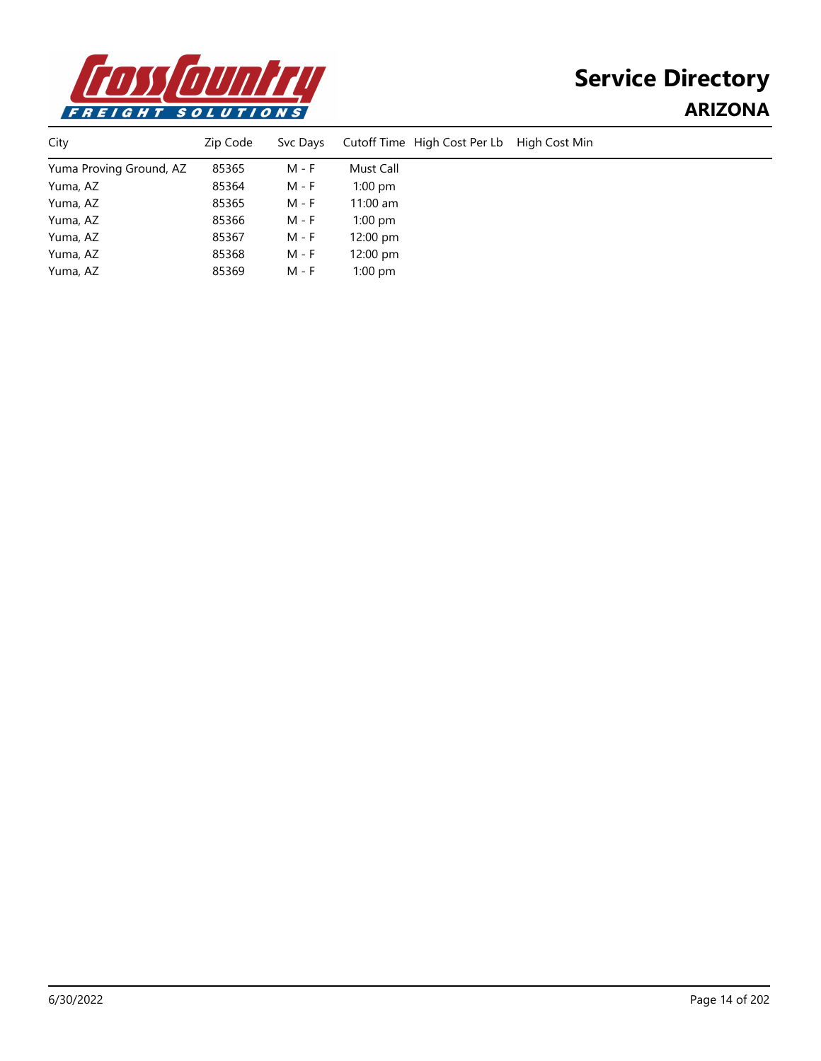# Service Directory

## ARIZONA

| City | Zip Code | Svc Days | Cutoff Time | High Cost Per Lb | High Cost Min |
|---|---|---|---|---|---|
| Yuma Proving Ground, AZ | 85365 | M - F | Must Call | | |
| Yuma, AZ | 85364 | M - F | 1:00 pm | | |
| Yuma, AZ | 85365 | M - F | 11:00 am | | |
| Yuma, AZ | 85366 | M - F | 1:00 pm | | |
| Yuma, AZ | 85367 | M - F | 12:00 pm | | |
| Yuma, AZ | 85368 | M - F | 12:00 pm | | |
| Yuma, AZ | 85369 | M - F | 1:00 pm | | |

6/30/2022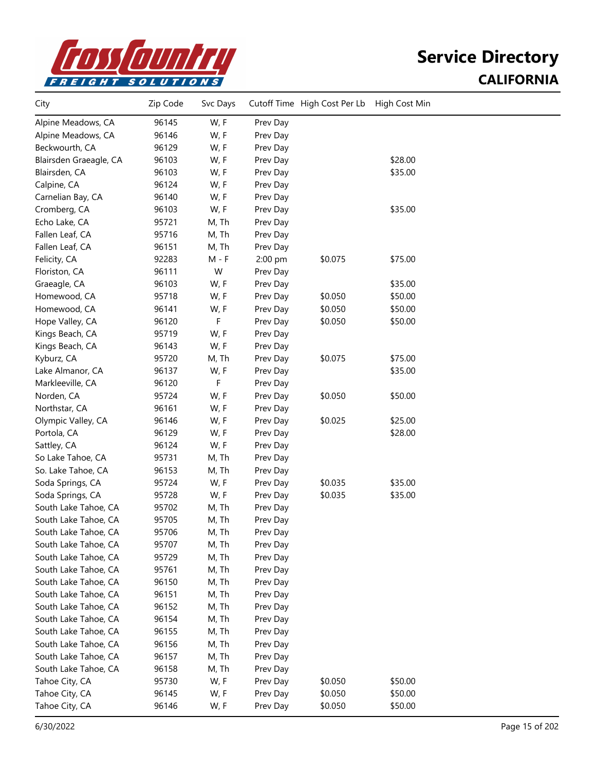# Service Directory

## CALIFORNIA

| City | Zip Code | Svc Days | Cutoff Time | High Cost Per Lb | High Cost Min |
|---|---|---|---|---|---|
| Alpine Meadows, CA | 96145 | W, F | Prev Day | | |
| Alpine Meadows, CA | 96146 | W, F | Prev Day | | |
| Beckwourth, CA | 96129 | W, F | Prev Day | | |
| Blairsden Graeagle, CA | 96103 | W, F | Prev Day | | $28.00 |
| Blairsden, CA | 96103 | W, F | Prev Day | | $35.00 |
| Calpine, CA | 96124 | W, F | Prev Day | | |
| Carnelian Bay, CA | 96140 | W, F | Prev Day | | |
| Cromberg, CA | 96103 | W, F | Prev Day | | $35.00 |
| Echo Lake, CA | 95721 | M, Th | Prev Day | | |
| Fallen Leaf, CA | 95716 | M, Th | Prev Day | | |
| Fallen Leaf, CA | 96151 | M, Th | Prev Day | | |
| Felicity, CA | 92283 | M - F | 2:00 pm | $0.075 | $75.00 |
| Floriston, CA | 96111 | W | Prev Day | | |
| Graeagle, CA | 96103 | W, F | Prev Day | | $35.00 |
| Homewood, CA | 95718 | W, F | Prev Day | $0.050 | $50.00 |
| Homewood, CA | 96141 | W, F | Prev Day | $0.050 | $50.00 |
| Hope Valley, CA | 96120 | F | Prev Day | $0.050 | $50.00 |
| Kings Beach, CA | 95719 | W, F | Prev Day | | |
| Kings Beach, CA | 96143 | W, F | Prev Day | | |
| Kyburz, CA | 95720 | M, Th | Prev Day | $0.075 | $75.00 |
| Lake Almanor, CA | 96137 | W, F | Prev Day | | $35.00 |
| Markleeville, CA | 96120 | F | Prev Day | | |
| Norden, CA | 95724 | W, F | Prev Day | $0.050 | $50.00 |
| Northstar, CA | 96161 | W, F | Prev Day | | |
| Olympic Valley, CA | 96146 | W, F | Prev Day | $0.025 | $25.00 |
| Portola, CA | 96129 | W, F | Prev Day | | $28.00 |
| Sattley, CA | 96124 | W, F | Prev Day | | |
| So Lake Tahoe, CA | 95731 | M, Th | Prev Day | | |
| So. Lake Tahoe, CA | 96153 | M, Th | Prev Day | | |
| Soda Springs, CA | 95724 | W, F | Prev Day | $0.035 | $35.00 |
| Soda Springs, CA | 95728 | W, F | Prev Day | $0.035 | $35.00 |
| South Lake Tahoe, CA | 95702 | M, Th | Prev Day | | |
| South Lake Tahoe, CA | 95705 | M, Th | Prev Day | | |
| South Lake Tahoe, CA | 95706 | M, Th | Prev Day | | |
| South Lake Tahoe, CA | 95707 | M, Th | Prev Day | | |
| South Lake Tahoe, CA | 95729 | M, Th | Prev Day | | |
| South Lake Tahoe, CA | 95761 | M, Th | Prev Day | | |
| South Lake Tahoe, CA | 96150 | M, Th | Prev Day | | |
| South Lake Tahoe, CA | 96151 | M, Th | Prev Day | | |
| South Lake Tahoe, CA | 96152 | M, Th | Prev Day | | |
| South Lake Tahoe, CA | 96154 | M, Th | Prev Day | | |
| South Lake Tahoe, CA | 96155 | M, Th | Prev Day | | |
| South Lake Tahoe, CA | 96156 | M, Th | Prev Day | | |
| South Lake Tahoe, CA | 96157 | M, Th | Prev Day | | |
| South Lake Tahoe, CA | 96158 | M, Th | Prev Day | | |
| Tahoe City, CA | 95730 | W, F | Prev Day | $0.050 | $50.00 |
| Tahoe City, CA | 96145 | W, F | Prev Day | $0.050 | $50.00 |
| Tahoe City, CA | 96146 | W, F | Prev Day | $0.050 | $50.00 |

6/30/2022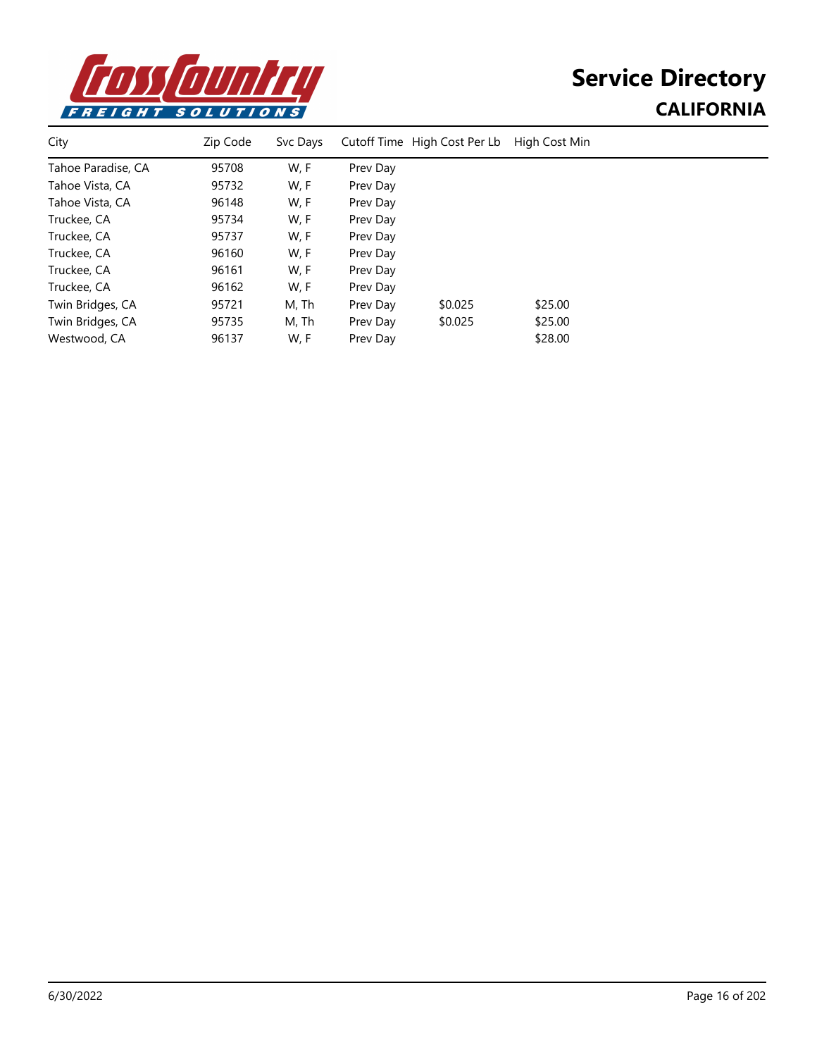# Service Directory

## CALIFORNIA

| City | Zip Code | Svc Days | Cutoff Time | High Cost Per Lb | High Cost Min |
|---|---|---|---|---|---|
| Tahoe Paradise, CA | 95708 | W, F | Prev Day | | |
| Tahoe Vista, CA | 95732 | W, F | Prev Day | | |
| Tahoe Vista, CA | 96148 | W, F | Prev Day | | |
| Truckee, CA | 95734 | W, F | Prev Day | | |
| Truckee, CA | 95737 | W, F | Prev Day | | |
| Truckee, CA | 96160 | W, F | Prev Day | | |
| Truckee, CA | 96161 | W, F | Prev Day | | |
| Truckee, CA | 96162 | W, F | Prev Day | | |
| Twin Bridges, CA | 95721 | M, Th | Prev Day | $0.025 | $25.00 |
| Twin Bridges, CA | 95735 | M, Th | Prev Day | $0.025 | $25.00 |
| Westwood, CA | 96137 | W, F | Prev Day | | $28.00 |

6/30/2022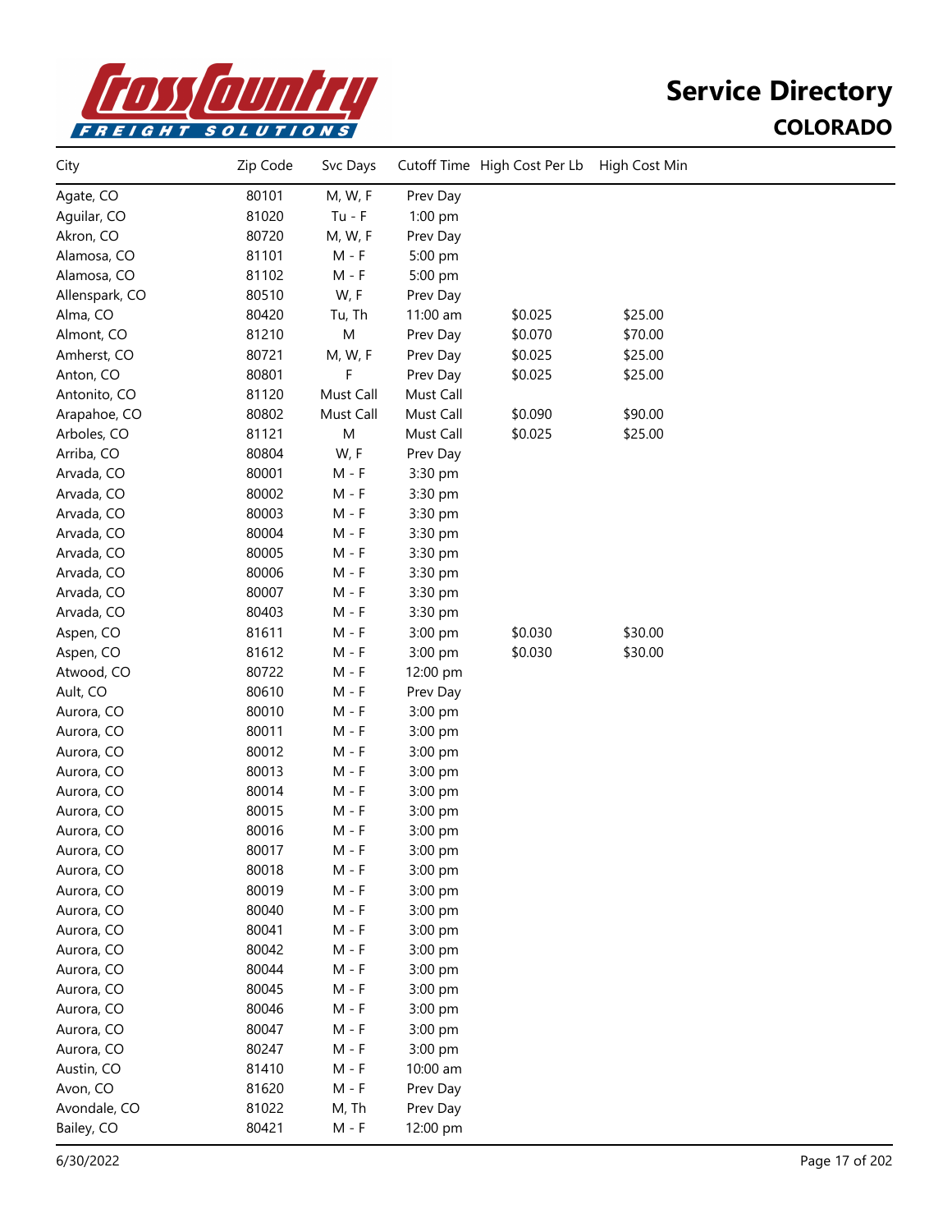# Service Directory

## COLORADO

| City | Zip Code | Svc Days | Cutoff Time | High Cost Per Lb | High Cost Min |
|---|---|---|---|---|---|
| Agate, CO | 80101 | M, W, F | Prev Day | | |
| Aguilar, CO | 81020 | Tu - F | 1:00 pm | | |
| Akron, CO | 80720 | M, W, F | Prev Day | | |
| Alamosa, CO | 81101 | M - F | 5:00 pm | | |
| Alamosa, CO | 81102 | M - F | 5:00 pm | | |
| Allenspark, CO | 80510 | W, F | Prev Day | | |
| Alma, CO | 80420 | Tu, Th | 11:00 am | $0.025 | $25.00 |
| Almont, CO | 81210 | M | Prev Day | $0.070 | $70.00 |
| Amherst, CO | 80721 | M, W, F | Prev Day | $0.025 | $25.00 |
| Anton, CO | 80801 | F | Prev Day | $0.025 | $25.00 |
| Antonito, CO | 81120 | Must Call | Must Call | | |
| Arapahoe, CO | 80802 | Must Call | Must Call | $0.090 | $90.00 |
| Arboles, CO | 81121 | M | Must Call | $0.025 | $25.00 |
| Arriba, CO | 80804 | W, F | Prev Day | | |
| Arvada, CO | 80001 | M - F | 3:30 pm | | |
| Arvada, CO | 80002 | M - F | 3:30 pm | | |
| Arvada, CO | 80003 | M - F | 3:30 pm | | |
| Arvada, CO | 80004 | M - F | 3:30 pm | | |
| Arvada, CO | 80005 | M - F | 3:30 pm | | |
| Arvada, CO | 80006 | M - F | 3:30 pm | | |
| Arvada, CO | 80007 | M - F | 3:30 pm | | |
| Arvada, CO | 80403 | M - F | 3:30 pm | | |
| Aspen, CO | 81611 | M - F | 3:00 pm | $0.030 | $30.00 |
| Aspen, CO | 81612 | M - F | 3:00 pm | $0.030 | $30.00 |
| Atwood, CO | 80722 | M - F | 12:00 pm | | |
| Ault, CO | 80610 | M - F | Prev Day | | |
| Aurora, CO | 80010 | M - F | 3:00 pm | | |
| Aurora, CO | 80011 | M - F | 3:00 pm | | |
| Aurora, CO | 80012 | M - F | 3:00 pm | | |
| Aurora, CO | 80013 | M - F | 3:00 pm | | |
| Aurora, CO | 80014 | M - F | 3:00 pm | | |
| Aurora, CO | 80015 | M - F | 3:00 pm | | |
| Aurora, CO | 80016 | M - F | 3:00 pm | | |
| Aurora, CO | 80017 | M - F | 3:00 pm | | |
| Aurora, CO | 80018 | M - F | 3:00 pm | | |
| Aurora, CO | 80019 | M - F | 3:00 pm | | |
| Aurora, CO | 80040 | M - F | 3:00 pm | | |
| Aurora, CO | 80041 | M - F | 3:00 pm | | |
| Aurora, CO | 80042 | M - F | 3:00 pm | | |
| Aurora, CO | 80044 | M - F | 3:00 pm | | |
| Aurora, CO | 80045 | M - F | 3:00 pm | | |
| Aurora, CO | 80046 | M - F | 3:00 pm | | |
| Aurora, CO | 80047 | M - F | 3:00 pm | | |
| Aurora, CO | 80247 | M - F | 3:00 pm | | |
| Austin, CO | 81410 | M - F | 10:00 am | | |
| Avon, CO | 81620 | M - F | Prev Day | | |
| Avondale, CO | 81022 | M, Th | Prev Day | | |
| Bailey, CO | 80421 | M - F | 12:00 pm | | |

6/30/2022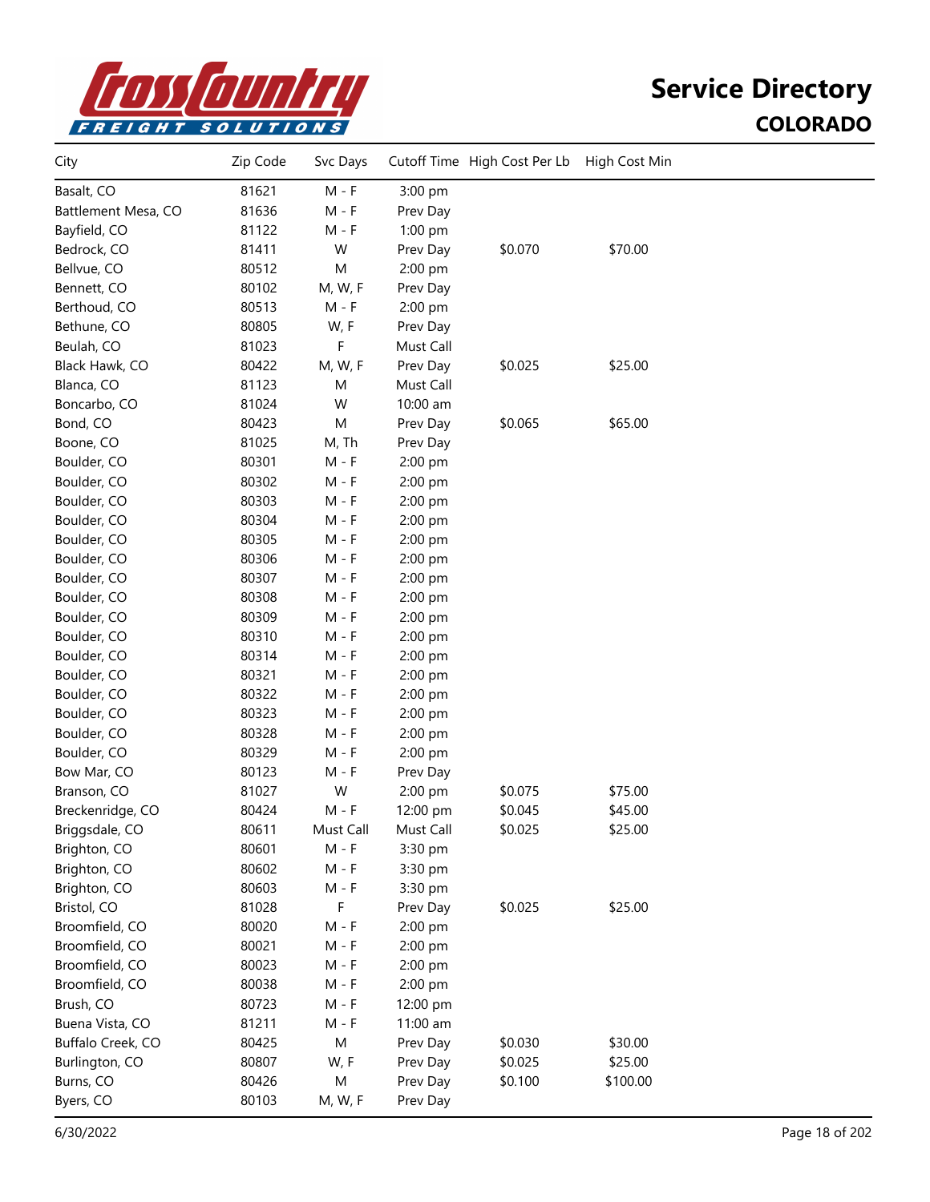# Service Directory

## COLORADO

| City | Zip Code | Svc Days | Cutoff Time | High Cost Per Lb | High Cost Min |
|---|---|---|---|---|---|
| Basalt, CO | 81621 | M - F | 3:00 pm | | |
| Battlement Mesa, CO | 81636 | M - F | Prev Day | | |
| Bayfield, CO | 81122 | M - F | 1:00 pm | | |
| Bedrock, CO | 81411 | W | Prev Day | $0.070 | $70.00 |
| Bellvue, CO | 80512 | M | 2:00 pm | | |
| Bennett, CO | 80102 | M, W, F | Prev Day | | |
| Berthoud, CO | 80513 | M - F | 2:00 pm | | |
| Bethune, CO | 80805 | W, F | Prev Day | | |
| Beulah, CO | 81023 | F | Must Call | | |
| Black Hawk, CO | 80422 | M, W, F | Prev Day | $0.025 | $25.00 |
| Blanca, CO | 81123 | M | Must Call | | |
| Boncarbo, CO | 81024 | W | 10:00 am | | |
| Bond, CO | 80423 | M | Prev Day | $0.065 | $65.00 |
| Boone, CO | 81025 | M, Th | Prev Day | | |
| Boulder, CO | 80301 | M - F | 2:00 pm | | |
| Boulder, CO | 80302 | M - F | 2:00 pm | | |
| Boulder, CO | 80303 | M - F | 2:00 pm | | |
| Boulder, CO | 80304 | M - F | 2:00 pm | | |
| Boulder, CO | 80305 | M - F | 2:00 pm | | |
| Boulder, CO | 80306 | M - F | 2:00 pm | | |
| Boulder, CO | 80307 | M - F | 2:00 pm | | |
| Boulder, CO | 80308 | M - F | 2:00 pm | | |
| Boulder, CO | 80309 | M - F | 2:00 pm | | |
| Boulder, CO | 80310 | M - F | 2:00 pm | | |
| Boulder, CO | 80314 | M - F | 2:00 pm | | |
| Boulder, CO | 80321 | M - F | 2:00 pm | | |
| Boulder, CO | 80322 | M - F | 2:00 pm | | |
| Boulder, CO | 80323 | M - F | 2:00 pm | | |
| Boulder, CO | 80328 | M - F | 2:00 pm | | |
| Boulder, CO | 80329 | M - F | 2:00 pm | | |
| Bow Mar, CO | 80123 | M - F | Prev Day | | |
| Branson, CO | 81027 | W | 2:00 pm | $0.075 | $75.00 |
| Breckenridge, CO | 80424 | M - F | 12:00 pm | $0.045 | $45.00 |
| Briggsdale, CO | 80611 | Must Call | Must Call | $0.025 | $25.00 |
| Brighton, CO | 80601 | M - F | 3:30 pm | | |
| Brighton, CO | 80602 | M - F | 3:30 pm | | |
| Brighton, CO | 80603 | M - F | 3:30 pm | | |
| Bristol, CO | 81028 | F | Prev Day | $0.025 | $25.00 |
| Broomfield, CO | 80020 | M - F | 2:00 pm | | |
| Broomfield, CO | 80021 | M - F | 2:00 pm | | |
| Broomfield, CO | 80023 | M - F | 2:00 pm | | |
| Broomfield, CO | 80038 | M - F | 2:00 pm | | |
| Brush, CO | 80723 | M - F | 12:00 pm | | |
| Buena Vista, CO | 81211 | M - F | 11:00 am | | |
| Buffalo Creek, CO | 80425 | M | Prev Day | $0.030 | $30.00 |
| Burlington, CO | 80807 | W, F | Prev Day | $0.025 | $25.00 |
| Burns, CO | 80426 | M | Prev Day | $0.100 | $100.00 |
| Byers, CO | 80103 | M, W, F | Prev Day | | |

6/30/2022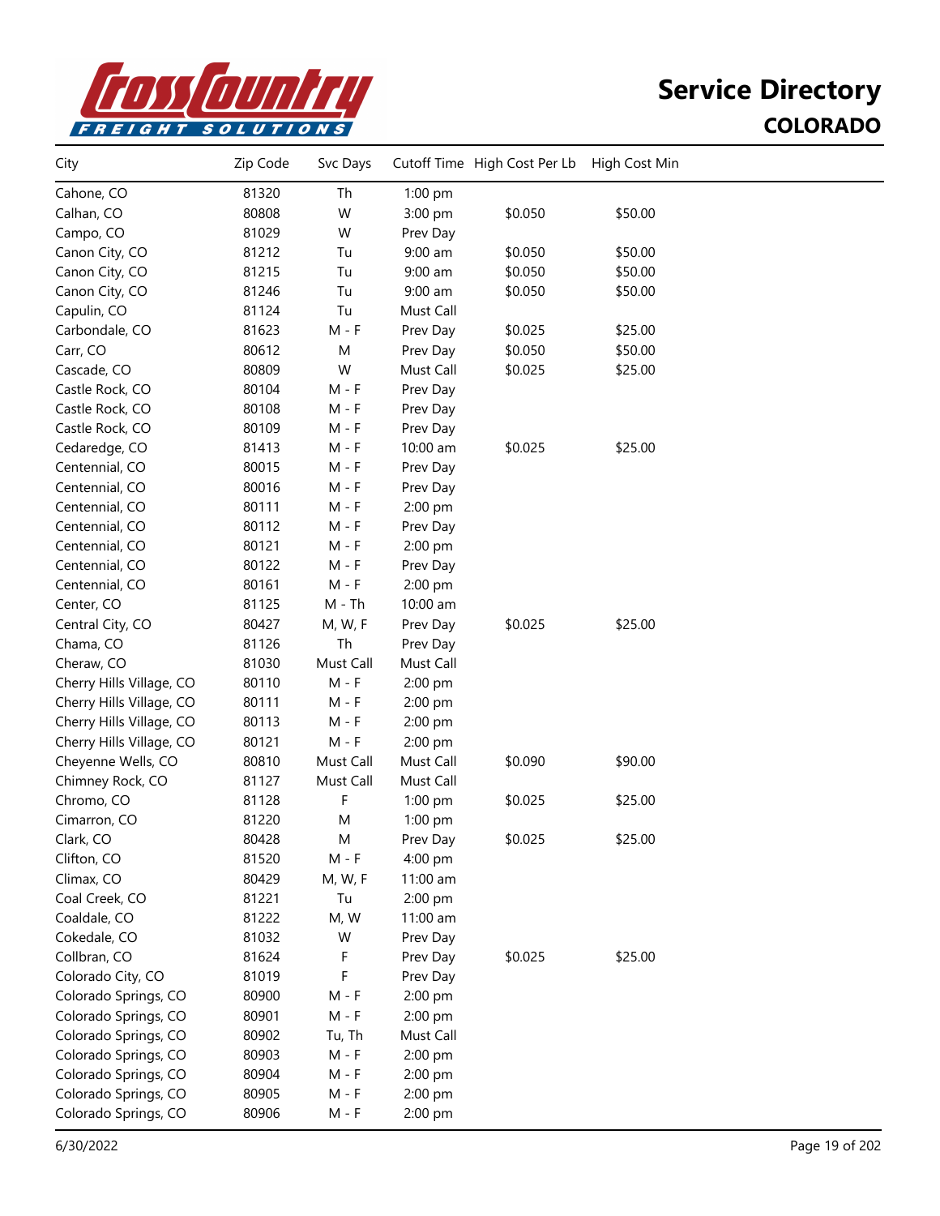# Service Directory

## COLORADO

| City | Zip Code | Svc Days | Cutoff Time | High Cost Per Lb | High Cost Min |
|---|---|---|---|---|---|
| Cahone, CO | 81320 | Th | 1:00 pm | | |
| Calhan, CO | 80808 | W | 3:00 pm | $0.050 | $50.00 |
| Campo, CO | 81029 | W | Prev Day | | |
| Canon City, CO | 81212 | Tu | 9:00 am | $0.050 | $50.00 |
| Canon City, CO | 81215 | Tu | 9:00 am | $0.050 | $50.00 |
| Canon City, CO | 81246 | Tu | 9:00 am | $0.050 | $50.00 |
| Capulin, CO | 81124 | Tu | Must Call | | |
| Carbondale, CO | 81623 | M - F | Prev Day | $0.025 | $25.00 |
| Carr, CO | 80612 | M | Prev Day | $0.050 | $50.00 |
| Cascade, CO | 80809 | W | Must Call | $0.025 | $25.00 |
| Castle Rock, CO | 80104 | M - F | Prev Day | | |
| Castle Rock, CO | 80108 | M - F | Prev Day | | |
| Castle Rock, CO | 80109 | M - F | Prev Day | | |
| Cedaredge, CO | 81413 | M - F | 10:00 am | $0.025 | $25.00 |
| Centennial, CO | 80015 | M - F | Prev Day | | |
| Centennial, CO | 80016 | M - F | Prev Day | | |
| Centennial, CO | 80111 | M - F | 2:00 pm | | |
| Centennial, CO | 80112 | M - F | Prev Day | | |
| Centennial, CO | 80121 | M - F | 2:00 pm | | |
| Centennial, CO | 80122 | M - F | Prev Day | | |
| Centennial, CO | 80161 | M - F | 2:00 pm | | |
| Center, CO | 81125 | M - Th | 10:00 am | | |
| Central City, CO | 80427 | M, W, F | Prev Day | $0.025 | $25.00 |
| Chama, CO | 81126 | Th | Prev Day | | |
| Cheraw, CO | 81030 | Must Call | Must Call | | |
| Cherry Hills Village, CO | 80110 | M - F | 2:00 pm | | |
| Cherry Hills Village, CO | 80111 | M - F | 2:00 pm | | |
| Cherry Hills Village, CO | 80113 | M - F | 2:00 pm | | |
| Cherry Hills Village, CO | 80121 | M - F | 2:00 pm | | |
| Cheyenne Wells, CO | 80810 | Must Call | Must Call | $0.090 | $90.00 |
| Chimney Rock, CO | 81127 | Must Call | Must Call | | |
| Chromo, CO | 81128 | F | 1:00 pm | $0.025 | $25.00 |
| Cimarron, CO | 81220 | M | 1:00 pm | | |
| Clark, CO | 80428 | M | Prev Day | $0.025 | $25.00 |
| Clifton, CO | 81520 | M - F | 4:00 pm | | |
| Climax, CO | 80429 | M, W, F | 11:00 am | | |
| Coal Creek, CO | 81221 | Tu | 2:00 pm | | |
| Coaldale, CO | 81222 | M, W | 11:00 am | | |
| Cokedale, CO | 81032 | W | Prev Day | | |
| Collbran, CO | 81624 | F | Prev Day | $0.025 | $25.00 |
| Colorado City, CO | 81019 | F | Prev Day | | |
| Colorado Springs, CO | 80900 | M - F | 2:00 pm | | |
| Colorado Springs, CO | 80901 | M - F | 2:00 pm | | |
| Colorado Springs, CO | 80902 | Tu, Th | Must Call | | |
| Colorado Springs, CO | 80903 | M - F | 2:00 pm | | |
| Colorado Springs, CO | 80904 | M - F | 2:00 pm | | |
| Colorado Springs, CO | 80905 | M - F | 2:00 pm | | |
| Colorado Springs, CO | 80906 | M - F | 2:00 pm | | |

6/30/2022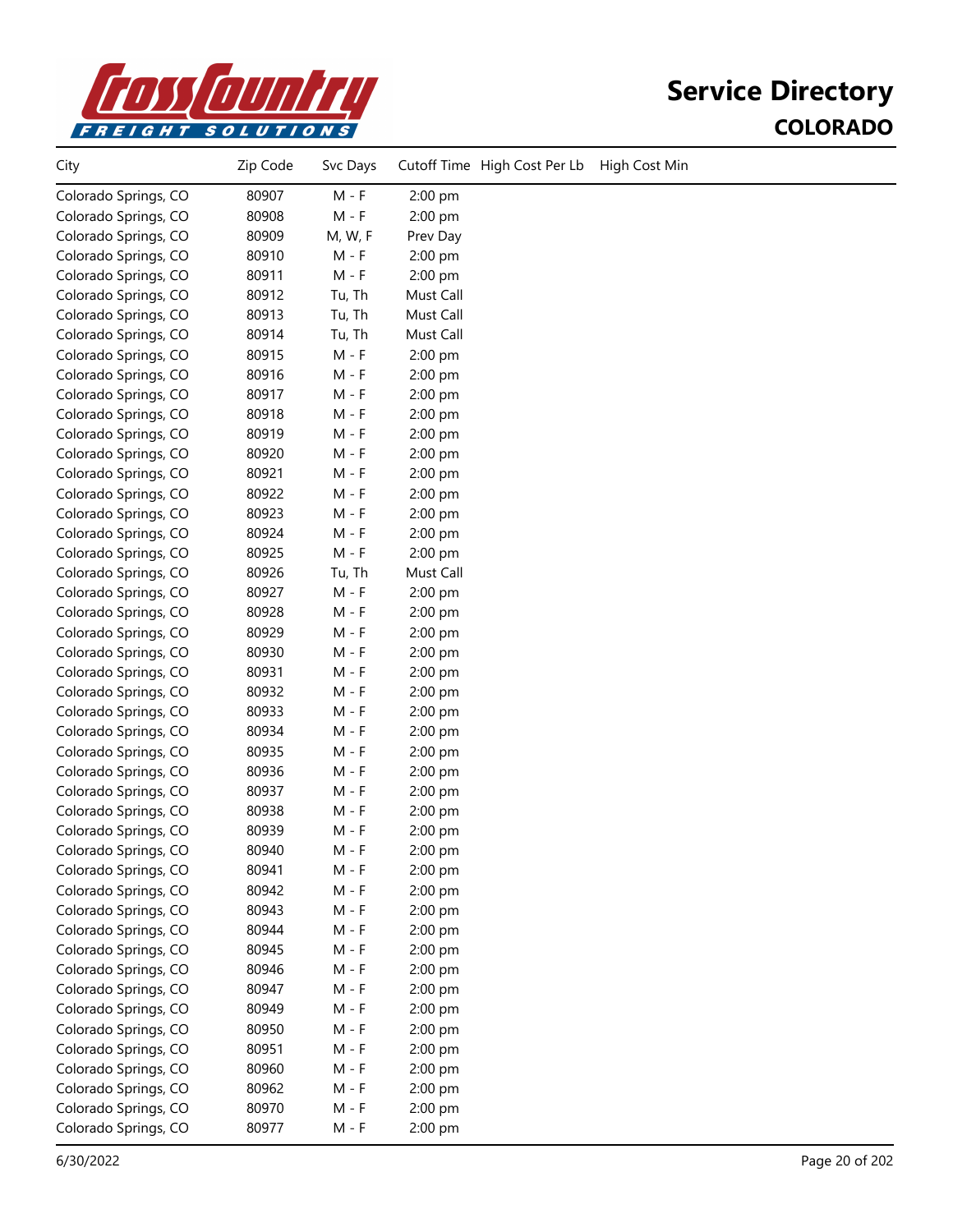# Service Directory

## COLORADO

| City | Zip Code | Svc Days | Cutoff Time | High Cost Per Lb | High Cost Min |
|---|---|---|---|---|---|
| Colorado Springs, CO | 80907 | M - F | 2:00 pm | | |
| Colorado Springs, CO | 80908 | M - F | 2:00 pm | | |
| Colorado Springs, CO | 80909 | M, W, F | Prev Day | | |
| Colorado Springs, CO | 80910 | M - F | 2:00 pm | | |
| Colorado Springs, CO | 80911 | M - F | 2:00 pm | | |
| Colorado Springs, CO | 80912 | Tu, Th | Must Call | | |
| Colorado Springs, CO | 80913 | Tu, Th | Must Call | | |
| Colorado Springs, CO | 80914 | Tu, Th | Must Call | | |
| Colorado Springs, CO | 80915 | M - F | 2:00 pm | | |
| Colorado Springs, CO | 80916 | M - F | 2:00 pm | | |
| Colorado Springs, CO | 80917 | M - F | 2:00 pm | | |
| Colorado Springs, CO | 80918 | M - F | 2:00 pm | | |
| Colorado Springs, CO | 80919 | M - F | 2:00 pm | | |
| Colorado Springs, CO | 80920 | M - F | 2:00 pm | | |
| Colorado Springs, CO | 80921 | M - F | 2:00 pm | | |
| Colorado Springs, CO | 80922 | M - F | 2:00 pm | | |
| Colorado Springs, CO | 80923 | M - F | 2:00 pm | | |
| Colorado Springs, CO | 80924 | M - F | 2:00 pm | | |
| Colorado Springs, CO | 80925 | M - F | 2:00 pm | | |
| Colorado Springs, CO | 80926 | Tu, Th | Must Call | | |
| Colorado Springs, CO | 80927 | M - F | 2:00 pm | | |
| Colorado Springs, CO | 80928 | M - F | 2:00 pm | | |
| Colorado Springs, CO | 80929 | M - F | 2:00 pm | | |
| Colorado Springs, CO | 80930 | M - F | 2:00 pm | | |
| Colorado Springs, CO | 80931 | M - F | 2:00 pm | | |
| Colorado Springs, CO | 80932 | M - F | 2:00 pm | | |
| Colorado Springs, CO | 80933 | M - F | 2:00 pm | | |
| Colorado Springs, CO | 80934 | M - F | 2:00 pm | | |
| Colorado Springs, CO | 80935 | M - F | 2:00 pm | | |
| Colorado Springs, CO | 80936 | M - F | 2:00 pm | | |
| Colorado Springs, CO | 80937 | M - F | 2:00 pm | | |
| Colorado Springs, CO | 80938 | M - F | 2:00 pm | | |
| Colorado Springs, CO | 80939 | M - F | 2:00 pm | | |
| Colorado Springs, CO | 80940 | M - F | 2:00 pm | | |
| Colorado Springs, CO | 80941 | M - F | 2:00 pm | | |
| Colorado Springs, CO | 80942 | M - F | 2:00 pm | | |
| Colorado Springs, CO | 80943 | M - F | 2:00 pm | | |
| Colorado Springs, CO | 80944 | M - F | 2:00 pm | | |
| Colorado Springs, CO | 80945 | M - F | 2:00 pm | | |
| Colorado Springs, CO | 80946 | M - F | 2:00 pm | | |
| Colorado Springs, CO | 80947 | M - F | 2:00 pm | | |
| Colorado Springs, CO | 80949 | M - F | 2:00 pm | | |
| Colorado Springs, CO | 80950 | M - F | 2:00 pm | | |
| Colorado Springs, CO | 80951 | M - F | 2:00 pm | | |
| Colorado Springs, CO | 80960 | M - F | 2:00 pm | | |
| Colorado Springs, CO | 80962 | M - F | 2:00 pm | | |
| Colorado Springs, CO | 80970 | M - F | 2:00 pm | | |
| Colorado Springs, CO | 80977 | M - F | 2:00 pm | | |

6/30/2022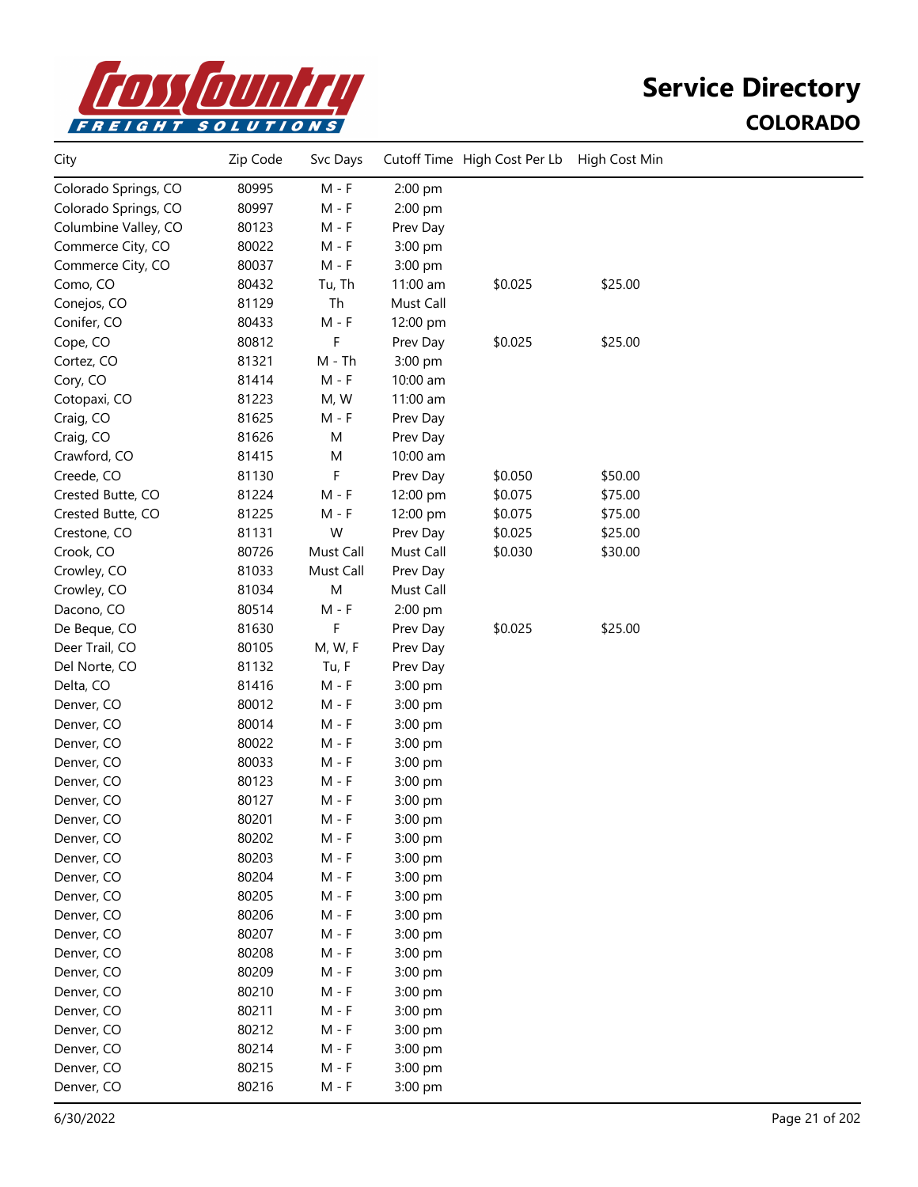# Service Directory

## COLORADO

| City | Zip Code | Svc Days | Cutoff Time | High Cost Per Lb | High Cost Min |
|---|---|---|---|---|---|
| Colorado Springs, CO | 80995 | M - F | 2:00 pm | | |
| Colorado Springs, CO | 80997 | M - F | 2:00 pm | | |
| Columbine Valley, CO | 80123 | M - F | Prev Day | | |
| Commerce City, CO | 80022 | M - F | 3:00 pm | | |
| Commerce City, CO | 80037 | M - F | 3:00 pm | | |
| Como, CO | 80432 | Tu, Th | 11:00 am | $0.025 | $25.00 |
| Conejos, CO | 81129 | Th | Must Call | | |
| Conifer, CO | 80433 | M - F | 12:00 pm | | |
| Cope, CO | 80812 | F | Prev Day | $0.025 | $25.00 |
| Cortez, CO | 81321 | M - Th | 3:00 pm | | |
| Cory, CO | 81414 | M - F | 10:00 am | | |
| Cotopaxi, CO | 81223 | M, W | 11:00 am | | |
| Craig, CO | 81625 | M - F | Prev Day | | |
| Craig, CO | 81626 | M | Prev Day | | |
| Crawford, CO | 81415 | M | 10:00 am | | |
| Creede, CO | 81130 | F | Prev Day | $0.050 | $50.00 |
| Crested Butte, CO | 81224 | M - F | 12:00 pm | $0.075 | $75.00 |
| Crested Butte, CO | 81225 | M - F | 12:00 pm | $0.075 | $75.00 |
| Crestone, CO | 81131 | W | Prev Day | $0.025 | $25.00 |
| Crook, CO | 80726 | Must Call | Must Call | $0.030 | $30.00 |
| Crowley, CO | 81033 | Must Call | Prev Day | | |
| Crowley, CO | 81034 | M | Must Call | | |
| Dacono, CO | 80514 | M - F | 2:00 pm | | |
| De Beque, CO | 81630 | F | Prev Day | $0.025 | $25.00 |
| Deer Trail, CO | 80105 | M, W, F | Prev Day | | |
| Del Norte, CO | 81132 | Tu, F | Prev Day | | |
| Delta, CO | 81416 | M - F | 3:00 pm | | |
| Denver, CO | 80012 | M - F | 3:00 pm | | |
| Denver, CO | 80014 | M - F | 3:00 pm | | |
| Denver, CO | 80022 | M - F | 3:00 pm | | |
| Denver, CO | 80033 | M - F | 3:00 pm | | |
| Denver, CO | 80123 | M - F | 3:00 pm | | |
| Denver, CO | 80127 | M - F | 3:00 pm | | |
| Denver, CO | 80201 | M - F | 3:00 pm | | |
| Denver, CO | 80202 | M - F | 3:00 pm | | |
| Denver, CO | 80203 | M - F | 3:00 pm | | |
| Denver, CO | 80204 | M - F | 3:00 pm | | |
| Denver, CO | 80205 | M - F | 3:00 pm | | |
| Denver, CO | 80206 | M - F | 3:00 pm | | |
| Denver, CO | 80207 | M - F | 3:00 pm | | |
| Denver, CO | 80208 | M - F | 3:00 pm | | |
| Denver, CO | 80209 | M - F | 3:00 pm | | |
| Denver, CO | 80210 | M - F | 3:00 pm | | |
| Denver, CO | 80211 | M - F | 3:00 pm | | |
| Denver, CO | 80212 | M - F | 3:00 pm | | |
| Denver, CO | 80214 | M - F | 3:00 pm | | |
| Denver, CO | 80215 | M - F | 3:00 pm | | |
| Denver, CO | 80216 | M - F | 3:00 pm | | |

6/30/2022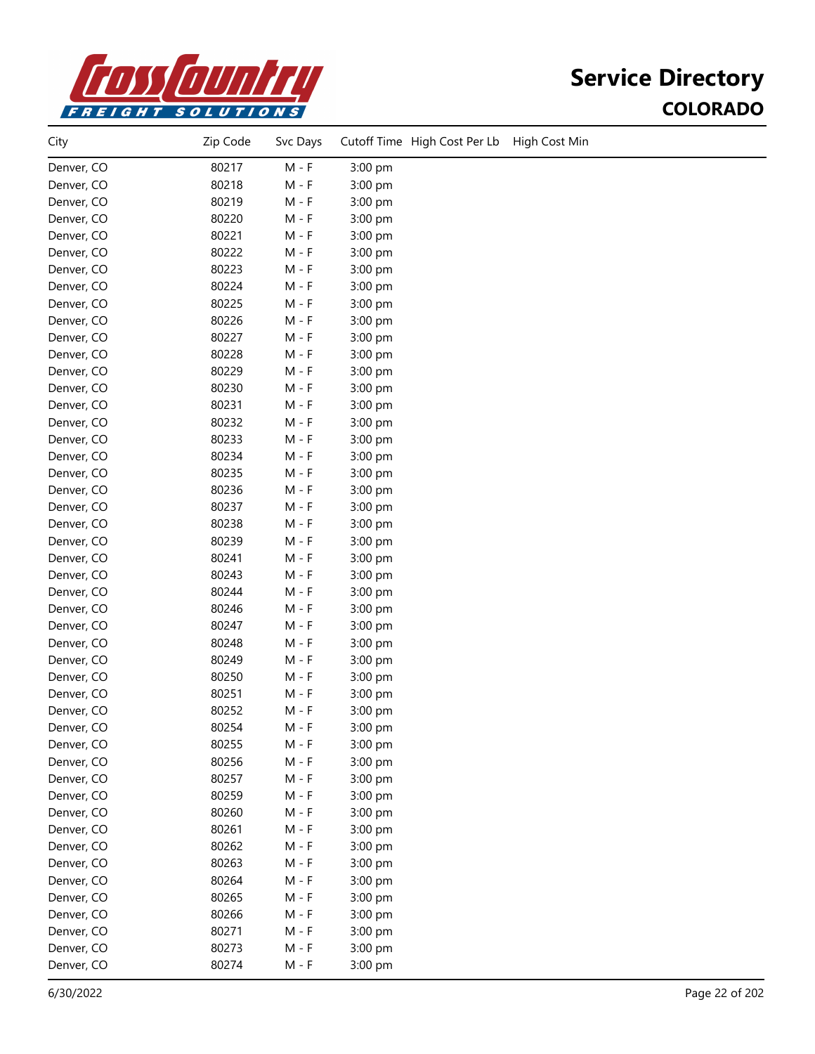# Service Directory

## COLORADO

| City | Zip Code | Svc Days | Cutoff Time | High Cost Per Lb | High Cost Min |
|---|---|---|---|---|---|
| Denver, CO | 80217 | M - F | 3:00 pm | | |
| Denver, CO | 80218 | M - F | 3:00 pm | | |
| Denver, CO | 80219 | M - F | 3:00 pm | | |
| Denver, CO | 80220 | M - F | 3:00 pm | | |
| Denver, CO | 80221 | M - F | 3:00 pm | | |
| Denver, CO | 80222 | M - F | 3:00 pm | | |
| Denver, CO | 80223 | M - F | 3:00 pm | | |
| Denver, CO | 80224 | M - F | 3:00 pm | | |
| Denver, CO | 80225 | M - F | 3:00 pm | | |
| Denver, CO | 80226 | M - F | 3:00 pm | | |
| Denver, CO | 80227 | M - F | 3:00 pm | | |
| Denver, CO | 80228 | M - F | 3:00 pm | | |
| Denver, CO | 80229 | M - F | 3:00 pm | | |
| Denver, CO | 80230 | M - F | 3:00 pm | | |
| Denver, CO | 80231 | M - F | 3:00 pm | | |
| Denver, CO | 80232 | M - F | 3:00 pm | | |
| Denver, CO | 80233 | M - F | 3:00 pm | | |
| Denver, CO | 80234 | M - F | 3:00 pm | | |
| Denver, CO | 80235 | M - F | 3:00 pm | | |
| Denver, CO | 80236 | M - F | 3:00 pm | | |
| Denver, CO | 80237 | M - F | 3:00 pm | | |
| Denver, CO | 80238 | M - F | 3:00 pm | | |
| Denver, CO | 80239 | M - F | 3:00 pm | | |
| Denver, CO | 80241 | M - F | 3:00 pm | | |
| Denver, CO | 80243 | M - F | 3:00 pm | | |
| Denver, CO | 80244 | M - F | 3:00 pm | | |
| Denver, CO | 80246 | M - F | 3:00 pm | | |
| Denver, CO | 80247 | M - F | 3:00 pm | | |
| Denver, CO | 80248 | M - F | 3:00 pm | | |
| Denver, CO | 80249 | M - F | 3:00 pm | | |
| Denver, CO | 80250 | M - F | 3:00 pm | | |
| Denver, CO | 80251 | M - F | 3:00 pm | | |
| Denver, CO | 80252 | M - F | 3:00 pm | | |
| Denver, CO | 80254 | M - F | 3:00 pm | | |
| Denver, CO | 80255 | M - F | 3:00 pm | | |
| Denver, CO | 80256 | M - F | 3:00 pm | | |
| Denver, CO | 80257 | M - F | 3:00 pm | | |
| Denver, CO | 80259 | M - F | 3:00 pm | | |
| Denver, CO | 80260 | M - F | 3:00 pm | | |
| Denver, CO | 80261 | M - F | 3:00 pm | | |
| Denver, CO | 80262 | M - F | 3:00 pm | | |
| Denver, CO | 80263 | M - F | 3:00 pm | | |
| Denver, CO | 80264 | M - F | 3:00 pm | | |
| Denver, CO | 80265 | M - F | 3:00 pm | | |
| Denver, CO | 80266 | M - F | 3:00 pm | | |
| Denver, CO | 80271 | M - F | 3:00 pm | | |
| Denver, CO | 80273 | M - F | 3:00 pm | | |
| Denver, CO | 80274 | M - F | 3:00 pm | | |

6/30/2022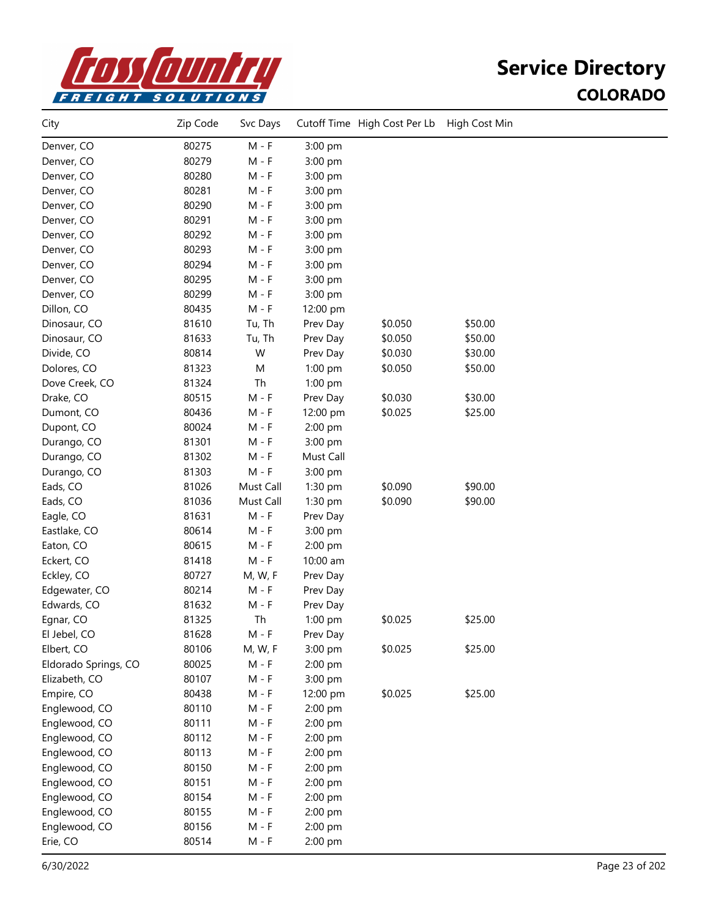# Service Directory

## COLORADO

| City | Zip Code | Svc Days | Cutoff Time | High Cost Per Lb | High Cost Min |
|---|---|---|---|---|---|
| Denver, CO | 80275 | M - F | 3:00 pm | | |
| Denver, CO | 80279 | M - F | 3:00 pm | | |
| Denver, CO | 80280 | M - F | 3:00 pm | | |
| Denver, CO | 80281 | M - F | 3:00 pm | | |
| Denver, CO | 80290 | M - F | 3:00 pm | | |
| Denver, CO | 80291 | M - F | 3:00 pm | | |
| Denver, CO | 80292 | M - F | 3:00 pm | | |
| Denver, CO | 80293 | M - F | 3:00 pm | | |
| Denver, CO | 80294 | M - F | 3:00 pm | | |
| Denver, CO | 80295 | M - F | 3:00 pm | | |
| Denver, CO | 80299 | M - F | 3:00 pm | | |
| Dillon, CO | 80435 | M - F | 12:00 pm | | |
| Dinosaur, CO | 81610 | Tu, Th | Prev Day | $0.050 | $50.00 |
| Dinosaur, CO | 81633 | Tu, Th | Prev Day | $0.050 | $50.00 |
| Divide, CO | 80814 | W | Prev Day | $0.030 | $30.00 |
| Dolores, CO | 81323 | M | 1:00 pm | $0.050 | $50.00 |
| Dove Creek, CO | 81324 | Th | 1:00 pm | | |
| Drake, CO | 80515 | M - F | Prev Day | $0.030 | $30.00 |
| Dumont, CO | 80436 | M - F | 12:00 pm | $0.025 | $25.00 |
| Dupont, CO | 80024 | M - F | 2:00 pm | | |
| Durango, CO | 81301 | M - F | 3:00 pm | | |
| Durango, CO | 81302 | M - F | Must Call | | |
| Durango, CO | 81303 | M - F | 3:00 pm | | |
| Eads, CO | 81026 | Must Call | 1:30 pm | $0.090 | $90.00 |
| Eads, CO | 81036 | Must Call | 1:30 pm | $0.090 | $90.00 |
| Eagle, CO | 81631 | M - F | Prev Day | | |
| Eastlake, CO | 80614 | M - F | 3:00 pm | | |
| Eaton, CO | 80615 | M - F | 2:00 pm | | |
| Eckert, CO | 81418 | M - F | 10:00 am | | |
| Eckley, CO | 80727 | M, W, F | Prev Day | | |
| Edgewater, CO | 80214 | M - F | Prev Day | | |
| Edwards, CO | 81632 | M - F | Prev Day | | |
| Egnar, CO | 81325 | Th | 1:00 pm | $0.025 | $25.00 |
| El Jebel, CO | 81628 | M - F | Prev Day | | |
| Elbert, CO | 80106 | M, W, F | 3:00 pm | $0.025 | $25.00 |
| Eldorado Springs, CO | 80025 | M - F | 2:00 pm | | |
| Elizabeth, CO | 80107 | M - F | 3:00 pm | | |
| Empire, CO | 80438 | M - F | 12:00 pm | $0.025 | $25.00 |
| Englewood, CO | 80110 | M - F | 2:00 pm | | |
| Englewood, CO | 80111 | M - F | 2:00 pm | | |
| Englewood, CO | 80112 | M - F | 2:00 pm | | |
| Englewood, CO | 80113 | M - F | 2:00 pm | | |
| Englewood, CO | 80150 | M - F | 2:00 pm | | |
| Englewood, CO | 80151 | M - F | 2:00 pm | | |
| Englewood, CO | 80154 | M - F | 2:00 pm | | |
| Englewood, CO | 80155 | M - F | 2:00 pm | | |
| Englewood, CO | 80156 | M - F | 2:00 pm | | |
| Erie, CO | 80514 | M - F | 2:00 pm | | |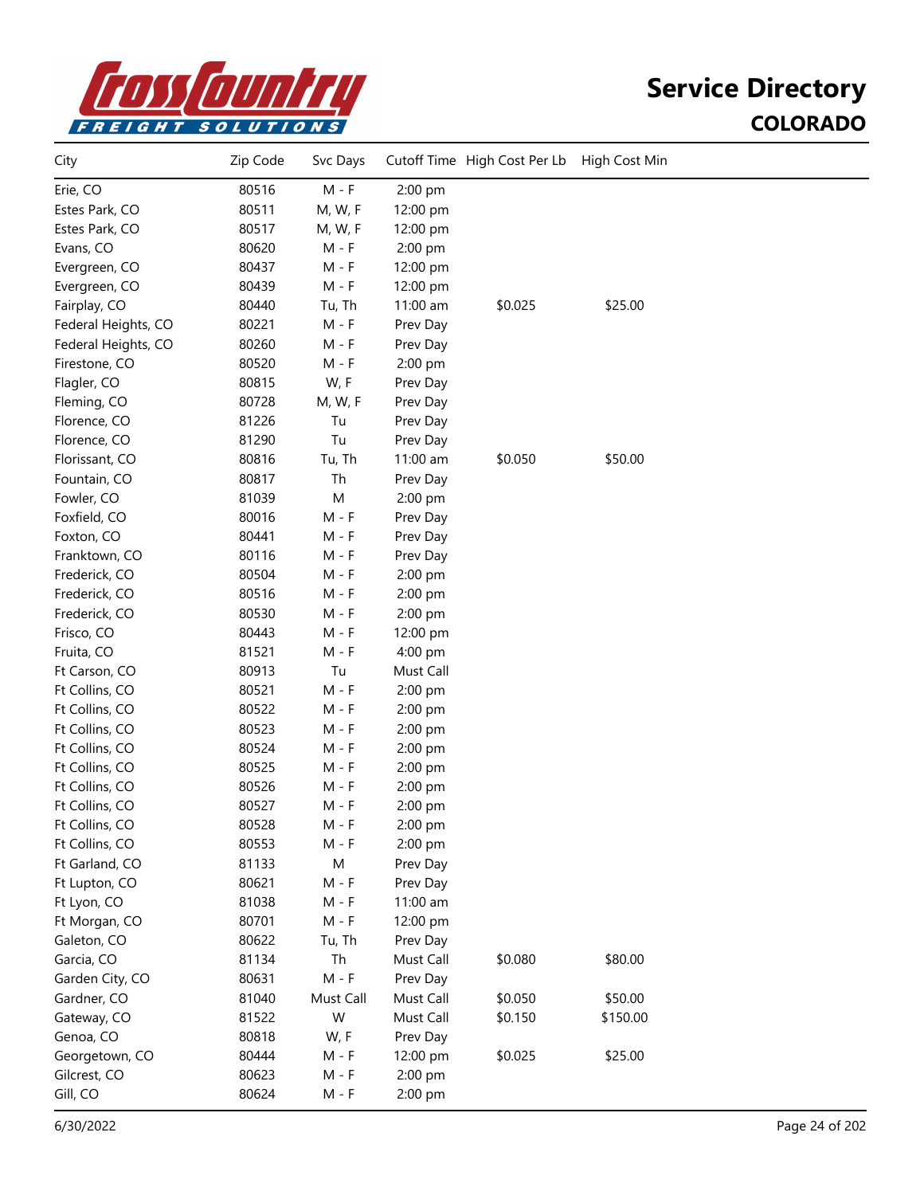# Service Directory

## COLORADO

| City | Zip Code | Svc Days | Cutoff Time | High Cost Per Lb | High Cost Min |
|---|---|---|---|---|---|
| Erie, CO | 80516 | M - F | 2:00 pm | | |
| Estes Park, CO | 80511 | M, W, F | 12:00 pm | | |
| Estes Park, CO | 80517 | M, W, F | 12:00 pm | | |
| Evans, CO | 80620 | M - F | 2:00 pm | | |
| Evergreen, CO | 80437 | M - F | 12:00 pm | | |
| Evergreen, CO | 80439 | M - F | 12:00 pm | | |
| Fairplay, CO | 80440 | Tu, Th | 11:00 am | $0.025 | $25.00 |
| Federal Heights, CO | 80221 | M - F | Prev Day | | |
| Federal Heights, CO | 80260 | M - F | Prev Day | | |
| Firestone, CO | 80520 | M - F | 2:00 pm | | |
| Flagler, CO | 80815 | W, F | Prev Day | | |
| Fleming, CO | 80728 | M, W, F | Prev Day | | |
| Florence, CO | 81226 | Tu | Prev Day | | |
| Florence, CO | 81290 | Tu | Prev Day | | |
| Florissant, CO | 80816 | Tu, Th | 11:00 am | $0.050 | $50.00 |
| Fountain, CO | 80817 | Th | Prev Day | | |
| Fowler, CO | 81039 | M | 2:00 pm | | |
| Foxfield, CO | 80016 | M - F | Prev Day | | |
| Foxton, CO | 80441 | M - F | Prev Day | | |
| Franktown, CO | 80116 | M - F | Prev Day | | |
| Frederick, CO | 80504 | M - F | 2:00 pm | | |
| Frederick, CO | 80516 | M - F | 2:00 pm | | |
| Frederick, CO | 80530 | M - F | 2:00 pm | | |
| Frisco, CO | 80443 | M - F | 12:00 pm | | |
| Fruita, CO | 81521 | M - F | 4:00 pm | | |
| Ft Carson, CO | 80913 | Tu | Must Call | | |
| Ft Collins, CO | 80521 | M - F | 2:00 pm | | |
| Ft Collins, CO | 80522 | M - F | 2:00 pm | | |
| Ft Collins, CO | 80523 | M - F | 2:00 pm | | |
| Ft Collins, CO | 80524 | M - F | 2:00 pm | | |
| Ft Collins, CO | 80525 | M - F | 2:00 pm | | |
| Ft Collins, CO | 80526 | M - F | 2:00 pm | | |
| Ft Collins, CO | 80527 | M - F | 2:00 pm | | |
| Ft Collins, CO | 80528 | M - F | 2:00 pm | | |
| Ft Collins, CO | 80553 | M - F | 2:00 pm | | |
| Ft Garland, CO | 81133 | M | Prev Day | | |
| Ft Lupton, CO | 80621 | M - F | Prev Day | | |
| Ft Lyon, CO | 81038 | M - F | 11:00 am | | |
| Ft Morgan, CO | 80701 | M - F | 12:00 pm | | |
| Galeton, CO | 80622 | Tu, Th | Prev Day | | |
| Garcia, CO | 81134 | Th | Must Call | $0.080 | $80.00 |
| Garden City, CO | 80631 | M - F | Prev Day | | |
| Gardner, CO | 81040 | Must Call | Must Call | $0.050 | $50.00 |
| Gateway, CO | 81522 | W | Must Call | $0.150 | $150.00 |
| Genoa, CO | 80818 | W, F | Prev Day | | |
| Georgetown, CO | 80444 | M - F | 12:00 pm | $0.025 | $25.00 |
| Gilcrest, CO | 80623 | M - F | 2:00 pm | | |
| Gill, CO | 80624 | M - F | 2:00 pm | | |

6/30/2022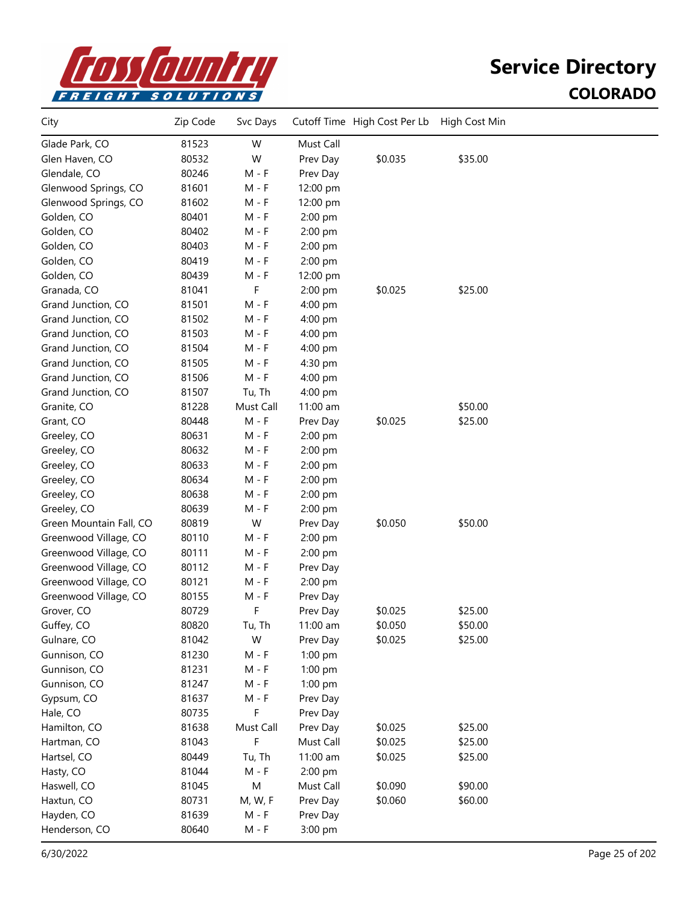# Service Directory

## COLORADO

| City | Zip Code | Svc Days | Cutoff Time | High Cost Per Lb | High Cost Min |
|---|---|---|---|---|---|
| Glade Park, CO | 81523 | W | Must Call | | |
| Glen Haven, CO | 80532 | W | Prev Day | $0.035 | $35.00 |
| Glendale, CO | 80246 | M - F | Prev Day | | |
| Glenwood Springs, CO | 81601 | M - F | 12:00 pm | | |
| Glenwood Springs, CO | 81602 | M - F | 12:00 pm | | |
| Golden, CO | 80401 | M - F | 2:00 pm | | |
| Golden, CO | 80402 | M - F | 2:00 pm | | |
| Golden, CO | 80403 | M - F | 2:00 pm | | |
| Golden, CO | 80419 | M - F | 2:00 pm | | |
| Golden, CO | 80439 | M - F | 12:00 pm | | |
| Granada, CO | 81041 | F | 2:00 pm | $0.025 | $25.00 |
| Grand Junction, CO | 81501 | M - F | 4:00 pm | | |
| Grand Junction, CO | 81502 | M - F | 4:00 pm | | |
| Grand Junction, CO | 81503 | M - F | 4:00 pm | | |
| Grand Junction, CO | 81504 | M - F | 4:00 pm | | |
| Grand Junction, CO | 81505 | M - F | 4:30 pm | | |
| Grand Junction, CO | 81506 | M - F | 4:00 pm | | |
| Grand Junction, CO | 81507 | Tu, Th | 4:00 pm | | |
| Granite, CO | 81228 | Must Call | 11:00 am | | $50.00 |
| Grant, CO | 80448 | M - F | Prev Day | $0.025 | $25.00 |
| Greeley, CO | 80631 | M - F | 2:00 pm | | |
| Greeley, CO | 80632 | M - F | 2:00 pm | | |
| Greeley, CO | 80633 | M - F | 2:00 pm | | |
| Greeley, CO | 80634 | M - F | 2:00 pm | | |
| Greeley, CO | 80638 | M - F | 2:00 pm | | |
| Greeley, CO | 80639 | M - F | 2:00 pm | | |
| Green Mountain Fall, CO | 80819 | W | Prev Day | $0.050 | $50.00 |
| Greenwood Village, CO | 80110 | M - F | 2:00 pm | | |
| Greenwood Village, CO | 80111 | M - F | 2:00 pm | | |
| Greenwood Village, CO | 80112 | M - F | Prev Day | | |
| Greenwood Village, CO | 80121 | M - F | 2:00 pm | | |
| Greenwood Village, CO | 80155 | M - F | Prev Day | | |
| Grover, CO | 80729 | F | Prev Day | $0.025 | $25.00 |
| Guffey, CO | 80820 | Tu, Th | 11:00 am | $0.050 | $50.00 |
| Gulnare, CO | 81042 | W | Prev Day | $0.025 | $25.00 |
| Gunnison, CO | 81230 | M - F | 1:00 pm | | |
| Gunnison, CO | 81231 | M - F | 1:00 pm | | |
| Gunnison, CO | 81247 | M - F | 1:00 pm | | |
| Gypsum, CO | 81637 | M - F | Prev Day | | |
| Hale, CO | 80735 | F | Prev Day | | |
| Hamilton, CO | 81638 | Must Call | Prev Day | $0.025 | $25.00 |
| Hartman, CO | 81043 | F | Must Call | $0.025 | $25.00 |
| Hartsel, CO | 80449 | Tu, Th | 11:00 am | $0.025 | $25.00 |
| Hasty, CO | 81044 | M - F | 2:00 pm | | |
| Haswell, CO | 81045 | M | Must Call | $0.090 | $90.00 |
| Haxtun, CO | 80731 | M, W, F | Prev Day | $0.060 | $60.00 |
| Hayden, CO | 81639 | M - F | Prev Day | | |
| Henderson, CO | 80640 | M - F | 3:00 pm | | |

6/30/2022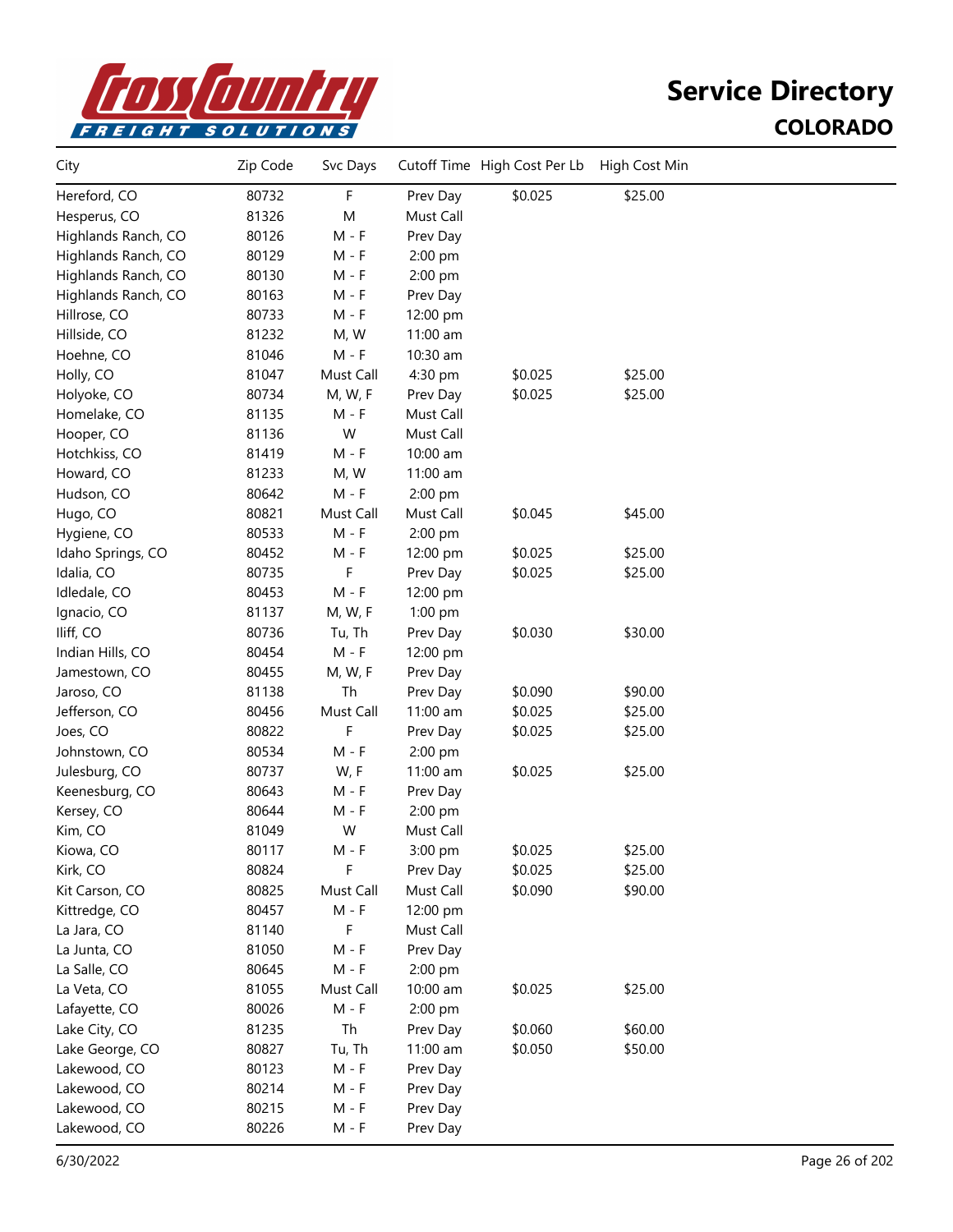# Service Directory

## COLORADO

| City | Zip Code | Svc Days | Cutoff Time | High Cost Per Lb | High Cost Min |
|---|---|---|---|---|---|
| Hereford, CO | 80732 | F | Prev Day | $0.025 | $25.00 |
| Hesperus, CO | 81326 | M | Must Call | | |
| Highlands Ranch, CO | 80126 | M - F | Prev Day | | |
| Highlands Ranch, CO | 80129 | M - F | 2:00 pm | | |
| Highlands Ranch, CO | 80130 | M - F | 2:00 pm | | |
| Highlands Ranch, CO | 80163 | M - F | Prev Day | | |
| Hillrose, CO | 80733 | M - F | 12:00 pm | | |
| Hillside, CO | 81232 | M, W | 11:00 am | | |
| Hoehne, CO | 81046 | M - F | 10:30 am | | |
| Holly, CO | 81047 | Must Call | 4:30 pm | $0.025 | $25.00 |
| Holyoke, CO | 80734 | M, W, F | Prev Day | $0.025 | $25.00 |
| Homelake, CO | 81135 | M - F | Must Call | | |
| Hooper, CO | 81136 | W | Must Call | | |
| Hotchkiss, CO | 81419 | M - F | 10:00 am | | |
| Howard, CO | 81233 | M, W | 11:00 am | | |
| Hudson, CO | 80642 | M - F | 2:00 pm | | |
| Hugo, CO | 80821 | Must Call | Must Call | $0.045 | $45.00 |
| Hygiene, CO | 80533 | M - F | 2:00 pm | | |
| Idaho Springs, CO | 80452 | M - F | 12:00 pm | $0.025 | $25.00 |
| Idalia, CO | 80735 | F | Prev Day | $0.025 | $25.00 |
| Idledale, CO | 80453 | M - F | 12:00 pm | | |
| Ignacio, CO | 81137 | M, W, F | 1:00 pm | | |
| Iliff, CO | 80736 | Tu, Th | Prev Day | $0.030 | $30.00 |
| Indian Hills, CO | 80454 | M - F | 12:00 pm | | |
| Jamestown, CO | 80455 | M, W, F | Prev Day | | |
| Jaroso, CO | 81138 | Th | Prev Day | $0.090 | $90.00 |
| Jefferson, CO | 80456 | Must Call | 11:00 am | $0.025 | $25.00 |
| Joes, CO | 80822 | F | Prev Day | $0.025 | $25.00 |
| Johnstown, CO | 80534 | M - F | 2:00 pm | | |
| Julesburg, CO | 80737 | W, F | 11:00 am | $0.025 | $25.00 |
| Keenesburg, CO | 80643 | M - F | Prev Day | | |
| Kersey, CO | 80644 | M - F | 2:00 pm | | |
| Kim, CO | 81049 | W | Must Call | | |
| Kiowa, CO | 80117 | M - F | 3:00 pm | $0.025 | $25.00 |
| Kirk, CO | 80824 | F | Prev Day | $0.025 | $25.00 |
| Kit Carson, CO | 80825 | Must Call | Must Call | $0.090 | $90.00 |
| Kittredge, CO | 80457 | M - F | 12:00 pm | | |
| La Jara, CO | 81140 | F | Must Call | | |
| La Junta, CO | 81050 | M - F | Prev Day | | |
| La Salle, CO | 80645 | M - F | 2:00 pm | | |
| La Veta, CO | 81055 | Must Call | 10:00 am | $0.025 | $25.00 |
| Lafayette, CO | 80026 | M - F | 2:00 pm | | |
| Lake City, CO | 81235 | Th | Prev Day | $0.060 | $60.00 |
| Lake George, CO | 80827 | Tu, Th | 11:00 am | $0.050 | $50.00 |
| Lakewood, CO | 80123 | M - F | Prev Day | | |
| Lakewood, CO | 80214 | M - F | Prev Day | | |
| Lakewood, CO | 80215 | M - F | Prev Day | | |
| Lakewood, CO | 80226 | M - F | Prev Day | | |

6/30/2022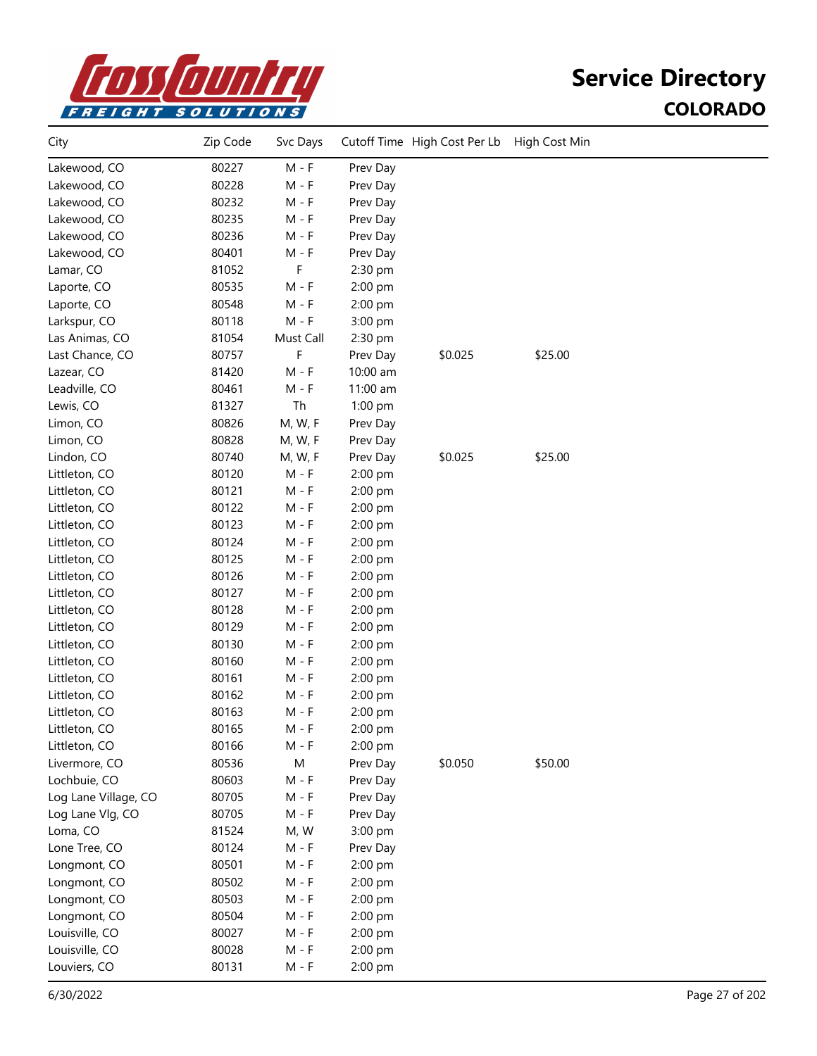# Service Directory

## COLORADO

| City | Zip Code | Svc Days | Cutoff Time | High Cost Per Lb | High Cost Min |
|---|---|---|---|---|---|
| Lakewood, CO | 80227 | M - F | Prev Day | | |
| Lakewood, CO | 80228 | M - F | Prev Day | | |
| Lakewood, CO | 80232 | M - F | Prev Day | | |
| Lakewood, CO | 80235 | M - F | Prev Day | | |
| Lakewood, CO | 80236 | M - F | Prev Day | | |
| Lakewood, CO | 80401 | M - F | Prev Day | | |
| Lamar, CO | 81052 | F | 2:30 pm | | |
| Laporte, CO | 80535 | M - F | 2:00 pm | | |
| Laporte, CO | 80548 | M - F | 2:00 pm | | |
| Larkspur, CO | 80118 | M - F | 3:00 pm | | |
| Las Animas, CO | 81054 | Must Call | 2:30 pm | | |
| Last Chance, CO | 80757 | F | Prev Day | $0.025 | $25.00 |
| Lazear, CO | 81420 | M - F | 10:00 am | | |
| Leadville, CO | 80461 | M - F | 11:00 am | | |
| Lewis, CO | 81327 | Th | 1:00 pm | | |
| Limon, CO | 80826 | M, W, F | Prev Day | | |
| Limon, CO | 80828 | M, W, F | Prev Day | | |
| Lindon, CO | 80740 | M, W, F | Prev Day | $0.025 | $25.00 |
| Littleton, CO | 80120 | M - F | 2:00 pm | | |
| Littleton, CO | 80121 | M - F | 2:00 pm | | |
| Littleton, CO | 80122 | M - F | 2:00 pm | | |
| Littleton, CO | 80123 | M - F | 2:00 pm | | |
| Littleton, CO | 80124 | M - F | 2:00 pm | | |
| Littleton, CO | 80125 | M - F | 2:00 pm | | |
| Littleton, CO | 80126 | M - F | 2:00 pm | | |
| Littleton, CO | 80127 | M - F | 2:00 pm | | |
| Littleton, CO | 80128 | M - F | 2:00 pm | | |
| Littleton, CO | 80129 | M - F | 2:00 pm | | |
| Littleton, CO | 80130 | M - F | 2:00 pm | | |
| Littleton, CO | 80160 | M - F | 2:00 pm | | |
| Littleton, CO | 80161 | M - F | 2:00 pm | | |
| Littleton, CO | 80162 | M - F | 2:00 pm | | |
| Littleton, CO | 80163 | M - F | 2:00 pm | | |
| Littleton, CO | 80165 | M - F | 2:00 pm | | |
| Littleton, CO | 80166 | M - F | 2:00 pm | | |
| Livermore, CO | 80536 | M | Prev Day | $0.050 | $50.00 |
| Lochbuie, CO | 80603 | M - F | Prev Day | | |
| Log Lane Village, CO | 80705 | M - F | Prev Day | | |
| Log Lane Vlg, CO | 80705 | M - F | Prev Day | | |
| Loma, CO | 81524 | M, W | 3:00 pm | | |
| Lone Tree, CO | 80124 | M - F | Prev Day | | |
| Longmont, CO | 80501 | M - F | 2:00 pm | | |
| Longmont, CO | 80502 | M - F | 2:00 pm | | |
| Longmont, CO | 80503 | M - F | 2:00 pm | | |
| Longmont, CO | 80504 | M - F | 2:00 pm | | |
| Louisville, CO | 80027 | M - F | 2:00 pm | | |
| Louisville, CO | 80028 | M - F | 2:00 pm | | |
| Louviers, CO | 80131 | M - F | 2:00 pm | | |

6/30/2022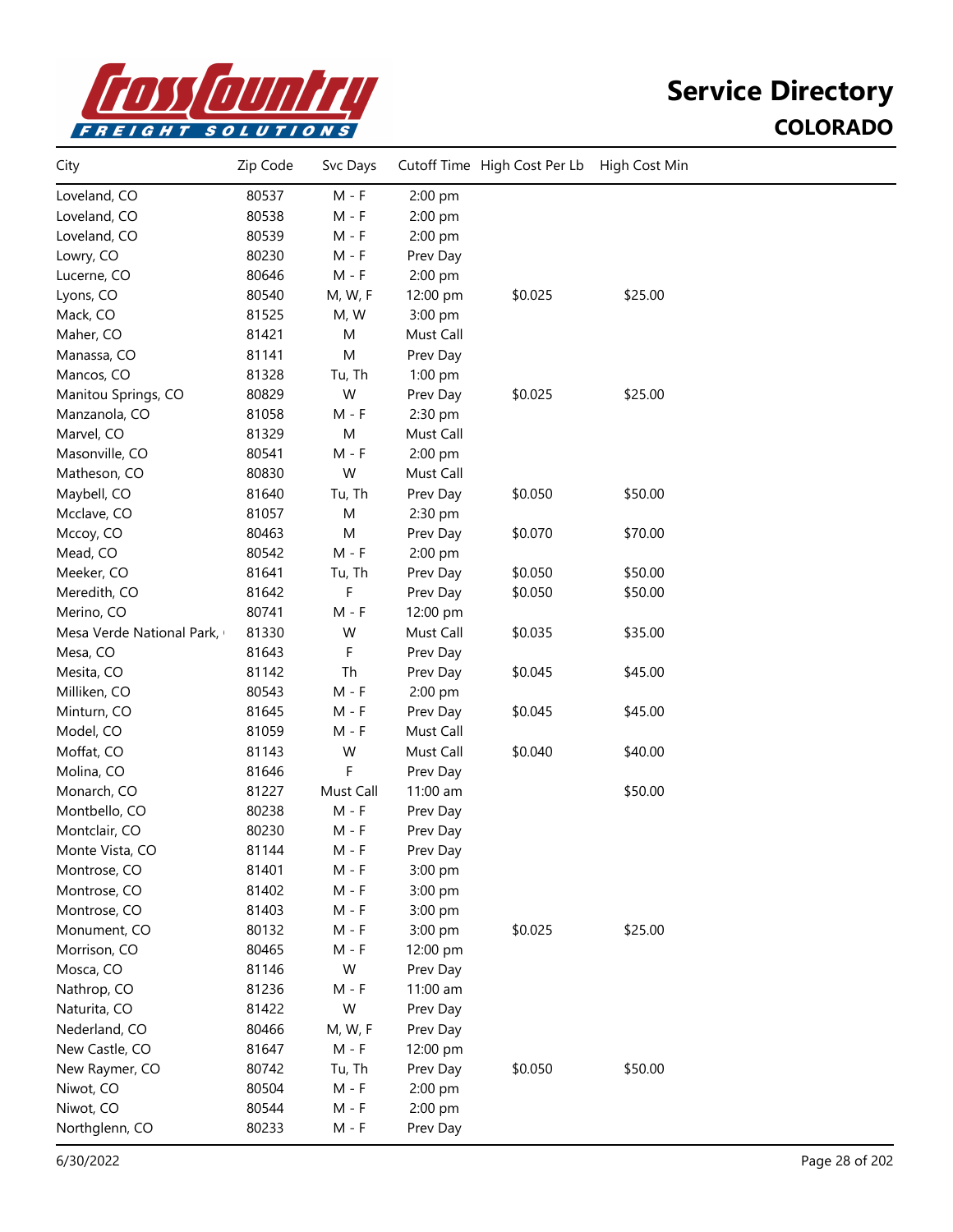# Service Directory

## COLORADO

| City | Zip Code | Svc Days | Cutoff Time | High Cost Per Lb | High Cost Min |
|---|---|---|---|---|---|
| Loveland, CO | 80537 | M - F | 2:00 pm | | |
| Loveland, CO | 80538 | M - F | 2:00 pm | | |
| Loveland, CO | 80539 | M - F | 2:00 pm | | |
| Lowry, CO | 80230 | M - F | Prev Day | | |
| Lucerne, CO | 80646 | M - F | 2:00 pm | | |
| Lyons, CO | 80540 | M, W, F | 12:00 pm | $0.025 | $25.00 |
| Mack, CO | 81525 | M, W | 3:00 pm | | |
| Maher, CO | 81421 | M | Must Call | | |
| Manassa, CO | 81141 | M | Prev Day | | |
| Mancos, CO | 81328 | Tu, Th | 1:00 pm | | |
| Manitou Springs, CO | 80829 | W | Prev Day | $0.025 | $25.00 |
| Manzanola, CO | 81058 | M - F | 2:30 pm | | |
| Marvel, CO | 81329 | M | Must Call | | |
| Masonville, CO | 80541 | M - F | 2:00 pm | | |
| Matheson, CO | 80830 | W | Must Call | | |
| Maybell, CO | 81640 | Tu, Th | Prev Day | $0.050 | $50.00 |
| Mcclave, CO | 81057 | M | 2:30 pm | | |
| Mccoy, CO | 80463 | M | Prev Day | $0.070 | $70.00 |
| Mead, CO | 80542 | M - F | 2:00 pm | | |
| Meeker, CO | 81641 | Tu, Th | Prev Day | $0.050 | $50.00 |
| Meredith, CO | 81642 | F | Prev Day | $0.050 | $50.00 |
| Merino, CO | 80741 | M - F | 12:00 pm | | |
| Mesa Verde National Park, | 81330 | W | Must Call | $0.035 | $35.00 |
| Mesa, CO | 81643 | F | Prev Day | | |
| Mesita, CO | 81142 | Th | Prev Day | $0.045 | $45.00 |
| Milliken, CO | 80543 | M - F | 2:00 pm | | |
| Minturn, CO | 81645 | M - F | Prev Day | $0.045 | $45.00 |
| Model, CO | 81059 | M - F | Must Call | | |
| Moffat, CO | 81143 | W | Must Call | $0.040 | $40.00 |
| Molina, CO | 81646 | F | Prev Day | | |
| Monarch, CO | 81227 | Must Call | 11:00 am | | $50.00 |
| Montbello, CO | 80238 | M - F | Prev Day | | |
| Montclair, CO | 80230 | M - F | Prev Day | | |
| Monte Vista, CO | 81144 | M - F | Prev Day | | |
| Montrose, CO | 81401 | M - F | 3:00 pm | | |
| Montrose, CO | 81402 | M - F | 3:00 pm | | |
| Montrose, CO | 81403 | M - F | 3:00 pm | | |
| Monument, CO | 80132 | M - F | 3:00 pm | $0.025 | $25.00 |
| Morrison, CO | 80465 | M - F | 12:00 pm | | |
| Mosca, CO | 81146 | W | Prev Day | | |
| Nathrop, CO | 81236 | M - F | 11:00 am | | |
| Naturita, CO | 81422 | W | Prev Day | | |
| Nederland, CO | 80466 | M, W, F | Prev Day | | |
| New Castle, CO | 81647 | M - F | 12:00 pm | | |
| New Raymer, CO | 80742 | Tu, Th | Prev Day | $0.050 | $50.00 |
| Niwot, CO | 80504 | M - F | 2:00 pm | | |
| Niwot, CO | 80544 | M - F | 2:00 pm | | |
| Northglenn, CO | 80233 | M - F | Prev Day | | |

6/30/2022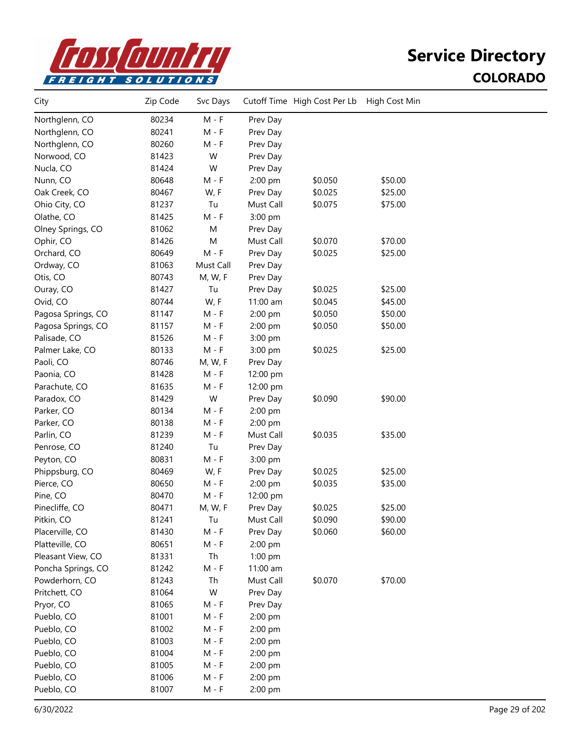# Service Directory

## COLORADO

| City | Zip Code | Svc Days | Cutoff Time | High Cost Per Lb | High Cost Min |
|---|---|---|---|---|---|
| Northglenn, CO | 80234 | M - F | Prev Day | | |
| Northglenn, CO | 80241 | M - F | Prev Day | | |
| Northglenn, CO | 80260 | M - F | Prev Day | | |
| Norwood, CO | 81423 | W | Prev Day | | |
| Nucla, CO | 81424 | W | Prev Day | | |
| Nunn, CO | 80648 | M - F | 2:00 pm | $0.050 | $50.00 |
| Oak Creek, CO | 80467 | W, F | Prev Day | $0.025 | $25.00 |
| Ohio City, CO | 81237 | Tu | Must Call | $0.075 | $75.00 |
| Olathe, CO | 81425 | M - F | 3:00 pm | | |
| Olney Springs, CO | 81062 | M | Prev Day | | |
| Ophir, CO | 81426 | M | Must Call | $0.070 | $70.00 |
| Orchard, CO | 80649 | M - F | Prev Day | $0.025 | $25.00 |
| Ordway, CO | 81063 | Must Call | Prev Day | | |
| Otis, CO | 80743 | M, W, F | Prev Day | | |
| Ouray, CO | 81427 | Tu | Prev Day | $0.025 | $25.00 |
| Ovid, CO | 80744 | W, F | 11:00 am | $0.045 | $45.00 |
| Pagosa Springs, CO | 81147 | M - F | 2:00 pm | $0.050 | $50.00 |
| Pagosa Springs, CO | 81157 | M - F | 2:00 pm | $0.050 | $50.00 |
| Palisade, CO | 81526 | M - F | 3:00 pm | | |
| Palmer Lake, CO | 80133 | M - F | 3:00 pm | $0.025 | $25.00 |
| Paoli, CO | 80746 | M, W, F | Prev Day | | |
| Paonia, CO | 81428 | M - F | 12:00 pm | | |
| Parachute, CO | 81635 | M - F | 12:00 pm | | |
| Paradox, CO | 81429 | W | Prev Day | $0.090 | $90.00 |
| Parker, CO | 80134 | M - F | 2:00 pm | | |
| Parker, CO | 80138 | M - F | 2:00 pm | | |
| Parlin, CO | 81239 | M - F | Must Call | $0.035 | $35.00 |
| Penrose, CO | 81240 | Tu | Prev Day | | |
| Peyton, CO | 80831 | M - F | 3:00 pm | | |
| Phippsburg, CO | 80469 | W, F | Prev Day | $0.025 | $25.00 |
| Pierce, CO | 80650 | M - F | 2:00 pm | $0.035 | $35.00 |
| Pine, CO | 80470 | M - F | 12:00 pm | | |
| Pinecliffe, CO | 80471 | M, W, F | Prev Day | $0.025 | $25.00 |
| Pitkin, CO | 81241 | Tu | Must Call | $0.090 | $90.00 |
| Placerville, CO | 81430 | M - F | Prev Day | $0.060 | $60.00 |
| Platteville, CO | 80651 | M - F | 2:00 pm | | |
| Pleasant View, CO | 81331 | Th | 1:00 pm | | |
| Poncha Springs, CO | 81242 | M - F | 11:00 am | | |
| Powderhorn, CO | 81243 | Th | Must Call | $0.070 | $70.00 |
| Pritchett, CO | 81064 | W | Prev Day | | |
| Pryor, CO | 81065 | M - F | Prev Day | | |
| Pueblo, CO | 81001 | M - F | 2:00 pm | | |
| Pueblo, CO | 81002 | M - F | 2:00 pm | | |
| Pueblo, CO | 81003 | M - F | 2:00 pm | | |
| Pueblo, CO | 81004 | M - F | 2:00 pm | | |
| Pueblo, CO | 81005 | M - F | 2:00 pm | | |
| Pueblo, CO | 81006 | M - F | 2:00 pm | | |
| Pueblo, CO | 81007 | M - F | 2:00 pm | | |

6/30/2022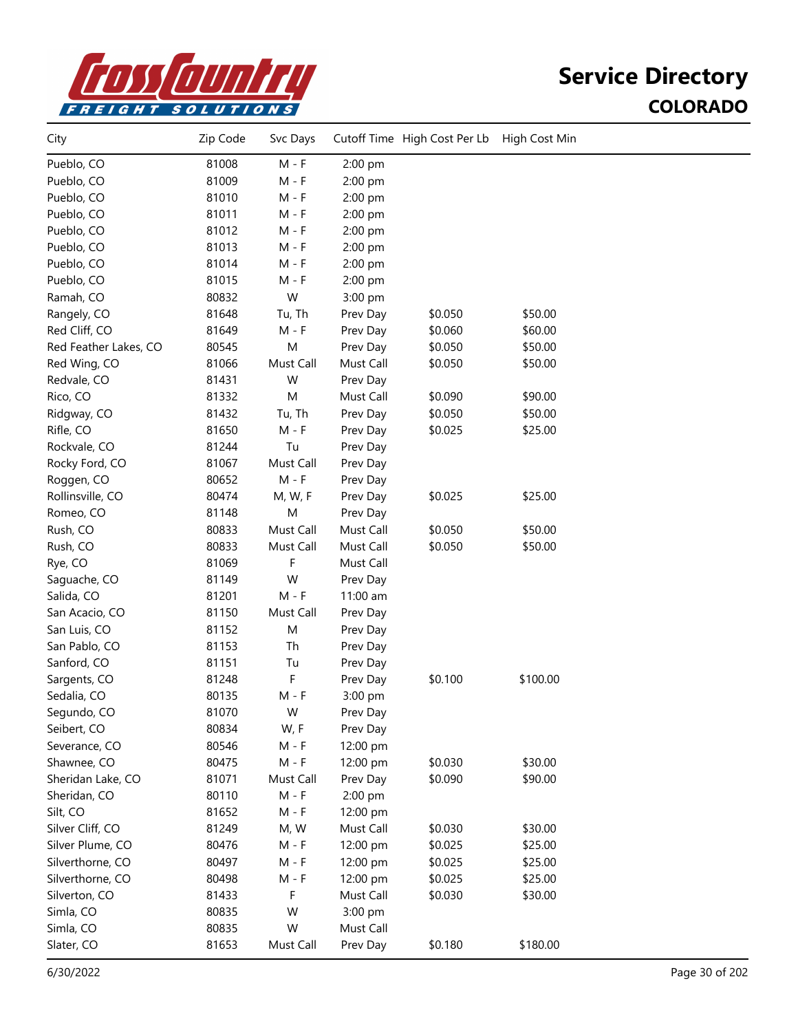# Service Directory

## COLORADO

| City | Zip Code | Svc Days | Cutoff Time | High Cost Per Lb | High Cost Min |
|---|---|---|---|---|---|
| Pueblo, CO | 81008 | M - F | 2:00 pm | | |
| Pueblo, CO | 81009 | M - F | 2:00 pm | | |
| Pueblo, CO | 81010 | M - F | 2:00 pm | | |
| Pueblo, CO | 81011 | M - F | 2:00 pm | | |
| Pueblo, CO | 81012 | M - F | 2:00 pm | | |
| Pueblo, CO | 81013 | M - F | 2:00 pm | | |
| Pueblo, CO | 81014 | M - F | 2:00 pm | | |
| Pueblo, CO | 81015 | M - F | 2:00 pm | | |
| Ramah, CO | 80832 | W | 3:00 pm | | |
| Rangely, CO | 81648 | Tu, Th | Prev Day | $0.050 | $50.00 |
| Red Cliff, CO | 81649 | M - F | Prev Day | $0.060 | $60.00 |
| Red Feather Lakes, CO | 80545 | M | Prev Day | $0.050 | $50.00 |
| Red Wing, CO | 81066 | Must Call | Must Call | $0.050 | $50.00 |
| Redvale, CO | 81431 | W | Prev Day | | |
| Rico, CO | 81332 | M | Must Call | $0.090 | $90.00 |
| Ridgway, CO | 81432 | Tu, Th | Prev Day | $0.050 | $50.00 |
| Rifle, CO | 81650 | M - F | Prev Day | $0.025 | $25.00 |
| Rockvale, CO | 81244 | Tu | Prev Day | | |
| Rocky Ford, CO | 81067 | Must Call | Prev Day | | |
| Roggen, CO | 80652 | M - F | Prev Day | | |
| Rollinsville, CO | 80474 | M, W, F | Prev Day | $0.025 | $25.00 |
| Romeo, CO | 81148 | M | Prev Day | | |
| Rush, CO | 80833 | Must Call | Must Call | $0.050 | $50.00 |
| Rush, CO | 80833 | Must Call | Must Call | $0.050 | $50.00 |
| Rye, CO | 81069 | F | Must Call | | |
| Saguache, CO | 81149 | W | Prev Day | | |
| Salida, CO | 81201 | M - F | 11:00 am | | |
| San Acacio, CO | 81150 | Must Call | Prev Day | | |
| San Luis, CO | 81152 | M | Prev Day | | |
| San Pablo, CO | 81153 | Th | Prev Day | | |
| Sanford, CO | 81151 | Tu | Prev Day | | |
| Sargents, CO | 81248 | F | Prev Day | $0.100 | $100.00 |
| Sedalia, CO | 80135 | M - F | 3:00 pm | | |
| Segundo, CO | 81070 | W | Prev Day | | |
| Seibert, CO | 80834 | W, F | Prev Day | | |
| Severance, CO | 80546 | M - F | 12:00 pm | | |
| Shawnee, CO | 80475 | M - F | 12:00 pm | $0.030 | $30.00 |
| Sheridan Lake, CO | 81071 | Must Call | Prev Day | $0.090 | $90.00 |
| Sheridan, CO | 80110 | M - F | 2:00 pm | | |
| Silt, CO | 81652 | M - F | 12:00 pm | | |
| Silver Cliff, CO | 81249 | M, W | Must Call | $0.030 | $30.00 |
| Silver Plume, CO | 80476 | M - F | 12:00 pm | $0.025 | $25.00 |
| Silverthorne, CO | 80497 | M - F | 12:00 pm | $0.025 | $25.00 |
| Silverthorne, CO | 80498 | M - F | 12:00 pm | $0.025 | $25.00 |
| Silverton, CO | 81433 | F | Must Call | $0.030 | $30.00 |
| Simla, CO | 80835 | W | 3:00 pm | | |
| Simla, CO | 80835 | W | Must Call | | |
| Slater, CO | 81653 | Must Call | Prev Day | $0.180 | $180.00 |

6/30/2022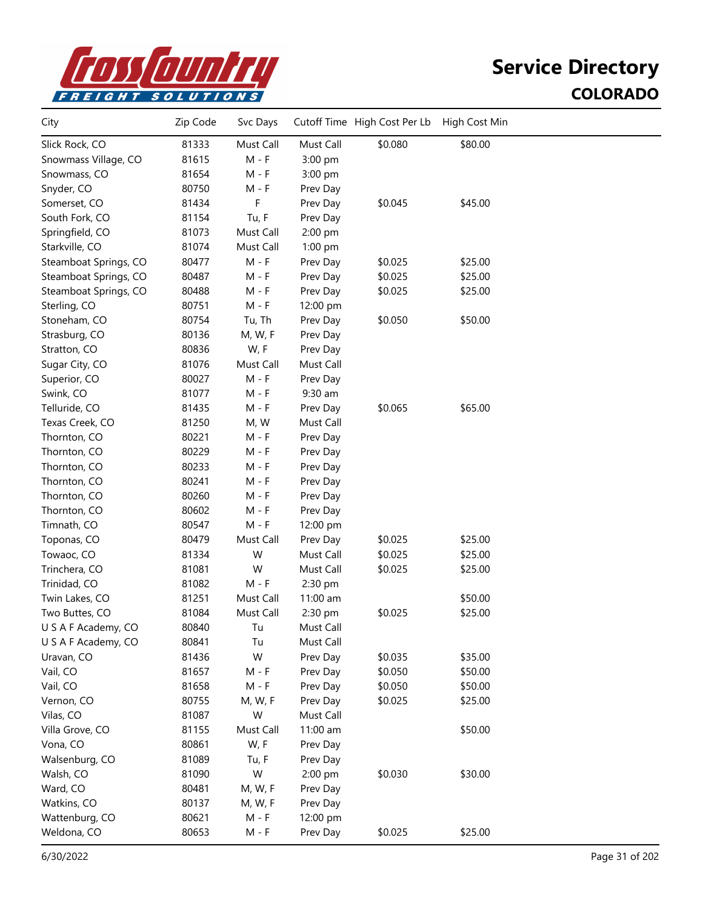# Service Directory

## COLORADO

| City | Zip Code | Svc Days | Cutoff Time | High Cost Per Lb | High Cost Min |
|---|---|---|---|---|---|
| Slick Rock, CO | 81333 | Must Call | Must Call | $0.080 | $80.00 |
| Snowmass Village, CO | 81615 | M - F | 3:00 pm | | |
| Snowmass, CO | 81654 | M - F | 3:00 pm | | |
| Snyder, CO | 80750 | M - F | Prev Day | | |
| Somerset, CO | 81434 | F | Prev Day | $0.045 | $45.00 |
| South Fork, CO | 81154 | Tu, F | Prev Day | | |
| Springfield, CO | 81073 | Must Call | 2:00 pm | | |
| Starkville, CO | 81074 | Must Call | 1:00 pm | | |
| Steamboat Springs, CO | 80477 | M - F | Prev Day | $0.025 | $25.00 |
| Steamboat Springs, CO | 80487 | M - F | Prev Day | $0.025 | $25.00 |
| Steamboat Springs, CO | 80488 | M - F | Prev Day | $0.025 | $25.00 |
| Sterling, CO | 80751 | M - F | 12:00 pm | | |
| Stoneham, CO | 80754 | Tu, Th | Prev Day | $0.050 | $50.00 |
| Strasburg, CO | 80136 | M, W, F | Prev Day | | |
| Stratton, CO | 80836 | W, F | Prev Day | | |
| Sugar City, CO | 81076 | Must Call | Must Call | | |
| Superior, CO | 80027 | M - F | Prev Day | | |
| Swink, CO | 81077 | M - F | 9:30 am | | |
| Telluride, CO | 81435 | M - F | Prev Day | $0.065 | $65.00 |
| Texas Creek, CO | 81250 | M, W | Must Call | | |
| Thornton, CO | 80221 | M - F | Prev Day | | |
| Thornton, CO | 80229 | M - F | Prev Day | | |
| Thornton, CO | 80233 | M - F | Prev Day | | |
| Thornton, CO | 80241 | M - F | Prev Day | | |
| Thornton, CO | 80260 | M - F | Prev Day | | |
| Thornton, CO | 80602 | M - F | Prev Day | | |
| Timnath, CO | 80547 | M - F | 12:00 pm | | |
| Toponas, CO | 80479 | Must Call | Prev Day | $0.025 | $25.00 |
| Towaoc, CO | 81334 | W | Must Call | $0.025 | $25.00 |
| Trinchera, CO | 81081 | W | Must Call | $0.025 | $25.00 |
| Trinidad, CO | 81082 | M - F | 2:30 pm | | |
| Twin Lakes, CO | 81251 | Must Call | 11:00 am | | $50.00 |
| Two Buttes, CO | 81084 | Must Call | 2:30 pm | $0.025 | $25.00 |
| U S A F Academy, CO | 80840 | Tu | Must Call | | |
| U S A F Academy, CO | 80841 | Tu | Must Call | | |
| Uravan, CO | 81436 | W | Prev Day | $0.035 | $35.00 |
| Vail, CO | 81657 | M - F | Prev Day | $0.050 | $50.00 |
| Vail, CO | 81658 | M - F | Prev Day | $0.050 | $50.00 |
| Vernon, CO | 80755 | M, W, F | Prev Day | $0.025 | $25.00 |
| Vilas, CO | 81087 | W | Must Call | | |
| Villa Grove, CO | 81155 | Must Call | 11:00 am | | $50.00 |
| Vona, CO | 80861 | W, F | Prev Day | | |
| Walsenburg, CO | 81089 | Tu, F | Prev Day | | |
| Walsh, CO | 81090 | W | 2:00 pm | $0.030 | $30.00 |
| Ward, CO | 80481 | M, W, F | Prev Day | | |
| Watkins, CO | 80137 | M, W, F | Prev Day | | |
| Wattenburg, CO | 80621 | M - F | 12:00 pm | | |
| Weldona, CO | 80653 | M - F | Prev Day | $0.025 | $25.00 |

6/30/2022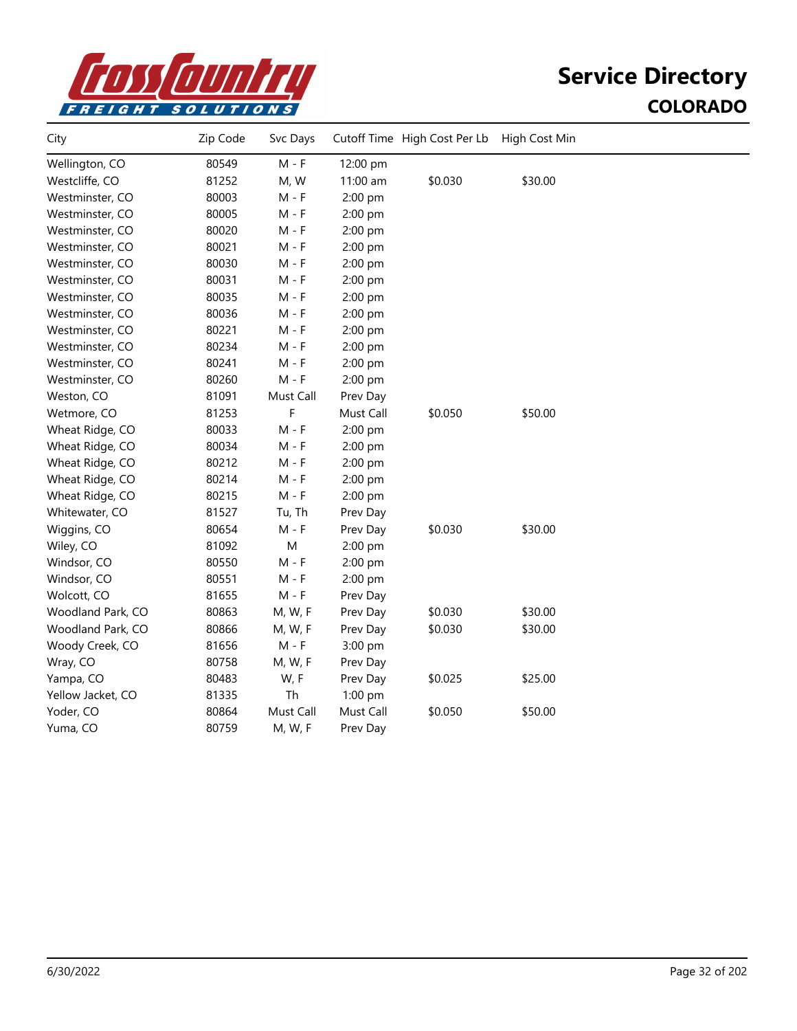# Service Directory

## COLORADO

| City | Zip Code | Svc Days | Cutoff Time | High Cost Per Lb | High Cost Min |
|---|---|---|---|---|---|
| Wellington, CO | 80549 | M - F | 12:00 pm | | |
| Westcliffe, CO | 81252 | M, W | 11:00 am | $0.030 | $30.00 |
| Westminster, CO | 80003 | M - F | 2:00 pm | | |
| Westminster, CO | 80005 | M - F | 2:00 pm | | |
| Westminster, CO | 80020 | M - F | 2:00 pm | | |
| Westminster, CO | 80021 | M - F | 2:00 pm | | |
| Westminster, CO | 80030 | M - F | 2:00 pm | | |
| Westminster, CO | 80031 | M - F | 2:00 pm | | |
| Westminster, CO | 80035 | M - F | 2:00 pm | | |
| Westminster, CO | 80036 | M - F | 2:00 pm | | |
| Westminster, CO | 80221 | M - F | 2:00 pm | | |
| Westminster, CO | 80234 | M - F | 2:00 pm | | |
| Westminster, CO | 80241 | M - F | 2:00 pm | | |
| Westminster, CO | 80260 | M - F | 2:00 pm | | |
| Weston, CO | 81091 | Must Call | Prev Day | | |
| Wetmore, CO | 81253 | F | Must Call | $0.050 | $50.00 |
| Wheat Ridge, CO | 80033 | M - F | 2:00 pm | | |
| Wheat Ridge, CO | 80034 | M - F | 2:00 pm | | |
| Wheat Ridge, CO | 80212 | M - F | 2:00 pm | | |
| Wheat Ridge, CO | 80214 | M - F | 2:00 pm | | |
| Wheat Ridge, CO | 80215 | M - F | 2:00 pm | | |
| Whitewater, CO | 81527 | Tu, Th | Prev Day | | |
| Wiggins, CO | 80654 | M - F | Prev Day | $0.030 | $30.00 |
| Wiley, CO | 81092 | M | 2:00 pm | | |
| Windsor, CO | 80550 | M - F | 2:00 pm | | |
| Windsor, CO | 80551 | M - F | 2:00 pm | | |
| Wolcott, CO | 81655 | M - F | Prev Day | | |
| Woodland Park, CO | 80863 | M, W, F | Prev Day | $0.030 | $30.00 |
| Woodland Park, CO | 80866 | M, W, F | Prev Day | $0.030 | $30.00 |
| Woody Creek, CO | 81656 | M - F | 3:00 pm | | |
| Wray, CO | 80758 | M, W, F | Prev Day | | |
| Yampa, CO | 80483 | W, F | Prev Day | $0.025 | $25.00 |
| Yellow Jacket, CO | 81335 | Th | 1:00 pm | | |
| Yoder, CO | 80864 | Must Call | Must Call | $0.050 | $50.00 |
| Yuma, CO | 80759 | M, W, F | Prev Day | | |

6/30/2022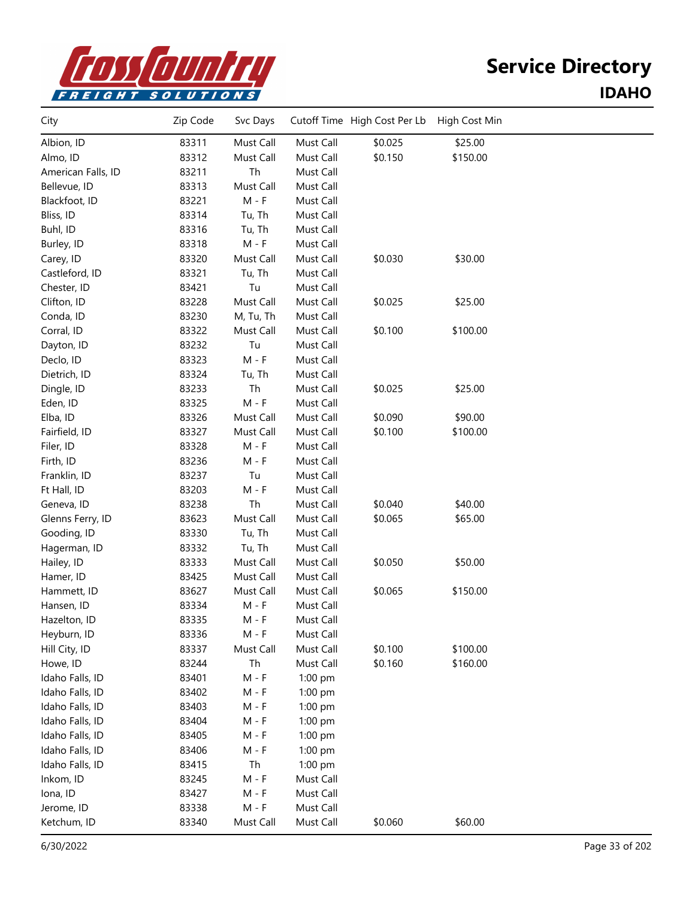# Service Directory

## IDAHO

| City | Zip Code | Svc Days | Cutoff Time | High Cost Per Lb | High Cost Min |
|---|---|---|---|---|---|
| Albion, ID | 83311 | Must Call | Must Call | $0.025 | $25.00 |
| Almo, ID | 83312 | Must Call | Must Call | $0.150 | $150.00 |
| American Falls, ID | 83211 | Th | Must Call | | |
| Bellevue, ID | 83313 | Must Call | Must Call | | |
| Blackfoot, ID | 83221 | M - F | Must Call | | |
| Bliss, ID | 83314 | Tu, Th | Must Call | | |
| Buhl, ID | 83316 | Tu, Th | Must Call | | |
| Burley, ID | 83318 | M - F | Must Call | | |
| Carey, ID | 83320 | Must Call | Must Call | $0.030 | $30.00 |
| Castleford, ID | 83321 | Tu, Th | Must Call | | |
| Chester, ID | 83421 | Tu | Must Call | | |
| Clifton, ID | 83228 | Must Call | Must Call | $0.025 | $25.00 |
| Conda, ID | 83230 | M, Tu, Th | Must Call | | |
| Corral, ID | 83322 | Must Call | Must Call | $0.100 | $100.00 |
| Dayton, ID | 83232 | Tu | Must Call | | |
| Declo, ID | 83323 | M - F | Must Call | | |
| Dietrich, ID | 83324 | Tu, Th | Must Call | | |
| Dingle, ID | 83233 | Th | Must Call | $0.025 | $25.00 |
| Eden, ID | 83325 | M - F | Must Call | | |
| Elba, ID | 83326 | Must Call | Must Call | $0.090 | $90.00 |
| Fairfield, ID | 83327 | Must Call | Must Call | $0.100 | $100.00 |
| Filer, ID | 83328 | M - F | Must Call | | |
| Firth, ID | 83236 | M - F | Must Call | | |
| Franklin, ID | 83237 | Tu | Must Call | | |
| Ft Hall, ID | 83203 | M - F | Must Call | | |
| Geneva, ID | 83238 | Th | Must Call | $0.040 | $40.00 |
| Glenns Ferry, ID | 83623 | Must Call | Must Call | $0.065 | $65.00 |
| Gooding, ID | 83330 | Tu, Th | Must Call | | |
| Hagerman, ID | 83332 | Tu, Th | Must Call | | |
| Hailey, ID | 83333 | Must Call | Must Call | $0.050 | $50.00 |
| Hamer, ID | 83425 | Must Call | Must Call | | |
| Hammett, ID | 83627 | Must Call | Must Call | $0.065 | $150.00 |
| Hansen, ID | 83334 | M - F | Must Call | | |
| Hazelton, ID | 83335 | M - F | Must Call | | |
| Heyburn, ID | 83336 | M - F | Must Call | | |
| Hill City, ID | 83337 | Must Call | Must Call | $0.100 | $100.00 |
| Howe, ID | 83244 | Th | Must Call | $0.160 | $160.00 |
| Idaho Falls, ID | 83401 | M - F | 1:00 pm | | |
| Idaho Falls, ID | 83402 | M - F | 1:00 pm | | |
| Idaho Falls, ID | 83403 | M - F | 1:00 pm | | |
| Idaho Falls, ID | 83404 | M - F | 1:00 pm | | |
| Idaho Falls, ID | 83405 | M - F | 1:00 pm | | |
| Idaho Falls, ID | 83406 | M - F | 1:00 pm | | |
| Idaho Falls, ID | 83415 | Th | 1:00 pm | | |
| Inkom, ID | 83245 | M - F | Must Call | | |
| Iona, ID | 83427 | M - F | Must Call | | |
| Jerome, ID | 83338 | M - F | Must Call | | |
| Ketchum, ID | 83340 | Must Call | Must Call | $0.060 | $60.00 |

6/30/2022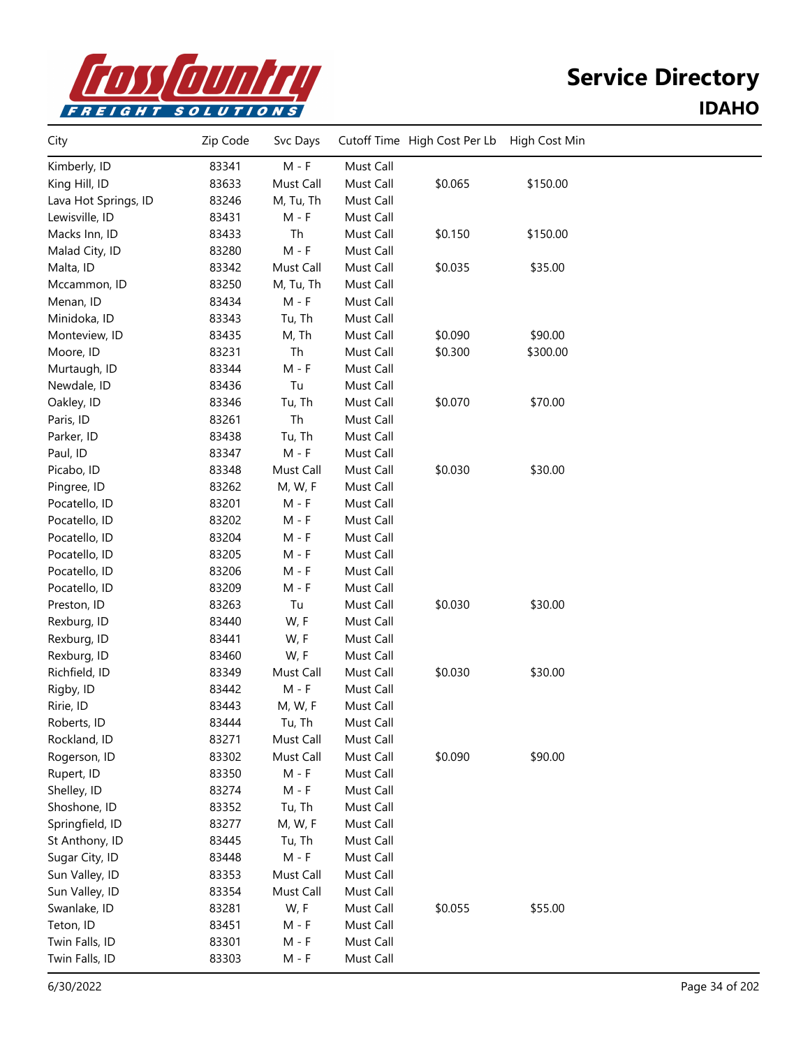# Service Directory

## IDAHO

| City | Zip Code | Svc Days | Cutoff Time | High Cost Per Lb | High Cost Min |
|---|---|---|---|---|---|
| Kimberly, ID | 83341 | M - F | Must Call | | |
| King Hill, ID | 83633 | Must Call | Must Call | $0.065 | $150.00 |
| Lava Hot Springs, ID | 83246 | M, Tu, Th | Must Call | | |
| Lewisville, ID | 83431 | M - F | Must Call | | |
| Macks Inn, ID | 83433 | Th | Must Call | $0.150 | $150.00 |
| Malad City, ID | 83280 | M - F | Must Call | | |
| Malta, ID | 83342 | Must Call | Must Call | $0.035 | $35.00 |
| Mccammon, ID | 83250 | M, Tu, Th | Must Call | | |
| Menan, ID | 83434 | M - F | Must Call | | |
| Minidoka, ID | 83343 | Tu, Th | Must Call | | |
| Monteview, ID | 83435 | M, Th | Must Call | $0.090 | $90.00 |
| Moore, ID | 83231 | Th | Must Call | $0.300 | $300.00 |
| Murtaugh, ID | 83344 | M - F | Must Call | | |
| Newdale, ID | 83436 | Tu | Must Call | | |
| Oakley, ID | 83346 | Tu, Th | Must Call | $0.070 | $70.00 |
| Paris, ID | 83261 | Th | Must Call | | |
| Parker, ID | 83438 | Tu, Th | Must Call | | |
| Paul, ID | 83347 | M - F | Must Call | | |
| Picabo, ID | 83348 | Must Call | Must Call | $0.030 | $30.00 |
| Pingree, ID | 83262 | M, W, F | Must Call | | |
| Pocatello, ID | 83201 | M - F | Must Call | | |
| Pocatello, ID | 83202 | M - F | Must Call | | |
| Pocatello, ID | 83204 | M - F | Must Call | | |
| Pocatello, ID | 83205 | M - F | Must Call | | |
| Pocatello, ID | 83206 | M - F | Must Call | | |
| Pocatello, ID | 83209 | M - F | Must Call | | |
| Preston, ID | 83263 | Tu | Must Call | $0.030 | $30.00 |
| Rexburg, ID | 83440 | W, F | Must Call | | |
| Rexburg, ID | 83441 | W, F | Must Call | | |
| Rexburg, ID | 83460 | W, F | Must Call | | |
| Richfield, ID | 83349 | Must Call | Must Call | $0.030 | $30.00 |
| Rigby, ID | 83442 | M - F | Must Call | | |
| Ririe, ID | 83443 | M, W, F | Must Call | | |
| Roberts, ID | 83444 | Tu, Th | Must Call | | |
| Rockland, ID | 83271 | Must Call | Must Call | | |
| Rogerson, ID | 83302 | Must Call | Must Call | $0.090 | $90.00 |
| Rupert, ID | 83350 | M - F | Must Call | | |
| Shelley, ID | 83274 | M - F | Must Call | | |
| Shoshone, ID | 83352 | Tu, Th | Must Call | | |
| Springfield, ID | 83277 | M, W, F | Must Call | | |
| St Anthony, ID | 83445 | Tu, Th | Must Call | | |
| Sugar City, ID | 83448 | M - F | Must Call | | |
| Sun Valley, ID | 83353 | Must Call | Must Call | | |
| Sun Valley, ID | 83354 | Must Call | Must Call | | |
| Swanlake, ID | 83281 | W, F | Must Call | $0.055 | $55.00 |
| Teton, ID | 83451 | M - F | Must Call | | |
| Twin Falls, ID | 83301 | M - F | Must Call | | |
| Twin Falls, ID | 83303 | M - F | Must Call | | |

6/30/2022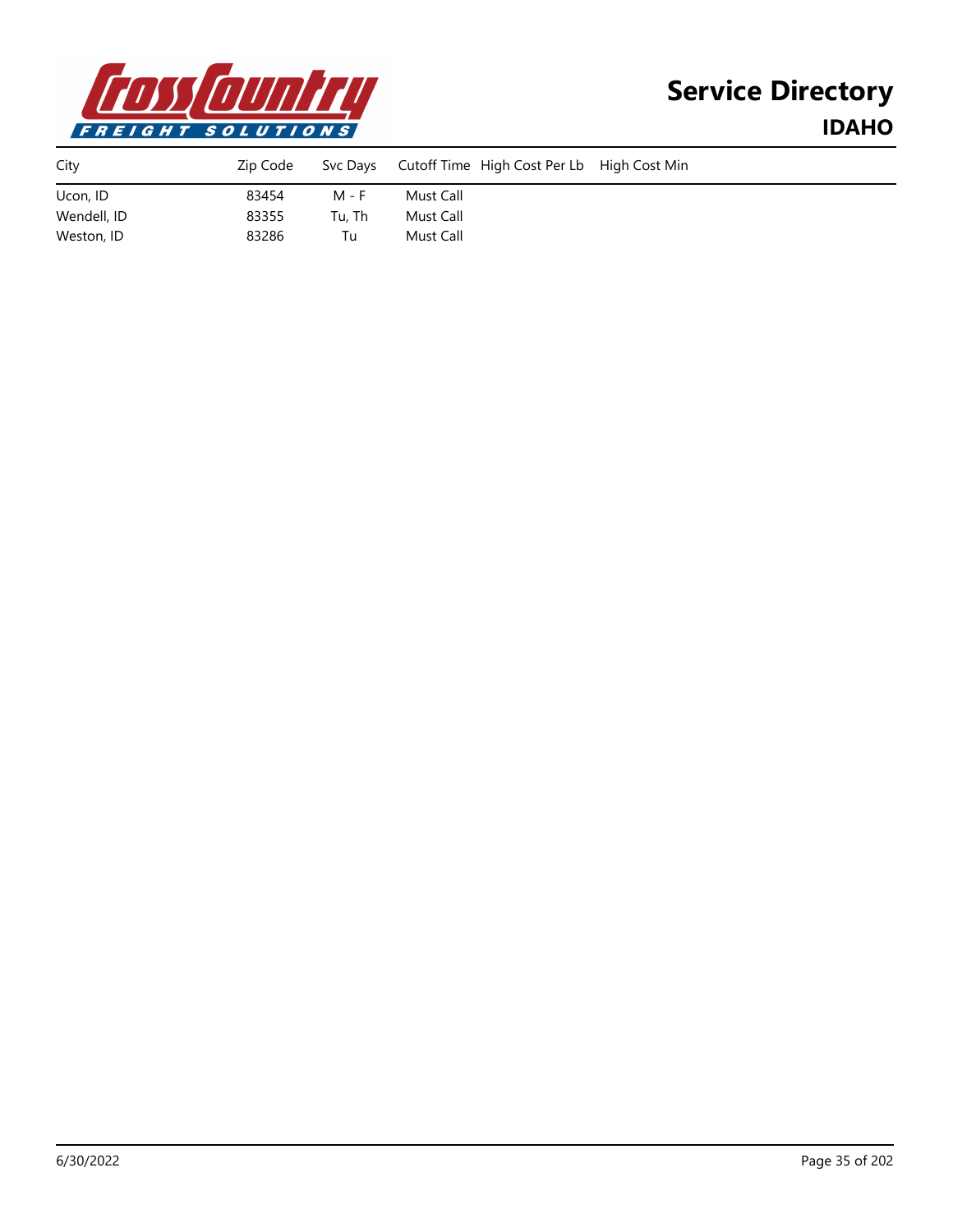# Service Directory

## IDAHO

| City | Zip Code | Svc Days | Cutoff Time | High Cost Per Lb | High Cost Min |
|---|---|---|---|---|---|
| Ucon, ID | 83454 | M - F | Must Call | | |
| Wendell, ID | 83355 | Tu, Th | Must Call | | |
| Weston, ID | 83286 | Tu | Must Call | | |

6/30/2022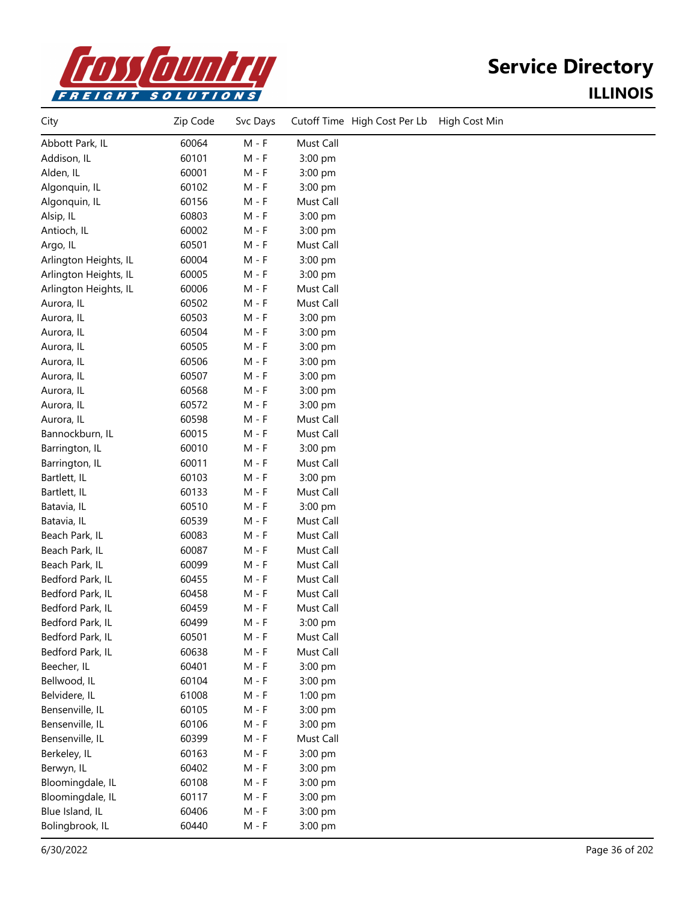# Service Directory

## ILLINOIS

| City | Zip Code | Svc Days | Cutoff Time | High Cost Per Lb | High Cost Min |
|---|---|---|---|---|---|
| Abbott Park, IL | 60064 | M - F | Must Call | | |
| Addison, IL | 60101 | M - F | 3:00 pm | | |
| Alden, IL | 60001 | M - F | 3:00 pm | | |
| Algonquin, IL | 60102 | M - F | 3:00 pm | | |
| Algonquin, IL | 60156 | M - F | Must Call | | |
| Alsip, IL | 60803 | M - F | 3:00 pm | | |
| Antioch, IL | 60002 | M - F | 3:00 pm | | |
| Argo, IL | 60501 | M - F | Must Call | | |
| Arlington Heights, IL | 60004 | M - F | 3:00 pm | | |
| Arlington Heights, IL | 60005 | M - F | 3:00 pm | | |
| Arlington Heights, IL | 60006 | M - F | Must Call | | |
| Aurora, IL | 60502 | M - F | Must Call | | |
| Aurora, IL | 60503 | M - F | 3:00 pm | | |
| Aurora, IL | 60504 | M - F | 3:00 pm | | |
| Aurora, IL | 60505 | M - F | 3:00 pm | | |
| Aurora, IL | 60506 | M - F | 3:00 pm | | |
| Aurora, IL | 60507 | M - F | 3:00 pm | | |
| Aurora, IL | 60568 | M - F | 3:00 pm | | |
| Aurora, IL | 60572 | M - F | 3:00 pm | | |
| Aurora, IL | 60598 | M - F | Must Call | | |
| Bannockburn, IL | 60015 | M - F | Must Call | | |
| Barrington, IL | 60010 | M - F | 3:00 pm | | |
| Barrington, IL | 60011 | M - F | Must Call | | |
| Bartlett, IL | 60103 | M - F | 3:00 pm | | |
| Bartlett, IL | 60133 | M - F | Must Call | | |
| Batavia, IL | 60510 | M - F | 3:00 pm | | |
| Batavia, IL | 60539 | M - F | Must Call | | |
| Beach Park, IL | 60083 | M - F | Must Call | | |
| Beach Park, IL | 60087 | M - F | Must Call | | |
| Beach Park, IL | 60099 | M - F | Must Call | | |
| Bedford Park, IL | 60455 | M - F | Must Call | | |
| Bedford Park, IL | 60458 | M - F | Must Call | | |
| Bedford Park, IL | 60459 | M - F | Must Call | | |
| Bedford Park, IL | 60499 | M - F | 3:00 pm | | |
| Bedford Park, IL | 60501 | M - F | Must Call | | |
| Bedford Park, IL | 60638 | M - F | Must Call | | |
| Beecher, IL | 60401 | M - F | 3:00 pm | | |
| Bellwood, IL | 60104 | M - F | 3:00 pm | | |
| Belvidere, IL | 61008 | M - F | 1:00 pm | | |
| Bensenville, IL | 60105 | M - F | 3:00 pm | | |
| Bensenville, IL | 60106 | M - F | 3:00 pm | | |
| Bensenville, IL | 60399 | M - F | Must Call | | |
| Berkeley, IL | 60163 | M - F | 3:00 pm | | |
| Berwyn, IL | 60402 | M - F | 3:00 pm | | |
| Bloomingdale, IL | 60108 | M - F | 3:00 pm | | |
| Bloomingdale, IL | 60117 | M - F | 3:00 pm | | |
| Blue Island, IL | 60406 | M - F | 3:00 pm | | |
| Bolingbrook, IL | 60440 | M - F | 3:00 pm | | |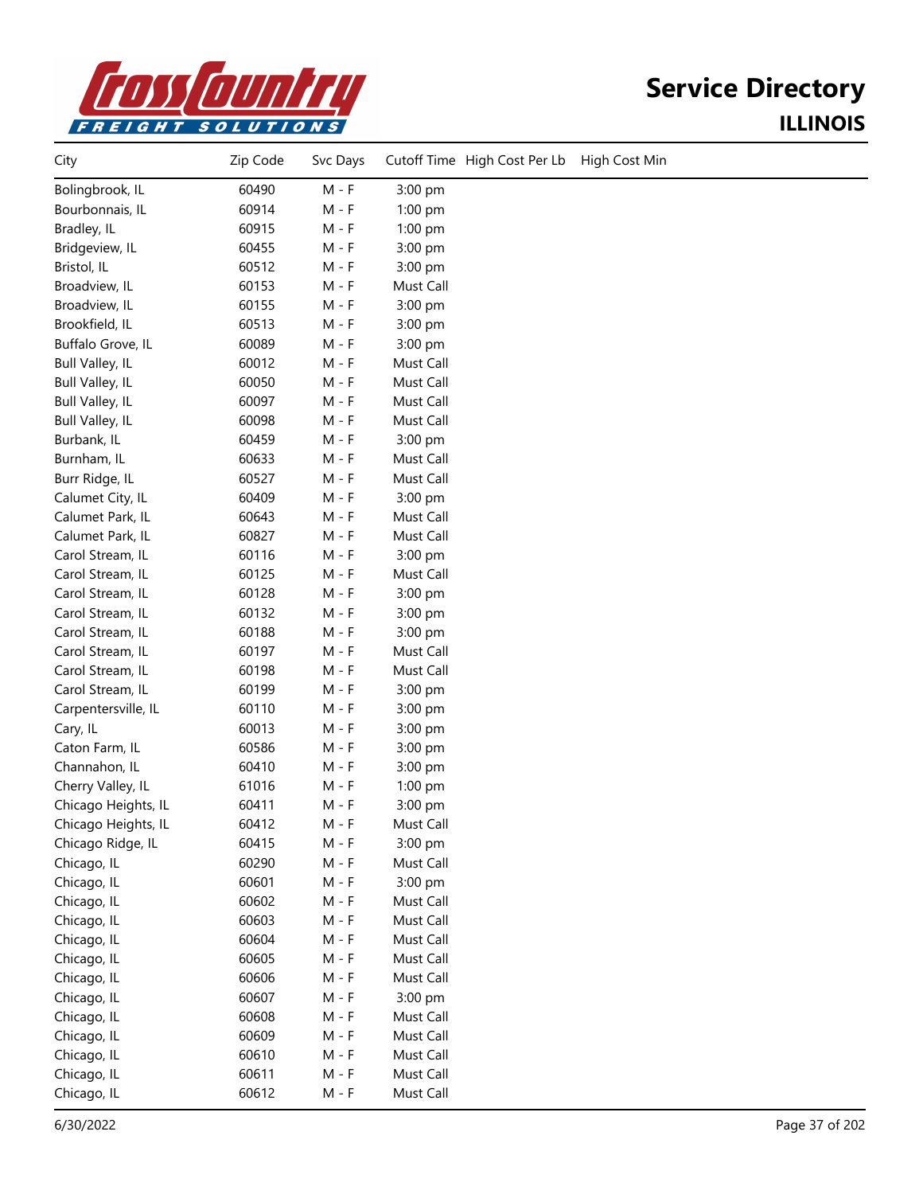# Service Directory

## ILLINOIS

| City | Zip Code | Svc Days | Cutoff Time | High Cost Per Lb | High Cost Min |
|---|---|---|---|---|---|
| Bolingbrook, IL | 60490 | M - F | 3:00 pm | | |
| Bourbonnais, IL | 60914 | M - F | 1:00 pm | | |
| Bradley, IL | 60915 | M - F | 1:00 pm | | |
| Bridgeview, IL | 60455 | M - F | 3:00 pm | | |
| Bristol, IL | 60512 | M - F | 3:00 pm | | |
| Broadview, IL | 60153 | M - F | Must Call | | |
| Broadview, IL | 60155 | M - F | 3:00 pm | | |
| Brookfield, IL | 60513 | M - F | 3:00 pm | | |
| Buffalo Grove, IL | 60089 | M - F | 3:00 pm | | |
| Bull Valley, IL | 60012 | M - F | Must Call | | |
| Bull Valley, IL | 60050 | M - F | Must Call | | |
| Bull Valley, IL | 60097 | M - F | Must Call | | |
| Bull Valley, IL | 60098 | M - F | Must Call | | |
| Burbank, IL | 60459 | M - F | 3:00 pm | | |
| Burnham, IL | 60633 | M - F | Must Call | | |
| Burr Ridge, IL | 60527 | M - F | Must Call | | |
| Calumet City, IL | 60409 | M - F | 3:00 pm | | |
| Calumet Park, IL | 60643 | M - F | Must Call | | |
| Calumet Park, IL | 60827 | M - F | Must Call | | |
| Carol Stream, IL | 60116 | M - F | 3:00 pm | | |
| Carol Stream, IL | 60125 | M - F | Must Call | | |
| Carol Stream, IL | 60128 | M - F | 3:00 pm | | |
| Carol Stream, IL | 60132 | M - F | 3:00 pm | | |
| Carol Stream, IL | 60188 | M - F | 3:00 pm | | |
| Carol Stream, IL | 60197 | M - F | Must Call | | |
| Carol Stream, IL | 60198 | M - F | Must Call | | |
| Carol Stream, IL | 60199 | M - F | 3:00 pm | | |
| Carpentersville, IL | 60110 | M - F | 3:00 pm | | |
| Cary, IL | 60013 | M - F | 3:00 pm | | |
| Caton Farm, IL | 60586 | M - F | 3:00 pm | | |
| Channahon, IL | 60410 | M - F | 3:00 pm | | |
| Cherry Valley, IL | 61016 | M - F | 1:00 pm | | |
| Chicago Heights, IL | 60411 | M - F | 3:00 pm | | |
| Chicago Heights, IL | 60412 | M - F | Must Call | | |
| Chicago Ridge, IL | 60415 | M - F | 3:00 pm | | |
| Chicago, IL | 60290 | M - F | Must Call | | |
| Chicago, IL | 60601 | M - F | 3:00 pm | | |
| Chicago, IL | 60602 | M - F | Must Call | | |
| Chicago, IL | 60603 | M - F | Must Call | | |
| Chicago, IL | 60604 | M - F | Must Call | | |
| Chicago, IL | 60605 | M - F | Must Call | | |
| Chicago, IL | 60606 | M - F | Must Call | | |
| Chicago, IL | 60607 | M - F | 3:00 pm | | |
| Chicago, IL | 60608 | M - F | Must Call | | |
| Chicago, IL | 60609 | M - F | Must Call | | |
| Chicago, IL | 60610 | M - F | Must Call | | |
| Chicago, IL | 60611 | M - F | Must Call | | |
| Chicago, IL | 60612 | M - F | Must Call | | |

6/30/2022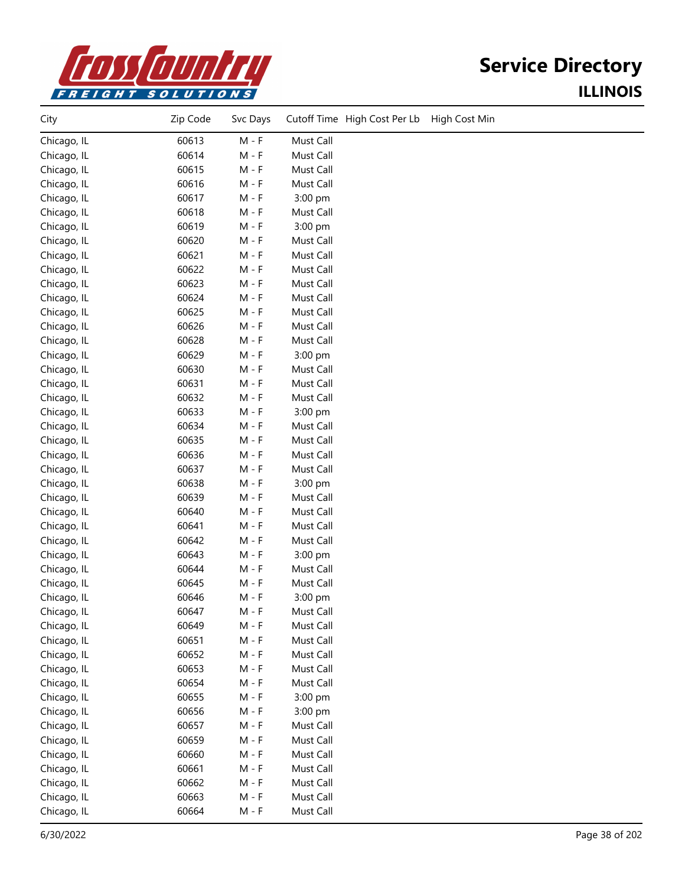# Service Directory

## ILLINOIS

| City | Zip Code | Svc Days | Cutoff Time | High Cost Per Lb | High Cost Min |
|---|---|---|---|---|---|
| Chicago, IL | 60613 | M - F | Must Call | | |
| Chicago, IL | 60614 | M - F | Must Call | | |
| Chicago, IL | 60615 | M - F | Must Call | | |
| Chicago, IL | 60616 | M - F | Must Call | | |
| Chicago, IL | 60617 | M - F | 3:00 pm | | |
| Chicago, IL | 60618 | M - F | Must Call | | |
| Chicago, IL | 60619 | M - F | 3:00 pm | | |
| Chicago, IL | 60620 | M - F | Must Call | | |
| Chicago, IL | 60621 | M - F | Must Call | | |
| Chicago, IL | 60622 | M - F | Must Call | | |
| Chicago, IL | 60623 | M - F | Must Call | | |
| Chicago, IL | 60624 | M - F | Must Call | | |
| Chicago, IL | 60625 | M - F | Must Call | | |
| Chicago, IL | 60626 | M - F | Must Call | | |
| Chicago, IL | 60628 | M - F | Must Call | | |
| Chicago, IL | 60629 | M - F | 3:00 pm | | |
| Chicago, IL | 60630 | M - F | Must Call | | |
| Chicago, IL | 60631 | M - F | Must Call | | |
| Chicago, IL | 60632 | M - F | Must Call | | |
| Chicago, IL | 60633 | M - F | 3:00 pm | | |
| Chicago, IL | 60634 | M - F | Must Call | | |
| Chicago, IL | 60635 | M - F | Must Call | | |
| Chicago, IL | 60636 | M - F | Must Call | | |
| Chicago, IL | 60637 | M - F | Must Call | | |
| Chicago, IL | 60638 | M - F | 3:00 pm | | |
| Chicago, IL | 60639 | M - F | Must Call | | |
| Chicago, IL | 60640 | M - F | Must Call | | |
| Chicago, IL | 60641 | M - F | Must Call | | |
| Chicago, IL | 60642 | M - F | Must Call | | |
| Chicago, IL | 60643 | M - F | 3:00 pm | | |
| Chicago, IL | 60644 | M - F | Must Call | | |
| Chicago, IL | 60645 | M - F | Must Call | | |
| Chicago, IL | 60646 | M - F | 3:00 pm | | |
| Chicago, IL | 60647 | M - F | Must Call | | |
| Chicago, IL | 60649 | M - F | Must Call | | |
| Chicago, IL | 60651 | M - F | Must Call | | |
| Chicago, IL | 60652 | M - F | Must Call | | |
| Chicago, IL | 60653 | M - F | Must Call | | |
| Chicago, IL | 60654 | M - F | Must Call | | |
| Chicago, IL | 60655 | M - F | 3:00 pm | | |
| Chicago, IL | 60656 | M - F | 3:00 pm | | |
| Chicago, IL | 60657 | M - F | Must Call | | |
| Chicago, IL | 60659 | M - F | Must Call | | |
| Chicago, IL | 60660 | M - F | Must Call | | |
| Chicago, IL | 60661 | M - F | Must Call | | |
| Chicago, IL | 60662 | M - F | Must Call | | |
| Chicago, IL | 60663 | M - F | Must Call | | |
| Chicago, IL | 60664 | M - F | Must Call | | |

6/30/2022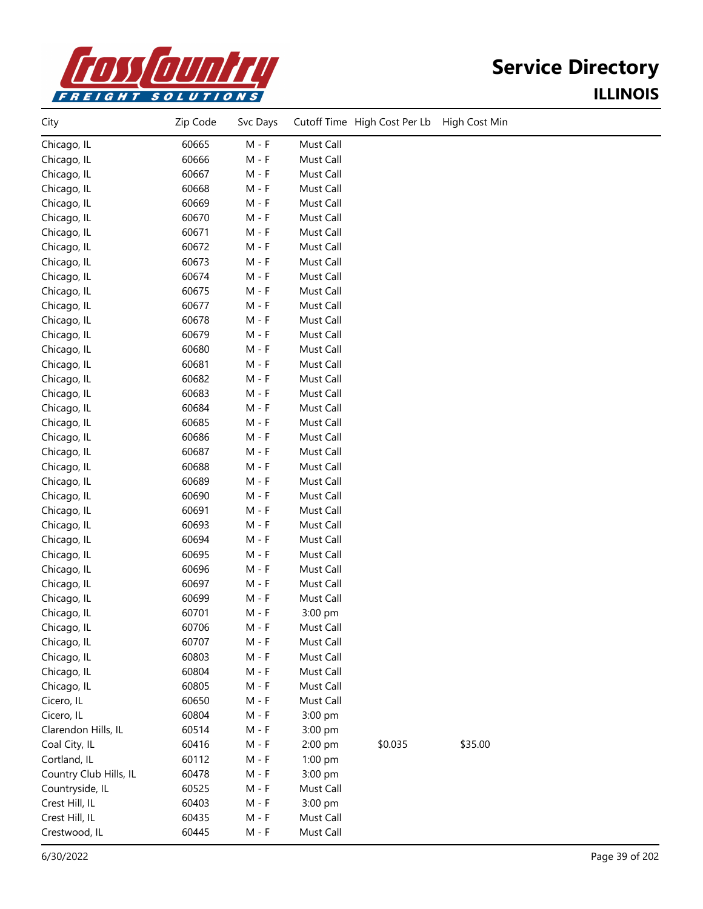# Service Directory

## ILLINOIS

| City | Zip Code | Svc Days | Cutoff Time | High Cost Per Lb | High Cost Min |
|---|---|---|---|---|---|
| Chicago, IL | 60665 | M - F | Must Call | | |
| Chicago, IL | 60666 | M - F | Must Call | | |
| Chicago, IL | 60667 | M - F | Must Call | | |
| Chicago, IL | 60668 | M - F | Must Call | | |
| Chicago, IL | 60669 | M - F | Must Call | | |
| Chicago, IL | 60670 | M - F | Must Call | | |
| Chicago, IL | 60671 | M - F | Must Call | | |
| Chicago, IL | 60672 | M - F | Must Call | | |
| Chicago, IL | 60673 | M - F | Must Call | | |
| Chicago, IL | 60674 | M - F | Must Call | | |
| Chicago, IL | 60675 | M - F | Must Call | | |
| Chicago, IL | 60677 | M - F | Must Call | | |
| Chicago, IL | 60678 | M - F | Must Call | | |
| Chicago, IL | 60679 | M - F | Must Call | | |
| Chicago, IL | 60680 | M - F | Must Call | | |
| Chicago, IL | 60681 | M - F | Must Call | | |
| Chicago, IL | 60682 | M - F | Must Call | | |
| Chicago, IL | 60683 | M - F | Must Call | | |
| Chicago, IL | 60684 | M - F | Must Call | | |
| Chicago, IL | 60685 | M - F | Must Call | | |
| Chicago, IL | 60686 | M - F | Must Call | | |
| Chicago, IL | 60687 | M - F | Must Call | | |
| Chicago, IL | 60688 | M - F | Must Call | | |
| Chicago, IL | 60689 | M - F | Must Call | | |
| Chicago, IL | 60690 | M - F | Must Call | | |
| Chicago, IL | 60691 | M - F | Must Call | | |
| Chicago, IL | 60693 | M - F | Must Call | | |
| Chicago, IL | 60694 | M - F | Must Call | | |
| Chicago, IL | 60695 | M - F | Must Call | | |
| Chicago, IL | 60696 | M - F | Must Call | | |
| Chicago, IL | 60697 | M - F | Must Call | | |
| Chicago, IL | 60699 | M - F | Must Call | | |
| Chicago, IL | 60701 | M - F | 3:00 pm | | |
| Chicago, IL | 60706 | M - F | Must Call | | |
| Chicago, IL | 60707 | M - F | Must Call | | |
| Chicago, IL | 60803 | M - F | Must Call | | |
| Chicago, IL | 60804 | M - F | Must Call | | |
| Chicago, IL | 60805 | M - F | Must Call | | |
| Cicero, IL | 60650 | M - F | Must Call | | |
| Cicero, IL | 60804 | M - F | 3:00 pm | | |
| Clarendon Hills, IL | 60514 | M - F | 3:00 pm | | |
| Coal City, IL | 60416 | M - F | 2:00 pm | $0.035 | $35.00 |
| Cortland, IL | 60112 | M - F | 1:00 pm | | |
| Country Club Hills, IL | 60478 | M - F | 3:00 pm | | |
| Countryside, IL | 60525 | M - F | Must Call | | |
| Crest Hill, IL | 60403 | M - F | 3:00 pm | | |
| Crest Hill, IL | 60435 | M - F | Must Call | | |
| Crestwood, IL | 60445 | M - F | Must Call | | |

6/30/2022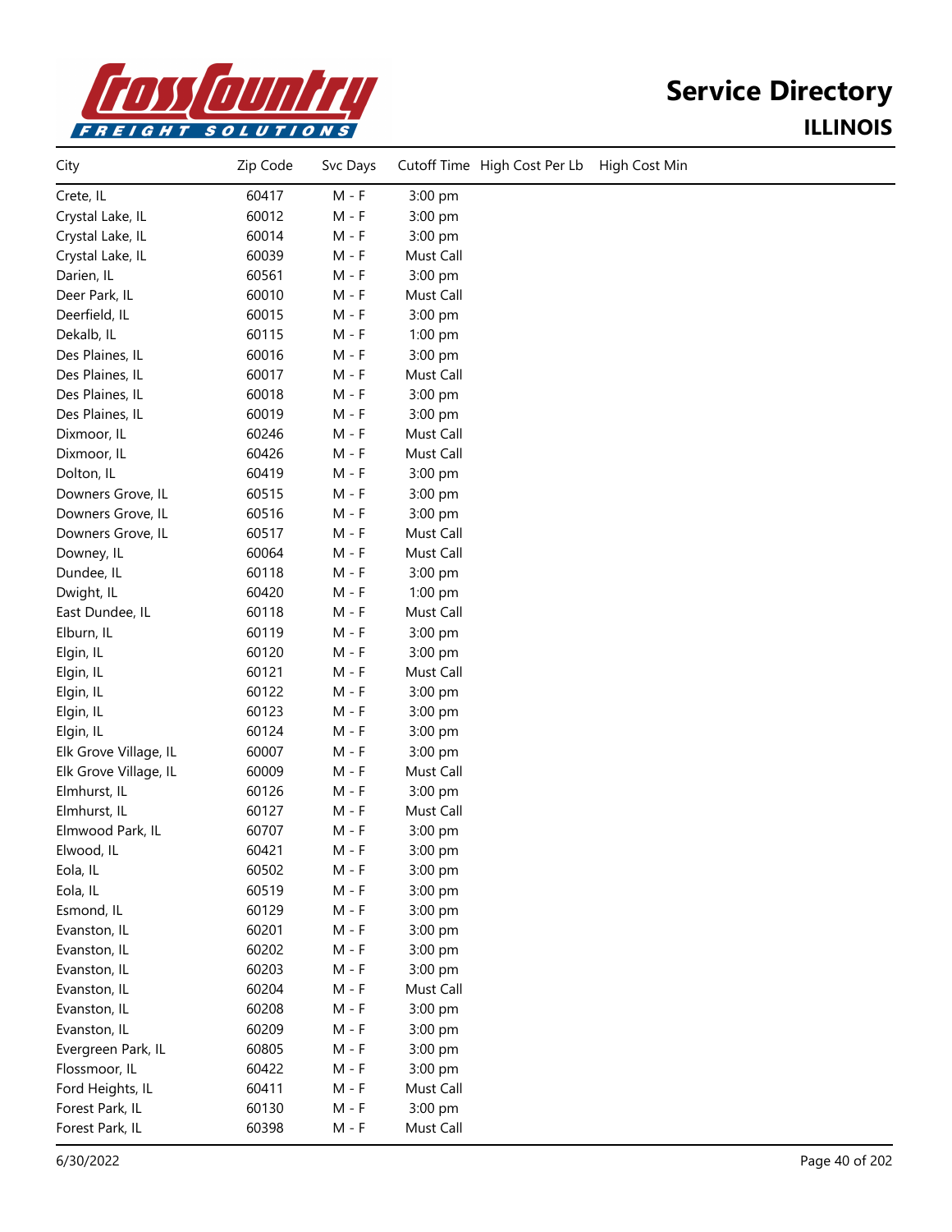# Service Directory

## ILLINOIS

| City | Zip Code | Svc Days | Cutoff Time | High Cost Per Lb | High Cost Min |
|---|---|---|---|---|---|
| Crete, IL | 60417 | M - F | 3:00 pm | | |
| Crystal Lake, IL | 60012 | M - F | 3:00 pm | | |
| Crystal Lake, IL | 60014 | M - F | 3:00 pm | | |
| Crystal Lake, IL | 60039 | M - F | Must Call | | |
| Darien, IL | 60561 | M - F | 3:00 pm | | |
| Deer Park, IL | 60010 | M - F | Must Call | | |
| Deerfield, IL | 60015 | M - F | 3:00 pm | | |
| Dekalb, IL | 60115 | M - F | 1:00 pm | | |
| Des Plaines, IL | 60016 | M - F | 3:00 pm | | |
| Des Plaines, IL | 60017 | M - F | Must Call | | |
| Des Plaines, IL | 60018 | M - F | 3:00 pm | | |
| Des Plaines, IL | 60019 | M - F | 3:00 pm | | |
| Dixmoor, IL | 60246 | M - F | Must Call | | |
| Dixmoor, IL | 60426 | M - F | Must Call | | |
| Dolton, IL | 60419 | M - F | 3:00 pm | | |
| Downers Grove, IL | 60515 | M - F | 3:00 pm | | |
| Downers Grove, IL | 60516 | M - F | 3:00 pm | | |
| Downers Grove, IL | 60517 | M - F | Must Call | | |
| Downey, IL | 60064 | M - F | Must Call | | |
| Dundee, IL | 60118 | M - F | 3:00 pm | | |
| Dwight, IL | 60420 | M - F | 1:00 pm | | |
| East Dundee, IL | 60118 | M - F | Must Call | | |
| Elburn, IL | 60119 | M - F | 3:00 pm | | |
| Elgin, IL | 60120 | M - F | 3:00 pm | | |
| Elgin, IL | 60121 | M - F | Must Call | | |
| Elgin, IL | 60122 | M - F | 3:00 pm | | |
| Elgin, IL | 60123 | M - F | 3:00 pm | | |
| Elgin, IL | 60124 | M - F | 3:00 pm | | |
| Elk Grove Village, IL | 60007 | M - F | 3:00 pm | | |
| Elk Grove Village, IL | 60009 | M - F | Must Call | | |
| Elmhurst, IL | 60126 | M - F | 3:00 pm | | |
| Elmhurst, IL | 60127 | M - F | Must Call | | |
| Elmwood Park, IL | 60707 | M - F | 3:00 pm | | |
| Elwood, IL | 60421 | M - F | 3:00 pm | | |
| Eola, IL | 60502 | M - F | 3:00 pm | | |
| Eola, IL | 60519 | M - F | 3:00 pm | | |
| Esmond, IL | 60129 | M - F | 3:00 pm | | |
| Evanston, IL | 60201 | M - F | 3:00 pm | | |
| Evanston, IL | 60202 | M - F | 3:00 pm | | |
| Evanston, IL | 60203 | M - F | 3:00 pm | | |
| Evanston, IL | 60204 | M - F | Must Call | | |
| Evanston, IL | 60208 | M - F | 3:00 pm | | |
| Evanston, IL | 60209 | M - F | 3:00 pm | | |
| Evergreen Park, IL | 60805 | M - F | 3:00 pm | | |
| Flossmoor, IL | 60422 | M - F | 3:00 pm | | |
| Ford Heights, IL | 60411 | M - F | Must Call | | |
| Forest Park, IL | 60130 | M - F | 3:00 pm | | |
| Forest Park, IL | 60398 | M - F | Must Call | | |

6/30/2022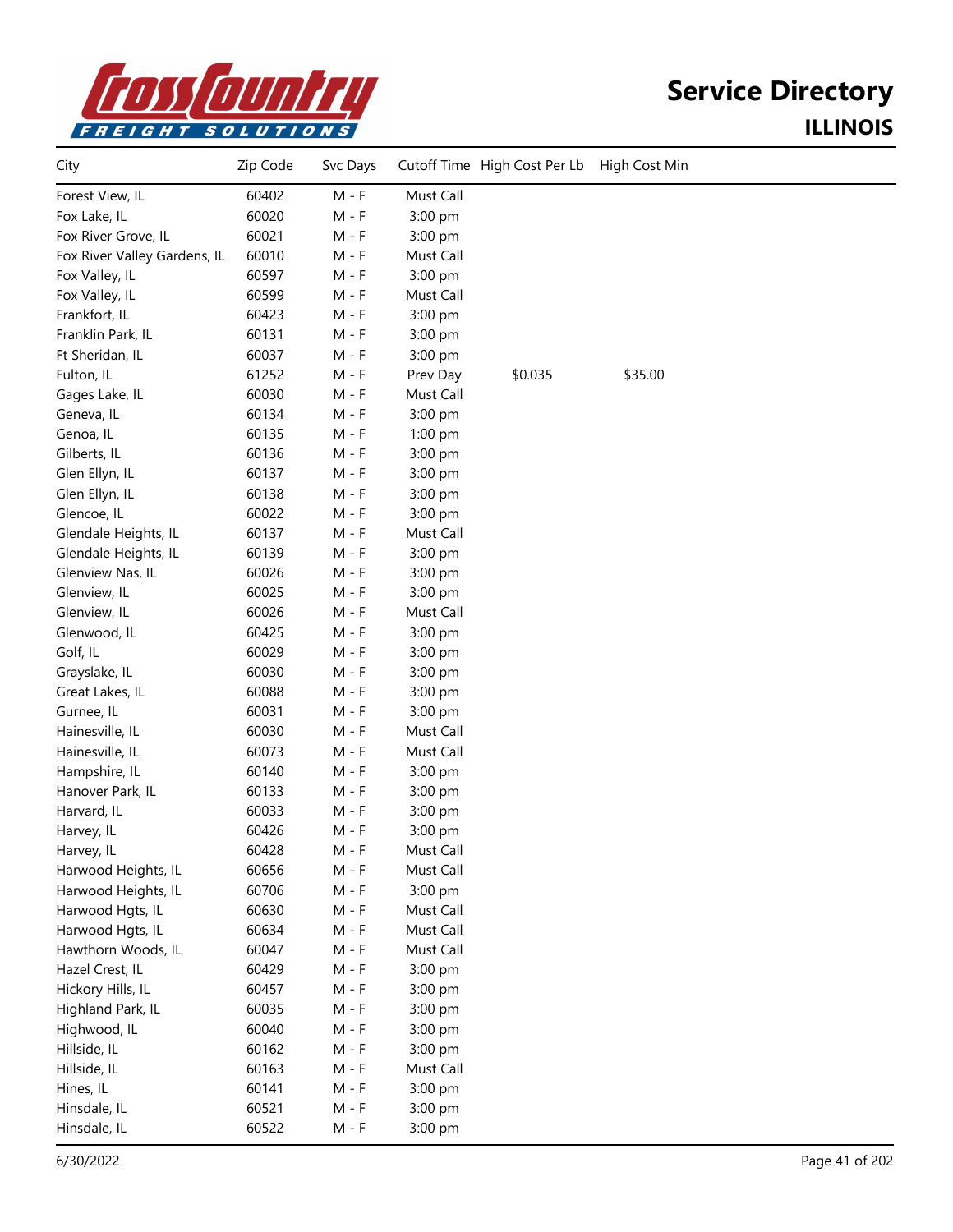# Service Directory

## ILLINOIS

| City | Zip Code | Svc Days | Cutoff Time | High Cost Per Lb | High Cost Min |
|---|---|---|---|---|---|
| Forest View, IL | 60402 | M - F | Must Call | | |
| Fox Lake, IL | 60020 | M - F | 3:00 pm | | |
| Fox River Grove, IL | 60021 | M - F | 3:00 pm | | |
| Fox River Valley Gardens, IL | 60010 | M - F | Must Call | | |
| Fox Valley, IL | 60597 | M - F | 3:00 pm | | |
| Fox Valley, IL | 60599 | M - F | Must Call | | |
| Frankfort, IL | 60423 | M - F | 3:00 pm | | |
| Franklin Park, IL | 60131 | M - F | 3:00 pm | | |
| Ft Sheridan, IL | 60037 | M - F | 3:00 pm | | |
| Fulton, IL | 61252 | M - F | Prev Day | $0.035 | $35.00 |
| Gages Lake, IL | 60030 | M - F | Must Call | | |
| Geneva, IL | 60134 | M - F | 3:00 pm | | |
| Genoa, IL | 60135 | M - F | 1:00 pm | | |
| Gilberts, IL | 60136 | M - F | 3:00 pm | | |
| Glen Ellyn, IL | 60137 | M - F | 3:00 pm | | |
| Glen Ellyn, IL | 60138 | M - F | 3:00 pm | | |
| Glencoe, IL | 60022 | M - F | 3:00 pm | | |
| Glendale Heights, IL | 60137 | M - F | Must Call | | |
| Glendale Heights, IL | 60139 | M - F | 3:00 pm | | |
| Glenview Nas, IL | 60026 | M - F | 3:00 pm | | |
| Glenview, IL | 60025 | M - F | 3:00 pm | | |
| Glenview, IL | 60026 | M - F | Must Call | | |
| Glenwood, IL | 60425 | M - F | 3:00 pm | | |
| Golf, IL | 60029 | M - F | 3:00 pm | | |
| Grayslake, IL | 60030 | M - F | 3:00 pm | | |
| Great Lakes, IL | 60088 | M - F | 3:00 pm | | |
| Gurnee, IL | 60031 | M - F | 3:00 pm | | |
| Hainesville, IL | 60030 | M - F | Must Call | | |
| Hainesville, IL | 60073 | M - F | Must Call | | |
| Hampshire, IL | 60140 | M - F | 3:00 pm | | |
| Hanover Park, IL | 60133 | M - F | 3:00 pm | | |
| Harvard, IL | 60033 | M - F | 3:00 pm | | |
| Harvey, IL | 60426 | M - F | 3:00 pm | | |
| Harvey, IL | 60428 | M - F | Must Call | | |
| Harwood Heights, IL | 60656 | M - F | Must Call | | |
| Harwood Heights, IL | 60706 | M - F | 3:00 pm | | |
| Harwood Hgts, IL | 60630 | M - F | Must Call | | |
| Harwood Hgts, IL | 60634 | M - F | Must Call | | |
| Hawthorn Woods, IL | 60047 | M - F | Must Call | | |
| Hazel Crest, IL | 60429 | M - F | 3:00 pm | | |
| Hickory Hills, IL | 60457 | M - F | 3:00 pm | | |
| Highland Park, IL | 60035 | M - F | 3:00 pm | | |
| Highwood, IL | 60040 | M - F | 3:00 pm | | |
| Hillside, IL | 60162 | M - F | 3:00 pm | | |
| Hillside, IL | 60163 | M - F | Must Call | | |
| Hines, IL | 60141 | M - F | 3:00 pm | | |
| Hinsdale, IL | 60521 | M - F | 3:00 pm | | |
| Hinsdale, IL | 60522 | M - F | 3:00 pm | | |

6/30/2022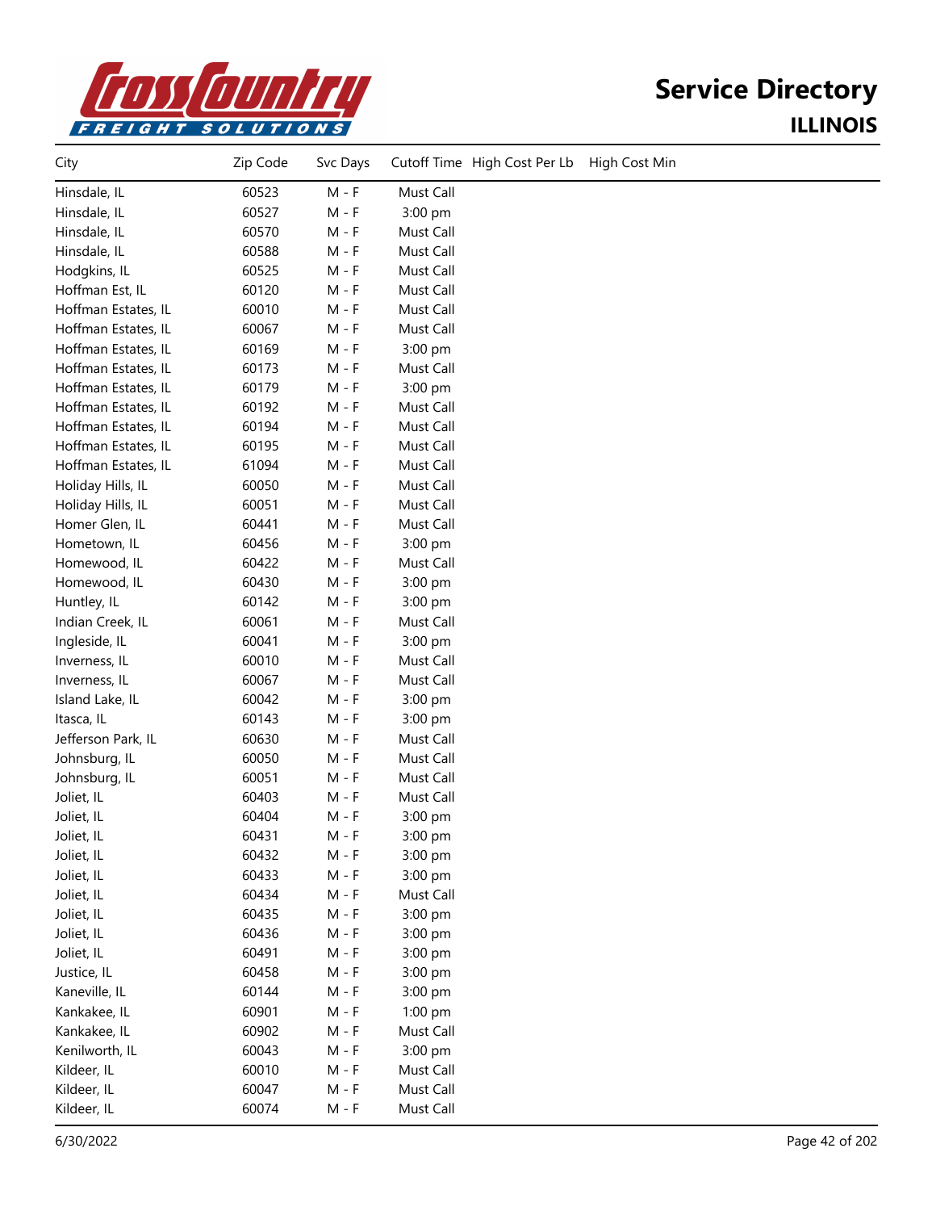# Service Directory

## ILLINOIS

| City | Zip Code | Svc Days | Cutoff Time | High Cost Per Lb | High Cost Min |
|---|---|---|---|---|---|
| Hinsdale, IL | 60523 | M - F | Must Call | | |
| Hinsdale, IL | 60527 | M - F | 3:00 pm | | |
| Hinsdale, IL | 60570 | M - F | Must Call | | |
| Hinsdale, IL | 60588 | M - F | Must Call | | |
| Hodgkins, IL | 60525 | M - F | Must Call | | |
| Hoffman Est, IL | 60120 | M - F | Must Call | | |
| Hoffman Estates, IL | 60010 | M - F | Must Call | | |
| Hoffman Estates, IL | 60067 | M - F | Must Call | | |
| Hoffman Estates, IL | 60169 | M - F | 3:00 pm | | |
| Hoffman Estates, IL | 60173 | M - F | Must Call | | |
| Hoffman Estates, IL | 60179 | M - F | 3:00 pm | | |
| Hoffman Estates, IL | 60192 | M - F | Must Call | | |
| Hoffman Estates, IL | 60194 | M - F | Must Call | | |
| Hoffman Estates, IL | 60195 | M - F | Must Call | | |
| Hoffman Estates, IL | 61094 | M - F | Must Call | | |
| Holiday Hills, IL | 60050 | M - F | Must Call | | |
| Holiday Hills, IL | 60051 | M - F | Must Call | | |
| Homer Glen, IL | 60441 | M - F | Must Call | | |
| Hometown, IL | 60456 | M - F | 3:00 pm | | |
| Homewood, IL | 60422 | M - F | Must Call | | |
| Homewood, IL | 60430 | M - F | 3:00 pm | | |
| Huntley, IL | 60142 | M - F | 3:00 pm | | |
| Indian Creek, IL | 60061 | M - F | Must Call | | |
| Ingleside, IL | 60041 | M - F | 3:00 pm | | |
| Inverness, IL | 60010 | M - F | Must Call | | |
| Inverness, IL | 60067 | M - F | Must Call | | |
| Island Lake, IL | 60042 | M - F | 3:00 pm | | |
| Itasca, IL | 60143 | M - F | 3:00 pm | | |
| Jefferson Park, IL | 60630 | M - F | Must Call | | |
| Johnsburg, IL | 60050 | M - F | Must Call | | |
| Johnsburg, IL | 60051 | M - F | Must Call | | |
| Joliet, IL | 60403 | M - F | Must Call | | |
| Joliet, IL | 60404 | M - F | 3:00 pm | | |
| Joliet, IL | 60431 | M - F | 3:00 pm | | |
| Joliet, IL | 60432 | M - F | 3:00 pm | | |
| Joliet, IL | 60433 | M - F | 3:00 pm | | |
| Joliet, IL | 60434 | M - F | Must Call | | |
| Joliet, IL | 60435 | M - F | 3:00 pm | | |
| Joliet, IL | 60436 | M - F | 3:00 pm | | |
| Joliet, IL | 60491 | M - F | 3:00 pm | | |
| Justice, IL | 60458 | M - F | 3:00 pm | | |
| Kaneville, IL | 60144 | M - F | 3:00 pm | | |
| Kankakee, IL | 60901 | M - F | 1:00 pm | | |
| Kankakee, IL | 60902 | M - F | Must Call | | |
| Kenilworth, IL | 60043 | M - F | 3:00 pm | | |
| Kildeer, IL | 60010 | M - F | Must Call | | |
| Kildeer, IL | 60047 | M - F | Must Call | | |
| Kildeer, IL | 60074 | M - F | Must Call | | |

6/30/2022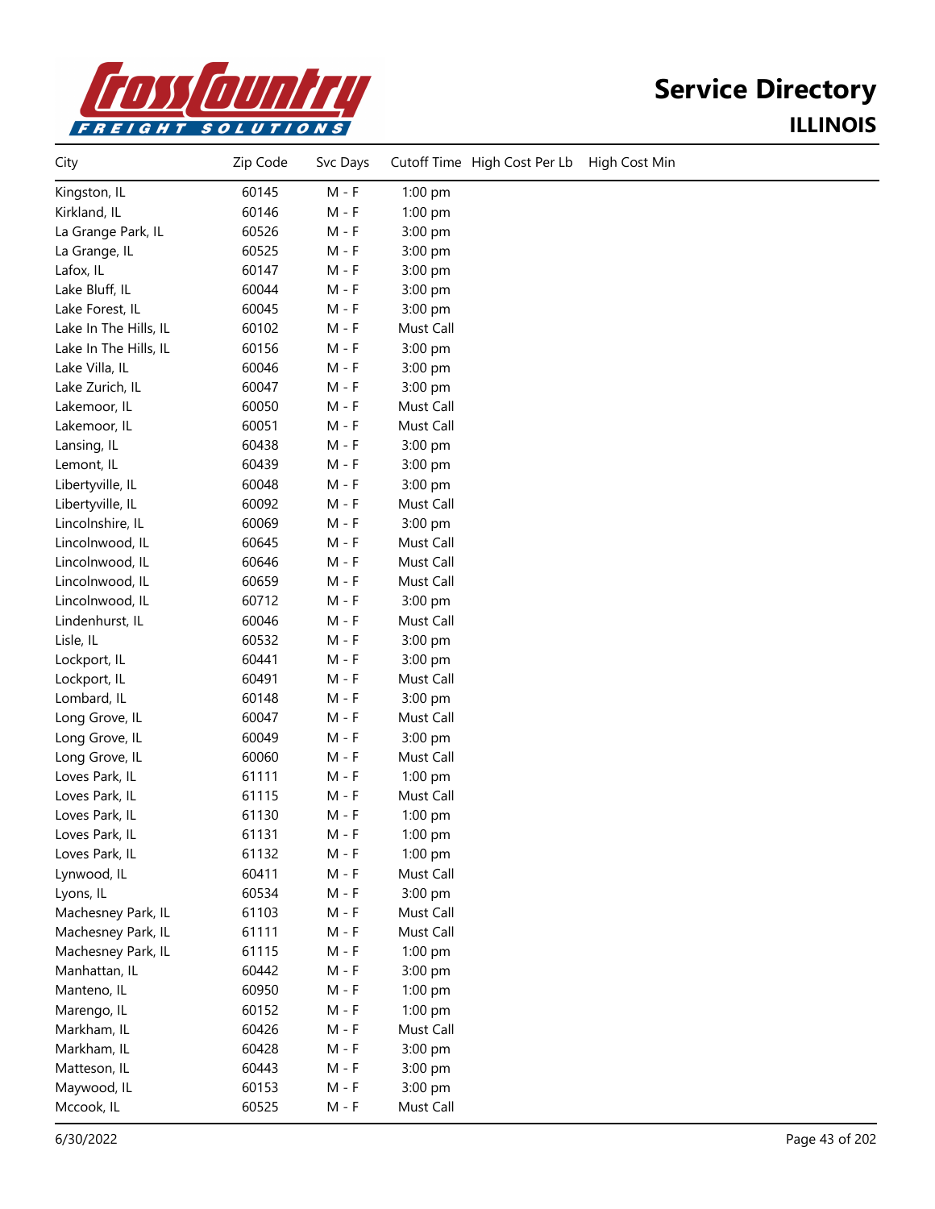# Service Directory

## ILLINOIS

| City | Zip Code | Svc Days | Cutoff Time | High Cost Per Lb | High Cost Min |
|---|---|---|---|---|---|
| Kingston, IL | 60145 | M - F | 1:00 pm | | |
| Kirkland, IL | 60146 | M - F | 1:00 pm | | |
| La Grange Park, IL | 60526 | M - F | 3:00 pm | | |
| La Grange, IL | 60525 | M - F | 3:00 pm | | |
| Lafox, IL | 60147 | M - F | 3:00 pm | | |
| Lake Bluff, IL | 60044 | M - F | 3:00 pm | | |
| Lake Forest, IL | 60045 | M - F | 3:00 pm | | |
| Lake In The Hills, IL | 60102 | M - F | Must Call | | |
| Lake In The Hills, IL | 60156 | M - F | 3:00 pm | | |
| Lake Villa, IL | 60046 | M - F | 3:00 pm | | |
| Lake Zurich, IL | 60047 | M - F | 3:00 pm | | |
| Lakemoor, IL | 60050 | M - F | Must Call | | |
| Lakemoor, IL | 60051 | M - F | Must Call | | |
| Lansing, IL | 60438 | M - F | 3:00 pm | | |
| Lemont, IL | 60439 | M - F | 3:00 pm | | |
| Libertyville, IL | 60048 | M - F | 3:00 pm | | |
| Libertyville, IL | 60092 | M - F | Must Call | | |
| Lincolnshire, IL | 60069 | M - F | 3:00 pm | | |
| Lincolnwood, IL | 60645 | M - F | Must Call | | |
| Lincolnwood, IL | 60646 | M - F | Must Call | | |
| Lincolnwood, IL | 60659 | M - F | Must Call | | |
| Lincolnwood, IL | 60712 | M - F | 3:00 pm | | |
| Lindenhurst, IL | 60046 | M - F | Must Call | | |
| Lisle, IL | 60532 | M - F | 3:00 pm | | |
| Lockport, IL | 60441 | M - F | 3:00 pm | | |
| Lockport, IL | 60491 | M - F | Must Call | | |
| Lombard, IL | 60148 | M - F | 3:00 pm | | |
| Long Grove, IL | 60047 | M - F | Must Call | | |
| Long Grove, IL | 60049 | M - F | 3:00 pm | | |
| Long Grove, IL | 60060 | M - F | Must Call | | |
| Loves Park, IL | 61111 | M - F | 1:00 pm | | |
| Loves Park, IL | 61115 | M - F | Must Call | | |
| Loves Park, IL | 61130 | M - F | 1:00 pm | | |
| Loves Park, IL | 61131 | M - F | 1:00 pm | | |
| Loves Park, IL | 61132 | M - F | 1:00 pm | | |
| Lynwood, IL | 60411 | M - F | Must Call | | |
| Lyons, IL | 60534 | M - F | 3:00 pm | | |
| Machesney Park, IL | 61103 | M - F | Must Call | | |
| Machesney Park, IL | 61111 | M - F | Must Call | | |
| Machesney Park, IL | 61115 | M - F | 1:00 pm | | |
| Manhattan, IL | 60442 | M - F | 3:00 pm | | |
| Manteno, IL | 60950 | M - F | 1:00 pm | | |
| Marengo, IL | 60152 | M - F | 1:00 pm | | |
| Markham, IL | 60426 | M - F | Must Call | | |
| Markham, IL | 60428 | M - F | 3:00 pm | | |
| Matteson, IL | 60443 | M - F | 3:00 pm | | |
| Maywood, IL | 60153 | M - F | 3:00 pm | | |
| Mccook, IL | 60525 | M - F | Must Call | | |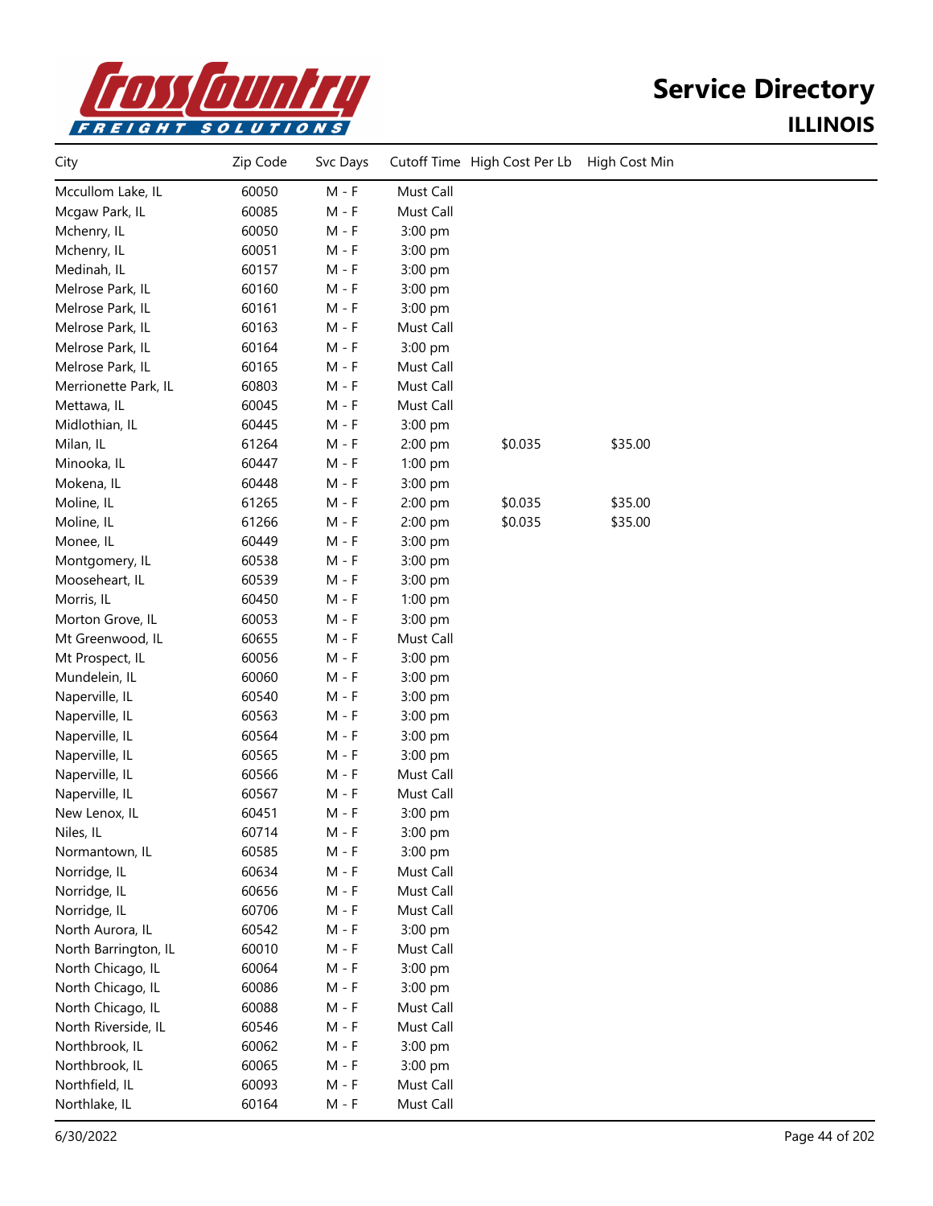# Service Directory

## ILLINOIS

| City | Zip Code | Svc Days | Cutoff Time | High Cost Per Lb | High Cost Min |
|---|---|---|---|---|---|
| Mccullom Lake, IL | 60050 | M - F | Must Call | | |
| Mcgaw Park, IL | 60085 | M - F | Must Call | | |
| Mchenry, IL | 60050 | M - F | 3:00 pm | | |
| Mchenry, IL | 60051 | M - F | 3:00 pm | | |
| Medinah, IL | 60157 | M - F | 3:00 pm | | |
| Melrose Park, IL | 60160 | M - F | 3:00 pm | | |
| Melrose Park, IL | 60161 | M - F | 3:00 pm | | |
| Melrose Park, IL | 60163 | M - F | Must Call | | |
| Melrose Park, IL | 60164 | M - F | 3:00 pm | | |
| Melrose Park, IL | 60165 | M - F | Must Call | | |
| Merrionette Park, IL | 60803 | M - F | Must Call | | |
| Mettawa, IL | 60045 | M - F | Must Call | | |
| Midlothian, IL | 60445 | M - F | 3:00 pm | | |
| Milan, IL | 61264 | M - F | 2:00 pm | $0.035 | $35.00 |
| Minooka, IL | 60447 | M - F | 1:00 pm | | |
| Mokena, IL | 60448 | M - F | 3:00 pm | | |
| Moline, IL | 61265 | M - F | 2:00 pm | $0.035 | $35.00 |
| Moline, IL | 61266 | M - F | 2:00 pm | $0.035 | $35.00 |
| Monee, IL | 60449 | M - F | 3:00 pm | | |
| Montgomery, IL | 60538 | M - F | 3:00 pm | | |
| Mooseheart, IL | 60539 | M - F | 3:00 pm | | |
| Morris, IL | 60450 | M - F | 1:00 pm | | |
| Morton Grove, IL | 60053 | M - F | 3:00 pm | | |
| Mt Greenwood, IL | 60655 | M - F | Must Call | | |
| Mt Prospect, IL | 60056 | M - F | 3:00 pm | | |
| Mundelein, IL | 60060 | M - F | 3:00 pm | | |
| Naperville, IL | 60540 | M - F | 3:00 pm | | |
| Naperville, IL | 60563 | M - F | 3:00 pm | | |
| Naperville, IL | 60564 | M - F | 3:00 pm | | |
| Naperville, IL | 60565 | M - F | 3:00 pm | | |
| Naperville, IL | 60566 | M - F | Must Call | | |
| Naperville, IL | 60567 | M - F | Must Call | | |
| New Lenox, IL | 60451 | M - F | 3:00 pm | | |
| Niles, IL | 60714 | M - F | 3:00 pm | | |
| Normantown, IL | 60585 | M - F | 3:00 pm | | |
| Norridge, IL | 60634 | M - F | Must Call | | |
| Norridge, IL | 60656 | M - F | Must Call | | |
| Norridge, IL | 60706 | M - F | Must Call | | |
| North Aurora, IL | 60542 | M - F | 3:00 pm | | |
| North Barrington, IL | 60010 | M - F | Must Call | | |
| North Chicago, IL | 60064 | M - F | 3:00 pm | | |
| North Chicago, IL | 60086 | M - F | 3:00 pm | | |
| North Chicago, IL | 60088 | M - F | Must Call | | |
| North Riverside, IL | 60546 | M - F | Must Call | | |
| Northbrook, IL | 60062 | M - F | 3:00 pm | | |
| Northbrook, IL | 60065 | M - F | 3:00 pm | | |
| Northfield, IL | 60093 | M - F | Must Call | | |
| Northlake, IL | 60164 | M - F | Must Call | | |

6/30/2022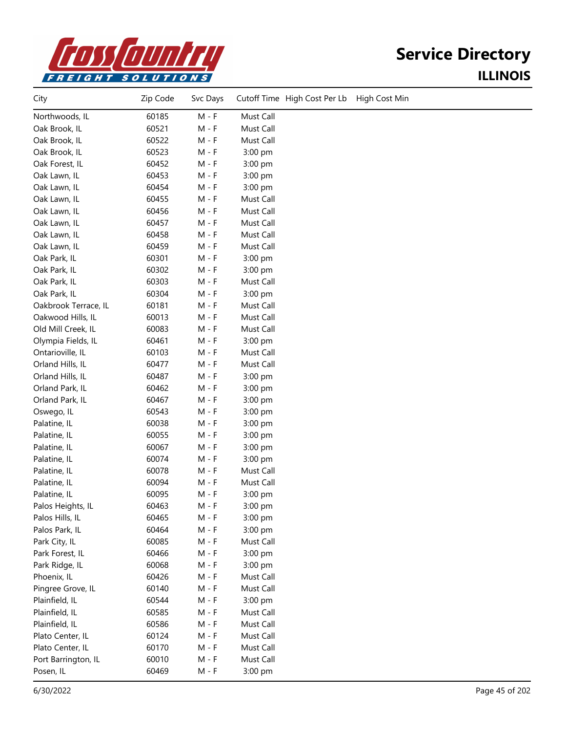# Service Directory

## ILLINOIS

| City | Zip Code | Svc Days | Cutoff Time | High Cost Per Lb | High Cost Min |
|---|---|---|---|---|---|
| Northwoods, IL | 60185 | M - F | Must Call | | |
| Oak Brook, IL | 60521 | M - F | Must Call | | |
| Oak Brook, IL | 60522 | M - F | Must Call | | |
| Oak Brook, IL | 60523 | M - F | 3:00 pm | | |
| Oak Forest, IL | 60452 | M - F | 3:00 pm | | |
| Oak Lawn, IL | 60453 | M - F | 3:00 pm | | |
| Oak Lawn, IL | 60454 | M - F | 3:00 pm | | |
| Oak Lawn, IL | 60455 | M - F | Must Call | | |
| Oak Lawn, IL | 60456 | M - F | Must Call | | |
| Oak Lawn, IL | 60457 | M - F | Must Call | | |
| Oak Lawn, IL | 60458 | M - F | Must Call | | |
| Oak Lawn, IL | 60459 | M - F | Must Call | | |
| Oak Park, IL | 60301 | M - F | 3:00 pm | | |
| Oak Park, IL | 60302 | M - F | 3:00 pm | | |
| Oak Park, IL | 60303 | M - F | Must Call | | |
| Oak Park, IL | 60304 | M - F | 3:00 pm | | |
| Oakbrook Terrace, IL | 60181 | M - F | Must Call | | |
| Oakwood Hills, IL | 60013 | M - F | Must Call | | |
| Old Mill Creek, IL | 60083 | M - F | Must Call | | |
| Olympia Fields, IL | 60461 | M - F | 3:00 pm | | |
| Ontarioville, IL | 60103 | M - F | Must Call | | |
| Orland Hills, IL | 60477 | M - F | Must Call | | |
| Orland Hills, IL | 60487 | M - F | 3:00 pm | | |
| Orland Park, IL | 60462 | M - F | 3:00 pm | | |
| Orland Park, IL | 60467 | M - F | 3:00 pm | | |
| Oswego, IL | 60543 | M - F | 3:00 pm | | |
| Palatine, IL | 60038 | M - F | 3:00 pm | | |
| Palatine, IL | 60055 | M - F | 3:00 pm | | |
| Palatine, IL | 60067 | M - F | 3:00 pm | | |
| Palatine, IL | 60074 | M - F | 3:00 pm | | |
| Palatine, IL | 60078 | M - F | Must Call | | |
| Palatine, IL | 60094 | M - F | Must Call | | |
| Palatine, IL | 60095 | M - F | 3:00 pm | | |
| Palos Heights, IL | 60463 | M - F | 3:00 pm | | |
| Palos Hills, IL | 60465 | M - F | 3:00 pm | | |
| Palos Park, IL | 60464 | M - F | 3:00 pm | | |
| Park City, IL | 60085 | M - F | Must Call | | |
| Park Forest, IL | 60466 | M - F | 3:00 pm | | |
| Park Ridge, IL | 60068 | M - F | 3:00 pm | | |
| Phoenix, IL | 60426 | M - F | Must Call | | |
| Pingree Grove, IL | 60140 | M - F | Must Call | | |
| Plainfield, IL | 60544 | M - F | 3:00 pm | | |
| Plainfield, IL | 60585 | M - F | Must Call | | |
| Plainfield, IL | 60586 | M - F | Must Call | | |
| Plato Center, IL | 60124 | M - F | Must Call | | |
| Plato Center, IL | 60170 | M - F | Must Call | | |
| Port Barrington, IL | 60010 | M - F | Must Call | | |
| Posen, IL | 60469 | M - F | 3:00 pm | | |

6/30/2022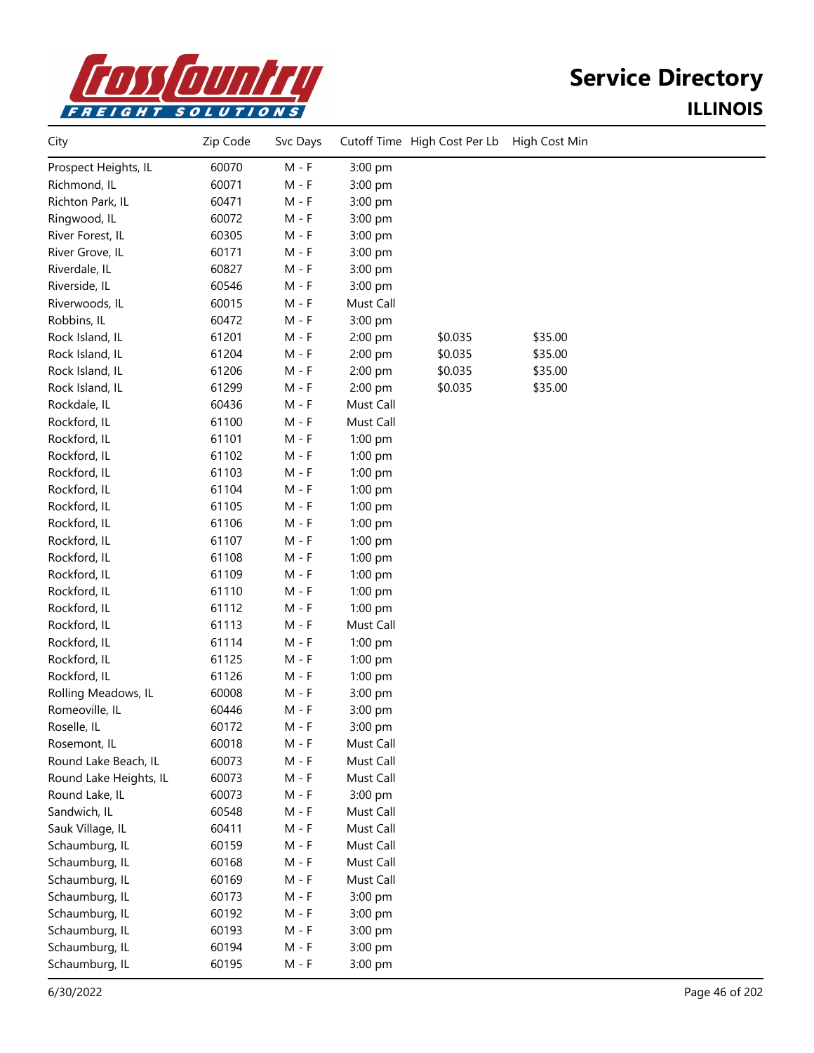# Service Directory

## ILLINOIS

| City | Zip Code | Svc Days | Cutoff Time | High Cost Per Lb | High Cost Min |
|---|---|---|---|---|---|
| Prospect Heights, IL | 60070 | M - F | 3:00 pm | | |
| Richmond, IL | 60071 | M - F | 3:00 pm | | |
| Richton Park, IL | 60471 | M - F | 3:00 pm | | |
| Ringwood, IL | 60072 | M - F | 3:00 pm | | |
| River Forest, IL | 60305 | M - F | 3:00 pm | | |
| River Grove, IL | 60171 | M - F | 3:00 pm | | |
| Riverdale, IL | 60827 | M - F | 3:00 pm | | |
| Riverside, IL | 60546 | M - F | 3:00 pm | | |
| Riverwoods, IL | 60015 | M - F | Must Call | | |
| Robbins, IL | 60472 | M - F | 3:00 pm | | |
| Rock Island, IL | 61201 | M - F | 2:00 pm | $0.035 | $35.00 |
| Rock Island, IL | 61204 | M - F | 2:00 pm | $0.035 | $35.00 |
| Rock Island, IL | 61206 | M - F | 2:00 pm | $0.035 | $35.00 |
| Rock Island, IL | 61299 | M - F | 2:00 pm | $0.035 | $35.00 |
| Rockdale, IL | 60436 | M - F | Must Call | | |
| Rockford, IL | 61100 | M - F | Must Call | | |
| Rockford, IL | 61101 | M - F | 1:00 pm | | |
| Rockford, IL | 61102 | M - F | 1:00 pm | | |
| Rockford, IL | 61103 | M - F | 1:00 pm | | |
| Rockford, IL | 61104 | M - F | 1:00 pm | | |
| Rockford, IL | 61105 | M - F | 1:00 pm | | |
| Rockford, IL | 61106 | M - F | 1:00 pm | | |
| Rockford, IL | 61107 | M - F | 1:00 pm | | |
| Rockford, IL | 61108 | M - F | 1:00 pm | | |
| Rockford, IL | 61109 | M - F | 1:00 pm | | |
| Rockford, IL | 61110 | M - F | 1:00 pm | | |
| Rockford, IL | 61112 | M - F | 1:00 pm | | |
| Rockford, IL | 61113 | M - F | Must Call | | |
| Rockford, IL | 61114 | M - F | 1:00 pm | | |
| Rockford, IL | 61125 | M - F | 1:00 pm | | |
| Rockford, IL | 61126 | M - F | 1:00 pm | | |
| Rolling Meadows, IL | 60008 | M - F | 3:00 pm | | |
| Romeoville, IL | 60446 | M - F | 3:00 pm | | |
| Roselle, IL | 60172 | M - F | 3:00 pm | | |
| Rosemont, IL | 60018 | M - F | Must Call | | |
| Round Lake Beach, IL | 60073 | M - F | Must Call | | |
| Round Lake Heights, IL | 60073 | M - F | Must Call | | |
| Round Lake, IL | 60073 | M - F | 3:00 pm | | |
| Sandwich, IL | 60548 | M - F | Must Call | | |
| Sauk Village, IL | 60411 | M - F | Must Call | | |
| Schaumburg, IL | 60159 | M - F | Must Call | | |
| Schaumburg, IL | 60168 | M - F | Must Call | | |
| Schaumburg, IL | 60169 | M - F | Must Call | | |
| Schaumburg, IL | 60173 | M - F | 3:00 pm | | |
| Schaumburg, IL | 60192 | M - F | 3:00 pm | | |
| Schaumburg, IL | 60193 | M - F | 3:00 pm | | |
| Schaumburg, IL | 60194 | M - F | 3:00 pm | | |
| Schaumburg, IL | 60195 | M - F | 3:00 pm | | |

6/30/2022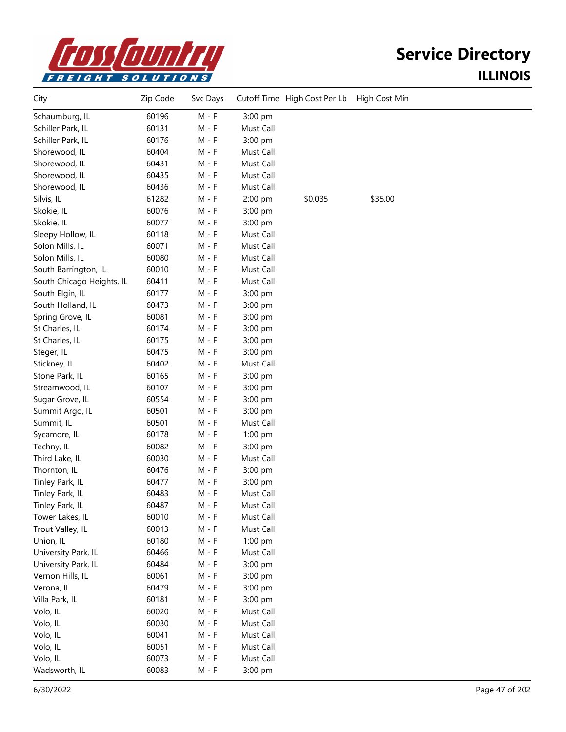# Service Directory

## ILLINOIS

| City | Zip Code | Svc Days | Cutoff Time | High Cost Per Lb | High Cost Min |
|---|---|---|---|---|---|
| Schaumburg, IL | 60196 | M - F | 3:00 pm | | |
| Schiller Park, IL | 60131 | M - F | Must Call | | |
| Schiller Park, IL | 60176 | M - F | 3:00 pm | | |
| Shorewood, IL | 60404 | M - F | Must Call | | |
| Shorewood, IL | 60431 | M - F | Must Call | | |
| Shorewood, IL | 60435 | M - F | Must Call | | |
| Shorewood, IL | 60436 | M - F | Must Call | | |
| Silvis, IL | 61282 | M - F | 2:00 pm | $0.035 | $35.00 |
| Skokie, IL | 60076 | M - F | 3:00 pm | | |
| Skokie, IL | 60077 | M - F | 3:00 pm | | |
| Sleepy Hollow, IL | 60118 | M - F | Must Call | | |
| Solon Mills, IL | 60071 | M - F | Must Call | | |
| Solon Mills, IL | 60080 | M - F | Must Call | | |
| South Barrington, IL | 60010 | M - F | Must Call | | |
| South Chicago Heights, IL | 60411 | M - F | Must Call | | |
| South Elgin, IL | 60177 | M - F | 3:00 pm | | |
| South Holland, IL | 60473 | M - F | 3:00 pm | | |
| Spring Grove, IL | 60081 | M - F | 3:00 pm | | |
| St Charles, IL | 60174 | M - F | 3:00 pm | | |
| St Charles, IL | 60175 | M - F | 3:00 pm | | |
| Steger, IL | 60475 | M - F | 3:00 pm | | |
| Stickney, IL | 60402 | M - F | Must Call | | |
| Stone Park, IL | 60165 | M - F | 3:00 pm | | |
| Streamwood, IL | 60107 | M - F | 3:00 pm | | |
| Sugar Grove, IL | 60554 | M - F | 3:00 pm | | |
| Summit Argo, IL | 60501 | M - F | 3:00 pm | | |
| Summit, IL | 60501 | M - F | Must Call | | |
| Sycamore, IL | 60178 | M - F | 1:00 pm | | |
| Techny, IL | 60082 | M - F | 3:00 pm | | |
| Third Lake, IL | 60030 | M - F | Must Call | | |
| Thornton, IL | 60476 | M - F | 3:00 pm | | |
| Tinley Park, IL | 60477 | M - F | 3:00 pm | | |
| Tinley Park, IL | 60483 | M - F | Must Call | | |
| Tinley Park, IL | 60487 | M - F | Must Call | | |
| Tower Lakes, IL | 60010 | M - F | Must Call | | |
| Trout Valley, IL | 60013 | M - F | Must Call | | |
| Union, IL | 60180 | M - F | 1:00 pm | | |
| University Park, IL | 60466 | M - F | Must Call | | |
| University Park, IL | 60484 | M - F | 3:00 pm | | |
| Vernon Hills, IL | 60061 | M - F | 3:00 pm | | |
| Verona, IL | 60479 | M - F | 3:00 pm | | |
| Villa Park, IL | 60181 | M - F | 3:00 pm | | |
| Volo, IL | 60020 | M - F | Must Call | | |
| Volo, IL | 60030 | M - F | Must Call | | |
| Volo, IL | 60041 | M - F | Must Call | | |
| Volo, IL | 60051 | M - F | Must Call | | |
| Volo, IL | 60073 | M - F | Must Call | | |
| Wadsworth, IL | 60083 | M - F | 3:00 pm | | |

6/30/2022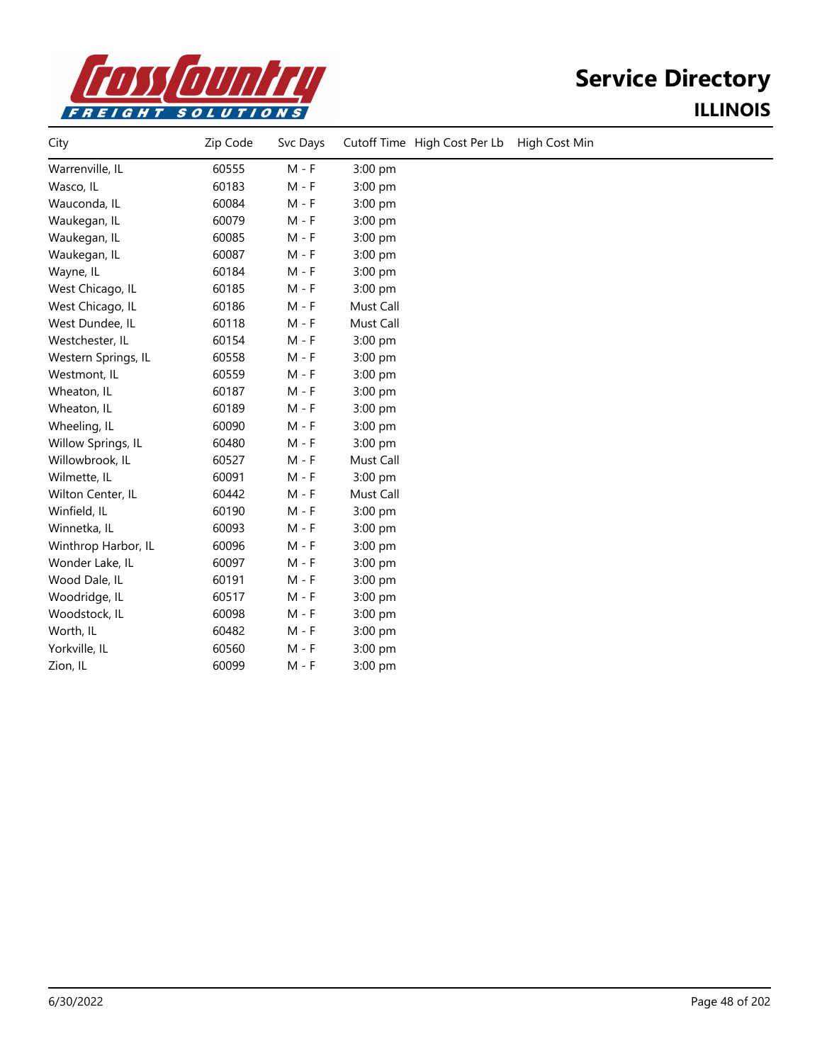# Service Directory

## ILLINOIS

| City | Zip Code | Svc Days | Cutoff Time | High Cost Per Lb | High Cost Min |
|---|---|---|---|---|---|
| Warrenville, IL | 60555 | M - F | 3:00 pm | | |
| Wasco, IL | 60183 | M - F | 3:00 pm | | |
| Wauconda, IL | 60084 | M - F | 3:00 pm | | |
| Waukegan, IL | 60079 | M - F | 3:00 pm | | |
| Waukegan, IL | 60085 | M - F | 3:00 pm | | |
| Waukegan, IL | 60087 | M - F | 3:00 pm | | |
| Wayne, IL | 60184 | M - F | 3:00 pm | | |
| West Chicago, IL | 60185 | M - F | 3:00 pm | | |
| West Chicago, IL | 60186 | M - F | Must Call | | |
| West Dundee, IL | 60118 | M - F | Must Call | | |
| Westchester, IL | 60154 | M - F | 3:00 pm | | |
| Western Springs, IL | 60558 | M - F | 3:00 pm | | |
| Westmont, IL | 60559 | M - F | 3:00 pm | | |
| Wheaton, IL | 60187 | M - F | 3:00 pm | | |
| Wheaton, IL | 60189 | M - F | 3:00 pm | | |
| Wheeling, IL | 60090 | M - F | 3:00 pm | | |
| Willow Springs, IL | 60480 | M - F | 3:00 pm | | |
| Willowbrook, IL | 60527 | M - F | Must Call | | |
| Wilmette, IL | 60091 | M - F | 3:00 pm | | |
| Wilton Center, IL | 60442 | M - F | Must Call | | |
| Winfield, IL | 60190 | M - F | 3:00 pm | | |
| Winnetka, IL | 60093 | M - F | 3:00 pm | | |
| Winthrop Harbor, IL | 60096 | M - F | 3:00 pm | | |
| Wonder Lake, IL | 60097 | M - F | 3:00 pm | | |
| Wood Dale, IL | 60191 | M - F | 3:00 pm | | |
| Woodridge, IL | 60517 | M - F | 3:00 pm | | |
| Woodstock, IL | 60098 | M - F | 3:00 pm | | |
| Worth, IL | 60482 | M - F | 3:00 pm | | |
| Yorkville, IL | 60560 | M - F | 3:00 pm | | |
| Zion, IL | 60099 | M - F | 3:00 pm | | |

6/30/2022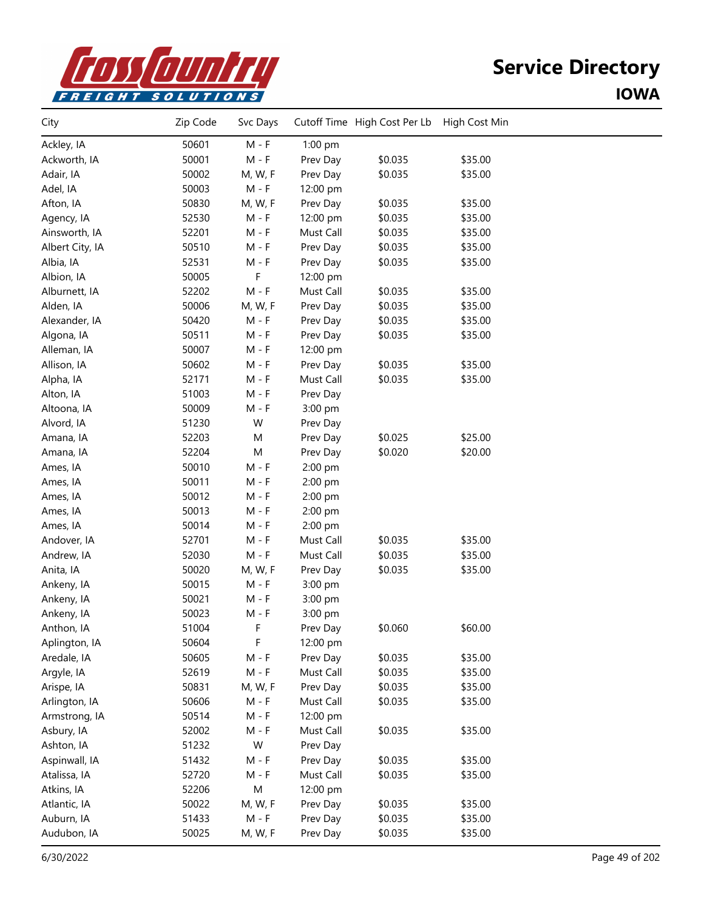# Service Directory

## IOWA

| City | Zip Code | Svc Days | Cutoff Time | High Cost Per Lb | High Cost Min |
|---|---|---|---|---|---|
| Ackley, IA | 50601 | M - F | 1:00 pm | | |
| Ackworth, IA | 50001 | M - F | Prev Day | $0.035 | $35.00 |
| Adair, IA | 50002 | M, W, F | Prev Day | $0.035 | $35.00 |
| Adel, IA | 50003 | M - F | 12:00 pm | | |
| Afton, IA | 50830 | M, W, F | Prev Day | $0.035 | $35.00 |
| Agency, IA | 52530 | M - F | 12:00 pm | $0.035 | $35.00 |
| Ainsworth, IA | 52201 | M - F | Must Call | $0.035 | $35.00 |
| Albert City, IA | 50510 | M - F | Prev Day | $0.035 | $35.00 |
| Albia, IA | 52531 | M - F | Prev Day | $0.035 | $35.00 |
| Albion, IA | 50005 | F | 12:00 pm | | |
| Alburnett, IA | 52202 | M - F | Must Call | $0.035 | $35.00 |
| Alden, IA | 50006 | M, W, F | Prev Day | $0.035 | $35.00 |
| Alexander, IA | 50420 | M - F | Prev Day | $0.035 | $35.00 |
| Algona, IA | 50511 | M - F | Prev Day | $0.035 | $35.00 |
| Alleman, IA | 50007 | M - F | 12:00 pm | | |
| Allison, IA | 50602 | M - F | Prev Day | $0.035 | $35.00 |
| Alpha, IA | 52171 | M - F | Must Call | $0.035 | $35.00 |
| Alton, IA | 51003 | M - F | Prev Day | | |
| Altoona, IA | 50009 | M - F | 3:00 pm | | |
| Alvord, IA | 51230 | W | Prev Day | | |
| Amana, IA | 52203 | M | Prev Day | $0.025 | $25.00 |
| Amana, IA | 52204 | M | Prev Day | $0.020 | $20.00 |
| Ames, IA | 50010 | M - F | 2:00 pm | | |
| Ames, IA | 50011 | M - F | 2:00 pm | | |
| Ames, IA | 50012 | M - F | 2:00 pm | | |
| Ames, IA | 50013 | M - F | 2:00 pm | | |
| Ames, IA | 50014 | M - F | 2:00 pm | | |
| Andover, IA | 52701 | M - F | Must Call | $0.035 | $35.00 |
| Andrew, IA | 52030 | M - F | Must Call | $0.035 | $35.00 |
| Anita, IA | 50020 | M, W, F | Prev Day | $0.035 | $35.00 |
| Ankeny, IA | 50015 | M - F | 3:00 pm | | |
| Ankeny, IA | 50021 | M - F | 3:00 pm | | |
| Ankeny, IA | 50023 | M - F | 3:00 pm | | |
| Anthon, IA | 51004 | F | Prev Day | $0.060 | $60.00 |
| Aplington, IA | 50604 | F | 12:00 pm | | |
| Aredale, IA | 50605 | M - F | Prev Day | $0.035 | $35.00 |
| Argyle, IA | 52619 | M - F | Must Call | $0.035 | $35.00 |
| Arispe, IA | 50831 | M, W, F | Prev Day | $0.035 | $35.00 |
| Arlington, IA | 50606 | M - F | Must Call | $0.035 | $35.00 |
| Armstrong, IA | 50514 | M - F | 12:00 pm | | |
| Asbury, IA | 52002 | M - F | Must Call | $0.035 | $35.00 |
| Ashton, IA | 51232 | W | Prev Day | | |
| Aspinwall, IA | 51432 | M - F | Prev Day | $0.035 | $35.00 |
| Atalissa, IA | 52720 | M - F | Must Call | $0.035 | $35.00 |
| Atkins, IA | 52206 | M | 12:00 pm | | |
| Atlantic, IA | 50022 | M, W, F | Prev Day | $0.035 | $35.00 |
| Auburn, IA | 51433 | M - F | Prev Day | $0.035 | $35.00 |
| Audubon, IA | 50025 | M, W, F | Prev Day | $0.035 | $35.00 |

6/30/2022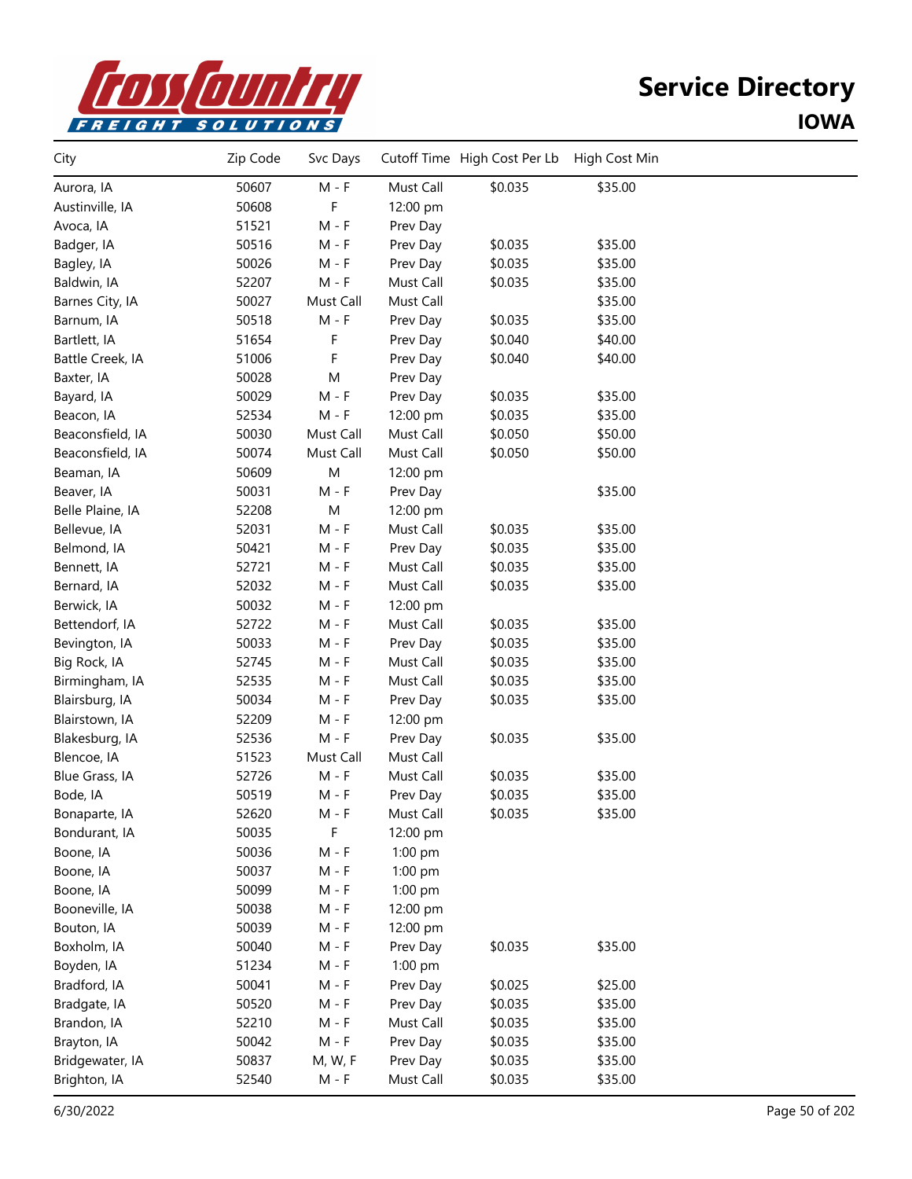# Service Directory

## IOWA

| City | Zip Code | Svc Days | Cutoff Time | High Cost Per Lb | High Cost Min |
|---|---|---|---|---|---|
| Aurora, IA | 50607 | M - F | Must Call | $0.035 | $35.00 |
| Austinville, IA | 50608 | F | 12:00 pm | | |
| Avoca, IA | 51521 | M - F | Prev Day | | |
| Badger, IA | 50516 | M - F | Prev Day | $0.035 | $35.00 |
| Bagley, IA | 50026 | M - F | Prev Day | $0.035 | $35.00 |
| Baldwin, IA | 52207 | M - F | Must Call | $0.035 | $35.00 |
| Barnes City, IA | 50027 | Must Call | Must Call | | $35.00 |
| Barnum, IA | 50518 | M - F | Prev Day | $0.035 | $35.00 |
| Bartlett, IA | 51654 | F | Prev Day | $0.040 | $40.00 |
| Battle Creek, IA | 51006 | F | Prev Day | $0.040 | $40.00 |
| Baxter, IA | 50028 | M | Prev Day | | |
| Bayard, IA | 50029 | M - F | Prev Day | $0.035 | $35.00 |
| Beacon, IA | 52534 | M - F | 12:00 pm | $0.035 | $35.00 |
| Beaconsfield, IA | 50030 | Must Call | Must Call | $0.050 | $50.00 |
| Beaconsfield, IA | 50074 | Must Call | Must Call | $0.050 | $50.00 |
| Beaman, IA | 50609 | M | 12:00 pm | | |
| Beaver, IA | 50031 | M - F | Prev Day | | $35.00 |
| Belle Plaine, IA | 52208 | M | 12:00 pm | | |
| Bellevue, IA | 52031 | M - F | Must Call | $0.035 | $35.00 |
| Belmond, IA | 50421 | M - F | Prev Day | $0.035 | $35.00 |
| Bennett, IA | 52721 | M - F | Must Call | $0.035 | $35.00 |
| Bernard, IA | 52032 | M - F | Must Call | $0.035 | $35.00 |
| Berwick, IA | 50032 | M - F | 12:00 pm | | |
| Bettendorf, IA | 52722 | M - F | Must Call | $0.035 | $35.00 |
| Bevington, IA | 50033 | M - F | Prev Day | $0.035 | $35.00 |
| Big Rock, IA | 52745 | M - F | Must Call | $0.035 | $35.00 |
| Birmingham, IA | 52535 | M - F | Must Call | $0.035 | $35.00 |
| Blairsburg, IA | 50034 | M - F | Prev Day | $0.035 | $35.00 |
| Blairstown, IA | 52209 | M - F | 12:00 pm | | |
| Blakesburg, IA | 52536 | M - F | Prev Day | $0.035 | $35.00 |
| Blencoe, IA | 51523 | Must Call | Must Call | | |
| Blue Grass, IA | 52726 | M - F | Must Call | $0.035 | $35.00 |
| Bode, IA | 50519 | M - F | Prev Day | $0.035 | $35.00 |
| Bonaparte, IA | 52620 | M - F | Must Call | $0.035 | $35.00 |
| Bondurant, IA | 50035 | F | 12:00 pm | | |
| Boone, IA | 50036 | M - F | 1:00 pm | | |
| Boone, IA | 50037 | M - F | 1:00 pm | | |
| Boone, IA | 50099 | M - F | 1:00 pm | | |
| Booneville, IA | 50038 | M - F | 12:00 pm | | |
| Bouton, IA | 50039 | M - F | 12:00 pm | | |
| Boxholm, IA | 50040 | M - F | Prev Day | $0.035 | $35.00 |
| Boyden, IA | 51234 | M - F | 1:00 pm | | |
| Bradford, IA | 50041 | M - F | Prev Day | $0.025 | $25.00 |
| Bradgate, IA | 50520 | M - F | Prev Day | $0.035 | $35.00 |
| Brandon, IA | 52210 | M - F | Must Call | $0.035 | $35.00 |
| Brayton, IA | 50042 | M - F | Prev Day | $0.035 | $35.00 |
| Bridgewater, IA | 50837 | M, W, F | Prev Day | $0.035 | $35.00 |
| Brighton, IA | 52540 | M - F | Must Call | $0.035 | $35.00 |

6/30/2022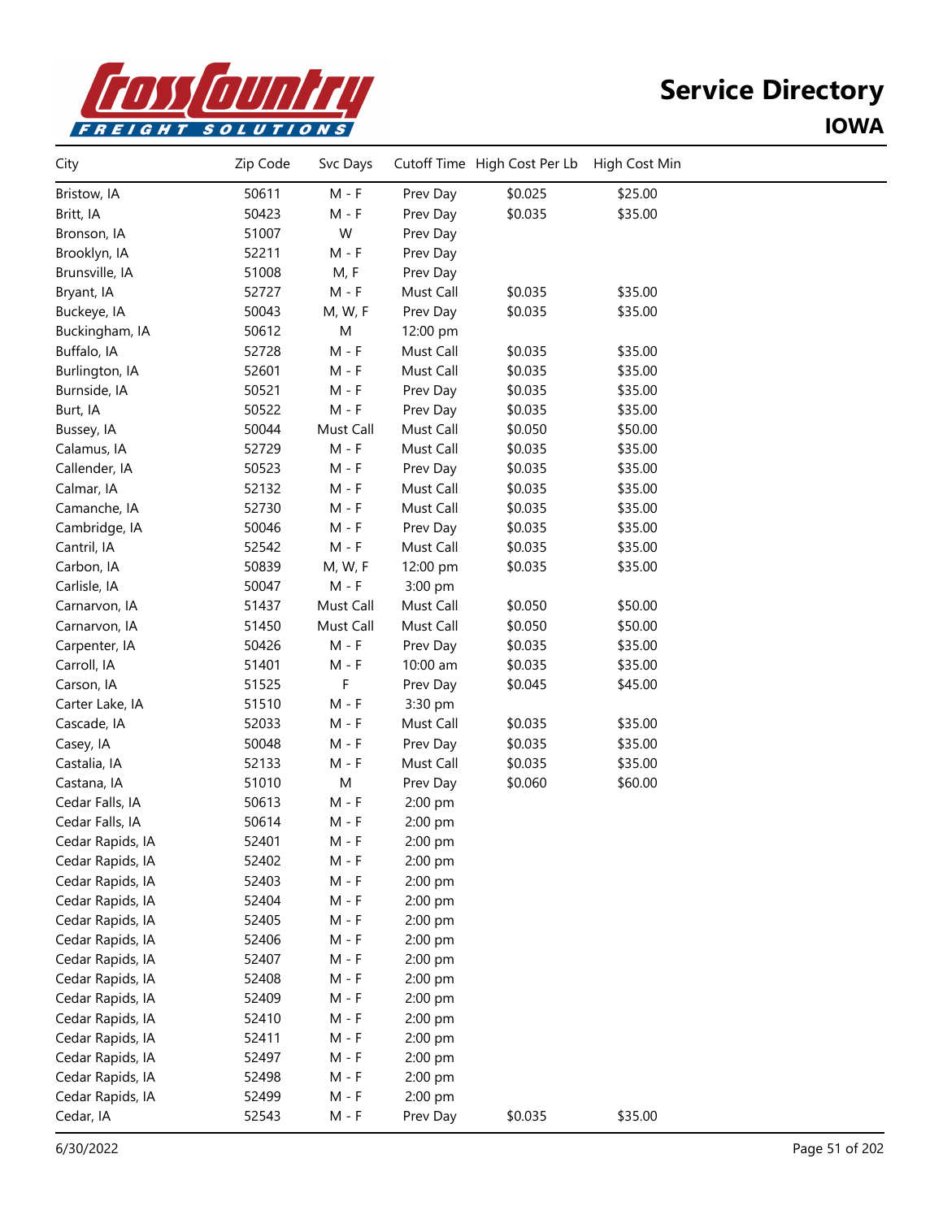# Service Directory

## IOWA

| City | Zip Code | Svc Days | Cutoff Time | High Cost Per Lb | High Cost Min |
|---|---|---|---|---|---|
| Bristow, IA | 50611 | M - F | Prev Day | $0.025 | $25.00 |
| Britt, IA | 50423 | M - F | Prev Day | $0.035 | $35.00 |
| Bronson, IA | 51007 | W | Prev Day | | |
| Brooklyn, IA | 52211 | M - F | Prev Day | | |
| Brunsville, IA | 51008 | M, F | Prev Day | | |
| Bryant, IA | 52727 | M - F | Must Call | $0.035 | $35.00 |
| Buckeye, IA | 50043 | M, W, F | Prev Day | $0.035 | $35.00 |
| Buckingham, IA | 50612 | M | 12:00 pm | | |
| Buffalo, IA | 52728 | M - F | Must Call | $0.035 | $35.00 |
| Burlington, IA | 52601 | M - F | Must Call | $0.035 | $35.00 |
| Burnside, IA | 50521 | M - F | Prev Day | $0.035 | $35.00 |
| Burt, IA | 50522 | M - F | Prev Day | $0.035 | $35.00 |
| Bussey, IA | 50044 | Must Call | Must Call | $0.050 | $50.00 |
| Calamus, IA | 52729 | M - F | Must Call | $0.035 | $35.00 |
| Callender, IA | 50523 | M - F | Prev Day | $0.035 | $35.00 |
| Calmar, IA | 52132 | M - F | Must Call | $0.035 | $35.00 |
| Camanche, IA | 52730 | M - F | Must Call | $0.035 | $35.00 |
| Cambridge, IA | 50046 | M - F | Prev Day | $0.035 | $35.00 |
| Cantril, IA | 52542 | M - F | Must Call | $0.035 | $35.00 |
| Carbon, IA | 50839 | M, W, F | 12:00 pm | $0.035 | $35.00 |
| Carlisle, IA | 50047 | M - F | 3:00 pm | | |
| Carnarvon, IA | 51437 | Must Call | Must Call | $0.050 | $50.00 |
| Carnarvon, IA | 51450 | Must Call | Must Call | $0.050 | $50.00 |
| Carpenter, IA | 50426 | M - F | Prev Day | $0.035 | $35.00 |
| Carroll, IA | 51401 | M - F | 10:00 am | $0.035 | $35.00 |
| Carson, IA | 51525 | F | Prev Day | $0.045 | $45.00 |
| Carter Lake, IA | 51510 | M - F | 3:30 pm | | |
| Cascade, IA | 52033 | M - F | Must Call | $0.035 | $35.00 |
| Casey, IA | 50048 | M - F | Prev Day | $0.035 | $35.00 |
| Castalia, IA | 52133 | M - F | Must Call | $0.035 | $35.00 |
| Castana, IA | 51010 | M | Prev Day | $0.060 | $60.00 |
| Cedar Falls, IA | 50613 | M - F | 2:00 pm | | |
| Cedar Falls, IA | 50614 | M - F | 2:00 pm | | |
| Cedar Rapids, IA | 52401 | M - F | 2:00 pm | | |
| Cedar Rapids, IA | 52402 | M - F | 2:00 pm | | |
| Cedar Rapids, IA | 52403 | M - F | 2:00 pm | | |
| Cedar Rapids, IA | 52404 | M - F | 2:00 pm | | |
| Cedar Rapids, IA | 52405 | M - F | 2:00 pm | | |
| Cedar Rapids, IA | 52406 | M - F | 2:00 pm | | |
| Cedar Rapids, IA | 52407 | M - F | 2:00 pm | | |
| Cedar Rapids, IA | 52408 | M - F | 2:00 pm | | |
| Cedar Rapids, IA | 52409 | M - F | 2:00 pm | | |
| Cedar Rapids, IA | 52410 | M - F | 2:00 pm | | |
| Cedar Rapids, IA | 52411 | M - F | 2:00 pm | | |
| Cedar Rapids, IA | 52497 | M - F | 2:00 pm | | |
| Cedar Rapids, IA | 52498 | M - F | 2:00 pm | | |
| Cedar Rapids, IA | 52499 | M - F | 2:00 pm | | |
| Cedar, IA | 52543 | M - F | Prev Day | $0.035 | $35.00 |

6/30/2022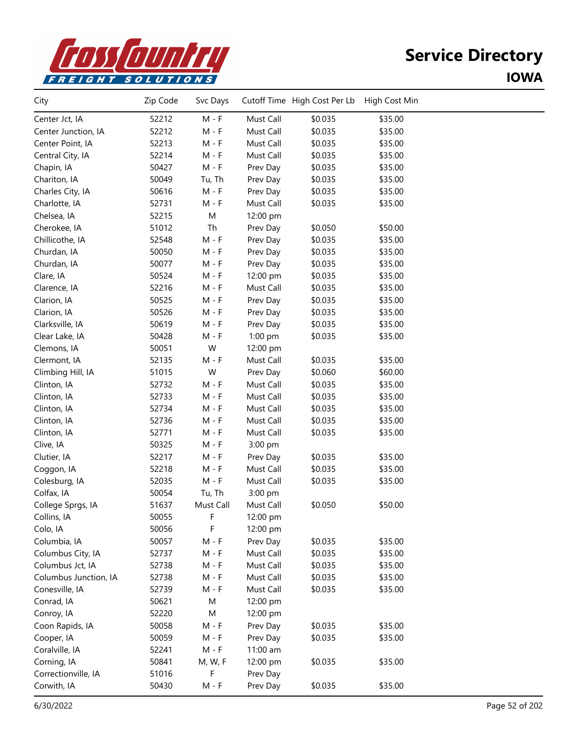# Service Directory

## IOWA

| City | Zip Code | Svc Days | Cutoff Time | High Cost Per Lb | High Cost Min |
|---|---|---|---|---|---|
| Center Jct, IA | 52212 | M - F | Must Call | $0.035 | $35.00 |
| Center Junction, IA | 52212 | M - F | Must Call | $0.035 | $35.00 |
| Center Point, IA | 52213 | M - F | Must Call | $0.035 | $35.00 |
| Central City, IA | 52214 | M - F | Must Call | $0.035 | $35.00 |
| Chapin, IA | 50427 | M - F | Prev Day | $0.035 | $35.00 |
| Chariton, IA | 50049 | Tu, Th | Prev Day | $0.035 | $35.00 |
| Charles City, IA | 50616 | M - F | Prev Day | $0.035 | $35.00 |
| Charlotte, IA | 52731 | M - F | Must Call | $0.035 | $35.00 |
| Chelsea, IA | 52215 | M | 12:00 pm | | |
| Cherokee, IA | 51012 | Th | Prev Day | $0.050 | $50.00 |
| Chillicothe, IA | 52548 | M - F | Prev Day | $0.035 | $35.00 |
| Churdan, IA | 50050 | M - F | Prev Day | $0.035 | $35.00 |
| Churdan, IA | 50077 | M - F | Prev Day | $0.035 | $35.00 |
| Clare, IA | 50524 | M - F | 12:00 pm | $0.035 | $35.00 |
| Clarence, IA | 52216 | M - F | Must Call | $0.035 | $35.00 |
| Clarion, IA | 50525 | M - F | Prev Day | $0.035 | $35.00 |
| Clarion, IA | 50526 | M - F | Prev Day | $0.035 | $35.00 |
| Clarksville, IA | 50619 | M - F | Prev Day | $0.035 | $35.00 |
| Clear Lake, IA | 50428 | M - F | 1:00 pm | $0.035 | $35.00 |
| Clemons, IA | 50051 | W | 12:00 pm | | |
| Clermont, IA | 52135 | M - F | Must Call | $0.035 | $35.00 |
| Climbing Hill, IA | 51015 | W | Prev Day | $0.060 | $60.00 |
| Clinton, IA | 52732 | M - F | Must Call | $0.035 | $35.00 |
| Clinton, IA | 52733 | M - F | Must Call | $0.035 | $35.00 |
| Clinton, IA | 52734 | M - F | Must Call | $0.035 | $35.00 |
| Clinton, IA | 52736 | M - F | Must Call | $0.035 | $35.00 |
| Clinton, IA | 52771 | M - F | Must Call | $0.035 | $35.00 |
| Clive, IA | 50325 | M - F | 3:00 pm | | |
| Clutier, IA | 52217 | M - F | Prev Day | $0.035 | $35.00 |
| Coggon, IA | 52218 | M - F | Must Call | $0.035 | $35.00 |
| Colesburg, IA | 52035 | M - F | Must Call | $0.035 | $35.00 |
| Colfax, IA | 50054 | Tu, Th | 3:00 pm | | |
| College Sprgs, IA | 51637 | Must Call | Must Call | $0.050 | $50.00 |
| Collins, IA | 50055 | F | 12:00 pm | | |
| Colo, IA | 50056 | F | 12:00 pm | | |
| Columbia, IA | 50057 | M - F | Prev Day | $0.035 | $35.00 |
| Columbus City, IA | 52737 | M - F | Must Call | $0.035 | $35.00 |
| Columbus Jct, IA | 52738 | M - F | Must Call | $0.035 | $35.00 |
| Columbus Junction, IA | 52738 | M - F | Must Call | $0.035 | $35.00 |
| Conesville, IA | 52739 | M - F | Must Call | $0.035 | $35.00 |
| Conrad, IA | 50621 | M | 12:00 pm | | |
| Conroy, IA | 52220 | M | 12:00 pm | | |
| Coon Rapids, IA | 50058 | M - F | Prev Day | $0.035 | $35.00 |
| Cooper, IA | 50059 | M - F | Prev Day | $0.035 | $35.00 |
| Coralville, IA | 52241 | M - F | 11:00 am | | |
| Corning, IA | 50841 | M, W, F | 12:00 pm | $0.035 | $35.00 |
| Correctionville, IA | 51016 | F | Prev Day | | |
| Corwith, IA | 50430 | M - F | Prev Day | $0.035 | $35.00 |

6/30/2022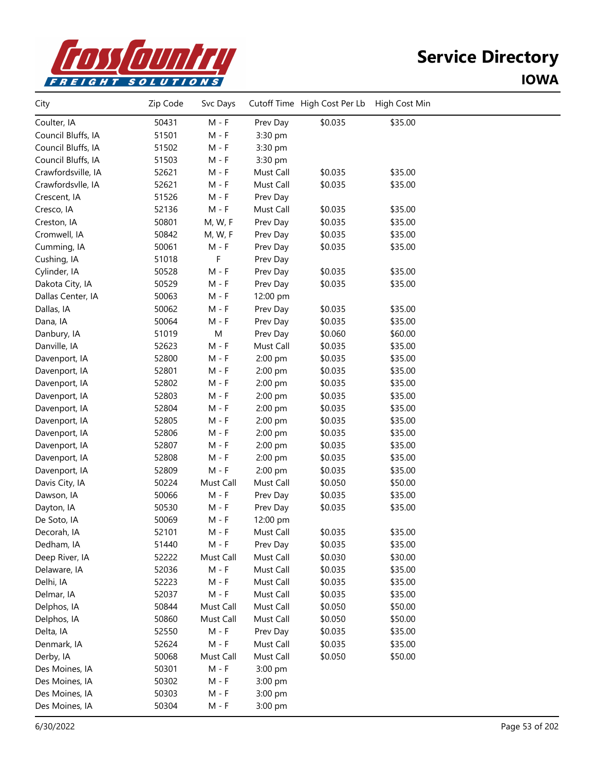# Service Directory

## IOWA

| City | Zip Code | Svc Days | Cutoff Time | High Cost Per Lb | High Cost Min |
|---|---|---|---|---|---|
| Coulter, IA | 50431 | M - F | Prev Day | $0.035 | $35.00 |
| Council Bluffs, IA | 51501 | M - F | 3:30 pm | | |
| Council Bluffs, IA | 51502 | M - F | 3:30 pm | | |
| Council Bluffs, IA | 51503 | M - F | 3:30 pm | | |
| Crawfordsville, IA | 52621 | M - F | Must Call | $0.035 | $35.00 |
| Crawfordsvlle, IA | 52621 | M - F | Must Call | $0.035 | $35.00 |
| Crescent, IA | 51526 | M - F | Prev Day | | |
| Cresco, IA | 52136 | M - F | Must Call | $0.035 | $35.00 |
| Creston, IA | 50801 | M, W, F | Prev Day | $0.035 | $35.00 |
| Cromwell, IA | 50842 | M, W, F | Prev Day | $0.035 | $35.00 |
| Cumming, IA | 50061 | M - F | Prev Day | $0.035 | $35.00 |
| Cushing, IA | 51018 | F | Prev Day | | |
| Cylinder, IA | 50528 | M - F | Prev Day | $0.035 | $35.00 |
| Dakota City, IA | 50529 | M - F | Prev Day | $0.035 | $35.00 |
| Dallas Center, IA | 50063 | M - F | 12:00 pm | | |
| Dallas, IA | 50062 | M - F | Prev Day | $0.035 | $35.00 |
| Dana, IA | 50064 | M - F | Prev Day | $0.035 | $35.00 |
| Danbury, IA | 51019 | M | Prev Day | $0.060 | $60.00 |
| Danville, IA | 52623 | M - F | Must Call | $0.035 | $35.00 |
| Davenport, IA | 52800 | M - F | 2:00 pm | $0.035 | $35.00 |
| Davenport, IA | 52801 | M - F | 2:00 pm | $0.035 | $35.00 |
| Davenport, IA | 52802 | M - F | 2:00 pm | $0.035 | $35.00 |
| Davenport, IA | 52803 | M - F | 2:00 pm | $0.035 | $35.00 |
| Davenport, IA | 52804 | M - F | 2:00 pm | $0.035 | $35.00 |
| Davenport, IA | 52805 | M - F | 2:00 pm | $0.035 | $35.00 |
| Davenport, IA | 52806 | M - F | 2:00 pm | $0.035 | $35.00 |
| Davenport, IA | 52807 | M - F | 2:00 pm | $0.035 | $35.00 |
| Davenport, IA | 52808 | M - F | 2:00 pm | $0.035 | $35.00 |
| Davenport, IA | 52809 | M - F | 2:00 pm | $0.035 | $35.00 |
| Davis City, IA | 50224 | Must Call | Must Call | $0.050 | $50.00 |
| Dawson, IA | 50066 | M - F | Prev Day | $0.035 | $35.00 |
| Dayton, IA | 50530 | M - F | Prev Day | $0.035 | $35.00 |
| De Soto, IA | 50069 | M - F | 12:00 pm | | |
| Decorah, IA | 52101 | M - F | Must Call | $0.035 | $35.00 |
| Dedham, IA | 51440 | M - F | Prev Day | $0.035 | $35.00 |
| Deep River, IA | 52222 | Must Call | Must Call | $0.030 | $30.00 |
| Delaware, IA | 52036 | M - F | Must Call | $0.035 | $35.00 |
| Delhi, IA | 52223 | M - F | Must Call | $0.035 | $35.00 |
| Delmar, IA | 52037 | M - F | Must Call | $0.035 | $35.00 |
| Delphos, IA | 50844 | Must Call | Must Call | $0.050 | $50.00 |
| Delphos, IA | 50860 | Must Call | Must Call | $0.050 | $50.00 |
| Delta, IA | 52550 | M - F | Prev Day | $0.035 | $35.00 |
| Denmark, IA | 52624 | M - F | Must Call | $0.035 | $35.00 |
| Derby, IA | 50068 | Must Call | Must Call | $0.050 | $50.00 |
| Des Moines, IA | 50301 | M - F | 3:00 pm | | |
| Des Moines, IA | 50302 | M - F | 3:00 pm | | |
| Des Moines, IA | 50303 | M - F | 3:00 pm | | |
| Des Moines, IA | 50304 | M - F | 3:00 pm | | |

6/30/2022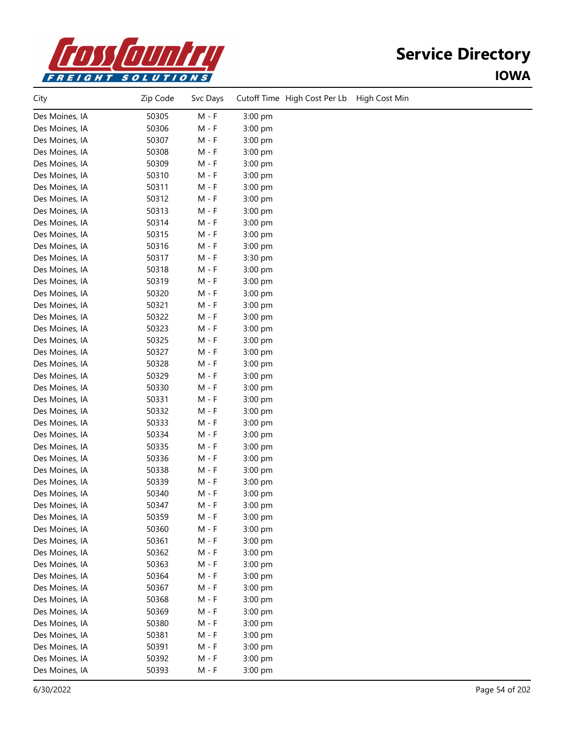# Service Directory

## IOWA

| City | Zip Code | Svc Days | Cutoff Time | High Cost Per Lb | High Cost Min |
|---|---|---|---|---|---|
| Des Moines, IA | 50305 | M - F | 3:00 pm | | |
| Des Moines, IA | 50306 | M - F | 3:00 pm | | |
| Des Moines, IA | 50307 | M - F | 3:00 pm | | |
| Des Moines, IA | 50308 | M - F | 3:00 pm | | |
| Des Moines, IA | 50309 | M - F | 3:00 pm | | |
| Des Moines, IA | 50310 | M - F | 3:00 pm | | |
| Des Moines, IA | 50311 | M - F | 3:00 pm | | |
| Des Moines, IA | 50312 | M - F | 3:00 pm | | |
| Des Moines, IA | 50313 | M - F | 3:00 pm | | |
| Des Moines, IA | 50314 | M - F | 3:00 pm | | |
| Des Moines, IA | 50315 | M - F | 3:00 pm | | |
| Des Moines, IA | 50316 | M - F | 3:00 pm | | |
| Des Moines, IA | 50317 | M - F | 3:30 pm | | |
| Des Moines, IA | 50318 | M - F | 3:00 pm | | |
| Des Moines, IA | 50319 | M - F | 3:00 pm | | |
| Des Moines, IA | 50320 | M - F | 3:00 pm | | |
| Des Moines, IA | 50321 | M - F | 3:00 pm | | |
| Des Moines, IA | 50322 | M - F | 3:00 pm | | |
| Des Moines, IA | 50323 | M - F | 3:00 pm | | |
| Des Moines, IA | 50325 | M - F | 3:00 pm | | |
| Des Moines, IA | 50327 | M - F | 3:00 pm | | |
| Des Moines, IA | 50328 | M - F | 3:00 pm | | |
| Des Moines, IA | 50329 | M - F | 3:00 pm | | |
| Des Moines, IA | 50330 | M - F | 3:00 pm | | |
| Des Moines, IA | 50331 | M - F | 3:00 pm | | |
| Des Moines, IA | 50332 | M - F | 3:00 pm | | |
| Des Moines, IA | 50333 | M - F | 3:00 pm | | |
| Des Moines, IA | 50334 | M - F | 3:00 pm | | |
| Des Moines, IA | 50335 | M - F | 3:00 pm | | |
| Des Moines, IA | 50336 | M - F | 3:00 pm | | |
| Des Moines, IA | 50338 | M - F | 3:00 pm | | |
| Des Moines, IA | 50339 | M - F | 3:00 pm | | |
| Des Moines, IA | 50340 | M - F | 3:00 pm | | |
| Des Moines, IA | 50347 | M - F | 3:00 pm | | |
| Des Moines, IA | 50359 | M - F | 3:00 pm | | |
| Des Moines, IA | 50360 | M - F | 3:00 pm | | |
| Des Moines, IA | 50361 | M - F | 3:00 pm | | |
| Des Moines, IA | 50362 | M - F | 3:00 pm | | |
| Des Moines, IA | 50363 | M - F | 3:00 pm | | |
| Des Moines, IA | 50364 | M - F | 3:00 pm | | |
| Des Moines, IA | 50367 | M - F | 3:00 pm | | |
| Des Moines, IA | 50368 | M - F | 3:00 pm | | |
| Des Moines, IA | 50369 | M - F | 3:00 pm | | |
| Des Moines, IA | 50380 | M - F | 3:00 pm | | |
| Des Moines, IA | 50381 | M - F | 3:00 pm | | |
| Des Moines, IA | 50391 | M - F | 3:00 pm | | |
| Des Moines, IA | 50392 | M - F | 3:00 pm | | |
| Des Moines, IA | 50393 | M - F | 3:00 pm | | |

6/30/2022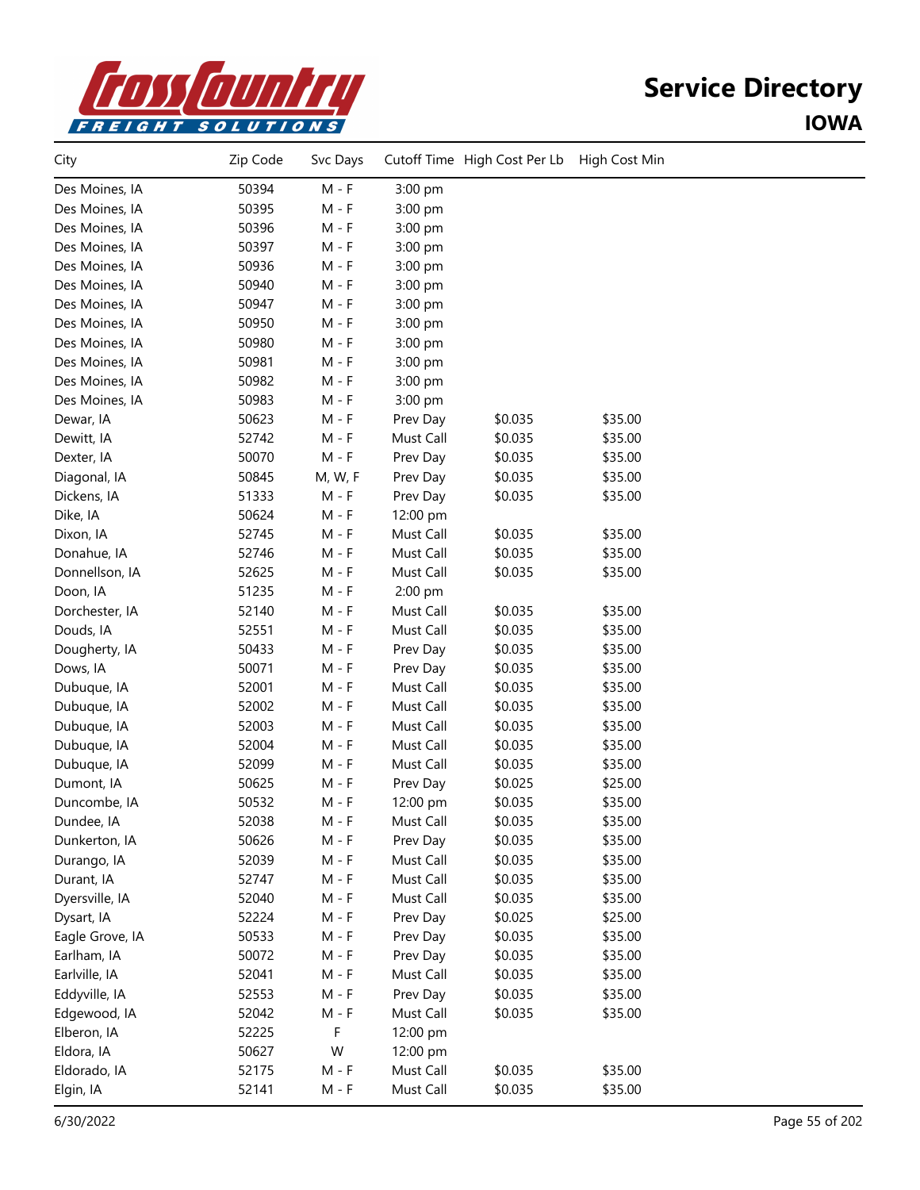# Service Directory

## IOWA

| City | Zip Code | Svc Days | Cutoff Time | High Cost Per Lb | High Cost Min |
|---|---|---|---|---|---|
| Des Moines, IA | 50394 | M - F | 3:00 pm | | |
| Des Moines, IA | 50395 | M - F | 3:00 pm | | |
| Des Moines, IA | 50396 | M - F | 3:00 pm | | |
| Des Moines, IA | 50397 | M - F | 3:00 pm | | |
| Des Moines, IA | 50936 | M - F | 3:00 pm | | |
| Des Moines, IA | 50940 | M - F | 3:00 pm | | |
| Des Moines, IA | 50947 | M - F | 3:00 pm | | |
| Des Moines, IA | 50950 | M - F | 3:00 pm | | |
| Des Moines, IA | 50980 | M - F | 3:00 pm | | |
| Des Moines, IA | 50981 | M - F | 3:00 pm | | |
| Des Moines, IA | 50982 | M - F | 3:00 pm | | |
| Des Moines, IA | 50983 | M - F | 3:00 pm | | |
| Dewar, IA | 50623 | M - F | Prev Day | $0.035 | $35.00 |
| Dewitt, IA | 52742 | M - F | Must Call | $0.035 | $35.00 |
| Dexter, IA | 50070 | M - F | Prev Day | $0.035 | $35.00 |
| Diagonal, IA | 50845 | M, W, F | Prev Day | $0.035 | $35.00 |
| Dickens, IA | 51333 | M - F | Prev Day | $0.035 | $35.00 |
| Dike, IA | 50624 | M - F | 12:00 pm | | |
| Dixon, IA | 52745 | M - F | Must Call | $0.035 | $35.00 |
| Donahue, IA | 52746 | M - F | Must Call | $0.035 | $35.00 |
| Donnellson, IA | 52625 | M - F | Must Call | $0.035 | $35.00 |
| Doon, IA | 51235 | M - F | 2:00 pm | | |
| Dorchester, IA | 52140 | M - F | Must Call | $0.035 | $35.00 |
| Douds, IA | 52551 | M - F | Must Call | $0.035 | $35.00 |
| Dougherty, IA | 50433 | M - F | Prev Day | $0.035 | $35.00 |
| Dows, IA | 50071 | M - F | Prev Day | $0.035 | $35.00 |
| Dubuque, IA | 52001 | M - F | Must Call | $0.035 | $35.00 |
| Dubuque, IA | 52002 | M - F | Must Call | $0.035 | $35.00 |
| Dubuque, IA | 52003 | M - F | Must Call | $0.035 | $35.00 |
| Dubuque, IA | 52004 | M - F | Must Call | $0.035 | $35.00 |
| Dubuque, IA | 52099 | M - F | Must Call | $0.035 | $35.00 |
| Dumont, IA | 50625 | M - F | Prev Day | $0.025 | $25.00 |
| Duncombe, IA | 50532 | M - F | 12:00 pm | $0.035 | $35.00 |
| Dundee, IA | 52038 | M - F | Must Call | $0.035 | $35.00 |
| Dunkerton, IA | 50626 | M - F | Prev Day | $0.035 | $35.00 |
| Durango, IA | 52039 | M - F | Must Call | $0.035 | $35.00 |
| Durant, IA | 52747 | M - F | Must Call | $0.035 | $35.00 |
| Dyersville, IA | 52040 | M - F | Must Call | $0.035 | $35.00 |
| Dysart, IA | 52224 | M - F | Prev Day | $0.025 | $25.00 |
| Eagle Grove, IA | 50533 | M - F | Prev Day | $0.035 | $35.00 |
| Earlham, IA | 50072 | M - F | Prev Day | $0.035 | $35.00 |
| Earlville, IA | 52041 | M - F | Must Call | $0.035 | $35.00 |
| Eddyville, IA | 52553 | M - F | Prev Day | $0.035 | $35.00 |
| Edgewood, IA | 52042 | M - F | Must Call | $0.035 | $35.00 |
| Elberon, IA | 52225 | F | 12:00 pm | | |
| Eldora, IA | 50627 | W | 12:00 pm | | |
| Eldorado, IA | 52175 | M - F | Must Call | $0.035 | $35.00 |
| Elgin, IA | 52141 | M - F | Must Call | $0.035 | $35.00 |

6/30/2022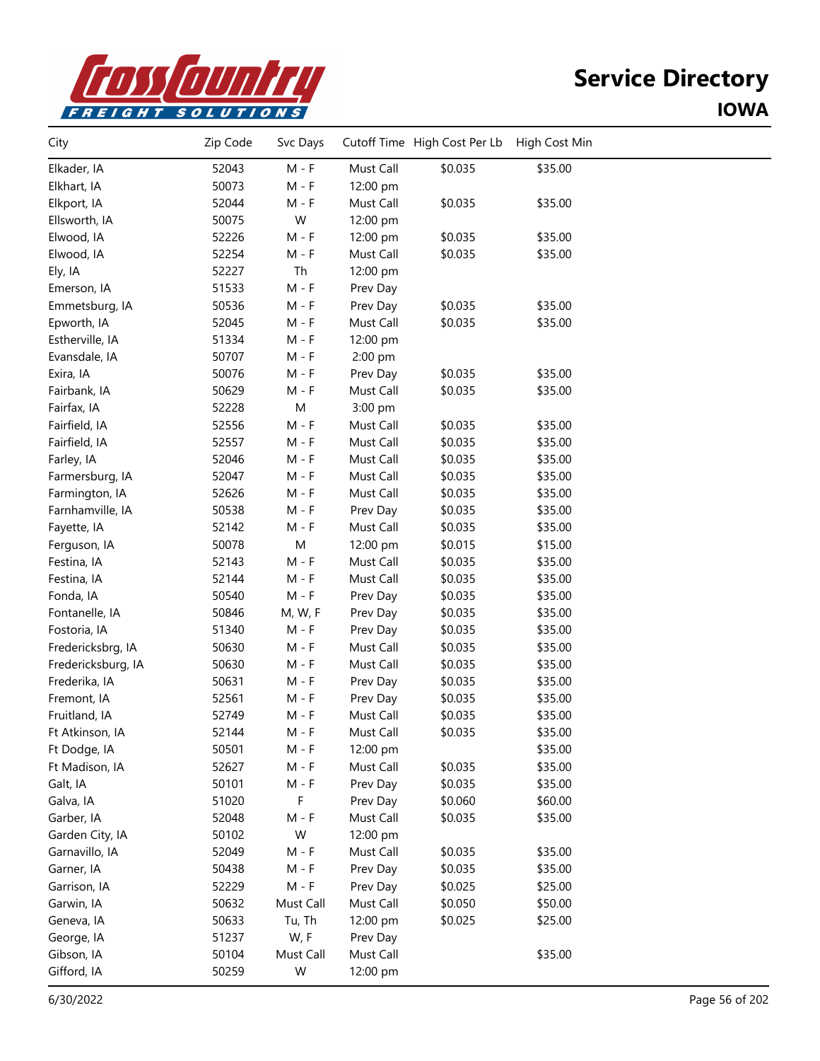# Service Directory

## IOWA

| City | Zip Code | Svc Days | Cutoff Time | High Cost Per Lb | High Cost Min |
|---|---|---|---|---|---|
| Elkader, IA | 52043 | M - F | Must Call | $0.035 | $35.00 |
| Elkhart, IA | 50073 | M - F | 12:00 pm | | |
| Elkport, IA | 52044 | M - F | Must Call | $0.035 | $35.00 |
| Ellsworth, IA | 50075 | W | 12:00 pm | | |
| Elwood, IA | 52226 | M - F | 12:00 pm | $0.035 | $35.00 |
| Elwood, IA | 52254 | M - F | Must Call | $0.035 | $35.00 |
| Ely, IA | 52227 | Th | 12:00 pm | | |
| Emerson, IA | 51533 | M - F | Prev Day | | |
| Emmetsburg, IA | 50536 | M - F | Prev Day | $0.035 | $35.00 |
| Epworth, IA | 52045 | M - F | Must Call | $0.035 | $35.00 |
| Estherville, IA | 51334 | M - F | 12:00 pm | | |
| Evansdale, IA | 50707 | M - F | 2:00 pm | | |
| Exira, IA | 50076 | M - F | Prev Day | $0.035 | $35.00 |
| Fairbank, IA | 50629 | M - F | Must Call | $0.035 | $35.00 |
| Fairfax, IA | 52228 | M | 3:00 pm | | |
| Fairfield, IA | 52556 | M - F | Must Call | $0.035 | $35.00 |
| Fairfield, IA | 52557 | M - F | Must Call | $0.035 | $35.00 |
| Farley, IA | 52046 | M - F | Must Call | $0.035 | $35.00 |
| Farmersburg, IA | 52047 | M - F | Must Call | $0.035 | $35.00 |
| Farmington, IA | 52626 | M - F | Must Call | $0.035 | $35.00 |
| Farnhamville, IA | 50538 | M - F | Prev Day | $0.035 | $35.00 |
| Fayette, IA | 52142 | M - F | Must Call | $0.035 | $35.00 |
| Ferguson, IA | 50078 | M | 12:00 pm | $0.015 | $15.00 |
| Festina, IA | 52143 | M - F | Must Call | $0.035 | $35.00 |
| Festina, IA | 52144 | M - F | Must Call | $0.035 | $35.00 |
| Fonda, IA | 50540 | M - F | Prev Day | $0.035 | $35.00 |
| Fontanelle, IA | 50846 | M, W, F | Prev Day | $0.035 | $35.00 |
| Fostoria, IA | 51340 | M - F | Prev Day | $0.035 | $35.00 |
| Fredericksbrg, IA | 50630 | M - F | Must Call | $0.035 | $35.00 |
| Fredericksburg, IA | 50630 | M - F | Must Call | $0.035 | $35.00 |
| Frederika, IA | 50631 | M - F | Prev Day | $0.035 | $35.00 |
| Fremont, IA | 52561 | M - F | Prev Day | $0.035 | $35.00 |
| Fruitland, IA | 52749 | M - F | Must Call | $0.035 | $35.00 |
| Ft Atkinson, IA | 52144 | M - F | Must Call | $0.035 | $35.00 |
| Ft Dodge, IA | 50501 | M - F | 12:00 pm | | $35.00 |
| Ft Madison, IA | 52627 | M - F | Must Call | $0.035 | $35.00 |
| Galt, IA | 50101 | M - F | Prev Day | $0.035 | $35.00 |
| Galva, IA | 51020 | F | Prev Day | $0.060 | $60.00 |
| Garber, IA | 52048 | M - F | Must Call | $0.035 | $35.00 |
| Garden City, IA | 50102 | W | 12:00 pm | | |
| Garnavillo, IA | 52049 | M - F | Must Call | $0.035 | $35.00 |
| Garner, IA | 50438 | M - F | Prev Day | $0.035 | $35.00 |
| Garrison, IA | 52229 | M - F | Prev Day | $0.025 | $25.00 |
| Garwin, IA | 50632 | Must Call | Must Call | $0.050 | $50.00 |
| Geneva, IA | 50633 | Tu, Th | 12:00 pm | $0.025 | $25.00 |
| George, IA | 51237 | W, F | Prev Day | | |
| Gibson, IA | 50104 | Must Call | Must Call | | $35.00 |
| Gifford, IA | 50259 | W | 12:00 pm | | |

6/30/2022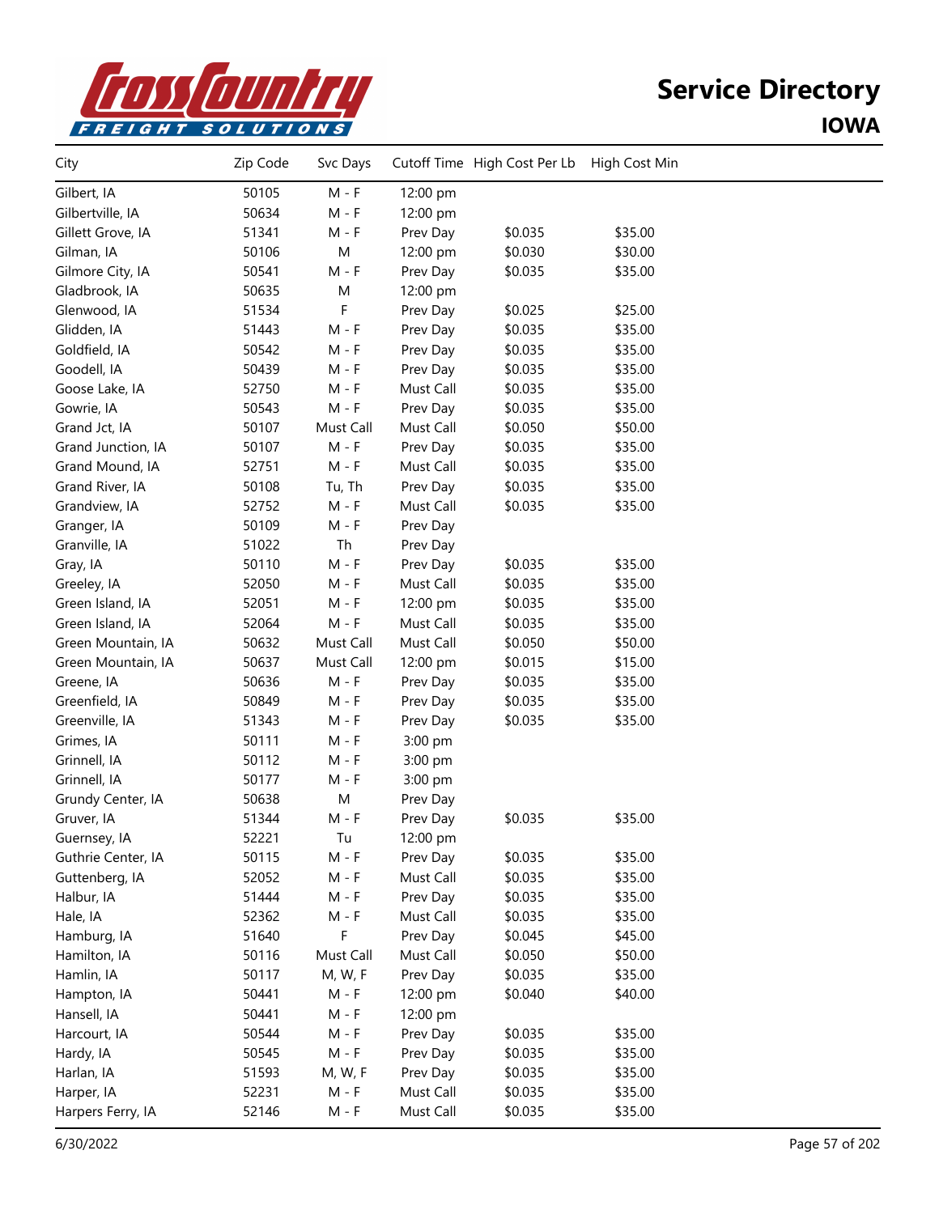# Service Directory

## IOWA

| City | Zip Code | Svc Days | Cutoff Time | High Cost Per Lb | High Cost Min |
|---|---|---|---|---|---|
| Gilbert, IA | 50105 | M - F | 12:00 pm | | |
| Gilbertville, IA | 50634 | M - F | 12:00 pm | | |
| Gillett Grove, IA | 51341 | M - F | Prev Day | $0.035 | $35.00 |
| Gilman, IA | 50106 | M | 12:00 pm | $0.030 | $30.00 |
| Gilmore City, IA | 50541 | M - F | Prev Day | $0.035 | $35.00 |
| Gladbrook, IA | 50635 | M | 12:00 pm | | |
| Glenwood, IA | 51534 | F | Prev Day | $0.025 | $25.00 |
| Glidden, IA | 51443 | M - F | Prev Day | $0.035 | $35.00 |
| Goldfield, IA | 50542 | M - F | Prev Day | $0.035 | $35.00 |
| Goodell, IA | 50439 | M - F | Prev Day | $0.035 | $35.00 |
| Goose Lake, IA | 52750 | M - F | Must Call | $0.035 | $35.00 |
| Gowrie, IA | 50543 | M - F | Prev Day | $0.035 | $35.00 |
| Grand Jct, IA | 50107 | Must Call | Must Call | $0.050 | $50.00 |
| Grand Junction, IA | 50107 | M - F | Prev Day | $0.035 | $35.00 |
| Grand Mound, IA | 52751 | M - F | Must Call | $0.035 | $35.00 |
| Grand River, IA | 50108 | Tu, Th | Prev Day | $0.035 | $35.00 |
| Grandview, IA | 52752 | M - F | Must Call | $0.035 | $35.00 |
| Granger, IA | 50109 | M - F | Prev Day | | |
| Granville, IA | 51022 | Th | Prev Day | | |
| Gray, IA | 50110 | M - F | Prev Day | $0.035 | $35.00 |
| Greeley, IA | 52050 | M - F | Must Call | $0.035 | $35.00 |
| Green Island, IA | 52051 | M - F | 12:00 pm | $0.035 | $35.00 |
| Green Island, IA | 52064 | M - F | Must Call | $0.035 | $35.00 |
| Green Mountain, IA | 50632 | Must Call | Must Call | $0.050 | $50.00 |
| Green Mountain, IA | 50637 | Must Call | 12:00 pm | $0.015 | $15.00 |
| Greene, IA | 50636 | M - F | Prev Day | $0.035 | $35.00 |
| Greenfield, IA | 50849 | M - F | Prev Day | $0.035 | $35.00 |
| Greenville, IA | 51343 | M - F | Prev Day | $0.035 | $35.00 |
| Grimes, IA | 50111 | M - F | 3:00 pm | | |
| Grinnell, IA | 50112 | M - F | 3:00 pm | | |
| Grinnell, IA | 50177 | M - F | 3:00 pm | | |
| Grundy Center, IA | 50638 | M | Prev Day | | |
| Gruver, IA | 51344 | M - F | Prev Day | $0.035 | $35.00 |
| Guernsey, IA | 52221 | Tu | 12:00 pm | | |
| Guthrie Center, IA | 50115 | M - F | Prev Day | $0.035 | $35.00 |
| Guttenberg, IA | 52052 | M - F | Must Call | $0.035 | $35.00 |
| Halbur, IA | 51444 | M - F | Prev Day | $0.035 | $35.00 |
| Hale, IA | 52362 | M - F | Must Call | $0.035 | $35.00 |
| Hamburg, IA | 51640 | F | Prev Day | $0.045 | $45.00 |
| Hamilton, IA | 50116 | Must Call | Must Call | $0.050 | $50.00 |
| Hamlin, IA | 50117 | M, W, F | Prev Day | $0.035 | $35.00 |
| Hampton, IA | 50441 | M - F | 12:00 pm | $0.040 | $40.00 |
| Hansell, IA | 50441 | M - F | 12:00 pm | | |
| Harcourt, IA | 50544 | M - F | Prev Day | $0.035 | $35.00 |
| Hardy, IA | 50545 | M - F | Prev Day | $0.035 | $35.00 |
| Harlan, IA | 51593 | M, W, F | Prev Day | $0.035 | $35.00 |
| Harper, IA | 52231 | M - F | Must Call | $0.035 | $35.00 |
| Harpers Ferry, IA | 52146 | M - F | Must Call | $0.035 | $35.00 |

6/30/2022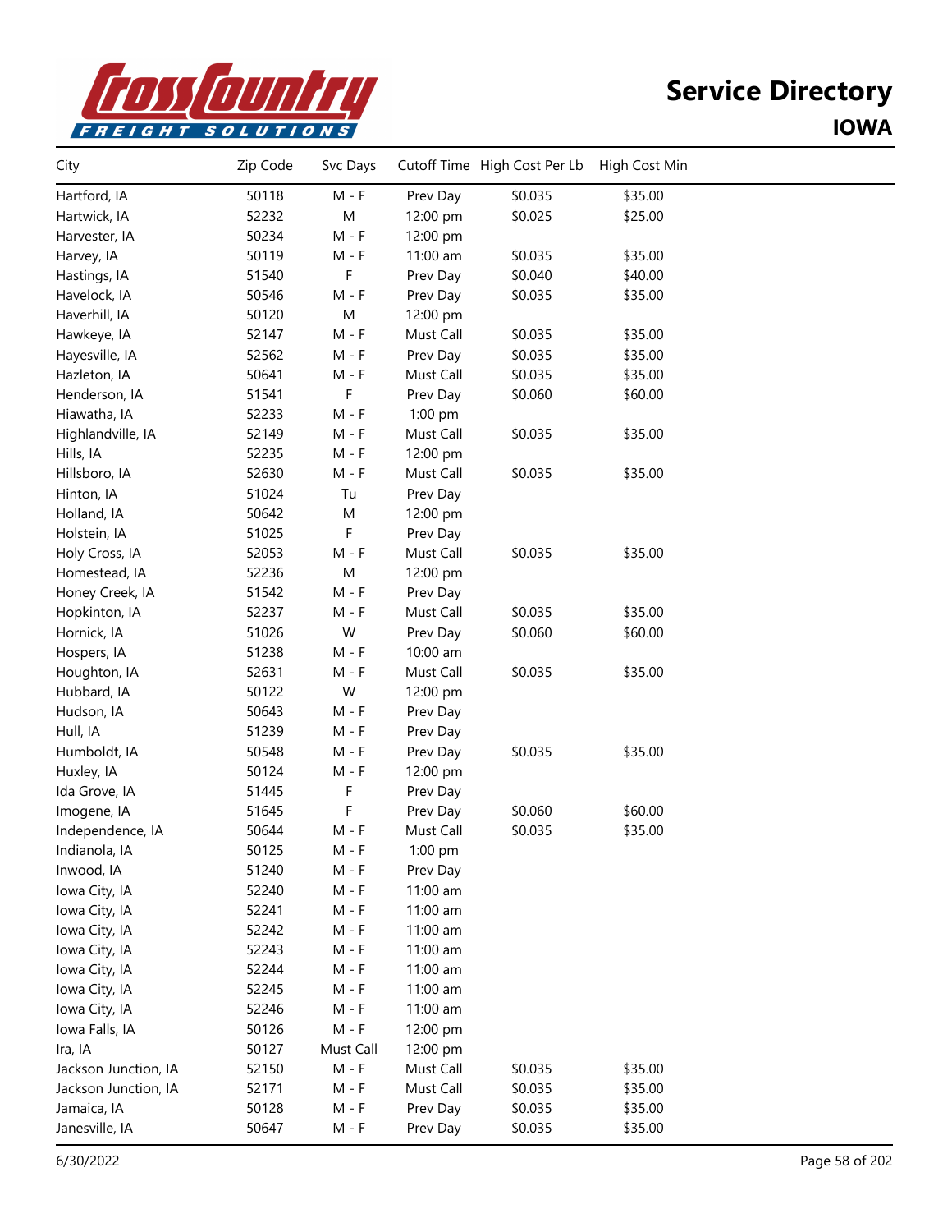# Service Directory

## IOWA

| City | Zip Code | Svc Days | Cutoff Time | High Cost Per Lb | High Cost Min |
|---|---|---|---|---|---|
| Hartford, IA | 50118 | M - F | Prev Day | $0.035 | $35.00 |
| Hartwick, IA | 52232 | M | 12:00 pm | $0.025 | $25.00 |
| Harvester, IA | 50234 | M - F | 12:00 pm | | |
| Harvey, IA | 50119 | M - F | 11:00 am | $0.035 | $35.00 |
| Hastings, IA | 51540 | F | Prev Day | $0.040 | $40.00 |
| Havelock, IA | 50546 | M - F | Prev Day | $0.035 | $35.00 |
| Haverhill, IA | 50120 | M | 12:00 pm | | |
| Hawkeye, IA | 52147 | M - F | Must Call | $0.035 | $35.00 |
| Hayesville, IA | 52562 | M - F | Prev Day | $0.035 | $35.00 |
| Hazleton, IA | 50641 | M - F | Must Call | $0.035 | $35.00 |
| Henderson, IA | 51541 | F | Prev Day | $0.060 | $60.00 |
| Hiawatha, IA | 52233 | M - F | 1:00 pm | | |
| Highlandville, IA | 52149 | M - F | Must Call | $0.035 | $35.00 |
| Hills, IA | 52235 | M - F | 12:00 pm | | |
| Hillsboro, IA | 52630 | M - F | Must Call | $0.035 | $35.00 |
| Hinton, IA | 51024 | Tu | Prev Day | | |
| Holland, IA | 50642 | M | 12:00 pm | | |
| Holstein, IA | 51025 | F | Prev Day | | |
| Holy Cross, IA | 52053 | M - F | Must Call | $0.035 | $35.00 |
| Homestead, IA | 52236 | M | 12:00 pm | | |
| Honey Creek, IA | 51542 | M - F | Prev Day | | |
| Hopkinton, IA | 52237 | M - F | Must Call | $0.035 | $35.00 |
| Hornick, IA | 51026 | W | Prev Day | $0.060 | $60.00 |
| Hospers, IA | 51238 | M - F | 10:00 am | | |
| Houghton, IA | 52631 | M - F | Must Call | $0.035 | $35.00 |
| Hubbard, IA | 50122 | W | 12:00 pm | | |
| Hudson, IA | 50643 | M - F | Prev Day | | |
| Hull, IA | 51239 | M - F | Prev Day | | |
| Humboldt, IA | 50548 | M - F | Prev Day | $0.035 | $35.00 |
| Huxley, IA | 50124 | M - F | 12:00 pm | | |
| Ida Grove, IA | 51445 | F | Prev Day | | |
| Imogene, IA | 51645 | F | Prev Day | $0.060 | $60.00 |
| Independence, IA | 50644 | M - F | Must Call | $0.035 | $35.00 |
| Indianola, IA | 50125 | M - F | 1:00 pm | | |
| Inwood, IA | 51240 | M - F | Prev Day | | |
| Iowa City, IA | 52240 | M - F | 11:00 am | | |
| Iowa City, IA | 52241 | M - F | 11:00 am | | |
| Iowa City, IA | 52242 | M - F | 11:00 am | | |
| Iowa City, IA | 52243 | M - F | 11:00 am | | |
| Iowa City, IA | 52244 | M - F | 11:00 am | | |
| Iowa City, IA | 52245 | M - F | 11:00 am | | |
| Iowa City, IA | 52246 | M - F | 11:00 am | | |
| Iowa Falls, IA | 50126 | M - F | 12:00 pm | | |
| Ira, IA | 50127 | Must Call | 12:00 pm | | |
| Jackson Junction, IA | 52150 | M - F | Must Call | $0.035 | $35.00 |
| Jackson Junction, IA | 52171 | M - F | Must Call | $0.035 | $35.00 |
| Jamaica, IA | 50128 | M - F | Prev Day | $0.035 | $35.00 |
| Janesville, IA | 50647 | M - F | Prev Day | $0.035 | $35.00 |

6/30/2022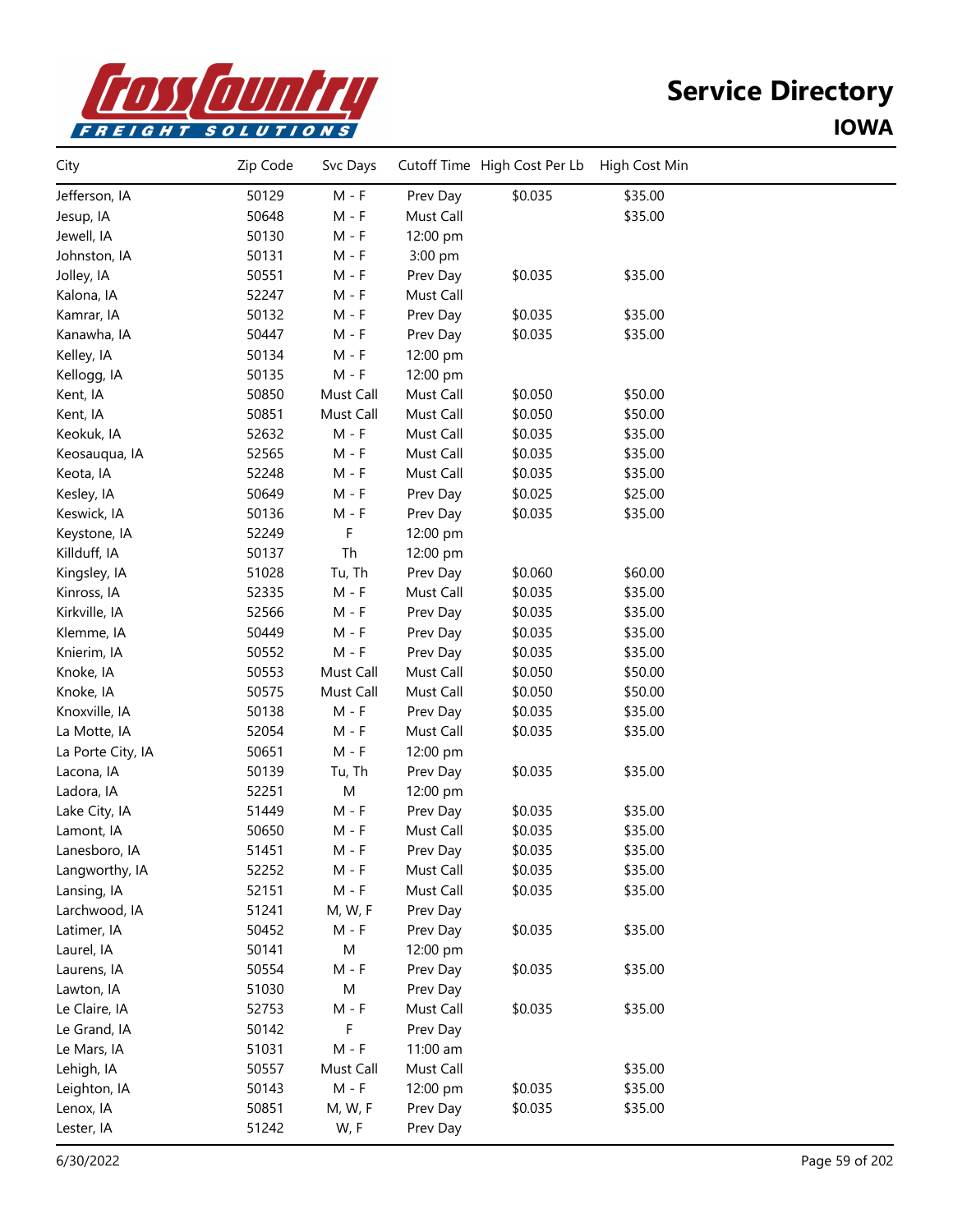# Service Directory

## IOWA

| City | Zip Code | Svc Days | Cutoff Time | High Cost Per Lb | High Cost Min |
|---|---|---|---|---|---|
| Jefferson, IA | 50129 | M - F | Prev Day | $0.035 | $35.00 |
| Jesup, IA | 50648 | M - F | Must Call | | $35.00 |
| Jewell, IA | 50130 | M - F | 12:00 pm | | |
| Johnston, IA | 50131 | M - F | 3:00 pm | | |
| Jolley, IA | 50551 | M - F | Prev Day | $0.035 | $35.00 |
| Kalona, IA | 52247 | M - F | Must Call | | |
| Kamrar, IA | 50132 | M - F | Prev Day | $0.035 | $35.00 |
| Kanawha, IA | 50447 | M - F | Prev Day | $0.035 | $35.00 |
| Kelley, IA | 50134 | M - F | 12:00 pm | | |
| Kellogg, IA | 50135 | M - F | 12:00 pm | | |
| Kent, IA | 50850 | Must Call | Must Call | $0.050 | $50.00 |
| Kent, IA | 50851 | Must Call | Must Call | $0.050 | $50.00 |
| Keokuk, IA | 52632 | M - F | Must Call | $0.035 | $35.00 |
| Keosauqua, IA | 52565 | M - F | Must Call | $0.035 | $35.00 |
| Keota, IA | 52248 | M - F | Must Call | $0.035 | $35.00 |
| Kesley, IA | 50649 | M - F | Prev Day | $0.025 | $25.00 |
| Keswick, IA | 50136 | M - F | Prev Day | $0.035 | $35.00 |
| Keystone, IA | 52249 | F | 12:00 pm | | |
| Killduff, IA | 50137 | Th | 12:00 pm | | |
| Kingsley, IA | 51028 | Tu, Th | Prev Day | $0.060 | $60.00 |
| Kinross, IA | 52335 | M - F | Must Call | $0.035 | $35.00 |
| Kirkville, IA | 52566 | M - F | Prev Day | $0.035 | $35.00 |
| Klemme, IA | 50449 | M - F | Prev Day | $0.035 | $35.00 |
| Knierim, IA | 50552 | M - F | Prev Day | $0.035 | $35.00 |
| Knoke, IA | 50553 | Must Call | Must Call | $0.050 | $50.00 |
| Knoke, IA | 50575 | Must Call | Must Call | $0.050 | $50.00 |
| Knoxville, IA | 50138 | M - F | Prev Day | $0.035 | $35.00 |
| La Motte, IA | 52054 | M - F | Must Call | $0.035 | $35.00 |
| La Porte City, IA | 50651 | M - F | 12:00 pm | | |
| Lacona, IA | 50139 | Tu, Th | Prev Day | $0.035 | $35.00 |
| Ladora, IA | 52251 | M | 12:00 pm | | |
| Lake City, IA | 51449 | M - F | Prev Day | $0.035 | $35.00 |
| Lamont, IA | 50650 | M - F | Must Call | $0.035 | $35.00 |
| Lanesboro, IA | 51451 | M - F | Prev Day | $0.035 | $35.00 |
| Langworthy, IA | 52252 | M - F | Must Call | $0.035 | $35.00 |
| Lansing, IA | 52151 | M - F | Must Call | $0.035 | $35.00 |
| Larchwood, IA | 51241 | M, W, F | Prev Day | | |
| Latimer, IA | 50452 | M - F | Prev Day | $0.035 | $35.00 |
| Laurel, IA | 50141 | M | 12:00 pm | | |
| Laurens, IA | 50554 | M - F | Prev Day | $0.035 | $35.00 |
| Lawton, IA | 51030 | M | Prev Day | | |
| Le Claire, IA | 52753 | M - F | Must Call | $0.035 | $35.00 |
| Le Grand, IA | 50142 | F | Prev Day | | |
| Le Mars, IA | 51031 | M - F | 11:00 am | | |
| Lehigh, IA | 50557 | Must Call | Must Call | | $35.00 |
| Leighton, IA | 50143 | M - F | 12:00 pm | $0.035 | $35.00 |
| Lenox, IA | 50851 | M, W, F | Prev Day | $0.035 | $35.00 |
| Lester, IA | 51242 | W, F | Prev Day | | |

6/30/2022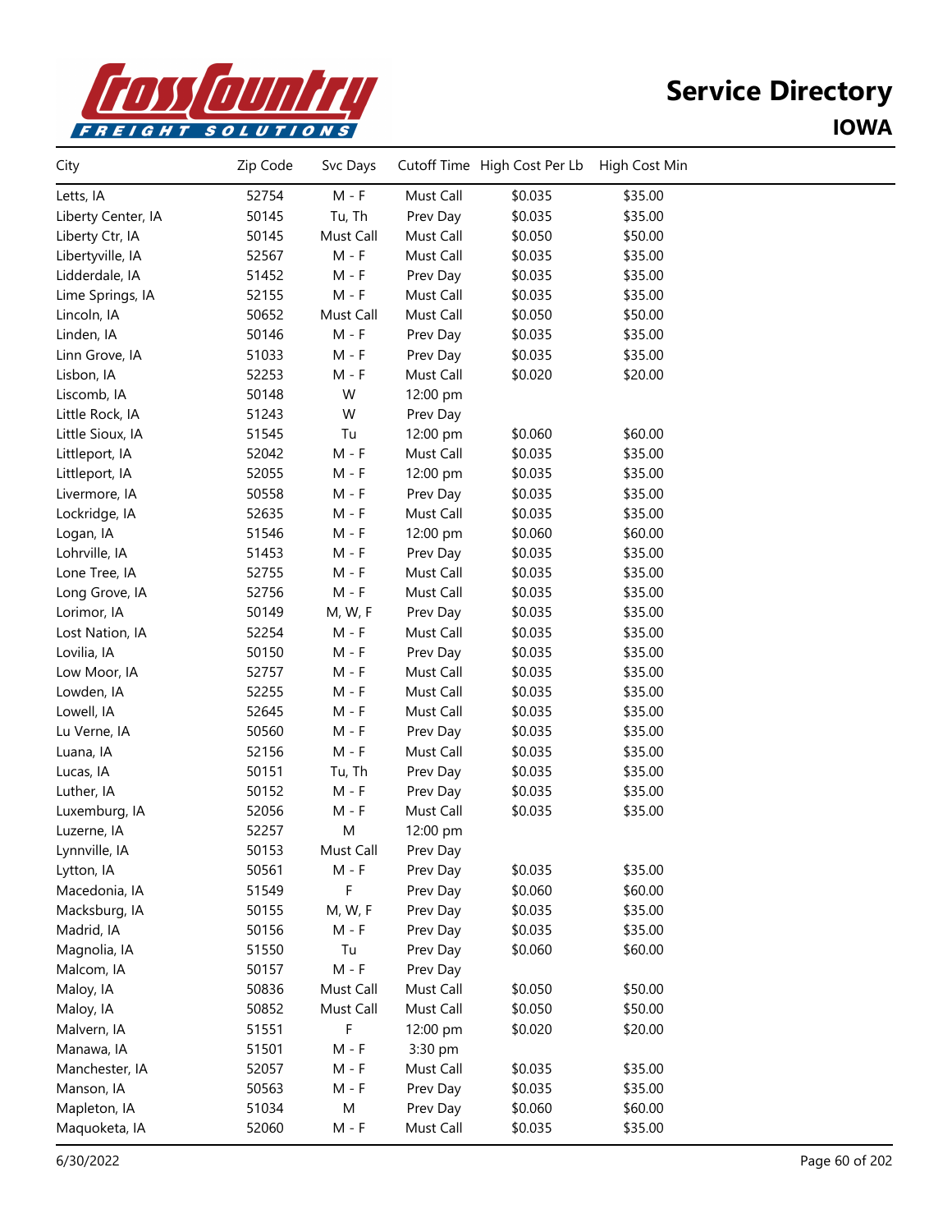# Service Directory

## IOWA

| City | Zip Code | Svc Days | Cutoff Time | High Cost Per Lb | High Cost Min |
|---|---|---|---|---|---|
| Letts, IA | 52754 | M - F | Must Call | $0.035 | $35.00 |
| Liberty Center, IA | 50145 | Tu, Th | Prev Day | $0.035 | $35.00 |
| Liberty Ctr, IA | 50145 | Must Call | Must Call | $0.050 | $50.00 |
| Libertyville, IA | 52567 | M - F | Must Call | $0.035 | $35.00 |
| Lidderdale, IA | 51452 | M - F | Prev Day | $0.035 | $35.00 |
| Lime Springs, IA | 52155 | M - F | Must Call | $0.035 | $35.00 |
| Lincoln, IA | 50652 | Must Call | Must Call | $0.050 | $50.00 |
| Linden, IA | 50146 | M - F | Prev Day | $0.035 | $35.00 |
| Linn Grove, IA | 51033 | M - F | Prev Day | $0.035 | $35.00 |
| Lisbon, IA | 52253 | M - F | Must Call | $0.020 | $20.00 |
| Liscomb, IA | 50148 | W | 12:00 pm | | |
| Little Rock, IA | 51243 | W | Prev Day | | |
| Little Sioux, IA | 51545 | Tu | 12:00 pm | $0.060 | $60.00 |
| Littleport, IA | 52042 | M - F | Must Call | $0.035 | $35.00 |
| Littleport, IA | 52055 | M - F | 12:00 pm | $0.035 | $35.00 |
| Livermore, IA | 50558 | M - F | Prev Day | $0.035 | $35.00 |
| Lockridge, IA | 52635 | M - F | Must Call | $0.035 | $35.00 |
| Logan, IA | 51546 | M - F | 12:00 pm | $0.060 | $60.00 |
| Lohrville, IA | 51453 | M - F | Prev Day | $0.035 | $35.00 |
| Lone Tree, IA | 52755 | M - F | Must Call | $0.035 | $35.00 |
| Long Grove, IA | 52756 | M - F | Must Call | $0.035 | $35.00 |
| Lorimor, IA | 50149 | M, W, F | Prev Day | $0.035 | $35.00 |
| Lost Nation, IA | 52254 | M - F | Must Call | $0.035 | $35.00 |
| Lovilia, IA | 50150 | M - F | Prev Day | $0.035 | $35.00 |
| Low Moor, IA | 52757 | M - F | Must Call | $0.035 | $35.00 |
| Lowden, IA | 52255 | M - F | Must Call | $0.035 | $35.00 |
| Lowell, IA | 52645 | M - F | Must Call | $0.035 | $35.00 |
| Lu Verne, IA | 50560 | M - F | Prev Day | $0.035 | $35.00 |
| Luana, IA | 52156 | M - F | Must Call | $0.035 | $35.00 |
| Lucas, IA | 50151 | Tu, Th | Prev Day | $0.035 | $35.00 |
| Luther, IA | 50152 | M - F | Prev Day | $0.035 | $35.00 |
| Luxemburg, IA | 52056 | M - F | Must Call | $0.035 | $35.00 |
| Luzerne, IA | 52257 | M | 12:00 pm | | |
| Lynnville, IA | 50153 | Must Call | Prev Day | | |
| Lytton, IA | 50561 | M - F | Prev Day | $0.035 | $35.00 |
| Macedonia, IA | 51549 | F | Prev Day | $0.060 | $60.00 |
| Macksburg, IA | 50155 | M, W, F | Prev Day | $0.035 | $35.00 |
| Madrid, IA | 50156 | M - F | Prev Day | $0.035 | $35.00 |
| Magnolia, IA | 51550 | Tu | Prev Day | $0.060 | $60.00 |
| Malcom, IA | 50157 | M - F | Prev Day | | |
| Maloy, IA | 50836 | Must Call | Must Call | $0.050 | $50.00 |
| Maloy, IA | 50852 | Must Call | Must Call | $0.050 | $50.00 |
| Malvern, IA | 51551 | F | 12:00 pm | $0.020 | $20.00 |
| Manawa, IA | 51501 | M - F | 3:30 pm | | |
| Manchester, IA | 52057 | M - F | Must Call | $0.035 | $35.00 |
| Manson, IA | 50563 | M - F | Prev Day | $0.035 | $35.00 |
| Mapleton, IA | 51034 | M | Prev Day | $0.060 | $60.00 |
| Maquoketa, IA | 52060 | M - F | Must Call | $0.035 | $35.00 |

6/30/2022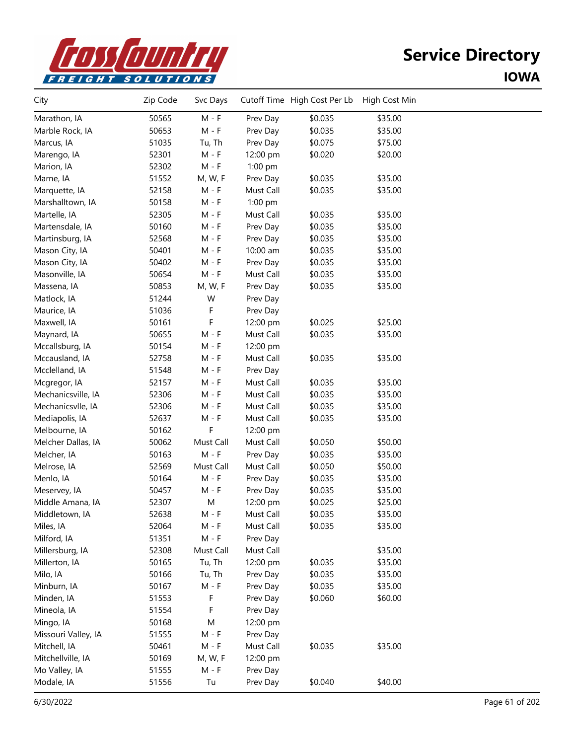# Service Directory

## IOWA

| City | Zip Code | Svc Days | Cutoff Time | High Cost Per Lb | High Cost Min |
|---|---|---|---|---|---|
| Marathon, IA | 50565 | M - F | Prev Day | $0.035 | $35.00 |
| Marble Rock, IA | 50653 | M - F | Prev Day | $0.035 | $35.00 |
| Marcus, IA | 51035 | Tu, Th | Prev Day | $0.075 | $75.00 |
| Marengo, IA | 52301 | M - F | 12:00 pm | $0.020 | $20.00 |
| Marion, IA | 52302 | M - F | 1:00 pm | | |
| Marne, IA | 51552 | M, W, F | Prev Day | $0.035 | $35.00 |
| Marquette, IA | 52158 | M - F | Must Call | $0.035 | $35.00 |
| Marshalltown, IA | 50158 | M - F | 1:00 pm | | |
| Martelle, IA | 52305 | M - F | Must Call | $0.035 | $35.00 |
| Martensdale, IA | 50160 | M - F | Prev Day | $0.035 | $35.00 |
| Martinsburg, IA | 52568 | M - F | Prev Day | $0.035 | $35.00 |
| Mason City, IA | 50401 | M - F | 10:00 am | $0.035 | $35.00 |
| Mason City, IA | 50402 | M - F | Prev Day | $0.035 | $35.00 |
| Masonville, IA | 50654 | M - F | Must Call | $0.035 | $35.00 |
| Massena, IA | 50853 | M, W, F | Prev Day | $0.035 | $35.00 |
| Matlock, IA | 51244 | W | Prev Day | | |
| Maurice, IA | 51036 | F | Prev Day | | |
| Maxwell, IA | 50161 | F | 12:00 pm | $0.025 | $25.00 |
| Maynard, IA | 50655 | M - F | Must Call | $0.035 | $35.00 |
| Mccallsburg, IA | 50154 | M - F | 12:00 pm | | |
| Mccausland, IA | 52758 | M - F | Must Call | $0.035 | $35.00 |
| Mcclelland, IA | 51548 | M - F | Prev Day | | |
| Mcgregor, IA | 52157 | M - F | Must Call | $0.035 | $35.00 |
| Mechanicsville, IA | 52306 | M - F | Must Call | $0.035 | $35.00 |
| Mechanicsvlle, IA | 52306 | M - F | Must Call | $0.035 | $35.00 |
| Mediapolis, IA | 52637 | M - F | Must Call | $0.035 | $35.00 |
| Melbourne, IA | 50162 | F | 12:00 pm | | |
| Melcher Dallas, IA | 50062 | Must Call | Must Call | $0.050 | $50.00 |
| Melcher, IA | 50163 | M - F | Prev Day | $0.035 | $35.00 |
| Melrose, IA | 52569 | Must Call | Must Call | $0.050 | $50.00 |
| Menlo, IA | 50164 | M - F | Prev Day | $0.035 | $35.00 |
| Meservey, IA | 50457 | M - F | Prev Day | $0.035 | $35.00 |
| Middle Amana, IA | 52307 | M | 12:00 pm | $0.025 | $25.00 |
| Middletown, IA | 52638 | M - F | Must Call | $0.035 | $35.00 |
| Miles, IA | 52064 | M - F | Must Call | $0.035 | $35.00 |
| Milford, IA | 51351 | M - F | Prev Day | | |
| Millersburg, IA | 52308 | Must Call | Must Call | | $35.00 |
| Millerton, IA | 50165 | Tu, Th | 12:00 pm | $0.035 | $35.00 |
| Milo, IA | 50166 | Tu, Th | Prev Day | $0.035 | $35.00 |
| Minburn, IA | 50167 | M - F | Prev Day | $0.035 | $35.00 |
| Minden, IA | 51553 | F | Prev Day | $0.060 | $60.00 |
| Mineola, IA | 51554 | F | Prev Day | | |
| Mingo, IA | 50168 | M | 12:00 pm | | |
| Missouri Valley, IA | 51555 | M - F | Prev Day | | |
| Mitchell, IA | 50461 | M - F | Must Call | $0.035 | $35.00 |
| Mitchellville, IA | 50169 | M, W, F | 12:00 pm | | |
| Mo Valley, IA | 51555 | M - F | Prev Day | | |
| Modale, IA | 51556 | Tu | Prev Day | $0.040 | $40.00 |

6/30/2022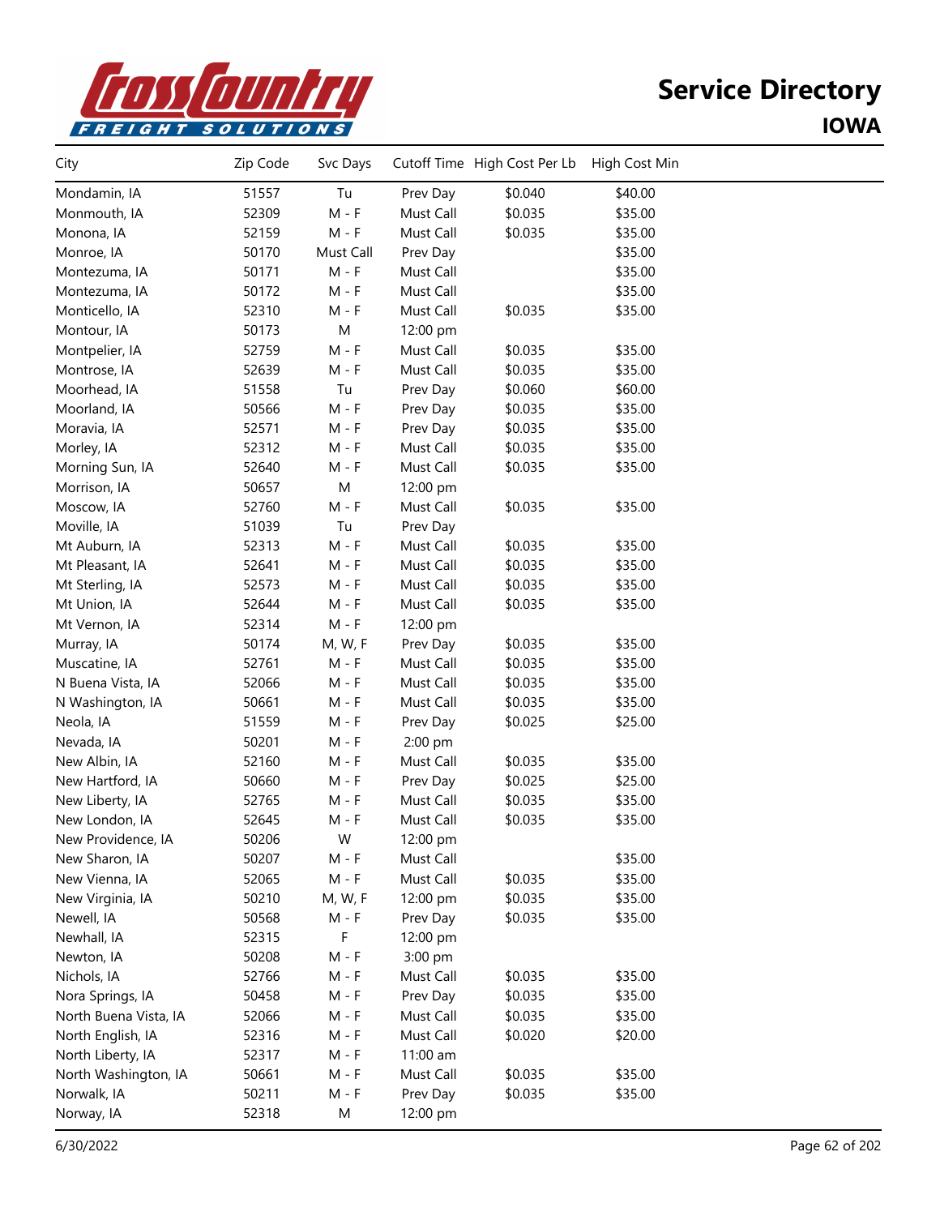# Service Directory

## IOWA

| City | Zip Code | Svc Days | Cutoff Time | High Cost Per Lb | High Cost Min |
|---|---|---|---|---|---|
| Mondamin, IA | 51557 | Tu | Prev Day | $0.040 | $40.00 |
| Monmouth, IA | 52309 | M - F | Must Call | $0.035 | $35.00 |
| Monona, IA | 52159 | M - F | Must Call | $0.035 | $35.00 |
| Monroe, IA | 50170 | Must Call | Prev Day | | $35.00 |
| Montezuma, IA | 50171 | M - F | Must Call | | $35.00 |
| Montezuma, IA | 50172 | M - F | Must Call | | $35.00 |
| Monticello, IA | 52310 | M - F | Must Call | $0.035 | $35.00 |
| Montour, IA | 50173 | M | 12:00 pm | | |
| Montpelier, IA | 52759 | M - F | Must Call | $0.035 | $35.00 |
| Montrose, IA | 52639 | M - F | Must Call | $0.035 | $35.00 |
| Moorhead, IA | 51558 | Tu | Prev Day | $0.060 | $60.00 |
| Moorland, IA | 50566 | M - F | Prev Day | $0.035 | $35.00 |
| Moravia, IA | 52571 | M - F | Prev Day | $0.035 | $35.00 |
| Morley, IA | 52312 | M - F | Must Call | $0.035 | $35.00 |
| Morning Sun, IA | 52640 | M - F | Must Call | $0.035 | $35.00 |
| Morrison, IA | 50657 | M | 12:00 pm | | |
| Moscow, IA | 52760 | M - F | Must Call | $0.035 | $35.00 |
| Moville, IA | 51039 | Tu | Prev Day | | |
| Mt Auburn, IA | 52313 | M - F | Must Call | $0.035 | $35.00 |
| Mt Pleasant, IA | 52641 | M - F | Must Call | $0.035 | $35.00 |
| Mt Sterling, IA | 52573 | M - F | Must Call | $0.035 | $35.00 |
| Mt Union, IA | 52644 | M - F | Must Call | $0.035 | $35.00 |
| Mt Vernon, IA | 52314 | M - F | 12:00 pm | | |
| Murray, IA | 50174 | M, W, F | Prev Day | $0.035 | $35.00 |
| Muscatine, IA | 52761 | M - F | Must Call | $0.035 | $35.00 |
| N Buena Vista, IA | 52066 | M - F | Must Call | $0.035 | $35.00 |
| N Washington, IA | 50661 | M - F | Must Call | $0.035 | $35.00 |
| Neola, IA | 51559 | M - F | Prev Day | $0.025 | $25.00 |
| Nevada, IA | 50201 | M - F | 2:00 pm | | |
| New Albin, IA | 52160 | M - F | Must Call | $0.035 | $35.00 |
| New Hartford, IA | 50660 | M - F | Prev Day | $0.025 | $25.00 |
| New Liberty, IA | 52765 | M - F | Must Call | $0.035 | $35.00 |
| New London, IA | 52645 | M - F | Must Call | $0.035 | $35.00 |
| New Providence, IA | 50206 | W | 12:00 pm | | |
| New Sharon, IA | 50207 | M - F | Must Call | | $35.00 |
| New Vienna, IA | 52065 | M - F | Must Call | $0.035 | $35.00 |
| New Virginia, IA | 50210 | M, W, F | 12:00 pm | $0.035 | $35.00 |
| Newell, IA | 50568 | M - F | Prev Day | $0.035 | $35.00 |
| Newhall, IA | 52315 | F | 12:00 pm | | |
| Newton, IA | 50208 | M - F | 3:00 pm | | |
| Nichols, IA | 52766 | M - F | Must Call | $0.035 | $35.00 |
| Nora Springs, IA | 50458 | M - F | Prev Day | $0.035 | $35.00 |
| North Buena Vista, IA | 52066 | M - F | Must Call | $0.035 | $35.00 |
| North English, IA | 52316 | M - F | Must Call | $0.020 | $20.00 |
| North Liberty, IA | 52317 | M - F | 11:00 am | | |
| North Washington, IA | 50661 | M - F | Must Call | $0.035 | $35.00 |
| Norwalk, IA | 50211 | M - F | Prev Day | $0.035 | $35.00 |
| Norway, IA | 52318 | M | 12:00 pm | | |

6/30/2022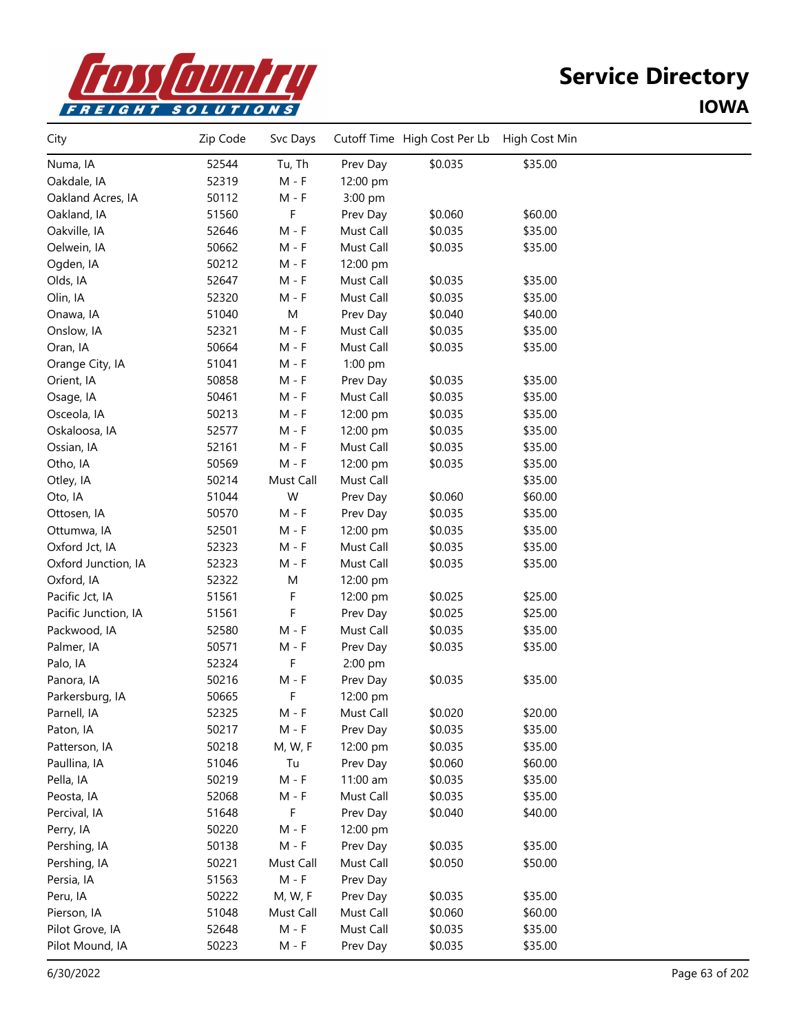# Service Directory

## IOWA

| City | Zip Code | Svc Days | Cutoff Time | High Cost Per Lb | High Cost Min |
|---|---|---|---|---|---|
| Numa, IA | 52544 | Tu, Th | Prev Day | $0.035 | $35.00 |
| Oakdale, IA | 52319 | M - F | 12:00 pm | | |
| Oakland Acres, IA | 50112 | M - F | 3:00 pm | | |
| Oakland, IA | 51560 | F | Prev Day | $0.060 | $60.00 |
| Oakville, IA | 52646 | M - F | Must Call | $0.035 | $35.00 |
| Oelwein, IA | 50662 | M - F | Must Call | $0.035 | $35.00 |
| Ogden, IA | 50212 | M - F | 12:00 pm | | |
| Olds, IA | 52647 | M - F | Must Call | $0.035 | $35.00 |
| Olin, IA | 52320 | M - F | Must Call | $0.035 | $35.00 |
| Onawa, IA | 51040 | M | Prev Day | $0.040 | $40.00 |
| Onslow, IA | 52321 | M - F | Must Call | $0.035 | $35.00 |
| Oran, IA | 50664 | M - F | Must Call | $0.035 | $35.00 |
| Orange City, IA | 51041 | M - F | 1:00 pm | | |
| Orient, IA | 50858 | M - F | Prev Day | $0.035 | $35.00 |
| Osage, IA | 50461 | M - F | Must Call | $0.035 | $35.00 |
| Osceola, IA | 50213 | M - F | 12:00 pm | $0.035 | $35.00 |
| Oskaloosa, IA | 52577 | M - F | 12:00 pm | $0.035 | $35.00 |
| Ossian, IA | 52161 | M - F | Must Call | $0.035 | $35.00 |
| Otho, IA | 50569 | M - F | 12:00 pm | $0.035 | $35.00 |
| Otley, IA | 50214 | Must Call | Must Call | | $35.00 |
| Oto, IA | 51044 | W | Prev Day | $0.060 | $60.00 |
| Ottosen, IA | 50570 | M - F | Prev Day | $0.035 | $35.00 |
| Ottumwa, IA | 52501 | M - F | 12:00 pm | $0.035 | $35.00 |
| Oxford Jct, IA | 52323 | M - F | Must Call | $0.035 | $35.00 |
| Oxford Junction, IA | 52323 | M - F | Must Call | $0.035 | $35.00 |
| Oxford, IA | 52322 | M | 12:00 pm | | |
| Pacific Jct, IA | 51561 | F | 12:00 pm | $0.025 | $25.00 |
| Pacific Junction, IA | 51561 | F | Prev Day | $0.025 | $25.00 |
| Packwood, IA | 52580 | M - F | Must Call | $0.035 | $35.00 |
| Palmer, IA | 50571 | M - F | Prev Day | $0.035 | $35.00 |
| Palo, IA | 52324 | F | 2:00 pm | | |
| Panora, IA | 50216 | M - F | Prev Day | $0.035 | $35.00 |
| Parkersburg, IA | 50665 | F | 12:00 pm | | |
| Parnell, IA | 52325 | M - F | Must Call | $0.020 | $20.00 |
| Paton, IA | 50217 | M - F | Prev Day | $0.035 | $35.00 |
| Patterson, IA | 50218 | M, W, F | 12:00 pm | $0.035 | $35.00 |
| Paullina, IA | 51046 | Tu | Prev Day | $0.060 | $60.00 |
| Pella, IA | 50219 | M - F | 11:00 am | $0.035 | $35.00 |
| Peosta, IA | 52068 | M - F | Must Call | $0.035 | $35.00 |
| Percival, IA | 51648 | F | Prev Day | $0.040 | $40.00 |
| Perry, IA | 50220 | M - F | 12:00 pm | | |
| Pershing, IA | 50138 | M - F | Prev Day | $0.035 | $35.00 |
| Pershing, IA | 50221 | Must Call | Must Call | $0.050 | $50.00 |
| Persia, IA | 51563 | M - F | Prev Day | | |
| Peru, IA | 50222 | M, W, F | Prev Day | $0.035 | $35.00 |
| Pierson, IA | 51048 | Must Call | Must Call | $0.060 | $60.00 |
| Pilot Grove, IA | 52648 | M - F | Must Call | $0.035 | $35.00 |
| Pilot Mound, IA | 50223 | M - F | Prev Day | $0.035 | $35.00 |

6/30/2022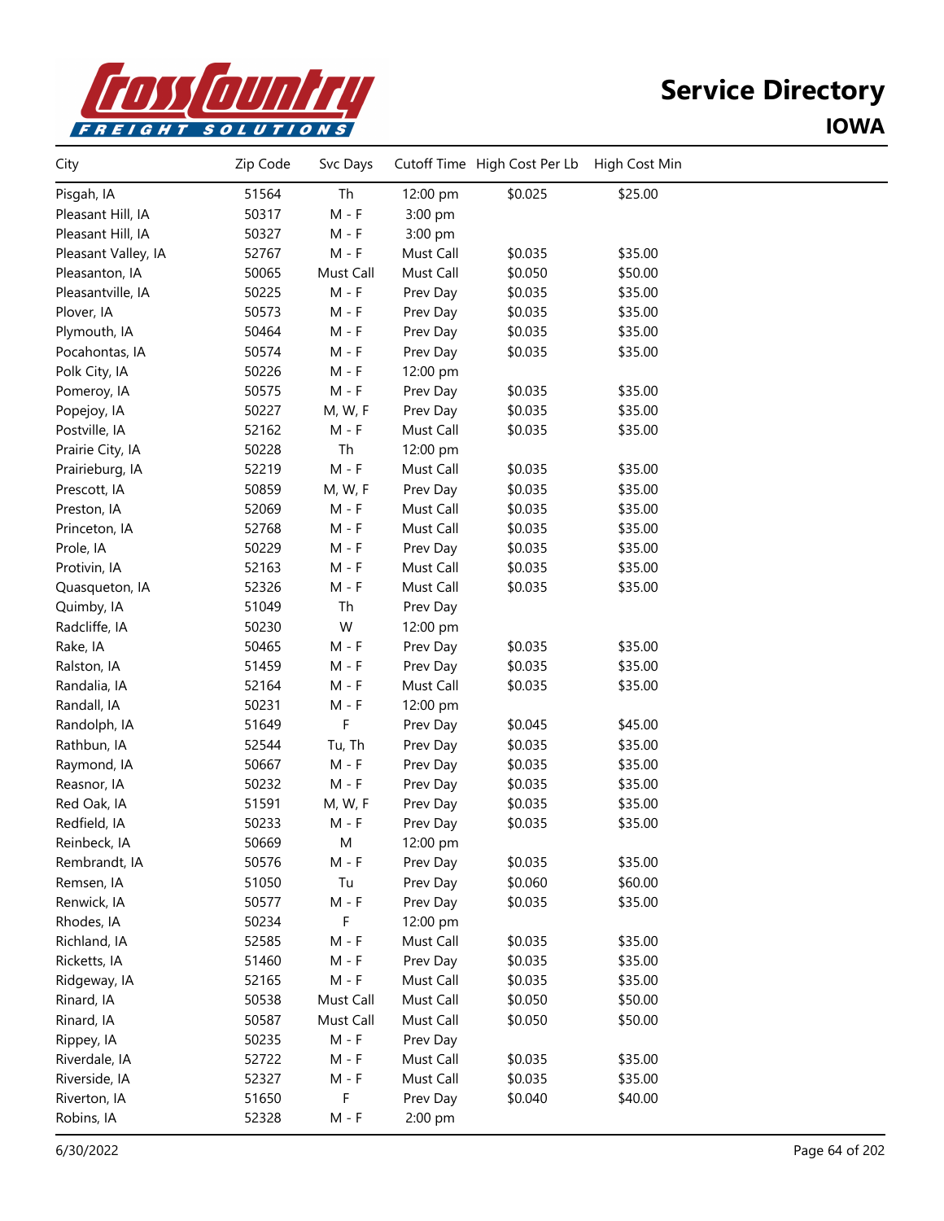# Service Directory

## IOWA

| City | Zip Code | Svc Days | Cutoff Time | High Cost Per Lb | High Cost Min |
|---|---|---|---|---|---|
| Pisgah, IA | 51564 | Th | 12:00 pm | $0.025 | $25.00 |
| Pleasant Hill, IA | 50317 | M - F | 3:00 pm | | |
| Pleasant Hill, IA | 50327 | M - F | 3:00 pm | | |
| Pleasant Valley, IA | 52767 | M - F | Must Call | $0.035 | $35.00 |
| Pleasanton, IA | 50065 | Must Call | Must Call | $0.050 | $50.00 |
| Pleasantville, IA | 50225 | M - F | Prev Day | $0.035 | $35.00 |
| Plover, IA | 50573 | M - F | Prev Day | $0.035 | $35.00 |
| Plymouth, IA | 50464 | M - F | Prev Day | $0.035 | $35.00 |
| Pocahontas, IA | 50574 | M - F | Prev Day | $0.035 | $35.00 |
| Polk City, IA | 50226 | M - F | 12:00 pm | | |
| Pomeroy, IA | 50575 | M - F | Prev Day | $0.035 | $35.00 |
| Popejoy, IA | 50227 | M, W, F | Prev Day | $0.035 | $35.00 |
| Postville, IA | 52162 | M - F | Must Call | $0.035 | $35.00 |
| Prairie City, IA | 50228 | Th | 12:00 pm | | |
| Prairieburg, IA | 52219 | M - F | Must Call | $0.035 | $35.00 |
| Prescott, IA | 50859 | M, W, F | Prev Day | $0.035 | $35.00 |
| Preston, IA | 52069 | M - F | Must Call | $0.035 | $35.00 |
| Princeton, IA | 52768 | M - F | Must Call | $0.035 | $35.00 |
| Prole, IA | 50229 | M - F | Prev Day | $0.035 | $35.00 |
| Protivin, IA | 52163 | M - F | Must Call | $0.035 | $35.00 |
| Quasqueton, IA | 52326 | M - F | Must Call | $0.035 | $35.00 |
| Quimby, IA | 51049 | Th | Prev Day | | |
| Radcliffe, IA | 50230 | W | 12:00 pm | | |
| Rake, IA | 50465 | M - F | Prev Day | $0.035 | $35.00 |
| Ralston, IA | 51459 | M - F | Prev Day | $0.035 | $35.00 |
| Randalia, IA | 52164 | M - F | Must Call | $0.035 | $35.00 |
| Randall, IA | 50231 | M - F | 12:00 pm | | |
| Randolph, IA | 51649 | F | Prev Day | $0.045 | $45.00 |
| Rathbun, IA | 52544 | Tu, Th | Prev Day | $0.035 | $35.00 |
| Raymond, IA | 50667 | M - F | Prev Day | $0.035 | $35.00 |
| Reasnor, IA | 50232 | M - F | Prev Day | $0.035 | $35.00 |
| Red Oak, IA | 51591 | M, W, F | Prev Day | $0.035 | $35.00 |
| Redfield, IA | 50233 | M - F | Prev Day | $0.035 | $35.00 |
| Reinbeck, IA | 50669 | M | 12:00 pm | | |
| Rembrandt, IA | 50576 | M - F | Prev Day | $0.035 | $35.00 |
| Remsen, IA | 51050 | Tu | Prev Day | $0.060 | $60.00 |
| Renwick, IA | 50577 | M - F | Prev Day | $0.035 | $35.00 |
| Rhodes, IA | 50234 | F | 12:00 pm | | |
| Richland, IA | 52585 | M - F | Must Call | $0.035 | $35.00 |
| Ricketts, IA | 51460 | M - F | Prev Day | $0.035 | $35.00 |
| Ridgeway, IA | 52165 | M - F | Must Call | $0.035 | $35.00 |
| Rinard, IA | 50538 | Must Call | Must Call | $0.050 | $50.00 |
| Rinard, IA | 50587 | Must Call | Must Call | $0.050 | $50.00 |
| Rippey, IA | 50235 | M - F | Prev Day | | |
| Riverdale, IA | 52722 | M - F | Must Call | $0.035 | $35.00 |
| Riverside, IA | 52327 | M - F | Must Call | $0.035 | $35.00 |
| Riverton, IA | 51650 | F | Prev Day | $0.040 | $40.00 |
| Robins, IA | 52328 | M - F | 2:00 pm | | |

6/30/2022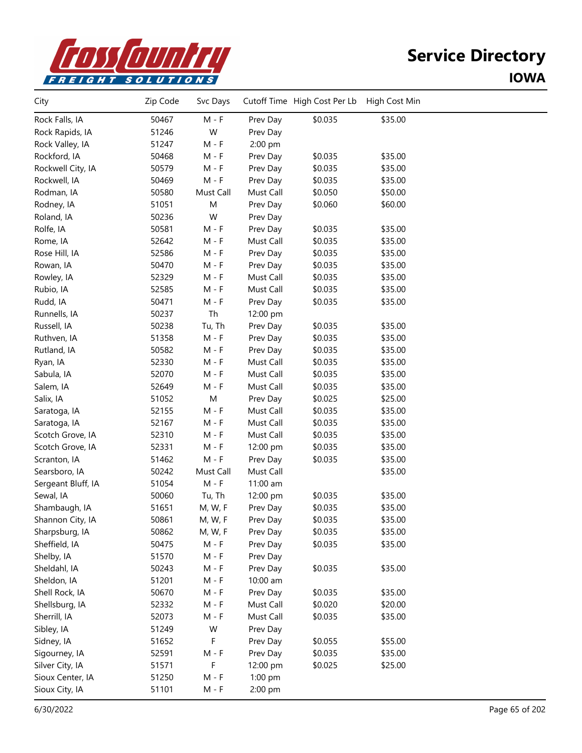# Service Directory

## IOWA

| City | Zip Code | Svc Days | Cutoff Time | High Cost Per Lb | High Cost Min |
|---|---|---|---|---|---|
| Rock Falls, IA | 50467 | M - F | Prev Day | $0.035 | $35.00 |
| Rock Rapids, IA | 51246 | W | Prev Day | | |
| Rock Valley, IA | 51247 | M - F | 2:00 pm | | |
| Rockford, IA | 50468 | M - F | Prev Day | $0.035 | $35.00 |
| Rockwell City, IA | 50579 | M - F | Prev Day | $0.035 | $35.00 |
| Rockwell, IA | 50469 | M - F | Prev Day | $0.035 | $35.00 |
| Rodman, IA | 50580 | Must Call | Must Call | $0.050 | $50.00 |
| Rodney, IA | 51051 | M | Prev Day | $0.060 | $60.00 |
| Roland, IA | 50236 | W | Prev Day | | |
| Rolfe, IA | 50581 | M - F | Prev Day | $0.035 | $35.00 |
| Rome, IA | 52642 | M - F | Must Call | $0.035 | $35.00 |
| Rose Hill, IA | 52586 | M - F | Prev Day | $0.035 | $35.00 |
| Rowan, IA | 50470 | M - F | Prev Day | $0.035 | $35.00 |
| Rowley, IA | 52329 | M - F | Must Call | $0.035 | $35.00 |
| Rubio, IA | 52585 | M - F | Must Call | $0.035 | $35.00 |
| Rudd, IA | 50471 | M - F | Prev Day | $0.035 | $35.00 |
| Runnells, IA | 50237 | Th | 12:00 pm | | |
| Russell, IA | 50238 | Tu, Th | Prev Day | $0.035 | $35.00 |
| Ruthven, IA | 51358 | M - F | Prev Day | $0.035 | $35.00 |
| Rutland, IA | 50582 | M - F | Prev Day | $0.035 | $35.00 |
| Ryan, IA | 52330 | M - F | Must Call | $0.035 | $35.00 |
| Sabula, IA | 52070 | M - F | Must Call | $0.035 | $35.00 |
| Salem, IA | 52649 | M - F | Must Call | $0.035 | $35.00 |
| Salix, IA | 51052 | M | Prev Day | $0.025 | $25.00 |
| Saratoga, IA | 52155 | M - F | Must Call | $0.035 | $35.00 |
| Saratoga, IA | 52167 | M - F | Must Call | $0.035 | $35.00 |
| Scotch Grove, IA | 52310 | M - F | Must Call | $0.035 | $35.00 |
| Scotch Grove, IA | 52331 | M - F | 12:00 pm | $0.035 | $35.00 |
| Scranton, IA | 51462 | M - F | Prev Day | $0.035 | $35.00 |
| Searsboro, IA | 50242 | Must Call | Must Call | | $35.00 |
| Sergeant Bluff, IA | 51054 | M - F | 11:00 am | | |
| Sewal, IA | 50060 | Tu, Th | 12:00 pm | $0.035 | $35.00 |
| Shambaugh, IA | 51651 | M, W, F | Prev Day | $0.035 | $35.00 |
| Shannon City, IA | 50861 | M, W, F | Prev Day | $0.035 | $35.00 |
| Sharpsburg, IA | 50862 | M, W, F | Prev Day | $0.035 | $35.00 |
| Sheffield, IA | 50475 | M - F | Prev Day | $0.035 | $35.00 |
| Shelby, IA | 51570 | M - F | Prev Day | | |
| Sheldahl, IA | 50243 | M - F | Prev Day | $0.035 | $35.00 |
| Sheldon, IA | 51201 | M - F | 10:00 am | | |
| Shell Rock, IA | 50670 | M - F | Prev Day | $0.035 | $35.00 |
| Shellsburg, IA | 52332 | M - F | Must Call | $0.020 | $20.00 |
| Sherrill, IA | 52073 | M - F | Must Call | $0.035 | $35.00 |
| Sibley, IA | 51249 | W | Prev Day | | |
| Sidney, IA | 51652 | F | Prev Day | $0.055 | $55.00 |
| Sigourney, IA | 52591 | M - F | Prev Day | $0.035 | $35.00 |
| Silver City, IA | 51571 | F | 12:00 pm | $0.025 | $25.00 |
| Sioux Center, IA | 51250 | M - F | 1:00 pm | | |
| Sioux City, IA | 51101 | M - F | 2:00 pm | | |

6/30/2022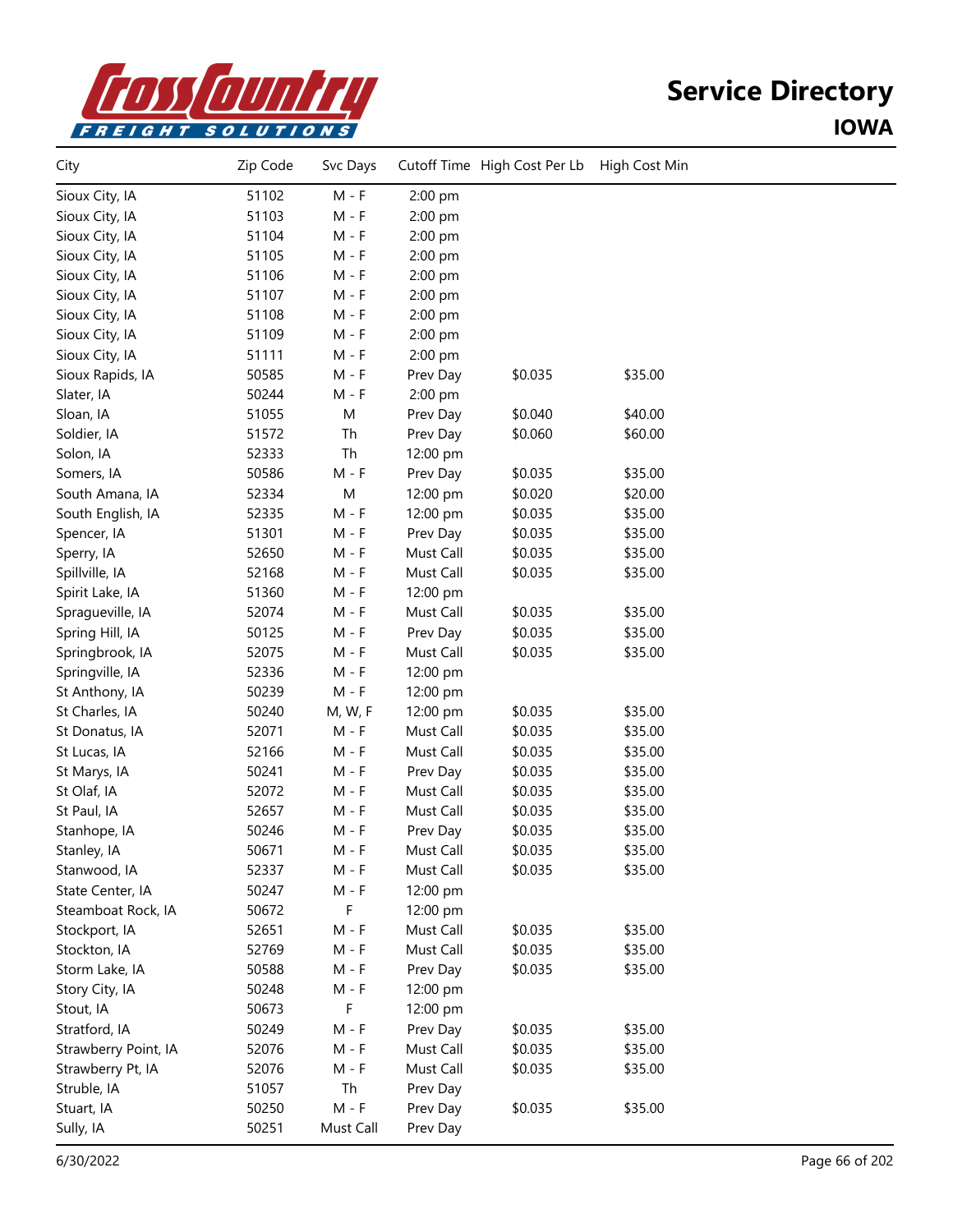# Service Directory

## IOWA

| City | Zip Code | Svc Days | Cutoff Time | High Cost Per Lb | High Cost Min |
|---|---|---|---|---|---|
| Sioux City, IA | 51102 | M - F | 2:00 pm | | |
| Sioux City, IA | 51103 | M - F | 2:00 pm | | |
| Sioux City, IA | 51104 | M - F | 2:00 pm | | |
| Sioux City, IA | 51105 | M - F | 2:00 pm | | |
| Sioux City, IA | 51106 | M - F | 2:00 pm | | |
| Sioux City, IA | 51107 | M - F | 2:00 pm | | |
| Sioux City, IA | 51108 | M - F | 2:00 pm | | |
| Sioux City, IA | 51109 | M - F | 2:00 pm | | |
| Sioux City, IA | 51111 | M - F | 2:00 pm | | |
| Sioux Rapids, IA | 50585 | M - F | Prev Day | $0.035 | $35.00 |
| Slater, IA | 50244 | M - F | 2:00 pm | | |
| Sloan, IA | 51055 | M | Prev Day | $0.040 | $40.00 |
| Soldier, IA | 51572 | Th | Prev Day | $0.060 | $60.00 |
| Solon, IA | 52333 | Th | 12:00 pm | | |
| Somers, IA | 50586 | M - F | Prev Day | $0.035 | $35.00 |
| South Amana, IA | 52334 | M | 12:00 pm | $0.020 | $20.00 |
| South English, IA | 52335 | M - F | 12:00 pm | $0.035 | $35.00 |
| Spencer, IA | 51301 | M - F | Prev Day | $0.035 | $35.00 |
| Sperry, IA | 52650 | M - F | Must Call | $0.035 | $35.00 |
| Spillville, IA | 52168 | M - F | Must Call | $0.035 | $35.00 |
| Spirit Lake, IA | 51360 | M - F | 12:00 pm | | |
| Spragueville, IA | 52074 | M - F | Must Call | $0.035 | $35.00 |
| Spring Hill, IA | 50125 | M - F | Prev Day | $0.035 | $35.00 |
| Springbrook, IA | 52075 | M - F | Must Call | $0.035 | $35.00 |
| Springville, IA | 52336 | M - F | 12:00 pm | | |
| St Anthony, IA | 50239 | M - F | 12:00 pm | | |
| St Charles, IA | 50240 | M, W, F | 12:00 pm | $0.035 | $35.00 |
| St Donatus, IA | 52071 | M - F | Must Call | $0.035 | $35.00 |
| St Lucas, IA | 52166 | M - F | Must Call | $0.035 | $35.00 |
| St Marys, IA | 50241 | M - F | Prev Day | $0.035 | $35.00 |
| St Olaf, IA | 52072 | M - F | Must Call | $0.035 | $35.00 |
| St Paul, IA | 52657 | M - F | Must Call | $0.035 | $35.00 |
| Stanhope, IA | 50246 | M - F | Prev Day | $0.035 | $35.00 |
| Stanley, IA | 50671 | M - F | Must Call | $0.035 | $35.00 |
| Stanwood, IA | 52337 | M - F | Must Call | $0.035 | $35.00 |
| State Center, IA | 50247 | M - F | 12:00 pm | | |
| Steamboat Rock, IA | 50672 | F | 12:00 pm | | |
| Stockport, IA | 52651 | M - F | Must Call | $0.035 | $35.00 |
| Stockton, IA | 52769 | M - F | Must Call | $0.035 | $35.00 |
| Storm Lake, IA | 50588 | M - F | Prev Day | $0.035 | $35.00 |
| Story City, IA | 50248 | M - F | 12:00 pm | | |
| Stout, IA | 50673 | F | 12:00 pm | | |
| Stratford, IA | 50249 | M - F | Prev Day | $0.035 | $35.00 |
| Strawberry Point, IA | 52076 | M - F | Must Call | $0.035 | $35.00 |
| Strawberry Pt, IA | 52076 | M - F | Must Call | $0.035 | $35.00 |
| Struble, IA | 51057 | Th | Prev Day | | |
| Stuart, IA | 50250 | M - F | Prev Day | $0.035 | $35.00 |
| Sully, IA | 50251 | Must Call | Prev Day | | |

6/30/2022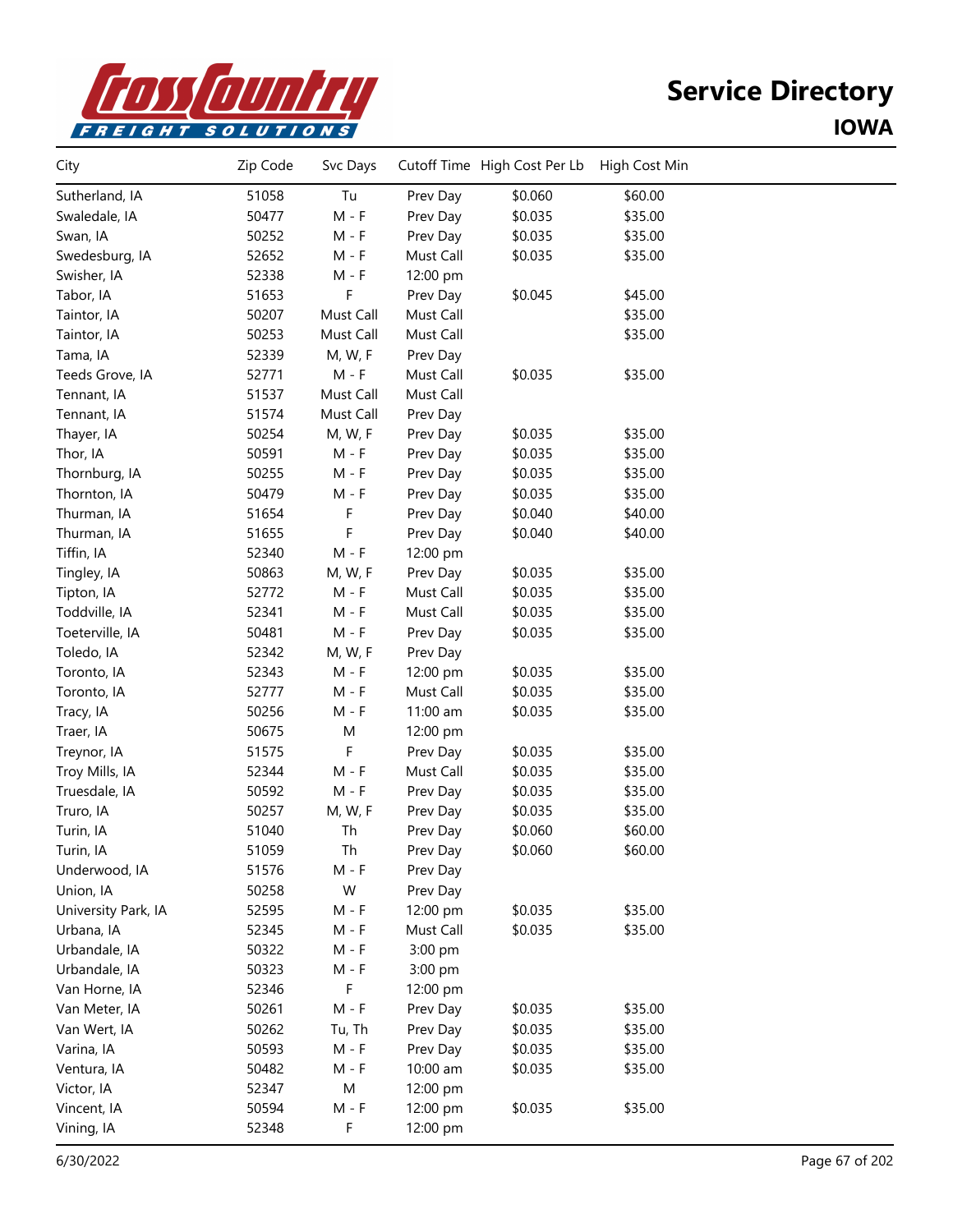# Service Directory

## IOWA

| City | Zip Code | Svc Days | Cutoff Time | High Cost Per Lb | High Cost Min |
|---|---|---|---|---|---|
| Sutherland, IA | 51058 | Tu | Prev Day | $0.060 | $60.00 |
| Swaledale, IA | 50477 | M - F | Prev Day | $0.035 | $35.00 |
| Swan, IA | 50252 | M - F | Prev Day | $0.035 | $35.00 |
| Swedesburg, IA | 52652 | M - F | Must Call | $0.035 | $35.00 |
| Swisher, IA | 52338 | M - F | 12:00 pm | | |
| Tabor, IA | 51653 | F | Prev Day | $0.045 | $45.00 |
| Taintor, IA | 50207 | Must Call | Must Call | | $35.00 |
| Taintor, IA | 50253 | Must Call | Must Call | | $35.00 |
| Tama, IA | 52339 | M, W, F | Prev Day | | |
| Teeds Grove, IA | 52771 | M - F | Must Call | $0.035 | $35.00 |
| Tennant, IA | 51537 | Must Call | Must Call | | |
| Tennant, IA | 51574 | Must Call | Prev Day | | |
| Thayer, IA | 50254 | M, W, F | Prev Day | $0.035 | $35.00 |
| Thor, IA | 50591 | M - F | Prev Day | $0.035 | $35.00 |
| Thornburg, IA | 50255 | M - F | Prev Day | $0.035 | $35.00 |
| Thornton, IA | 50479 | M - F | Prev Day | $0.035 | $35.00 |
| Thurman, IA | 51654 | F | Prev Day | $0.040 | $40.00 |
| Thurman, IA | 51655 | F | Prev Day | $0.040 | $40.00 |
| Tiffin, IA | 52340 | M - F | 12:00 pm | | |
| Tingley, IA | 50863 | M, W, F | Prev Day | $0.035 | $35.00 |
| Tipton, IA | 52772 | M - F | Must Call | $0.035 | $35.00 |
| Toddville, IA | 52341 | M - F | Must Call | $0.035 | $35.00 |
| Toeterville, IA | 50481 | M - F | Prev Day | $0.035 | $35.00 |
| Toledo, IA | 52342 | M, W, F | Prev Day | | |
| Toronto, IA | 52343 | M - F | 12:00 pm | $0.035 | $35.00 |
| Toronto, IA | 52777 | M - F | Must Call | $0.035 | $35.00 |
| Tracy, IA | 50256 | M - F | 11:00 am | $0.035 | $35.00 |
| Traer, IA | 50675 | M | 12:00 pm | | |
| Treynor, IA | 51575 | F | Prev Day | $0.035 | $35.00 |
| Troy Mills, IA | 52344 | M - F | Must Call | $0.035 | $35.00 |
| Truesdale, IA | 50592 | M - F | Prev Day | $0.035 | $35.00 |
| Truro, IA | 50257 | M, W, F | Prev Day | $0.035 | $35.00 |
| Turin, IA | 51040 | Th | Prev Day | $0.060 | $60.00 |
| Turin, IA | 51059 | Th | Prev Day | $0.060 | $60.00 |
| Underwood, IA | 51576 | M - F | Prev Day | | |
| Union, IA | 50258 | W | Prev Day | | |
| University Park, IA | 52595 | M - F | 12:00 pm | $0.035 | $35.00 |
| Urbana, IA | 52345 | M - F | Must Call | $0.035 | $35.00 |
| Urbandale, IA | 50322 | M - F | 3:00 pm | | |
| Urbandale, IA | 50323 | M - F | 3:00 pm | | |
| Van Horne, IA | 52346 | F | 12:00 pm | | |
| Van Meter, IA | 50261 | M - F | Prev Day | $0.035 | $35.00 |
| Van Wert, IA | 50262 | Tu, Th | Prev Day | $0.035 | $35.00 |
| Varina, IA | 50593 | M - F | Prev Day | $0.035 | $35.00 |
| Ventura, IA | 50482 | M - F | 10:00 am | $0.035 | $35.00 |
| Victor, IA | 52347 | M | 12:00 pm | | |
| Vincent, IA | 50594 | M - F | 12:00 pm | $0.035 | $35.00 |
| Vining, IA | 52348 | F | 12:00 pm | | |

6/30/2022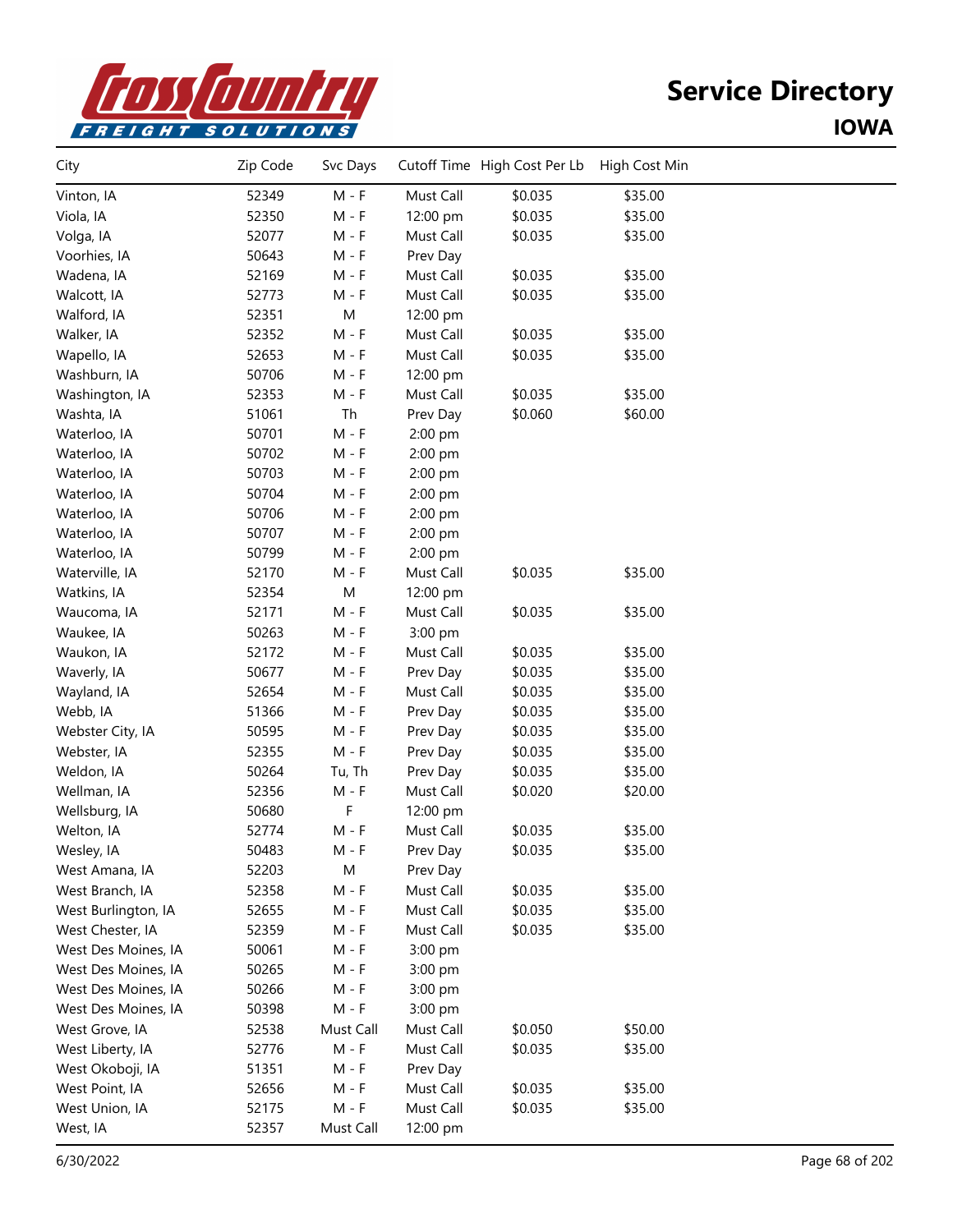# Service Directory

## IOWA

| City | Zip Code | Svc Days | Cutoff Time | High Cost Per Lb | High Cost Min |
|---|---|---|---|---|---|
| Vinton, IA | 52349 | M - F | Must Call | $0.035 | $35.00 |
| Viola, IA | 52350 | M - F | 12:00 pm | $0.035 | $35.00 |
| Volga, IA | 52077 | M - F | Must Call | $0.035 | $35.00 |
| Voorhies, IA | 50643 | M - F | Prev Day | | |
| Wadena, IA | 52169 | M - F | Must Call | $0.035 | $35.00 |
| Walcott, IA | 52773 | M - F | Must Call | $0.035 | $35.00 |
| Walford, IA | 52351 | M | 12:00 pm | | |
| Walker, IA | 52352 | M - F | Must Call | $0.035 | $35.00 |
| Wapello, IA | 52653 | M - F | Must Call | $0.035 | $35.00 |
| Washburn, IA | 50706 | M - F | 12:00 pm | | |
| Washington, IA | 52353 | M - F | Must Call | $0.035 | $35.00 |
| Washta, IA | 51061 | Th | Prev Day | $0.060 | $60.00 |
| Waterloo, IA | 50701 | M - F | 2:00 pm | | |
| Waterloo, IA | 50702 | M - F | 2:00 pm | | |
| Waterloo, IA | 50703 | M - F | 2:00 pm | | |
| Waterloo, IA | 50704 | M - F | 2:00 pm | | |
| Waterloo, IA | 50706 | M - F | 2:00 pm | | |
| Waterloo, IA | 50707 | M - F | 2:00 pm | | |
| Waterloo, IA | 50799 | M - F | 2:00 pm | | |
| Waterville, IA | 52170 | M - F | Must Call | $0.035 | $35.00 |
| Watkins, IA | 52354 | M | 12:00 pm | | |
| Waucoma, IA | 52171 | M - F | Must Call | $0.035 | $35.00 |
| Waukee, IA | 50263 | M - F | 3:00 pm | | |
| Waukon, IA | 52172 | M - F | Must Call | $0.035 | $35.00 |
| Waverly, IA | 50677 | M - F | Prev Day | $0.035 | $35.00 |
| Wayland, IA | 52654 | M - F | Must Call | $0.035 | $35.00 |
| Webb, IA | 51366 | M - F | Prev Day | $0.035 | $35.00 |
| Webster City, IA | 50595 | M - F | Prev Day | $0.035 | $35.00 |
| Webster, IA | 52355 | M - F | Prev Day | $0.035 | $35.00 |
| Weldon, IA | 50264 | Tu, Th | Prev Day | $0.035 | $35.00 |
| Wellman, IA | 52356 | M - F | Must Call | $0.020 | $20.00 |
| Wellsburg, IA | 50680 | F | 12:00 pm | | |
| Welton, IA | 52774 | M - F | Must Call | $0.035 | $35.00 |
| Wesley, IA | 50483 | M - F | Prev Day | $0.035 | $35.00 |
| West Amana, IA | 52203 | M | Prev Day | | |
| West Branch, IA | 52358 | M - F | Must Call | $0.035 | $35.00 |
| West Burlington, IA | 52655 | M - F | Must Call | $0.035 | $35.00 |
| West Chester, IA | 52359 | M - F | Must Call | $0.035 | $35.00 |
| West Des Moines, IA | 50061 | M - F | 3:00 pm | | |
| West Des Moines, IA | 50265 | M - F | 3:00 pm | | |
| West Des Moines, IA | 50266 | M - F | 3:00 pm | | |
| West Des Moines, IA | 50398 | M - F | 3:00 pm | | |
| West Grove, IA | 52538 | Must Call | Must Call | $0.050 | $50.00 |
| West Liberty, IA | 52776 | M - F | Must Call | $0.035 | $35.00 |
| West Okoboji, IA | 51351 | M - F | Prev Day | | |
| West Point, IA | 52656 | M - F | Must Call | $0.035 | $35.00 |
| West Union, IA | 52175 | M - F | Must Call | $0.035 | $35.00 |
| West, IA | 52357 | Must Call | 12:00 pm | | |

6/30/2022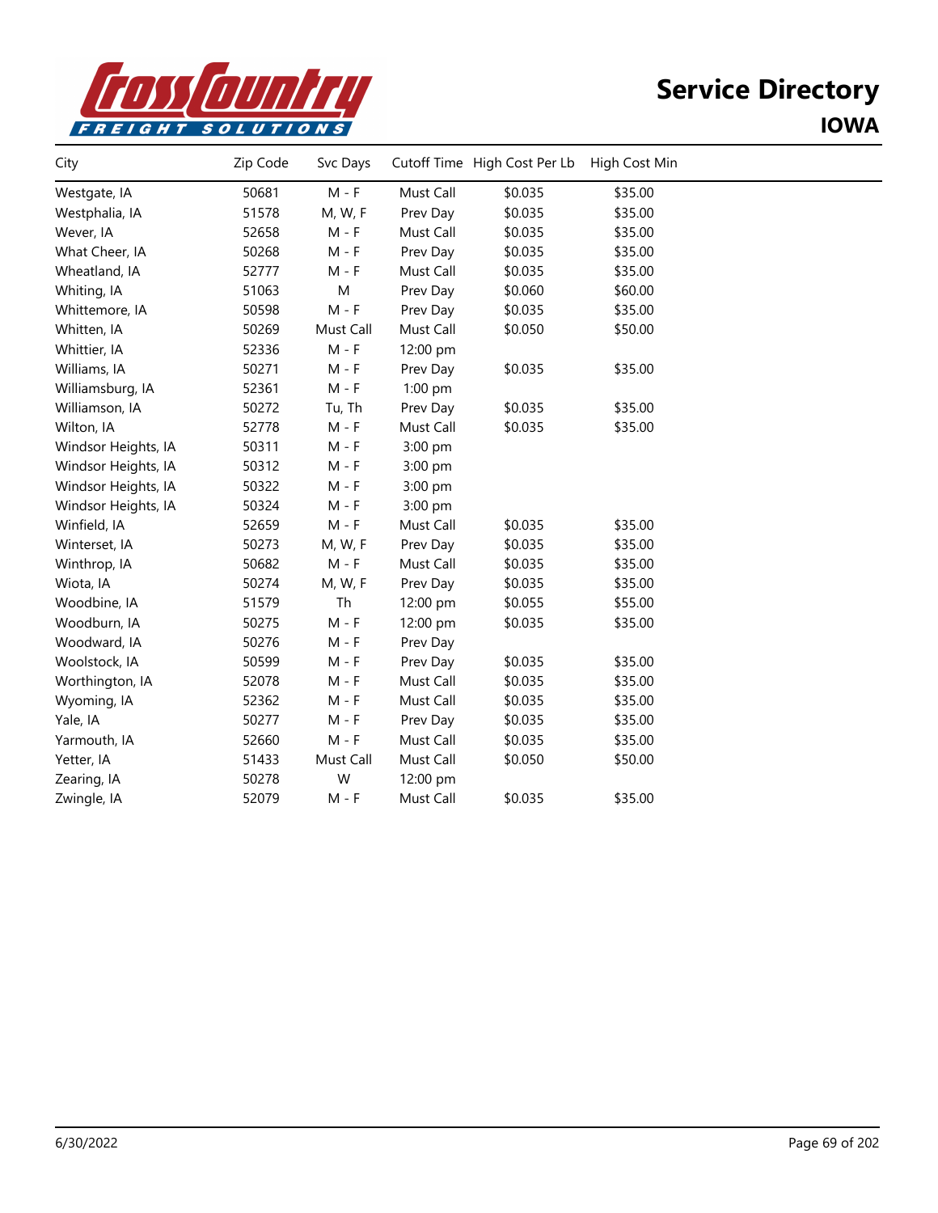# Service Directory

## IOWA

| City | Zip Code | Svc Days | Cutoff Time | High Cost Per Lb | High Cost Min |
|---|---|---|---|---|---|
| Westgate, IA | 50681 | M - F | Must Call | $0.035 | $35.00 |
| Westphalia, IA | 51578 | M, W, F | Prev Day | $0.035 | $35.00 |
| Wever, IA | 52658 | M - F | Must Call | $0.035 | $35.00 |
| What Cheer, IA | 50268 | M - F | Prev Day | $0.035 | $35.00 |
| Wheatland, IA | 52777 | M - F | Must Call | $0.035 | $35.00 |
| Whiting, IA | 51063 | M | Prev Day | $0.060 | $60.00 |
| Whittemore, IA | 50598 | M - F | Prev Day | $0.035 | $35.00 |
| Whitten, IA | 50269 | Must Call | Must Call | $0.050 | $50.00 |
| Whittier, IA | 52336 | M - F | 12:00 pm | | |
| Williams, IA | 50271 | M - F | Prev Day | $0.035 | $35.00 |
| Williamsburg, IA | 52361 | M - F | 1:00 pm | | |
| Williamson, IA | 50272 | Tu, Th | Prev Day | $0.035 | $35.00 |
| Wilton, IA | 52778 | M - F | Must Call | $0.035 | $35.00 |
| Windsor Heights, IA | 50311 | M - F | 3:00 pm | | |
| Windsor Heights, IA | 50312 | M - F | 3:00 pm | | |
| Windsor Heights, IA | 50322 | M - F | 3:00 pm | | |
| Windsor Heights, IA | 50324 | M - F | 3:00 pm | | |
| Winfield, IA | 52659 | M - F | Must Call | $0.035 | $35.00 |
| Winterset, IA | 50273 | M, W, F | Prev Day | $0.035 | $35.00 |
| Winthrop, IA | 50682 | M - F | Must Call | $0.035 | $35.00 |
| Wiota, IA | 50274 | M, W, F | Prev Day | $0.035 | $35.00 |
| Woodbine, IA | 51579 | Th | 12:00 pm | $0.055 | $55.00 |
| Woodburn, IA | 50275 | M - F | 12:00 pm | $0.035 | $35.00 |
| Woodward, IA | 50276 | M - F | Prev Day | | |
| Woolstock, IA | 50599 | M - F | Prev Day | $0.035 | $35.00 |
| Worthington, IA | 52078 | M - F | Must Call | $0.035 | $35.00 |
| Wyoming, IA | 52362 | M - F | Must Call | $0.035 | $35.00 |
| Yale, IA | 50277 | M - F | Prev Day | $0.035 | $35.00 |
| Yarmouth, IA | 52660 | M - F | Must Call | $0.035 | $35.00 |
| Yetter, IA | 51433 | Must Call | Must Call | $0.050 | $50.00 |
| Zearing, IA | 50278 | W | 12:00 pm | | |
| Zwingle, IA | 52079 | M - F | Must Call | $0.035 | $35.00 |

6/30/2022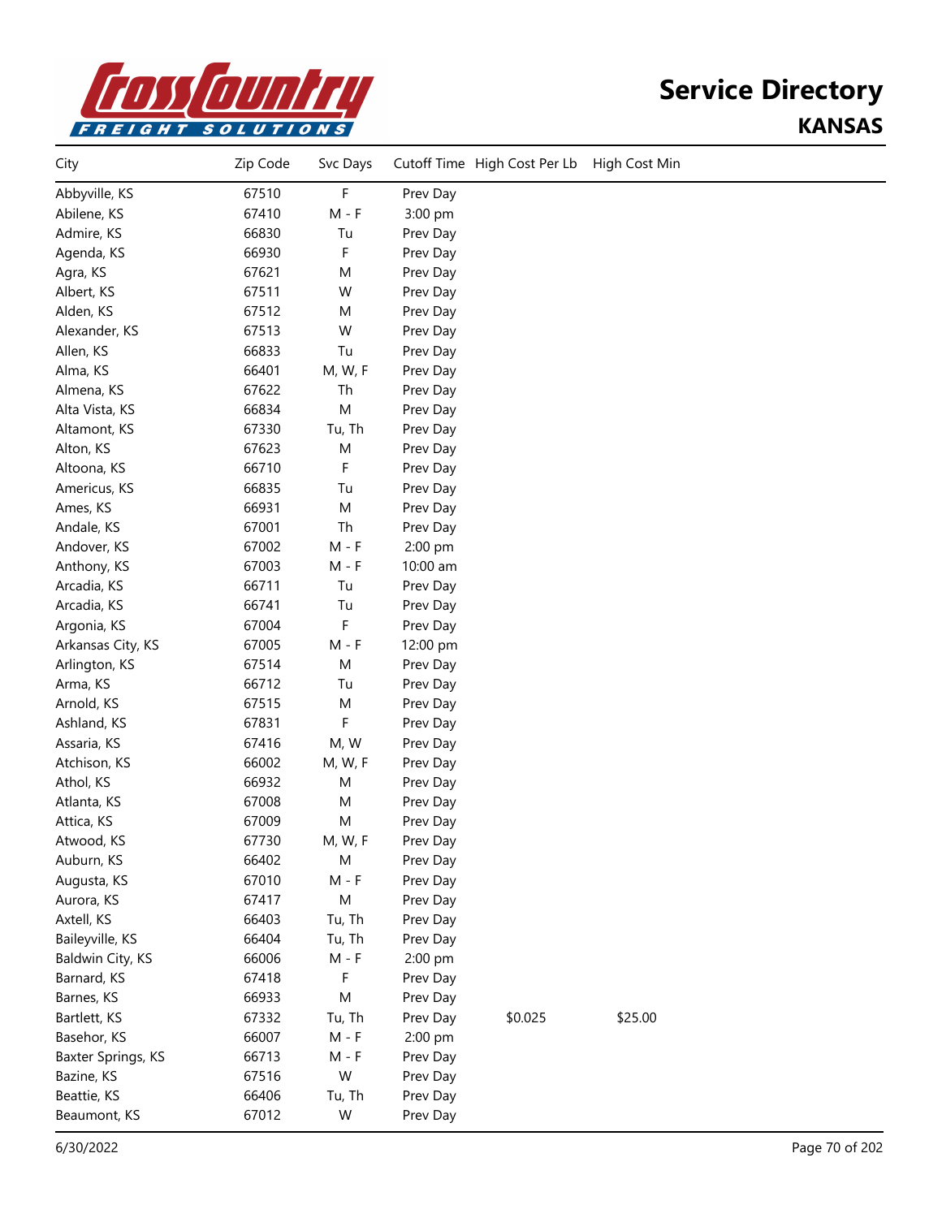# Service Directory

## KANSAS

| City | Zip Code | Svc Days | Cutoff Time | High Cost Per Lb | High Cost Min |
|---|---|---|---|---|---|
| Abbyville, KS | 67510 | F | Prev Day | | |
| Abilene, KS | 67410 | M - F | 3:00 pm | | |
| Admire, KS | 66830 | Tu | Prev Day | | |
| Agenda, KS | 66930 | F | Prev Day | | |
| Agra, KS | 67621 | M | Prev Day | | |
| Albert, KS | 67511 | W | Prev Day | | |
| Alden, KS | 67512 | M | Prev Day | | |
| Alexander, KS | 67513 | W | Prev Day | | |
| Allen, KS | 66833 | Tu | Prev Day | | |
| Alma, KS | 66401 | M, W, F | Prev Day | | |
| Almena, KS | 67622 | Th | Prev Day | | |
| Alta Vista, KS | 66834 | M | Prev Day | | |
| Altamont, KS | 67330 | Tu, Th | Prev Day | | |
| Alton, KS | 67623 | M | Prev Day | | |
| Altoona, KS | 66710 | F | Prev Day | | |
| Americus, KS | 66835 | Tu | Prev Day | | |
| Ames, KS | 66931 | M | Prev Day | | |
| Andale, KS | 67001 | Th | Prev Day | | |
| Andover, KS | 67002 | M - F | 2:00 pm | | |
| Anthony, KS | 67003 | M - F | 10:00 am | | |
| Arcadia, KS | 66711 | Tu | Prev Day | | |
| Arcadia, KS | 66741 | Tu | Prev Day | | |
| Argonia, KS | 67004 | F | Prev Day | | |
| Arkansas City, KS | 67005 | M - F | 12:00 pm | | |
| Arlington, KS | 67514 | M | Prev Day | | |
| Arma, KS | 66712 | Tu | Prev Day | | |
| Arnold, KS | 67515 | M | Prev Day | | |
| Ashland, KS | 67831 | F | Prev Day | | |
| Assaria, KS | 67416 | M, W | Prev Day | | |
| Atchison, KS | 66002 | M, W, F | Prev Day | | |
| Athol, KS | 66932 | M | Prev Day | | |
| Atlanta, KS | 67008 | M | Prev Day | | |
| Attica, KS | 67009 | M | Prev Day | | |
| Atwood, KS | 67730 | M, W, F | Prev Day | | |
| Auburn, KS | 66402 | M | Prev Day | | |
| Augusta, KS | 67010 | M - F | Prev Day | | |
| Aurora, KS | 67417 | M | Prev Day | | |
| Axtell, KS | 66403 | Tu, Th | Prev Day | | |
| Baileyville, KS | 66404 | Tu, Th | Prev Day | | |
| Baldwin City, KS | 66006 | M - F | 2:00 pm | | |
| Barnard, KS | 67418 | F | Prev Day | | |
| Barnes, KS | 66933 | M | Prev Day | | |
| Bartlett, KS | 67332 | Tu, Th | Prev Day | $0.025 | $25.00 |
| Basehor, KS | 66007 | M - F | 2:00 pm | | |
| Baxter Springs, KS | 66713 | M - F | Prev Day | | |
| Bazine, KS | 67516 | W | Prev Day | | |
| Beattie, KS | 66406 | Tu, Th | Prev Day | | |
| Beaumont, KS | 67012 | W | Prev Day | | |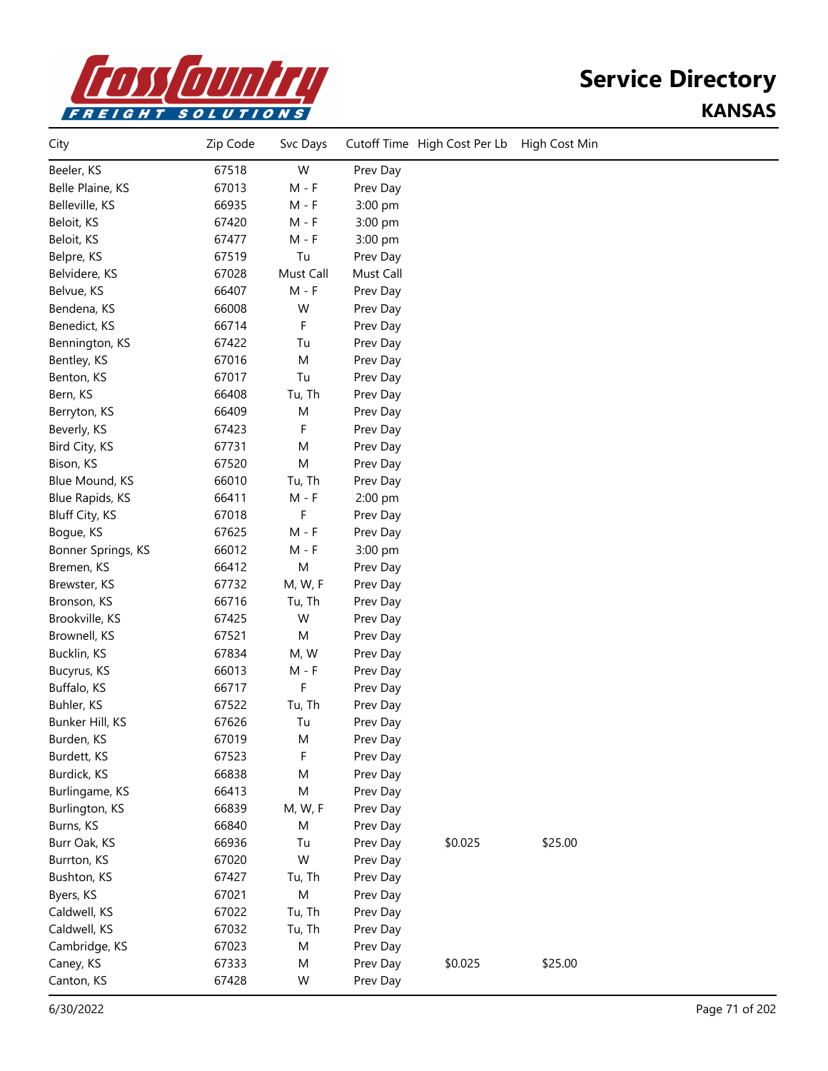# Service Directory

## KANSAS

| City | Zip Code | Svc Days | Cutoff Time | High Cost Per Lb | High Cost Min |
|---|---|---|---|---|---|
| Beeler, KS | 67518 | W | Prev Day | | |
| Belle Plaine, KS | 67013 | M - F | Prev Day | | |
| Belleville, KS | 66935 | M - F | 3:00 pm | | |
| Beloit, KS | 67420 | M - F | 3:00 pm | | |
| Beloit, KS | 67477 | M - F | 3:00 pm | | |
| Belpre, KS | 67519 | Tu | Prev Day | | |
| Belvidere, KS | 67028 | Must Call | Must Call | | |
| Belvue, KS | 66407 | M - F | Prev Day | | |
| Bendena, KS | 66008 | W | Prev Day | | |
| Benedict, KS | 66714 | F | Prev Day | | |
| Bennington, KS | 67422 | Tu | Prev Day | | |
| Bentley, KS | 67016 | M | Prev Day | | |
| Benton, KS | 67017 | Tu | Prev Day | | |
| Bern, KS | 66408 | Tu, Th | Prev Day | | |
| Berryton, KS | 66409 | M | Prev Day | | |
| Beverly, KS | 67423 | F | Prev Day | | |
| Bird City, KS | 67731 | M | Prev Day | | |
| Bison, KS | 67520 | M | Prev Day | | |
| Blue Mound, KS | 66010 | Tu, Th | Prev Day | | |
| Blue Rapids, KS | 66411 | M - F | 2:00 pm | | |
| Bluff City, KS | 67018 | F | Prev Day | | |
| Bogue, KS | 67625 | M - F | Prev Day | | |
| Bonner Springs, KS | 66012 | M - F | 3:00 pm | | |
| Bremen, KS | 66412 | M | Prev Day | | |
| Brewster, KS | 67732 | M, W, F | Prev Day | | |
| Bronson, KS | 66716 | Tu, Th | Prev Day | | |
| Brookville, KS | 67425 | W | Prev Day | | |
| Brownell, KS | 67521 | M | Prev Day | | |
| Bucklin, KS | 67834 | M, W | Prev Day | | |
| Bucyrus, KS | 66013 | M - F | Prev Day | | |
| Buffalo, KS | 66717 | F | Prev Day | | |
| Buhler, KS | 67522 | Tu, Th | Prev Day | | |
| Bunker Hill, KS | 67626 | Tu | Prev Day | | |
| Burden, KS | 67019 | M | Prev Day | | |
| Burdett, KS | 67523 | F | Prev Day | | |
| Burdick, KS | 66838 | M | Prev Day | | |
| Burlingame, KS | 66413 | M | Prev Day | | |
| Burlington, KS | 66839 | M, W, F | Prev Day | | |
| Burns, KS | 66840 | M | Prev Day | | |
| Burr Oak, KS | 66936 | Tu | Prev Day | $0.025 | $25.00 |
| Burrton, KS | 67020 | W | Prev Day | | |
| Bushton, KS | 67427 | Tu, Th | Prev Day | | |
| Byers, KS | 67021 | M | Prev Day | | |
| Caldwell, KS | 67022 | Tu, Th | Prev Day | | |
| Caldwell, KS | 67032 | Tu, Th | Prev Day | | |
| Cambridge, KS | 67023 | M | Prev Day | | |
| Caney, KS | 67333 | M | Prev Day | $0.025 | $25.00 |
| Canton, KS | 67428 | W | Prev Day | | |

6/30/2022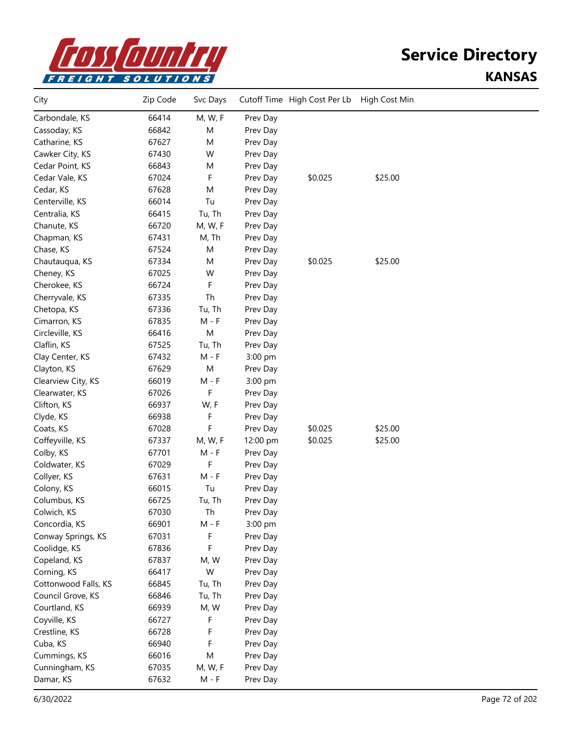# Service Directory
## KANSAS

| City | Zip Code | Svc Days | Cutoff Time | High Cost Per Lb | High Cost Min |
|---|---|---|---|---|---|
| Carbondale, KS | 66414 | M, W, F | Prev Day | | |
| Cassoday, KS | 66842 | M | Prev Day | | |
| Catharine, KS | 67627 | M | Prev Day | | |
| Cawker City, KS | 67430 | W | Prev Day | | |
| Cedar Point, KS | 66843 | M | Prev Day | | |
| Cedar Vale, KS | 67024 | F | Prev Day | $0.025 | $25.00 |
| Cedar, KS | 67628 | M | Prev Day | | |
| Centerville, KS | 66014 | Tu | Prev Day | | |
| Centralia, KS | 66415 | Tu, Th | Prev Day | | |
| Chanute, KS | 66720 | M, W, F | Prev Day | | |
| Chapman, KS | 67431 | M, Th | Prev Day | | |
| Chase, KS | 67524 | M | Prev Day | | |
| Chautauqua, KS | 67334 | M | Prev Day | $0.025 | $25.00 |
| Cheney, KS | 67025 | W | Prev Day | | |
| Cherokee, KS | 66724 | F | Prev Day | | |
| Cherryvale, KS | 67335 | Th | Prev Day | | |
| Chetopa, KS | 67336 | Tu, Th | Prev Day | | |
| Cimarron, KS | 67835 | M - F | Prev Day | | |
| Circleville, KS | 66416 | M | Prev Day | | |
| Claflin, KS | 67525 | Tu, Th | Prev Day | | |
| Clay Center, KS | 67432 | M - F | 3:00 pm | | |
| Clayton, KS | 67629 | M | Prev Day | | |
| Clearview City, KS | 66019 | M - F | 3:00 pm | | |
| Clearwater, KS | 67026 | F | Prev Day | | |
| Clifton, KS | 66937 | W, F | Prev Day | | |
| Clyde, KS | 66938 | F | Prev Day | | |
| Coats, KS | 67028 | F | Prev Day | $0.025 | $25.00 |
| Coffeyville, KS | 67337 | M, W, F | 12:00 pm | $0.025 | $25.00 |
| Colby, KS | 67701 | M - F | Prev Day | | |
| Coldwater, KS | 67029 | F | Prev Day | | |
| Collyer, KS | 67631 | M - F | Prev Day | | |
| Colony, KS | 66015 | Tu | Prev Day | | |
| Columbus, KS | 66725 | Tu, Th | Prev Day | | |
| Colwich, KS | 67030 | Th | Prev Day | | |
| Concordia, KS | 66901 | M - F | 3:00 pm | | |
| Conway Springs, KS | 67031 | F | Prev Day | | |
| Coolidge, KS | 67836 | F | Prev Day | | |
| Copeland, KS | 67837 | M, W | Prev Day | | |
| Corning, KS | 66417 | W | Prev Day | | |
| Cottonwood Falls, KS | 66845 | Tu, Th | Prev Day | | |
| Council Grove, KS | 66846 | Tu, Th | Prev Day | | |
| Courtland, KS | 66939 | M, W | Prev Day | | |
| Coyville, KS | 66727 | F | Prev Day | | |
| Crestline, KS | 66728 | F | Prev Day | | |
| Cuba, KS | 66940 | F | Prev Day | | |
| Cummings, KS | 66016 | M | Prev Day | | |
| Cunningham, KS | 67035 | M, W, F | Prev Day | | |
| Damar, KS | 67632 | M - F | Prev Day | | |

6/30/2022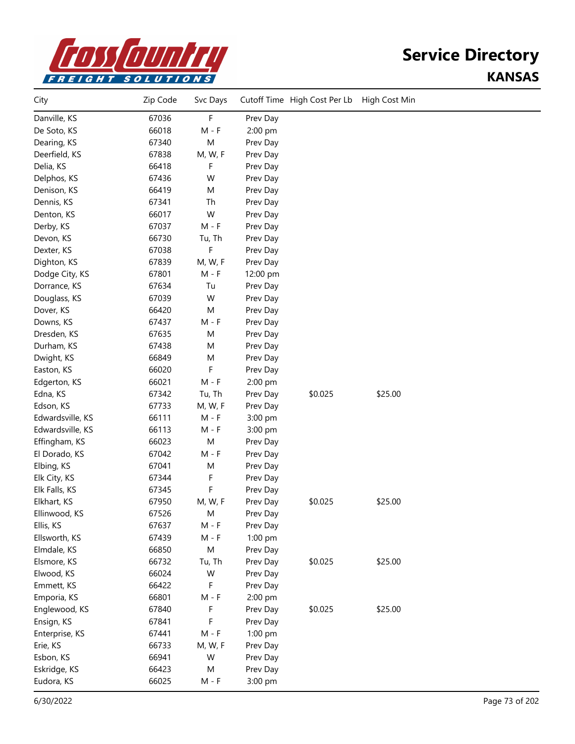# Service Directory

## KANSAS

| City | Zip Code | Svc Days | Cutoff Time | High Cost Per Lb | High Cost Min |
|---|---|---|---|---|---|
| Danville, KS | 67036 | F | Prev Day | | |
| De Soto, KS | 66018 | M - F | 2:00 pm | | |
| Dearing, KS | 67340 | M | Prev Day | | |
| Deerfield, KS | 67838 | M, W, F | Prev Day | | |
| Delia, KS | 66418 | F | Prev Day | | |
| Delphos, KS | 67436 | W | Prev Day | | |
| Denison, KS | 66419 | M | Prev Day | | |
| Dennis, KS | 67341 | Th | Prev Day | | |
| Denton, KS | 66017 | W | Prev Day | | |
| Derby, KS | 67037 | M - F | Prev Day | | |
| Devon, KS | 66730 | Tu, Th | Prev Day | | |
| Dexter, KS | 67038 | F | Prev Day | | |
| Dighton, KS | 67839 | M, W, F | Prev Day | | |
| Dodge City, KS | 67801 | M - F | 12:00 pm | | |
| Dorrance, KS | 67634 | Tu | Prev Day | | |
| Douglass, KS | 67039 | W | Prev Day | | |
| Dover, KS | 66420 | M | Prev Day | | |
| Downs, KS | 67437 | M - F | Prev Day | | |
| Dresden, KS | 67635 | M | Prev Day | | |
| Durham, KS | 67438 | M | Prev Day | | |
| Dwight, KS | 66849 | M | Prev Day | | |
| Easton, KS | 66020 | F | Prev Day | | |
| Edgerton, KS | 66021 | M - F | 2:00 pm | | |
| Edna, KS | 67342 | Tu, Th | Prev Day | $0.025 | $25.00 |
| Edson, KS | 67733 | M, W, F | Prev Day | | |
| Edwardsville, KS | 66111 | M - F | 3:00 pm | | |
| Edwardsville, KS | 66113 | M - F | 3:00 pm | | |
| Effingham, KS | 66023 | M | Prev Day | | |
| El Dorado, KS | 67042 | M - F | Prev Day | | |
| Elbing, KS | 67041 | M | Prev Day | | |
| Elk City, KS | 67344 | F | Prev Day | | |
| Elk Falls, KS | 67345 | F | Prev Day | | |
| Elkhart, KS | 67950 | M, W, F | Prev Day | $0.025 | $25.00 |
| Ellinwood, KS | 67526 | M | Prev Day | | |
| Ellis, KS | 67637 | M - F | Prev Day | | |
| Ellsworth, KS | 67439 | M - F | 1:00 pm | | |
| Elmdale, KS | 66850 | M | Prev Day | | |
| Elsmore, KS | 66732 | Tu, Th | Prev Day | $0.025 | $25.00 |
| Elwood, KS | 66024 | W | Prev Day | | |
| Emmett, KS | 66422 | F | Prev Day | | |
| Emporia, KS | 66801 | M - F | 2:00 pm | | |
| Englewood, KS | 67840 | F | Prev Day | $0.025 | $25.00 |
| Ensign, KS | 67841 | F | Prev Day | | |
| Enterprise, KS | 67441 | M - F | 1:00 pm | | |
| Erie, KS | 66733 | M, W, F | Prev Day | | |
| Esbon, KS | 66941 | W | Prev Day | | |
| Eskridge, KS | 66423 | M | Prev Day | | |
| Eudora, KS | 66025 | M - F | 3:00 pm | | |

6/30/2022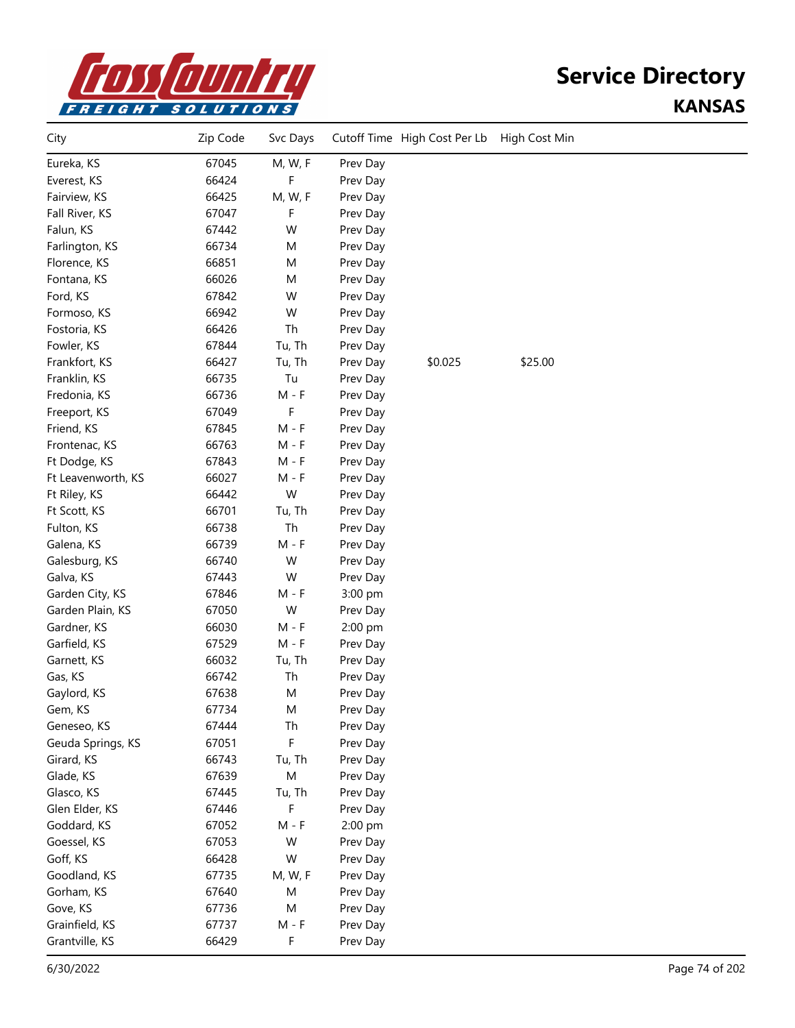# Service Directory

## KANSAS

| City | Zip Code | Svc Days | Cutoff Time | High Cost Per Lb | High Cost Min |
|---|---|---|---|---|---|
| Eureka, KS | 67045 | M, W, F | Prev Day | | |
| Everest, KS | 66424 | F | Prev Day | | |
| Fairview, KS | 66425 | M, W, F | Prev Day | | |
| Fall River, KS | 67047 | F | Prev Day | | |
| Falun, KS | 67442 | W | Prev Day | | |
| Farlington, KS | 66734 | M | Prev Day | | |
| Florence, KS | 66851 | M | Prev Day | | |
| Fontana, KS | 66026 | M | Prev Day | | |
| Ford, KS | 67842 | W | Prev Day | | |
| Formoso, KS | 66942 | W | Prev Day | | |
| Fostoria, KS | 66426 | Th | Prev Day | | |
| Fowler, KS | 67844 | Tu, Th | Prev Day | | |
| Frankfort, KS | 66427 | Tu, Th | Prev Day | $0.025 | $25.00 |
| Franklin, KS | 66735 | Tu | Prev Day | | |
| Fredonia, KS | 66736 | M - F | Prev Day | | |
| Freeport, KS | 67049 | F | Prev Day | | |
| Friend, KS | 67845 | M - F | Prev Day | | |
| Frontenac, KS | 66763 | M - F | Prev Day | | |
| Ft Dodge, KS | 67843 | M - F | Prev Day | | |
| Ft Leavenworth, KS | 66027 | M - F | Prev Day | | |
| Ft Riley, KS | 66442 | W | Prev Day | | |
| Ft Scott, KS | 66701 | Tu, Th | Prev Day | | |
| Fulton, KS | 66738 | Th | Prev Day | | |
| Galena, KS | 66739 | M - F | Prev Day | | |
| Galesburg, KS | 66740 | W | Prev Day | | |
| Galva, KS | 67443 | W | Prev Day | | |
| Garden City, KS | 67846 | M - F | 3:00 pm | | |
| Garden Plain, KS | 67050 | W | Prev Day | | |
| Gardner, KS | 66030 | M - F | 2:00 pm | | |
| Garfield, KS | 67529 | M - F | Prev Day | | |
| Garnett, KS | 66032 | Tu, Th | Prev Day | | |
| Gas, KS | 66742 | Th | Prev Day | | |
| Gaylord, KS | 67638 | M | Prev Day | | |
| Gem, KS | 67734 | M | Prev Day | | |
| Geneseo, KS | 67444 | Th | Prev Day | | |
| Geuda Springs, KS | 67051 | F | Prev Day | | |
| Girard, KS | 66743 | Tu, Th | Prev Day | | |
| Glade, KS | 67639 | M | Prev Day | | |
| Glasco, KS | 67445 | Tu, Th | Prev Day | | |
| Glen Elder, KS | 67446 | F | Prev Day | | |
| Goddard, KS | 67052 | M - F | 2:00 pm | | |
| Goessel, KS | 67053 | W | Prev Day | | |
| Goff, KS | 66428 | W | Prev Day | | |
| Goodland, KS | 67735 | M, W, F | Prev Day | | |
| Gorham, KS | 67640 | M | Prev Day | | |
| Gove, KS | 67736 | M | Prev Day | | |
| Grainfield, KS | 67737 | M - F | Prev Day | | |
| Grantville, KS | 66429 | F | Prev Day | | |

6/30/2022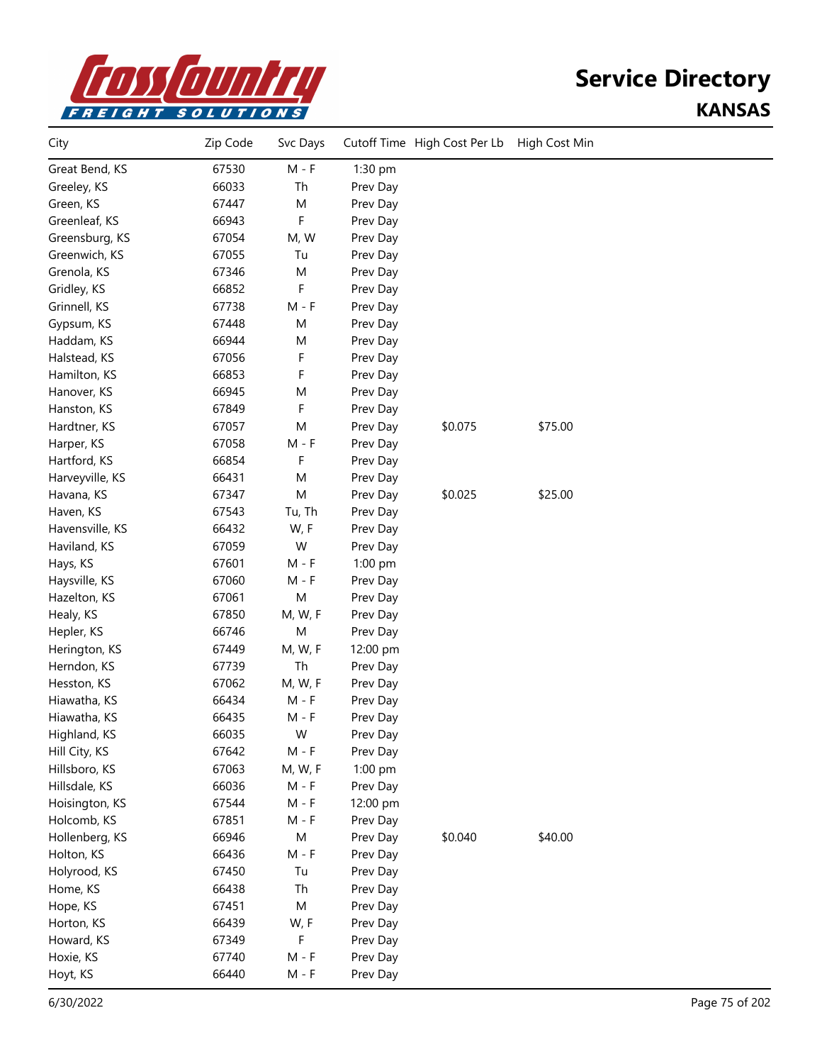# Service Directory

## KANSAS

| City | Zip Code | Svc Days | Cutoff Time | High Cost Per Lb | High Cost Min |
|---|---|---|---|---|---|
| Great Bend, KS | 67530 | M - F | 1:30 pm | | |
| Greeley, KS | 66033 | Th | Prev Day | | |
| Green, KS | 67447 | M | Prev Day | | |
| Greenleaf, KS | 66943 | F | Prev Day | | |
| Greensburg, KS | 67054 | M, W | Prev Day | | |
| Greenwich, KS | 67055 | Tu | Prev Day | | |
| Grenola, KS | 67346 | M | Prev Day | | |
| Gridley, KS | 66852 | F | Prev Day | | |
| Grinnell, KS | 67738 | M - F | Prev Day | | |
| Gypsum, KS | 67448 | M | Prev Day | | |
| Haddam, KS | 66944 | M | Prev Day | | |
| Halstead, KS | 67056 | F | Prev Day | | |
| Hamilton, KS | 66853 | F | Prev Day | | |
| Hanover, KS | 66945 | M | Prev Day | | |
| Hanston, KS | 67849 | F | Prev Day | | |
| Hardtner, KS | 67057 | M | Prev Day | $0.075 | $75.00 |
| Harper, KS | 67058 | M - F | Prev Day | | |
| Hartford, KS | 66854 | F | Prev Day | | |
| Harveyville, KS | 66431 | M | Prev Day | | |
| Havana, KS | 67347 | M | Prev Day | $0.025 | $25.00 |
| Haven, KS | 67543 | Tu, Th | Prev Day | | |
| Havensville, KS | 66432 | W, F | Prev Day | | |
| Haviland, KS | 67059 | W | Prev Day | | |
| Hays, KS | 67601 | M - F | 1:00 pm | | |
| Haysville, KS | 67060 | M - F | Prev Day | | |
| Hazelton, KS | 67061 | M | Prev Day | | |
| Healy, KS | 67850 | M, W, F | Prev Day | | |
| Hepler, KS | 66746 | M | Prev Day | | |
| Herington, KS | 67449 | M, W, F | 12:00 pm | | |
| Herndon, KS | 67739 | Th | Prev Day | | |
| Hesston, KS | 67062 | M, W, F | Prev Day | | |
| Hiawatha, KS | 66434 | M - F | Prev Day | | |
| Hiawatha, KS | 66435 | M - F | Prev Day | | |
| Highland, KS | 66035 | W | Prev Day | | |
| Hill City, KS | 67642 | M - F | Prev Day | | |
| Hillsboro, KS | 67063 | M, W, F | 1:00 pm | | |
| Hillsdale, KS | 66036 | M - F | Prev Day | | |
| Hoisington, KS | 67544 | M - F | 12:00 pm | | |
| Holcomb, KS | 67851 | M - F | Prev Day | | |
| Hollenberg, KS | 66946 | M | Prev Day | $0.040 | $40.00 |
| Holton, KS | 66436 | M - F | Prev Day | | |
| Holyrood, KS | 67450 | Tu | Prev Day | | |
| Home, KS | 66438 | Th | Prev Day | | |
| Hope, KS | 67451 | M | Prev Day | | |
| Horton, KS | 66439 | W, F | Prev Day | | |
| Howard, KS | 67349 | F | Prev Day | | |
| Hoxie, KS | 67740 | M - F | Prev Day | | |
| Hoyt, KS | 66440 | M - F | Prev Day | | |

6/30/2022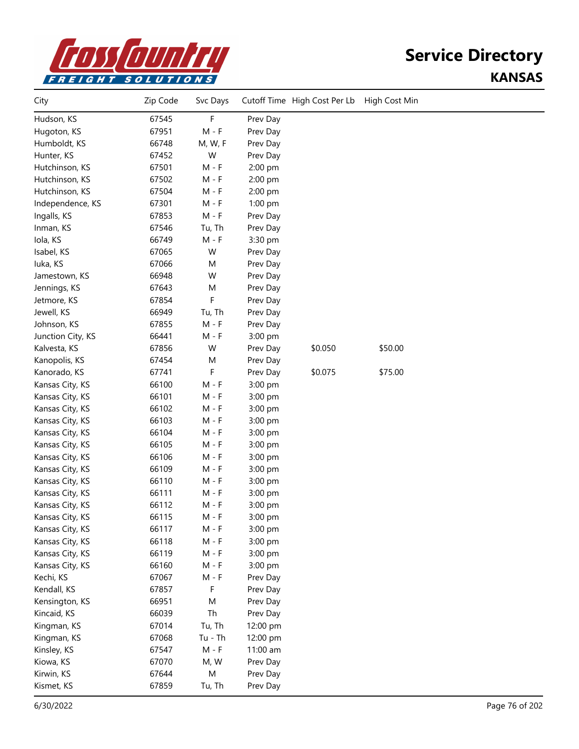# Service Directory

## KANSAS

| City | Zip Code | Svc Days | Cutoff Time | High Cost Per Lb | High Cost Min |
|---|---|---|---|---|---|
| Hudson, KS | 67545 | F | Prev Day | | |
| Hugoton, KS | 67951 | M - F | Prev Day | | |
| Humboldt, KS | 66748 | M, W, F | Prev Day | | |
| Hunter, KS | 67452 | W | Prev Day | | |
| Hutchinson, KS | 67501 | M - F | 2:00 pm | | |
| Hutchinson, KS | 67502 | M - F | 2:00 pm | | |
| Hutchinson, KS | 67504 | M - F | 2:00 pm | | |
| Independence, KS | 67301 | M - F | 1:00 pm | | |
| Ingalls, KS | 67853 | M - F | Prev Day | | |
| Inman, KS | 67546 | Tu, Th | Prev Day | | |
| Iola, KS | 66749 | M - F | 3:30 pm | | |
| Isabel, KS | 67065 | W | Prev Day | | |
| Iuka, KS | 67066 | M | Prev Day | | |
| Jamestown, KS | 66948 | W | Prev Day | | |
| Jennings, KS | 67643 | M | Prev Day | | |
| Jetmore, KS | 67854 | F | Prev Day | | |
| Jewell, KS | 66949 | Tu, Th | Prev Day | | |
| Johnson, KS | 67855 | M - F | Prev Day | | |
| Junction City, KS | 66441 | M - F | 3:00 pm | | |
| Kalvesta, KS | 67856 | W | Prev Day | $0.050 | $50.00 |
| Kanopolis, KS | 67454 | M | Prev Day | | |
| Kanorado, KS | 67741 | F | Prev Day | $0.075 | $75.00 |
| Kansas City, KS | 66100 | M - F | 3:00 pm | | |
| Kansas City, KS | 66101 | M - F | 3:00 pm | | |
| Kansas City, KS | 66102 | M - F | 3:00 pm | | |
| Kansas City, KS | 66103 | M - F | 3:00 pm | | |
| Kansas City, KS | 66104 | M - F | 3:00 pm | | |
| Kansas City, KS | 66105 | M - F | 3:00 pm | | |
| Kansas City, KS | 66106 | M - F | 3:00 pm | | |
| Kansas City, KS | 66109 | M - F | 3:00 pm | | |
| Kansas City, KS | 66110 | M - F | 3:00 pm | | |
| Kansas City, KS | 66111 | M - F | 3:00 pm | | |
| Kansas City, KS | 66112 | M - F | 3:00 pm | | |
| Kansas City, KS | 66115 | M - F | 3:00 pm | | |
| Kansas City, KS | 66117 | M - F | 3:00 pm | | |
| Kansas City, KS | 66118 | M - F | 3:00 pm | | |
| Kansas City, KS | 66119 | M - F | 3:00 pm | | |
| Kansas City, KS | 66160 | M - F | 3:00 pm | | |
| Kechi, KS | 67067 | M - F | Prev Day | | |
| Kendall, KS | 67857 | F | Prev Day | | |
| Kensington, KS | 66951 | M | Prev Day | | |
| Kincaid, KS | 66039 | Th | Prev Day | | |
| Kingman, KS | 67014 | Tu, Th | 12:00 pm | | |
| Kingman, KS | 67068 | Tu - Th | 12:00 pm | | |
| Kinsley, KS | 67547 | M - F | 11:00 am | | |
| Kiowa, KS | 67070 | M, W | Prev Day | | |
| Kirwin, KS | 67644 | M | Prev Day | | |
| Kismet, KS | 67859 | Tu, Th | Prev Day | | |

6/30/2022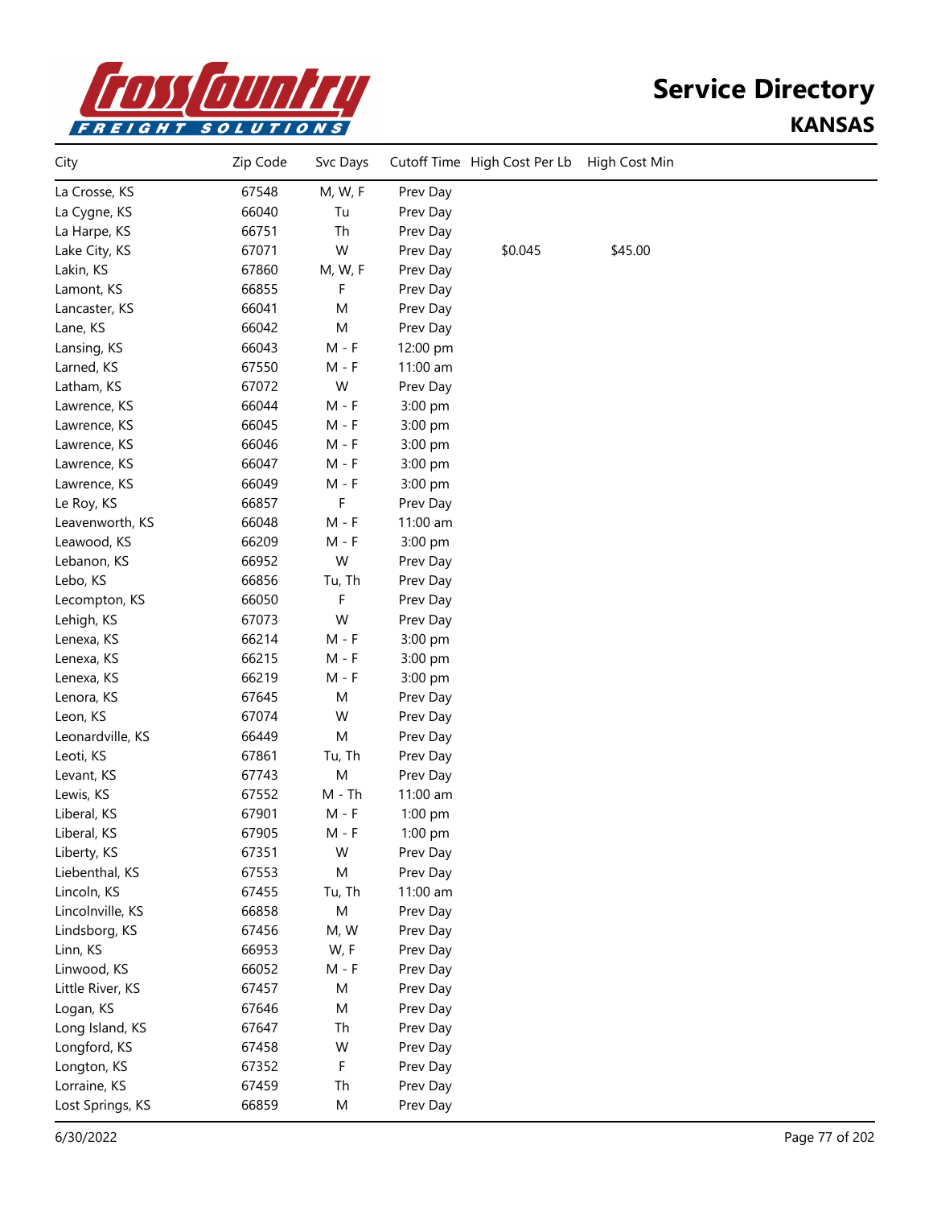# Service Directory

## KANSAS

| City | Zip Code | Svc Days | Cutoff Time | High Cost Per Lb | High Cost Min |
|---|---|---|---|---|---|
| La Crosse, KS | 67548 | M, W, F | Prev Day | | |
| La Cygne, KS | 66040 | Tu | Prev Day | | |
| La Harpe, KS | 66751 | Th | Prev Day | | |
| Lake City, KS | 67071 | W | Prev Day | $0.045 | $45.00 |
| Lakin, KS | 67860 | M, W, F | Prev Day | | |
| Lamont, KS | 66855 | F | Prev Day | | |
| Lancaster, KS | 66041 | M | Prev Day | | |
| Lane, KS | 66042 | M | Prev Day | | |
| Lansing, KS | 66043 | M - F | 12:00 pm | | |
| Larned, KS | 67550 | M - F | 11:00 am | | |
| Latham, KS | 67072 | W | Prev Day | | |
| Lawrence, KS | 66044 | M - F | 3:00 pm | | |
| Lawrence, KS | 66045 | M - F | 3:00 pm | | |
| Lawrence, KS | 66046 | M - F | 3:00 pm | | |
| Lawrence, KS | 66047 | M - F | 3:00 pm | | |
| Lawrence, KS | 66049 | M - F | 3:00 pm | | |
| Le Roy, KS | 66857 | F | Prev Day | | |
| Leavenworth, KS | 66048 | M - F | 11:00 am | | |
| Leawood, KS | 66209 | M - F | 3:00 pm | | |
| Lebanon, KS | 66952 | W | Prev Day | | |
| Lebo, KS | 66856 | Tu, Th | Prev Day | | |
| Lecompton, KS | 66050 | F | Prev Day | | |
| Lehigh, KS | 67073 | W | Prev Day | | |
| Lenexa, KS | 66214 | M - F | 3:00 pm | | |
| Lenexa, KS | 66215 | M - F | 3:00 pm | | |
| Lenexa, KS | 66219 | M - F | 3:00 pm | | |
| Lenora, KS | 67645 | M | Prev Day | | |
| Leon, KS | 67074 | W | Prev Day | | |
| Leonardville, KS | 66449 | M | Prev Day | | |
| Leoti, KS | 67861 | Tu, Th | Prev Day | | |
| Levant, KS | 67743 | M | Prev Day | | |
| Lewis, KS | 67552 | M - Th | 11:00 am | | |
| Liberal, KS | 67901 | M - F | 1:00 pm | | |
| Liberal, KS | 67905 | M - F | 1:00 pm | | |
| Liberty, KS | 67351 | W | Prev Day | | |
| Liebenthal, KS | 67553 | M | Prev Day | | |
| Lincoln, KS | 67455 | Tu, Th | 11:00 am | | |
| Lincolnville, KS | 66858 | M | Prev Day | | |
| Lindsborg, KS | 67456 | M, W | Prev Day | | |
| Linn, KS | 66953 | W, F | Prev Day | | |
| Linwood, KS | 66052 | M - F | Prev Day | | |
| Little River, KS | 67457 | M | Prev Day | | |
| Logan, KS | 67646 | M | Prev Day | | |
| Long Island, KS | 67647 | Th | Prev Day | | |
| Longford, KS | 67458 | W | Prev Day | | |
| Longton, KS | 67352 | F | Prev Day | | |
| Lorraine, KS | 67459 | Th | Prev Day | | |
| Lost Springs, KS | 66859 | M | Prev Day | | |

6/30/2022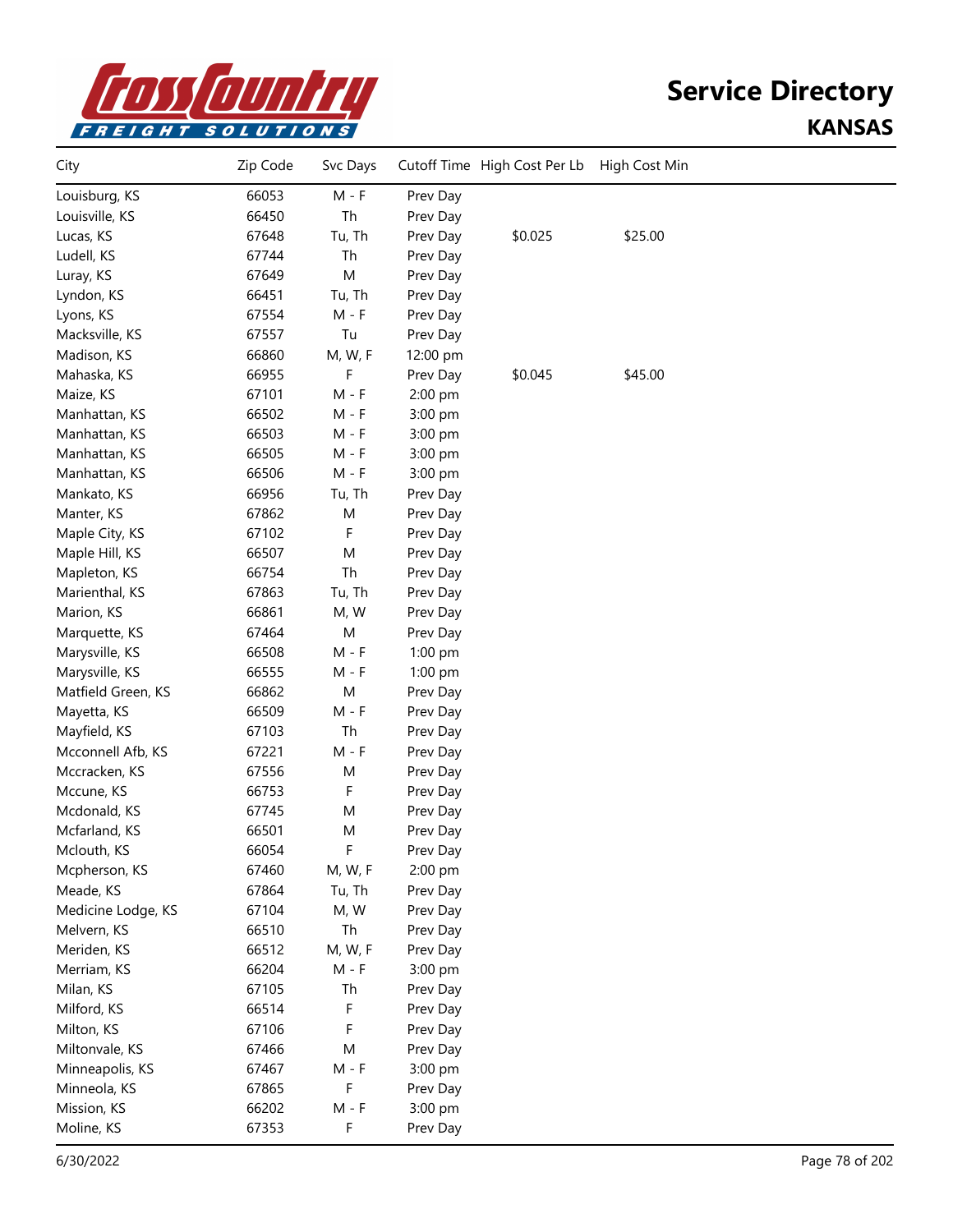# Service Directory

## KANSAS

| City | Zip Code | Svc Days | Cutoff Time | High Cost Per Lb | High Cost Min |
|---|---|---|---|---|---|
| Louisburg, KS | 66053 | M - F | Prev Day | | |
| Louisville, KS | 66450 | Th | Prev Day | | |
| Lucas, KS | 67648 | Tu, Th | Prev Day | $0.025 | $25.00 |
| Ludell, KS | 67744 | Th | Prev Day | | |
| Luray, KS | 67649 | M | Prev Day | | |
| Lyndon, KS | 66451 | Tu, Th | Prev Day | | |
| Lyons, KS | 67554 | M - F | Prev Day | | |
| Macksville, KS | 67557 | Tu | Prev Day | | |
| Madison, KS | 66860 | M, W, F | 12:00 pm | | |
| Mahaska, KS | 66955 | F | Prev Day | $0.045 | $45.00 |
| Maize, KS | 67101 | M - F | 2:00 pm | | |
| Manhattan, KS | 66502 | M - F | 3:00 pm | | |
| Manhattan, KS | 66503 | M - F | 3:00 pm | | |
| Manhattan, KS | 66505 | M - F | 3:00 pm | | |
| Manhattan, KS | 66506 | M - F | 3:00 pm | | |
| Mankato, KS | 66956 | Tu, Th | Prev Day | | |
| Manter, KS | 67862 | M | Prev Day | | |
| Maple City, KS | 67102 | F | Prev Day | | |
| Maple Hill, KS | 66507 | M | Prev Day | | |
| Mapleton, KS | 66754 | Th | Prev Day | | |
| Marienthal, KS | 67863 | Tu, Th | Prev Day | | |
| Marion, KS | 66861 | M, W | Prev Day | | |
| Marquette, KS | 67464 | M | Prev Day | | |
| Marysville, KS | 66508 | M - F | 1:00 pm | | |
| Marysville, KS | 66555 | M - F | 1:00 pm | | |
| Matfield Green, KS | 66862 | M | Prev Day | | |
| Mayetta, KS | 66509 | M - F | Prev Day | | |
| Mayfield, KS | 67103 | Th | Prev Day | | |
| Mcconnell Afb, KS | 67221 | M - F | Prev Day | | |
| Mccracken, KS | 67556 | M | Prev Day | | |
| Mccune, KS | 66753 | F | Prev Day | | |
| Mcdonald, KS | 67745 | M | Prev Day | | |
| Mcfarland, KS | 66501 | M | Prev Day | | |
| Mclouth, KS | 66054 | F | Prev Day | | |
| Mcpherson, KS | 67460 | M, W, F | 2:00 pm | | |
| Meade, KS | 67864 | Tu, Th | Prev Day | | |
| Medicine Lodge, KS | 67104 | M, W | Prev Day | | |
| Melvern, KS | 66510 | Th | Prev Day | | |
| Meriden, KS | 66512 | M, W, F | Prev Day | | |
| Merriam, KS | 66204 | M - F | 3:00 pm | | |
| Milan, KS | 67105 | Th | Prev Day | | |
| Milford, KS | 66514 | F | Prev Day | | |
| Milton, KS | 67106 | F | Prev Day | | |
| Miltonvale, KS | 67466 | M | Prev Day | | |
| Minneapolis, KS | 67467 | M - F | 3:00 pm | | |
| Minneola, KS | 67865 | F | Prev Day | | |
| Mission, KS | 66202 | M - F | 3:00 pm | | |
| Moline, KS | 67353 | F | Prev Day | | |

6/30/2022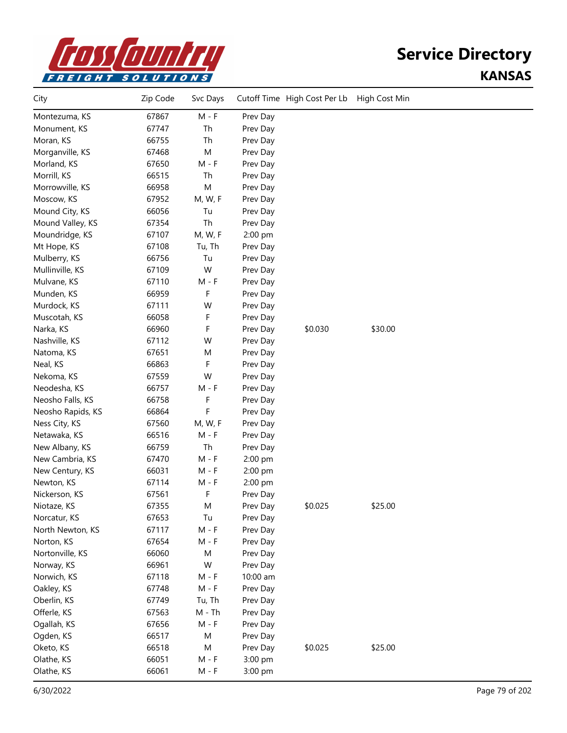# Service Directory

## KANSAS

| City | Zip Code | Svc Days | Cutoff Time | High Cost Per Lb | High Cost Min |
|---|---|---|---|---|---|
| Montezuma, KS | 67867 | M - F | Prev Day | | |
| Monument, KS | 67747 | Th | Prev Day | | |
| Moran, KS | 66755 | Th | Prev Day | | |
| Morganville, KS | 67468 | M | Prev Day | | |
| Morland, KS | 67650 | M - F | Prev Day | | |
| Morrill, KS | 66515 | Th | Prev Day | | |
| Morrowville, KS | 66958 | M | Prev Day | | |
| Moscow, KS | 67952 | M, W, F | Prev Day | | |
| Mound City, KS | 66056 | Tu | Prev Day | | |
| Mound Valley, KS | 67354 | Th | Prev Day | | |
| Moundridge, KS | 67107 | M, W, F | 2:00 pm | | |
| Mt Hope, KS | 67108 | Tu, Th | Prev Day | | |
| Mulberry, KS | 66756 | Tu | Prev Day | | |
| Mullinville, KS | 67109 | W | Prev Day | | |
| Mulvane, KS | 67110 | M - F | Prev Day | | |
| Munden, KS | 66959 | F | Prev Day | | |
| Murdock, KS | 67111 | W | Prev Day | | |
| Muscotah, KS | 66058 | F | Prev Day | | |
| Narka, KS | 66960 | F | Prev Day | $0.030 | $30.00 |
| Nashville, KS | 67112 | W | Prev Day | | |
| Natoma, KS | 67651 | M | Prev Day | | |
| Neal, KS | 66863 | F | Prev Day | | |
| Nekoma, KS | 67559 | W | Prev Day | | |
| Neodesha, KS | 66757 | M - F | Prev Day | | |
| Neosho Falls, KS | 66758 | F | Prev Day | | |
| Neosho Rapids, KS | 66864 | F | Prev Day | | |
| Ness City, KS | 67560 | M, W, F | Prev Day | | |
| Netawaka, KS | 66516 | M - F | Prev Day | | |
| New Albany, KS | 66759 | Th | Prev Day | | |
| New Cambria, KS | 67470 | M - F | 2:00 pm | | |
| New Century, KS | 66031 | M - F | 2:00 pm | | |
| Newton, KS | 67114 | M - F | 2:00 pm | | |
| Nickerson, KS | 67561 | F | Prev Day | | |
| Niotaze, KS | 67355 | M | Prev Day | $0.025 | $25.00 |
| Norcatur, KS | 67653 | Tu | Prev Day | | |
| North Newton, KS | 67117 | M - F | Prev Day | | |
| Norton, KS | 67654 | M - F | Prev Day | | |
| Nortonville, KS | 66060 | M | Prev Day | | |
| Norway, KS | 66961 | W | Prev Day | | |
| Norwich, KS | 67118 | M - F | 10:00 am | | |
| Oakley, KS | 67748 | M - F | Prev Day | | |
| Oberlin, KS | 67749 | Tu, Th | Prev Day | | |
| Offerle, KS | 67563 | M - Th | Prev Day | | |
| Ogallah, KS | 67656 | M - F | Prev Day | | |
| Ogden, KS | 66517 | M | Prev Day | | |
| Oketo, KS | 66518 | M | Prev Day | $0.025 | $25.00 |
| Olathe, KS | 66051 | M - F | 3:00 pm | | |
| Olathe, KS | 66061 | M - F | 3:00 pm | | |

6/30/2022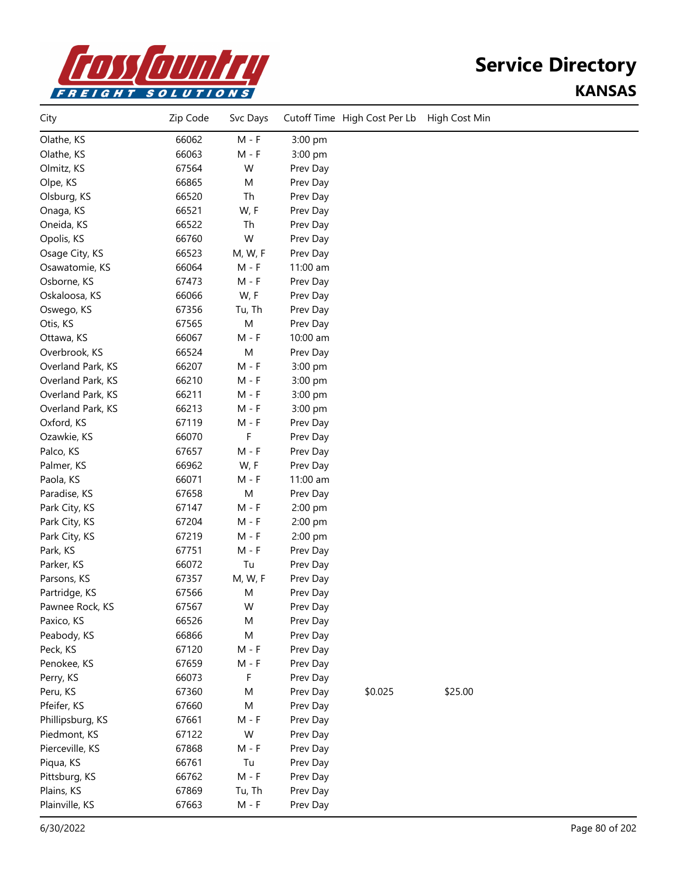# Service Directory
## KANSAS

| City | Zip Code | Svc Days | Cutoff Time | High Cost Per Lb | High Cost Min |
|---|---|---|---|---|---|
| Olathe, KS | 66062 | M - F | 3:00 pm | | |
| Olathe, KS | 66063 | M - F | 3:00 pm | | |
| Olmitz, KS | 67564 | W | Prev Day | | |
| Olpe, KS | 66865 | M | Prev Day | | |
| Olsburg, KS | 66520 | Th | Prev Day | | |
| Onaga, KS | 66521 | W, F | Prev Day | | |
| Oneida, KS | 66522 | Th | Prev Day | | |
| Opolis, KS | 66760 | W | Prev Day | | |
| Osage City, KS | 66523 | M, W, F | Prev Day | | |
| Osawatomie, KS | 66064 | M - F | 11:00 am | | |
| Osborne, KS | 67473 | M - F | Prev Day | | |
| Oskaloosa, KS | 66066 | W, F | Prev Day | | |
| Oswego, KS | 67356 | Tu, Th | Prev Day | | |
| Otis, KS | 67565 | M | Prev Day | | |
| Ottawa, KS | 66067 | M - F | 10:00 am | | |
| Overbrook, KS | 66524 | M | Prev Day | | |
| Overland Park, KS | 66207 | M - F | 3:00 pm | | |
| Overland Park, KS | 66210 | M - F | 3:00 pm | | |
| Overland Park, KS | 66211 | M - F | 3:00 pm | | |
| Overland Park, KS | 66213 | M - F | 3:00 pm | | |
| Oxford, KS | 67119 | M - F | Prev Day | | |
| Ozawkie, KS | 66070 | F | Prev Day | | |
| Palco, KS | 67657 | M - F | Prev Day | | |
| Palmer, KS | 66962 | W, F | Prev Day | | |
| Paola, KS | 66071 | M - F | 11:00 am | | |
| Paradise, KS | 67658 | M | Prev Day | | |
| Park City, KS | 67147 | M - F | 2:00 pm | | |
| Park City, KS | 67204 | M - F | 2:00 pm | | |
| Park City, KS | 67219 | M - F | 2:00 pm | | |
| Park, KS | 67751 | M - F | Prev Day | | |
| Parker, KS | 66072 | Tu | Prev Day | | |
| Parsons, KS | 67357 | M, W, F | Prev Day | | |
| Partridge, KS | 67566 | M | Prev Day | | |
| Pawnee Rock, KS | 67567 | W | Prev Day | | |
| Paxico, KS | 66526 | M | Prev Day | | |
| Peabody, KS | 66866 | M | Prev Day | | |
| Peck, KS | 67120 | M - F | Prev Day | | |
| Penokee, KS | 67659 | M - F | Prev Day | | |
| Perry, KS | 66073 | F | Prev Day | | |
| Peru, KS | 67360 | M | Prev Day | $0.025 | $25.00 |
| Pfeifer, KS | 67660 | M | Prev Day | | |
| Phillipsburg, KS | 67661 | M - F | Prev Day | | |
| Piedmont, KS | 67122 | W | Prev Day | | |
| Pierceville, KS | 67868 | M - F | Prev Day | | |
| Piqua, KS | 66761 | Tu | Prev Day | | |
| Pittsburg, KS | 66762 | M - F | Prev Day | | |
| Plains, KS | 67869 | Tu, Th | Prev Day | | |
| Plainville, KS | 67663 | M - F | Prev Day | | |

6/30/2022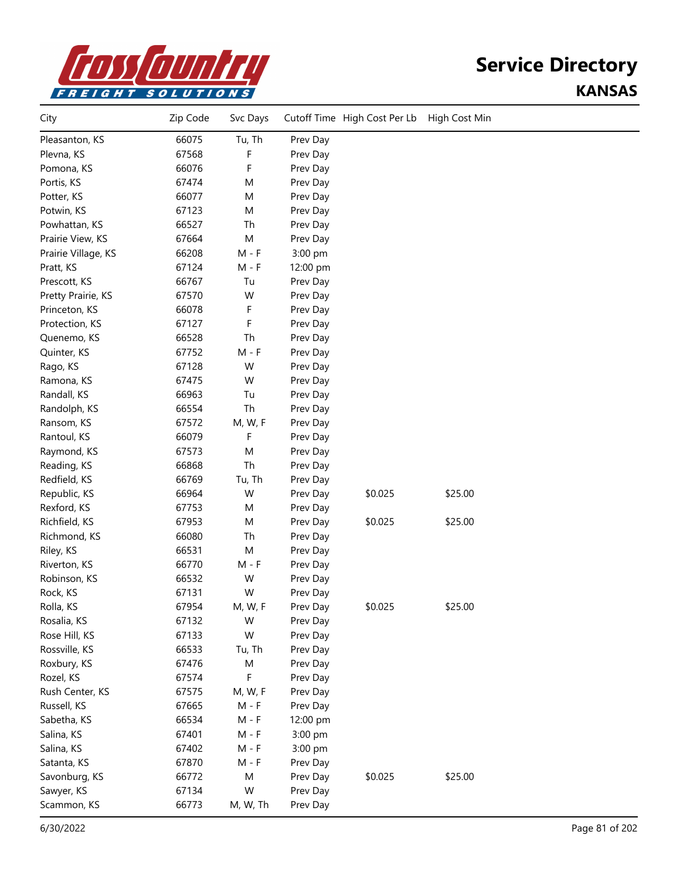# Service Directory

## KANSAS

| City | Zip Code | Svc Days | Cutoff Time | High Cost Per Lb | High Cost Min |
|---|---|---|---|---|---|
| Pleasanton, KS | 66075 | Tu, Th | Prev Day | | |
| Plevna, KS | 67568 | F | Prev Day | | |
| Pomona, KS | 66076 | F | Prev Day | | |
| Portis, KS | 67474 | M | Prev Day | | |
| Potter, KS | 66077 | M | Prev Day | | |
| Potwin, KS | 67123 | M | Prev Day | | |
| Powhattan, KS | 66527 | Th | Prev Day | | |
| Prairie View, KS | 67664 | M | Prev Day | | |
| Prairie Village, KS | 66208 | M - F | 3:00 pm | | |
| Pratt, KS | 67124 | M - F | 12:00 pm | | |
| Prescott, KS | 66767 | Tu | Prev Day | | |
| Pretty Prairie, KS | 67570 | W | Prev Day | | |
| Princeton, KS | 66078 | F | Prev Day | | |
| Protection, KS | 67127 | F | Prev Day | | |
| Quenemo, KS | 66528 | Th | Prev Day | | |
| Quinter, KS | 67752 | M - F | Prev Day | | |
| Rago, KS | 67128 | W | Prev Day | | |
| Ramona, KS | 67475 | W | Prev Day | | |
| Randall, KS | 66963 | Tu | Prev Day | | |
| Randolph, KS | 66554 | Th | Prev Day | | |
| Ransom, KS | 67572 | M, W, F | Prev Day | | |
| Rantoul, KS | 66079 | F | Prev Day | | |
| Raymond, KS | 67573 | M | Prev Day | | |
| Reading, KS | 66868 | Th | Prev Day | | |
| Redfield, KS | 66769 | Tu, Th | Prev Day | | |
| Republic, KS | 66964 | W | Prev Day | $0.025 | $25.00 |
| Rexford, KS | 67753 | M | Prev Day | | |
| Richfield, KS | 67953 | M | Prev Day | $0.025 | $25.00 |
| Richmond, KS | 66080 | Th | Prev Day | | |
| Riley, KS | 66531 | M | Prev Day | | |
| Riverton, KS | 66770 | M - F | Prev Day | | |
| Robinson, KS | 66532 | W | Prev Day | | |
| Rock, KS | 67131 | W | Prev Day | | |
| Rolla, KS | 67954 | M, W, F | Prev Day | $0.025 | $25.00 |
| Rosalia, KS | 67132 | W | Prev Day | | |
| Rose Hill, KS | 67133 | W | Prev Day | | |
| Rossville, KS | 66533 | Tu, Th | Prev Day | | |
| Roxbury, KS | 67476 | M | Prev Day | | |
| Rozel, KS | 67574 | F | Prev Day | | |
| Rush Center, KS | 67575 | M, W, F | Prev Day | | |
| Russell, KS | 67665 | M - F | Prev Day | | |
| Sabetha, KS | 66534 | M - F | 12:00 pm | | |
| Salina, KS | 67401 | M - F | 3:00 pm | | |
| Salina, KS | 67402 | M - F | 3:00 pm | | |
| Satanta, KS | 67870 | M - F | Prev Day | | |
| Savonburg, KS | 66772 | M | Prev Day | $0.025 | $25.00 |
| Sawyer, KS | 67134 | W | Prev Day | | |
| Scammon, KS | 66773 | M, W, Th | Prev Day | | |

6/30/2022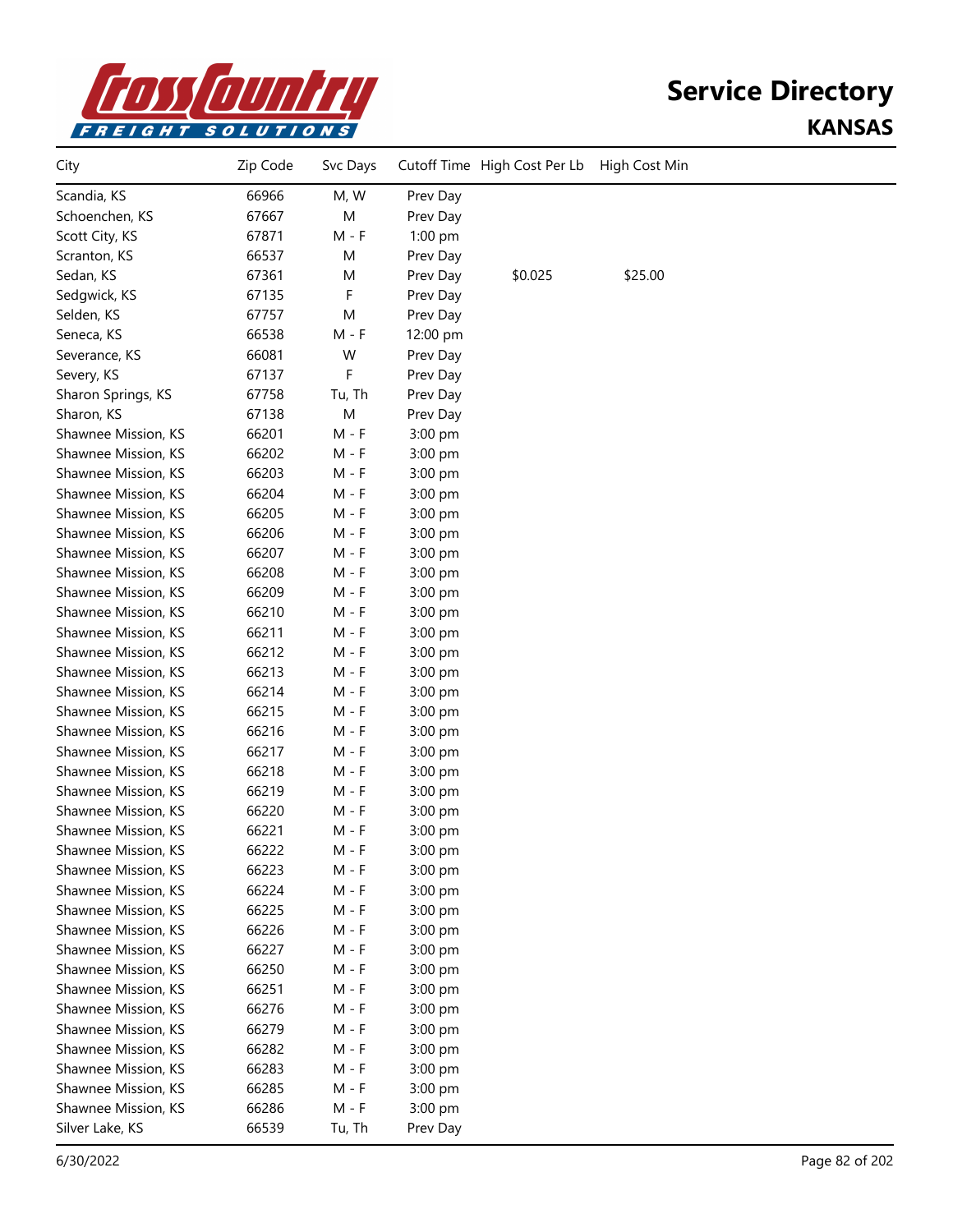# Service Directory

## KANSAS

| City | Zip Code | Svc Days | Cutoff Time | High Cost Per Lb | High Cost Min |
|---|---|---|---|---|---|
| Scandia, KS | 66966 | M, W | Prev Day | | |
| Schoenchen, KS | 67667 | M | Prev Day | | |
| Scott City, KS | 67871 | M - F | 1:00 pm | | |
| Scranton, KS | 66537 | M | Prev Day | | |
| Sedan, KS | 67361 | M | Prev Day | $0.025 | $25.00 |
| Sedgwick, KS | 67135 | F | Prev Day | | |
| Selden, KS | 67757 | M | Prev Day | | |
| Seneca, KS | 66538 | M - F | 12:00 pm | | |
| Severance, KS | 66081 | W | Prev Day | | |
| Severy, KS | 67137 | F | Prev Day | | |
| Sharon Springs, KS | 67758 | Tu, Th | Prev Day | | |
| Sharon, KS | 67138 | M | Prev Day | | |
| Shawnee Mission, KS | 66201 | M - F | 3:00 pm | | |
| Shawnee Mission, KS | 66202 | M - F | 3:00 pm | | |
| Shawnee Mission, KS | 66203 | M - F | 3:00 pm | | |
| Shawnee Mission, KS | 66204 | M - F | 3:00 pm | | |
| Shawnee Mission, KS | 66205 | M - F | 3:00 pm | | |
| Shawnee Mission, KS | 66206 | M - F | 3:00 pm | | |
| Shawnee Mission, KS | 66207 | M - F | 3:00 pm | | |
| Shawnee Mission, KS | 66208 | M - F | 3:00 pm | | |
| Shawnee Mission, KS | 66209 | M - F | 3:00 pm | | |
| Shawnee Mission, KS | 66210 | M - F | 3:00 pm | | |
| Shawnee Mission, KS | 66211 | M - F | 3:00 pm | | |
| Shawnee Mission, KS | 66212 | M - F | 3:00 pm | | |
| Shawnee Mission, KS | 66213 | M - F | 3:00 pm | | |
| Shawnee Mission, KS | 66214 | M - F | 3:00 pm | | |
| Shawnee Mission, KS | 66215 | M - F | 3:00 pm | | |
| Shawnee Mission, KS | 66216 | M - F | 3:00 pm | | |
| Shawnee Mission, KS | 66217 | M - F | 3:00 pm | | |
| Shawnee Mission, KS | 66218 | M - F | 3:00 pm | | |
| Shawnee Mission, KS | 66219 | M - F | 3:00 pm | | |
| Shawnee Mission, KS | 66220 | M - F | 3:00 pm | | |
| Shawnee Mission, KS | 66221 | M - F | 3:00 pm | | |
| Shawnee Mission, KS | 66222 | M - F | 3:00 pm | | |
| Shawnee Mission, KS | 66223 | M - F | 3:00 pm | | |
| Shawnee Mission, KS | 66224 | M - F | 3:00 pm | | |
| Shawnee Mission, KS | 66225 | M - F | 3:00 pm | | |
| Shawnee Mission, KS | 66226 | M - F | 3:00 pm | | |
| Shawnee Mission, KS | 66227 | M - F | 3:00 pm | | |
| Shawnee Mission, KS | 66250 | M - F | 3:00 pm | | |
| Shawnee Mission, KS | 66251 | M - F | 3:00 pm | | |
| Shawnee Mission, KS | 66276 | M - F | 3:00 pm | | |
| Shawnee Mission, KS | 66279 | M - F | 3:00 pm | | |
| Shawnee Mission, KS | 66282 | M - F | 3:00 pm | | |
| Shawnee Mission, KS | 66283 | M - F | 3:00 pm | | |
| Shawnee Mission, KS | 66285 | M - F | 3:00 pm | | |
| Shawnee Mission, KS | 66286 | M - F | 3:00 pm | | |
| Silver Lake, KS | 66539 | Tu, Th | Prev Day | | |

6/30/2022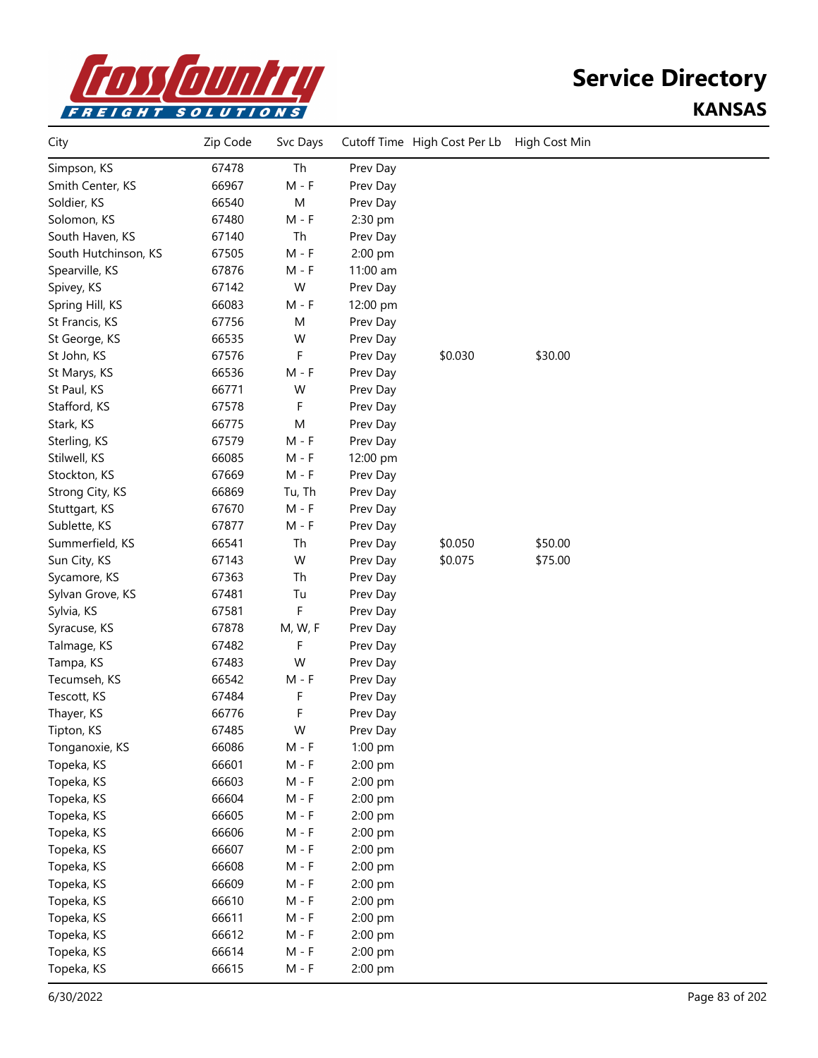# Service Directory

## KANSAS

| City | Zip Code | Svc Days | Cutoff Time | High Cost Per Lb | High Cost Min |
|---|---|---|---|---|---|
| Simpson, KS | 67478 | Th | Prev Day | | |
| Smith Center, KS | 66967 | M - F | Prev Day | | |
| Soldier, KS | 66540 | M | Prev Day | | |
| Solomon, KS | 67480 | M - F | 2:30 pm | | |
| South Haven, KS | 67140 | Th | Prev Day | | |
| South Hutchinson, KS | 67505 | M - F | 2:00 pm | | |
| Spearville, KS | 67876 | M - F | 11:00 am | | |
| Spivey, KS | 67142 | W | Prev Day | | |
| Spring Hill, KS | 66083 | M - F | 12:00 pm | | |
| St Francis, KS | 67756 | M | Prev Day | | |
| St George, KS | 66535 | W | Prev Day | | |
| St John, KS | 67576 | F | Prev Day | $0.030 | $30.00 |
| St Marys, KS | 66536 | M - F | Prev Day | | |
| St Paul, KS | 66771 | W | Prev Day | | |
| Stafford, KS | 67578 | F | Prev Day | | |
| Stark, KS | 66775 | M | Prev Day | | |
| Sterling, KS | 67579 | M - F | Prev Day | | |
| Stilwell, KS | 66085 | M - F | 12:00 pm | | |
| Stockton, KS | 67669 | M - F | Prev Day | | |
| Strong City, KS | 66869 | Tu, Th | Prev Day | | |
| Stuttgart, KS | 67670 | M - F | Prev Day | | |
| Sublette, KS | 67877 | M - F | Prev Day | | |
| Summerfield, KS | 66541 | Th | Prev Day | $0.050 | $50.00 |
| Sun City, KS | 67143 | W | Prev Day | $0.075 | $75.00 |
| Sycamore, KS | 67363 | Th | Prev Day | | |
| Sylvan Grove, KS | 67481 | Tu | Prev Day | | |
| Sylvia, KS | 67581 | F | Prev Day | | |
| Syracuse, KS | 67878 | M, W, F | Prev Day | | |
| Talmage, KS | 67482 | F | Prev Day | | |
| Tampa, KS | 67483 | W | Prev Day | | |
| Tecumseh, KS | 66542 | M - F | Prev Day | | |
| Tescott, KS | 67484 | F | Prev Day | | |
| Thayer, KS | 66776 | F | Prev Day | | |
| Tipton, KS | 67485 | W | Prev Day | | |
| Tonganoxie, KS | 66086 | M - F | 1:00 pm | | |
| Topeka, KS | 66601 | M - F | 2:00 pm | | |
| Topeka, KS | 66603 | M - F | 2:00 pm | | |
| Topeka, KS | 66604 | M - F | 2:00 pm | | |
| Topeka, KS | 66605 | M - F | 2:00 pm | | |
| Topeka, KS | 66606 | M - F | 2:00 pm | | |
| Topeka, KS | 66607 | M - F | 2:00 pm | | |
| Topeka, KS | 66608 | M - F | 2:00 pm | | |
| Topeka, KS | 66609 | M - F | 2:00 pm | | |
| Topeka, KS | 66610 | M - F | 2:00 pm | | |
| Topeka, KS | 66611 | M - F | 2:00 pm | | |
| Topeka, KS | 66612 | M - F | 2:00 pm | | |
| Topeka, KS | 66614 | M - F | 2:00 pm | | |
| Topeka, KS | 66615 | M - F | 2:00 pm | | |

6/30/2022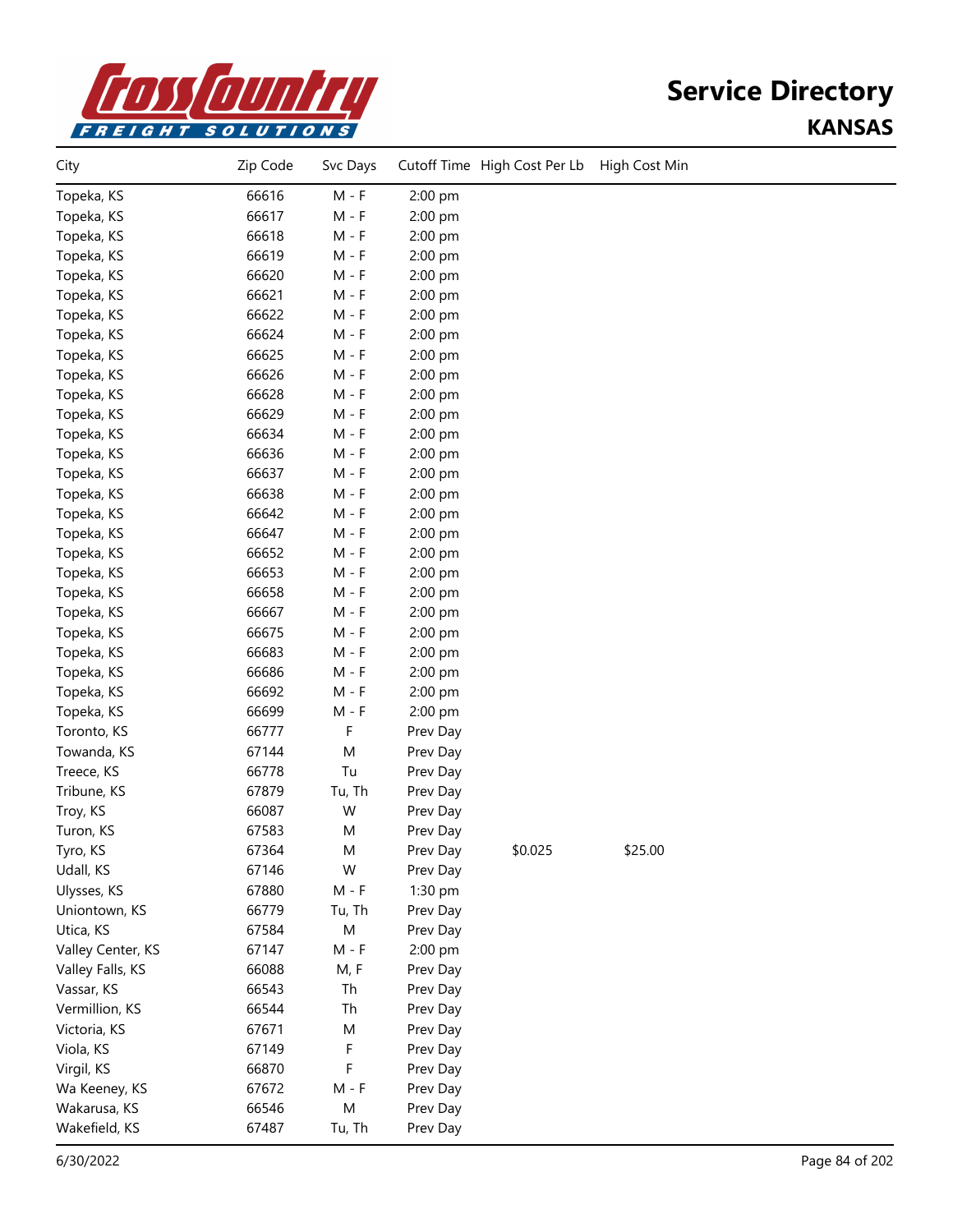# Service Directory

## KANSAS

| City | Zip Code | Svc Days | Cutoff Time | High Cost Per Lb | High Cost Min |
|---|---|---|---|---|---|
| Topeka, KS | 66616 | M - F | 2:00 pm | | |
| Topeka, KS | 66617 | M - F | 2:00 pm | | |
| Topeka, KS | 66618 | M - F | 2:00 pm | | |
| Topeka, KS | 66619 | M - F | 2:00 pm | | |
| Topeka, KS | 66620 | M - F | 2:00 pm | | |
| Topeka, KS | 66621 | M - F | 2:00 pm | | |
| Topeka, KS | 66622 | M - F | 2:00 pm | | |
| Topeka, KS | 66624 | M - F | 2:00 pm | | |
| Topeka, KS | 66625 | M - F | 2:00 pm | | |
| Topeka, KS | 66626 | M - F | 2:00 pm | | |
| Topeka, KS | 66628 | M - F | 2:00 pm | | |
| Topeka, KS | 66629 | M - F | 2:00 pm | | |
| Topeka, KS | 66634 | M - F | 2:00 pm | | |
| Topeka, KS | 66636 | M - F | 2:00 pm | | |
| Topeka, KS | 66637 | M - F | 2:00 pm | | |
| Topeka, KS | 66638 | M - F | 2:00 pm | | |
| Topeka, KS | 66642 | M - F | 2:00 pm | | |
| Topeka, KS | 66647 | M - F | 2:00 pm | | |
| Topeka, KS | 66652 | M - F | 2:00 pm | | |
| Topeka, KS | 66653 | M - F | 2:00 pm | | |
| Topeka, KS | 66658 | M - F | 2:00 pm | | |
| Topeka, KS | 66667 | M - F | 2:00 pm | | |
| Topeka, KS | 66675 | M - F | 2:00 pm | | |
| Topeka, KS | 66683 | M - F | 2:00 pm | | |
| Topeka, KS | 66686 | M - F | 2:00 pm | | |
| Topeka, KS | 66692 | M - F | 2:00 pm | | |
| Topeka, KS | 66699 | M - F | 2:00 pm | | |
| Toronto, KS | 66777 | F | Prev Day | | |
| Towanda, KS | 67144 | M | Prev Day | | |
| Treece, KS | 66778 | Tu | Prev Day | | |
| Tribune, KS | 67879 | Tu, Th | Prev Day | | |
| Troy, KS | 66087 | W | Prev Day | | |
| Turon, KS | 67583 | M | Prev Day | | |
| Tyro, KS | 67364 | M | Prev Day | $0.025 | $25.00 |
| Udall, KS | 67146 | W | Prev Day | | |
| Ulysses, KS | 67880 | M - F | 1:30 pm | | |
| Uniontown, KS | 66779 | Tu, Th | Prev Day | | |
| Utica, KS | 67584 | M | Prev Day | | |
| Valley Center, KS | 67147 | M - F | 2:00 pm | | |
| Valley Falls, KS | 66088 | M, F | Prev Day | | |
| Vassar, KS | 66543 | Th | Prev Day | | |
| Vermillion, KS | 66544 | Th | Prev Day | | |
| Victoria, KS | 67671 | M | Prev Day | | |
| Viola, KS | 67149 | F | Prev Day | | |
| Virgil, KS | 66870 | F | Prev Day | | |
| Wa Keeney, KS | 67672 | M - F | Prev Day | | |
| Wakarusa, KS | 66546 | M | Prev Day | | |
| Wakefield, KS | 67487 | Tu, Th | Prev Day | | |

6/30/2022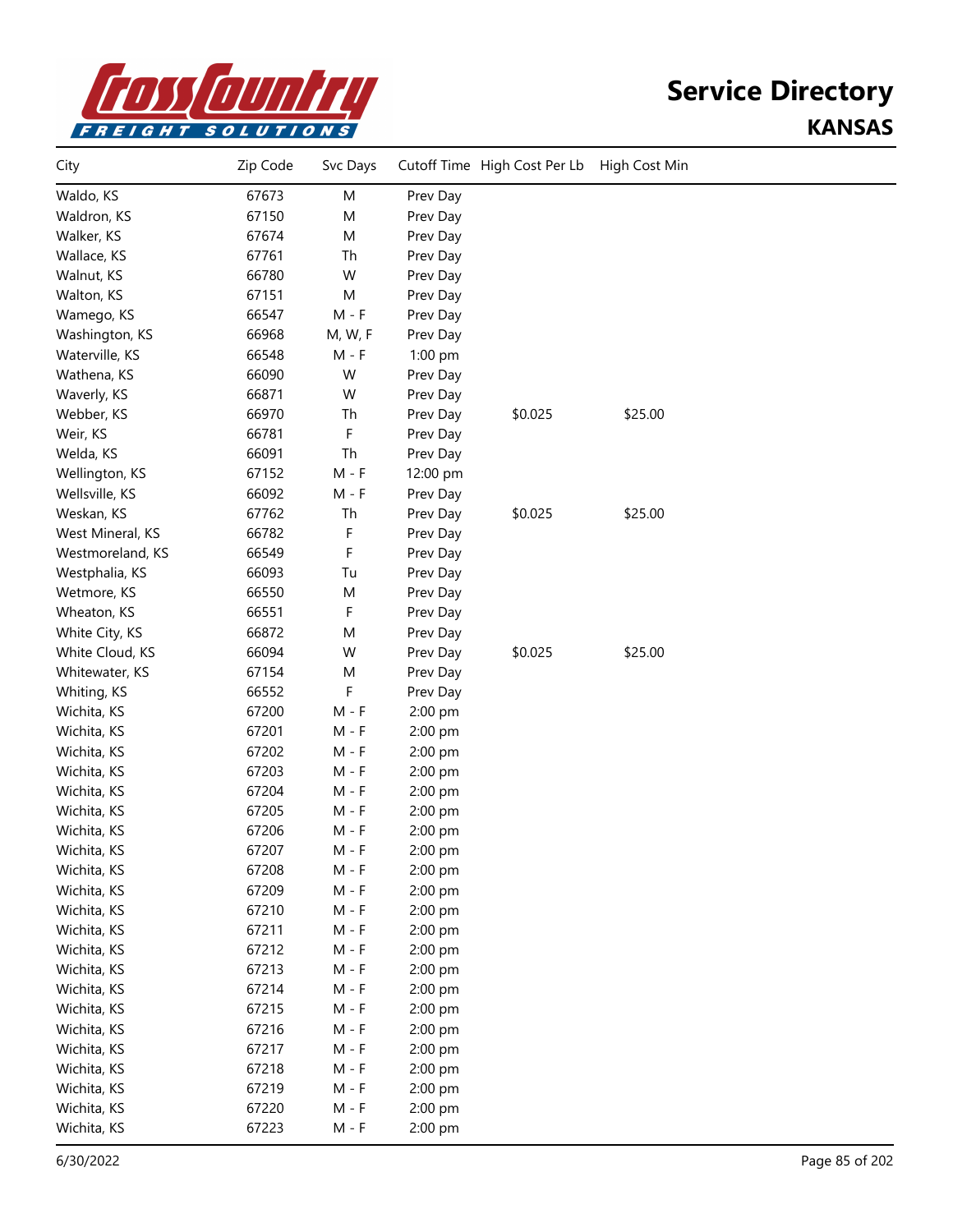# Service Directory

## KANSAS

| City | Zip Code | Svc Days | Cutoff Time | High Cost Per Lb | High Cost Min |
|---|---|---|---|---|---|
| Waldo, KS | 67673 | M | Prev Day | | |
| Waldron, KS | 67150 | M | Prev Day | | |
| Walker, KS | 67674 | M | Prev Day | | |
| Wallace, KS | 67761 | Th | Prev Day | | |
| Walnut, KS | 66780 | W | Prev Day | | |
| Walton, KS | 67151 | M | Prev Day | | |
| Wamego, KS | 66547 | M - F | Prev Day | | |
| Washington, KS | 66968 | M, W, F | Prev Day | | |
| Waterville, KS | 66548 | M - F | 1:00 pm | | |
| Wathena, KS | 66090 | W | Prev Day | | |
| Waverly, KS | 66871 | W | Prev Day | | |
| Webber, KS | 66970 | Th | Prev Day | $0.025 | $25.00 |
| Weir, KS | 66781 | F | Prev Day | | |
| Welda, KS | 66091 | Th | Prev Day | | |
| Wellington, KS | 67152 | M - F | 12:00 pm | | |
| Wellsville, KS | 66092 | M - F | Prev Day | | |
| Weskan, KS | 67762 | Th | Prev Day | $0.025 | $25.00 |
| West Mineral, KS | 66782 | F | Prev Day | | |
| Westmoreland, KS | 66549 | F | Prev Day | | |
| Westphalia, KS | 66093 | Tu | Prev Day | | |
| Wetmore, KS | 66550 | M | Prev Day | | |
| Wheaton, KS | 66551 | F | Prev Day | | |
| White City, KS | 66872 | M | Prev Day | | |
| White Cloud, KS | 66094 | W | Prev Day | $0.025 | $25.00 |
| Whitewater, KS | 67154 | M | Prev Day | | |
| Whiting, KS | 66552 | F | Prev Day | | |
| Wichita, KS | 67200 | M - F | 2:00 pm | | |
| Wichita, KS | 67201 | M - F | 2:00 pm | | |
| Wichita, KS | 67202 | M - F | 2:00 pm | | |
| Wichita, KS | 67203 | M - F | 2:00 pm | | |
| Wichita, KS | 67204 | M - F | 2:00 pm | | |
| Wichita, KS | 67205 | M - F | 2:00 pm | | |
| Wichita, KS | 67206 | M - F | 2:00 pm | | |
| Wichita, KS | 67207 | M - F | 2:00 pm | | |
| Wichita, KS | 67208 | M - F | 2:00 pm | | |
| Wichita, KS | 67209 | M - F | 2:00 pm | | |
| Wichita, KS | 67210 | M - F | 2:00 pm | | |
| Wichita, KS | 67211 | M - F | 2:00 pm | | |
| Wichita, KS | 67212 | M - F | 2:00 pm | | |
| Wichita, KS | 67213 | M - F | 2:00 pm | | |
| Wichita, KS | 67214 | M - F | 2:00 pm | | |
| Wichita, KS | 67215 | M - F | 2:00 pm | | |
| Wichita, KS | 67216 | M - F | 2:00 pm | | |
| Wichita, KS | 67217 | M - F | 2:00 pm | | |
| Wichita, KS | 67218 | M - F | 2:00 pm | | |
| Wichita, KS | 67219 | M - F | 2:00 pm | | |
| Wichita, KS | 67220 | M - F | 2:00 pm | | |
| Wichita, KS | 67223 | M - F | 2:00 pm | | |

6/30/2022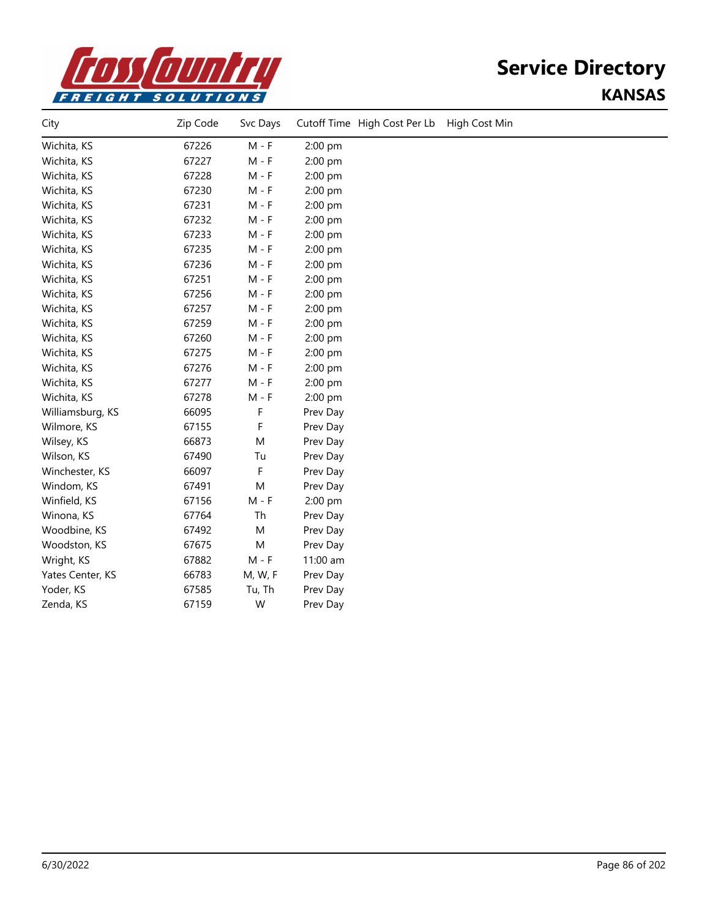# Service Directory

## KANSAS

| City | Zip Code | Svc Days | Cutoff Time | High Cost Per Lb | High Cost Min |
|---|---|---|---|---|---|
| Wichita, KS | 67226 | M - F | 2:00 pm | | |
| Wichita, KS | 67227 | M - F | 2:00 pm | | |
| Wichita, KS | 67228 | M - F | 2:00 pm | | |
| Wichita, KS | 67230 | M - F | 2:00 pm | | |
| Wichita, KS | 67231 | M - F | 2:00 pm | | |
| Wichita, KS | 67232 | M - F | 2:00 pm | | |
| Wichita, KS | 67233 | M - F | 2:00 pm | | |
| Wichita, KS | 67235 | M - F | 2:00 pm | | |
| Wichita, KS | 67236 | M - F | 2:00 pm | | |
| Wichita, KS | 67251 | M - F | 2:00 pm | | |
| Wichita, KS | 67256 | M - F | 2:00 pm | | |
| Wichita, KS | 67257 | M - F | 2:00 pm | | |
| Wichita, KS | 67259 | M - F | 2:00 pm | | |
| Wichita, KS | 67260 | M - F | 2:00 pm | | |
| Wichita, KS | 67275 | M - F | 2:00 pm | | |
| Wichita, KS | 67276 | M - F | 2:00 pm | | |
| Wichita, KS | 67277 | M - F | 2:00 pm | | |
| Wichita, KS | 67278 | M - F | 2:00 pm | | |
| Williamsburg, KS | 66095 | F | Prev Day | | |
| Wilmore, KS | 67155 | F | Prev Day | | |
| Wilsey, KS | 66873 | M | Prev Day | | |
| Wilson, KS | 67490 | Tu | Prev Day | | |
| Winchester, KS | 66097 | F | Prev Day | | |
| Windom, KS | 67491 | M | Prev Day | | |
| Winfield, KS | 67156 | M - F | 2:00 pm | | |
| Winona, KS | 67764 | Th | Prev Day | | |
| Woodbine, KS | 67492 | M | Prev Day | | |
| Woodston, KS | 67675 | M | Prev Day | | |
| Wright, KS | 67882 | M - F | 11:00 am | | |
| Yates Center, KS | 66783 | M, W, F | Prev Day | | |
| Yoder, KS | 67585 | Tu, Th | Prev Day | | |
| Zenda, KS | 67159 | W | Prev Day | | |

6/30/2022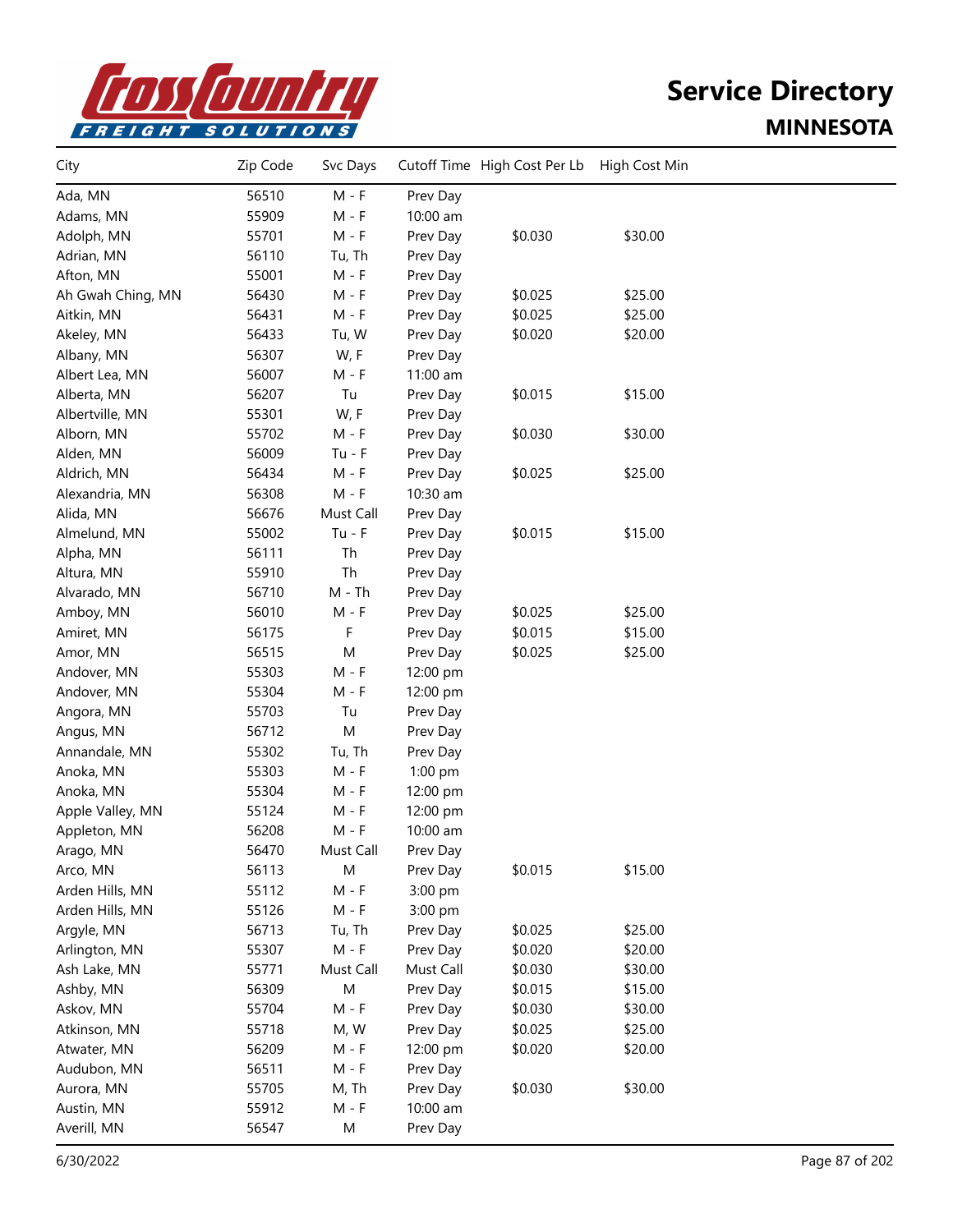# Service Directory

## MINNESOTA

| City | Zip Code | Svc Days | Cutoff Time | High Cost Per Lb | High Cost Min |
|---|---|---|---|---|---|
| Ada, MN | 56510 | M - F | Prev Day | | |
| Adams, MN | 55909 | M - F | 10:00 am | | |
| Adolph, MN | 55701 | M - F | Prev Day | $0.030 | $30.00 |
| Adrian, MN | 56110 | Tu, Th | Prev Day | | |
| Afton, MN | 55001 | M - F | Prev Day | | |
| Ah Gwah Ching, MN | 56430 | M - F | Prev Day | $0.025 | $25.00 |
| Aitkin, MN | 56431 | M - F | Prev Day | $0.025 | $25.00 |
| Akeley, MN | 56433 | Tu, W | Prev Day | $0.020 | $20.00 |
| Albany, MN | 56307 | W, F | Prev Day | | |
| Albert Lea, MN | 56007 | M - F | 11:00 am | | |
| Alberta, MN | 56207 | Tu | Prev Day | $0.015 | $15.00 |
| Albertville, MN | 55301 | W, F | Prev Day | | |
| Alborn, MN | 55702 | M - F | Prev Day | $0.030 | $30.00 |
| Alden, MN | 56009 | Tu - F | Prev Day | | |
| Aldrich, MN | 56434 | M - F | Prev Day | $0.025 | $25.00 |
| Alexandria, MN | 56308 | M - F | 10:30 am | | |
| Alida, MN | 56676 | Must Call | Prev Day | | |
| Almelund, MN | 55002 | Tu - F | Prev Day | $0.015 | $15.00 |
| Alpha, MN | 56111 | Th | Prev Day | | |
| Altura, MN | 55910 | Th | Prev Day | | |
| Alvarado, MN | 56710 | M - Th | Prev Day | | |
| Amboy, MN | 56010 | M - F | Prev Day | $0.025 | $25.00 |
| Amiret, MN | 56175 | F | Prev Day | $0.015 | $15.00 |
| Amor, MN | 56515 | M | Prev Day | $0.025 | $25.00 |
| Andover, MN | 55303 | M - F | 12:00 pm | | |
| Andover, MN | 55304 | M - F | 12:00 pm | | |
| Angora, MN | 55703 | Tu | Prev Day | | |
| Angus, MN | 56712 | M | Prev Day | | |
| Annandale, MN | 55302 | Tu, Th | Prev Day | | |
| Anoka, MN | 55303 | M - F | 1:00 pm | | |
| Anoka, MN | 55304 | M - F | 12:00 pm | | |
| Apple Valley, MN | 55124 | M - F | 12:00 pm | | |
| Appleton, MN | 56208 | M - F | 10:00 am | | |
| Arago, MN | 56470 | Must Call | Prev Day | | |
| Arco, MN | 56113 | M | Prev Day | $0.015 | $15.00 |
| Arden Hills, MN | 55112 | M - F | 3:00 pm | | |
| Arden Hills, MN | 55126 | M - F | 3:00 pm | | |
| Argyle, MN | 56713 | Tu, Th | Prev Day | $0.025 | $25.00 |
| Arlington, MN | 55307 | M - F | Prev Day | $0.020 | $20.00 |
| Ash Lake, MN | 55771 | Must Call | Must Call | $0.030 | $30.00 |
| Ashby, MN | 56309 | M | Prev Day | $0.015 | $15.00 |
| Askov, MN | 55704 | M - F | Prev Day | $0.030 | $30.00 |
| Atkinson, MN | 55718 | M, W | Prev Day | $0.025 | $25.00 |
| Atwater, MN | 56209 | M - F | 12:00 pm | $0.020 | $20.00 |
| Audubon, MN | 56511 | M - F | Prev Day | | |
| Aurora, MN | 55705 | M, Th | Prev Day | $0.030 | $30.00 |
| Austin, MN | 55912 | M - F | 10:00 am | | |
| Averill, MN | 56547 | M | Prev Day | | |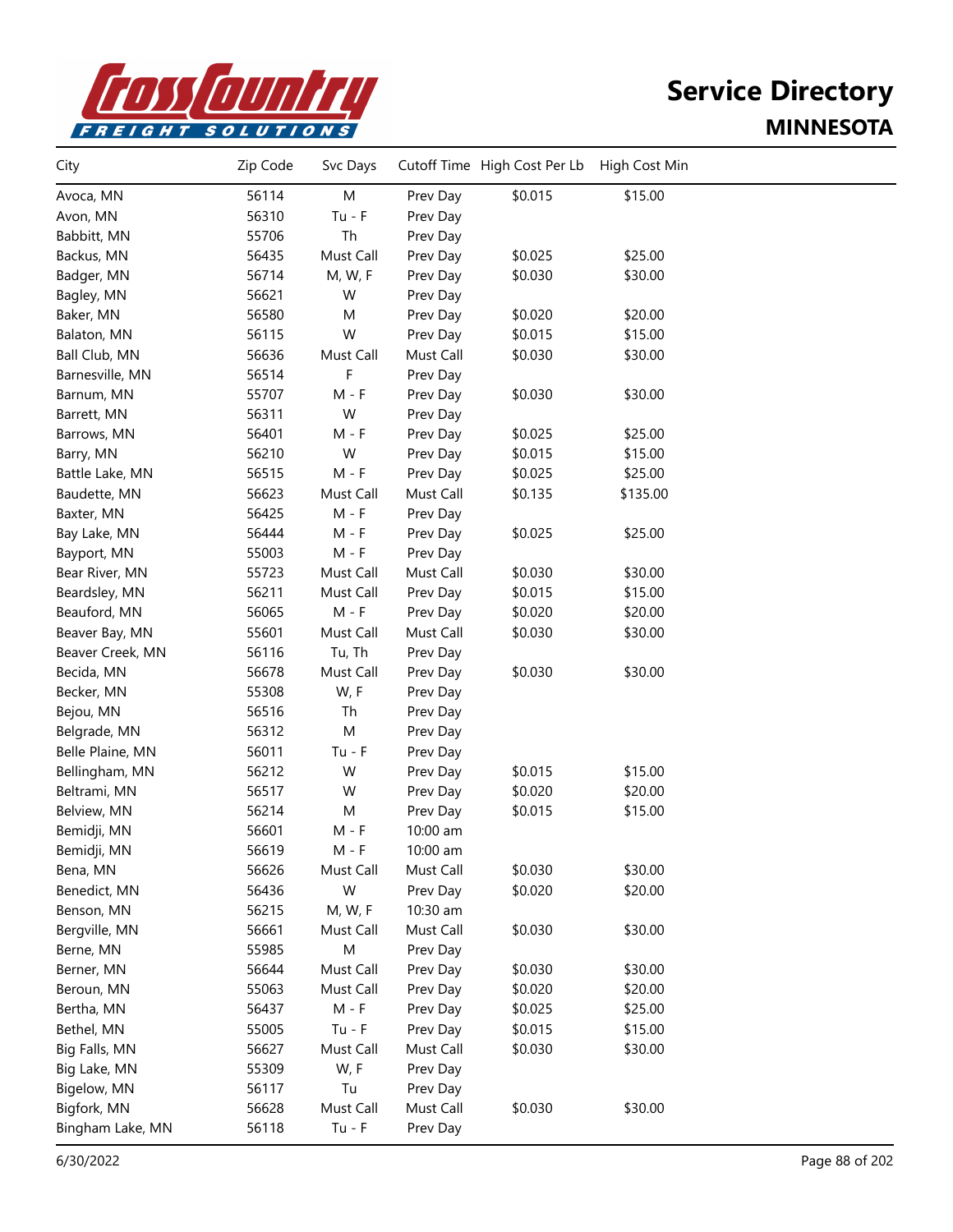# Service Directory

## MINNESOTA

| City | Zip Code | Svc Days | Cutoff Time | High Cost Per Lb | High Cost Min |
|---|---|---|---|---|---|
| Avoca, MN | 56114 | M | Prev Day | $0.015 | $15.00 |
| Avon, MN | 56310 | Tu - F | Prev Day | | |
| Babbitt, MN | 55706 | Th | Prev Day | | |
| Backus, MN | 56435 | Must Call | Prev Day | $0.025 | $25.00 |
| Badger, MN | 56714 | M, W, F | Prev Day | $0.030 | $30.00 |
| Bagley, MN | 56621 | W | Prev Day | | |
| Baker, MN | 56580 | M | Prev Day | $0.020 | $20.00 |
| Balaton, MN | 56115 | W | Prev Day | $0.015 | $15.00 |
| Ball Club, MN | 56636 | Must Call | Must Call | $0.030 | $30.00 |
| Barnesville, MN | 56514 | F | Prev Day | | |
| Barnum, MN | 55707 | M - F | Prev Day | $0.030 | $30.00 |
| Barrett, MN | 56311 | W | Prev Day | | |
| Barrows, MN | 56401 | M - F | Prev Day | $0.025 | $25.00 |
| Barry, MN | 56210 | W | Prev Day | $0.015 | $15.00 |
| Battle Lake, MN | 56515 | M - F | Prev Day | $0.025 | $25.00 |
| Baudette, MN | 56623 | Must Call | Must Call | $0.135 | $135.00 |
| Baxter, MN | 56425 | M - F | Prev Day | | |
| Bay Lake, MN | 56444 | M - F | Prev Day | $0.025 | $25.00 |
| Bayport, MN | 55003 | M - F | Prev Day | | |
| Bear River, MN | 55723 | Must Call | Must Call | $0.030 | $30.00 |
| Beardsley, MN | 56211 | Must Call | Prev Day | $0.015 | $15.00 |
| Beauford, MN | 56065 | M - F | Prev Day | $0.020 | $20.00 |
| Beaver Bay, MN | 55601 | Must Call | Must Call | $0.030 | $30.00 |
| Beaver Creek, MN | 56116 | Tu, Th | Prev Day | | |
| Becida, MN | 56678 | Must Call | Prev Day | $0.030 | $30.00 |
| Becker, MN | 55308 | W, F | Prev Day | | |
| Bejou, MN | 56516 | Th | Prev Day | | |
| Belgrade, MN | 56312 | M | Prev Day | | |
| Belle Plaine, MN | 56011 | Tu - F | Prev Day | | |
| Bellingham, MN | 56212 | W | Prev Day | $0.015 | $15.00 |
| Beltrami, MN | 56517 | W | Prev Day | $0.020 | $20.00 |
| Belview, MN | 56214 | M | Prev Day | $0.015 | $15.00 |
| Bemidji, MN | 56601 | M - F | 10:00 am | | |
| Bemidji, MN | 56619 | M - F | 10:00 am | | |
| Bena, MN | 56626 | Must Call | Must Call | $0.030 | $30.00 |
| Benedict, MN | 56436 | W | Prev Day | $0.020 | $20.00 |
| Benson, MN | 56215 | M, W, F | 10:30 am | | |
| Bergville, MN | 56661 | Must Call | Must Call | $0.030 | $30.00 |
| Berne, MN | 55985 | M | Prev Day | | |
| Berner, MN | 56644 | Must Call | Prev Day | $0.030 | $30.00 |
| Beroun, MN | 55063 | Must Call | Prev Day | $0.020 | $20.00 |
| Bertha, MN | 56437 | M - F | Prev Day | $0.025 | $25.00 |
| Bethel, MN | 55005 | Tu - F | Prev Day | $0.015 | $15.00 |
| Big Falls, MN | 56627 | Must Call | Must Call | $0.030 | $30.00 |
| Big Lake, MN | 55309 | W, F | Prev Day | | |
| Bigelow, MN | 56117 | Tu | Prev Day | | |
| Bigfork, MN | 56628 | Must Call | Must Call | $0.030 | $30.00 |
| Bingham Lake, MN | 56118 | Tu - F | Prev Day | | |

6/30/2022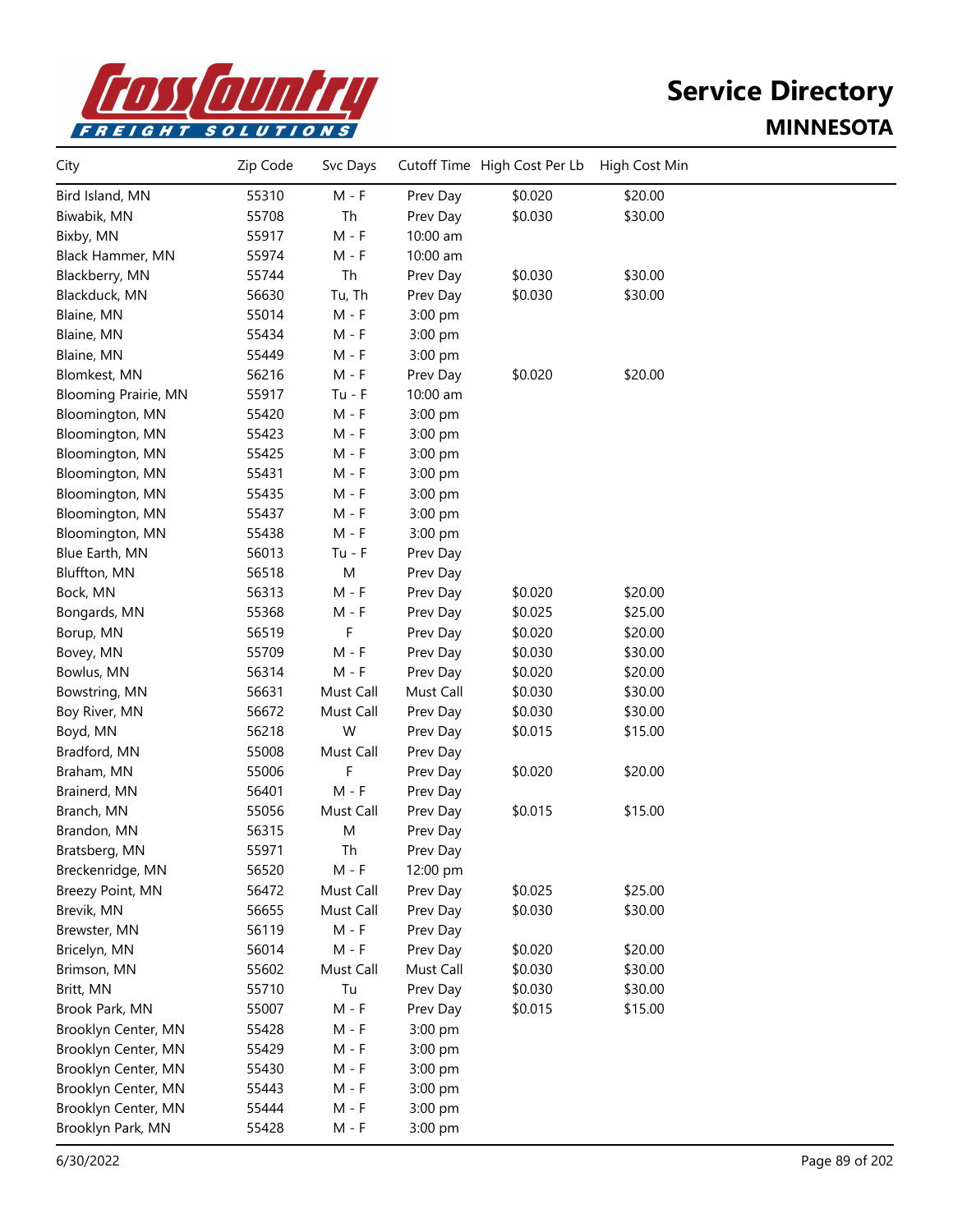# Service Directory

## MINNESOTA

| City | Zip Code | Svc Days | Cutoff Time | High Cost Per Lb | High Cost Min |
|---|---|---|---|---|---|
| Bird Island, MN | 55310 | M - F | Prev Day | $0.020 | $20.00 |
| Biwabik, MN | 55708 | Th | Prev Day | $0.030 | $30.00 |
| Bixby, MN | 55917 | M - F | 10:00 am | | |
| Black Hammer, MN | 55974 | M - F | 10:00 am | | |
| Blackberry, MN | 55744 | Th | Prev Day | $0.030 | $30.00 |
| Blackduck, MN | 56630 | Tu, Th | Prev Day | $0.030 | $30.00 |
| Blaine, MN | 55014 | M - F | 3:00 pm | | |
| Blaine, MN | 55434 | M - F | 3:00 pm | | |
| Blaine, MN | 55449 | M - F | 3:00 pm | | |
| Blomkest, MN | 56216 | M - F | Prev Day | $0.020 | $20.00 |
| Blooming Prairie, MN | 55917 | Tu - F | 10:00 am | | |
| Bloomington, MN | 55420 | M - F | 3:00 pm | | |
| Bloomington, MN | 55423 | M - F | 3:00 pm | | |
| Bloomington, MN | 55425 | M - F | 3:00 pm | | |
| Bloomington, MN | 55431 | M - F | 3:00 pm | | |
| Bloomington, MN | 55435 | M - F | 3:00 pm | | |
| Bloomington, MN | 55437 | M - F | 3:00 pm | | |
| Bloomington, MN | 55438 | M - F | 3:00 pm | | |
| Blue Earth, MN | 56013 | Tu - F | Prev Day | | |
| Bluffton, MN | 56518 | M | Prev Day | | |
| Bock, MN | 56313 | M - F | Prev Day | $0.020 | $20.00 |
| Bongards, MN | 55368 | M - F | Prev Day | $0.025 | $25.00 |
| Borup, MN | 56519 | F | Prev Day | $0.020 | $20.00 |
| Bovey, MN | 55709 | M - F | Prev Day | $0.030 | $30.00 |
| Bowlus, MN | 56314 | M - F | Prev Day | $0.020 | $20.00 |
| Bowstring, MN | 56631 | Must Call | Must Call | $0.030 | $30.00 |
| Boy River, MN | 56672 | Must Call | Prev Day | $0.030 | $30.00 |
| Boyd, MN | 56218 | W | Prev Day | $0.015 | $15.00 |
| Bradford, MN | 55008 | Must Call | Prev Day | | |
| Braham, MN | 55006 | F | Prev Day | $0.020 | $20.00 |
| Brainerd, MN | 56401 | M - F | Prev Day | | |
| Branch, MN | 55056 | Must Call | Prev Day | $0.015 | $15.00 |
| Brandon, MN | 56315 | M | Prev Day | | |
| Bratsberg, MN | 55971 | Th | Prev Day | | |
| Breckenridge, MN | 56520 | M - F | 12:00 pm | | |
| Breezy Point, MN | 56472 | Must Call | Prev Day | $0.025 | $25.00 |
| Brevik, MN | 56655 | Must Call | Prev Day | $0.030 | $30.00 |
| Brewster, MN | 56119 | M - F | Prev Day | | |
| Bricelyn, MN | 56014 | M - F | Prev Day | $0.020 | $20.00 |
| Brimson, MN | 55602 | Must Call | Must Call | $0.030 | $30.00 |
| Britt, MN | 55710 | Tu | Prev Day | $0.030 | $30.00 |
| Brook Park, MN | 55007 | M - F | Prev Day | $0.015 | $15.00 |
| Brooklyn Center, MN | 55428 | M - F | 3:00 pm | | |
| Brooklyn Center, MN | 55429 | M - F | 3:00 pm | | |
| Brooklyn Center, MN | 55430 | M - F | 3:00 pm | | |
| Brooklyn Center, MN | 55443 | M - F | 3:00 pm | | |
| Brooklyn Center, MN | 55444 | M - F | 3:00 pm | | |
| Brooklyn Park, MN | 55428 | M - F | 3:00 pm | | |

6/30/2022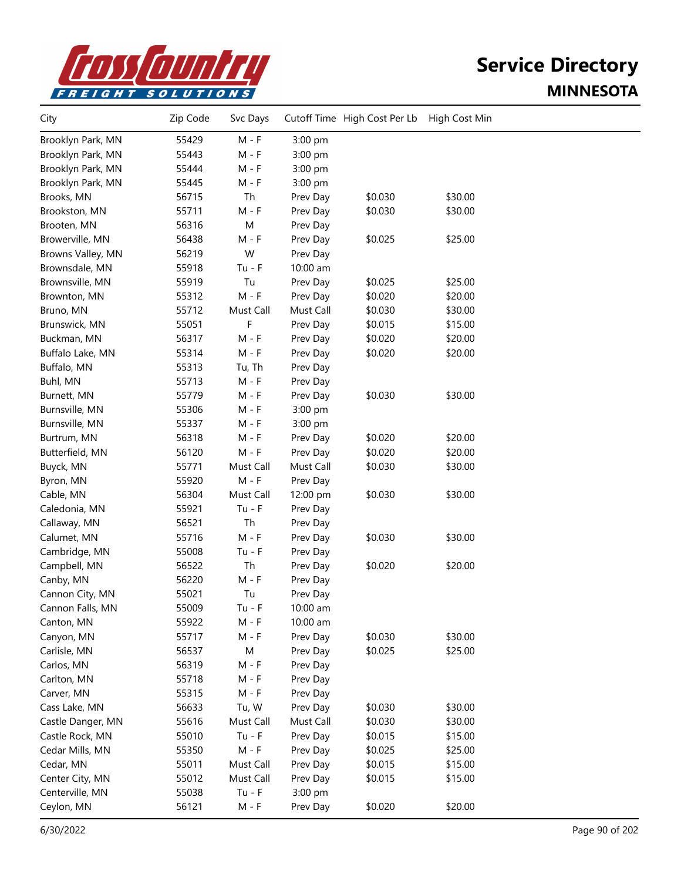# Service Directory

## MINNESOTA

| City | Zip Code | Svc Days | Cutoff Time | High Cost Per Lb | High Cost Min |
|---|---|---|---|---|---|
| Brooklyn Park, MN | 55429 | M - F | 3:00 pm | | |
| Brooklyn Park, MN | 55443 | M - F | 3:00 pm | | |
| Brooklyn Park, MN | 55444 | M - F | 3:00 pm | | |
| Brooklyn Park, MN | 55445 | M - F | 3:00 pm | | |
| Brooks, MN | 56715 | Th | Prev Day | $0.030 | $30.00 |
| Brookston, MN | 55711 | M - F | Prev Day | $0.030 | $30.00 |
| Brooten, MN | 56316 | M | Prev Day | | |
| Browerville, MN | 56438 | M - F | Prev Day | $0.025 | $25.00 |
| Browns Valley, MN | 56219 | W | Prev Day | | |
| Brownsdale, MN | 55918 | Tu - F | 10:00 am | | |
| Brownsville, MN | 55919 | Tu | Prev Day | $0.025 | $25.00 |
| Brownton, MN | 55312 | M - F | Prev Day | $0.020 | $20.00 |
| Bruno, MN | 55712 | Must Call | Must Call | $0.030 | $30.00 |
| Brunswick, MN | 55051 | F | Prev Day | $0.015 | $15.00 |
| Buckman, MN | 56317 | M - F | Prev Day | $0.020 | $20.00 |
| Buffalo Lake, MN | 55314 | M - F | Prev Day | $0.020 | $20.00 |
| Buffalo, MN | 55313 | Tu, Th | Prev Day | | |
| Buhl, MN | 55713 | M - F | Prev Day | | |
| Burnett, MN | 55779 | M - F | Prev Day | $0.030 | $30.00 |
| Burnsville, MN | 55306 | M - F | 3:00 pm | | |
| Burnsville, MN | 55337 | M - F | 3:00 pm | | |
| Burtrum, MN | 56318 | M - F | Prev Day | $0.020 | $20.00 |
| Butterfield, MN | 56120 | M - F | Prev Day | $0.020 | $20.00 |
| Buyck, MN | 55771 | Must Call | Must Call | $0.030 | $30.00 |
| Byron, MN | 55920 | M - F | Prev Day | | |
| Cable, MN | 56304 | Must Call | 12:00 pm | $0.030 | $30.00 |
| Caledonia, MN | 55921 | Tu - F | Prev Day | | |
| Callaway, MN | 56521 | Th | Prev Day | | |
| Calumet, MN | 55716 | M - F | Prev Day | $0.030 | $30.00 |
| Cambridge, MN | 55008 | Tu - F | Prev Day | | |
| Campbell, MN | 56522 | Th | Prev Day | $0.020 | $20.00 |
| Canby, MN | 56220 | M - F | Prev Day | | |
| Cannon City, MN | 55021 | Tu | Prev Day | | |
| Cannon Falls, MN | 55009 | Tu - F | 10:00 am | | |
| Canton, MN | 55922 | M - F | 10:00 am | | |
| Canyon, MN | 55717 | M - F | Prev Day | $0.030 | $30.00 |
| Carlisle, MN | 56537 | M | Prev Day | $0.025 | $25.00 |
| Carlos, MN | 56319 | M - F | Prev Day | | |
| Carlton, MN | 55718 | M - F | Prev Day | | |
| Carver, MN | 55315 | M - F | Prev Day | | |
| Cass Lake, MN | 56633 | Tu, W | Prev Day | $0.030 | $30.00 |
| Castle Danger, MN | 55616 | Must Call | Must Call | $0.030 | $30.00 |
| Castle Rock, MN | 55010 | Tu - F | Prev Day | $0.015 | $15.00 |
| Cedar Mills, MN | 55350 | M - F | Prev Day | $0.025 | $25.00 |
| Cedar, MN | 55011 | Must Call | Prev Day | $0.015 | $15.00 |
| Center City, MN | 55012 | Must Call | Prev Day | $0.015 | $15.00 |
| Centerville, MN | 55038 | Tu - F | 3:00 pm | | |
| Ceylon, MN | 56121 | M - F | Prev Day | $0.020 | $20.00 |

6/30/2022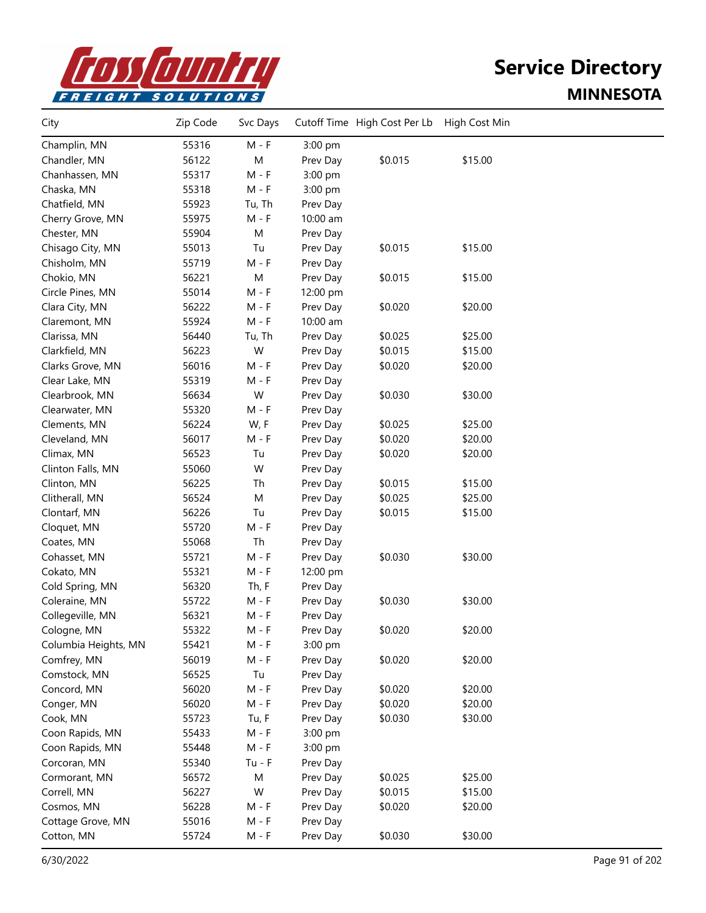# Service Directory

## MINNESOTA

| City | Zip Code | Svc Days | Cutoff Time | High Cost Per Lb | High Cost Min |
|---|---|---|---|---|---|
| Champlin, MN | 55316 | M - F | 3:00 pm | | |
| Chandler, MN | 56122 | M | Prev Day | $0.015 | $15.00 |
| Chanhassen, MN | 55317 | M - F | 3:00 pm | | |
| Chaska, MN | 55318 | M - F | 3:00 pm | | |
| Chatfield, MN | 55923 | Tu, Th | Prev Day | | |
| Cherry Grove, MN | 55975 | M - F | 10:00 am | | |
| Chester, MN | 55904 | M | Prev Day | | |
| Chisago City, MN | 55013 | Tu | Prev Day | $0.015 | $15.00 |
| Chisholm, MN | 55719 | M - F | Prev Day | | |
| Chokio, MN | 56221 | M | Prev Day | $0.015 | $15.00 |
| Circle Pines, MN | 55014 | M - F | 12:00 pm | | |
| Clara City, MN | 56222 | M - F | Prev Day | $0.020 | $20.00 |
| Claremont, MN | 55924 | M - F | 10:00 am | | |
| Clarissa, MN | 56440 | Tu, Th | Prev Day | $0.025 | $25.00 |
| Clarkfield, MN | 56223 | W | Prev Day | $0.015 | $15.00 |
| Clarks Grove, MN | 56016 | M - F | Prev Day | $0.020 | $20.00 |
| Clear Lake, MN | 55319 | M - F | Prev Day | | |
| Clearbrook, MN | 56634 | W | Prev Day | $0.030 | $30.00 |
| Clearwater, MN | 55320 | M - F | Prev Day | | |
| Clements, MN | 56224 | W, F | Prev Day | $0.025 | $25.00 |
| Cleveland, MN | 56017 | M - F | Prev Day | $0.020 | $20.00 |
| Climax, MN | 56523 | Tu | Prev Day | $0.020 | $20.00 |
| Clinton Falls, MN | 55060 | W | Prev Day | | |
| Clinton, MN | 56225 | Th | Prev Day | $0.015 | $15.00 |
| Clitherall, MN | 56524 | M | Prev Day | $0.025 | $25.00 |
| Clontarf, MN | 56226 | Tu | Prev Day | $0.015 | $15.00 |
| Cloquet, MN | 55720 | M - F | Prev Day | | |
| Coates, MN | 55068 | Th | Prev Day | | |
| Cohasset, MN | 55721 | M - F | Prev Day | $0.030 | $30.00 |
| Cokato, MN | 55321 | M - F | 12:00 pm | | |
| Cold Spring, MN | 56320 | Th, F | Prev Day | | |
| Coleraine, MN | 55722 | M - F | Prev Day | $0.030 | $30.00 |
| Collegeville, MN | 56321 | M - F | Prev Day | | |
| Cologne, MN | 55322 | M - F | Prev Day | $0.020 | $20.00 |
| Columbia Heights, MN | 55421 | M - F | 3:00 pm | | |
| Comfrey, MN | 56019 | M - F | Prev Day | $0.020 | $20.00 |
| Comstock, MN | 56525 | Tu | Prev Day | | |
| Concord, MN | 56020 | M - F | Prev Day | $0.020 | $20.00 |
| Conger, MN | 56020 | M - F | Prev Day | $0.020 | $20.00 |
| Cook, MN | 55723 | Tu, F | Prev Day | $0.030 | $30.00 |
| Coon Rapids, MN | 55433 | M - F | 3:00 pm | | |
| Coon Rapids, MN | 55448 | M - F | 3:00 pm | | |
| Corcoran, MN | 55340 | Tu - F | Prev Day | | |
| Cormorant, MN | 56572 | M | Prev Day | $0.025 | $25.00 |
| Correll, MN | 56227 | W | Prev Day | $0.015 | $15.00 |
| Cosmos, MN | 56228 | M - F | Prev Day | $0.020 | $20.00 |
| Cottage Grove, MN | 55016 | M - F | Prev Day | | |
| Cotton, MN | 55724 | M - F | Prev Day | $0.030 | $30.00 |

6/30/2022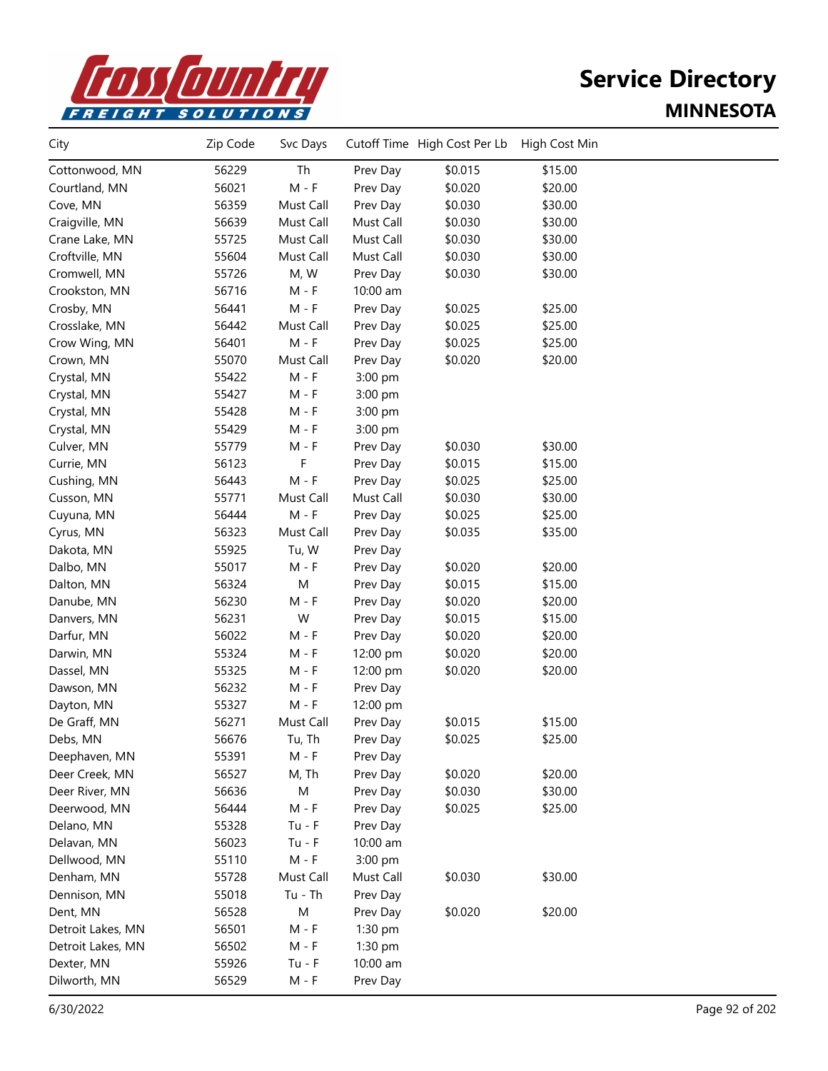# Service Directory

## MINNESOTA

| City | Zip Code | Svc Days | Cutoff Time | High Cost Per Lb | High Cost Min |
|---|---|---|---|---|---|
| Cottonwood, MN | 56229 | Th | Prev Day | $0.015 | $15.00 |
| Courtland, MN | 56021 | M - F | Prev Day | $0.020 | $20.00 |
| Cove, MN | 56359 | Must Call | Prev Day | $0.030 | $30.00 |
| Craigville, MN | 56639 | Must Call | Must Call | $0.030 | $30.00 |
| Crane Lake, MN | 55725 | Must Call | Must Call | $0.030 | $30.00 |
| Croftville, MN | 55604 | Must Call | Must Call | $0.030 | $30.00 |
| Cromwell, MN | 55726 | M, W | Prev Day | $0.030 | $30.00 |
| Crookston, MN | 56716 | M - F | 10:00 am | | |
| Crosby, MN | 56441 | M - F | Prev Day | $0.025 | $25.00 |
| Crosslake, MN | 56442 | Must Call | Prev Day | $0.025 | $25.00 |
| Crow Wing, MN | 56401 | M - F | Prev Day | $0.025 | $25.00 |
| Crown, MN | 55070 | Must Call | Prev Day | $0.020 | $20.00 |
| Crystal, MN | 55422 | M - F | 3:00 pm | | |
| Crystal, MN | 55427 | M - F | 3:00 pm | | |
| Crystal, MN | 55428 | M - F | 3:00 pm | | |
| Crystal, MN | 55429 | M - F | 3:00 pm | | |
| Culver, MN | 55779 | M - F | Prev Day | $0.030 | $30.00 |
| Currie, MN | 56123 | F | Prev Day | $0.015 | $15.00 |
| Cushing, MN | 56443 | M - F | Prev Day | $0.025 | $25.00 |
| Cusson, MN | 55771 | Must Call | Must Call | $0.030 | $30.00 |
| Cuyuna, MN | 56444 | M - F | Prev Day | $0.025 | $25.00 |
| Cyrus, MN | 56323 | Must Call | Prev Day | $0.035 | $35.00 |
| Dakota, MN | 55925 | Tu, W | Prev Day | | |
| Dalbo, MN | 55017 | M - F | Prev Day | $0.020 | $20.00 |
| Dalton, MN | 56324 | M | Prev Day | $0.015 | $15.00 |
| Danube, MN | 56230 | M - F | Prev Day | $0.020 | $20.00 |
| Danvers, MN | 56231 | W | Prev Day | $0.015 | $15.00 |
| Darfur, MN | 56022 | M - F | Prev Day | $0.020 | $20.00 |
| Darwin, MN | 55324 | M - F | 12:00 pm | $0.020 | $20.00 |
| Dassel, MN | 55325 | M - F | 12:00 pm | $0.020 | $20.00 |
| Dawson, MN | 56232 | M - F | Prev Day | | |
| Dayton, MN | 55327 | M - F | 12:00 pm | | |
| De Graff, MN | 56271 | Must Call | Prev Day | $0.015 | $15.00 |
| Debs, MN | 56676 | Tu, Th | Prev Day | $0.025 | $25.00 |
| Deephaven, MN | 55391 | M - F | Prev Day | | |
| Deer Creek, MN | 56527 | M, Th | Prev Day | $0.020 | $20.00 |
| Deer River, MN | 56636 | M | Prev Day | $0.030 | $30.00 |
| Deerwood, MN | 56444 | M - F | Prev Day | $0.025 | $25.00 |
| Delano, MN | 55328 | Tu - F | Prev Day | | |
| Delavan, MN | 56023 | Tu - F | 10:00 am | | |
| Dellwood, MN | 55110 | M - F | 3:00 pm | | |
| Denham, MN | 55728 | Must Call | Must Call | $0.030 | $30.00 |
| Dennison, MN | 55018 | Tu - Th | Prev Day | | |
| Dent, MN | 56528 | M | Prev Day | $0.020 | $20.00 |
| Detroit Lakes, MN | 56501 | M - F | 1:30 pm | | |
| Detroit Lakes, MN | 56502 | M - F | 1:30 pm | | |
| Dexter, MN | 55926 | Tu - F | 10:00 am | | |
| Dilworth, MN | 56529 | M - F | Prev Day | | |

6/30/2022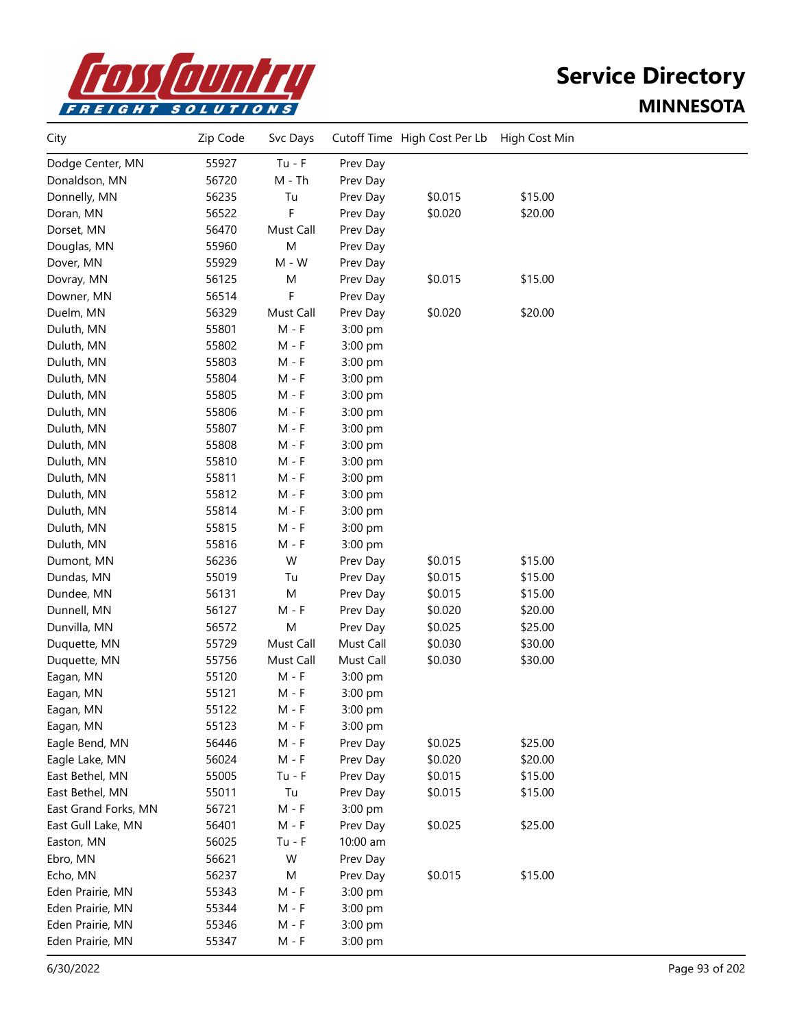# Service Directory

## MINNESOTA

| City | Zip Code | Svc Days | Cutoff Time | High Cost Per Lb | High Cost Min |
|---|---|---|---|---|---|
| Dodge Center, MN | 55927 | Tu - F | Prev Day | | |
| Donaldson, MN | 56720 | M - Th | Prev Day | | |
| Donnelly, MN | 56235 | Tu | Prev Day | $0.015 | $15.00 |
| Doran, MN | 56522 | F | Prev Day | $0.020 | $20.00 |
| Dorset, MN | 56470 | Must Call | Prev Day | | |
| Douglas, MN | 55960 | M | Prev Day | | |
| Dover, MN | 55929 | M - W | Prev Day | | |
| Dovray, MN | 56125 | M | Prev Day | $0.015 | $15.00 |
| Downer, MN | 56514 | F | Prev Day | | |
| Duelm, MN | 56329 | Must Call | Prev Day | $0.020 | $20.00 |
| Duluth, MN | 55801 | M - F | 3:00 pm | | |
| Duluth, MN | 55802 | M - F | 3:00 pm | | |
| Duluth, MN | 55803 | M - F | 3:00 pm | | |
| Duluth, MN | 55804 | M - F | 3:00 pm | | |
| Duluth, MN | 55805 | M - F | 3:00 pm | | |
| Duluth, MN | 55806 | M - F | 3:00 pm | | |
| Duluth, MN | 55807 | M - F | 3:00 pm | | |
| Duluth, MN | 55808 | M - F | 3:00 pm | | |
| Duluth, MN | 55810 | M - F | 3:00 pm | | |
| Duluth, MN | 55811 | M - F | 3:00 pm | | |
| Duluth, MN | 55812 | M - F | 3:00 pm | | |
| Duluth, MN | 55814 | M - F | 3:00 pm | | |
| Duluth, MN | 55815 | M - F | 3:00 pm | | |
| Duluth, MN | 55816 | M - F | 3:00 pm | | |
| Dumont, MN | 56236 | W | Prev Day | $0.015 | $15.00 |
| Dundas, MN | 55019 | Tu | Prev Day | $0.015 | $15.00 |
| Dundee, MN | 56131 | M | Prev Day | $0.015 | $15.00 |
| Dunnell, MN | 56127 | M - F | Prev Day | $0.020 | $20.00 |
| Dunvilla, MN | 56572 | M | Prev Day | $0.025 | $25.00 |
| Duquette, MN | 55729 | Must Call | Must Call | $0.030 | $30.00 |
| Duquette, MN | 55756 | Must Call | Must Call | $0.030 | $30.00 |
| Eagan, MN | 55120 | M - F | 3:00 pm | | |
| Eagan, MN | 55121 | M - F | 3:00 pm | | |
| Eagan, MN | 55122 | M - F | 3:00 pm | | |
| Eagan, MN | 55123 | M - F | 3:00 pm | | |
| Eagle Bend, MN | 56446 | M - F | Prev Day | $0.025 | $25.00 |
| Eagle Lake, MN | 56024 | M - F | Prev Day | $0.020 | $20.00 |
| East Bethel, MN | 55005 | Tu - F | Prev Day | $0.015 | $15.00 |
| East Bethel, MN | 55011 | Tu | Prev Day | $0.015 | $15.00 |
| East Grand Forks, MN | 56721 | M - F | 3:00 pm | | |
| East Gull Lake, MN | 56401 | M - F | Prev Day | $0.025 | $25.00 |
| Easton, MN | 56025 | Tu - F | 10:00 am | | |
| Ebro, MN | 56621 | W | Prev Day | | |
| Echo, MN | 56237 | M | Prev Day | $0.015 | $15.00 |
| Eden Prairie, MN | 55343 | M - F | 3:00 pm | | |
| Eden Prairie, MN | 55344 | M - F | 3:00 pm | | |
| Eden Prairie, MN | 55346 | M - F | 3:00 pm | | |
| Eden Prairie, MN | 55347 | M - F | 3:00 pm | | |

6/30/2022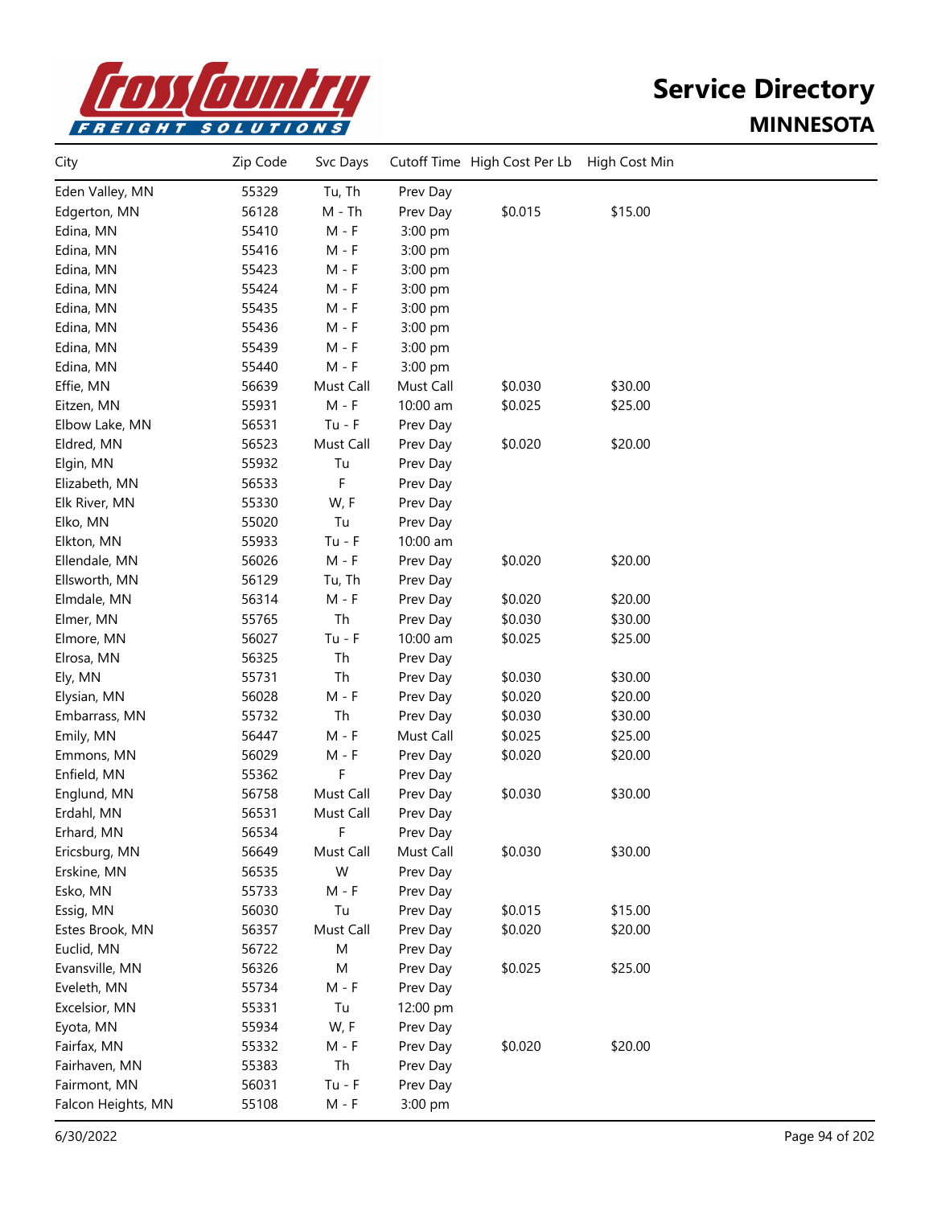# Service Directory

## MINNESOTA

| City | Zip Code | Svc Days | Cutoff Time | High Cost Per Lb | High Cost Min |
|---|---|---|---|---|---|
| Eden Valley, MN | 55329 | Tu, Th | Prev Day | | |
| Edgerton, MN | 56128 | M - Th | Prev Day | $0.015 | $15.00 |
| Edina, MN | 55410 | M - F | 3:00 pm | | |
| Edina, MN | 55416 | M - F | 3:00 pm | | |
| Edina, MN | 55423 | M - F | 3:00 pm | | |
| Edina, MN | 55424 | M - F | 3:00 pm | | |
| Edina, MN | 55435 | M - F | 3:00 pm | | |
| Edina, MN | 55436 | M - F | 3:00 pm | | |
| Edina, MN | 55439 | M - F | 3:00 pm | | |
| Edina, MN | 55440 | M - F | 3:00 pm | | |
| Effie, MN | 56639 | Must Call | Must Call | $0.030 | $30.00 |
| Eitzen, MN | 55931 | M - F | 10:00 am | $0.025 | $25.00 |
| Elbow Lake, MN | 56531 | Tu - F | Prev Day | | |
| Eldred, MN | 56523 | Must Call | Prev Day | $0.020 | $20.00 |
| Elgin, MN | 55932 | Tu | Prev Day | | |
| Elizabeth, MN | 56533 | F | Prev Day | | |
| Elk River, MN | 55330 | W, F | Prev Day | | |
| Elko, MN | 55020 | Tu | Prev Day | | |
| Elkton, MN | 55933 | Tu - F | 10:00 am | | |
| Ellendale, MN | 56026 | M - F | Prev Day | $0.020 | $20.00 |
| Ellsworth, MN | 56129 | Tu, Th | Prev Day | | |
| Elmdale, MN | 56314 | M - F | Prev Day | $0.020 | $20.00 |
| Elmer, MN | 55765 | Th | Prev Day | $0.030 | $30.00 |
| Elmore, MN | 56027 | Tu - F | 10:00 am | $0.025 | $25.00 |
| Elrosa, MN | 56325 | Th | Prev Day | | |
| Ely, MN | 55731 | Th | Prev Day | $0.030 | $30.00 |
| Elysian, MN | 56028 | M - F | Prev Day | $0.020 | $20.00 |
| Embarrass, MN | 55732 | Th | Prev Day | $0.030 | $30.00 |
| Emily, MN | 56447 | M - F | Must Call | $0.025 | $25.00 |
| Emmons, MN | 56029 | M - F | Prev Day | $0.020 | $20.00 |
| Enfield, MN | 55362 | F | Prev Day | | |
| Englund, MN | 56758 | Must Call | Prev Day | $0.030 | $30.00 |
| Erdahl, MN | 56531 | Must Call | Prev Day | | |
| Erhard, MN | 56534 | F | Prev Day | | |
| Ericsburg, MN | 56649 | Must Call | Must Call | $0.030 | $30.00 |
| Erskine, MN | 56535 | W | Prev Day | | |
| Esko, MN | 55733 | M - F | Prev Day | | |
| Essig, MN | 56030 | Tu | Prev Day | $0.015 | $15.00 |
| Estes Brook, MN | 56357 | Must Call | Prev Day | $0.020 | $20.00 |
| Euclid, MN | 56722 | M | Prev Day | | |
| Evansville, MN | 56326 | M | Prev Day | $0.025 | $25.00 |
| Eveleth, MN | 55734 | M - F | Prev Day | | |
| Excelsior, MN | 55331 | Tu | 12:00 pm | | |
| Eyota, MN | 55934 | W, F | Prev Day | | |
| Fairfax, MN | 55332 | M - F | Prev Day | $0.020 | $20.00 |
| Fairhaven, MN | 55383 | Th | Prev Day | | |
| Fairmont, MN | 56031 | Tu - F | Prev Day | | |
| Falcon Heights, MN | 55108 | M - F | 3:00 pm | | |

6/30/2022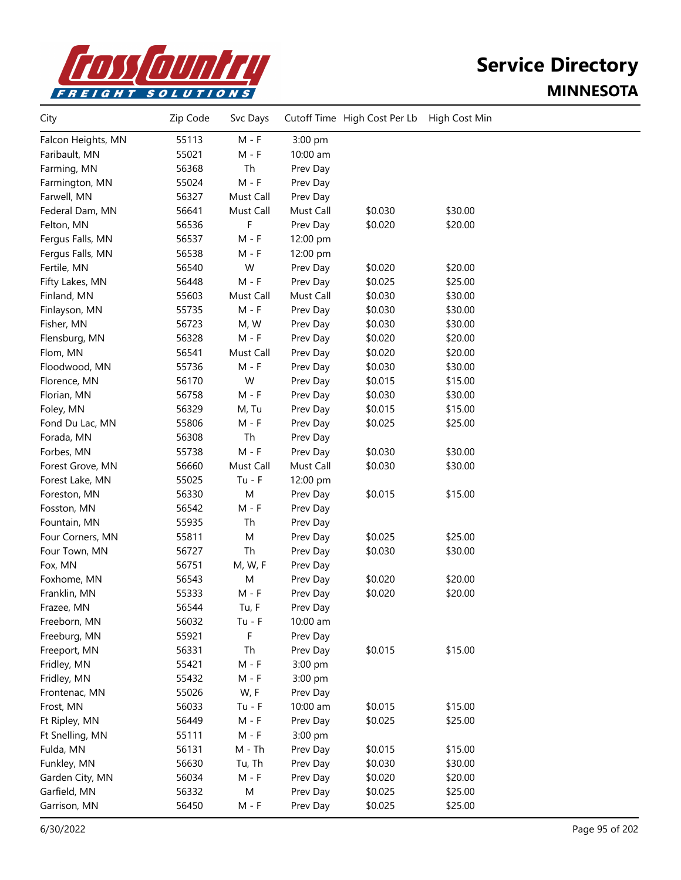# Service Directory

## MINNESOTA

| City | Zip Code | Svc Days | Cutoff Time | High Cost Per Lb | High Cost Min |
|---|---|---|---|---|---|
| Falcon Heights, MN | 55113 | M - F | 3:00 pm | | |
| Faribault, MN | 55021 | M - F | 10:00 am | | |
| Farming, MN | 56368 | Th | Prev Day | | |
| Farmington, MN | 55024 | M - F | Prev Day | | |
| Farwell, MN | 56327 | Must Call | Prev Day | | |
| Federal Dam, MN | 56641 | Must Call | Must Call | $0.030 | $30.00 |
| Felton, MN | 56536 | F | Prev Day | $0.020 | $20.00 |
| Fergus Falls, MN | 56537 | M - F | 12:00 pm | | |
| Fergus Falls, MN | 56538 | M - F | 12:00 pm | | |
| Fertile, MN | 56540 | W | Prev Day | $0.020 | $20.00 |
| Fifty Lakes, MN | 56448 | M - F | Prev Day | $0.025 | $25.00 |
| Finland, MN | 55603 | Must Call | Must Call | $0.030 | $30.00 |
| Finlayson, MN | 55735 | M - F | Prev Day | $0.030 | $30.00 |
| Fisher, MN | 56723 | M, W | Prev Day | $0.030 | $30.00 |
| Flensburg, MN | 56328 | M - F | Prev Day | $0.020 | $20.00 |
| Flom, MN | 56541 | Must Call | Prev Day | $0.020 | $20.00 |
| Floodwood, MN | 55736 | M - F | Prev Day | $0.030 | $30.00 |
| Florence, MN | 56170 | W | Prev Day | $0.015 | $15.00 |
| Florian, MN | 56758 | M - F | Prev Day | $0.030 | $30.00 |
| Foley, MN | 56329 | M, Tu | Prev Day | $0.015 | $15.00 |
| Fond Du Lac, MN | 55806 | M - F | Prev Day | $0.025 | $25.00 |
| Forada, MN | 56308 | Th | Prev Day | | |
| Forbes, MN | 55738 | M - F | Prev Day | $0.030 | $30.00 |
| Forest Grove, MN | 56660 | Must Call | Must Call | $0.030 | $30.00 |
| Forest Lake, MN | 55025 | Tu - F | 12:00 pm | | |
| Foreston, MN | 56330 | M | Prev Day | $0.015 | $15.00 |
| Fosston, MN | 56542 | M - F | Prev Day | | |
| Fountain, MN | 55935 | Th | Prev Day | | |
| Four Corners, MN | 55811 | M | Prev Day | $0.025 | $25.00 |
| Four Town, MN | 56727 | Th | Prev Day | $0.030 | $30.00 |
| Fox, MN | 56751 | M, W, F | Prev Day | | |
| Foxhome, MN | 56543 | M | Prev Day | $0.020 | $20.00 |
| Franklin, MN | 55333 | M - F | Prev Day | $0.020 | $20.00 |
| Frazee, MN | 56544 | Tu, F | Prev Day | | |
| Freeborn, MN | 56032 | Tu - F | 10:00 am | | |
| Freeburg, MN | 55921 | F | Prev Day | | |
| Freeport, MN | 56331 | Th | Prev Day | $0.015 | $15.00 |
| Fridley, MN | 55421 | M - F | 3:00 pm | | |
| Fridley, MN | 55432 | M - F | 3:00 pm | | |
| Frontenac, MN | 55026 | W, F | Prev Day | | |
| Frost, MN | 56033 | Tu - F | 10:00 am | $0.015 | $15.00 |
| Ft Ripley, MN | 56449 | M - F | Prev Day | $0.025 | $25.00 |
| Ft Snelling, MN | 55111 | M - F | 3:00 pm | | |
| Fulda, MN | 56131 | M - Th | Prev Day | $0.015 | $15.00 |
| Funkley, MN | 56630 | Tu, Th | Prev Day | $0.030 | $30.00 |
| Garden City, MN | 56034 | M - F | Prev Day | $0.020 | $20.00 |
| Garfield, MN | 56332 | M | Prev Day | $0.025 | $25.00 |
| Garrison, MN | 56450 | M - F | Prev Day | $0.025 | $25.00 |

6/30/2022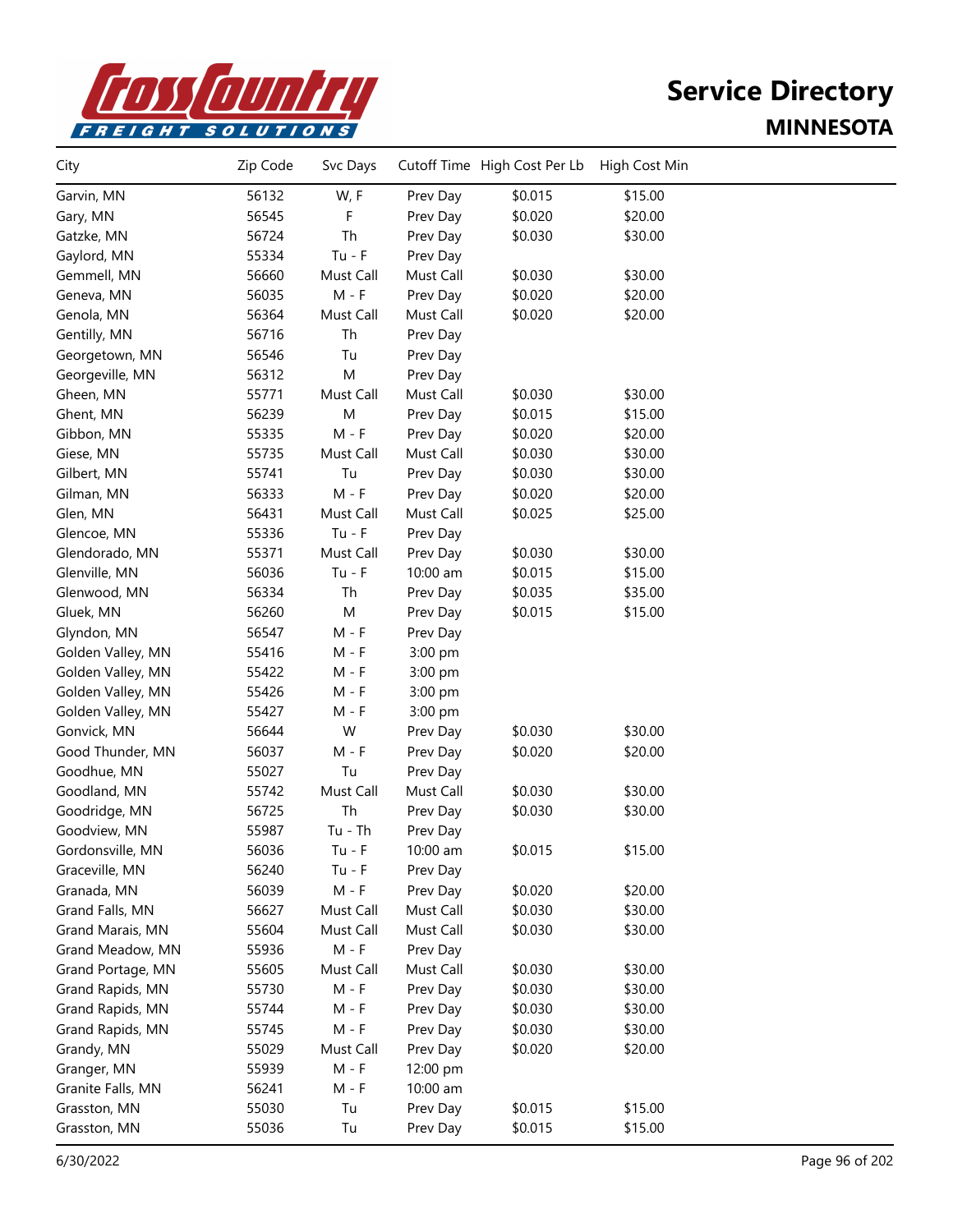# Service Directory

## MINNESOTA

| City | Zip Code | Svc Days | Cutoff Time | High Cost Per Lb | High Cost Min |
|---|---|---|---|---|---|
| Garvin, MN | 56132 | W, F | Prev Day | $0.015 | $15.00 |
| Gary, MN | 56545 | F | Prev Day | $0.020 | $20.00 |
| Gatzke, MN | 56724 | Th | Prev Day | $0.030 | $30.00 |
| Gaylord, MN | 55334 | Tu - F | Prev Day | | |
| Gemmell, MN | 56660 | Must Call | Must Call | $0.030 | $30.00 |
| Geneva, MN | 56035 | M - F | Prev Day | $0.020 | $20.00 |
| Genola, MN | 56364 | Must Call | Must Call | $0.020 | $20.00 |
| Gentilly, MN | 56716 | Th | Prev Day | | |
| Georgetown, MN | 56546 | Tu | Prev Day | | |
| Georgeville, MN | 56312 | M | Prev Day | | |
| Gheen, MN | 55771 | Must Call | Must Call | $0.030 | $30.00 |
| Ghent, MN | 56239 | M | Prev Day | $0.015 | $15.00 |
| Gibbon, MN | 55335 | M - F | Prev Day | $0.020 | $20.00 |
| Giese, MN | 55735 | Must Call | Must Call | $0.030 | $30.00 |
| Gilbert, MN | 55741 | Tu | Prev Day | $0.030 | $30.00 |
| Gilman, MN | 56333 | M - F | Prev Day | $0.020 | $20.00 |
| Glen, MN | 56431 | Must Call | Must Call | $0.025 | $25.00 |
| Glencoe, MN | 55336 | Tu - F | Prev Day | | |
| Glendorado, MN | 55371 | Must Call | Prev Day | $0.030 | $30.00 |
| Glenville, MN | 56036 | Tu - F | 10:00 am | $0.015 | $15.00 |
| Glenwood, MN | 56334 | Th | Prev Day | $0.035 | $35.00 |
| Gluek, MN | 56260 | M | Prev Day | $0.015 | $15.00 |
| Glyndon, MN | 56547 | M - F | Prev Day | | |
| Golden Valley, MN | 55416 | M - F | 3:00 pm | | |
| Golden Valley, MN | 55422 | M - F | 3:00 pm | | |
| Golden Valley, MN | 55426 | M - F | 3:00 pm | | |
| Golden Valley, MN | 55427 | M - F | 3:00 pm | | |
| Gonvick, MN | 56644 | W | Prev Day | $0.030 | $30.00 |
| Good Thunder, MN | 56037 | M - F | Prev Day | $0.020 | $20.00 |
| Goodhue, MN | 55027 | Tu | Prev Day | | |
| Goodland, MN | 55742 | Must Call | Must Call | $0.030 | $30.00 |
| Goodridge, MN | 56725 | Th | Prev Day | $0.030 | $30.00 |
| Goodview, MN | 55987 | Tu - Th | Prev Day | | |
| Gordonsville, MN | 56036 | Tu - F | 10:00 am | $0.015 | $15.00 |
| Graceville, MN | 56240 | Tu - F | Prev Day | | |
| Granada, MN | 56039 | M - F | Prev Day | $0.020 | $20.00 |
| Grand Falls, MN | 56627 | Must Call | Must Call | $0.030 | $30.00 |
| Grand Marais, MN | 55604 | Must Call | Must Call | $0.030 | $30.00 |
| Grand Meadow, MN | 55936 | M - F | Prev Day | | |
| Grand Portage, MN | 55605 | Must Call | Must Call | $0.030 | $30.00 |
| Grand Rapids, MN | 55730 | M - F | Prev Day | $0.030 | $30.00 |
| Grand Rapids, MN | 55744 | M - F | Prev Day | $0.030 | $30.00 |
| Grand Rapids, MN | 55745 | M - F | Prev Day | $0.030 | $30.00 |
| Grandy, MN | 55029 | Must Call | Prev Day | $0.020 | $20.00 |
| Granger, MN | 55939 | M - F | 12:00 pm | | |
| Granite Falls, MN | 56241 | M - F | 10:00 am | | |
| Grasston, MN | 55030 | Tu | Prev Day | $0.015 | $15.00 |
| Grasston, MN | 55036 | Tu | Prev Day | $0.015 | $15.00 |

6/30/2022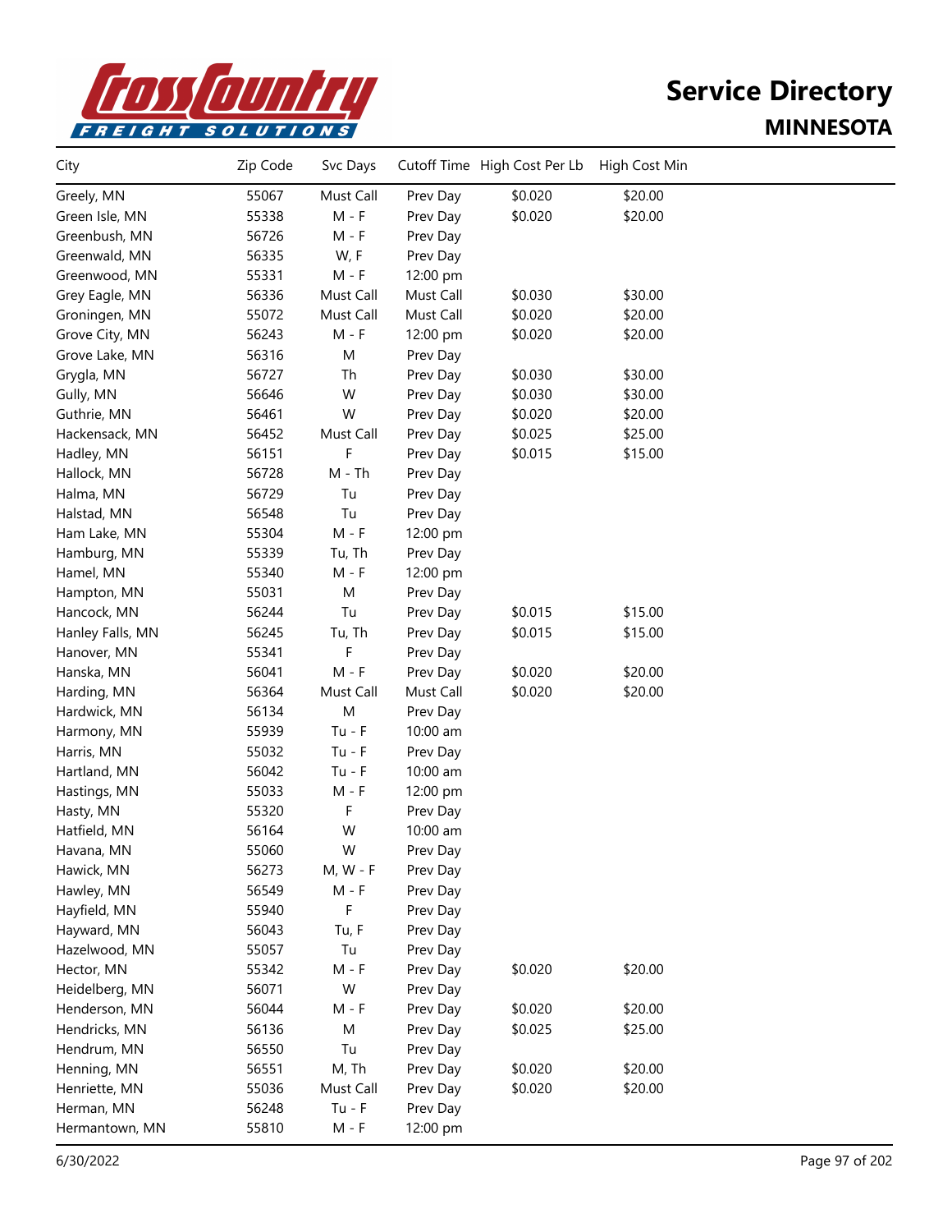# Service Directory

## MINNESOTA

| City | Zip Code | Svc Days | Cutoff Time | High Cost Per Lb | High Cost Min |
|---|---|---|---|---|---|
| Greely, MN | 55067 | Must Call | Prev Day | $0.020 | $20.00 |
| Green Isle, MN | 55338 | M - F | Prev Day | $0.020 | $20.00 |
| Greenbush, MN | 56726 | M - F | Prev Day | | |
| Greenwald, MN | 56335 | W, F | Prev Day | | |
| Greenwood, MN | 55331 | M - F | 12:00 pm | | |
| Grey Eagle, MN | 56336 | Must Call | Must Call | $0.030 | $30.00 |
| Groningen, MN | 55072 | Must Call | Must Call | $0.020 | $20.00 |
| Grove City, MN | 56243 | M - F | 12:00 pm | $0.020 | $20.00 |
| Grove Lake, MN | 56316 | M | Prev Day | | |
| Grygla, MN | 56727 | Th | Prev Day | $0.030 | $30.00 |
| Gully, MN | 56646 | W | Prev Day | $0.030 | $30.00 |
| Guthrie, MN | 56461 | W | Prev Day | $0.020 | $20.00 |
| Hackensack, MN | 56452 | Must Call | Prev Day | $0.025 | $25.00 |
| Hadley, MN | 56151 | F | Prev Day | $0.015 | $15.00 |
| Hallock, MN | 56728 | M - Th | Prev Day | | |
| Halma, MN | 56729 | Tu | Prev Day | | |
| Halstad, MN | 56548 | Tu | Prev Day | | |
| Ham Lake, MN | 55304 | M - F | 12:00 pm | | |
| Hamburg, MN | 55339 | Tu, Th | Prev Day | | |
| Hamel, MN | 55340 | M - F | 12:00 pm | | |
| Hampton, MN | 55031 | M | Prev Day | | |
| Hancock, MN | 56244 | Tu | Prev Day | $0.015 | $15.00 |
| Hanley Falls, MN | 56245 | Tu, Th | Prev Day | $0.015 | $15.00 |
| Hanover, MN | 55341 | F | Prev Day | | |
| Hanska, MN | 56041 | M - F | Prev Day | $0.020 | $20.00 |
| Harding, MN | 56364 | Must Call | Must Call | $0.020 | $20.00 |
| Hardwick, MN | 56134 | M | Prev Day | | |
| Harmony, MN | 55939 | Tu - F | 10:00 am | | |
| Harris, MN | 55032 | Tu - F | Prev Day | | |
| Hartland, MN | 56042 | Tu - F | 10:00 am | | |
| Hastings, MN | 55033 | M - F | 12:00 pm | | |
| Hasty, MN | 55320 | F | Prev Day | | |
| Hatfield, MN | 56164 | W | 10:00 am | | |
| Havana, MN | 55060 | W | Prev Day | | |
| Hawick, MN | 56273 | M, W - F | Prev Day | | |
| Hawley, MN | 56549 | M - F | Prev Day | | |
| Hayfield, MN | 55940 | F | Prev Day | | |
| Hayward, MN | 56043 | Tu, F | Prev Day | | |
| Hazelwood, MN | 55057 | Tu | Prev Day | | |
| Hector, MN | 55342 | M - F | Prev Day | $0.020 | $20.00 |
| Heidelberg, MN | 56071 | W | Prev Day | | |
| Henderson, MN | 56044 | M - F | Prev Day | $0.020 | $20.00 |
| Hendricks, MN | 56136 | M | Prev Day | $0.025 | $25.00 |
| Hendrum, MN | 56550 | Tu | Prev Day | | |
| Henning, MN | 56551 | M, Th | Prev Day | $0.020 | $20.00 |
| Henriette, MN | 55036 | Must Call | Prev Day | $0.020 | $20.00 |
| Herman, MN | 56248 | Tu - F | Prev Day | | |
| Hermantown, MN | 55810 | M - F | 12:00 pm | | |

6/30/2022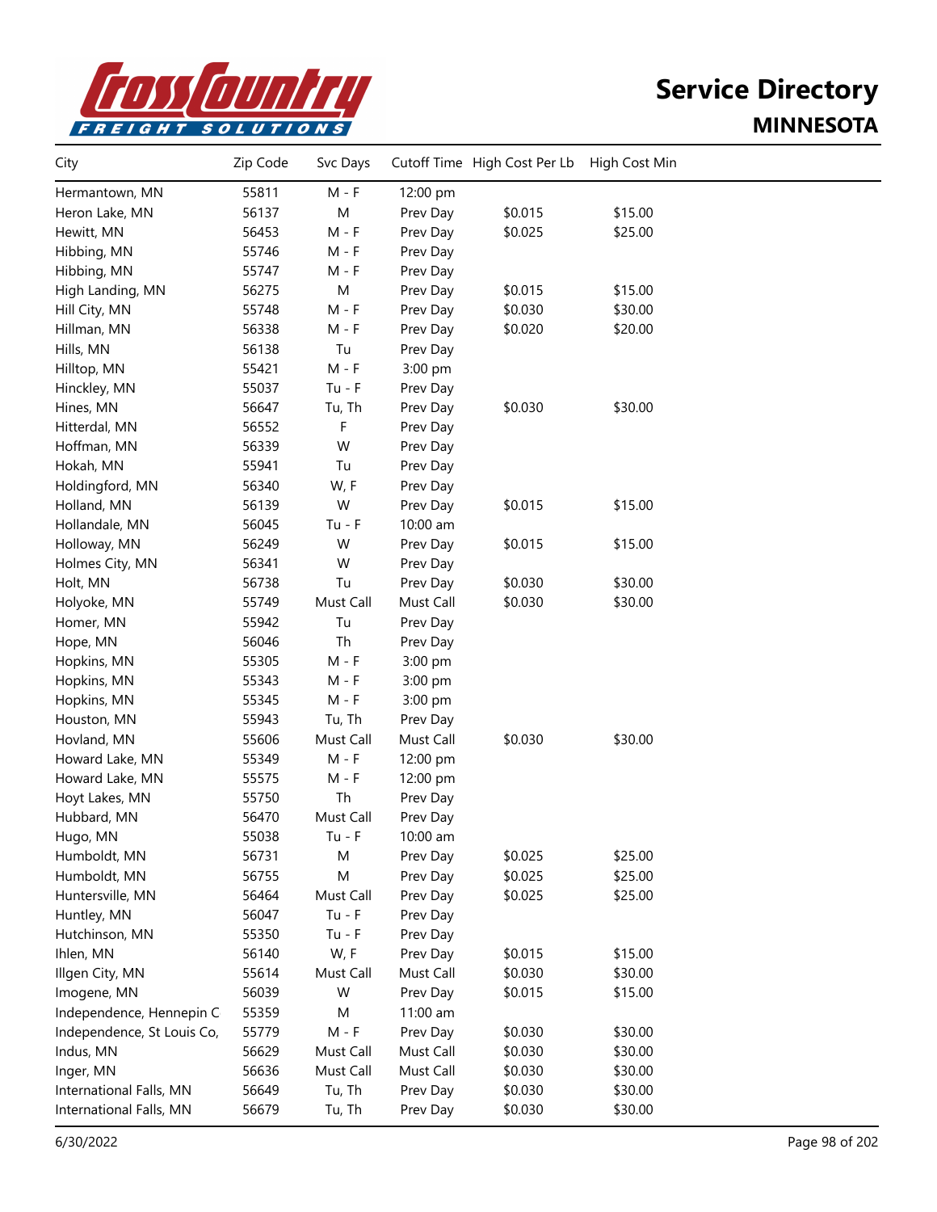# Service Directory

## MINNESOTA

| City | Zip Code | Svc Days | Cutoff Time | High Cost Per Lb | High Cost Min |
|---|---|---|---|---|---|
| Hermantown, MN | 55811 | M - F | 12:00 pm | | |
| Heron Lake, MN | 56137 | M | Prev Day | $0.015 | $15.00 |
| Hewitt, MN | 56453 | M - F | Prev Day | $0.025 | $25.00 |
| Hibbing, MN | 55746 | M - F | Prev Day | | |
| Hibbing, MN | 55747 | M - F | Prev Day | | |
| High Landing, MN | 56275 | M | Prev Day | $0.015 | $15.00 |
| Hill City, MN | 55748 | M - F | Prev Day | $0.030 | $30.00 |
| Hillman, MN | 56338 | M - F | Prev Day | $0.020 | $20.00 |
| Hills, MN | 56138 | Tu | Prev Day | | |
| Hilltop, MN | 55421 | M - F | 3:00 pm | | |
| Hinckley, MN | 55037 | Tu - F | Prev Day | | |
| Hines, MN | 56647 | Tu, Th | Prev Day | $0.030 | $30.00 |
| Hitterdal, MN | 56552 | F | Prev Day | | |
| Hoffman, MN | 56339 | W | Prev Day | | |
| Hokah, MN | 55941 | Tu | Prev Day | | |
| Holdingford, MN | 56340 | W, F | Prev Day | | |
| Holland, MN | 56139 | W | Prev Day | $0.015 | $15.00 |
| Hollandale, MN | 56045 | Tu - F | 10:00 am | | |
| Holloway, MN | 56249 | W | Prev Day | $0.015 | $15.00 |
| Holmes City, MN | 56341 | W | Prev Day | | |
| Holt, MN | 56738 | Tu | Prev Day | $0.030 | $30.00 |
| Holyoke, MN | 55749 | Must Call | Must Call | $0.030 | $30.00 |
| Homer, MN | 55942 | Tu | Prev Day | | |
| Hope, MN | 56046 | Th | Prev Day | | |
| Hopkins, MN | 55305 | M - F | 3:00 pm | | |
| Hopkins, MN | 55343 | M - F | 3:00 pm | | |
| Hopkins, MN | 55345 | M - F | 3:00 pm | | |
| Houston, MN | 55943 | Tu, Th | Prev Day | | |
| Hovland, MN | 55606 | Must Call | Must Call | $0.030 | $30.00 |
| Howard Lake, MN | 55349 | M - F | 12:00 pm | | |
| Howard Lake, MN | 55575 | M - F | 12:00 pm | | |
| Hoyt Lakes, MN | 55750 | Th | Prev Day | | |
| Hubbard, MN | 56470 | Must Call | Prev Day | | |
| Hugo, MN | 55038 | Tu - F | 10:00 am | | |
| Humboldt, MN | 56731 | M | Prev Day | $0.025 | $25.00 |
| Humboldt, MN | 56755 | M | Prev Day | $0.025 | $25.00 |
| Huntersville, MN | 56464 | Must Call | Prev Day | $0.025 | $25.00 |
| Huntley, MN | 56047 | Tu - F | Prev Day | | |
| Hutchinson, MN | 55350 | Tu - F | Prev Day | | |
| Ihlen, MN | 56140 | W, F | Prev Day | $0.015 | $15.00 |
| Illgen City, MN | 55614 | Must Call | Must Call | $0.030 | $30.00 |
| Imogene, MN | 56039 | W | Prev Day | $0.015 | $15.00 |
| Independence, Hennepin C | 55359 | M | 11:00 am | | |
| Independence, St Louis Co, | 55779 | M - F | Prev Day | $0.030 | $30.00 |
| Indus, MN | 56629 | Must Call | Must Call | $0.030 | $30.00 |
| Inger, MN | 56636 | Must Call | Must Call | $0.030 | $30.00 |
| International Falls, MN | 56649 | Tu, Th | Prev Day | $0.030 | $30.00 |
| International Falls, MN | 56679 | Tu, Th | Prev Day | $0.030 | $30.00 |

6/30/2022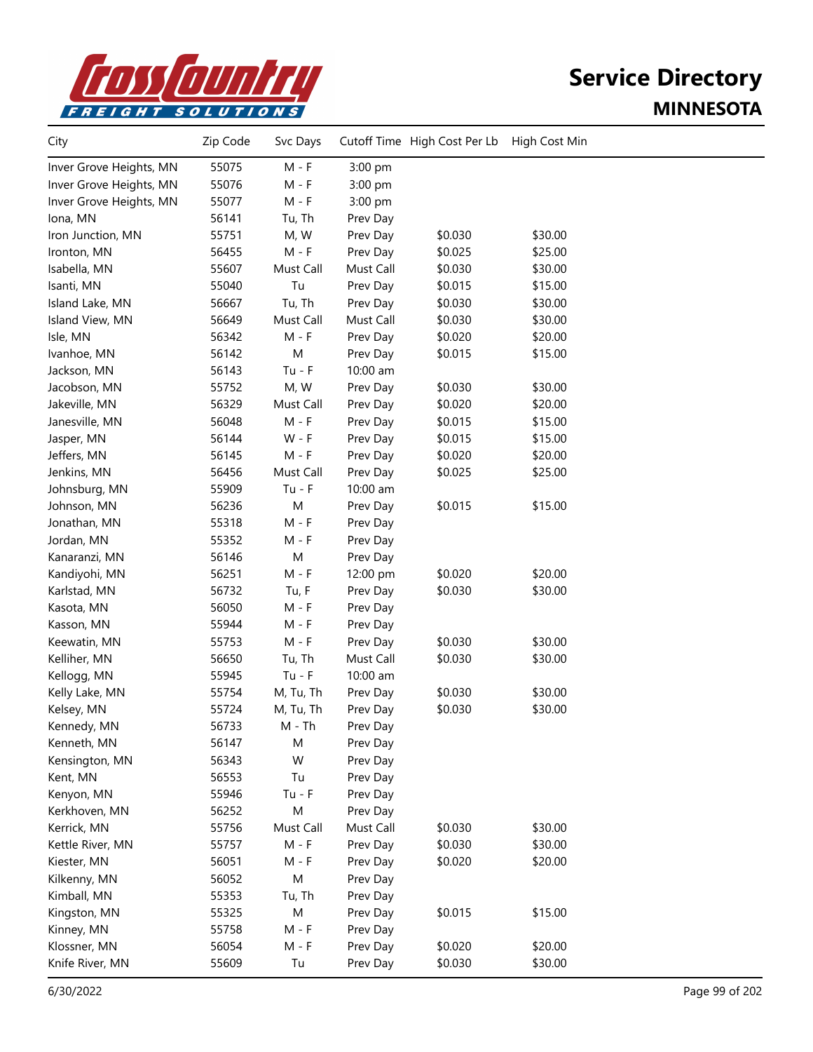# Service Directory

## MINNESOTA

| City | Zip Code | Svc Days | Cutoff Time | High Cost Per Lb | High Cost Min |
|---|---|---|---|---|---|
| Inver Grove Heights, MN | 55075 | M - F | 3:00 pm | | |
| Inver Grove Heights, MN | 55076 | M - F | 3:00 pm | | |
| Inver Grove Heights, MN | 55077 | M - F | 3:00 pm | | |
| Iona, MN | 56141 | Tu, Th | Prev Day | | |
| Iron Junction, MN | 55751 | M, W | Prev Day | $0.030 | $30.00 |
| Ironton, MN | 56455 | M - F | Prev Day | $0.025 | $25.00 |
| Isabella, MN | 55607 | Must Call | Must Call | $0.030 | $30.00 |
| Isanti, MN | 55040 | Tu | Prev Day | $0.015 | $15.00 |
| Island Lake, MN | 56667 | Tu, Th | Prev Day | $0.030 | $30.00 |
| Island View, MN | 56649 | Must Call | Must Call | $0.030 | $30.00 |
| Isle, MN | 56342 | M - F | Prev Day | $0.020 | $20.00 |
| Ivanhoe, MN | 56142 | M | Prev Day | $0.015 | $15.00 |
| Jackson, MN | 56143 | Tu - F | 10:00 am | | |
| Jacobson, MN | 55752 | M, W | Prev Day | $0.030 | $30.00 |
| Jakeville, MN | 56329 | Must Call | Prev Day | $0.020 | $20.00 |
| Janesville, MN | 56048 | M - F | Prev Day | $0.015 | $15.00 |
| Jasper, MN | 56144 | W - F | Prev Day | $0.015 | $15.00 |
| Jeffers, MN | 56145 | M - F | Prev Day | $0.020 | $20.00 |
| Jenkins, MN | 56456 | Must Call | Prev Day | $0.025 | $25.00 |
| Johnsburg, MN | 55909 | Tu - F | 10:00 am | | |
| Johnson, MN | 56236 | M | Prev Day | $0.015 | $15.00 |
| Jonathan, MN | 55318 | M - F | Prev Day | | |
| Jordan, MN | 55352 | M - F | Prev Day | | |
| Kanaranzi, MN | 56146 | M | Prev Day | | |
| Kandiyohi, MN | 56251 | M - F | 12:00 pm | $0.020 | $20.00 |
| Karlstad, MN | 56732 | Tu, F | Prev Day | $0.030 | $30.00 |
| Kasota, MN | 56050 | M - F | Prev Day | | |
| Kasson, MN | 55944 | M - F | Prev Day | | |
| Keewatin, MN | 55753 | M - F | Prev Day | $0.030 | $30.00 |
| Kelliher, MN | 56650 | Tu, Th | Must Call | $0.030 | $30.00 |
| Kellogg, MN | 55945 | Tu - F | 10:00 am | | |
| Kelly Lake, MN | 55754 | M, Tu, Th | Prev Day | $0.030 | $30.00 |
| Kelsey, MN | 55724 | M, Tu, Th | Prev Day | $0.030 | $30.00 |
| Kennedy, MN | 56733 | M - Th | Prev Day | | |
| Kenneth, MN | 56147 | M | Prev Day | | |
| Kensington, MN | 56343 | W | Prev Day | | |
| Kent, MN | 56553 | Tu | Prev Day | | |
| Kenyon, MN | 55946 | Tu - F | Prev Day | | |
| Kerkhoven, MN | 56252 | M | Prev Day | | |
| Kerrick, MN | 55756 | Must Call | Must Call | $0.030 | $30.00 |
| Kettle River, MN | 55757 | M - F | Prev Day | $0.030 | $30.00 |
| Kiester, MN | 56051 | M - F | Prev Day | $0.020 | $20.00 |
| Kilkenny, MN | 56052 | M | Prev Day | | |
| Kimball, MN | 55353 | Tu, Th | Prev Day | | |
| Kingston, MN | 55325 | M | Prev Day | $0.015 | $15.00 |
| Kinney, MN | 55758 | M - F | Prev Day | | |
| Klossner, MN | 56054 | M - F | Prev Day | $0.020 | $20.00 |
| Knife River, MN | 55609 | Tu | Prev Day | $0.030 | $30.00 |

6/30/2022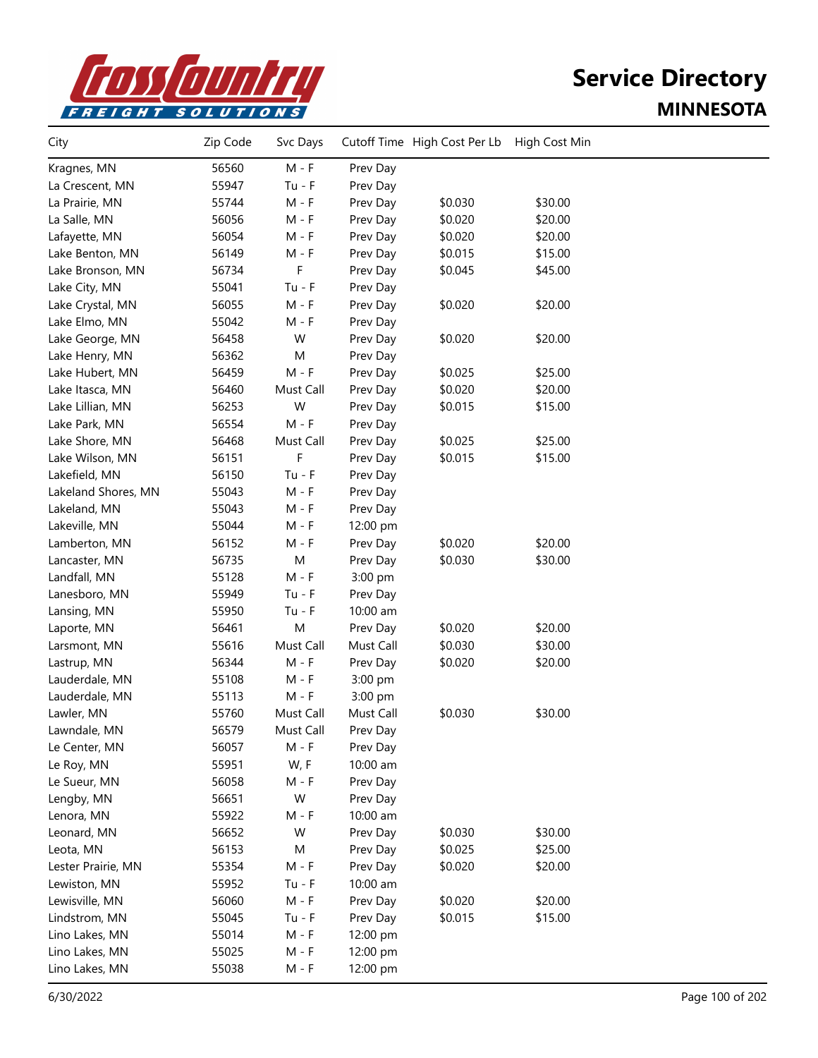# Service Directory

## MINNESOTA

| City | Zip Code | Svc Days | Cutoff Time | High Cost Per Lb | High Cost Min |
|---|---|---|---|---|---|
| Kragnes, MN | 56560 | M - F | Prev Day | | |
| La Crescent, MN | 55947 | Tu - F | Prev Day | | |
| La Prairie, MN | 55744 | M - F | Prev Day | $0.030 | $30.00 |
| La Salle, MN | 56056 | M - F | Prev Day | $0.020 | $20.00 |
| Lafayette, MN | 56054 | M - F | Prev Day | $0.020 | $20.00 |
| Lake Benton, MN | 56149 | M - F | Prev Day | $0.015 | $15.00 |
| Lake Bronson, MN | 56734 | F | Prev Day | $0.045 | $45.00 |
| Lake City, MN | 55041 | Tu - F | Prev Day | | |
| Lake Crystal, MN | 56055 | M - F | Prev Day | $0.020 | $20.00 |
| Lake Elmo, MN | 55042 | M - F | Prev Day | | |
| Lake George, MN | 56458 | W | Prev Day | $0.020 | $20.00 |
| Lake Henry, MN | 56362 | M | Prev Day | | |
| Lake Hubert, MN | 56459 | M - F | Prev Day | $0.025 | $25.00 |
| Lake Itasca, MN | 56460 | Must Call | Prev Day | $0.020 | $20.00 |
| Lake Lillian, MN | 56253 | W | Prev Day | $0.015 | $15.00 |
| Lake Park, MN | 56554 | M - F | Prev Day | | |
| Lake Shore, MN | 56468 | Must Call | Prev Day | $0.025 | $25.00 |
| Lake Wilson, MN | 56151 | F | Prev Day | $0.015 | $15.00 |
| Lakefield, MN | 56150 | Tu - F | Prev Day | | |
| Lakeland Shores, MN | 55043 | M - F | Prev Day | | |
| Lakeland, MN | 55043 | M - F | Prev Day | | |
| Lakeville, MN | 55044 | M - F | 12:00 pm | | |
| Lamberton, MN | 56152 | M - F | Prev Day | $0.020 | $20.00 |
| Lancaster, MN | 56735 | M | Prev Day | $0.030 | $30.00 |
| Landfall, MN | 55128 | M - F | 3:00 pm | | |
| Lanesboro, MN | 55949 | Tu - F | Prev Day | | |
| Lansing, MN | 55950 | Tu - F | 10:00 am | | |
| Laporte, MN | 56461 | M | Prev Day | $0.020 | $20.00 |
| Larsmont, MN | 55616 | Must Call | Must Call | $0.030 | $30.00 |
| Lastrup, MN | 56344 | M - F | Prev Day | $0.020 | $20.00 |
| Lauderdale, MN | 55108 | M - F | 3:00 pm | | |
| Lauderdale, MN | 55113 | M - F | 3:00 pm | | |
| Lawler, MN | 55760 | Must Call | Must Call | $0.030 | $30.00 |
| Lawndale, MN | 56579 | Must Call | Prev Day | | |
| Le Center, MN | 56057 | M - F | Prev Day | | |
| Le Roy, MN | 55951 | W, F | 10:00 am | | |
| Le Sueur, MN | 56058 | M - F | Prev Day | | |
| Lengby, MN | 56651 | W | Prev Day | | |
| Lenora, MN | 55922 | M - F | 10:00 am | | |
| Leonard, MN | 56652 | W | Prev Day | $0.030 | $30.00 |
| Leota, MN | 56153 | M | Prev Day | $0.025 | $25.00 |
| Lester Prairie, MN | 55354 | M - F | Prev Day | $0.020 | $20.00 |
| Lewiston, MN | 55952 | Tu - F | 10:00 am | | |
| Lewisville, MN | 56060 | M - F | Prev Day | $0.020 | $20.00 |
| Lindstrom, MN | 55045 | Tu - F | Prev Day | $0.015 | $15.00 |
| Lino Lakes, MN | 55014 | M - F | 12:00 pm | | |
| Lino Lakes, MN | 55025 | M - F | 12:00 pm | | |
| Lino Lakes, MN | 55038 | M - F | 12:00 pm | | |

6/30/2022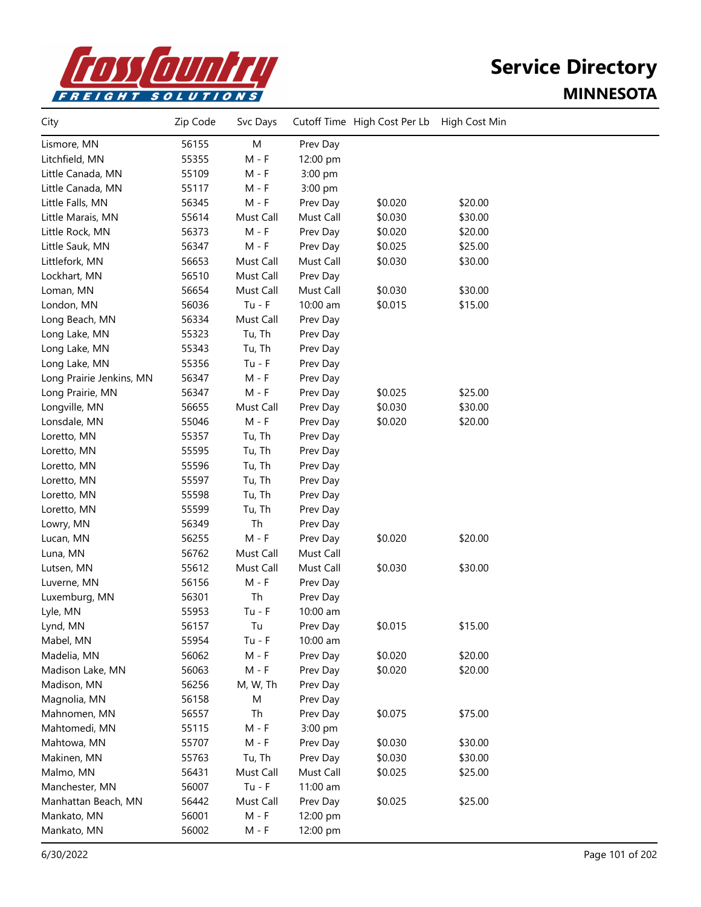# Service Directory

## MINNESOTA

| City | Zip Code | Svc Days | Cutoff Time | High Cost Per Lb | High Cost Min |
|---|---|---|---|---|---|
| Lismore, MN | 56155 | M | Prev Day | | |
| Litchfield, MN | 55355 | M - F | 12:00 pm | | |
| Little Canada, MN | 55109 | M - F | 3:00 pm | | |
| Little Canada, MN | 55117 | M - F | 3:00 pm | | |
| Little Falls, MN | 56345 | M - F | Prev Day | $0.020 | $20.00 |
| Little Marais, MN | 55614 | Must Call | Must Call | $0.030 | $30.00 |
| Little Rock, MN | 56373 | M - F | Prev Day | $0.020 | $20.00 |
| Little Sauk, MN | 56347 | M - F | Prev Day | $0.025 | $25.00 |
| Littlefork, MN | 56653 | Must Call | Must Call | $0.030 | $30.00 |
| Lockhart, MN | 56510 | Must Call | Prev Day | | |
| Loman, MN | 56654 | Must Call | Must Call | $0.030 | $30.00 |
| London, MN | 56036 | Tu - F | 10:00 am | $0.015 | $15.00 |
| Long Beach, MN | 56334 | Must Call | Prev Day | | |
| Long Lake, MN | 55323 | Tu, Th | Prev Day | | |
| Long Lake, MN | 55343 | Tu, Th | Prev Day | | |
| Long Lake, MN | 55356 | Tu - F | Prev Day | | |
| Long Prairie Jenkins, MN | 56347 | M - F | Prev Day | | |
| Long Prairie, MN | 56347 | M - F | Prev Day | $0.025 | $25.00 |
| Longville, MN | 56655 | Must Call | Prev Day | $0.030 | $30.00 |
| Lonsdale, MN | 55046 | M - F | Prev Day | $0.020 | $20.00 |
| Loretto, MN | 55357 | Tu, Th | Prev Day | | |
| Loretto, MN | 55595 | Tu, Th | Prev Day | | |
| Loretto, MN | 55596 | Tu, Th | Prev Day | | |
| Loretto, MN | 55597 | Tu, Th | Prev Day | | |
| Loretto, MN | 55598 | Tu, Th | Prev Day | | |
| Loretto, MN | 55599 | Tu, Th | Prev Day | | |
| Lowry, MN | 56349 | Th | Prev Day | | |
| Lucan, MN | 56255 | M - F | Prev Day | $0.020 | $20.00 |
| Luna, MN | 56762 | Must Call | Must Call | | |
| Lutsen, MN | 55612 | Must Call | Must Call | $0.030 | $30.00 |
| Luverne, MN | 56156 | M - F | Prev Day | | |
| Luxemburg, MN | 56301 | Th | Prev Day | | |
| Lyle, MN | 55953 | Tu - F | 10:00 am | | |
| Lynd, MN | 56157 | Tu | Prev Day | $0.015 | $15.00 |
| Mabel, MN | 55954 | Tu - F | 10:00 am | | |
| Madelia, MN | 56062 | M - F | Prev Day | $0.020 | $20.00 |
| Madison Lake, MN | 56063 | M - F | Prev Day | $0.020 | $20.00 |
| Madison, MN | 56256 | M, W, Th | Prev Day | | |
| Magnolia, MN | 56158 | M | Prev Day | | |
| Mahnomen, MN | 56557 | Th | Prev Day | $0.075 | $75.00 |
| Mahtomedi, MN | 55115 | M - F | 3:00 pm | | |
| Mahtowa, MN | 55707 | M - F | Prev Day | $0.030 | $30.00 |
| Makinen, MN | 55763 | Tu, Th | Prev Day | $0.030 | $30.00 |
| Malmo, MN | 56431 | Must Call | Must Call | $0.025 | $25.00 |
| Manchester, MN | 56007 | Tu - F | 11:00 am | | |
| Manhattan Beach, MN | 56442 | Must Call | Prev Day | $0.025 | $25.00 |
| Mankato, MN | 56001 | M - F | 12:00 pm | | |
| Mankato, MN | 56002 | M - F | 12:00 pm | | |

6/30/2022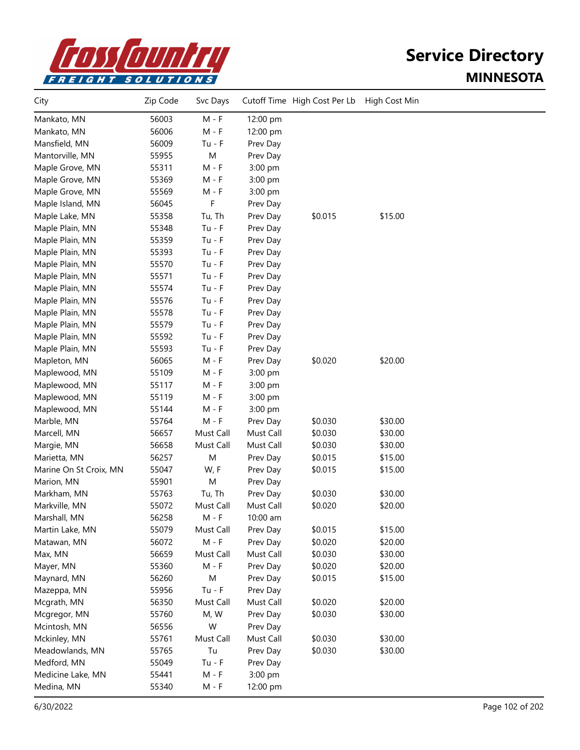# Service Directory

## MINNESOTA

| City | Zip Code | Svc Days | Cutoff Time | High Cost Per Lb | High Cost Min |
|---|---|---|---|---|---|
| Mankato, MN | 56003 | M - F | 12:00 pm | | |
| Mankato, MN | 56006 | M - F | 12:00 pm | | |
| Mansfield, MN | 56009 | Tu - F | Prev Day | | |
| Mantorville, MN | 55955 | M | Prev Day | | |
| Maple Grove, MN | 55311 | M - F | 3:00 pm | | |
| Maple Grove, MN | 55369 | M - F | 3:00 pm | | |
| Maple Grove, MN | 55569 | M - F | 3:00 pm | | |
| Maple Island, MN | 56045 | F | Prev Day | | |
| Maple Lake, MN | 55358 | Tu, Th | Prev Day | $0.015 | $15.00 |
| Maple Plain, MN | 55348 | Tu - F | Prev Day | | |
| Maple Plain, MN | 55359 | Tu - F | Prev Day | | |
| Maple Plain, MN | 55393 | Tu - F | Prev Day | | |
| Maple Plain, MN | 55570 | Tu - F | Prev Day | | |
| Maple Plain, MN | 55571 | Tu - F | Prev Day | | |
| Maple Plain, MN | 55574 | Tu - F | Prev Day | | |
| Maple Plain, MN | 55576 | Tu - F | Prev Day | | |
| Maple Plain, MN | 55578 | Tu - F | Prev Day | | |
| Maple Plain, MN | 55579 | Tu - F | Prev Day | | |
| Maple Plain, MN | 55592 | Tu - F | Prev Day | | |
| Maple Plain, MN | 55593 | Tu - F | Prev Day | | |
| Mapleton, MN | 56065 | M - F | Prev Day | $0.020 | $20.00 |
| Maplewood, MN | 55109 | M - F | 3:00 pm | | |
| Maplewood, MN | 55117 | M - F | 3:00 pm | | |
| Maplewood, MN | 55119 | M - F | 3:00 pm | | |
| Maplewood, MN | 55144 | M - F | 3:00 pm | | |
| Marble, MN | 55764 | M - F | Prev Day | $0.030 | $30.00 |
| Marcell, MN | 56657 | Must Call | Must Call | $0.030 | $30.00 |
| Margie, MN | 56658 | Must Call | Must Call | $0.030 | $30.00 |
| Marietta, MN | 56257 | M | Prev Day | $0.015 | $15.00 |
| Marine On St Croix, MN | 55047 | W, F | Prev Day | $0.015 | $15.00 |
| Marion, MN | 55901 | M | Prev Day | | |
| Markham, MN | 55763 | Tu, Th | Prev Day | $0.030 | $30.00 |
| Markville, MN | 55072 | Must Call | Must Call | $0.020 | $20.00 |
| Marshall, MN | 56258 | M - F | 10:00 am | | |
| Martin Lake, MN | 55079 | Must Call | Prev Day | $0.015 | $15.00 |
| Matawan, MN | 56072 | M - F | Prev Day | $0.020 | $20.00 |
| Max, MN | 56659 | Must Call | Must Call | $0.030 | $30.00 |
| Mayer, MN | 55360 | M - F | Prev Day | $0.020 | $20.00 |
| Maynard, MN | 56260 | M | Prev Day | $0.015 | $15.00 |
| Mazeppa, MN | 55956 | Tu - F | Prev Day | | |
| Mcgrath, MN | 56350 | Must Call | Must Call | $0.020 | $20.00 |
| Mcgregor, MN | 55760 | M, W | Prev Day | $0.030 | $30.00 |
| Mcintosh, MN | 56556 | W | Prev Day | | |
| Mckinley, MN | 55761 | Must Call | Must Call | $0.030 | $30.00 |
| Meadowlands, MN | 55765 | Tu | Prev Day | $0.030 | $30.00 |
| Medford, MN | 55049 | Tu - F | Prev Day | | |
| Medicine Lake, MN | 55441 | M - F | 3:00 pm | | |
| Medina, MN | 55340 | M - F | 12:00 pm | | |

6/30/2022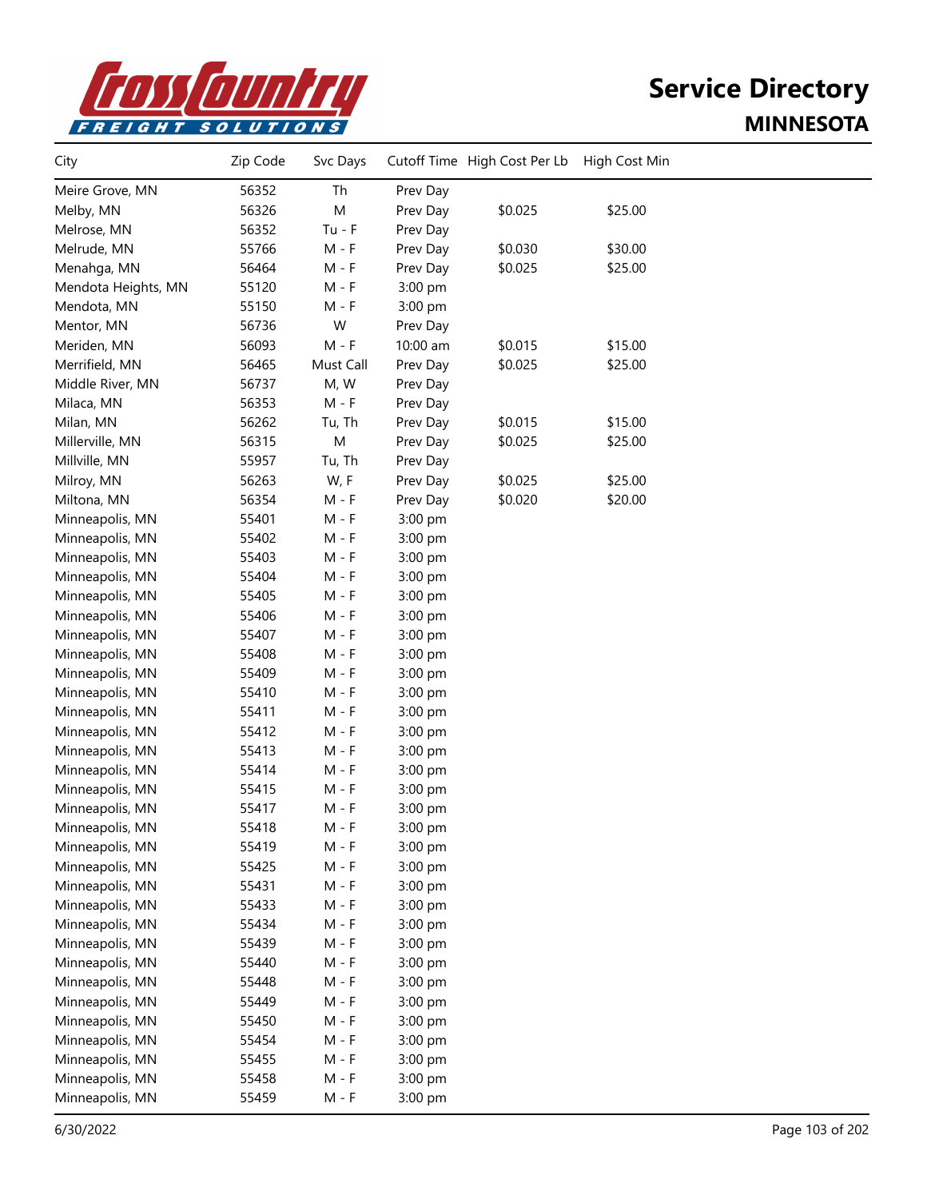# Service Directory

## MINNESOTA

| City | Zip Code | Svc Days | Cutoff Time | High Cost Per Lb | High Cost Min |
|---|---|---|---|---|---|
| Meire Grove, MN | 56352 | Th | Prev Day | | |
| Melby, MN | 56326 | M | Prev Day | $0.025 | $25.00 |
| Melrose, MN | 56352 | Tu - F | Prev Day | | |
| Melrude, MN | 55766 | M - F | Prev Day | $0.030 | $30.00 |
| Menahga, MN | 56464 | M - F | Prev Day | $0.025 | $25.00 |
| Mendota Heights, MN | 55120 | M - F | 3:00 pm | | |
| Mendota, MN | 55150 | M - F | 3:00 pm | | |
| Mentor, MN | 56736 | W | Prev Day | | |
| Meriden, MN | 56093 | M - F | 10:00 am | $0.015 | $15.00 |
| Merrifield, MN | 56465 | Must Call | Prev Day | $0.025 | $25.00 |
| Middle River, MN | 56737 | M, W | Prev Day | | |
| Milaca, MN | 56353 | M - F | Prev Day | | |
| Milan, MN | 56262 | Tu, Th | Prev Day | $0.015 | $15.00 |
| Millerville, MN | 56315 | M | Prev Day | $0.025 | $25.00 |
| Millville, MN | 55957 | Tu, Th | Prev Day | | |
| Milroy, MN | 56263 | W, F | Prev Day | $0.025 | $25.00 |
| Miltona, MN | 56354 | M - F | Prev Day | $0.020 | $20.00 |
| Minneapolis, MN | 55401 | M - F | 3:00 pm | | |
| Minneapolis, MN | 55402 | M - F | 3:00 pm | | |
| Minneapolis, MN | 55403 | M - F | 3:00 pm | | |
| Minneapolis, MN | 55404 | M - F | 3:00 pm | | |
| Minneapolis, MN | 55405 | M - F | 3:00 pm | | |
| Minneapolis, MN | 55406 | M - F | 3:00 pm | | |
| Minneapolis, MN | 55407 | M - F | 3:00 pm | | |
| Minneapolis, MN | 55408 | M - F | 3:00 pm | | |
| Minneapolis, MN | 55409 | M - F | 3:00 pm | | |
| Minneapolis, MN | 55410 | M - F | 3:00 pm | | |
| Minneapolis, MN | 55411 | M - F | 3:00 pm | | |
| Minneapolis, MN | 55412 | M - F | 3:00 pm | | |
| Minneapolis, MN | 55413 | M - F | 3:00 pm | | |
| Minneapolis, MN | 55414 | M - F | 3:00 pm | | |
| Minneapolis, MN | 55415 | M - F | 3:00 pm | | |
| Minneapolis, MN | 55417 | M - F | 3:00 pm | | |
| Minneapolis, MN | 55418 | M - F | 3:00 pm | | |
| Minneapolis, MN | 55419 | M - F | 3:00 pm | | |
| Minneapolis, MN | 55425 | M - F | 3:00 pm | | |
| Minneapolis, MN | 55431 | M - F | 3:00 pm | | |
| Minneapolis, MN | 55433 | M - F | 3:00 pm | | |
| Minneapolis, MN | 55434 | M - F | 3:00 pm | | |
| Minneapolis, MN | 55439 | M - F | 3:00 pm | | |
| Minneapolis, MN | 55440 | M - F | 3:00 pm | | |
| Minneapolis, MN | 55448 | M - F | 3:00 pm | | |
| Minneapolis, MN | 55449 | M - F | 3:00 pm | | |
| Minneapolis, MN | 55450 | M - F | 3:00 pm | | |
| Minneapolis, MN | 55454 | M - F | 3:00 pm | | |
| Minneapolis, MN | 55455 | M - F | 3:00 pm | | |
| Minneapolis, MN | 55458 | M - F | 3:00 pm | | |
| Minneapolis, MN | 55459 | M - F | 3:00 pm | | |

6/30/2022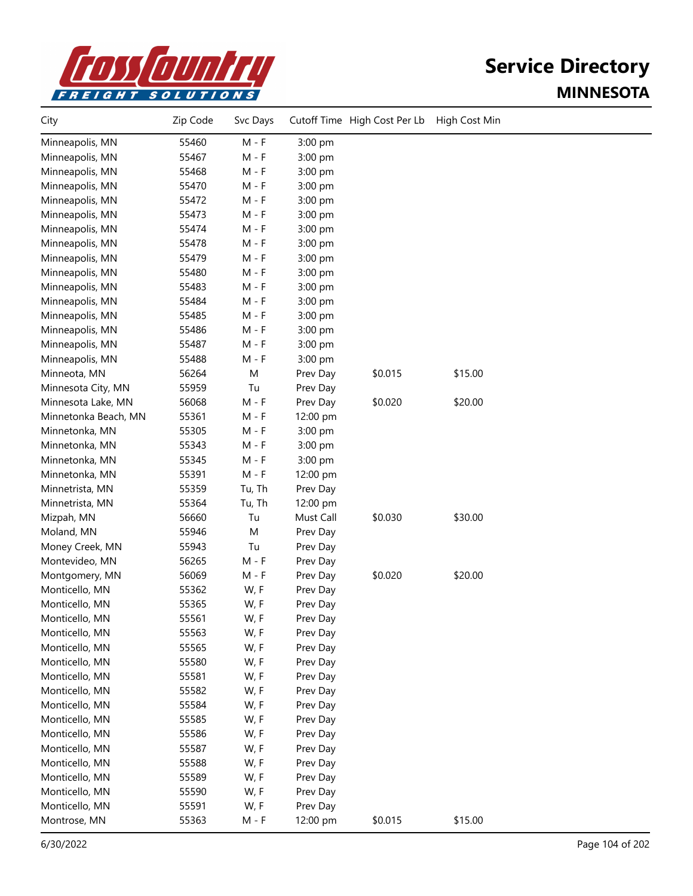# Service Directory

## MINNESOTA

| City | Zip Code | Svc Days | Cutoff Time | High Cost Per Lb | High Cost Min |
|---|---|---|---|---|---|
| Minneapolis, MN | 55460 | M - F | 3:00 pm | | |
| Minneapolis, MN | 55467 | M - F | 3:00 pm | | |
| Minneapolis, MN | 55468 | M - F | 3:00 pm | | |
| Minneapolis, MN | 55470 | M - F | 3:00 pm | | |
| Minneapolis, MN | 55472 | M - F | 3:00 pm | | |
| Minneapolis, MN | 55473 | M - F | 3:00 pm | | |
| Minneapolis, MN | 55474 | M - F | 3:00 pm | | |
| Minneapolis, MN | 55478 | M - F | 3:00 pm | | |
| Minneapolis, MN | 55479 | M - F | 3:00 pm | | |
| Minneapolis, MN | 55480 | M - F | 3:00 pm | | |
| Minneapolis, MN | 55483 | M - F | 3:00 pm | | |
| Minneapolis, MN | 55484 | M - F | 3:00 pm | | |
| Minneapolis, MN | 55485 | M - F | 3:00 pm | | |
| Minneapolis, MN | 55486 | M - F | 3:00 pm | | |
| Minneapolis, MN | 55487 | M - F | 3:00 pm | | |
| Minneapolis, MN | 55488 | M - F | 3:00 pm | | |
| Minneota, MN | 56264 | M | Prev Day | $0.015 | $15.00 |
| Minnesota City, MN | 55959 | Tu | Prev Day | | |
| Minnesota Lake, MN | 56068 | M - F | Prev Day | $0.020 | $20.00 |
| Minnetonka Beach, MN | 55361 | M - F | 12:00 pm | | |
| Minnetonka, MN | 55305 | M - F | 3:00 pm | | |
| Minnetonka, MN | 55343 | M - F | 3:00 pm | | |
| Minnetonka, MN | 55345 | M - F | 3:00 pm | | |
| Minnetonka, MN | 55391 | M - F | 12:00 pm | | |
| Minnetrista, MN | 55359 | Tu, Th | Prev Day | | |
| Minnetrista, MN | 55364 | Tu, Th | 12:00 pm | | |
| Mizpah, MN | 56660 | Tu | Must Call | $0.030 | $30.00 |
| Moland, MN | 55946 | M | Prev Day | | |
| Money Creek, MN | 55943 | Tu | Prev Day | | |
| Montevideo, MN | 56265 | M - F | Prev Day | | |
| Montgomery, MN | 56069 | M - F | Prev Day | $0.020 | $20.00 |
| Monticello, MN | 55362 | W, F | Prev Day | | |
| Monticello, MN | 55365 | W, F | Prev Day | | |
| Monticello, MN | 55561 | W, F | Prev Day | | |
| Monticello, MN | 55563 | W, F | Prev Day | | |
| Monticello, MN | 55565 | W, F | Prev Day | | |
| Monticello, MN | 55580 | W, F | Prev Day | | |
| Monticello, MN | 55581 | W, F | Prev Day | | |
| Monticello, MN | 55582 | W, F | Prev Day | | |
| Monticello, MN | 55584 | W, F | Prev Day | | |
| Monticello, MN | 55585 | W, F | Prev Day | | |
| Monticello, MN | 55586 | W, F | Prev Day | | |
| Monticello, MN | 55587 | W, F | Prev Day | | |
| Monticello, MN | 55588 | W, F | Prev Day | | |
| Monticello, MN | 55589 | W, F | Prev Day | | |
| Monticello, MN | 55590 | W, F | Prev Day | | |
| Monticello, MN | 55591 | W, F | Prev Day | | |
| Montrose, MN | 55363 | M - F | 12:00 pm | $0.015 | $15.00 |

6/30/2022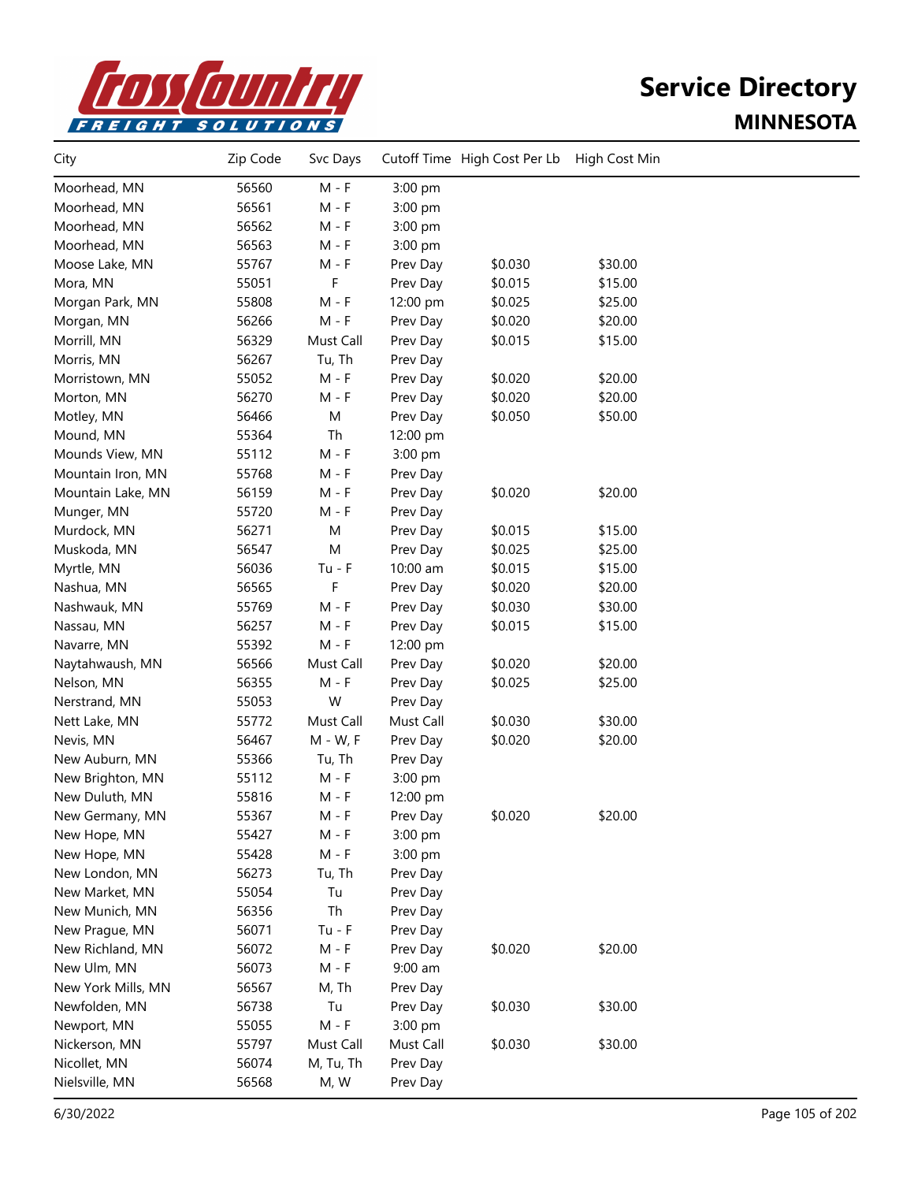# Service Directory

## MINNESOTA

| City | Zip Code | Svc Days | Cutoff Time | High Cost Per Lb | High Cost Min |
|---|---|---|---|---|---|
| Moorhead, MN | 56560 | M - F | 3:00 pm | | |
| Moorhead, MN | 56561 | M - F | 3:00 pm | | |
| Moorhead, MN | 56562 | M - F | 3:00 pm | | |
| Moorhead, MN | 56563 | M - F | 3:00 pm | | |
| Moose Lake, MN | 55767 | M - F | Prev Day | $0.030 | $30.00 |
| Mora, MN | 55051 | F | Prev Day | $0.015 | $15.00 |
| Morgan Park, MN | 55808 | M - F | 12:00 pm | $0.025 | $25.00 |
| Morgan, MN | 56266 | M - F | Prev Day | $0.020 | $20.00 |
| Morrill, MN | 56329 | Must Call | Prev Day | $0.015 | $15.00 |
| Morris, MN | 56267 | Tu, Th | Prev Day | | |
| Morristown, MN | 55052 | M - F | Prev Day | $0.020 | $20.00 |
| Morton, MN | 56270 | M - F | Prev Day | $0.020 | $20.00 |
| Motley, MN | 56466 | M | Prev Day | $0.050 | $50.00 |
| Mound, MN | 55364 | Th | 12:00 pm | | |
| Mounds View, MN | 55112 | M - F | 3:00 pm | | |
| Mountain Iron, MN | 55768 | M - F | Prev Day | | |
| Mountain Lake, MN | 56159 | M - F | Prev Day | $0.020 | $20.00 |
| Munger, MN | 55720 | M - F | Prev Day | | |
| Murdock, MN | 56271 | M | Prev Day | $0.015 | $15.00 |
| Muskoda, MN | 56547 | M | Prev Day | $0.025 | $25.00 |
| Myrtle, MN | 56036 | Tu - F | 10:00 am | $0.015 | $15.00 |
| Nashua, MN | 56565 | F | Prev Day | $0.020 | $20.00 |
| Nashwauk, MN | 55769 | M - F | Prev Day | $0.030 | $30.00 |
| Nassau, MN | 56257 | M - F | Prev Day | $0.015 | $15.00 |
| Navarre, MN | 55392 | M - F | 12:00 pm | | |
| Naytahwaush, MN | 56566 | Must Call | Prev Day | $0.020 | $20.00 |
| Nelson, MN | 56355 | M - F | Prev Day | $0.025 | $25.00 |
| Nerstrand, MN | 55053 | W | Prev Day | | |
| Nett Lake, MN | 55772 | Must Call | Must Call | $0.030 | $30.00 |
| Nevis, MN | 56467 | M - W, F | Prev Day | $0.020 | $20.00 |
| New Auburn, MN | 55366 | Tu, Th | Prev Day | | |
| New Brighton, MN | 55112 | M - F | 3:00 pm | | |
| New Duluth, MN | 55816 | M - F | 12:00 pm | | |
| New Germany, MN | 55367 | M - F | Prev Day | $0.020 | $20.00 |
| New Hope, MN | 55427 | M - F | 3:00 pm | | |
| New Hope, MN | 55428 | M - F | 3:00 pm | | |
| New London, MN | 56273 | Tu, Th | Prev Day | | |
| New Market, MN | 55054 | Tu | Prev Day | | |
| New Munich, MN | 56356 | Th | Prev Day | | |
| New Prague, MN | 56071 | Tu - F | Prev Day | | |
| New Richland, MN | 56072 | M - F | Prev Day | $0.020 | $20.00 |
| New Ulm, MN | 56073 | M - F | 9:00 am | | |
| New York Mills, MN | 56567 | M, Th | Prev Day | | |
| Newfolden, MN | 56738 | Tu | Prev Day | $0.030 | $30.00 |
| Newport, MN | 55055 | M - F | 3:00 pm | | |
| Nickerson, MN | 55797 | Must Call | Must Call | $0.030 | $30.00 |
| Nicollet, MN | 56074 | M, Tu, Th | Prev Day | | |
| Nielsville, MN | 56568 | M, W | Prev Day | | |

6/30/2022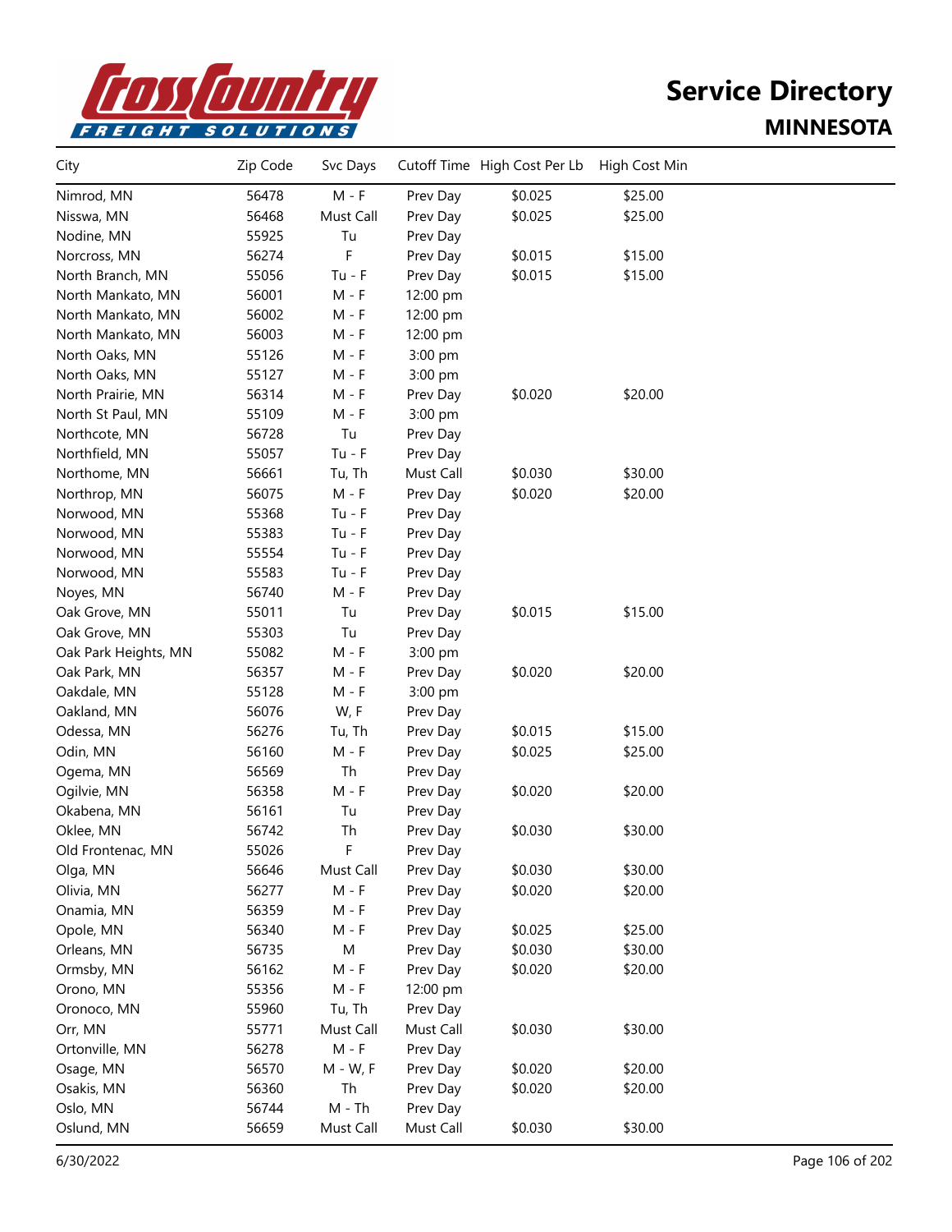# Service Directory

## MINNESOTA

| City | Zip Code | Svc Days | Cutoff Time | High Cost Per Lb | High Cost Min |
|---|---|---|---|---|---|
| Nimrod, MN | 56478 | M - F | Prev Day | $0.025 | $25.00 |
| Nisswa, MN | 56468 | Must Call | Prev Day | $0.025 | $25.00 |
| Nodine, MN | 55925 | Tu | Prev Day | | |
| Norcross, MN | 56274 | F | Prev Day | $0.015 | $15.00 |
| North Branch, MN | 55056 | Tu - F | Prev Day | $0.015 | $15.00 |
| North Mankato, MN | 56001 | M - F | 12:00 pm | | |
| North Mankato, MN | 56002 | M - F | 12:00 pm | | |
| North Mankato, MN | 56003 | M - F | 12:00 pm | | |
| North Oaks, MN | 55126 | M - F | 3:00 pm | | |
| North Oaks, MN | 55127 | M - F | 3:00 pm | | |
| North Prairie, MN | 56314 | M - F | Prev Day | $0.020 | $20.00 |
| North St Paul, MN | 55109 | M - F | 3:00 pm | | |
| Northcote, MN | 56728 | Tu | Prev Day | | |
| Northfield, MN | 55057 | Tu - F | Prev Day | | |
| Northome, MN | 56661 | Tu, Th | Must Call | $0.030 | $30.00 |
| Northrop, MN | 56075 | M - F | Prev Day | $0.020 | $20.00 |
| Norwood, MN | 55368 | Tu - F | Prev Day | | |
| Norwood, MN | 55383 | Tu - F | Prev Day | | |
| Norwood, MN | 55554 | Tu - F | Prev Day | | |
| Norwood, MN | 55583 | Tu - F | Prev Day | | |
| Noyes, MN | 56740 | M - F | Prev Day | | |
| Oak Grove, MN | 55011 | Tu | Prev Day | $0.015 | $15.00 |
| Oak Grove, MN | 55303 | Tu | Prev Day | | |
| Oak Park Heights, MN | 55082 | M - F | 3:00 pm | | |
| Oak Park, MN | 56357 | M - F | Prev Day | $0.020 | $20.00 |
| Oakdale, MN | 55128 | M - F | 3:00 pm | | |
| Oakland, MN | 56076 | W, F | Prev Day | | |
| Odessa, MN | 56276 | Tu, Th | Prev Day | $0.015 | $15.00 |
| Odin, MN | 56160 | M - F | Prev Day | $0.025 | $25.00 |
| Ogema, MN | 56569 | Th | Prev Day | | |
| Ogilvie, MN | 56358 | M - F | Prev Day | $0.020 | $20.00 |
| Okabena, MN | 56161 | Tu | Prev Day | | |
| Oklee, MN | 56742 | Th | Prev Day | $0.030 | $30.00 |
| Old Frontenac, MN | 55026 | F | Prev Day | | |
| Olga, MN | 56646 | Must Call | Prev Day | $0.030 | $30.00 |
| Olivia, MN | 56277 | M - F | Prev Day | $0.020 | $20.00 |
| Onamia, MN | 56359 | M - F | Prev Day | | |
| Opole, MN | 56340 | M - F | Prev Day | $0.025 | $25.00 |
| Orleans, MN | 56735 | M | Prev Day | $0.030 | $30.00 |
| Ormsby, MN | 56162 | M - F | Prev Day | $0.020 | $20.00 |
| Orono, MN | 55356 | M - F | 12:00 pm | | |
| Oronoco, MN | 55960 | Tu, Th | Prev Day | | |
| Orr, MN | 55771 | Must Call | Must Call | $0.030 | $30.00 |
| Ortonville, MN | 56278 | M - F | Prev Day | | |
| Osage, MN | 56570 | M - W, F | Prev Day | $0.020 | $20.00 |
| Osakis, MN | 56360 | Th | Prev Day | $0.020 | $20.00 |
| Oslo, MN | 56744 | M - Th | Prev Day | | |
| Oslund, MN | 56659 | Must Call | Must Call | $0.030 | $30.00 |

6/30/2022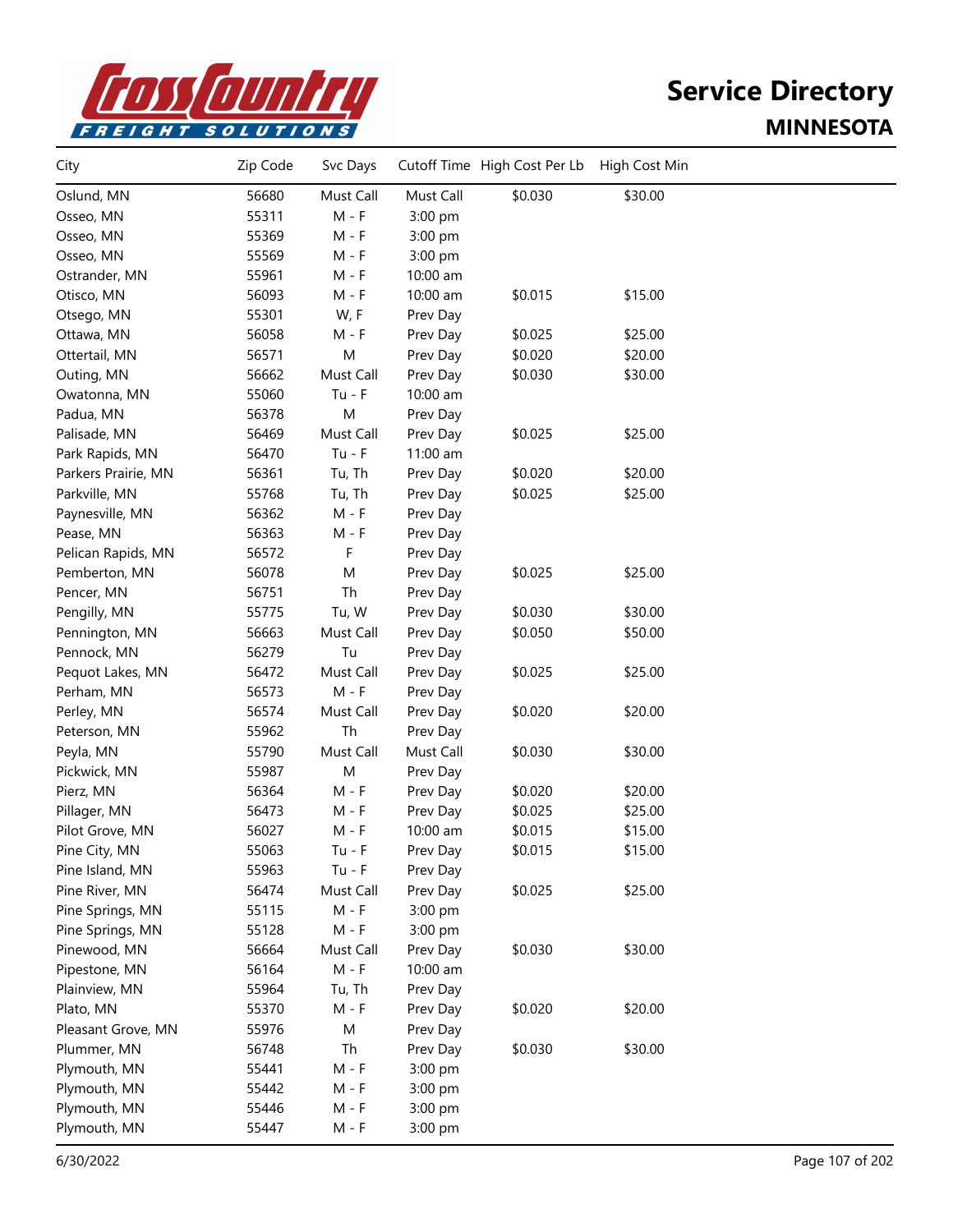# Service Directory

## MINNESOTA

| City | Zip Code | Svc Days | Cutoff Time | High Cost Per Lb | High Cost Min |
|---|---|---|---|---|---|
| Oslund, MN | 56680 | Must Call | Must Call | $0.030 | $30.00 |
| Osseo, MN | 55311 | M - F | 3:00 pm | | |
| Osseo, MN | 55369 | M - F | 3:00 pm | | |
| Osseo, MN | 55569 | M - F | 3:00 pm | | |
| Ostrander, MN | 55961 | M - F | 10:00 am | | |
| Otisco, MN | 56093 | M - F | 10:00 am | $0.015 | $15.00 |
| Otsego, MN | 55301 | W, F | Prev Day | | |
| Ottawa, MN | 56058 | M - F | Prev Day | $0.025 | $25.00 |
| Ottertail, MN | 56571 | M | Prev Day | $0.020 | $20.00 |
| Outing, MN | 56662 | Must Call | Prev Day | $0.030 | $30.00 |
| Owatonna, MN | 55060 | Tu - F | 10:00 am | | |
| Padua, MN | 56378 | M | Prev Day | | |
| Palisade, MN | 56469 | Must Call | Prev Day | $0.025 | $25.00 |
| Park Rapids, MN | 56470 | Tu - F | 11:00 am | | |
| Parkers Prairie, MN | 56361 | Tu, Th | Prev Day | $0.020 | $20.00 |
| Parkville, MN | 55768 | Tu, Th | Prev Day | $0.025 | $25.00 |
| Paynesville, MN | 56362 | M - F | Prev Day | | |
| Pease, MN | 56363 | M - F | Prev Day | | |
| Pelican Rapids, MN | 56572 | F | Prev Day | | |
| Pemberton, MN | 56078 | M | Prev Day | $0.025 | $25.00 |
| Pencer, MN | 56751 | Th | Prev Day | | |
| Pengilly, MN | 55775 | Tu, W | Prev Day | $0.030 | $30.00 |
| Pennington, MN | 56663 | Must Call | Prev Day | $0.050 | $50.00 |
| Pennock, MN | 56279 | Tu | Prev Day | | |
| Pequot Lakes, MN | 56472 | Must Call | Prev Day | $0.025 | $25.00 |
| Perham, MN | 56573 | M - F | Prev Day | | |
| Perley, MN | 56574 | Must Call | Prev Day | $0.020 | $20.00 |
| Peterson, MN | 55962 | Th | Prev Day | | |
| Peyla, MN | 55790 | Must Call | Must Call | $0.030 | $30.00 |
| Pickwick, MN | 55987 | M | Prev Day | | |
| Pierz, MN | 56364 | M - F | Prev Day | $0.020 | $20.00 |
| Pillager, MN | 56473 | M - F | Prev Day | $0.025 | $25.00 |
| Pilot Grove, MN | 56027 | M - F | 10:00 am | $0.015 | $15.00 |
| Pine City, MN | 55063 | Tu - F | Prev Day | $0.015 | $15.00 |
| Pine Island, MN | 55963 | Tu - F | Prev Day | | |
| Pine River, MN | 56474 | Must Call | Prev Day | $0.025 | $25.00 |
| Pine Springs, MN | 55115 | M - F | 3:00 pm | | |
| Pine Springs, MN | 55128 | M - F | 3:00 pm | | |
| Pinewood, MN | 56664 | Must Call | Prev Day | $0.030 | $30.00 |
| Pipestone, MN | 56164 | M - F | 10:00 am | | |
| Plainview, MN | 55964 | Tu, Th | Prev Day | | |
| Plato, MN | 55370 | M - F | Prev Day | $0.020 | $20.00 |
| Pleasant Grove, MN | 55976 | M | Prev Day | | |
| Plummer, MN | 56748 | Th | Prev Day | $0.030 | $30.00 |
| Plymouth, MN | 55441 | M - F | 3:00 pm | | |
| Plymouth, MN | 55442 | M - F | 3:00 pm | | |
| Plymouth, MN | 55446 | M - F | 3:00 pm | | |
| Plymouth, MN | 55447 | M - F | 3:00 pm | | |

6/30/2022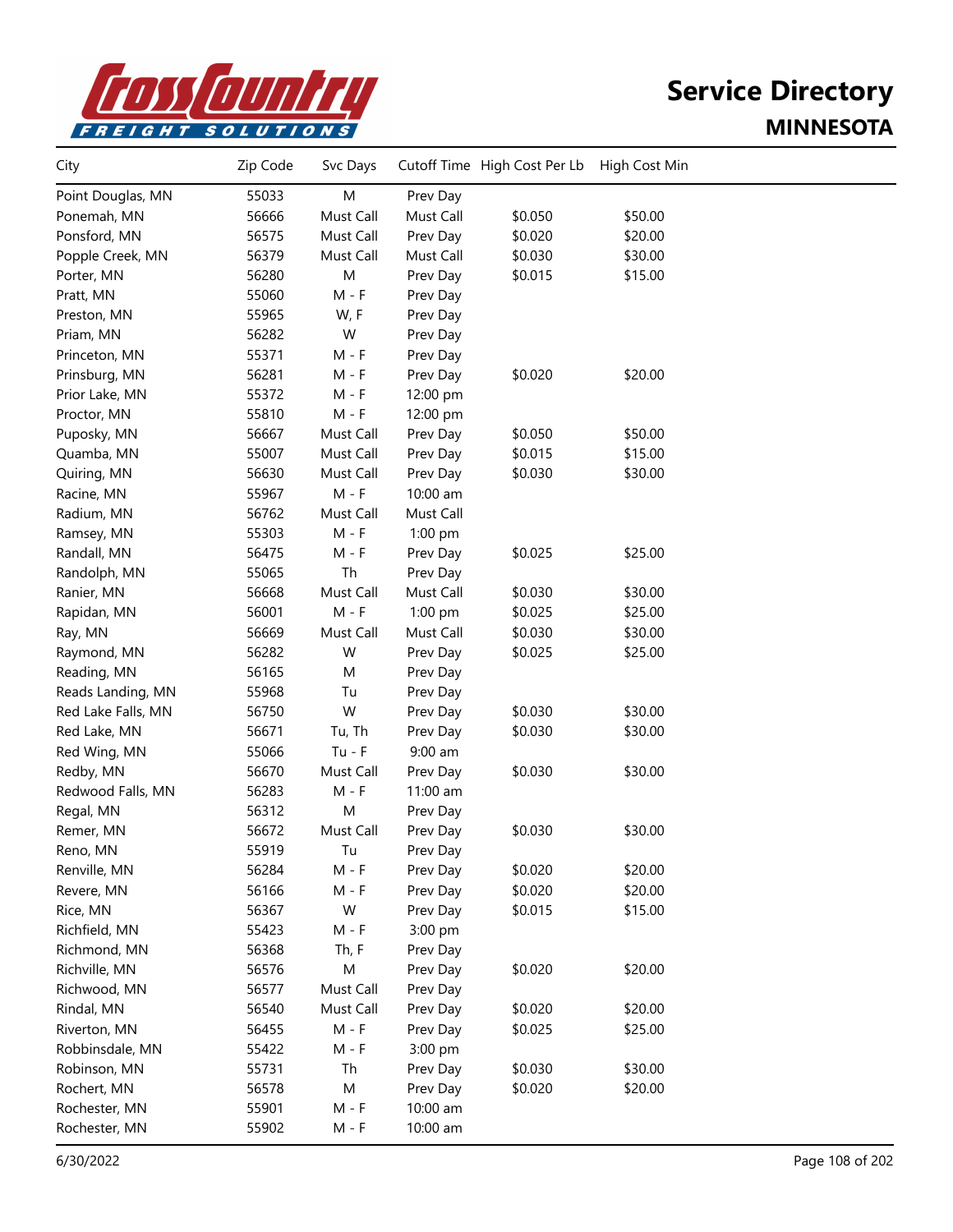# Service Directory

## MINNESOTA

| City | Zip Code | Svc Days | Cutoff Time | High Cost Per Lb | High Cost Min |
|---|---|---|---|---|---|
| Point Douglas, MN | 55033 | M | Prev Day | | |
| Ponemah, MN | 56666 | Must Call | Must Call | $0.050 | $50.00 |
| Ponsford, MN | 56575 | Must Call | Prev Day | $0.020 | $20.00 |
| Popple Creek, MN | 56379 | Must Call | Must Call | $0.030 | $30.00 |
| Porter, MN | 56280 | M | Prev Day | $0.015 | $15.00 |
| Pratt, MN | 55060 | M - F | Prev Day | | |
| Preston, MN | 55965 | W, F | Prev Day | | |
| Priam, MN | 56282 | W | Prev Day | | |
| Princeton, MN | 55371 | M - F | Prev Day | | |
| Prinsburg, MN | 56281 | M - F | Prev Day | $0.020 | $20.00 |
| Prior Lake, MN | 55372 | M - F | 12:00 pm | | |
| Proctor, MN | 55810 | M - F | 12:00 pm | | |
| Puposky, MN | 56667 | Must Call | Prev Day | $0.050 | $50.00 |
| Quamba, MN | 55007 | Must Call | Prev Day | $0.015 | $15.00 |
| Quiring, MN | 56630 | Must Call | Prev Day | $0.030 | $30.00 |
| Racine, MN | 55967 | M - F | 10:00 am | | |
| Radium, MN | 56762 | Must Call | Must Call | | |
| Ramsey, MN | 55303 | M - F | 1:00 pm | | |
| Randall, MN | 56475 | M - F | Prev Day | $0.025 | $25.00 |
| Randolph, MN | 55065 | Th | Prev Day | | |
| Ranier, MN | 56668 | Must Call | Must Call | $0.030 | $30.00 |
| Rapidan, MN | 56001 | M - F | 1:00 pm | $0.025 | $25.00 |
| Ray, MN | 56669 | Must Call | Must Call | $0.030 | $30.00 |
| Raymond, MN | 56282 | W | Prev Day | $0.025 | $25.00 |
| Reading, MN | 56165 | M | Prev Day | | |
| Reads Landing, MN | 55968 | Tu | Prev Day | | |
| Red Lake Falls, MN | 56750 | W | Prev Day | $0.030 | $30.00 |
| Red Lake, MN | 56671 | Tu, Th | Prev Day | $0.030 | $30.00 |
| Red Wing, MN | 55066 | Tu - F | 9:00 am | | |
| Redby, MN | 56670 | Must Call | Prev Day | $0.030 | $30.00 |
| Redwood Falls, MN | 56283 | M - F | 11:00 am | | |
| Regal, MN | 56312 | M | Prev Day | | |
| Remer, MN | 56672 | Must Call | Prev Day | $0.030 | $30.00 |
| Reno, MN | 55919 | Tu | Prev Day | | |
| Renville, MN | 56284 | M - F | Prev Day | $0.020 | $20.00 |
| Revere, MN | 56166 | M - F | Prev Day | $0.020 | $20.00 |
| Rice, MN | 56367 | W | Prev Day | $0.015 | $15.00 |
| Richfield, MN | 55423 | M - F | 3:00 pm | | |
| Richmond, MN | 56368 | Th, F | Prev Day | | |
| Richville, MN | 56576 | M | Prev Day | $0.020 | $20.00 |
| Richwood, MN | 56577 | Must Call | Prev Day | | |
| Rindal, MN | 56540 | Must Call | Prev Day | $0.020 | $20.00 |
| Riverton, MN | 56455 | M - F | Prev Day | $0.025 | $25.00 |
| Robbinsdale, MN | 55422 | M - F | 3:00 pm | | |
| Robinson, MN | 55731 | Th | Prev Day | $0.030 | $30.00 |
| Rochert, MN | 56578 | M | Prev Day | $0.020 | $20.00 |
| Rochester, MN | 55901 | M - F | 10:00 am | | |
| Rochester, MN | 55902 | M - F | 10:00 am | | |

6/30/2022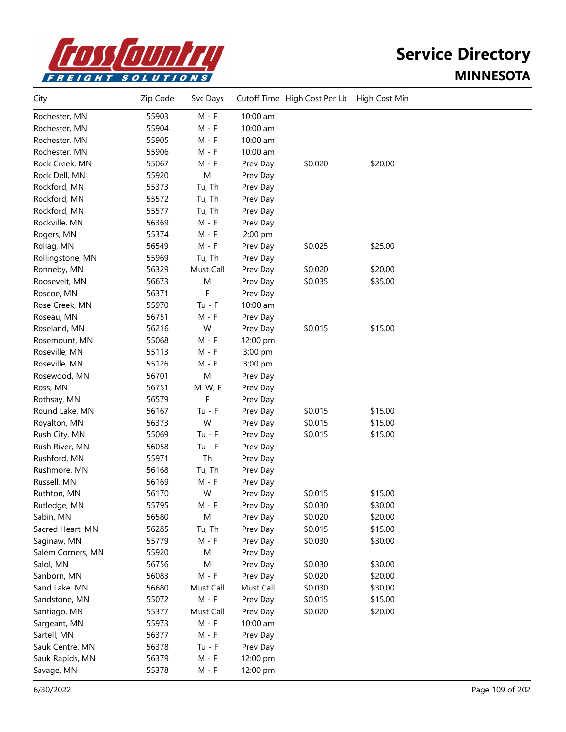# Service Directory

## MINNESOTA

| City | Zip Code | Svc Days | Cutoff Time | High Cost Per Lb | High Cost Min |
|---|---|---|---|---|---|
| Rochester, MN | 55903 | M - F | 10:00 am | | |
| Rochester, MN | 55904 | M - F | 10:00 am | | |
| Rochester, MN | 55905 | M - F | 10:00 am | | |
| Rochester, MN | 55906 | M - F | 10:00 am | | |
| Rock Creek, MN | 55067 | M - F | Prev Day | $0.020 | $20.00 |
| Rock Dell, MN | 55920 | M | Prev Day | | |
| Rockford, MN | 55373 | Tu, Th | Prev Day | | |
| Rockford, MN | 55572 | Tu, Th | Prev Day | | |
| Rockford, MN | 55577 | Tu, Th | Prev Day | | |
| Rockville, MN | 56369 | M - F | Prev Day | | |
| Rogers, MN | 55374 | M - F | 2:00 pm | | |
| Rollag, MN | 56549 | M - F | Prev Day | $0.025 | $25.00 |
| Rollingstone, MN | 55969 | Tu, Th | Prev Day | | |
| Ronneby, MN | 56329 | Must Call | Prev Day | $0.020 | $20.00 |
| Roosevelt, MN | 56673 | M | Prev Day | $0.035 | $35.00 |
| Roscoe, MN | 56371 | F | Prev Day | | |
| Rose Creek, MN | 55970 | Tu - F | 10:00 am | | |
| Roseau, MN | 56751 | M - F | Prev Day | | |
| Roseland, MN | 56216 | W | Prev Day | $0.015 | $15.00 |
| Rosemount, MN | 55068 | M - F | 12:00 pm | | |
| Roseville, MN | 55113 | M - F | 3:00 pm | | |
| Roseville, MN | 55126 | M - F | 3:00 pm | | |
| Rosewood, MN | 56701 | M | Prev Day | | |
| Ross, MN | 56751 | M, W, F | Prev Day | | |
| Rothsay, MN | 56579 | F | Prev Day | | |
| Round Lake, MN | 56167 | Tu - F | Prev Day | $0.015 | $15.00 |
| Royalton, MN | 56373 | W | Prev Day | $0.015 | $15.00 |
| Rush City, MN | 55069 | Tu - F | Prev Day | $0.015 | $15.00 |
| Rush River, MN | 56058 | Tu - F | Prev Day | | |
| Rushford, MN | 55971 | Th | Prev Day | | |
| Rushmore, MN | 56168 | Tu, Th | Prev Day | | |
| Russell, MN | 56169 | M - F | Prev Day | | |
| Ruthton, MN | 56170 | W | Prev Day | $0.015 | $15.00 |
| Rutledge, MN | 55795 | M - F | Prev Day | $0.030 | $30.00 |
| Sabin, MN | 56580 | M | Prev Day | $0.020 | $20.00 |
| Sacred Heart, MN | 56285 | Tu, Th | Prev Day | $0.015 | $15.00 |
| Saginaw, MN | 55779 | M - F | Prev Day | $0.030 | $30.00 |
| Salem Corners, MN | 55920 | M | Prev Day | | |
| Salol, MN | 56756 | M | Prev Day | $0.030 | $30.00 |
| Sanborn, MN | 56083 | M - F | Prev Day | $0.020 | $20.00 |
| Sand Lake, MN | 56680 | Must Call | Must Call | $0.030 | $30.00 |
| Sandstone, MN | 55072 | M - F | Prev Day | $0.015 | $15.00 |
| Santiago, MN | 55377 | Must Call | Prev Day | $0.020 | $20.00 |
| Sargeant, MN | 55973 | M - F | 10:00 am | | |
| Sartell, MN | 56377 | M - F | Prev Day | | |
| Sauk Centre, MN | 56378 | Tu - F | Prev Day | | |
| Sauk Rapids, MN | 56379 | M - F | 12:00 pm | | |
| Savage, MN | 55378 | M - F | 12:00 pm | | |

6/30/2022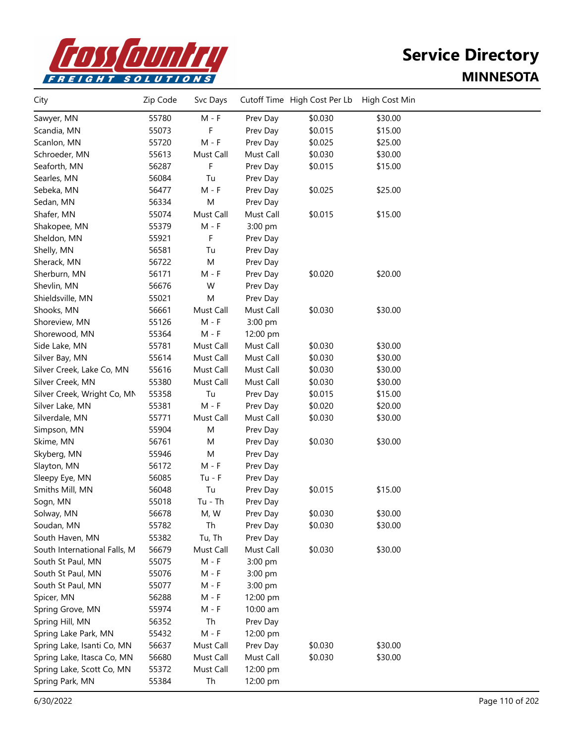# Service Directory

## MINNESOTA

| City | Zip Code | Svc Days | Cutoff Time | High Cost Per Lb | High Cost Min |
|---|---|---|---|---|---|
| Sawyer, MN | 55780 | M - F | Prev Day | $0.030 | $30.00 |
| Scandia, MN | 55073 | F | Prev Day | $0.015 | $15.00 |
| Scanlon, MN | 55720 | M - F | Prev Day | $0.025 | $25.00 |
| Schroeder, MN | 55613 | Must Call | Must Call | $0.030 | $30.00 |
| Seaforth, MN | 56287 | F | Prev Day | $0.015 | $15.00 |
| Searles, MN | 56084 | Tu | Prev Day | | |
| Sebeka, MN | 56477 | M - F | Prev Day | $0.025 | $25.00 |
| Sedan, MN | 56334 | M | Prev Day | | |
| Shafer, MN | 55074 | Must Call | Must Call | $0.015 | $15.00 |
| Shakopee, MN | 55379 | M - F | 3:00 pm | | |
| Sheldon, MN | 55921 | F | Prev Day | | |
| Shelly, MN | 56581 | Tu | Prev Day | | |
| Sherack, MN | 56722 | M | Prev Day | | |
| Sherburn, MN | 56171 | M - F | Prev Day | $0.020 | $20.00 |
| Shevlin, MN | 56676 | W | Prev Day | | |
| Shieldsville, MN | 55021 | M | Prev Day | | |
| Shooks, MN | 56661 | Must Call | Must Call | $0.030 | $30.00 |
| Shoreview, MN | 55126 | M - F | 3:00 pm | | |
| Shorewood, MN | 55364 | M - F | 12:00 pm | | |
| Side Lake, MN | 55781 | Must Call | Must Call | $0.030 | $30.00 |
| Silver Bay, MN | 55614 | Must Call | Must Call | $0.030 | $30.00 |
| Silver Creek, Lake Co, MN | 55616 | Must Call | Must Call | $0.030 | $30.00 |
| Silver Creek, MN | 55380 | Must Call | Must Call | $0.030 | $30.00 |
| Silver Creek, Wright Co, MN | 55358 | Tu | Prev Day | $0.015 | $15.00 |
| Silver Lake, MN | 55381 | M - F | Prev Day | $0.020 | $20.00 |
| Silverdale, MN | 55771 | Must Call | Must Call | $0.030 | $30.00 |
| Simpson, MN | 55904 | M | Prev Day | | |
| Skime, MN | 56761 | M | Prev Day | $0.030 | $30.00 |
| Skyberg, MN | 55946 | M | Prev Day | | |
| Slayton, MN | 56172 | M - F | Prev Day | | |
| Sleepy Eye, MN | 56085 | Tu - F | Prev Day | | |
| Smiths Mill, MN | 56048 | Tu | Prev Day | $0.015 | $15.00 |
| Sogn, MN | 55018 | Tu - Th | Prev Day | | |
| Solway, MN | 56678 | M, W | Prev Day | $0.030 | $30.00 |
| Soudan, MN | 55782 | Th | Prev Day | $0.030 | $30.00 |
| South Haven, MN | 55382 | Tu, Th | Prev Day | | |
| South International Falls, M | 56679 | Must Call | Must Call | $0.030 | $30.00 |
| South St Paul, MN | 55075 | M - F | 3:00 pm | | |
| South St Paul, MN | 55076 | M - F | 3:00 pm | | |
| South St Paul, MN | 55077 | M - F | 3:00 pm | | |
| Spicer, MN | 56288 | M - F | 12:00 pm | | |
| Spring Grove, MN | 55974 | M - F | 10:00 am | | |
| Spring Hill, MN | 56352 | Th | Prev Day | | |
| Spring Lake Park, MN | 55432 | M - F | 12:00 pm | | |
| Spring Lake, Isanti Co, MN | 56637 | Must Call | Prev Day | $0.030 | $30.00 |
| Spring Lake, Itasca Co, MN | 56680 | Must Call | Must Call | $0.030 | $30.00 |
| Spring Lake, Scott Co, MN | 55372 | Must Call | 12:00 pm | | |
| Spring Park, MN | 55384 | Th | 12:00 pm | | |

6/30/2022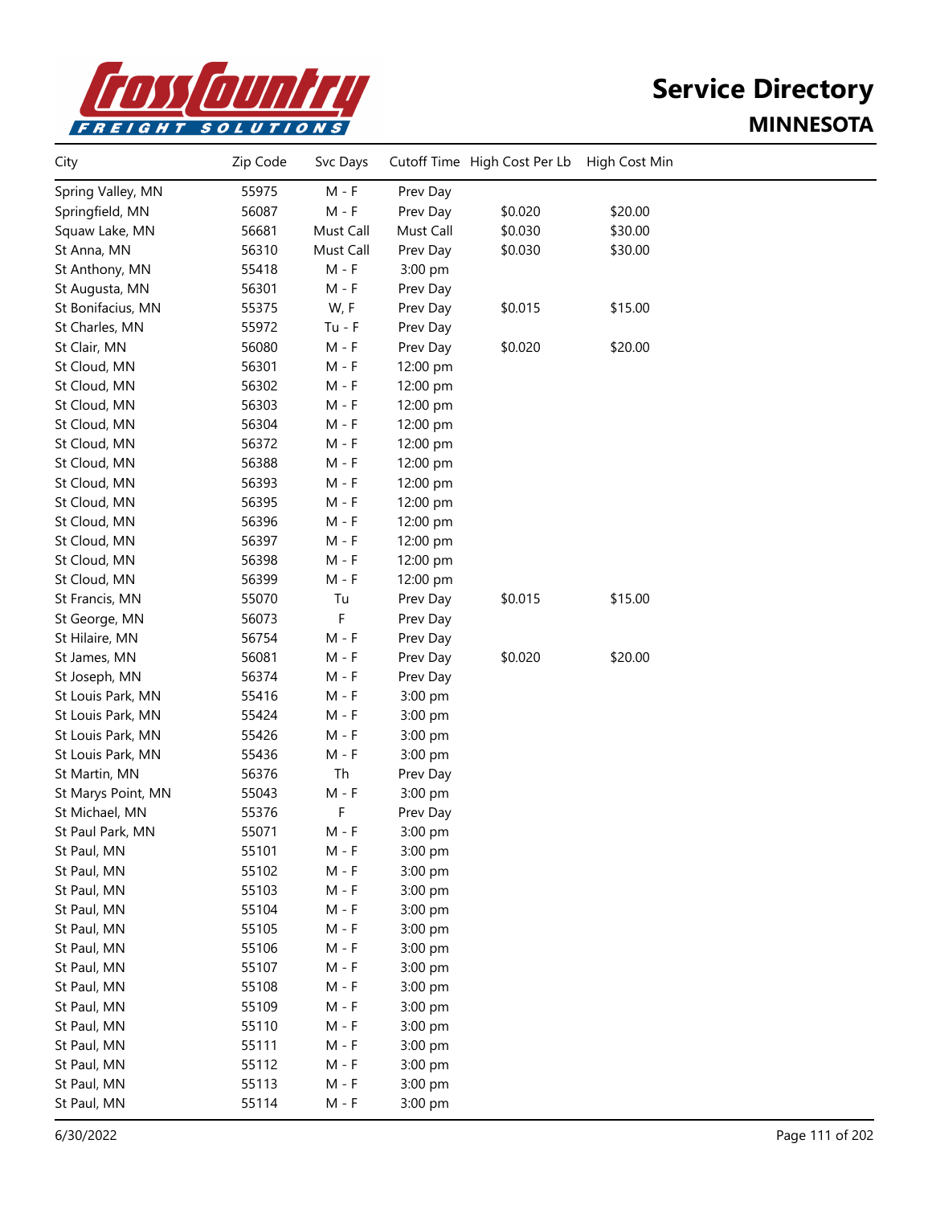# Service Directory

## MINNESOTA

| City | Zip Code | Svc Days | Cutoff Time | High Cost Per Lb | High Cost Min |
|---|---|---|---|---|---|
| Spring Valley, MN | 55975 | M - F | Prev Day | | |
| Springfield, MN | 56087 | M - F | Prev Day | $0.020 | $20.00 |
| Squaw Lake, MN | 56681 | Must Call | Must Call | $0.030 | $30.00 |
| St Anna, MN | 56310 | Must Call | Prev Day | $0.030 | $30.00 |
| St Anthony, MN | 55418 | M - F | 3:00 pm | | |
| St Augusta, MN | 56301 | M - F | Prev Day | | |
| St Bonifacius, MN | 55375 | W, F | Prev Day | $0.015 | $15.00 |
| St Charles, MN | 55972 | Tu - F | Prev Day | | |
| St Clair, MN | 56080 | M - F | Prev Day | $0.020 | $20.00 |
| St Cloud, MN | 56301 | M - F | 12:00 pm | | |
| St Cloud, MN | 56302 | M - F | 12:00 pm | | |
| St Cloud, MN | 56303 | M - F | 12:00 pm | | |
| St Cloud, MN | 56304 | M - F | 12:00 pm | | |
| St Cloud, MN | 56372 | M - F | 12:00 pm | | |
| St Cloud, MN | 56388 | M - F | 12:00 pm | | |
| St Cloud, MN | 56393 | M - F | 12:00 pm | | |
| St Cloud, MN | 56395 | M - F | 12:00 pm | | |
| St Cloud, MN | 56396 | M - F | 12:00 pm | | |
| St Cloud, MN | 56397 | M - F | 12:00 pm | | |
| St Cloud, MN | 56398 | M - F | 12:00 pm | | |
| St Cloud, MN | 56399 | M - F | 12:00 pm | | |
| St Francis, MN | 55070 | Tu | Prev Day | $0.015 | $15.00 |
| St George, MN | 56073 | F | Prev Day | | |
| St Hilaire, MN | 56754 | M - F | Prev Day | | |
| St James, MN | 56081 | M - F | Prev Day | $0.020 | $20.00 |
| St Joseph, MN | 56374 | M - F | Prev Day | | |
| St Louis Park, MN | 55416 | M - F | 3:00 pm | | |
| St Louis Park, MN | 55424 | M - F | 3:00 pm | | |
| St Louis Park, MN | 55426 | M - F | 3:00 pm | | |
| St Louis Park, MN | 55436 | M - F | 3:00 pm | | |
| St Martin, MN | 56376 | Th | Prev Day | | |
| St Marys Point, MN | 55043 | M - F | 3:00 pm | | |
| St Michael, MN | 55376 | F | Prev Day | | |
| St Paul Park, MN | 55071 | M - F | 3:00 pm | | |
| St Paul, MN | 55101 | M - F | 3:00 pm | | |
| St Paul, MN | 55102 | M - F | 3:00 pm | | |
| St Paul, MN | 55103 | M - F | 3:00 pm | | |
| St Paul, MN | 55104 | M - F | 3:00 pm | | |
| St Paul, MN | 55105 | M - F | 3:00 pm | | |
| St Paul, MN | 55106 | M - F | 3:00 pm | | |
| St Paul, MN | 55107 | M - F | 3:00 pm | | |
| St Paul, MN | 55108 | M - F | 3:00 pm | | |
| St Paul, MN | 55109 | M - F | 3:00 pm | | |
| St Paul, MN | 55110 | M - F | 3:00 pm | | |
| St Paul, MN | 55111 | M - F | 3:00 pm | | |
| St Paul, MN | 55112 | M - F | 3:00 pm | | |
| St Paul, MN | 55113 | M - F | 3:00 pm | | |
| St Paul, MN | 55114 | M - F | 3:00 pm | | |

6/30/2022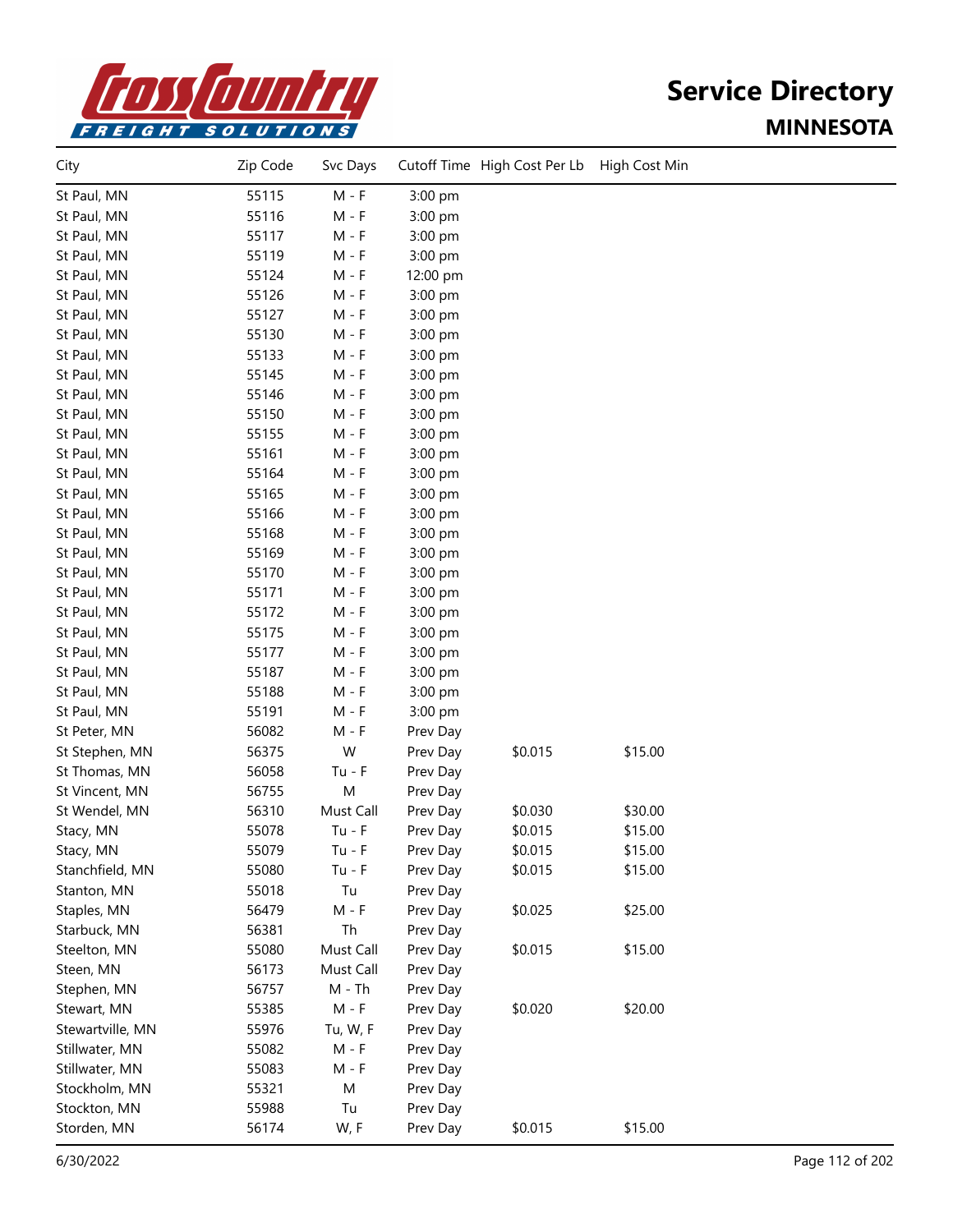# Service Directory

## MINNESOTA

| City | Zip Code | Svc Days | Cutoff Time | High Cost Per Lb | High Cost Min |
|---|---|---|---|---|---|
| St Paul, MN | 55115 | M - F | 3:00 pm | | |
| St Paul, MN | 55116 | M - F | 3:00 pm | | |
| St Paul, MN | 55117 | M - F | 3:00 pm | | |
| St Paul, MN | 55119 | M - F | 3:00 pm | | |
| St Paul, MN | 55124 | M - F | 12:00 pm | | |
| St Paul, MN | 55126 | M - F | 3:00 pm | | |
| St Paul, MN | 55127 | M - F | 3:00 pm | | |
| St Paul, MN | 55130 | M - F | 3:00 pm | | |
| St Paul, MN | 55133 | M - F | 3:00 pm | | |
| St Paul, MN | 55145 | M - F | 3:00 pm | | |
| St Paul, MN | 55146 | M - F | 3:00 pm | | |
| St Paul, MN | 55150 | M - F | 3:00 pm | | |
| St Paul, MN | 55155 | M - F | 3:00 pm | | |
| St Paul, MN | 55161 | M - F | 3:00 pm | | |
| St Paul, MN | 55164 | M - F | 3:00 pm | | |
| St Paul, MN | 55165 | M - F | 3:00 pm | | |
| St Paul, MN | 55166 | M - F | 3:00 pm | | |
| St Paul, MN | 55168 | M - F | 3:00 pm | | |
| St Paul, MN | 55169 | M - F | 3:00 pm | | |
| St Paul, MN | 55170 | M - F | 3:00 pm | | |
| St Paul, MN | 55171 | M - F | 3:00 pm | | |
| St Paul, MN | 55172 | M - F | 3:00 pm | | |
| St Paul, MN | 55175 | M - F | 3:00 pm | | |
| St Paul, MN | 55177 | M - F | 3:00 pm | | |
| St Paul, MN | 55187 | M - F | 3:00 pm | | |
| St Paul, MN | 55188 | M - F | 3:00 pm | | |
| St Paul, MN | 55191 | M - F | 3:00 pm | | |
| St Peter, MN | 56082 | M - F | Prev Day | | |
| St Stephen, MN | 56375 | W | Prev Day | $0.015 | $15.00 |
| St Thomas, MN | 56058 | Tu - F | Prev Day | | |
| St Vincent, MN | 56755 | M | Prev Day | | |
| St Wendel, MN | 56310 | Must Call | Prev Day | $0.030 | $30.00 |
| Stacy, MN | 55078 | Tu - F | Prev Day | $0.015 | $15.00 |
| Stacy, MN | 55079 | Tu - F | Prev Day | $0.015 | $15.00 |
| Stanchfield, MN | 55080 | Tu - F | Prev Day | $0.015 | $15.00 |
| Stanton, MN | 55018 | Tu | Prev Day | | |
| Staples, MN | 56479 | M - F | Prev Day | $0.025 | $25.00 |
| Starbuck, MN | 56381 | Th | Prev Day | | |
| Steelton, MN | 55080 | Must Call | Prev Day | $0.015 | $15.00 |
| Steen, MN | 56173 | Must Call | Prev Day | | |
| Stephen, MN | 56757 | M - Th | Prev Day | | |
| Stewart, MN | 55385 | M - F | Prev Day | $0.020 | $20.00 |
| Stewartville, MN | 55976 | Tu, W, F | Prev Day | | |
| Stillwater, MN | 55082 | M - F | Prev Day | | |
| Stillwater, MN | 55083 | M - F | Prev Day | | |
| Stockholm, MN | 55321 | M | Prev Day | | |
| Stockton, MN | 55988 | Tu | Prev Day | | |
| Storden, MN | 56174 | W, F | Prev Day | $0.015 | $15.00 |

6/30/2022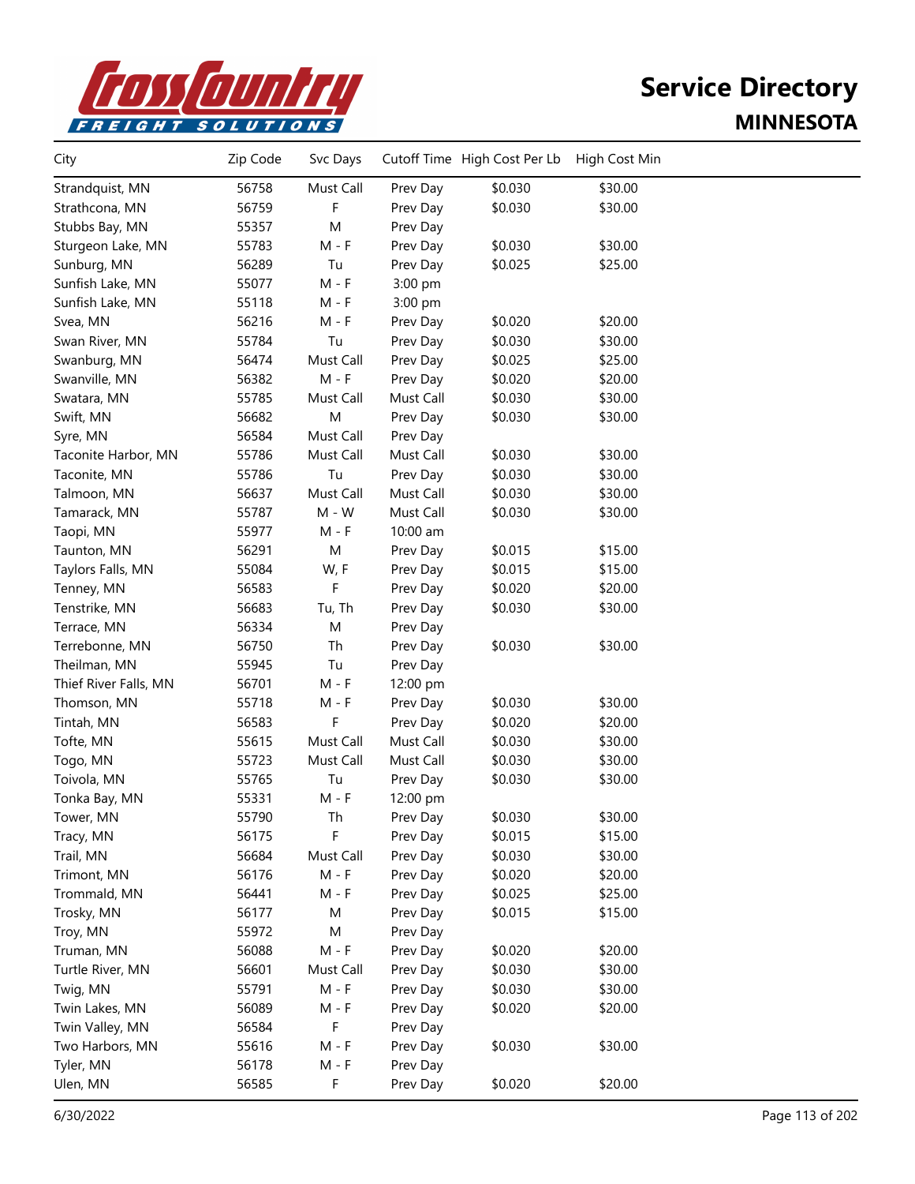# Service Directory
## MINNESOTA

| City | Zip Code | Svc Days | Cutoff Time | High Cost Per Lb | High Cost Min |
|---|---|---|---|---|---|
| Strandquist, MN | 56758 | Must Call | Prev Day | $0.030 | $30.00 |
| Strathcona, MN | 56759 | F | Prev Day | $0.030 | $30.00 |
| Stubbs Bay, MN | 55357 | M | Prev Day | | |
| Sturgeon Lake, MN | 55783 | M - F | Prev Day | $0.030 | $30.00 |
| Sunburg, MN | 56289 | Tu | Prev Day | $0.025 | $25.00 |
| Sunfish Lake, MN | 55077 | M - F | 3:00 pm | | |
| Sunfish Lake, MN | 55118 | M - F | 3:00 pm | | |
| Svea, MN | 56216 | M - F | Prev Day | $0.020 | $20.00 |
| Swan River, MN | 55784 | Tu | Prev Day | $0.030 | $30.00 |
| Swanburg, MN | 56474 | Must Call | Prev Day | $0.025 | $25.00 |
| Swanville, MN | 56382 | M - F | Prev Day | $0.020 | $20.00 |
| Swatara, MN | 55785 | Must Call | Must Call | $0.030 | $30.00 |
| Swift, MN | 56682 | M | Prev Day | $0.030 | $30.00 |
| Syre, MN | 56584 | Must Call | Prev Day | | |
| Taconite Harbor, MN | 55786 | Must Call | Must Call | $0.030 | $30.00 |
| Taconite, MN | 55786 | Tu | Prev Day | $0.030 | $30.00 |
| Talmoon, MN | 56637 | Must Call | Must Call | $0.030 | $30.00 |
| Tamarack, MN | 55787 | M - W | Must Call | $0.030 | $30.00 |
| Taopi, MN | 55977 | M - F | 10:00 am | | |
| Taunton, MN | 56291 | M | Prev Day | $0.015 | $15.00 |
| Taylors Falls, MN | 55084 | W, F | Prev Day | $0.015 | $15.00 |
| Tenney, MN | 56583 | F | Prev Day | $0.020 | $20.00 |
| Tenstrike, MN | 56683 | Tu, Th | Prev Day | $0.030 | $30.00 |
| Terrace, MN | 56334 | M | Prev Day | | |
| Terrebonne, MN | 56750 | Th | Prev Day | $0.030 | $30.00 |
| Theilman, MN | 55945 | Tu | Prev Day | | |
| Thief River Falls, MN | 56701 | M - F | 12:00 pm | | |
| Thomson, MN | 55718 | M - F | Prev Day | $0.030 | $30.00 |
| Tintah, MN | 56583 | F | Prev Day | $0.020 | $20.00 |
| Tofte, MN | 55615 | Must Call | Must Call | $0.030 | $30.00 |
| Togo, MN | 55723 | Must Call | Must Call | $0.030 | $30.00 |
| Toivola, MN | 55765 | Tu | Prev Day | $0.030 | $30.00 |
| Tonka Bay, MN | 55331 | M - F | 12:00 pm | | |
| Tower, MN | 55790 | Th | Prev Day | $0.030 | $30.00 |
| Tracy, MN | 56175 | F | Prev Day | $0.015 | $15.00 |
| Trail, MN | 56684 | Must Call | Prev Day | $0.030 | $30.00 |
| Trimont, MN | 56176 | M - F | Prev Day | $0.020 | $20.00 |
| Trommald, MN | 56441 | M - F | Prev Day | $0.025 | $25.00 |
| Trosky, MN | 56177 | M | Prev Day | $0.015 | $15.00 |
| Troy, MN | 55972 | M | Prev Day | | |
| Truman, MN | 56088 | M - F | Prev Day | $0.020 | $20.00 |
| Turtle River, MN | 56601 | Must Call | Prev Day | $0.030 | $30.00 |
| Twig, MN | 55791 | M - F | Prev Day | $0.030 | $30.00 |
| Twin Lakes, MN | 56089 | M - F | Prev Day | $0.020 | $20.00 |
| Twin Valley, MN | 56584 | F | Prev Day | | |
| Two Harbors, MN | 55616 | M - F | Prev Day | $0.030 | $30.00 |
| Tyler, MN | 56178 | M - F | Prev Day | | |
| Ulen, MN | 56585 | F | Prev Day | $0.020 | $20.00 |

6/30/2022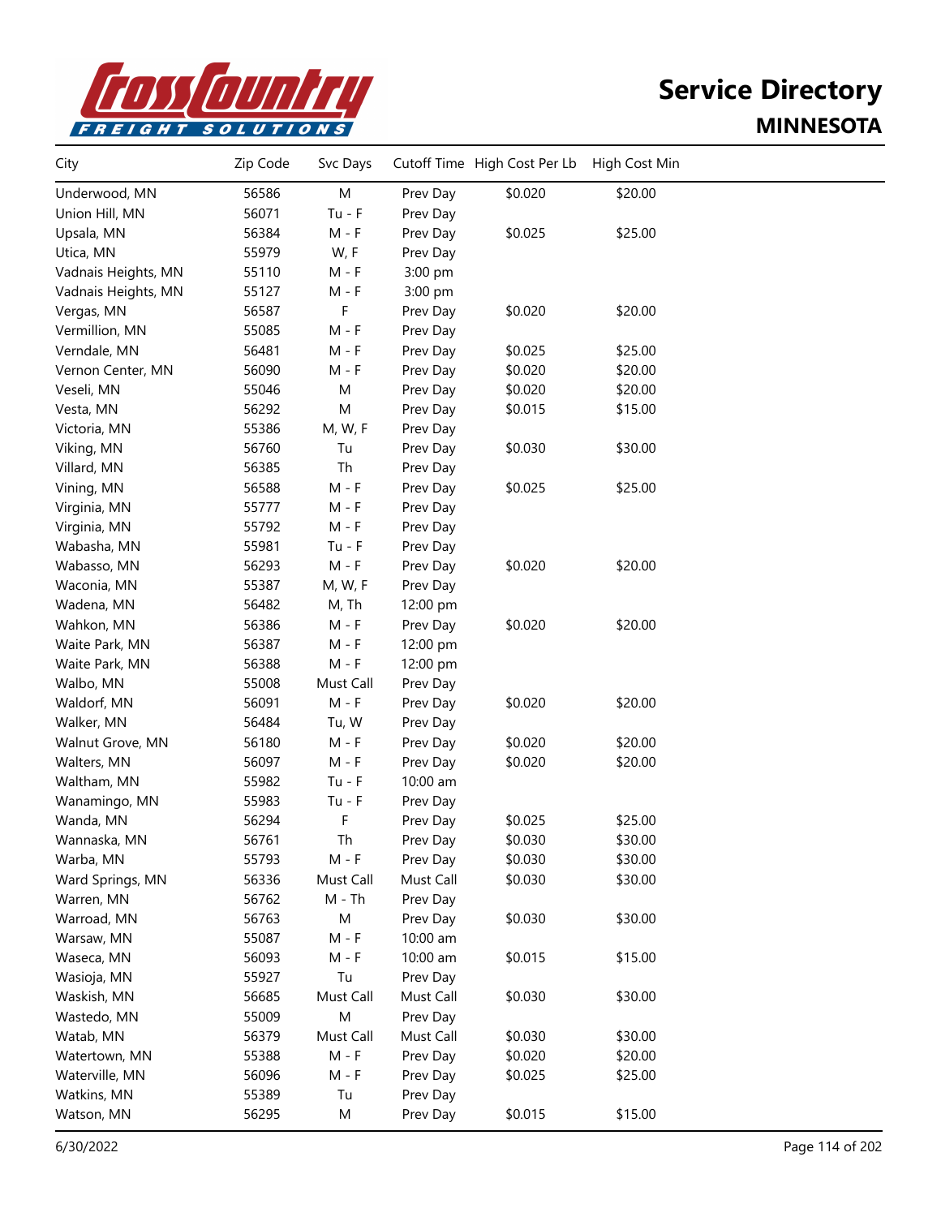# Service Directory

## MINNESOTA

| City | Zip Code | Svc Days | Cutoff Time | High Cost Per Lb | High Cost Min |
|---|---|---|---|---|---|
| Underwood, MN | 56586 | M | Prev Day | $0.020 | $20.00 |
| Union Hill, MN | 56071 | Tu - F | Prev Day | | |
| Upsala, MN | 56384 | M - F | Prev Day | $0.025 | $25.00 |
| Utica, MN | 55979 | W, F | Prev Day | | |
| Vadnais Heights, MN | 55110 | M - F | 3:00 pm | | |
| Vadnais Heights, MN | 55127 | M - F | 3:00 pm | | |
| Vergas, MN | 56587 | F | Prev Day | $0.020 | $20.00 |
| Vermillion, MN | 55085 | M - F | Prev Day | | |
| Verndale, MN | 56481 | M - F | Prev Day | $0.025 | $25.00 |
| Vernon Center, MN | 56090 | M - F | Prev Day | $0.020 | $20.00 |
| Veseli, MN | 55046 | M | Prev Day | $0.020 | $20.00 |
| Vesta, MN | 56292 | M | Prev Day | $0.015 | $15.00 |
| Victoria, MN | 55386 | M, W, F | Prev Day | | |
| Viking, MN | 56760 | Tu | Prev Day | $0.030 | $30.00 |
| Villard, MN | 56385 | Th | Prev Day | | |
| Vining, MN | 56588 | M - F | Prev Day | $0.025 | $25.00 |
| Virginia, MN | 55777 | M - F | Prev Day | | |
| Virginia, MN | 55792 | M - F | Prev Day | | |
| Wabasha, MN | 55981 | Tu - F | Prev Day | | |
| Wabasso, MN | 56293 | M - F | Prev Day | $0.020 | $20.00 |
| Waconia, MN | 55387 | M, W, F | Prev Day | | |
| Wadena, MN | 56482 | M, Th | 12:00 pm | | |
| Wahkon, MN | 56386 | M - F | Prev Day | $0.020 | $20.00 |
| Waite Park, MN | 56387 | M - F | 12:00 pm | | |
| Waite Park, MN | 56388 | M - F | 12:00 pm | | |
| Walbo, MN | 55008 | Must Call | Prev Day | | |
| Waldorf, MN | 56091 | M - F | Prev Day | $0.020 | $20.00 |
| Walker, MN | 56484 | Tu, W | Prev Day | | |
| Walnut Grove, MN | 56180 | M - F | Prev Day | $0.020 | $20.00 |
| Walters, MN | 56097 | M - F | Prev Day | $0.020 | $20.00 |
| Waltham, MN | 55982 | Tu - F | 10:00 am | | |
| Wanamingo, MN | 55983 | Tu - F | Prev Day | | |
| Wanda, MN | 56294 | F | Prev Day | $0.025 | $25.00 |
| Wannaska, MN | 56761 | Th | Prev Day | $0.030 | $30.00 |
| Warba, MN | 55793 | M - F | Prev Day | $0.030 | $30.00 |
| Ward Springs, MN | 56336 | Must Call | Must Call | $0.030 | $30.00 |
| Warren, MN | 56762 | M - Th | Prev Day | | |
| Warroad, MN | 56763 | M | Prev Day | $0.030 | $30.00 |
| Warsaw, MN | 55087 | M - F | 10:00 am | | |
| Waseca, MN | 56093 | M - F | 10:00 am | $0.015 | $15.00 |
| Wasioja, MN | 55927 | Tu | Prev Day | | |
| Waskish, MN | 56685 | Must Call | Must Call | $0.030 | $30.00 |
| Wastedo, MN | 55009 | M | Prev Day | | |
| Watab, MN | 56379 | Must Call | Must Call | $0.030 | $30.00 |
| Watertown, MN | 55388 | M - F | Prev Day | $0.020 | $20.00 |
| Waterville, MN | 56096 | M - F | Prev Day | $0.025 | $25.00 |
| Watkins, MN | 55389 | Tu | Prev Day | | |
| Watson, MN | 56295 | M | Prev Day | $0.015 | $15.00 |

6/30/2022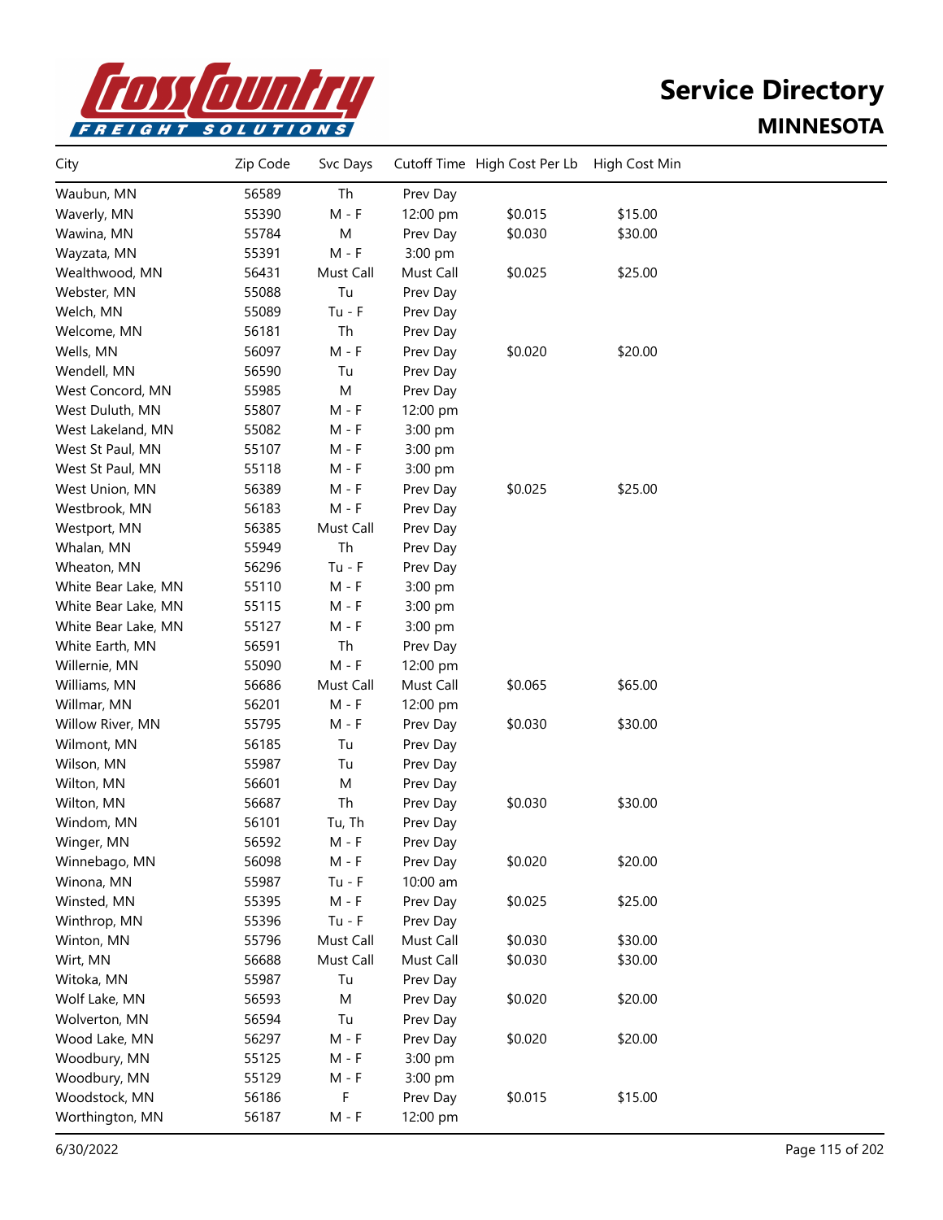# Service Directory

## MINNESOTA

| City | Zip Code | Svc Days | Cutoff Time | High Cost Per Lb | High Cost Min |
|---|---|---|---|---|---|
| Waubun, MN | 56589 | Th | Prev Day | | |
| Waverly, MN | 55390 | M - F | 12:00 pm | $0.015 | $15.00 |
| Wawina, MN | 55784 | M | Prev Day | $0.030 | $30.00 |
| Wayzata, MN | 55391 | M - F | 3:00 pm | | |
| Wealthwood, MN | 56431 | Must Call | Must Call | $0.025 | $25.00 |
| Webster, MN | 55088 | Tu | Prev Day | | |
| Welch, MN | 55089 | Tu - F | Prev Day | | |
| Welcome, MN | 56181 | Th | Prev Day | | |
| Wells, MN | 56097 | M - F | Prev Day | $0.020 | $20.00 |
| Wendell, MN | 56590 | Tu | Prev Day | | |
| West Concord, MN | 55985 | M | Prev Day | | |
| West Duluth, MN | 55807 | M - F | 12:00 pm | | |
| West Lakeland, MN | 55082 | M - F | 3:00 pm | | |
| West St Paul, MN | 55107 | M - F | 3:00 pm | | |
| West St Paul, MN | 55118 | M - F | 3:00 pm | | |
| West Union, MN | 56389 | M - F | Prev Day | $0.025 | $25.00 |
| Westbrook, MN | 56183 | M - F | Prev Day | | |
| Westport, MN | 56385 | Must Call | Prev Day | | |
| Whalan, MN | 55949 | Th | Prev Day | | |
| Wheaton, MN | 56296 | Tu - F | Prev Day | | |
| White Bear Lake, MN | 55110 | M - F | 3:00 pm | | |
| White Bear Lake, MN | 55115 | M - F | 3:00 pm | | |
| White Bear Lake, MN | 55127 | M - F | 3:00 pm | | |
| White Earth, MN | 56591 | Th | Prev Day | | |
| Willernie, MN | 55090 | M - F | 12:00 pm | | |
| Williams, MN | 56686 | Must Call | Must Call | $0.065 | $65.00 |
| Willmar, MN | 56201 | M - F | 12:00 pm | | |
| Willow River, MN | 55795 | M - F | Prev Day | $0.030 | $30.00 |
| Wilmont, MN | 56185 | Tu | Prev Day | | |
| Wilson, MN | 55987 | Tu | Prev Day | | |
| Wilton, MN | 56601 | M | Prev Day | | |
| Wilton, MN | 56687 | Th | Prev Day | $0.030 | $30.00 |
| Windom, MN | 56101 | Tu, Th | Prev Day | | |
| Winger, MN | 56592 | M - F | Prev Day | | |
| Winnebago, MN | 56098 | M - F | Prev Day | $0.020 | $20.00 |
| Winona, MN | 55987 | Tu - F | 10:00 am | | |
| Winsted, MN | 55395 | M - F | Prev Day | $0.025 | $25.00 |
| Winthrop, MN | 55396 | Tu - F | Prev Day | | |
| Winton, MN | 55796 | Must Call | Must Call | $0.030 | $30.00 |
| Wirt, MN | 56688 | Must Call | Must Call | $0.030 | $30.00 |
| Witoka, MN | 55987 | Tu | Prev Day | | |
| Wolf Lake, MN | 56593 | M | Prev Day | $0.020 | $20.00 |
| Wolverton, MN | 56594 | Tu | Prev Day | | |
| Wood Lake, MN | 56297 | M - F | Prev Day | $0.020 | $20.00 |
| Woodbury, MN | 55125 | M - F | 3:00 pm | | |
| Woodbury, MN | 55129 | M - F | 3:00 pm | | |
| Woodstock, MN | 56186 | F | Prev Day | $0.015 | $15.00 |
| Worthington, MN | 56187 | M - F | 12:00 pm | | |

6/30/2022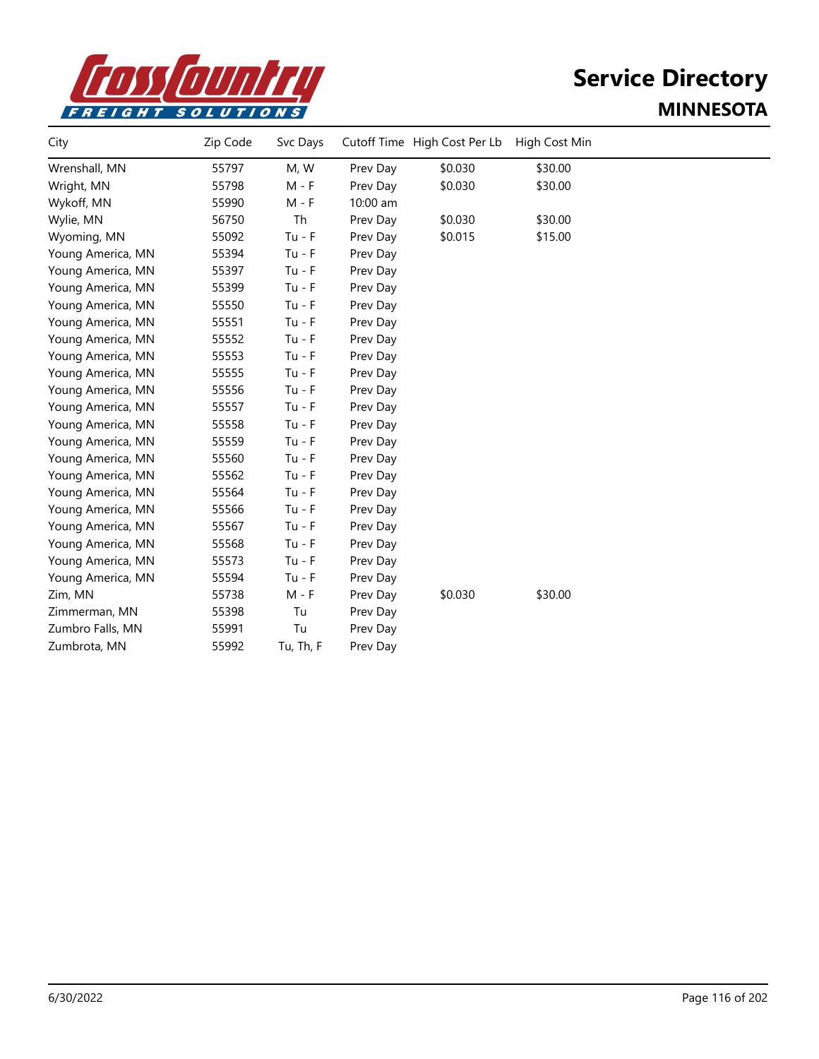# Service Directory

## MINNESOTA

| City | Zip Code | Svc Days | Cutoff Time | High Cost Per Lb | High Cost Min |
|---|---|---|---|---|---|
| Wrenshall, MN | 55797 | M, W | Prev Day | $0.030 | $30.00 |
| Wright, MN | 55798 | M - F | Prev Day | $0.030 | $30.00 |
| Wykoff, MN | 55990 | M - F | 10:00 am | | |
| Wylie, MN | 56750 | Th | Prev Day | $0.030 | $30.00 |
| Wyoming, MN | 55092 | Tu - F | Prev Day | $0.015 | $15.00 |
| Young America, MN | 55394 | Tu - F | Prev Day | | |
| Young America, MN | 55397 | Tu - F | Prev Day | | |
| Young America, MN | 55399 | Tu - F | Prev Day | | |
| Young America, MN | 55550 | Tu - F | Prev Day | | |
| Young America, MN | 55551 | Tu - F | Prev Day | | |
| Young America, MN | 55552 | Tu - F | Prev Day | | |
| Young America, MN | 55553 | Tu - F | Prev Day | | |
| Young America, MN | 55555 | Tu - F | Prev Day | | |
| Young America, MN | 55556 | Tu - F | Prev Day | | |
| Young America, MN | 55557 | Tu - F | Prev Day | | |
| Young America, MN | 55558 | Tu - F | Prev Day | | |
| Young America, MN | 55559 | Tu - F | Prev Day | | |
| Young America, MN | 55560 | Tu - F | Prev Day | | |
| Young America, MN | 55562 | Tu - F | Prev Day | | |
| Young America, MN | 55564 | Tu - F | Prev Day | | |
| Young America, MN | 55566 | Tu - F | Prev Day | | |
| Young America, MN | 55567 | Tu - F | Prev Day | | |
| Young America, MN | 55568 | Tu - F | Prev Day | | |
| Young America, MN | 55573 | Tu - F | Prev Day | | |
| Young America, MN | 55594 | Tu - F | Prev Day | | |
| Zim, MN | 55738 | M - F | Prev Day | $0.030 | $30.00 |
| Zimmerman, MN | 55398 | Tu | Prev Day | | |
| Zumbro Falls, MN | 55991 | Tu | Prev Day | | |
| Zumbrota, MN | 55992 | Tu, Th, F | Prev Day | | |

6/30/2022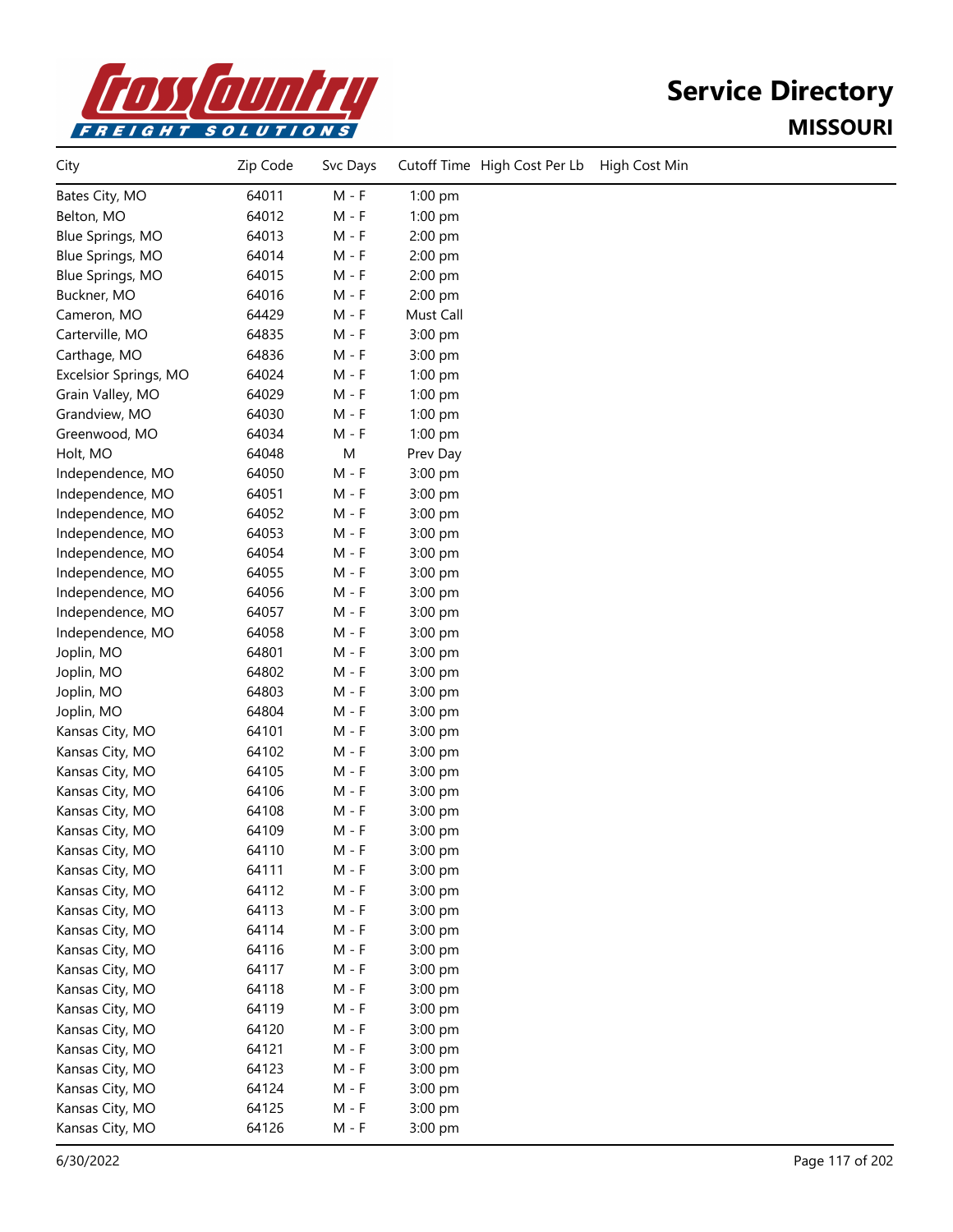# Service Directory

## MISSOURI

| City | Zip Code | Svc Days | Cutoff Time | High Cost Per Lb | High Cost Min |
|---|---|---|---|---|---|
| Bates City, MO | 64011 | M - F | 1:00 pm | | |
| Belton, MO | 64012 | M - F | 1:00 pm | | |
| Blue Springs, MO | 64013 | M - F | 2:00 pm | | |
| Blue Springs, MO | 64014 | M - F | 2:00 pm | | |
| Blue Springs, MO | 64015 | M - F | 2:00 pm | | |
| Buckner, MO | 64016 | M - F | 2:00 pm | | |
| Cameron, MO | 64429 | M - F | Must Call | | |
| Carterville, MO | 64835 | M - F | 3:00 pm | | |
| Carthage, MO | 64836 | M - F | 3:00 pm | | |
| Excelsior Springs, MO | 64024 | M - F | 1:00 pm | | |
| Grain Valley, MO | 64029 | M - F | 1:00 pm | | |
| Grandview, MO | 64030 | M - F | 1:00 pm | | |
| Greenwood, MO | 64034 | M - F | 1:00 pm | | |
| Holt, MO | 64048 | M | Prev Day | | |
| Independence, MO | 64050 | M - F | 3:00 pm | | |
| Independence, MO | 64051 | M - F | 3:00 pm | | |
| Independence, MO | 64052 | M - F | 3:00 pm | | |
| Independence, MO | 64053 | M - F | 3:00 pm | | |
| Independence, MO | 64054 | M - F | 3:00 pm | | |
| Independence, MO | 64055 | M - F | 3:00 pm | | |
| Independence, MO | 64056 | M - F | 3:00 pm | | |
| Independence, MO | 64057 | M - F | 3:00 pm | | |
| Independence, MO | 64058 | M - F | 3:00 pm | | |
| Joplin, MO | 64801 | M - F | 3:00 pm | | |
| Joplin, MO | 64802 | M - F | 3:00 pm | | |
| Joplin, MO | 64803 | M - F | 3:00 pm | | |
| Joplin, MO | 64804 | M - F | 3:00 pm | | |
| Kansas City, MO | 64101 | M - F | 3:00 pm | | |
| Kansas City, MO | 64102 | M - F | 3:00 pm | | |
| Kansas City, MO | 64105 | M - F | 3:00 pm | | |
| Kansas City, MO | 64106 | M - F | 3:00 pm | | |
| Kansas City, MO | 64108 | M - F | 3:00 pm | | |
| Kansas City, MO | 64109 | M - F | 3:00 pm | | |
| Kansas City, MO | 64110 | M - F | 3:00 pm | | |
| Kansas City, MO | 64111 | M - F | 3:00 pm | | |
| Kansas City, MO | 64112 | M - F | 3:00 pm | | |
| Kansas City, MO | 64113 | M - F | 3:00 pm | | |
| Kansas City, MO | 64114 | M - F | 3:00 pm | | |
| Kansas City, MO | 64116 | M - F | 3:00 pm | | |
| Kansas City, MO | 64117 | M - F | 3:00 pm | | |
| Kansas City, MO | 64118 | M - F | 3:00 pm | | |
| Kansas City, MO | 64119 | M - F | 3:00 pm | | |
| Kansas City, MO | 64120 | M - F | 3:00 pm | | |
| Kansas City, MO | 64121 | M - F | 3:00 pm | | |
| Kansas City, MO | 64123 | M - F | 3:00 pm | | |
| Kansas City, MO | 64124 | M - F | 3:00 pm | | |
| Kansas City, MO | 64125 | M - F | 3:00 pm | | |
| Kansas City, MO | 64126 | M - F | 3:00 pm | | |

6/30/2022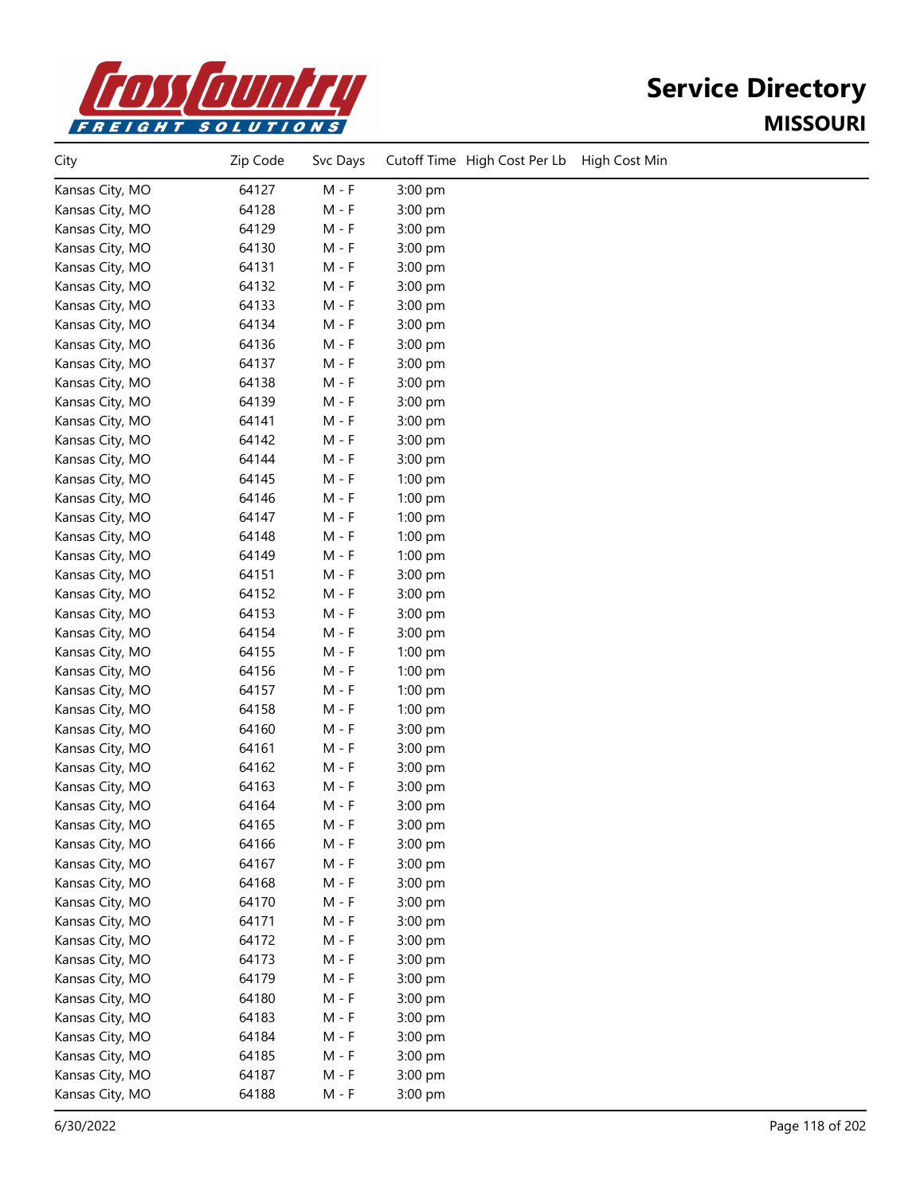# Service Directory

## MISSOURI

| City | Zip Code | Svc Days | Cutoff Time | High Cost Per Lb | High Cost Min |
|---|---|---|---|---|---|
| Kansas City, MO | 64127 | M - F | 3:00 pm | | |
| Kansas City, MO | 64128 | M - F | 3:00 pm | | |
| Kansas City, MO | 64129 | M - F | 3:00 pm | | |
| Kansas City, MO | 64130 | M - F | 3:00 pm | | |
| Kansas City, MO | 64131 | M - F | 3:00 pm | | |
| Kansas City, MO | 64132 | M - F | 3:00 pm | | |
| Kansas City, MO | 64133 | M - F | 3:00 pm | | |
| Kansas City, MO | 64134 | M - F | 3:00 pm | | |
| Kansas City, MO | 64136 | M - F | 3:00 pm | | |
| Kansas City, MO | 64137 | M - F | 3:00 pm | | |
| Kansas City, MO | 64138 | M - F | 3:00 pm | | |
| Kansas City, MO | 64139 | M - F | 3:00 pm | | |
| Kansas City, MO | 64141 | M - F | 3:00 pm | | |
| Kansas City, MO | 64142 | M - F | 3:00 pm | | |
| Kansas City, MO | 64144 | M - F | 3:00 pm | | |
| Kansas City, MO | 64145 | M - F | 1:00 pm | | |
| Kansas City, MO | 64146 | M - F | 1:00 pm | | |
| Kansas City, MO | 64147 | M - F | 1:00 pm | | |
| Kansas City, MO | 64148 | M - F | 1:00 pm | | |
| Kansas City, MO | 64149 | M - F | 1:00 pm | | |
| Kansas City, MO | 64151 | M - F | 3:00 pm | | |
| Kansas City, MO | 64152 | M - F | 3:00 pm | | |
| Kansas City, MO | 64153 | M - F | 3:00 pm | | |
| Kansas City, MO | 64154 | M - F | 3:00 pm | | |
| Kansas City, MO | 64155 | M - F | 1:00 pm | | |
| Kansas City, MO | 64156 | M - F | 1:00 pm | | |
| Kansas City, MO | 64157 | M - F | 1:00 pm | | |
| Kansas City, MO | 64158 | M - F | 1:00 pm | | |
| Kansas City, MO | 64160 | M - F | 3:00 pm | | |
| Kansas City, MO | 64161 | M - F | 3:00 pm | | |
| Kansas City, MO | 64162 | M - F | 3:00 pm | | |
| Kansas City, MO | 64163 | M - F | 3:00 pm | | |
| Kansas City, MO | 64164 | M - F | 3:00 pm | | |
| Kansas City, MO | 64165 | M - F | 3:00 pm | | |
| Kansas City, MO | 64166 | M - F | 3:00 pm | | |
| Kansas City, MO | 64167 | M - F | 3:00 pm | | |
| Kansas City, MO | 64168 | M - F | 3:00 pm | | |
| Kansas City, MO | 64170 | M - F | 3:00 pm | | |
| Kansas City, MO | 64171 | M - F | 3:00 pm | | |
| Kansas City, MO | 64172 | M - F | 3:00 pm | | |
| Kansas City, MO | 64173 | M - F | 3:00 pm | | |
| Kansas City, MO | 64179 | M - F | 3:00 pm | | |
| Kansas City, MO | 64180 | M - F | 3:00 pm | | |
| Kansas City, MO | 64183 | M - F | 3:00 pm | | |
| Kansas City, MO | 64184 | M - F | 3:00 pm | | |
| Kansas City, MO | 64185 | M - F | 3:00 pm | | |
| Kansas City, MO | 64187 | M - F | 3:00 pm | | |
| Kansas City, MO | 64188 | M - F | 3:00 pm | | |

6/30/2022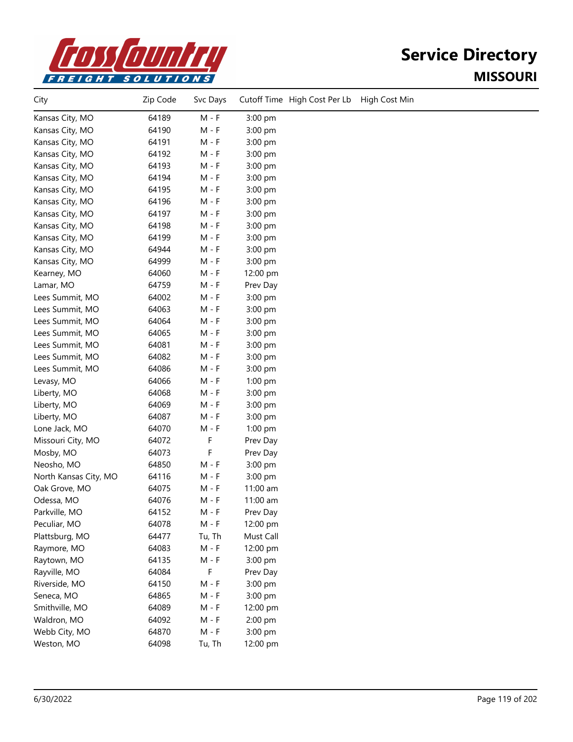# Service Directory

## MISSOURI

| City | Zip Code | Svc Days | Cutoff Time | High Cost Per Lb | High Cost Min |
|---|---|---|---|---|---|
| Kansas City, MO | 64189 | M - F | 3:00 pm | | |
| Kansas City, MO | 64190 | M - F | 3:00 pm | | |
| Kansas City, MO | 64191 | M - F | 3:00 pm | | |
| Kansas City, MO | 64192 | M - F | 3:00 pm | | |
| Kansas City, MO | 64193 | M - F | 3:00 pm | | |
| Kansas City, MO | 64194 | M - F | 3:00 pm | | |
| Kansas City, MO | 64195 | M - F | 3:00 pm | | |
| Kansas City, MO | 64196 | M - F | 3:00 pm | | |
| Kansas City, MO | 64197 | M - F | 3:00 pm | | |
| Kansas City, MO | 64198 | M - F | 3:00 pm | | |
| Kansas City, MO | 64199 | M - F | 3:00 pm | | |
| Kansas City, MO | 64944 | M - F | 3:00 pm | | |
| Kansas City, MO | 64999 | M - F | 3:00 pm | | |
| Kearney, MO | 64060 | M - F | 12:00 pm | | |
| Lamar, MO | 64759 | M - F | Prev Day | | |
| Lees Summit, MO | 64002 | M - F | 3:00 pm | | |
| Lees Summit, MO | 64063 | M - F | 3:00 pm | | |
| Lees Summit, MO | 64064 | M - F | 3:00 pm | | |
| Lees Summit, MO | 64065 | M - F | 3:00 pm | | |
| Lees Summit, MO | 64081 | M - F | 3:00 pm | | |
| Lees Summit, MO | 64082 | M - F | 3:00 pm | | |
| Lees Summit, MO | 64086 | M - F | 3:00 pm | | |
| Levasy, MO | 64066 | M - F | 1:00 pm | | |
| Liberty, MO | 64068 | M - F | 3:00 pm | | |
| Liberty, MO | 64069 | M - F | 3:00 pm | | |
| Liberty, MO | 64087 | M - F | 3:00 pm | | |
| Lone Jack, MO | 64070 | M - F | 1:00 pm | | |
| Missouri City, MO | 64072 | F | Prev Day | | |
| Mosby, MO | 64073 | F | Prev Day | | |
| Neosho, MO | 64850 | M - F | 3:00 pm | | |
| North Kansas City, MO | 64116 | M - F | 3:00 pm | | |
| Oak Grove, MO | 64075 | M - F | 11:00 am | | |
| Odessa, MO | 64076 | M - F | 11:00 am | | |
| Parkville, MO | 64152 | M - F | Prev Day | | |
| Peculiar, MO | 64078 | M - F | 12:00 pm | | |
| Plattsburg, MO | 64477 | Tu, Th | Must Call | | |
| Raymore, MO | 64083 | M - F | 12:00 pm | | |
| Raytown, MO | 64135 | M - F | 3:00 pm | | |
| Rayville, MO | 64084 | F | Prev Day | | |
| Riverside, MO | 64150 | M - F | 3:00 pm | | |
| Seneca, MO | 64865 | M - F | 3:00 pm | | |
| Smithville, MO | 64089 | M - F | 12:00 pm | | |
| Waldron, MO | 64092 | M - F | 2:00 pm | | |
| Webb City, MO | 64870 | M - F | 3:00 pm | | |
| Weston, MO | 64098 | Tu, Th | 12:00 pm | | |

6/30/2022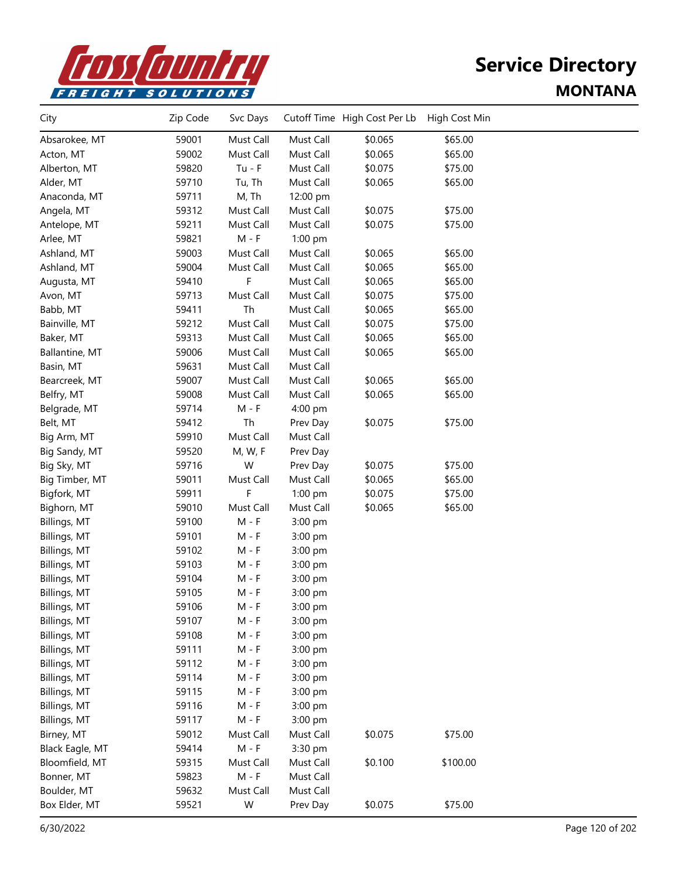# Service Directory

## MONTANA

| City | Zip Code | Svc Days | Cutoff Time | High Cost Per Lb | High Cost Min |
|---|---|---|---|---|---|
| Absarokee, MT | 59001 | Must Call | Must Call | $0.065 | $65.00 |
| Acton, MT | 59002 | Must Call | Must Call | $0.065 | $65.00 |
| Alberton, MT | 59820 | Tu - F | Must Call | $0.075 | $75.00 |
| Alder, MT | 59710 | Tu, Th | Must Call | $0.065 | $65.00 |
| Anaconda, MT | 59711 | M, Th | 12:00 pm | | |
| Angela, MT | 59312 | Must Call | Must Call | $0.075 | $75.00 |
| Antelope, MT | 59211 | Must Call | Must Call | $0.075 | $75.00 |
| Arlee, MT | 59821 | M - F | 1:00 pm | | |
| Ashland, MT | 59003 | Must Call | Must Call | $0.065 | $65.00 |
| Ashland, MT | 59004 | Must Call | Must Call | $0.065 | $65.00 |
| Augusta, MT | 59410 | F | Must Call | $0.065 | $65.00 |
| Avon, MT | 59713 | Must Call | Must Call | $0.075 | $75.00 |
| Babb, MT | 59411 | Th | Must Call | $0.065 | $65.00 |
| Bainville, MT | 59212 | Must Call | Must Call | $0.075 | $75.00 |
| Baker, MT | 59313 | Must Call | Must Call | $0.065 | $65.00 |
| Ballantine, MT | 59006 | Must Call | Must Call | $0.065 | $65.00 |
| Basin, MT | 59631 | Must Call | Must Call | | |
| Bearcreek, MT | 59007 | Must Call | Must Call | $0.065 | $65.00 |
| Belfry, MT | 59008 | Must Call | Must Call | $0.065 | $65.00 |
| Belgrade, MT | 59714 | M - F | 4:00 pm | | |
| Belt, MT | 59412 | Th | Prev Day | $0.075 | $75.00 |
| Big Arm, MT | 59910 | Must Call | Must Call | | |
| Big Sandy, MT | 59520 | M, W, F | Prev Day | | |
| Big Sky, MT | 59716 | W | Prev Day | $0.075 | $75.00 |
| Big Timber, MT | 59011 | Must Call | Must Call | $0.065 | $65.00 |
| Bigfork, MT | 59911 | F | 1:00 pm | $0.075 | $75.00 |
| Bighorn, MT | 59010 | Must Call | Must Call | $0.065 | $65.00 |
| Billings, MT | 59100 | M - F | 3:00 pm | | |
| Billings, MT | 59101 | M - F | 3:00 pm | | |
| Billings, MT | 59102 | M - F | 3:00 pm | | |
| Billings, MT | 59103 | M - F | 3:00 pm | | |
| Billings, MT | 59104 | M - F | 3:00 pm | | |
| Billings, MT | 59105 | M - F | 3:00 pm | | |
| Billings, MT | 59106 | M - F | 3:00 pm | | |
| Billings, MT | 59107 | M - F | 3:00 pm | | |
| Billings, MT | 59108 | M - F | 3:00 pm | | |
| Billings, MT | 59111 | M - F | 3:00 pm | | |
| Billings, MT | 59112 | M - F | 3:00 pm | | |
| Billings, MT | 59114 | M - F | 3:00 pm | | |
| Billings, MT | 59115 | M - F | 3:00 pm | | |
| Billings, MT | 59116 | M - F | 3:00 pm | | |
| Billings, MT | 59117 | M - F | 3:00 pm | | |
| Birney, MT | 59012 | Must Call | Must Call | $0.075 | $75.00 |
| Black Eagle, MT | 59414 | M - F | 3:30 pm | | |
| Bloomfield, MT | 59315 | Must Call | Must Call | $0.100 | $100.00 |
| Bonner, MT | 59823 | M - F | Must Call | | |
| Boulder, MT | 59632 | Must Call | Must Call | | |
| Box Elder, MT | 59521 | W | Prev Day | $0.075 | $75.00 |

6/30/2022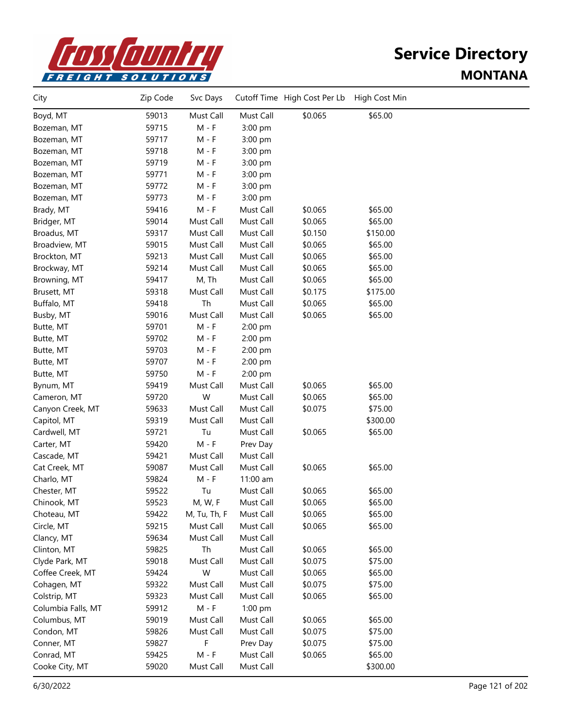# Service Directory

## MONTANA

| City | Zip Code | Svc Days | Cutoff Time | High Cost Per Lb | High Cost Min |
|---|---|---|---|---|---|
| Boyd, MT | 59013 | Must Call | Must Call | $0.065 | $65.00 |
| Bozeman, MT | 59715 | M - F | 3:00 pm | | |
| Bozeman, MT | 59717 | M - F | 3:00 pm | | |
| Bozeman, MT | 59718 | M - F | 3:00 pm | | |
| Bozeman, MT | 59719 | M - F | 3:00 pm | | |
| Bozeman, MT | 59771 | M - F | 3:00 pm | | |
| Bozeman, MT | 59772 | M - F | 3:00 pm | | |
| Bozeman, MT | 59773 | M - F | 3:00 pm | | |
| Brady, MT | 59416 | M - F | Must Call | $0.065 | $65.00 |
| Bridger, MT | 59014 | Must Call | Must Call | $0.065 | $65.00 |
| Broadus, MT | 59317 | Must Call | Must Call | $0.150 | $150.00 |
| Broadview, MT | 59015 | Must Call | Must Call | $0.065 | $65.00 |
| Brockton, MT | 59213 | Must Call | Must Call | $0.065 | $65.00 |
| Brockway, MT | 59214 | Must Call | Must Call | $0.065 | $65.00 |
| Browning, MT | 59417 | M, Th | Must Call | $0.065 | $65.00 |
| Brusett, MT | 59318 | Must Call | Must Call | $0.175 | $175.00 |
| Buffalo, MT | 59418 | Th | Must Call | $0.065 | $65.00 |
| Busby, MT | 59016 | Must Call | Must Call | $0.065 | $65.00 |
| Butte, MT | 59701 | M - F | 2:00 pm | | |
| Butte, MT | 59702 | M - F | 2:00 pm | | |
| Butte, MT | 59703 | M - F | 2:00 pm | | |
| Butte, MT | 59707 | M - F | 2:00 pm | | |
| Butte, MT | 59750 | M - F | 2:00 pm | | |
| Bynum, MT | 59419 | Must Call | Must Call | $0.065 | $65.00 |
| Cameron, MT | 59720 | W | Must Call | $0.065 | $65.00 |
| Canyon Creek, MT | 59633 | Must Call | Must Call | $0.075 | $75.00 |
| Capitol, MT | 59319 | Must Call | Must Call | | $300.00 |
| Cardwell, MT | 59721 | Tu | Must Call | $0.065 | $65.00 |
| Carter, MT | 59420 | M - F | Prev Day | | |
| Cascade, MT | 59421 | Must Call | Must Call | | |
| Cat Creek, MT | 59087 | Must Call | Must Call | $0.065 | $65.00 |
| Charlo, MT | 59824 | M - F | 11:00 am | | |
| Chester, MT | 59522 | Tu | Must Call | $0.065 | $65.00 |
| Chinook, MT | 59523 | M, W, F | Must Call | $0.065 | $65.00 |
| Choteau, MT | 59422 | M, Tu, Th, F | Must Call | $0.065 | $65.00 |
| Circle, MT | 59215 | Must Call | Must Call | $0.065 | $65.00 |
| Clancy, MT | 59634 | Must Call | Must Call | | |
| Clinton, MT | 59825 | Th | Must Call | $0.065 | $65.00 |
| Clyde Park, MT | 59018 | Must Call | Must Call | $0.075 | $75.00 |
| Coffee Creek, MT | 59424 | W | Must Call | $0.065 | $65.00 |
| Cohagen, MT | 59322 | Must Call | Must Call | $0.075 | $75.00 |
| Colstrip, MT | 59323 | Must Call | Must Call | $0.065 | $65.00 |
| Columbia Falls, MT | 59912 | M - F | 1:00 pm | | |
| Columbus, MT | 59019 | Must Call | Must Call | $0.065 | $65.00 |
| Condon, MT | 59826 | Must Call | Must Call | $0.075 | $75.00 |
| Conner, MT | 59827 | F | Prev Day | $0.075 | $75.00 |
| Conrad, MT | 59425 | M - F | Must Call | $0.065 | $65.00 |
| Cooke City, MT | 59020 | Must Call | Must Call | | $300.00 |

6/30/2022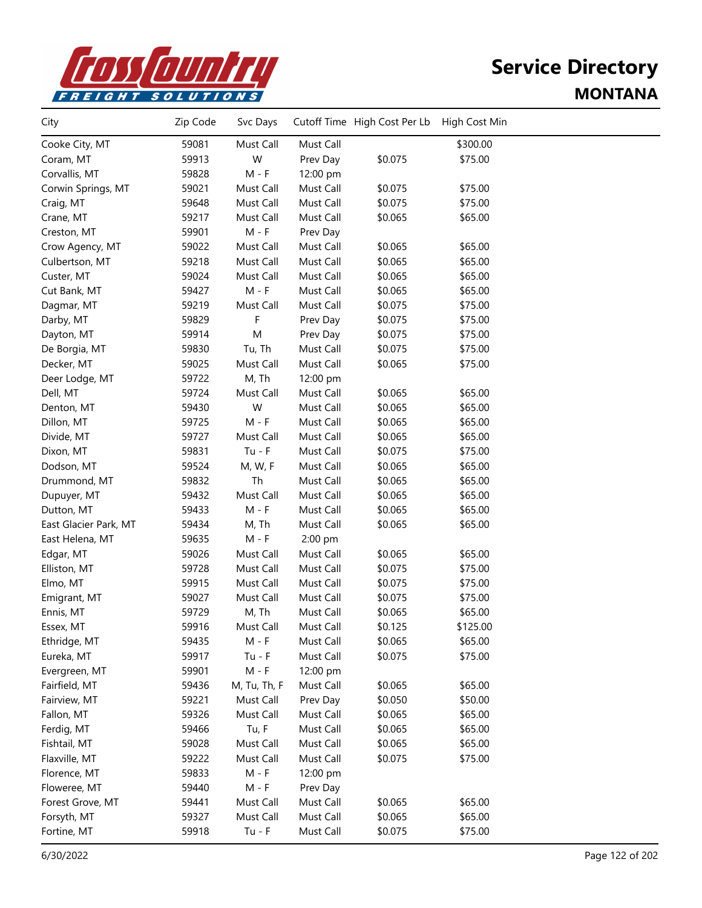# Service Directory

## MONTANA

| City | Zip Code | Svc Days | Cutoff Time | High Cost Per Lb | High Cost Min |
|---|---|---|---|---|---|
| Cooke City, MT | 59081 | Must Call | Must Call | | $300.00 |
| Coram, MT | 59913 | W | Prev Day | $0.075 | $75.00 |
| Corvallis, MT | 59828 | M - F | 12:00 pm | | |
| Corwin Springs, MT | 59021 | Must Call | Must Call | $0.075 | $75.00 |
| Craig, MT | 59648 | Must Call | Must Call | $0.075 | $75.00 |
| Crane, MT | 59217 | Must Call | Must Call | $0.065 | $65.00 |
| Creston, MT | 59901 | M - F | Prev Day | | |
| Crow Agency, MT | 59022 | Must Call | Must Call | $0.065 | $65.00 |
| Culbertson, MT | 59218 | Must Call | Must Call | $0.065 | $65.00 |
| Custer, MT | 59024 | Must Call | Must Call | $0.065 | $65.00 |
| Cut Bank, MT | 59427 | M - F | Must Call | $0.065 | $65.00 |
| Dagmar, MT | 59219 | Must Call | Must Call | $0.075 | $75.00 |
| Darby, MT | 59829 | F | Prev Day | $0.075 | $75.00 |
| Dayton, MT | 59914 | M | Prev Day | $0.075 | $75.00 |
| De Borgia, MT | 59830 | Tu, Th | Must Call | $0.075 | $75.00 |
| Decker, MT | 59025 | Must Call | Must Call | $0.065 | $75.00 |
| Deer Lodge, MT | 59722 | M, Th | 12:00 pm | | |
| Dell, MT | 59724 | Must Call | Must Call | $0.065 | $65.00 |
| Denton, MT | 59430 | W | Must Call | $0.065 | $65.00 |
| Dillon, MT | 59725 | M - F | Must Call | $0.065 | $65.00 |
| Divide, MT | 59727 | Must Call | Must Call | $0.065 | $65.00 |
| Dixon, MT | 59831 | Tu - F | Must Call | $0.075 | $75.00 |
| Dodson, MT | 59524 | M, W, F | Must Call | $0.065 | $65.00 |
| Drummond, MT | 59832 | Th | Must Call | $0.065 | $65.00 |
| Dupuyer, MT | 59432 | Must Call | Must Call | $0.065 | $65.00 |
| Dutton, MT | 59433 | M - F | Must Call | $0.065 | $65.00 |
| East Glacier Park, MT | 59434 | M, Th | Must Call | $0.065 | $65.00 |
| East Helena, MT | 59635 | M - F | 2:00 pm | | |
| Edgar, MT | 59026 | Must Call | Must Call | $0.065 | $65.00 |
| Elliston, MT | 59728 | Must Call | Must Call | $0.075 | $75.00 |
| Elmo, MT | 59915 | Must Call | Must Call | $0.075 | $75.00 |
| Emigrant, MT | 59027 | Must Call | Must Call | $0.075 | $75.00 |
| Ennis, MT | 59729 | M, Th | Must Call | $0.065 | $65.00 |
| Essex, MT | 59916 | Must Call | Must Call | $0.125 | $125.00 |
| Ethridge, MT | 59435 | M - F | Must Call | $0.065 | $65.00 |
| Eureka, MT | 59917 | Tu - F | Must Call | $0.075 | $75.00 |
| Evergreen, MT | 59901 | M - F | 12:00 pm | | |
| Fairfield, MT | 59436 | M, Tu, Th, F | Must Call | $0.065 | $65.00 |
| Fairview, MT | 59221 | Must Call | Prev Day | $0.050 | $50.00 |
| Fallon, MT | 59326 | Must Call | Must Call | $0.065 | $65.00 |
| Ferdig, MT | 59466 | Tu, F | Must Call | $0.065 | $65.00 |
| Fishtail, MT | 59028 | Must Call | Must Call | $0.065 | $65.00 |
| Flaxville, MT | 59222 | Must Call | Must Call | $0.075 | $75.00 |
| Florence, MT | 59833 | M - F | 12:00 pm | | |
| Floweree, MT | 59440 | M - F | Prev Day | | |
| Forest Grove, MT | 59441 | Must Call | Must Call | $0.065 | $65.00 |
| Forsyth, MT | 59327 | Must Call | Must Call | $0.065 | $65.00 |
| Fortine, MT | 59918 | Tu - F | Must Call | $0.075 | $75.00 |

6/30/2022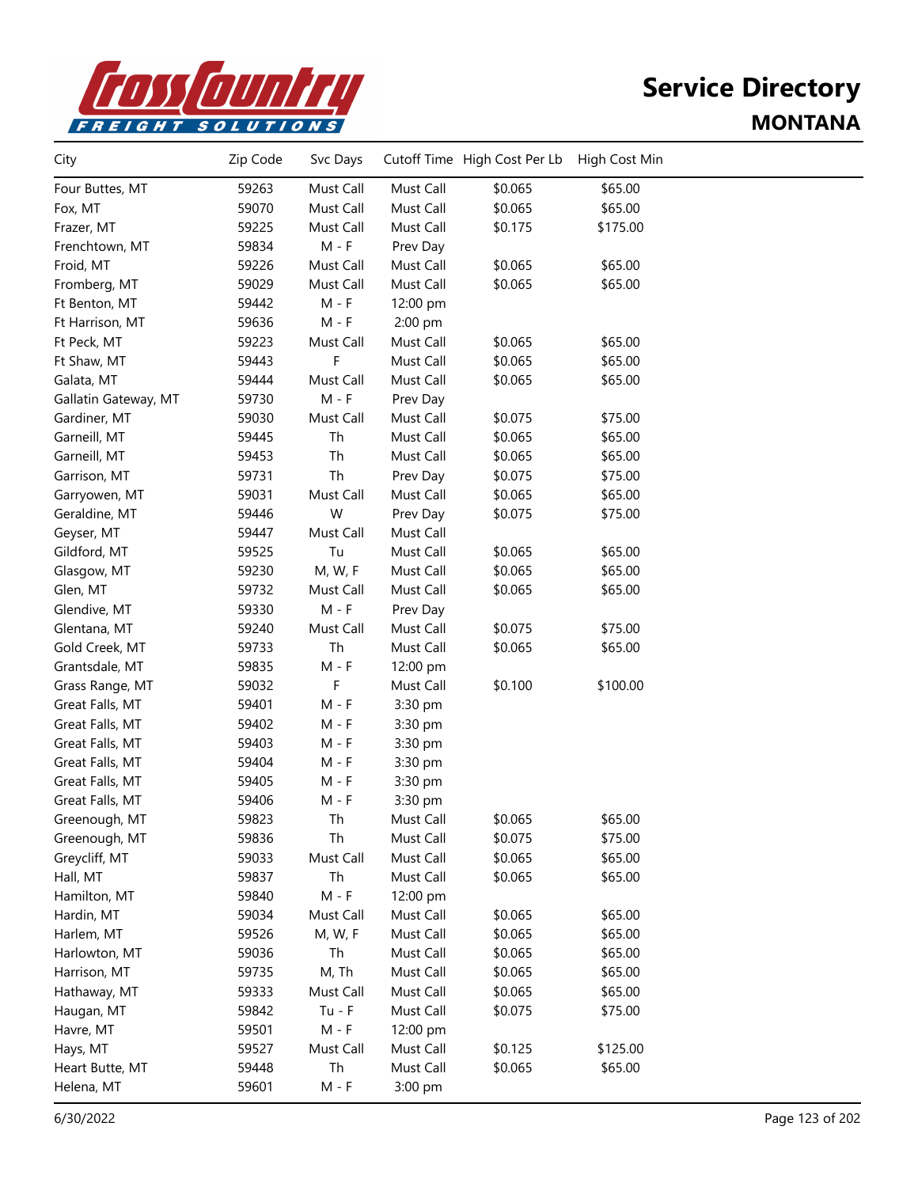# Service Directory

## MONTANA

| City | Zip Code | Svc Days | Cutoff Time | High Cost Per Lb | High Cost Min |
|---|---|---|---|---|---|
| Four Buttes, MT | 59263 | Must Call | Must Call | $0.065 | $65.00 |
| Fox, MT | 59070 | Must Call | Must Call | $0.065 | $65.00 |
| Frazer, MT | 59225 | Must Call | Must Call | $0.175 | $175.00 |
| Frenchtown, MT | 59834 | M - F | Prev Day | | |
| Froid, MT | 59226 | Must Call | Must Call | $0.065 | $65.00 |
| Fromberg, MT | 59029 | Must Call | Must Call | $0.065 | $65.00 |
| Ft Benton, MT | 59442 | M - F | 12:00 pm | | |
| Ft Harrison, MT | 59636 | M - F | 2:00 pm | | |
| Ft Peck, MT | 59223 | Must Call | Must Call | $0.065 | $65.00 |
| Ft Shaw, MT | 59443 | F | Must Call | $0.065 | $65.00 |
| Galata, MT | 59444 | Must Call | Must Call | $0.065 | $65.00 |
| Gallatin Gateway, MT | 59730 | M - F | Prev Day | | |
| Gardiner, MT | 59030 | Must Call | Must Call | $0.075 | $75.00 |
| Garneill, MT | 59445 | Th | Must Call | $0.065 | $65.00 |
| Garneill, MT | 59453 | Th | Must Call | $0.065 | $65.00 |
| Garrison, MT | 59731 | Th | Prev Day | $0.075 | $75.00 |
| Garryowen, MT | 59031 | Must Call | Must Call | $0.065 | $65.00 |
| Geraldine, MT | 59446 | W | Prev Day | $0.075 | $75.00 |
| Geyser, MT | 59447 | Must Call | Must Call | | |
| Gildford, MT | 59525 | Tu | Must Call | $0.065 | $65.00 |
| Glasgow, MT | 59230 | M, W, F | Must Call | $0.065 | $65.00 |
| Glen, MT | 59732 | Must Call | Must Call | $0.065 | $65.00 |
| Glendive, MT | 59330 | M - F | Prev Day | | |
| Glentana, MT | 59240 | Must Call | Must Call | $0.075 | $75.00 |
| Gold Creek, MT | 59733 | Th | Must Call | $0.065 | $65.00 |
| Grantsdale, MT | 59835 | M - F | 12:00 pm | | |
| Grass Range, MT | 59032 | F | Must Call | $0.100 | $100.00 |
| Great Falls, MT | 59401 | M - F | 3:30 pm | | |
| Great Falls, MT | 59402 | M - F | 3:30 pm | | |
| Great Falls, MT | 59403 | M - F | 3:30 pm | | |
| Great Falls, MT | 59404 | M - F | 3:30 pm | | |
| Great Falls, MT | 59405 | M - F | 3:30 pm | | |
| Great Falls, MT | 59406 | M - F | 3:30 pm | | |
| Greenough, MT | 59823 | Th | Must Call | $0.065 | $65.00 |
| Greenough, MT | 59836 | Th | Must Call | $0.075 | $75.00 |
| Greycliff, MT | 59033 | Must Call | Must Call | $0.065 | $65.00 |
| Hall, MT | 59837 | Th | Must Call | $0.065 | $65.00 |
| Hamilton, MT | 59840 | M - F | 12:00 pm | | |
| Hardin, MT | 59034 | Must Call | Must Call | $0.065 | $65.00 |
| Harlem, MT | 59526 | M, W, F | Must Call | $0.065 | $65.00 |
| Harlowton, MT | 59036 | Th | Must Call | $0.065 | $65.00 |
| Harrison, MT | 59735 | M, Th | Must Call | $0.065 | $65.00 |
| Hathaway, MT | 59333 | Must Call | Must Call | $0.065 | $65.00 |
| Haugan, MT | 59842 | Tu - F | Must Call | $0.075 | $75.00 |
| Havre, MT | 59501 | M - F | 12:00 pm | | |
| Hays, MT | 59527 | Must Call | Must Call | $0.125 | $125.00 |
| Heart Butte, MT | 59448 | Th | Must Call | $0.065 | $65.00 |
| Helena, MT | 59601 | M - F | 3:00 pm | | |

6/30/2022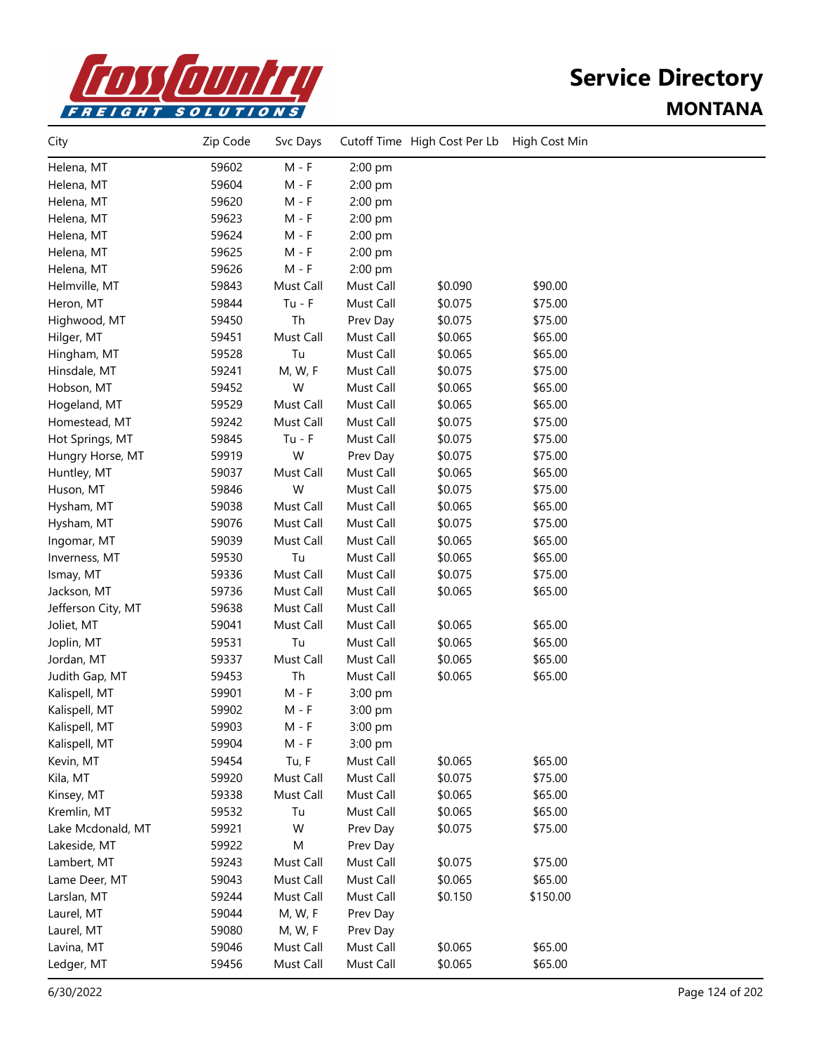# Service Directory

## MONTANA

| City | Zip Code | Svc Days | Cutoff Time | High Cost Per Lb | High Cost Min |
|---|---|---|---|---|---|
| Helena, MT | 59602 | M - F | 2:00 pm | | |
| Helena, MT | 59604 | M - F | 2:00 pm | | |
| Helena, MT | 59620 | M - F | 2:00 pm | | |
| Helena, MT | 59623 | M - F | 2:00 pm | | |
| Helena, MT | 59624 | M - F | 2:00 pm | | |
| Helena, MT | 59625 | M - F | 2:00 pm | | |
| Helena, MT | 59626 | M - F | 2:00 pm | | |
| Helmville, MT | 59843 | Must Call | Must Call | $0.090 | $90.00 |
| Heron, MT | 59844 | Tu - F | Must Call | $0.075 | $75.00 |
| Highwood, MT | 59450 | Th | Prev Day | $0.075 | $75.00 |
| Hilger, MT | 59451 | Must Call | Must Call | $0.065 | $65.00 |
| Hingham, MT | 59528 | Tu | Must Call | $0.065 | $65.00 |
| Hinsdale, MT | 59241 | M, W, F | Must Call | $0.075 | $75.00 |
| Hobson, MT | 59452 | W | Must Call | $0.065 | $65.00 |
| Hogeland, MT | 59529 | Must Call | Must Call | $0.065 | $65.00 |
| Homestead, MT | 59242 | Must Call | Must Call | $0.075 | $75.00 |
| Hot Springs, MT | 59845 | Tu - F | Must Call | $0.075 | $75.00 |
| Hungry Horse, MT | 59919 | W | Prev Day | $0.075 | $75.00 |
| Huntley, MT | 59037 | Must Call | Must Call | $0.065 | $65.00 |
| Huson, MT | 59846 | W | Must Call | $0.075 | $75.00 |
| Hysham, MT | 59038 | Must Call | Must Call | $0.065 | $65.00 |
| Hysham, MT | 59076 | Must Call | Must Call | $0.075 | $75.00 |
| Ingomar, MT | 59039 | Must Call | Must Call | $0.065 | $65.00 |
| Inverness, MT | 59530 | Tu | Must Call | $0.065 | $65.00 |
| Ismay, MT | 59336 | Must Call | Must Call | $0.075 | $75.00 |
| Jackson, MT | 59736 | Must Call | Must Call | $0.065 | $65.00 |
| Jefferson City, MT | 59638 | Must Call | Must Call | | |
| Joliet, MT | 59041 | Must Call | Must Call | $0.065 | $65.00 |
| Joplin, MT | 59531 | Tu | Must Call | $0.065 | $65.00 |
| Jordan, MT | 59337 | Must Call | Must Call | $0.065 | $65.00 |
| Judith Gap, MT | 59453 | Th | Must Call | $0.065 | $65.00 |
| Kalispell, MT | 59901 | M - F | 3:00 pm | | |
| Kalispell, MT | 59902 | M - F | 3:00 pm | | |
| Kalispell, MT | 59903 | M - F | 3:00 pm | | |
| Kalispell, MT | 59904 | M - F | 3:00 pm | | |
| Kevin, MT | 59454 | Tu, F | Must Call | $0.065 | $65.00 |
| Kila, MT | 59920 | Must Call | Must Call | $0.075 | $75.00 |
| Kinsey, MT | 59338 | Must Call | Must Call | $0.065 | $65.00 |
| Kremlin, MT | 59532 | Tu | Must Call | $0.065 | $65.00 |
| Lake Mcdonald, MT | 59921 | W | Prev Day | $0.075 | $75.00 |
| Lakeside, MT | 59922 | M | Prev Day | | |
| Lambert, MT | 59243 | Must Call | Must Call | $0.075 | $75.00 |
| Lame Deer, MT | 59043 | Must Call | Must Call | $0.065 | $65.00 |
| Larslan, MT | 59244 | Must Call | Must Call | $0.150 | $150.00 |
| Laurel, MT | 59044 | M, W, F | Prev Day | | |
| Laurel, MT | 59080 | M, W, F | Prev Day | | |
| Lavina, MT | 59046 | Must Call | Must Call | $0.065 | $65.00 |
| Ledger, MT | 59456 | Must Call | Must Call | $0.065 | $65.00 |

6/30/2022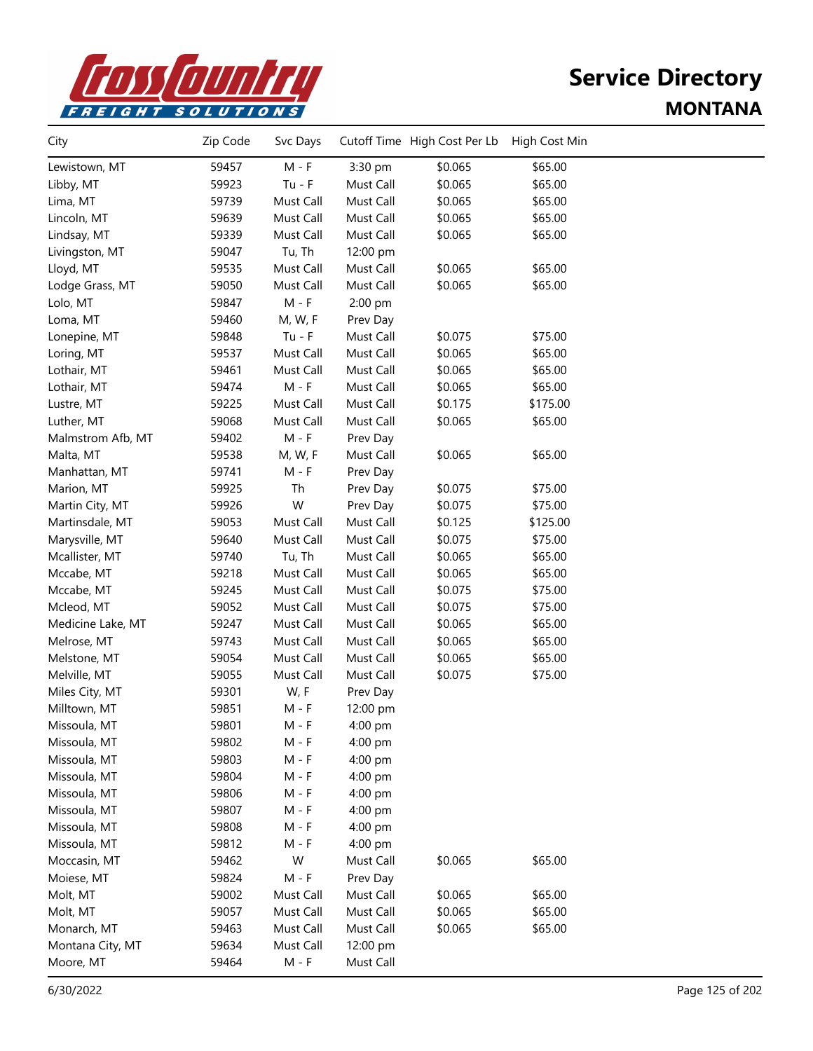# Cross Country Freight Solutions

## Service Directory

## MONTANA

| City | Zip Code | Svc Days | Cutoff Time | High Cost Per Lb | High Cost Min |
|---|---|---|---|---|---|
| Lewistown, MT | 59457 | M - F | 3:30 pm | $0.065 | $65.00 |
| Libby, MT | 59923 | Tu - F | Must Call | $0.065 | $65.00 |
| Lima, MT | 59739 | Must Call | Must Call | $0.065 | $65.00 |
| Lincoln, MT | 59639 | Must Call | Must Call | $0.065 | $65.00 |
| Lindsay, MT | 59339 | Must Call | Must Call | $0.065 | $65.00 |
| Livingston, MT | 59047 | Tu, Th | 12:00 pm | | |
| Lloyd, MT | 59535 | Must Call | Must Call | $0.065 | $65.00 |
| Lodge Grass, MT | 59050 | Must Call | Must Call | $0.065 | $65.00 |
| Lolo, MT | 59847 | M - F | 2:00 pm | | |
| Loma, MT | 59460 | M, W, F | Prev Day | | |
| Lonepine, MT | 59848 | Tu - F | Must Call | $0.075 | $75.00 |
| Loring, MT | 59537 | Must Call | Must Call | $0.065 | $65.00 |
| Lothair, MT | 59461 | Must Call | Must Call | $0.065 | $65.00 |
| Lothair, MT | 59474 | M - F | Must Call | $0.065 | $65.00 |
| Lustre, MT | 59225 | Must Call | Must Call | $0.175 | $175.00 |
| Luther, MT | 59068 | Must Call | Must Call | $0.065 | $65.00 |
| Malmstrom Afb, MT | 59402 | M - F | Prev Day | | |
| Malta, MT | 59538 | M, W, F | Must Call | $0.065 | $65.00 |
| Manhattan, MT | 59741 | M - F | Prev Day | | |
| Marion, MT | 59925 | Th | Prev Day | $0.075 | $75.00 |
| Martin City, MT | 59926 | W | Prev Day | $0.075 | $75.00 |
| Martinsdale, MT | 59053 | Must Call | Must Call | $0.125 | $125.00 |
| Marysville, MT | 59640 | Must Call | Must Call | $0.075 | $75.00 |
| Mcallister, MT | 59740 | Tu, Th | Must Call | $0.065 | $65.00 |
| Mccabe, MT | 59218 | Must Call | Must Call | $0.065 | $65.00 |
| Mccabe, MT | 59245 | Must Call | Must Call | $0.075 | $75.00 |
| Mcleod, MT | 59052 | Must Call | Must Call | $0.075 | $75.00 |
| Medicine Lake, MT | 59247 | Must Call | Must Call | $0.065 | $65.00 |
| Melrose, MT | 59743 | Must Call | Must Call | $0.065 | $65.00 |
| Melstone, MT | 59054 | Must Call | Must Call | $0.065 | $65.00 |
| Melville, MT | 59055 | Must Call | Must Call | $0.075 | $75.00 |
| Miles City, MT | 59301 | W, F | Prev Day | | |
| Milltown, MT | 59851 | M - F | 12:00 pm | | |
| Missoula, MT | 59801 | M - F | 4:00 pm | | |
| Missoula, MT | 59802 | M - F | 4:00 pm | | |
| Missoula, MT | 59803 | M - F | 4:00 pm | | |
| Missoula, MT | 59804 | M - F | 4:00 pm | | |
| Missoula, MT | 59806 | M - F | 4:00 pm | | |
| Missoula, MT | 59807 | M - F | 4:00 pm | | |
| Missoula, MT | 59808 | M - F | 4:00 pm | | |
| Missoula, MT | 59812 | M - F | 4:00 pm | | |
| Moccasin, MT | 59462 | W | Must Call | $0.065 | $65.00 |
| Moiese, MT | 59824 | M - F | Prev Day | | |
| Molt, MT | 59002 | Must Call | Must Call | $0.065 | $65.00 |
| Molt, MT | 59057 | Must Call | Must Call | $0.065 | $65.00 |
| Monarch, MT | 59463 | Must Call | Must Call | $0.065 | $65.00 |
| Montana City, MT | 59634 | Must Call | 12:00 pm | | |
| Moore, MT | 59464 | M - F | Must Call | | |

6/30/2022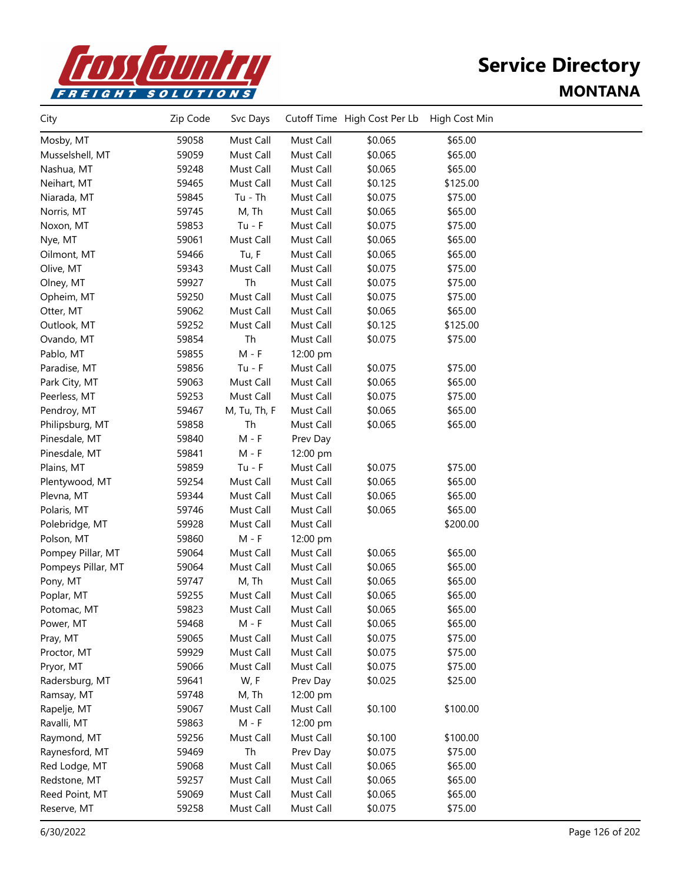# Service Directory

## MONTANA

| City | Zip Code | Svc Days | Cutoff Time | High Cost Per Lb | High Cost Min |
|---|---|---|---|---|---|
| Mosby, MT | 59058 | Must Call | Must Call | $0.065 | $65.00 |
| Musselshell, MT | 59059 | Must Call | Must Call | $0.065 | $65.00 |
| Nashua, MT | 59248 | Must Call | Must Call | $0.065 | $65.00 |
| Neihart, MT | 59465 | Must Call | Must Call | $0.125 | $125.00 |
| Niarada, MT | 59845 | Tu - Th | Must Call | $0.075 | $75.00 |
| Norris, MT | 59745 | M, Th | Must Call | $0.065 | $65.00 |
| Noxon, MT | 59853 | Tu - F | Must Call | $0.075 | $75.00 |
| Nye, MT | 59061 | Must Call | Must Call | $0.065 | $65.00 |
| Oilmont, MT | 59466 | Tu, F | Must Call | $0.065 | $65.00 |
| Olive, MT | 59343 | Must Call | Must Call | $0.075 | $75.00 |
| Olney, MT | 59927 | Th | Must Call | $0.075 | $75.00 |
| Opheim, MT | 59250 | Must Call | Must Call | $0.075 | $75.00 |
| Otter, MT | 59062 | Must Call | Must Call | $0.065 | $65.00 |
| Outlook, MT | 59252 | Must Call | Must Call | $0.125 | $125.00 |
| Ovando, MT | 59854 | Th | Must Call | $0.075 | $75.00 |
| Pablo, MT | 59855 | M - F | 12:00 pm | | |
| Paradise, MT | 59856 | Tu - F | Must Call | $0.075 | $75.00 |
| Park City, MT | 59063 | Must Call | Must Call | $0.065 | $65.00 |
| Peerless, MT | 59253 | Must Call | Must Call | $0.075 | $75.00 |
| Pendroy, MT | 59467 | M, Tu, Th, F | Must Call | $0.065 | $65.00 |
| Philipsburg, MT | 59858 | Th | Must Call | $0.065 | $65.00 |
| Pinesdale, MT | 59840 | M - F | Prev Day | | |
| Pinesdale, MT | 59841 | M - F | 12:00 pm | | |
| Plains, MT | 59859 | Tu - F | Must Call | $0.075 | $75.00 |
| Plentywood, MT | 59254 | Must Call | Must Call | $0.065 | $65.00 |
| Plevna, MT | 59344 | Must Call | Must Call | $0.065 | $65.00 |
| Polaris, MT | 59746 | Must Call | Must Call | $0.065 | $65.00 |
| Polebridge, MT | 59928 | Must Call | Must Call | | $200.00 |
| Polson, MT | 59860 | M - F | 12:00 pm | | |
| Pompey Pillar, MT | 59064 | Must Call | Must Call | $0.065 | $65.00 |
| Pompeys Pillar, MT | 59064 | Must Call | Must Call | $0.065 | $65.00 |
| Pony, MT | 59747 | M, Th | Must Call | $0.065 | $65.00 |
| Poplar, MT | 59255 | Must Call | Must Call | $0.065 | $65.00 |
| Potomac, MT | 59823 | Must Call | Must Call | $0.065 | $65.00 |
| Power, MT | 59468 | M - F | Must Call | $0.065 | $65.00 |
| Pray, MT | 59065 | Must Call | Must Call | $0.075 | $75.00 |
| Proctor, MT | 59929 | Must Call | Must Call | $0.075 | $75.00 |
| Pryor, MT | 59066 | Must Call | Must Call | $0.075 | $75.00 |
| Radersburg, MT | 59641 | W, F | Prev Day | $0.025 | $25.00 |
| Ramsay, MT | 59748 | M, Th | 12:00 pm | | |
| Rapelje, MT | 59067 | Must Call | Must Call | $0.100 | $100.00 |
| Ravalli, MT | 59863 | M - F | 12:00 pm | | |
| Raymond, MT | 59256 | Must Call | Must Call | $0.100 | $100.00 |
| Raynesford, MT | 59469 | Th | Prev Day | $0.075 | $75.00 |
| Red Lodge, MT | 59068 | Must Call | Must Call | $0.065 | $65.00 |
| Redstone, MT | 59257 | Must Call | Must Call | $0.065 | $65.00 |
| Reed Point, MT | 59069 | Must Call | Must Call | $0.065 | $65.00 |
| Reserve, MT | 59258 | Must Call | Must Call | $0.075 | $75.00 |

6/30/2022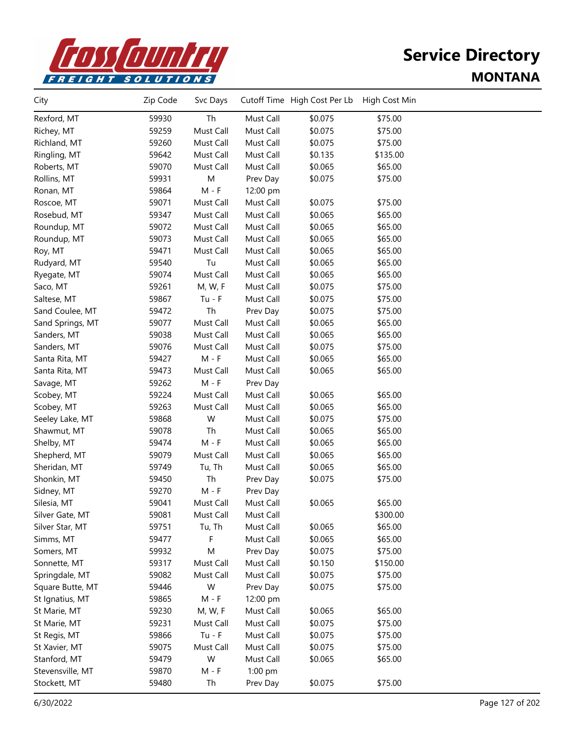# Service Directory

## MONTANA

| City | Zip Code | Svc Days | Cutoff Time | High Cost Per Lb | High Cost Min |
|---|---|---|---|---|---|
| Rexford, MT | 59930 | Th | Must Call | $0.075 | $75.00 |
| Richey, MT | 59259 | Must Call | Must Call | $0.075 | $75.00 |
| Richland, MT | 59260 | Must Call | Must Call | $0.075 | $75.00 |
| Ringling, MT | 59642 | Must Call | Must Call | $0.135 | $135.00 |
| Roberts, MT | 59070 | Must Call | Must Call | $0.065 | $65.00 |
| Rollins, MT | 59931 | M | Prev Day | $0.075 | $75.00 |
| Ronan, MT | 59864 | M - F | 12:00 pm | | |
| Roscoe, MT | 59071 | Must Call | Must Call | $0.075 | $75.00 |
| Rosebud, MT | 59347 | Must Call | Must Call | $0.065 | $65.00 |
| Roundup, MT | 59072 | Must Call | Must Call | $0.065 | $65.00 |
| Roundup, MT | 59073 | Must Call | Must Call | $0.065 | $65.00 |
| Roy, MT | 59471 | Must Call | Must Call | $0.065 | $65.00 |
| Rudyard, MT | 59540 | Tu | Must Call | $0.065 | $65.00 |
| Ryegate, MT | 59074 | Must Call | Must Call | $0.065 | $65.00 |
| Saco, MT | 59261 | M, W, F | Must Call | $0.075 | $75.00 |
| Saltese, MT | 59867 | Tu - F | Must Call | $0.075 | $75.00 |
| Sand Coulee, MT | 59472 | Th | Prev Day | $0.075 | $75.00 |
| Sand Springs, MT | 59077 | Must Call | Must Call | $0.065 | $65.00 |
| Sanders, MT | 59038 | Must Call | Must Call | $0.065 | $65.00 |
| Sanders, MT | 59076 | Must Call | Must Call | $0.075 | $75.00 |
| Santa Rita, MT | 59427 | M - F | Must Call | $0.065 | $65.00 |
| Santa Rita, MT | 59473 | Must Call | Must Call | $0.065 | $65.00 |
| Savage, MT | 59262 | M - F | Prev Day | | |
| Scobey, MT | 59224 | Must Call | Must Call | $0.065 | $65.00 |
| Scobey, MT | 59263 | Must Call | Must Call | $0.065 | $65.00 |
| Seeley Lake, MT | 59868 | W | Must Call | $0.075 | $75.00 |
| Shawmut, MT | 59078 | Th | Must Call | $0.065 | $65.00 |
| Shelby, MT | 59474 | M - F | Must Call | $0.065 | $65.00 |
| Shepherd, MT | 59079 | Must Call | Must Call | $0.065 | $65.00 |
| Sheridan, MT | 59749 | Tu, Th | Must Call | $0.065 | $65.00 |
| Shonkin, MT | 59450 | Th | Prev Day | $0.075 | $75.00 |
| Sidney, MT | 59270 | M - F | Prev Day | | |
| Silesia, MT | 59041 | Must Call | Must Call | $0.065 | $65.00 |
| Silver Gate, MT | 59081 | Must Call | Must Call | | $300.00 |
| Silver Star, MT | 59751 | Tu, Th | Must Call | $0.065 | $65.00 |
| Simms, MT | 59477 | F | Must Call | $0.065 | $65.00 |
| Somers, MT | 59932 | M | Prev Day | $0.075 | $75.00 |
| Sonnette, MT | 59317 | Must Call | Must Call | $0.150 | $150.00 |
| Springdale, MT | 59082 | Must Call | Must Call | $0.075 | $75.00 |
| Square Butte, MT | 59446 | W | Prev Day | $0.075 | $75.00 |
| St Ignatius, MT | 59865 | M - F | 12:00 pm | | |
| St Marie, MT | 59230 | M, W, F | Must Call | $0.065 | $65.00 |
| St Marie, MT | 59231 | Must Call | Must Call | $0.075 | $75.00 |
| St Regis, MT | 59866 | Tu - F | Must Call | $0.075 | $75.00 |
| St Xavier, MT | 59075 | Must Call | Must Call | $0.075 | $75.00 |
| Stanford, MT | 59479 | W | Must Call | $0.065 | $65.00 |
| Stevensville, MT | 59870 | M - F | 1:00 pm | | |
| Stockett, MT | 59480 | Th | Prev Day | $0.075 | $75.00 |

6/30/2022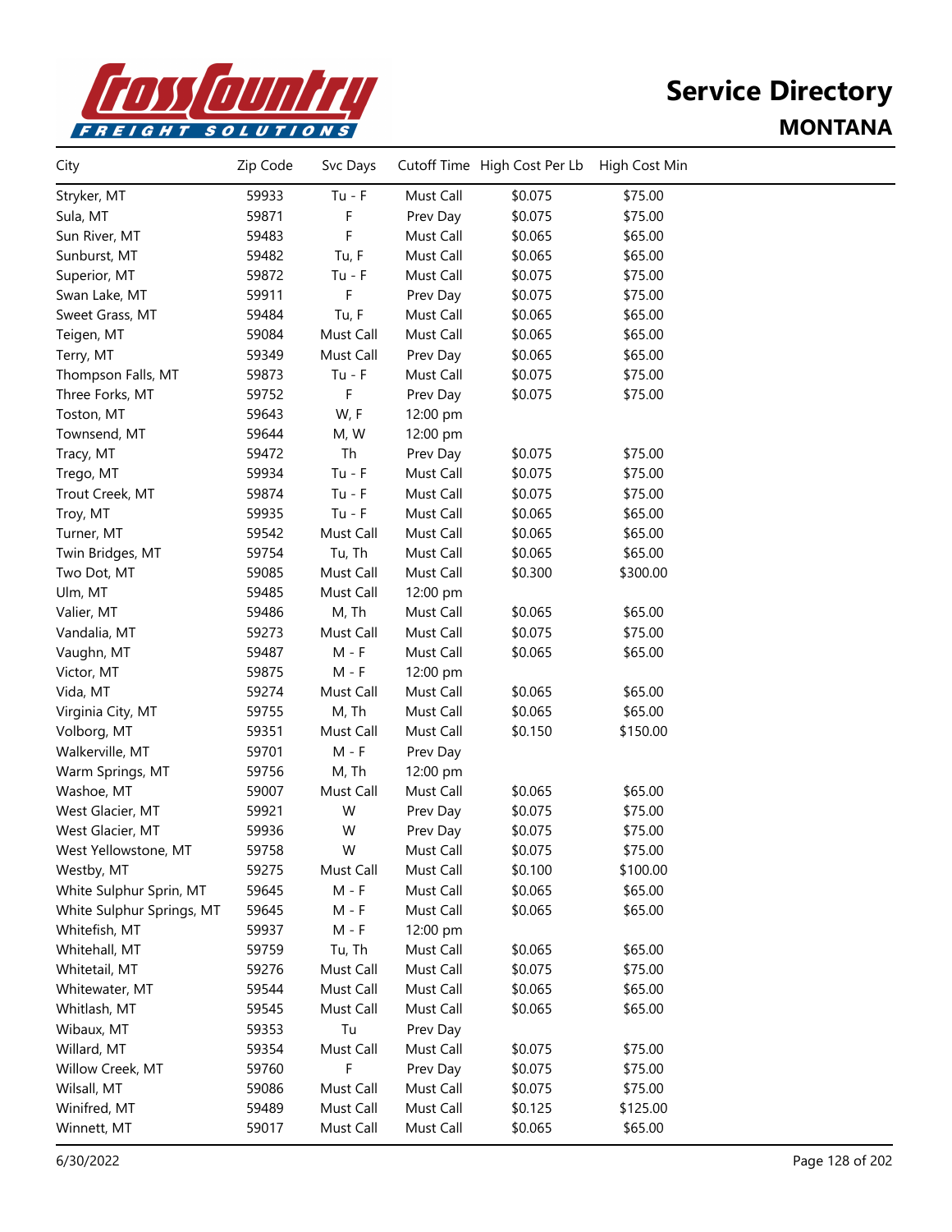# Service Directory

## MONTANA

| City | Zip Code | Svc Days | Cutoff Time | High Cost Per Lb | High Cost Min |
|---|---|---|---|---|---|
| Stryker, MT | 59933 | Tu - F | Must Call | $0.075 | $75.00 |
| Sula, MT | 59871 | F | Prev Day | $0.075 | $75.00 |
| Sun River, MT | 59483 | F | Must Call | $0.065 | $65.00 |
| Sunburst, MT | 59482 | Tu, F | Must Call | $0.065 | $65.00 |
| Superior, MT | 59872 | Tu - F | Must Call | $0.075 | $75.00 |
| Swan Lake, MT | 59911 | F | Prev Day | $0.075 | $75.00 |
| Sweet Grass, MT | 59484 | Tu, F | Must Call | $0.065 | $65.00 |
| Teigen, MT | 59084 | Must Call | Must Call | $0.065 | $65.00 |
| Terry, MT | 59349 | Must Call | Prev Day | $0.065 | $65.00 |
| Thompson Falls, MT | 59873 | Tu - F | Must Call | $0.075 | $75.00 |
| Three Forks, MT | 59752 | F | Prev Day | $0.075 | $75.00 |
| Toston, MT | 59643 | W, F | 12:00 pm | | |
| Townsend, MT | 59644 | M, W | 12:00 pm | | |
| Tracy, MT | 59472 | Th | Prev Day | $0.075 | $75.00 |
| Trego, MT | 59934 | Tu - F | Must Call | $0.075 | $75.00 |
| Trout Creek, MT | 59874 | Tu - F | Must Call | $0.075 | $75.00 |
| Troy, MT | 59935 | Tu - F | Must Call | $0.065 | $65.00 |
| Turner, MT | 59542 | Must Call | Must Call | $0.065 | $65.00 |
| Twin Bridges, MT | 59754 | Tu, Th | Must Call | $0.065 | $65.00 |
| Two Dot, MT | 59085 | Must Call | Must Call | $0.300 | $300.00 |
| Ulm, MT | 59485 | Must Call | 12:00 pm | | |
| Valier, MT | 59486 | M, Th | Must Call | $0.065 | $65.00 |
| Vandalia, MT | 59273 | Must Call | Must Call | $0.075 | $75.00 |
| Vaughn, MT | 59487 | M - F | Must Call | $0.065 | $65.00 |
| Victor, MT | 59875 | M - F | 12:00 pm | | |
| Vida, MT | 59274 | Must Call | Must Call | $0.065 | $65.00 |
| Virginia City, MT | 59755 | M, Th | Must Call | $0.065 | $65.00 |
| Volborg, MT | 59351 | Must Call | Must Call | $0.150 | $150.00 |
| Walkerville, MT | 59701 | M - F | Prev Day | | |
| Warm Springs, MT | 59756 | M, Th | 12:00 pm | | |
| Washoe, MT | 59007 | Must Call | Must Call | $0.065 | $65.00 |
| West Glacier, MT | 59921 | W | Prev Day | $0.075 | $75.00 |
| West Glacier, MT | 59936 | W | Prev Day | $0.075 | $75.00 |
| West Yellowstone, MT | 59758 | W | Must Call | $0.075 | $75.00 |
| Westby, MT | 59275 | Must Call | Must Call | $0.100 | $100.00 |
| White Sulphur Sprin, MT | 59645 | M - F | Must Call | $0.065 | $65.00 |
| White Sulphur Springs, MT | 59645 | M - F | Must Call | $0.065 | $65.00 |
| Whitefish, MT | 59937 | M - F | 12:00 pm | | |
| Whitehall, MT | 59759 | Tu, Th | Must Call | $0.065 | $65.00 |
| Whitetail, MT | 59276 | Must Call | Must Call | $0.075 | $75.00 |
| Whitewater, MT | 59544 | Must Call | Must Call | $0.065 | $65.00 |
| Whitlash, MT | 59545 | Must Call | Must Call | $0.065 | $65.00 |
| Wibaux, MT | 59353 | Tu | Prev Day | | |
| Willard, MT | 59354 | Must Call | Must Call | $0.075 | $75.00 |
| Willow Creek, MT | 59760 | F | Prev Day | $0.075 | $75.00 |
| Wilsall, MT | 59086 | Must Call | Must Call | $0.075 | $75.00 |
| Winifred, MT | 59489 | Must Call | Must Call | $0.125 | $125.00 |
| Winnett, MT | 59017 | Must Call | Must Call | $0.065 | $65.00 |

6/30/2022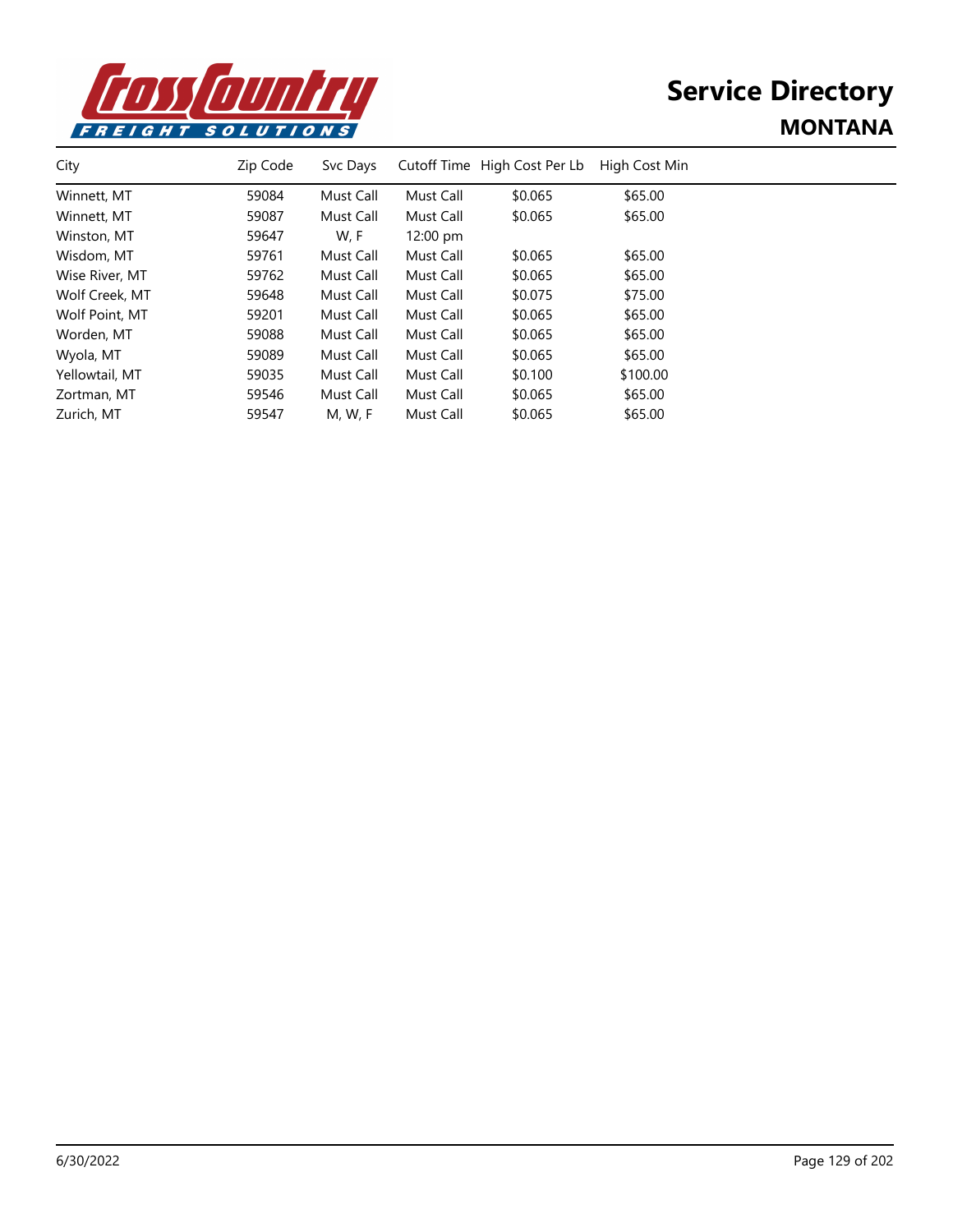# Service Directory

## MONTANA

| City | Zip Code | Svc Days | Cutoff Time | High Cost Per Lb | High Cost Min |
|---|---|---|---|---|---|
| Winnett, MT | 59084 | Must Call | Must Call | $0.065 | $65.00 |
| Winnett, MT | 59087 | Must Call | Must Call | $0.065 | $65.00 |
| Winston, MT | 59647 | W, F | 12:00 pm | | |
| Wisdom, MT | 59761 | Must Call | Must Call | $0.065 | $65.00 |
| Wise River, MT | 59762 | Must Call | Must Call | $0.065 | $65.00 |
| Wolf Creek, MT | 59648 | Must Call | Must Call | $0.075 | $75.00 |
| Wolf Point, MT | 59201 | Must Call | Must Call | $0.065 | $65.00 |
| Worden, MT | 59088 | Must Call | Must Call | $0.065 | $65.00 |
| Wyola, MT | 59089 | Must Call | Must Call | $0.065 | $65.00 |
| Yellowtail, MT | 59035 | Must Call | Must Call | $0.100 | $100.00 |
| Zortman, MT | 59546 | Must Call | Must Call | $0.065 | $65.00 |
| Zurich, MT | 59547 | M, W, F | Must Call | $0.065 | $65.00 |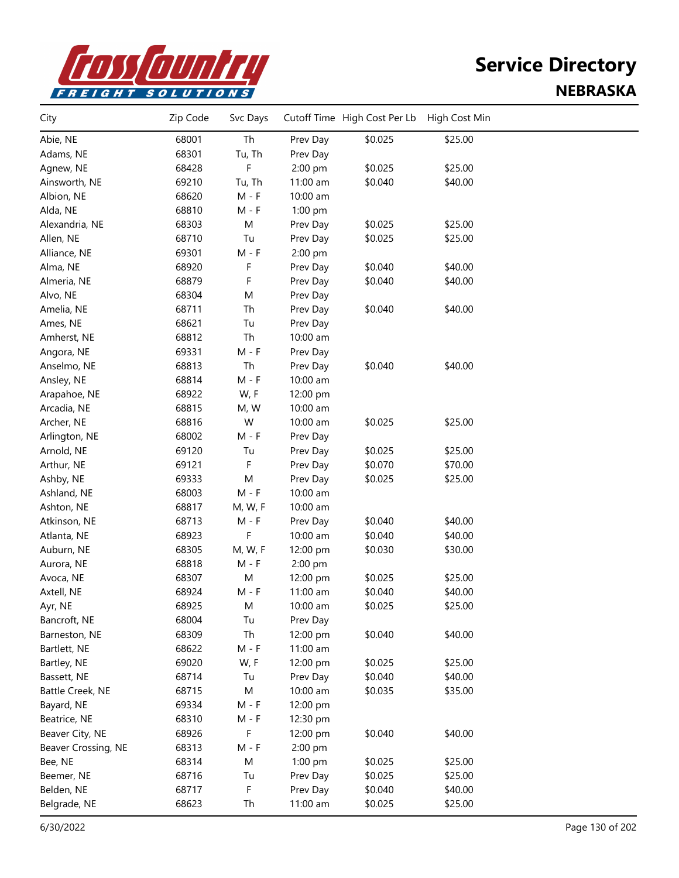# Service Directory

## NEBRASKA

| City | Zip Code | Svc Days | Cutoff Time | High Cost Per Lb | High Cost Min |
|---|---|---|---|---|---|
| Abie, NE | 68001 | Th | Prev Day | $0.025 | $25.00 |
| Adams, NE | 68301 | Tu, Th | Prev Day | | |
| Agnew, NE | 68428 | F | 2:00 pm | $0.025 | $25.00 |
| Ainsworth, NE | 69210 | Tu, Th | 11:00 am | $0.040 | $40.00 |
| Albion, NE | 68620 | M - F | 10:00 am | | |
| Alda, NE | 68810 | M - F | 1:00 pm | | |
| Alexandria, NE | 68303 | M | Prev Day | $0.025 | $25.00 |
| Allen, NE | 68710 | Tu | Prev Day | $0.025 | $25.00 |
| Alliance, NE | 69301 | M - F | 2:00 pm | | |
| Alma, NE | 68920 | F | Prev Day | $0.040 | $40.00 |
| Almeria, NE | 68879 | F | Prev Day | $0.040 | $40.00 |
| Alvo, NE | 68304 | M | Prev Day | | |
| Amelia, NE | 68711 | Th | Prev Day | $0.040 | $40.00 |
| Ames, NE | 68621 | Tu | Prev Day | | |
| Amherst, NE | 68812 | Th | 10:00 am | | |
| Angora, NE | 69331 | M - F | Prev Day | | |
| Anselmo, NE | 68813 | Th | Prev Day | $0.040 | $40.00 |
| Ansley, NE | 68814 | M - F | 10:00 am | | |
| Arapahoe, NE | 68922 | W, F | 12:00 pm | | |
| Arcadia, NE | 68815 | M, W | 10:00 am | | |
| Archer, NE | 68816 | W | 10:00 am | $0.025 | $25.00 |
| Arlington, NE | 68002 | M - F | Prev Day | | |
| Arnold, NE | 69120 | Tu | Prev Day | $0.025 | $25.00 |
| Arthur, NE | 69121 | F | Prev Day | $0.070 | $70.00 |
| Ashby, NE | 69333 | M | Prev Day | $0.025 | $25.00 |
| Ashland, NE | 68003 | M - F | 10:00 am | | |
| Ashton, NE | 68817 | M, W, F | 10:00 am | | |
| Atkinson, NE | 68713 | M - F | Prev Day | $0.040 | $40.00 |
| Atlanta, NE | 68923 | F | 10:00 am | $0.040 | $40.00 |
| Auburn, NE | 68305 | M, W, F | 12:00 pm | $0.030 | $30.00 |
| Aurora, NE | 68818 | M - F | 2:00 pm | | |
| Avoca, NE | 68307 | M | 12:00 pm | $0.025 | $25.00 |
| Axtell, NE | 68924 | M - F | 11:00 am | $0.040 | $40.00 |
| Ayr, NE | 68925 | M | 10:00 am | $0.025 | $25.00 |
| Bancroft, NE | 68004 | Tu | Prev Day | | |
| Barneston, NE | 68309 | Th | 12:00 pm | $0.040 | $40.00 |
| Bartlett, NE | 68622 | M - F | 11:00 am | | |
| Bartley, NE | 69020 | W, F | 12:00 pm | $0.025 | $25.00 |
| Bassett, NE | 68714 | Tu | Prev Day | $0.040 | $40.00 |
| Battle Creek, NE | 68715 | M | 10:00 am | $0.035 | $35.00 |
| Bayard, NE | 69334 | M - F | 12:00 pm | | |
| Beatrice, NE | 68310 | M - F | 12:30 pm | | |
| Beaver City, NE | 68926 | F | 12:00 pm | $0.040 | $40.00 |
| Beaver Crossing, NE | 68313 | M - F | 2:00 pm | | |
| Bee, NE | 68314 | M | 1:00 pm | $0.025 | $25.00 |
| Beemer, NE | 68716 | Tu | Prev Day | $0.025 | $25.00 |
| Belden, NE | 68717 | F | Prev Day | $0.040 | $40.00 |
| Belgrade, NE | 68623 | Th | 11:00 am | $0.025 | $25.00 |

6/30/2022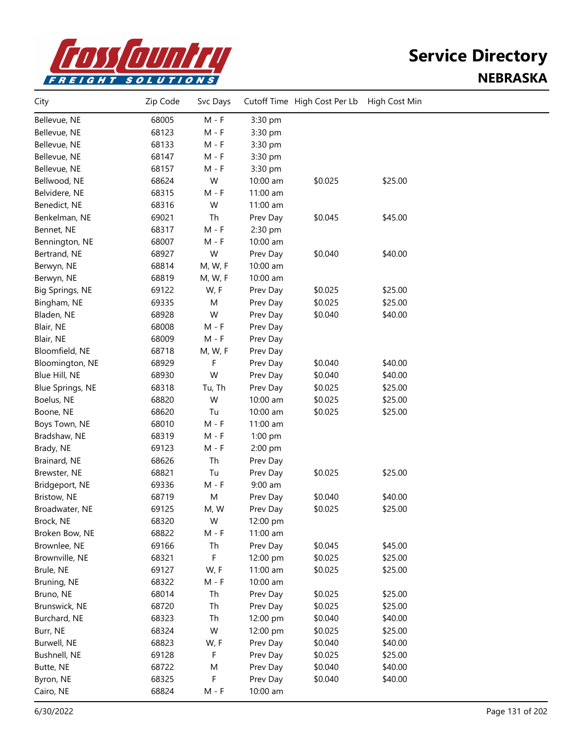# Service Directory

## NEBRASKA

| City | Zip Code | Svc Days | Cutoff Time | High Cost Per Lb | High Cost Min |
|---|---|---|---|---|---|
| Bellevue, NE | 68005 | M - F | 3:30 pm | | |
| Bellevue, NE | 68123 | M - F | 3:30 pm | | |
| Bellevue, NE | 68133 | M - F | 3:30 pm | | |
| Bellevue, NE | 68147 | M - F | 3:30 pm | | |
| Bellevue, NE | 68157 | M - F | 3:30 pm | | |
| Bellwood, NE | 68624 | W | 10:00 am | $0.025 | $25.00 |
| Belvidere, NE | 68315 | M - F | 11:00 am | | |
| Benedict, NE | 68316 | W | 11:00 am | | |
| Benkelman, NE | 69021 | Th | Prev Day | $0.045 | $45.00 |
| Bennet, NE | 68317 | M - F | 2:30 pm | | |
| Bennington, NE | 68007 | M - F | 10:00 am | | |
| Bertrand, NE | 68927 | W | Prev Day | $0.040 | $40.00 |
| Berwyn, NE | 68814 | M, W, F | 10:00 am | | |
| Berwyn, NE | 68819 | M, W, F | 10:00 am | | |
| Big Springs, NE | 69122 | W, F | Prev Day | $0.025 | $25.00 |
| Bingham, NE | 69335 | M | Prev Day | $0.025 | $25.00 |
| Bladen, NE | 68928 | W | Prev Day | $0.040 | $40.00 |
| Blair, NE | 68008 | M - F | Prev Day | | |
| Blair, NE | 68009 | M - F | Prev Day | | |
| Bloomfield, NE | 68718 | M, W, F | Prev Day | | |
| Bloomington, NE | 68929 | F | Prev Day | $0.040 | $40.00 |
| Blue Hill, NE | 68930 | W | Prev Day | $0.040 | $40.00 |
| Blue Springs, NE | 68318 | Tu, Th | Prev Day | $0.025 | $25.00 |
| Boelus, NE | 68820 | W | 10:00 am | $0.025 | $25.00 |
| Boone, NE | 68620 | Tu | 10:00 am | $0.025 | $25.00 |
| Boys Town, NE | 68010 | M - F | 11:00 am | | |
| Bradshaw, NE | 68319 | M - F | 1:00 pm | | |
| Brady, NE | 69123 | M - F | 2:00 pm | | |
| Brainard, NE | 68626 | Th | Prev Day | | |
| Brewster, NE | 68821 | Tu | Prev Day | $0.025 | $25.00 |
| Bridgeport, NE | 69336 | M - F | 9:00 am | | |
| Bristow, NE | 68719 | M | Prev Day | $0.040 | $40.00 |
| Broadwater, NE | 69125 | M, W | Prev Day | $0.025 | $25.00 |
| Brock, NE | 68320 | W | 12:00 pm | | |
| Broken Bow, NE | 68822 | M - F | 11:00 am | | |
| Brownlee, NE | 69166 | Th | Prev Day | $0.045 | $45.00 |
| Brownville, NE | 68321 | F | 12:00 pm | $0.025 | $25.00 |
| Brule, NE | 69127 | W, F | 11:00 am | $0.025 | $25.00 |
| Bruning, NE | 68322 | M - F | 10:00 am | | |
| Bruno, NE | 68014 | Th | Prev Day | $0.025 | $25.00 |
| Brunswick, NE | 68720 | Th | Prev Day | $0.025 | $25.00 |
| Burchard, NE | 68323 | Th | 12:00 pm | $0.040 | $40.00 |
| Burr, NE | 68324 | W | 12:00 pm | $0.025 | $25.00 |
| Burwell, NE | 68823 | W, F | Prev Day | $0.040 | $40.00 |
| Bushnell, NE | 69128 | F | Prev Day | $0.025 | $25.00 |
| Butte, NE | 68722 | M | Prev Day | $0.040 | $40.00 |
| Byron, NE | 68325 | F | Prev Day | $0.040 | $40.00 |
| Cairo, NE | 68824 | M - F | 10:00 am | | |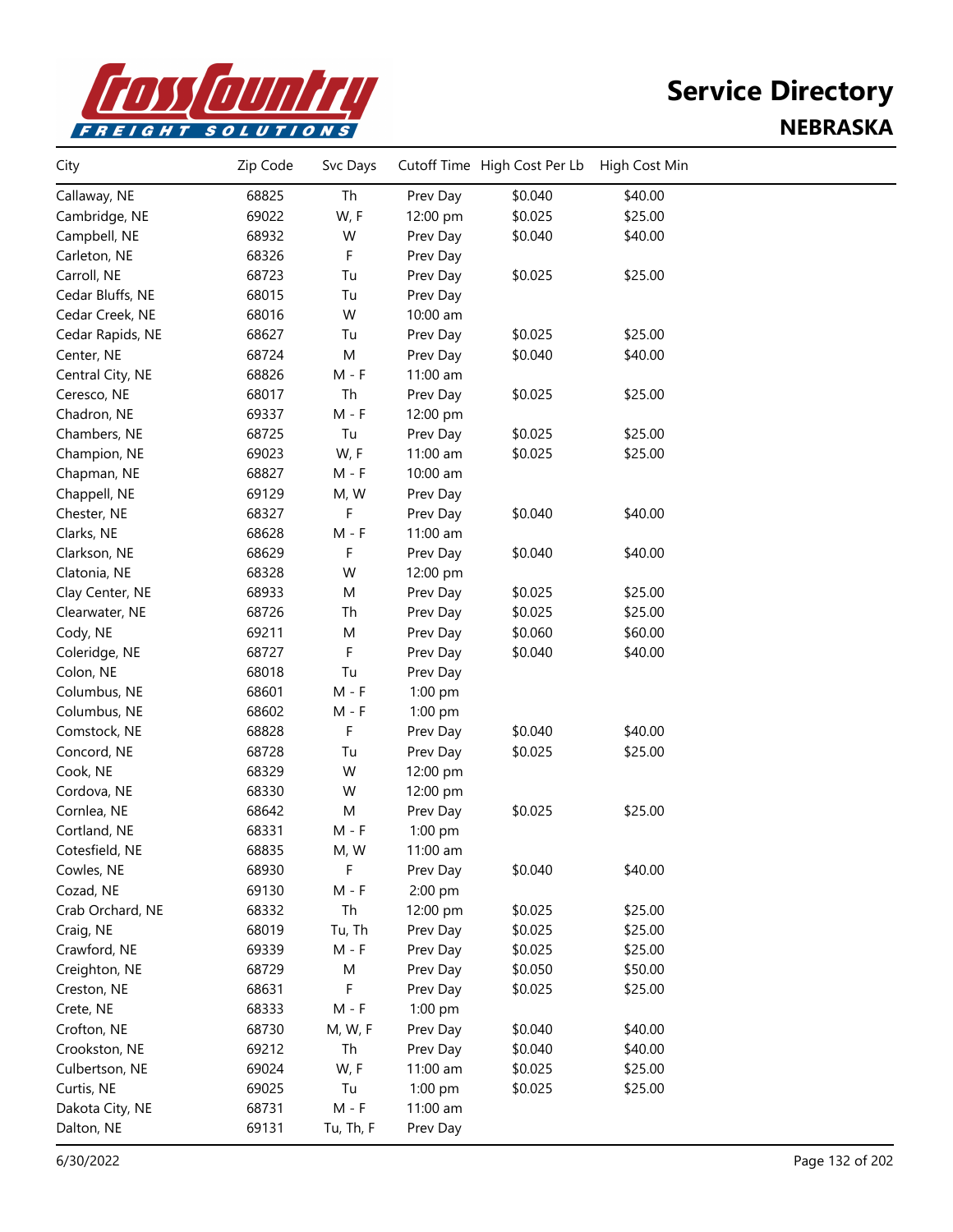# Service Directory

## NEBRASKA

| City | Zip Code | Svc Days | Cutoff Time | High Cost Per Lb | High Cost Min |
|---|---|---|---|---|---|
| Callaway, NE | 68825 | Th | Prev Day | $0.040 | $40.00 |
| Cambridge, NE | 69022 | W, F | 12:00 pm | $0.025 | $25.00 |
| Campbell, NE | 68932 | W | Prev Day | $0.040 | $40.00 |
| Carleton, NE | 68326 | F | Prev Day | | |
| Carroll, NE | 68723 | Tu | Prev Day | $0.025 | $25.00 |
| Cedar Bluffs, NE | 68015 | Tu | Prev Day | | |
| Cedar Creek, NE | 68016 | W | 10:00 am | | |
| Cedar Rapids, NE | 68627 | Tu | Prev Day | $0.025 | $25.00 |
| Center, NE | 68724 | M | Prev Day | $0.040 | $40.00 |
| Central City, NE | 68826 | M - F | 11:00 am | | |
| Ceresco, NE | 68017 | Th | Prev Day | $0.025 | $25.00 |
| Chadron, NE | 69337 | M - F | 12:00 pm | | |
| Chambers, NE | 68725 | Tu | Prev Day | $0.025 | $25.00 |
| Champion, NE | 69023 | W, F | 11:00 am | $0.025 | $25.00 |
| Chapman, NE | 68827 | M - F | 10:00 am | | |
| Chappell, NE | 69129 | M, W | Prev Day | | |
| Chester, NE | 68327 | F | Prev Day | $0.040 | $40.00 |
| Clarks, NE | 68628 | M - F | 11:00 am | | |
| Clarkson, NE | 68629 | F | Prev Day | $0.040 | $40.00 |
| Clatonia, NE | 68328 | W | 12:00 pm | | |
| Clay Center, NE | 68933 | M | Prev Day | $0.025 | $25.00 |
| Clearwater, NE | 68726 | Th | Prev Day | $0.025 | $25.00 |
| Cody, NE | 69211 | M | Prev Day | $0.060 | $60.00 |
| Coleridge, NE | 68727 | F | Prev Day | $0.040 | $40.00 |
| Colon, NE | 68018 | Tu | Prev Day | | |
| Columbus, NE | 68601 | M - F | 1:00 pm | | |
| Columbus, NE | 68602 | M - F | 1:00 pm | | |
| Comstock, NE | 68828 | F | Prev Day | $0.040 | $40.00 |
| Concord, NE | 68728 | Tu | Prev Day | $0.025 | $25.00 |
| Cook, NE | 68329 | W | 12:00 pm | | |
| Cordova, NE | 68330 | W | 12:00 pm | | |
| Cornlea, NE | 68642 | M | Prev Day | $0.025 | $25.00 |
| Cortland, NE | 68331 | M - F | 1:00 pm | | |
| Cotesfield, NE | 68835 | M, W | 11:00 am | | |
| Cowles, NE | 68930 | F | Prev Day | $0.040 | $40.00 |
| Cozad, NE | 69130 | M - F | 2:00 pm | | |
| Crab Orchard, NE | 68332 | Th | 12:00 pm | $0.025 | $25.00 |
| Craig, NE | 68019 | Tu, Th | Prev Day | $0.025 | $25.00 |
| Crawford, NE | 69339 | M - F | Prev Day | $0.025 | $25.00 |
| Creighton, NE | 68729 | M | Prev Day | $0.050 | $50.00 |
| Creston, NE | 68631 | F | Prev Day | $0.025 | $25.00 |
| Crete, NE | 68333 | M - F | 1:00 pm | | |
| Crofton, NE | 68730 | M, W, F | Prev Day | $0.040 | $40.00 |
| Crookston, NE | 69212 | Th | Prev Day | $0.040 | $40.00 |
| Culbertson, NE | 69024 | W, F | 11:00 am | $0.025 | $25.00 |
| Curtis, NE | 69025 | Tu | 1:00 pm | $0.025 | $25.00 |
| Dakota City, NE | 68731 | M - F | 11:00 am | | |
| Dalton, NE | 69131 | Tu, Th, F | Prev Day | | |

6/30/2022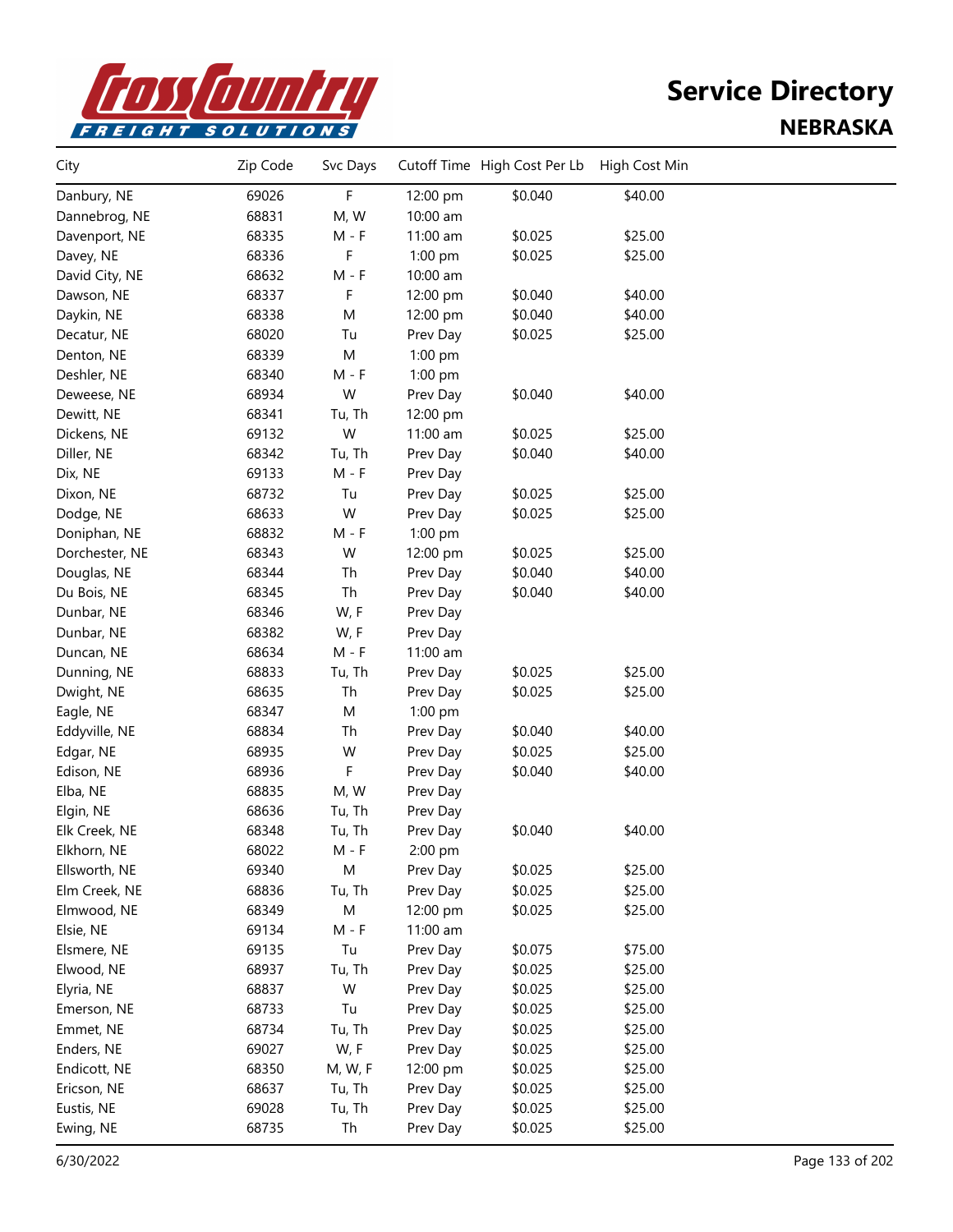# Service Directory

## NEBRASKA

| City | Zip Code | Svc Days | Cutoff Time | High Cost Per Lb | High Cost Min |
|---|---|---|---|---|---|
| Danbury, NE | 69026 | F | 12:00 pm | $0.040 | $40.00 |
| Dannebrog, NE | 68831 | M, W | 10:00 am | | |
| Davenport, NE | 68335 | M - F | 11:00 am | $0.025 | $25.00 |
| Davey, NE | 68336 | F | 1:00 pm | $0.025 | $25.00 |
| David City, NE | 68632 | M - F | 10:00 am | | |
| Dawson, NE | 68337 | F | 12:00 pm | $0.040 | $40.00 |
| Daykin, NE | 68338 | M | 12:00 pm | $0.040 | $40.00 |
| Decatur, NE | 68020 | Tu | Prev Day | $0.025 | $25.00 |
| Denton, NE | 68339 | M | 1:00 pm | | |
| Deshler, NE | 68340 | M - F | 1:00 pm | | |
| Deweese, NE | 68934 | W | Prev Day | $0.040 | $40.00 |
| Dewitt, NE | 68341 | Tu, Th | 12:00 pm | | |
| Dickens, NE | 69132 | W | 11:00 am | $0.025 | $25.00 |
| Diller, NE | 68342 | Tu, Th | Prev Day | $0.040 | $40.00 |
| Dix, NE | 69133 | M - F | Prev Day | | |
| Dixon, NE | 68732 | Tu | Prev Day | $0.025 | $25.00 |
| Dodge, NE | 68633 | W | Prev Day | $0.025 | $25.00 |
| Doniphan, NE | 68832 | M - F | 1:00 pm | | |
| Dorchester, NE | 68343 | W | 12:00 pm | $0.025 | $25.00 |
| Douglas, NE | 68344 | Th | Prev Day | $0.040 | $40.00 |
| Du Bois, NE | 68345 | Th | Prev Day | $0.040 | $40.00 |
| Dunbar, NE | 68346 | W, F | Prev Day | | |
| Dunbar, NE | 68382 | W, F | Prev Day | | |
| Duncan, NE | 68634 | M - F | 11:00 am | | |
| Dunning, NE | 68833 | Tu, Th | Prev Day | $0.025 | $25.00 |
| Dwight, NE | 68635 | Th | Prev Day | $0.025 | $25.00 |
| Eagle, NE | 68347 | M | 1:00 pm | | |
| Eddyville, NE | 68834 | Th | Prev Day | $0.040 | $40.00 |
| Edgar, NE | 68935 | W | Prev Day | $0.025 | $25.00 |
| Edison, NE | 68936 | F | Prev Day | $0.040 | $40.00 |
| Elba, NE | 68835 | M, W | Prev Day | | |
| Elgin, NE | 68636 | Tu, Th | Prev Day | | |
| Elk Creek, NE | 68348 | Tu, Th | Prev Day | $0.040 | $40.00 |
| Elkhorn, NE | 68022 | M - F | 2:00 pm | | |
| Ellsworth, NE | 69340 | M | Prev Day | $0.025 | $25.00 |
| Elm Creek, NE | 68836 | Tu, Th | Prev Day | $0.025 | $25.00 |
| Elmwood, NE | 68349 | M | 12:00 pm | $0.025 | $25.00 |
| Elsie, NE | 69134 | M - F | 11:00 am | | |
| Elsmere, NE | 69135 | Tu | Prev Day | $0.075 | $75.00 |
| Elwood, NE | 68937 | Tu, Th | Prev Day | $0.025 | $25.00 |
| Elyria, NE | 68837 | W | Prev Day | $0.025 | $25.00 |
| Emerson, NE | 68733 | Tu | Prev Day | $0.025 | $25.00 |
| Emmet, NE | 68734 | Tu, Th | Prev Day | $0.025 | $25.00 |
| Enders, NE | 69027 | W, F | Prev Day | $0.025 | $25.00 |
| Endicott, NE | 68350 | M, W, F | 12:00 pm | $0.025 | $25.00 |
| Ericson, NE | 68637 | Tu, Th | Prev Day | $0.025 | $25.00 |
| Eustis, NE | 69028 | Tu, Th | Prev Day | $0.025 | $25.00 |
| Ewing, NE | 68735 | Th | Prev Day | $0.025 | $25.00 |

6/30/2022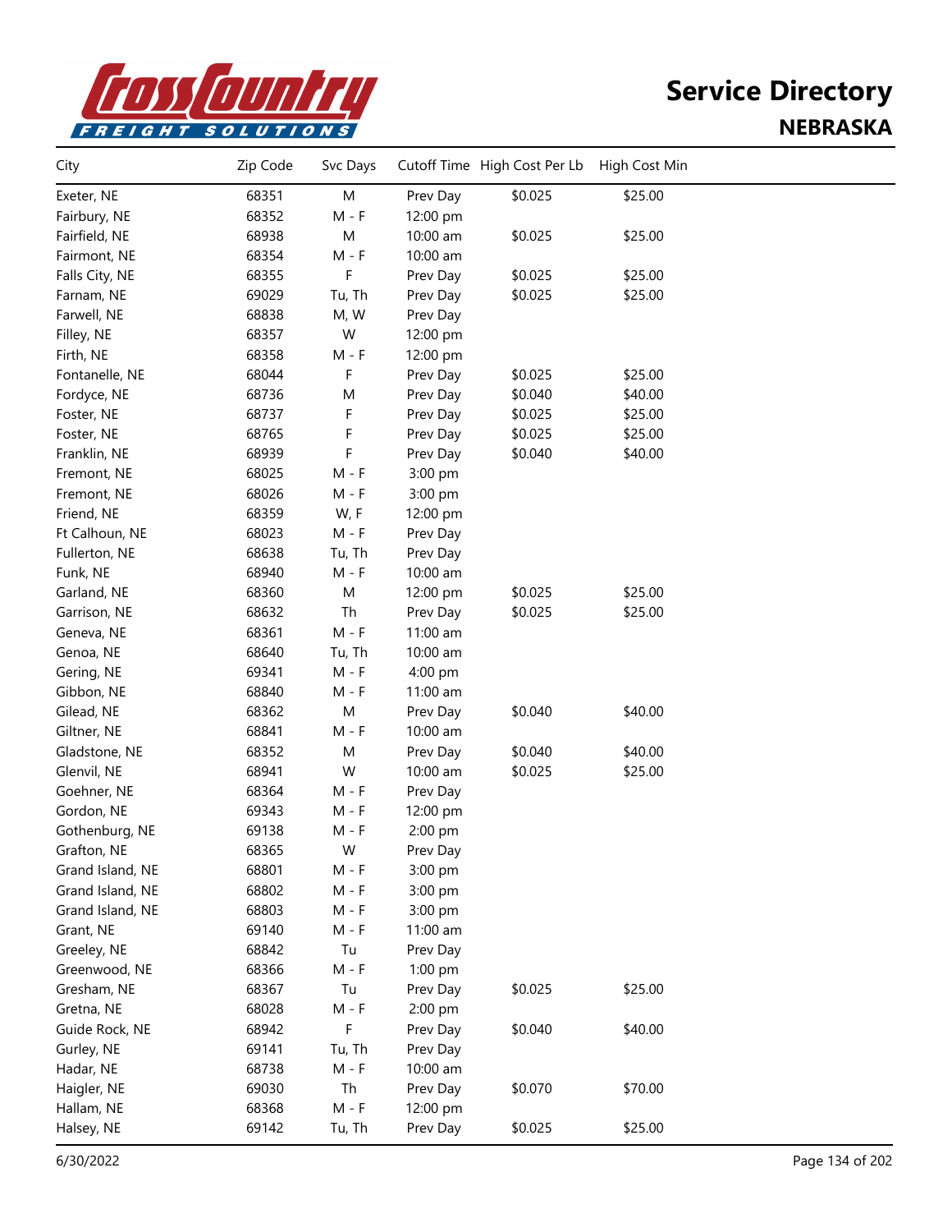# Service Directory

## NEBRASKA

| City | Zip Code | Svc Days | Cutoff Time | High Cost Per Lb | High Cost Min |
|---|---|---|---|---|---|
| Exeter, NE | 68351 | M | Prev Day | $0.025 | $25.00 |
| Fairbury, NE | 68352 | M - F | 12:00 pm | | |
| Fairfield, NE | 68938 | M | 10:00 am | $0.025 | $25.00 |
| Fairmont, NE | 68354 | M - F | 10:00 am | | |
| Falls City, NE | 68355 | F | Prev Day | $0.025 | $25.00 |
| Farnam, NE | 69029 | Tu, Th | Prev Day | $0.025 | $25.00 |
| Farwell, NE | 68838 | M, W | Prev Day | | |
| Filley, NE | 68357 | W | 12:00 pm | | |
| Firth, NE | 68358 | M - F | 12:00 pm | | |
| Fontanelle, NE | 68044 | F | Prev Day | $0.025 | $25.00 |
| Fordyce, NE | 68736 | M | Prev Day | $0.040 | $40.00 |
| Foster, NE | 68737 | F | Prev Day | $0.025 | $25.00 |
| Foster, NE | 68765 | F | Prev Day | $0.025 | $25.00 |
| Franklin, NE | 68939 | F | Prev Day | $0.040 | $40.00 |
| Fremont, NE | 68025 | M - F | 3:00 pm | | |
| Fremont, NE | 68026 | M - F | 3:00 pm | | |
| Friend, NE | 68359 | W, F | 12:00 pm | | |
| Ft Calhoun, NE | 68023 | M - F | Prev Day | | |
| Fullerton, NE | 68638 | Tu, Th | Prev Day | | |
| Funk, NE | 68940 | M - F | 10:00 am | | |
| Garland, NE | 68360 | M | 12:00 pm | $0.025 | $25.00 |
| Garrison, NE | 68632 | Th | Prev Day | $0.025 | $25.00 |
| Geneva, NE | 68361 | M - F | 11:00 am | | |
| Genoa, NE | 68640 | Tu, Th | 10:00 am | | |
| Gering, NE | 69341 | M - F | 4:00 pm | | |
| Gibbon, NE | 68840 | M - F | 11:00 am | | |
| Gilead, NE | 68362 | M | Prev Day | $0.040 | $40.00 |
| Giltner, NE | 68841 | M - F | 10:00 am | | |
| Gladstone, NE | 68352 | M | Prev Day | $0.040 | $40.00 |
| Glenvil, NE | 68941 | W | 10:00 am | $0.025 | $25.00 |
| Goehner, NE | 68364 | M - F | Prev Day | | |
| Gordon, NE | 69343 | M - F | 12:00 pm | | |
| Gothenburg, NE | 69138 | M - F | 2:00 pm | | |
| Grafton, NE | 68365 | W | Prev Day | | |
| Grand Island, NE | 68801 | M - F | 3:00 pm | | |
| Grand Island, NE | 68802 | M - F | 3:00 pm | | |
| Grand Island, NE | 68803 | M - F | 3:00 pm | | |
| Grant, NE | 69140 | M - F | 11:00 am | | |
| Greeley, NE | 68842 | Tu | Prev Day | | |
| Greenwood, NE | 68366 | M - F | 1:00 pm | | |
| Gresham, NE | 68367 | Tu | Prev Day | $0.025 | $25.00 |
| Gretna, NE | 68028 | M - F | 2:00 pm | | |
| Guide Rock, NE | 68942 | F | Prev Day | $0.040 | $40.00 |
| Gurley, NE | 69141 | Tu, Th | Prev Day | | |
| Hadar, NE | 68738 | M - F | 10:00 am | | |
| Haigler, NE | 69030 | Th | Prev Day | $0.070 | $70.00 |
| Hallam, NE | 68368 | M - F | 12:00 pm | | |
| Halsey, NE | 69142 | Tu, Th | Prev Day | $0.025 | $25.00 |

6/30/2022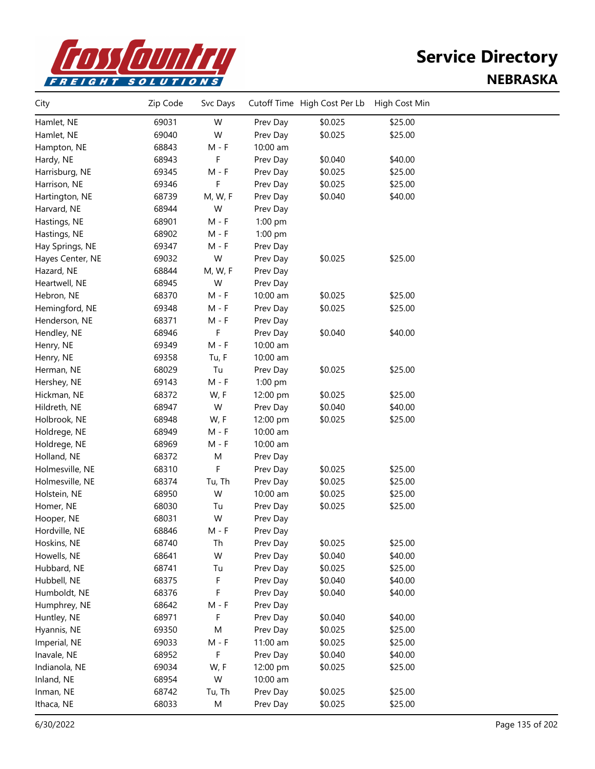# Service Directory

## NEBRASKA

| City | Zip Code | Svc Days | Cutoff Time | High Cost Per Lb | High Cost Min |
|---|---|---|---|---|---|
| Hamlet, NE | 69031 | W | Prev Day | $0.025 | $25.00 |
| Hamlet, NE | 69040 | W | Prev Day | $0.025 | $25.00 |
| Hampton, NE | 68843 | M - F | 10:00 am | | |
| Hardy, NE | 68943 | F | Prev Day | $0.040 | $40.00 |
| Harrisburg, NE | 69345 | M - F | Prev Day | $0.025 | $25.00 |
| Harrison, NE | 69346 | F | Prev Day | $0.025 | $25.00 |
| Hartington, NE | 68739 | M, W, F | Prev Day | $0.040 | $40.00 |
| Harvard, NE | 68944 | W | Prev Day | | |
| Hastings, NE | 68901 | M - F | 1:00 pm | | |
| Hastings, NE | 68902 | M - F | 1:00 pm | | |
| Hay Springs, NE | 69347 | M - F | Prev Day | | |
| Hayes Center, NE | 69032 | W | Prev Day | $0.025 | $25.00 |
| Hazard, NE | 68844 | M, W, F | Prev Day | | |
| Heartwell, NE | 68945 | W | Prev Day | | |
| Hebron, NE | 68370 | M - F | 10:00 am | $0.025 | $25.00 |
| Hemingford, NE | 69348 | M - F | Prev Day | $0.025 | $25.00 |
| Henderson, NE | 68371 | M - F | Prev Day | | |
| Hendley, NE | 68946 | F | Prev Day | $0.040 | $40.00 |
| Henry, NE | 69349 | M - F | 10:00 am | | |
| Henry, NE | 69358 | Tu, F | 10:00 am | | |
| Herman, NE | 68029 | Tu | Prev Day | $0.025 | $25.00 |
| Hershey, NE | 69143 | M - F | 1:00 pm | | |
| Hickman, NE | 68372 | W, F | 12:00 pm | $0.025 | $25.00 |
| Hildreth, NE | 68947 | W | Prev Day | $0.040 | $40.00 |
| Holbrook, NE | 68948 | W, F | 12:00 pm | $0.025 | $25.00 |
| Holdrege, NE | 68949 | M - F | 10:00 am | | |
| Holdrege, NE | 68969 | M - F | 10:00 am | | |
| Holland, NE | 68372 | M | Prev Day | | |
| Holmesville, NE | 68310 | F | Prev Day | $0.025 | $25.00 |
| Holmesville, NE | 68374 | Tu, Th | Prev Day | $0.025 | $25.00 |
| Holstein, NE | 68950 | W | 10:00 am | $0.025 | $25.00 |
| Homer, NE | 68030 | Tu | Prev Day | $0.025 | $25.00 |
| Hooper, NE | 68031 | W | Prev Day | | |
| Hordville, NE | 68846 | M - F | Prev Day | | |
| Hoskins, NE | 68740 | Th | Prev Day | $0.025 | $25.00 |
| Howells, NE | 68641 | W | Prev Day | $0.040 | $40.00 |
| Hubbard, NE | 68741 | Tu | Prev Day | $0.025 | $25.00 |
| Hubbell, NE | 68375 | F | Prev Day | $0.040 | $40.00 |
| Humboldt, NE | 68376 | F | Prev Day | $0.040 | $40.00 |
| Humphrey, NE | 68642 | M - F | Prev Day | | |
| Huntley, NE | 68971 | F | Prev Day | $0.040 | $40.00 |
| Hyannis, NE | 69350 | M | Prev Day | $0.025 | $25.00 |
| Imperial, NE | 69033 | M - F | 11:00 am | $0.025 | $25.00 |
| Inavale, NE | 68952 | F | Prev Day | $0.040 | $40.00 |
| Indianola, NE | 69034 | W, F | 12:00 pm | $0.025 | $25.00 |
| Inland, NE | 68954 | W | 10:00 am | | |
| Inman, NE | 68742 | Tu, Th | Prev Day | $0.025 | $25.00 |
| Ithaca, NE | 68033 | M | Prev Day | $0.025 | $25.00 |

6/30/2022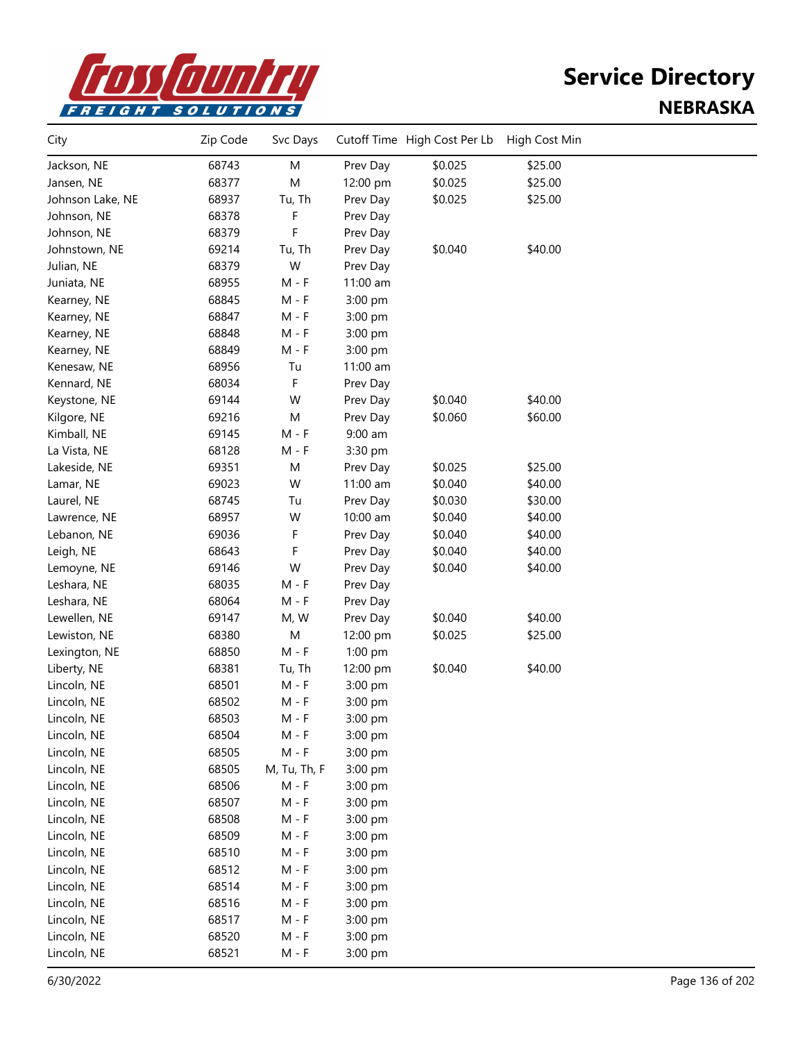# Service Directory
## NEBRASKA

| City | Zip Code | Svc Days | Cutoff Time | High Cost Per Lb | High Cost Min |
|---|---|---|---|---|---|
| Jackson, NE | 68743 | M | Prev Day | $0.025 | $25.00 |
| Jansen, NE | 68377 | M | 12:00 pm | $0.025 | $25.00 |
| Johnson Lake, NE | 68937 | Tu, Th | Prev Day | $0.025 | $25.00 |
| Johnson, NE | 68378 | F | Prev Day | | |
| Johnson, NE | 68379 | F | Prev Day | | |
| Johnstown, NE | 69214 | Tu, Th | Prev Day | $0.040 | $40.00 |
| Julian, NE | 68379 | W | Prev Day | | |
| Juniata, NE | 68955 | M - F | 11:00 am | | |
| Kearney, NE | 68845 | M - F | 3:00 pm | | |
| Kearney, NE | 68847 | M - F | 3:00 pm | | |
| Kearney, NE | 68848 | M - F | 3:00 pm | | |
| Kearney, NE | 68849 | M - F | 3:00 pm | | |
| Kenesaw, NE | 68956 | Tu | 11:00 am | | |
| Kennard, NE | 68034 | F | Prev Day | | |
| Keystone, NE | 69144 | W | Prev Day | $0.040 | $40.00 |
| Kilgore, NE | 69216 | M | Prev Day | $0.060 | $60.00 |
| Kimball, NE | 69145 | M - F | 9:00 am | | |
| La Vista, NE | 68128 | M - F | 3:30 pm | | |
| Lakeside, NE | 69351 | M | Prev Day | $0.025 | $25.00 |
| Lamar, NE | 69023 | W | 11:00 am | $0.040 | $40.00 |
| Laurel, NE | 68745 | Tu | Prev Day | $0.030 | $30.00 |
| Lawrence, NE | 68957 | W | 10:00 am | $0.040 | $40.00 |
| Lebanon, NE | 69036 | F | Prev Day | $0.040 | $40.00 |
| Leigh, NE | 68643 | F | Prev Day | $0.040 | $40.00 |
| Lemoyne, NE | 69146 | W | Prev Day | $0.040 | $40.00 |
| Leshara, NE | 68035 | M - F | Prev Day | | |
| Leshara, NE | 68064 | M - F | Prev Day | | |
| Lewellen, NE | 69147 | M, W | Prev Day | $0.040 | $40.00 |
| Lewiston, NE | 68380 | M | 12:00 pm | $0.025 | $25.00 |
| Lexington, NE | 68850 | M - F | 1:00 pm | | |
| Liberty, NE | 68381 | Tu, Th | 12:00 pm | $0.040 | $40.00 |
| Lincoln, NE | 68501 | M - F | 3:00 pm | | |
| Lincoln, NE | 68502 | M - F | 3:00 pm | | |
| Lincoln, NE | 68503 | M - F | 3:00 pm | | |
| Lincoln, NE | 68504 | M - F | 3:00 pm | | |
| Lincoln, NE | 68505 | M - F | 3:00 pm | | |
| Lincoln, NE | 68505 | M, Tu, Th, F | 3:00 pm | | |
| Lincoln, NE | 68506 | M - F | 3:00 pm | | |
| Lincoln, NE | 68507 | M - F | 3:00 pm | | |
| Lincoln, NE | 68508 | M - F | 3:00 pm | | |
| Lincoln, NE | 68509 | M - F | 3:00 pm | | |
| Lincoln, NE | 68510 | M - F | 3:00 pm | | |
| Lincoln, NE | 68512 | M - F | 3:00 pm | | |
| Lincoln, NE | 68514 | M - F | 3:00 pm | | |
| Lincoln, NE | 68516 | M - F | 3:00 pm | | |
| Lincoln, NE | 68517 | M - F | 3:00 pm | | |
| Lincoln, NE | 68520 | M - F | 3:00 pm | | |
| Lincoln, NE | 68521 | M - F | 3:00 pm | | |

6/30/2022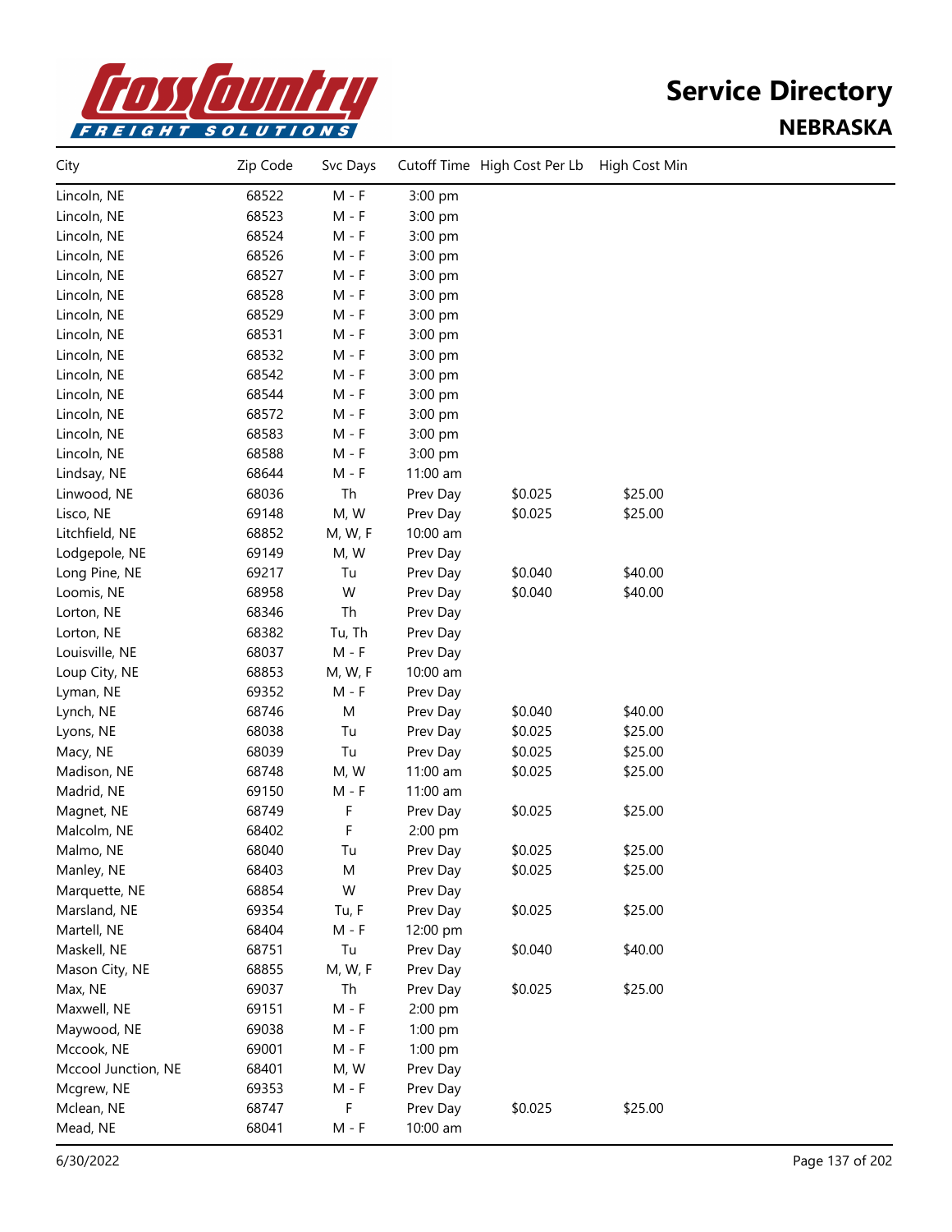# Service Directory

## NEBRASKA

| City | Zip Code | Svc Days | Cutoff Time | High Cost Per Lb | High Cost Min |
|---|---|---|---|---|---|
| Lincoln, NE | 68522 | M - F | 3:00 pm | | |
| Lincoln, NE | 68523 | M - F | 3:00 pm | | |
| Lincoln, NE | 68524 | M - F | 3:00 pm | | |
| Lincoln, NE | 68526 | M - F | 3:00 pm | | |
| Lincoln, NE | 68527 | M - F | 3:00 pm | | |
| Lincoln, NE | 68528 | M - F | 3:00 pm | | |
| Lincoln, NE | 68529 | M - F | 3:00 pm | | |
| Lincoln, NE | 68531 | M - F | 3:00 pm | | |
| Lincoln, NE | 68532 | M - F | 3:00 pm | | |
| Lincoln, NE | 68542 | M - F | 3:00 pm | | |
| Lincoln, NE | 68544 | M - F | 3:00 pm | | |
| Lincoln, NE | 68572 | M - F | 3:00 pm | | |
| Lincoln, NE | 68583 | M - F | 3:00 pm | | |
| Lincoln, NE | 68588 | M - F | 3:00 pm | | |
| Lindsay, NE | 68644 | M - F | 11:00 am | | |
| Linwood, NE | 68036 | Th | Prev Day | $0.025 | $25.00 |
| Lisco, NE | 69148 | M, W | Prev Day | $0.025 | $25.00 |
| Litchfield, NE | 68852 | M, W, F | 10:00 am | | |
| Lodgepole, NE | 69149 | M, W | Prev Day | | |
| Long Pine, NE | 69217 | Tu | Prev Day | $0.040 | $40.00 |
| Loomis, NE | 68958 | W | Prev Day | $0.040 | $40.00 |
| Lorton, NE | 68346 | Th | Prev Day | | |
| Lorton, NE | 68382 | Tu, Th | Prev Day | | |
| Louisville, NE | 68037 | M - F | Prev Day | | |
| Loup City, NE | 68853 | M, W, F | 10:00 am | | |
| Lyman, NE | 69352 | M - F | Prev Day | | |
| Lynch, NE | 68746 | M | Prev Day | $0.040 | $40.00 |
| Lyons, NE | 68038 | Tu | Prev Day | $0.025 | $25.00 |
| Macy, NE | 68039 | Tu | Prev Day | $0.025 | $25.00 |
| Madison, NE | 68748 | M, W | 11:00 am | $0.025 | $25.00 |
| Madrid, NE | 69150 | M - F | 11:00 am | | |
| Magnet, NE | 68749 | F | Prev Day | $0.025 | $25.00 |
| Malcolm, NE | 68402 | F | 2:00 pm | | |
| Malmo, NE | 68040 | Tu | Prev Day | $0.025 | $25.00 |
| Manley, NE | 68403 | M | Prev Day | $0.025 | $25.00 |
| Marquette, NE | 68854 | W | Prev Day | | |
| Marsland, NE | 69354 | Tu, F | Prev Day | $0.025 | $25.00 |
| Martell, NE | 68404 | M - F | 12:00 pm | | |
| Maskell, NE | 68751 | Tu | Prev Day | $0.040 | $40.00 |
| Mason City, NE | 68855 | M, W, F | Prev Day | | |
| Max, NE | 69037 | Th | Prev Day | $0.025 | $25.00 |
| Maxwell, NE | 69151 | M - F | 2:00 pm | | |
| Maywood, NE | 69038 | M - F | 1:00 pm | | |
| Mccook, NE | 69001 | M - F | 1:00 pm | | |
| Mccool Junction, NE | 68401 | M, W | Prev Day | | |
| Mcgrew, NE | 69353 | M - F | Prev Day | | |
| Mclean, NE | 68747 | F | Prev Day | $0.025 | $25.00 |
| Mead, NE | 68041 | M - F | 10:00 am | | |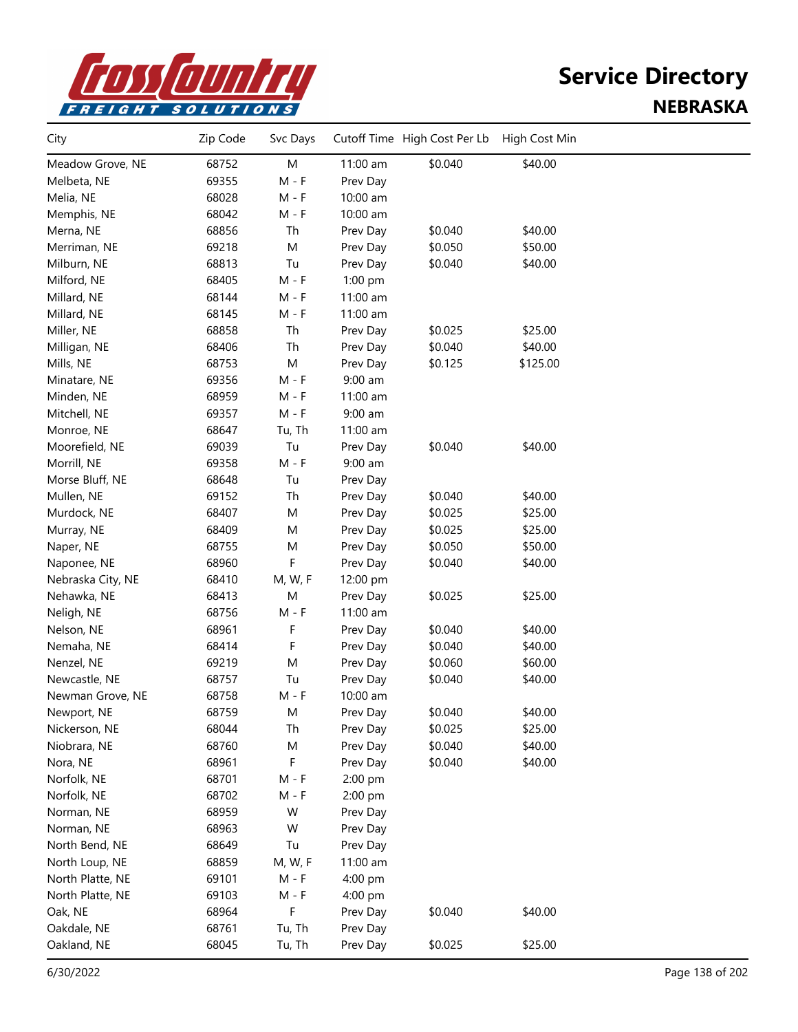# Service Directory

## NEBRASKA

| City | Zip Code | Svc Days | Cutoff Time | High Cost Per Lb | High Cost Min |
|---|---|---|---|---|---|
| Meadow Grove, NE | 68752 | M | 11:00 am | $0.040 | $40.00 |
| Melbeta, NE | 69355 | M - F | Prev Day | | |
| Melia, NE | 68028 | M - F | 10:00 am | | |
| Memphis, NE | 68042 | M - F | 10:00 am | | |
| Merna, NE | 68856 | Th | Prev Day | $0.040 | $40.00 |
| Merriman, NE | 69218 | M | Prev Day | $0.050 | $50.00 |
| Milburn, NE | 68813 | Tu | Prev Day | $0.040 | $40.00 |
| Milford, NE | 68405 | M - F | 1:00 pm | | |
| Millard, NE | 68144 | M - F | 11:00 am | | |
| Millard, NE | 68145 | M - F | 11:00 am | | |
| Miller, NE | 68858 | Th | Prev Day | $0.025 | $25.00 |
| Milligan, NE | 68406 | Th | Prev Day | $0.040 | $40.00 |
| Mills, NE | 68753 | M | Prev Day | $0.125 | $125.00 |
| Minatare, NE | 69356 | M - F | 9:00 am | | |
| Minden, NE | 68959 | M - F | 11:00 am | | |
| Mitchell, NE | 69357 | M - F | 9:00 am | | |
| Monroe, NE | 68647 | Tu, Th | 11:00 am | | |
| Moorefield, NE | 69039 | Tu | Prev Day | $0.040 | $40.00 |
| Morrill, NE | 69358 | M - F | 9:00 am | | |
| Morse Bluff, NE | 68648 | Tu | Prev Day | | |
| Mullen, NE | 69152 | Th | Prev Day | $0.040 | $40.00 |
| Murdock, NE | 68407 | M | Prev Day | $0.025 | $25.00 |
| Murray, NE | 68409 | M | Prev Day | $0.025 | $25.00 |
| Naper, NE | 68755 | M | Prev Day | $0.050 | $50.00 |
| Naponee, NE | 68960 | F | Prev Day | $0.040 | $40.00 |
| Nebraska City, NE | 68410 | M, W, F | 12:00 pm | | |
| Nehawka, NE | 68413 | M | Prev Day | $0.025 | $25.00 |
| Neligh, NE | 68756 | M - F | 11:00 am | | |
| Nelson, NE | 68961 | F | Prev Day | $0.040 | $40.00 |
| Nemaha, NE | 68414 | F | Prev Day | $0.040 | $40.00 |
| Nenzel, NE | 69219 | M | Prev Day | $0.060 | $60.00 |
| Newcastle, NE | 68757 | Tu | Prev Day | $0.040 | $40.00 |
| Newman Grove, NE | 68758 | M - F | 10:00 am | | |
| Newport, NE | 68759 | M | Prev Day | $0.040 | $40.00 |
| Nickerson, NE | 68044 | Th | Prev Day | $0.025 | $25.00 |
| Niobrara, NE | 68760 | M | Prev Day | $0.040 | $40.00 |
| Nora, NE | 68961 | F | Prev Day | $0.040 | $40.00 |
| Norfolk, NE | 68701 | M - F | 2:00 pm | | |
| Norfolk, NE | 68702 | M - F | 2:00 pm | | |
| Norman, NE | 68959 | W | Prev Day | | |
| Norman, NE | 68963 | W | Prev Day | | |
| North Bend, NE | 68649 | Tu | Prev Day | | |
| North Loup, NE | 68859 | M, W, F | 11:00 am | | |
| North Platte, NE | 69101 | M - F | 4:00 pm | | |
| North Platte, NE | 69103 | M - F | 4:00 pm | | |
| Oak, NE | 68964 | F | Prev Day | $0.040 | $40.00 |
| Oakdale, NE | 68761 | Tu, Th | Prev Day | | |
| Oakland, NE | 68045 | Tu, Th | Prev Day | $0.025 | $25.00 |

6/30/2022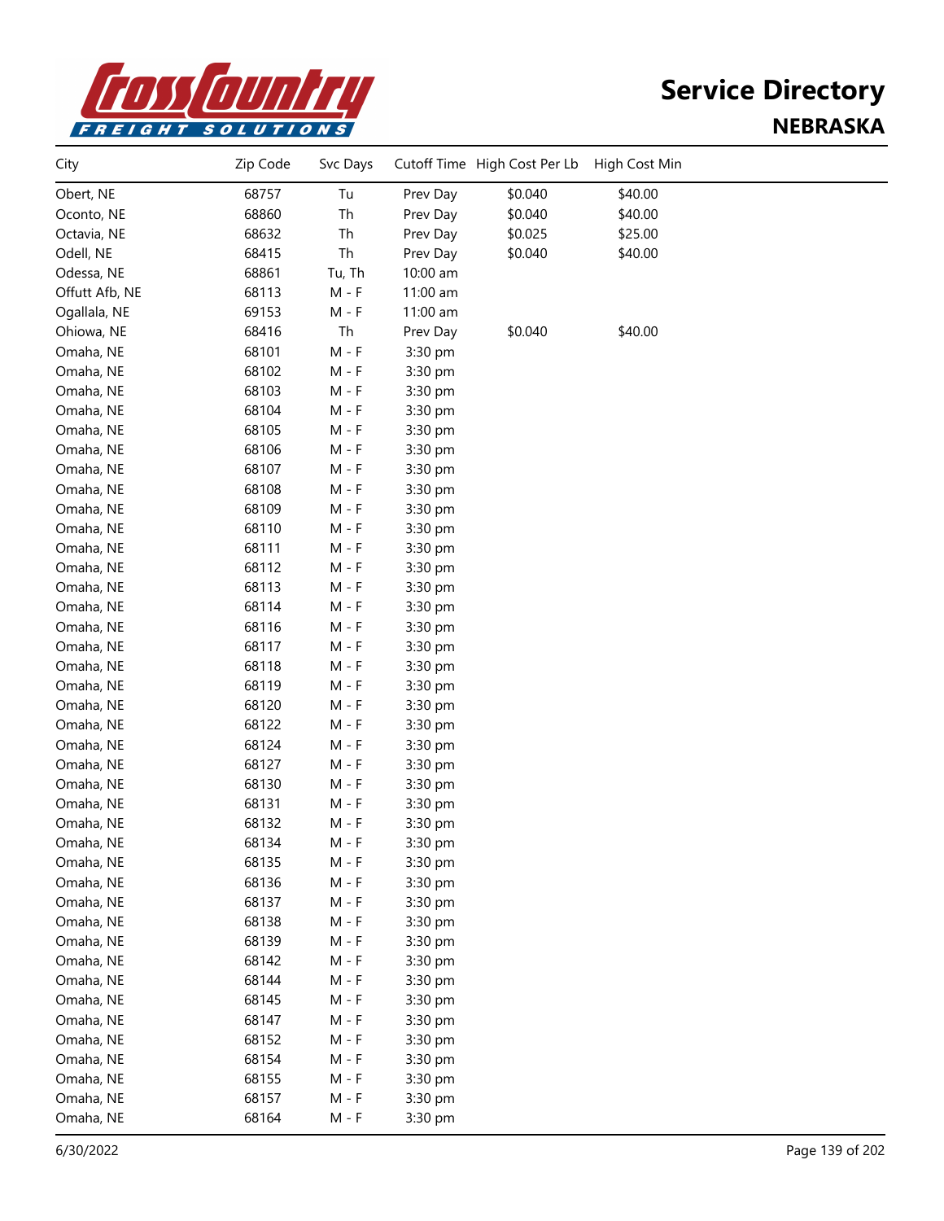# Service Directory

## NEBRASKA

| City | Zip Code | Svc Days | Cutoff Time | High Cost Per Lb | High Cost Min |
|---|---|---|---|---|---|
| Obert, NE | 68757 | Tu | Prev Day | $0.040 | $40.00 |
| Oconto, NE | 68860 | Th | Prev Day | $0.040 | $40.00 |
| Octavia, NE | 68632 | Th | Prev Day | $0.025 | $25.00 |
| Odell, NE | 68415 | Th | Prev Day | $0.040 | $40.00 |
| Odessa, NE | 68861 | Tu, Th | 10:00 am | | |
| Offutt Afb, NE | 68113 | M - F | 11:00 am | | |
| Ogallala, NE | 69153 | M - F | 11:00 am | | |
| Ohiowa, NE | 68416 | Th | Prev Day | $0.040 | $40.00 |
| Omaha, NE | 68101 | M - F | 3:30 pm | | |
| Omaha, NE | 68102 | M - F | 3:30 pm | | |
| Omaha, NE | 68103 | M - F | 3:30 pm | | |
| Omaha, NE | 68104 | M - F | 3:30 pm | | |
| Omaha, NE | 68105 | M - F | 3:30 pm | | |
| Omaha, NE | 68106 | M - F | 3:30 pm | | |
| Omaha, NE | 68107 | M - F | 3:30 pm | | |
| Omaha, NE | 68108 | M - F | 3:30 pm | | |
| Omaha, NE | 68109 | M - F | 3:30 pm | | |
| Omaha, NE | 68110 | M - F | 3:30 pm | | |
| Omaha, NE | 68111 | M - F | 3:30 pm | | |
| Omaha, NE | 68112 | M - F | 3:30 pm | | |
| Omaha, NE | 68113 | M - F | 3:30 pm | | |
| Omaha, NE | 68114 | M - F | 3:30 pm | | |
| Omaha, NE | 68116 | M - F | 3:30 pm | | |
| Omaha, NE | 68117 | M - F | 3:30 pm | | |
| Omaha, NE | 68118 | M - F | 3:30 pm | | |
| Omaha, NE | 68119 | M - F | 3:30 pm | | |
| Omaha, NE | 68120 | M - F | 3:30 pm | | |
| Omaha, NE | 68122 | M - F | 3:30 pm | | |
| Omaha, NE | 68124 | M - F | 3:30 pm | | |
| Omaha, NE | 68127 | M - F | 3:30 pm | | |
| Omaha, NE | 68130 | M - F | 3:30 pm | | |
| Omaha, NE | 68131 | M - F | 3:30 pm | | |
| Omaha, NE | 68132 | M - F | 3:30 pm | | |
| Omaha, NE | 68134 | M - F | 3:30 pm | | |
| Omaha, NE | 68135 | M - F | 3:30 pm | | |
| Omaha, NE | 68136 | M - F | 3:30 pm | | |
| Omaha, NE | 68137 | M - F | 3:30 pm | | |
| Omaha, NE | 68138 | M - F | 3:30 pm | | |
| Omaha, NE | 68139 | M - F | 3:30 pm | | |
| Omaha, NE | 68142 | M - F | 3:30 pm | | |
| Omaha, NE | 68144 | M - F | 3:30 pm | | |
| Omaha, NE | 68145 | M - F | 3:30 pm | | |
| Omaha, NE | 68147 | M - F | 3:30 pm | | |
| Omaha, NE | 68152 | M - F | 3:30 pm | | |
| Omaha, NE | 68154 | M - F | 3:30 pm | | |
| Omaha, NE | 68155 | M - F | 3:30 pm | | |
| Omaha, NE | 68157 | M - F | 3:30 pm | | |
| Omaha, NE | 68164 | M - F | 3:30 pm | | |

6/30/2022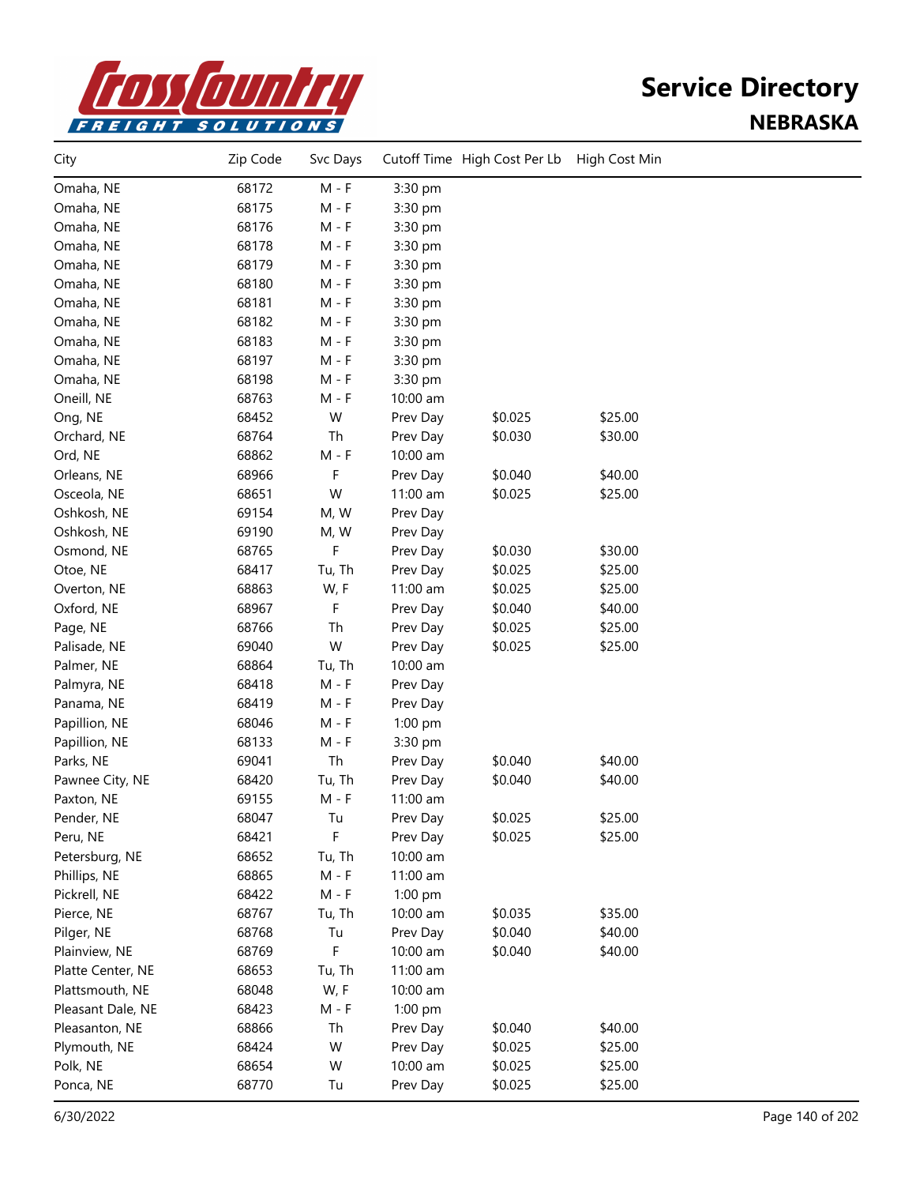# Service Directory

## NEBRASKA

| City | Zip Code | Svc Days | Cutoff Time | High Cost Per Lb | High Cost Min |
|---|---|---|---|---|---|
| Omaha, NE | 68172 | M - F | 3:30 pm | | |
| Omaha, NE | 68175 | M - F | 3:30 pm | | |
| Omaha, NE | 68176 | M - F | 3:30 pm | | |
| Omaha, NE | 68178 | M - F | 3:30 pm | | |
| Omaha, NE | 68179 | M - F | 3:30 pm | | |
| Omaha, NE | 68180 | M - F | 3:30 pm | | |
| Omaha, NE | 68181 | M - F | 3:30 pm | | |
| Omaha, NE | 68182 | M - F | 3:30 pm | | |
| Omaha, NE | 68183 | M - F | 3:30 pm | | |
| Omaha, NE | 68197 | M - F | 3:30 pm | | |
| Omaha, NE | 68198 | M - F | 3:30 pm | | |
| Oneill, NE | 68763 | M - F | 10:00 am | | |
| Ong, NE | 68452 | W | Prev Day | $0.025 | $25.00 |
| Orchard, NE | 68764 | Th | Prev Day | $0.030 | $30.00 |
| Ord, NE | 68862 | M - F | 10:00 am | | |
| Orleans, NE | 68966 | F | Prev Day | $0.040 | $40.00 |
| Osceola, NE | 68651 | W | 11:00 am | $0.025 | $25.00 |
| Oshkosh, NE | 69154 | M, W | Prev Day | | |
| Oshkosh, NE | 69190 | M, W | Prev Day | | |
| Osmond, NE | 68765 | F | Prev Day | $0.030 | $30.00 |
| Otoe, NE | 68417 | Tu, Th | Prev Day | $0.025 | $25.00 |
| Overton, NE | 68863 | W, F | 11:00 am | $0.025 | $25.00 |
| Oxford, NE | 68967 | F | Prev Day | $0.040 | $40.00 |
| Page, NE | 68766 | Th | Prev Day | $0.025 | $25.00 |
| Palisade, NE | 69040 | W | Prev Day | $0.025 | $25.00 |
| Palmer, NE | 68864 | Tu, Th | 10:00 am | | |
| Palmyra, NE | 68418 | M - F | Prev Day | | |
| Panama, NE | 68419 | M - F | Prev Day | | |
| Papillion, NE | 68046 | M - F | 1:00 pm | | |
| Papillion, NE | 68133 | M - F | 3:30 pm | | |
| Parks, NE | 69041 | Th | Prev Day | $0.040 | $40.00 |
| Pawnee City, NE | 68420 | Tu, Th | Prev Day | $0.040 | $40.00 |
| Paxton, NE | 69155 | M - F | 11:00 am | | |
| Pender, NE | 68047 | Tu | Prev Day | $0.025 | $25.00 |
| Peru, NE | 68421 | F | Prev Day | $0.025 | $25.00 |
| Petersburg, NE | 68652 | Tu, Th | 10:00 am | | |
| Phillips, NE | 68865 | M - F | 11:00 am | | |
| Pickrell, NE | 68422 | M - F | 1:00 pm | | |
| Pierce, NE | 68767 | Tu, Th | 10:00 am | $0.035 | $35.00 |
| Pilger, NE | 68768 | Tu | Prev Day | $0.040 | $40.00 |
| Plainview, NE | 68769 | F | 10:00 am | $0.040 | $40.00 |
| Platte Center, NE | 68653 | Tu, Th | 11:00 am | | |
| Plattsmouth, NE | 68048 | W, F | 10:00 am | | |
| Pleasant Dale, NE | 68423 | M - F | 1:00 pm | | |
| Pleasanton, NE | 68866 | Th | Prev Day | $0.040 | $40.00 |
| Plymouth, NE | 68424 | W | Prev Day | $0.025 | $25.00 |
| Polk, NE | 68654 | W | 10:00 am | $0.025 | $25.00 |
| Ponca, NE | 68770 | Tu | Prev Day | $0.025 | $25.00 |

6/30/2022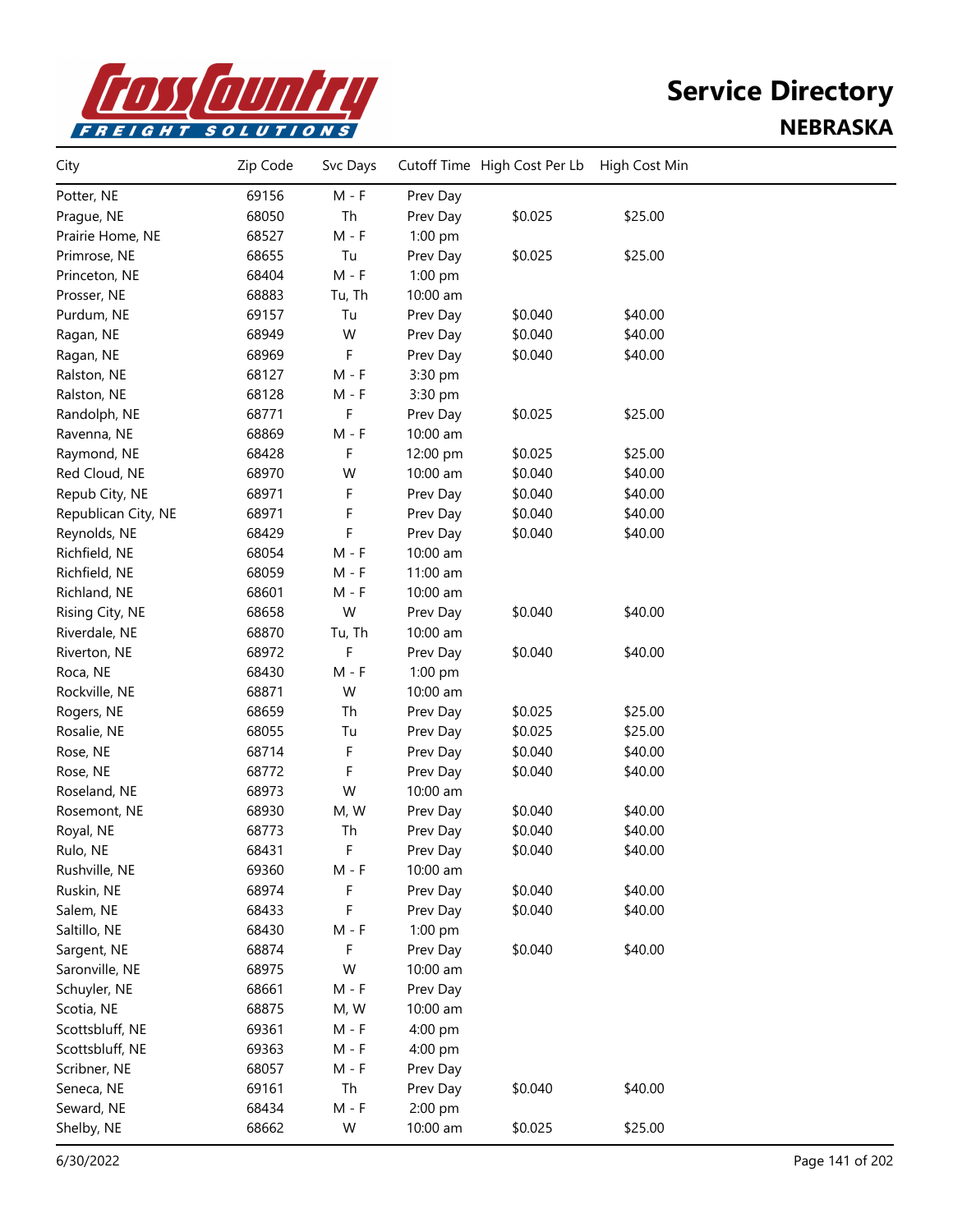# Service Directory

## NEBRASKA

| City | Zip Code | Svc Days | Cutoff Time | High Cost Per Lb | High Cost Min |
|---|---|---|---|---|---|
| Potter, NE | 69156 | M - F | Prev Day | | |
| Prague, NE | 68050 | Th | Prev Day | $0.025 | $25.00 |
| Prairie Home, NE | 68527 | M - F | 1:00 pm | | |
| Primrose, NE | 68655 | Tu | Prev Day | $0.025 | $25.00 |
| Princeton, NE | 68404 | M - F | 1:00 pm | | |
| Prosser, NE | 68883 | Tu, Th | 10:00 am | | |
| Purdum, NE | 69157 | Tu | Prev Day | $0.040 | $40.00 |
| Ragan, NE | 68949 | W | Prev Day | $0.040 | $40.00 |
| Ragan, NE | 68969 | F | Prev Day | $0.040 | $40.00 |
| Ralston, NE | 68127 | M - F | 3:30 pm | | |
| Ralston, NE | 68128 | M - F | 3:30 pm | | |
| Randolph, NE | 68771 | F | Prev Day | $0.025 | $25.00 |
| Ravenna, NE | 68869 | M - F | 10:00 am | | |
| Raymond, NE | 68428 | F | 12:00 pm | $0.025 | $25.00 |
| Red Cloud, NE | 68970 | W | 10:00 am | $0.040 | $40.00 |
| Repub City, NE | 68971 | F | Prev Day | $0.040 | $40.00 |
| Republican City, NE | 68971 | F | Prev Day | $0.040 | $40.00 |
| Reynolds, NE | 68429 | F | Prev Day | $0.040 | $40.00 |
| Richfield, NE | 68054 | M - F | 10:00 am | | |
| Richfield, NE | 68059 | M - F | 11:00 am | | |
| Richland, NE | 68601 | M - F | 10:00 am | | |
| Rising City, NE | 68658 | W | Prev Day | $0.040 | $40.00 |
| Riverdale, NE | 68870 | Tu, Th | 10:00 am | | |
| Riverton, NE | 68972 | F | Prev Day | $0.040 | $40.00 |
| Roca, NE | 68430 | M - F | 1:00 pm | | |
| Rockville, NE | 68871 | W | 10:00 am | | |
| Rogers, NE | 68659 | Th | Prev Day | $0.025 | $25.00 |
| Rosalie, NE | 68055 | Tu | Prev Day | $0.025 | $25.00 |
| Rose, NE | 68714 | F | Prev Day | $0.040 | $40.00 |
| Rose, NE | 68772 | F | Prev Day | $0.040 | $40.00 |
| Roseland, NE | 68973 | W | 10:00 am | | |
| Rosemont, NE | 68930 | M, W | Prev Day | $0.040 | $40.00 |
| Royal, NE | 68773 | Th | Prev Day | $0.040 | $40.00 |
| Rulo, NE | 68431 | F | Prev Day | $0.040 | $40.00 |
| Rushville, NE | 69360 | M - F | 10:00 am | | |
| Ruskin, NE | 68974 | F | Prev Day | $0.040 | $40.00 |
| Salem, NE | 68433 | F | Prev Day | $0.040 | $40.00 |
| Saltillo, NE | 68430 | M - F | 1:00 pm | | |
| Sargent, NE | 68874 | F | Prev Day | $0.040 | $40.00 |
| Saronville, NE | 68975 | W | 10:00 am | | |
| Schuyler, NE | 68661 | M - F | Prev Day | | |
| Scotia, NE | 68875 | M, W | 10:00 am | | |
| Scottsbluff, NE | 69361 | M - F | 4:00 pm | | |
| Scottsbluff, NE | 69363 | M - F | 4:00 pm | | |
| Scribner, NE | 68057 | M - F | Prev Day | | |
| Seneca, NE | 69161 | Th | Prev Day | $0.040 | $40.00 |
| Seward, NE | 68434 | M - F | 2:00 pm | | |
| Shelby, NE | 68662 | W | 10:00 am | $0.025 | $25.00 |

6/30/2022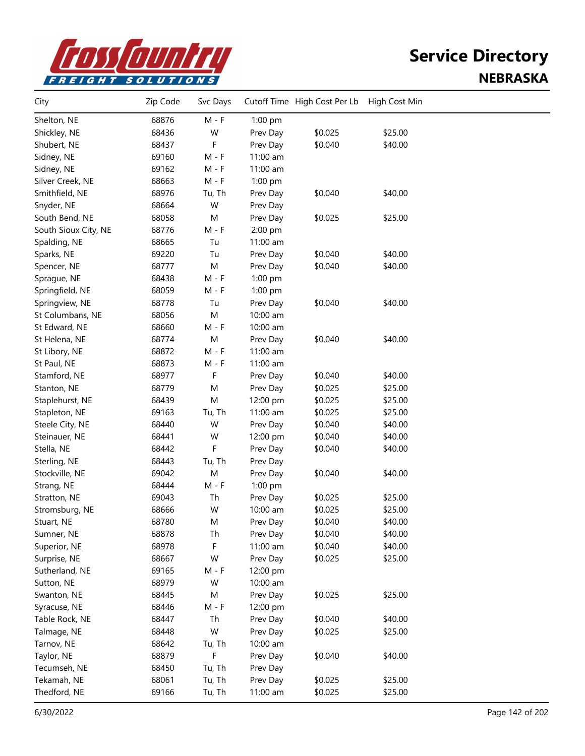# Service Directory

## NEBRASKA

| City | Zip Code | Svc Days | Cutoff Time | High Cost Per Lb | High Cost Min |
|---|---|---|---|---|---|
| Shelton, NE | 68876 | M - F | 1:00 pm | | |
| Shickley, NE | 68436 | W | Prev Day | $0.025 | $25.00 |
| Shubert, NE | 68437 | F | Prev Day | $0.040 | $40.00 |
| Sidney, NE | 69160 | M - F | 11:00 am | | |
| Sidney, NE | 69162 | M - F | 11:00 am | | |
| Silver Creek, NE | 68663 | M - F | 1:00 pm | | |
| Smithfield, NE | 68976 | Tu, Th | Prev Day | $0.040 | $40.00 |
| Snyder, NE | 68664 | W | Prev Day | | |
| South Bend, NE | 68058 | M | Prev Day | $0.025 | $25.00 |
| South Sioux City, NE | 68776 | M - F | 2:00 pm | | |
| Spalding, NE | 68665 | Tu | 11:00 am | | |
| Sparks, NE | 69220 | Tu | Prev Day | $0.040 | $40.00 |
| Spencer, NE | 68777 | M | Prev Day | $0.040 | $40.00 |
| Sprague, NE | 68438 | M - F | 1:00 pm | | |
| Springfield, NE | 68059 | M - F | 1:00 pm | | |
| Springview, NE | 68778 | Tu | Prev Day | $0.040 | $40.00 |
| St Columbans, NE | 68056 | M | 10:00 am | | |
| St Edward, NE | 68660 | M - F | 10:00 am | | |
| St Helena, NE | 68774 | M | Prev Day | $0.040 | $40.00 |
| St Libory, NE | 68872 | M - F | 11:00 am | | |
| St Paul, NE | 68873 | M - F | 11:00 am | | |
| Stamford, NE | 68977 | F | Prev Day | $0.040 | $40.00 |
| Stanton, NE | 68779 | M | Prev Day | $0.025 | $25.00 |
| Staplehurst, NE | 68439 | M | 12:00 pm | $0.025 | $25.00 |
| Stapleton, NE | 69163 | Tu, Th | 11:00 am | $0.025 | $25.00 |
| Steele City, NE | 68440 | W | Prev Day | $0.040 | $40.00 |
| Steinauer, NE | 68441 | W | 12:00 pm | $0.040 | $40.00 |
| Stella, NE | 68442 | F | Prev Day | $0.040 | $40.00 |
| Sterling, NE | 68443 | Tu, Th | Prev Day | | |
| Stockville, NE | 69042 | M | Prev Day | $0.040 | $40.00 |
| Strang, NE | 68444 | M - F | 1:00 pm | | |
| Stratton, NE | 69043 | Th | Prev Day | $0.025 | $25.00 |
| Stromsburg, NE | 68666 | W | 10:00 am | $0.025 | $25.00 |
| Stuart, NE | 68780 | M | Prev Day | $0.040 | $40.00 |
| Sumner, NE | 68878 | Th | Prev Day | $0.040 | $40.00 |
| Superior, NE | 68978 | F | 11:00 am | $0.040 | $40.00 |
| Surprise, NE | 68667 | W | Prev Day | $0.025 | $25.00 |
| Sutherland, NE | 69165 | M - F | 12:00 pm | | |
| Sutton, NE | 68979 | W | 10:00 am | | |
| Swanton, NE | 68445 | M | Prev Day | $0.025 | $25.00 |
| Syracuse, NE | 68446 | M - F | 12:00 pm | | |
| Table Rock, NE | 68447 | Th | Prev Day | $0.040 | $40.00 |
| Talmage, NE | 68448 | W | Prev Day | $0.025 | $25.00 |
| Tarnov, NE | 68642 | Tu, Th | 10:00 am | | |
| Taylor, NE | 68879 | F | Prev Day | $0.040 | $40.00 |
| Tecumseh, NE | 68450 | Tu, Th | Prev Day | | |
| Tekamah, NE | 68061 | Tu, Th | Prev Day | $0.025 | $25.00 |
| Thedford, NE | 69166 | Tu, Th | 11:00 am | $0.025 | $25.00 |

6/30/2022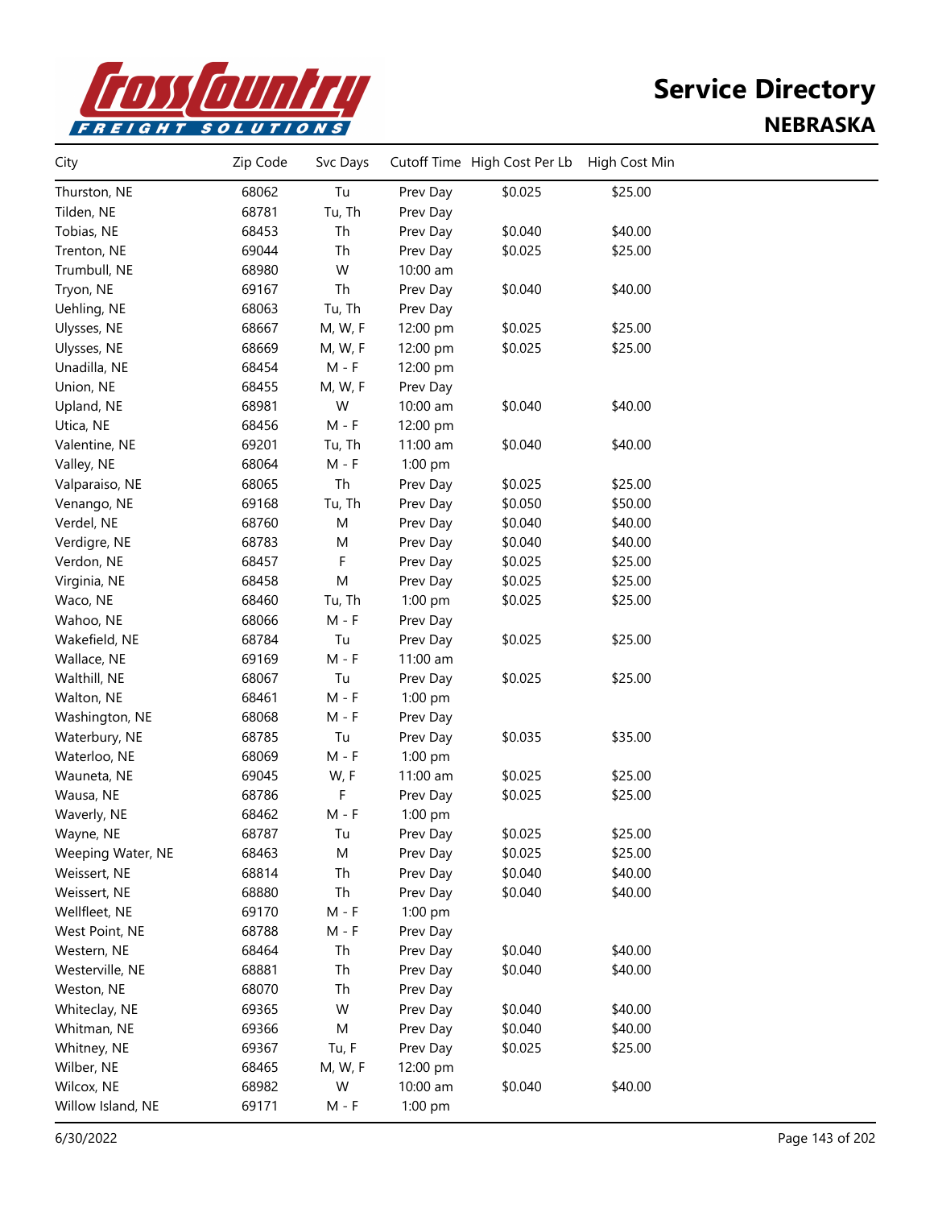# Service Directory

## NEBRASKA

| City | Zip Code | Svc Days | Cutoff Time | High Cost Per Lb | High Cost Min |
|---|---|---|---|---|---|
| Thurston, NE | 68062 | Tu | Prev Day | $0.025 | $25.00 |
| Tilden, NE | 68781 | Tu, Th | Prev Day | | |
| Tobias, NE | 68453 | Th | Prev Day | $0.040 | $40.00 |
| Trenton, NE | 69044 | Th | Prev Day | $0.025 | $25.00 |
| Trumbull, NE | 68980 | W | 10:00 am | | |
| Tryon, NE | 69167 | Th | Prev Day | $0.040 | $40.00 |
| Uehling, NE | 68063 | Tu, Th | Prev Day | | |
| Ulysses, NE | 68667 | M, W, F | 12:00 pm | $0.025 | $25.00 |
| Ulysses, NE | 68669 | M, W, F | 12:00 pm | $0.025 | $25.00 |
| Unadilla, NE | 68454 | M - F | 12:00 pm | | |
| Union, NE | 68455 | M, W, F | Prev Day | | |
| Upland, NE | 68981 | W | 10:00 am | $0.040 | $40.00 |
| Utica, NE | 68456 | M - F | 12:00 pm | | |
| Valentine, NE | 69201 | Tu, Th | 11:00 am | $0.040 | $40.00 |
| Valley, NE | 68064 | M - F | 1:00 pm | | |
| Valparaiso, NE | 68065 | Th | Prev Day | $0.025 | $25.00 |
| Venango, NE | 69168 | Tu, Th | Prev Day | $0.050 | $50.00 |
| Verdel, NE | 68760 | M | Prev Day | $0.040 | $40.00 |
| Verdigre, NE | 68783 | M | Prev Day | $0.040 | $40.00 |
| Verdon, NE | 68457 | F | Prev Day | $0.025 | $25.00 |
| Virginia, NE | 68458 | M | Prev Day | $0.025 | $25.00 |
| Waco, NE | 68460 | Tu, Th | 1:00 pm | $0.025 | $25.00 |
| Wahoo, NE | 68066 | M - F | Prev Day | | |
| Wakefield, NE | 68784 | Tu | Prev Day | $0.025 | $25.00 |
| Wallace, NE | 69169 | M - F | 11:00 am | | |
| Walthill, NE | 68067 | Tu | Prev Day | $0.025 | $25.00 |
| Walton, NE | 68461 | M - F | 1:00 pm | | |
| Washington, NE | 68068 | M - F | Prev Day | | |
| Waterbury, NE | 68785 | Tu | Prev Day | $0.035 | $35.00 |
| Waterloo, NE | 68069 | M - F | 1:00 pm | | |
| Wauneta, NE | 69045 | W, F | 11:00 am | $0.025 | $25.00 |
| Wausa, NE | 68786 | F | Prev Day | $0.025 | $25.00 |
| Waverly, NE | 68462 | M - F | 1:00 pm | | |
| Wayne, NE | 68787 | Tu | Prev Day | $0.025 | $25.00 |
| Weeping Water, NE | 68463 | M | Prev Day | $0.025 | $25.00 |
| Weissert, NE | 68814 | Th | Prev Day | $0.040 | $40.00 |
| Weissert, NE | 68880 | Th | Prev Day | $0.040 | $40.00 |
| Wellfleet, NE | 69170 | M - F | 1:00 pm | | |
| West Point, NE | 68788 | M - F | Prev Day | | |
| Western, NE | 68464 | Th | Prev Day | $0.040 | $40.00 |
| Westerville, NE | 68881 | Th | Prev Day | $0.040 | $40.00 |
| Weston, NE | 68070 | Th | Prev Day | | |
| Whiteclay, NE | 69365 | W | Prev Day | $0.040 | $40.00 |
| Whitman, NE | 69366 | M | Prev Day | $0.040 | $40.00 |
| Whitney, NE | 69367 | Tu, F | Prev Day | $0.025 | $25.00 |
| Wilber, NE | 68465 | M, W, F | 12:00 pm | | |
| Wilcox, NE | 68982 | W | 10:00 am | $0.040 | $40.00 |
| Willow Island, NE | 69171 | M - F | 1:00 pm | | |

6/30/2022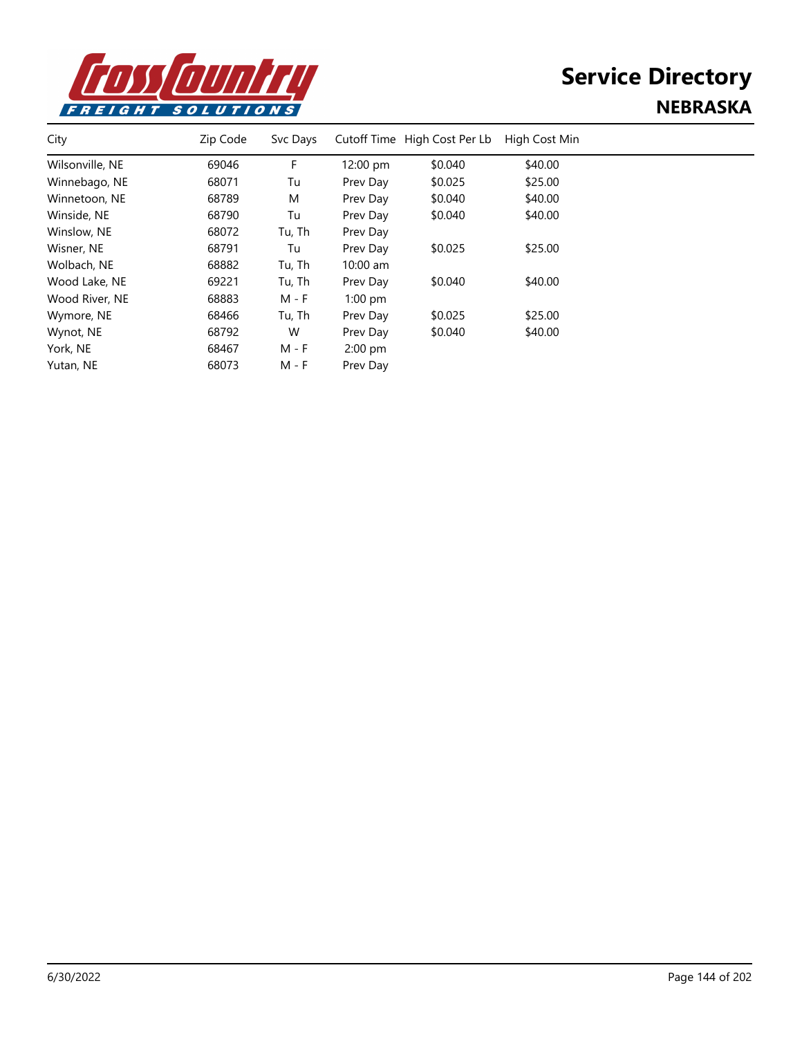# Service Directory

## NEBRASKA

| City | Zip Code | Svc Days | Cutoff Time | High Cost Per Lb | High Cost Min |
|---|---|---|---|---|---|
| Wilsonville, NE | 69046 | F | 12:00 pm | $0.040 | $40.00 |
| Winnebago, NE | 68071 | Tu | Prev Day | $0.025 | $25.00 |
| Winnetoon, NE | 68789 | M | Prev Day | $0.040 | $40.00 |
| Winside, NE | 68790 | Tu | Prev Day | $0.040 | $40.00 |
| Winslow, NE | 68072 | Tu, Th | Prev Day | | |
| Wisner, NE | 68791 | Tu | Prev Day | $0.025 | $25.00 |
| Wolbach, NE | 68882 | Tu, Th | 10:00 am | | |
| Wood Lake, NE | 69221 | Tu, Th | Prev Day | $0.040 | $40.00 |
| Wood River, NE | 68883 | M - F | 1:00 pm | | |
| Wymore, NE | 68466 | Tu, Th | Prev Day | $0.025 | $25.00 |
| Wynot, NE | 68792 | W | Prev Day | $0.040 | $40.00 |
| York, NE | 68467 | M - F | 2:00 pm | | |
| Yutan, NE | 68073 | M - F | Prev Day | | |

6/30/2022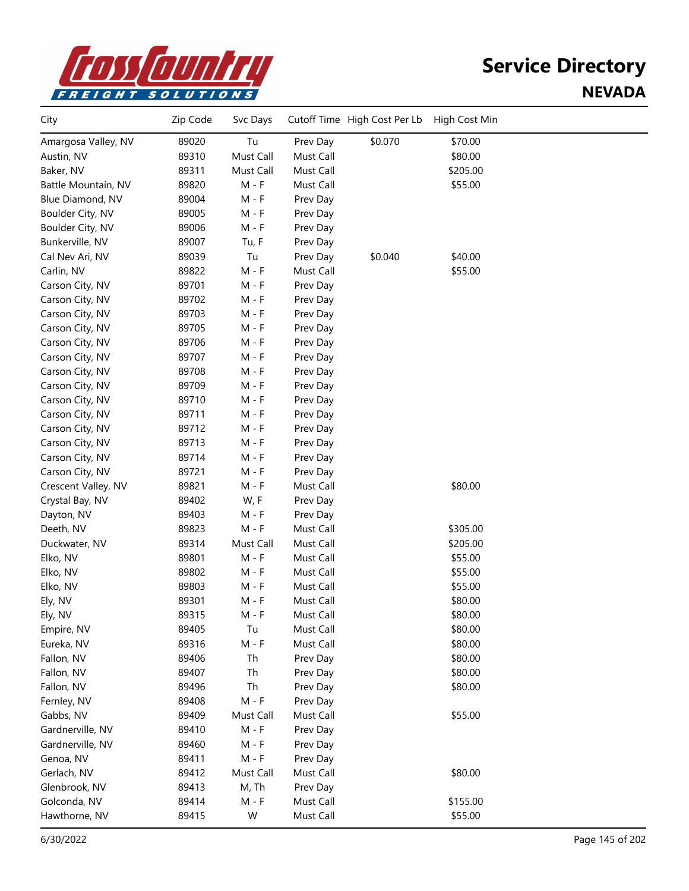# Service Directory

## NEVADA

| City | Zip Code | Svc Days | Cutoff Time | High Cost Per Lb | High Cost Min |
|---|---|---|---|---|---|
| Amargosa Valley, NV | 89020 | Tu | Prev Day | $0.070 | $70.00 |
| Austin, NV | 89310 | Must Call | Must Call | | $80.00 |
| Baker, NV | 89311 | Must Call | Must Call | | $205.00 |
| Battle Mountain, NV | 89820 | M - F | Must Call | | $55.00 |
| Blue Diamond, NV | 89004 | M - F | Prev Day | | |
| Boulder City, NV | 89005 | M - F | Prev Day | | |
| Boulder City, NV | 89006 | M - F | Prev Day | | |
| Bunkerville, NV | 89007 | Tu, F | Prev Day | | |
| Cal Nev Ari, NV | 89039 | Tu | Prev Day | $0.040 | $40.00 |
| Carlin, NV | 89822 | M - F | Must Call | | $55.00 |
| Carson City, NV | 89701 | M - F | Prev Day | | |
| Carson City, NV | 89702 | M - F | Prev Day | | |
| Carson City, NV | 89703 | M - F | Prev Day | | |
| Carson City, NV | 89705 | M - F | Prev Day | | |
| Carson City, NV | 89706 | M - F | Prev Day | | |
| Carson City, NV | 89707 | M - F | Prev Day | | |
| Carson City, NV | 89708 | M - F | Prev Day | | |
| Carson City, NV | 89709 | M - F | Prev Day | | |
| Carson City, NV | 89710 | M - F | Prev Day | | |
| Carson City, NV | 89711 | M - F | Prev Day | | |
| Carson City, NV | 89712 | M - F | Prev Day | | |
| Carson City, NV | 89713 | M - F | Prev Day | | |
| Carson City, NV | 89714 | M - F | Prev Day | | |
| Carson City, NV | 89721 | M - F | Prev Day | | |
| Crescent Valley, NV | 89821 | M - F | Must Call | | $80.00 |
| Crystal Bay, NV | 89402 | W, F | Prev Day | | |
| Dayton, NV | 89403 | M - F | Prev Day | | |
| Deeth, NV | 89823 | M - F | Must Call | | $305.00 |
| Duckwater, NV | 89314 | Must Call | Must Call | | $205.00 |
| Elko, NV | 89801 | M - F | Must Call | | $55.00 |
| Elko, NV | 89802 | M - F | Must Call | | $55.00 |
| Elko, NV | 89803 | M - F | Must Call | | $55.00 |
| Ely, NV | 89301 | M - F | Must Call | | $80.00 |
| Ely, NV | 89315 | M - F | Must Call | | $80.00 |
| Empire, NV | 89405 | Tu | Must Call | | $80.00 |
| Eureka, NV | 89316 | M - F | Must Call | | $80.00 |
| Fallon, NV | 89406 | Th | Prev Day | | $80.00 |
| Fallon, NV | 89407 | Th | Prev Day | | $80.00 |
| Fallon, NV | 89496 | Th | Prev Day | | $80.00 |
| Fernley, NV | 89408 | M - F | Prev Day | | |
| Gabbs, NV | 89409 | Must Call | Must Call | | $55.00 |
| Gardnerville, NV | 89410 | M - F | Prev Day | | |
| Gardnerville, NV | 89460 | M - F | Prev Day | | |
| Genoa, NV | 89411 | M - F | Prev Day | | |
| Gerlach, NV | 89412 | Must Call | Must Call | | $80.00 |
| Glenbrook, NV | 89413 | M, Th | Prev Day | | |
| Golconda, NV | 89414 | M - F | Must Call | | $155.00 |
| Hawthorne, NV | 89415 | W | Must Call | | $55.00 |

6/30/2022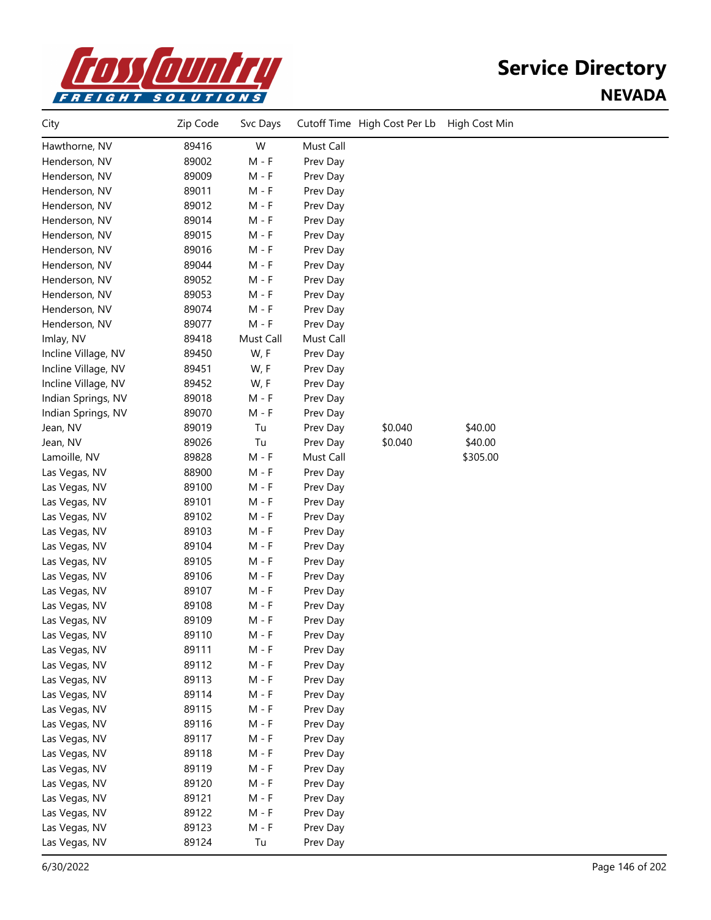# Service Directory

## NEVADA

| City | Zip Code | Svc Days | Cutoff Time | High Cost Per Lb | High Cost Min |
|---|---|---|---|---|---|
| Hawthorne, NV | 89416 | W | Must Call | | |
| Henderson, NV | 89002 | M - F | Prev Day | | |
| Henderson, NV | 89009 | M - F | Prev Day | | |
| Henderson, NV | 89011 | M - F | Prev Day | | |
| Henderson, NV | 89012 | M - F | Prev Day | | |
| Henderson, NV | 89014 | M - F | Prev Day | | |
| Henderson, NV | 89015 | M - F | Prev Day | | |
| Henderson, NV | 89016 | M - F | Prev Day | | |
| Henderson, NV | 89044 | M - F | Prev Day | | |
| Henderson, NV | 89052 | M - F | Prev Day | | |
| Henderson, NV | 89053 | M - F | Prev Day | | |
| Henderson, NV | 89074 | M - F | Prev Day | | |
| Henderson, NV | 89077 | M - F | Prev Day | | |
| Imlay, NV | 89418 | Must Call | Must Call | | |
| Incline Village, NV | 89450 | W, F | Prev Day | | |
| Incline Village, NV | 89451 | W, F | Prev Day | | |
| Incline Village, NV | 89452 | W, F | Prev Day | | |
| Indian Springs, NV | 89018 | M - F | Prev Day | | |
| Indian Springs, NV | 89070 | M - F | Prev Day | | |
| Jean, NV | 89019 | Tu | Prev Day | $0.040 | $40.00 |
| Jean, NV | 89026 | Tu | Prev Day | $0.040 | $40.00 |
| Lamoille, NV | 89828 | M - F | Must Call | | $305.00 |
| Las Vegas, NV | 88900 | M - F | Prev Day | | |
| Las Vegas, NV | 89100 | M - F | Prev Day | | |
| Las Vegas, NV | 89101 | M - F | Prev Day | | |
| Las Vegas, NV | 89102 | M - F | Prev Day | | |
| Las Vegas, NV | 89103 | M - F | Prev Day | | |
| Las Vegas, NV | 89104 | M - F | Prev Day | | |
| Las Vegas, NV | 89105 | M - F | Prev Day | | |
| Las Vegas, NV | 89106 | M - F | Prev Day | | |
| Las Vegas, NV | 89107 | M - F | Prev Day | | |
| Las Vegas, NV | 89108 | M - F | Prev Day | | |
| Las Vegas, NV | 89109 | M - F | Prev Day | | |
| Las Vegas, NV | 89110 | M - F | Prev Day | | |
| Las Vegas, NV | 89111 | M - F | Prev Day | | |
| Las Vegas, NV | 89112 | M - F | Prev Day | | |
| Las Vegas, NV | 89113 | M - F | Prev Day | | |
| Las Vegas, NV | 89114 | M - F | Prev Day | | |
| Las Vegas, NV | 89115 | M - F | Prev Day | | |
| Las Vegas, NV | 89116 | M - F | Prev Day | | |
| Las Vegas, NV | 89117 | M - F | Prev Day | | |
| Las Vegas, NV | 89118 | M - F | Prev Day | | |
| Las Vegas, NV | 89119 | M - F | Prev Day | | |
| Las Vegas, NV | 89120 | M - F | Prev Day | | |
| Las Vegas, NV | 89121 | M - F | Prev Day | | |
| Las Vegas, NV | 89122 | M - F | Prev Day | | |
| Las Vegas, NV | 89123 | M - F | Prev Day | | |
| Las Vegas, NV | 89124 | Tu | Prev Day | | |

6/30/2022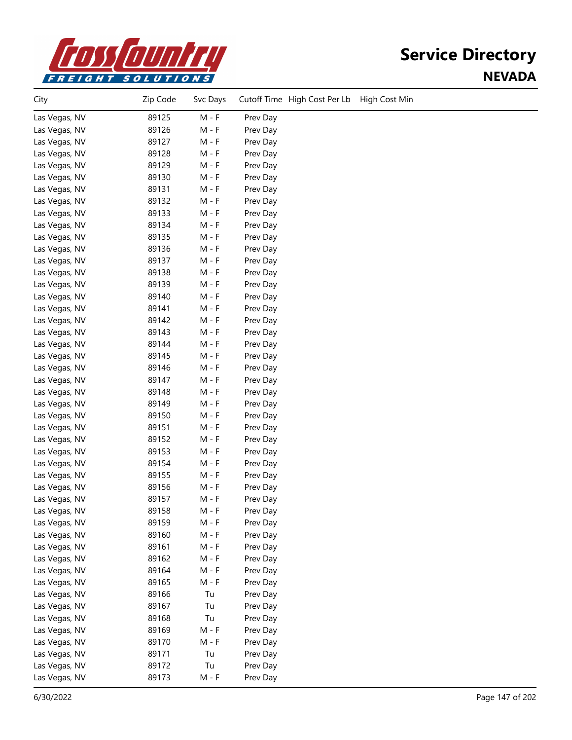# Service Directory

## NEVADA

| City | Zip Code | Svc Days | Cutoff Time | High Cost Per Lb | High Cost Min |
|---|---|---|---|---|---|
| Las Vegas, NV | 89125 | M - F | Prev Day | | |
| Las Vegas, NV | 89126 | M - F | Prev Day | | |
| Las Vegas, NV | 89127 | M - F | Prev Day | | |
| Las Vegas, NV | 89128 | M - F | Prev Day | | |
| Las Vegas, NV | 89129 | M - F | Prev Day | | |
| Las Vegas, NV | 89130 | M - F | Prev Day | | |
| Las Vegas, NV | 89131 | M - F | Prev Day | | |
| Las Vegas, NV | 89132 | M - F | Prev Day | | |
| Las Vegas, NV | 89133 | M - F | Prev Day | | |
| Las Vegas, NV | 89134 | M - F | Prev Day | | |
| Las Vegas, NV | 89135 | M - F | Prev Day | | |
| Las Vegas, NV | 89136 | M - F | Prev Day | | |
| Las Vegas, NV | 89137 | M - F | Prev Day | | |
| Las Vegas, NV | 89138 | M - F | Prev Day | | |
| Las Vegas, NV | 89139 | M - F | Prev Day | | |
| Las Vegas, NV | 89140 | M - F | Prev Day | | |
| Las Vegas, NV | 89141 | M - F | Prev Day | | |
| Las Vegas, NV | 89142 | M - F | Prev Day | | |
| Las Vegas, NV | 89143 | M - F | Prev Day | | |
| Las Vegas, NV | 89144 | M - F | Prev Day | | |
| Las Vegas, NV | 89145 | M - F | Prev Day | | |
| Las Vegas, NV | 89146 | M - F | Prev Day | | |
| Las Vegas, NV | 89147 | M - F | Prev Day | | |
| Las Vegas, NV | 89148 | M - F | Prev Day | | |
| Las Vegas, NV | 89149 | M - F | Prev Day | | |
| Las Vegas, NV | 89150 | M - F | Prev Day | | |
| Las Vegas, NV | 89151 | M - F | Prev Day | | |
| Las Vegas, NV | 89152 | M - F | Prev Day | | |
| Las Vegas, NV | 89153 | M - F | Prev Day | | |
| Las Vegas, NV | 89154 | M - F | Prev Day | | |
| Las Vegas, NV | 89155 | M - F | Prev Day | | |
| Las Vegas, NV | 89156 | M - F | Prev Day | | |
| Las Vegas, NV | 89157 | M - F | Prev Day | | |
| Las Vegas, NV | 89158 | M - F | Prev Day | | |
| Las Vegas, NV | 89159 | M - F | Prev Day | | |
| Las Vegas, NV | 89160 | M - F | Prev Day | | |
| Las Vegas, NV | 89161 | M - F | Prev Day | | |
| Las Vegas, NV | 89162 | M - F | Prev Day | | |
| Las Vegas, NV | 89164 | M - F | Prev Day | | |
| Las Vegas, NV | 89165 | M - F | Prev Day | | |
| Las Vegas, NV | 89166 | Tu | Prev Day | | |
| Las Vegas, NV | 89167 | Tu | Prev Day | | |
| Las Vegas, NV | 89168 | Tu | Prev Day | | |
| Las Vegas, NV | 89169 | M - F | Prev Day | | |
| Las Vegas, NV | 89170 | M - F | Prev Day | | |
| Las Vegas, NV | 89171 | Tu | Prev Day | | |
| Las Vegas, NV | 89172 | Tu | Prev Day | | |
| Las Vegas, NV | 89173 | M - F | Prev Day | | |

6/30/2022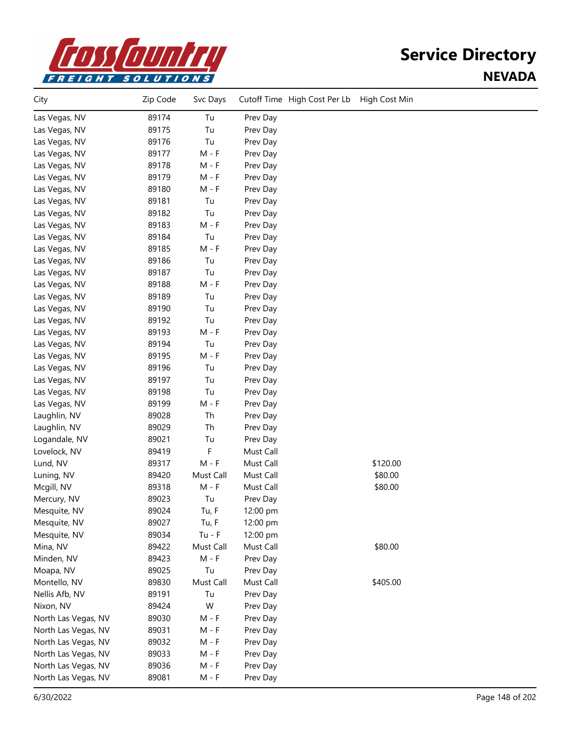# Service Directory

## NEVADA

| City | Zip Code | Svc Days | Cutoff Time | High Cost Per Lb | High Cost Min |
|---|---|---|---|---|---|
| Las Vegas, NV | 89174 | Tu | Prev Day | | |
| Las Vegas, NV | 89175 | Tu | Prev Day | | |
| Las Vegas, NV | 89176 | Tu | Prev Day | | |
| Las Vegas, NV | 89177 | M - F | Prev Day | | |
| Las Vegas, NV | 89178 | M - F | Prev Day | | |
| Las Vegas, NV | 89179 | M - F | Prev Day | | |
| Las Vegas, NV | 89180 | M - F | Prev Day | | |
| Las Vegas, NV | 89181 | Tu | Prev Day | | |
| Las Vegas, NV | 89182 | Tu | Prev Day | | |
| Las Vegas, NV | 89183 | M - F | Prev Day | | |
| Las Vegas, NV | 89184 | Tu | Prev Day | | |
| Las Vegas, NV | 89185 | M - F | Prev Day | | |
| Las Vegas, NV | 89186 | Tu | Prev Day | | |
| Las Vegas, NV | 89187 | Tu | Prev Day | | |
| Las Vegas, NV | 89188 | M - F | Prev Day | | |
| Las Vegas, NV | 89189 | Tu | Prev Day | | |
| Las Vegas, NV | 89190 | Tu | Prev Day | | |
| Las Vegas, NV | 89192 | Tu | Prev Day | | |
| Las Vegas, NV | 89193 | M - F | Prev Day | | |
| Las Vegas, NV | 89194 | Tu | Prev Day | | |
| Las Vegas, NV | 89195 | M - F | Prev Day | | |
| Las Vegas, NV | 89196 | Tu | Prev Day | | |
| Las Vegas, NV | 89197 | Tu | Prev Day | | |
| Las Vegas, NV | 89198 | Tu | Prev Day | | |
| Las Vegas, NV | 89199 | M - F | Prev Day | | |
| Laughlin, NV | 89028 | Th | Prev Day | | |
| Laughlin, NV | 89029 | Th | Prev Day | | |
| Logandale, NV | 89021 | Tu | Prev Day | | |
| Lovelock, NV | 89419 | F | Must Call | | |
| Lund, NV | 89317 | M - F | Must Call | | $120.00 |
| Luning, NV | 89420 | Must Call | Must Call | | $80.00 |
| Mcgill, NV | 89318 | M - F | Must Call | | $80.00 |
| Mercury, NV | 89023 | Tu | Prev Day | | |
| Mesquite, NV | 89024 | Tu, F | 12:00 pm | | |
| Mesquite, NV | 89027 | Tu, F | 12:00 pm | | |
| Mesquite, NV | 89034 | Tu - F | 12:00 pm | | |
| Mina, NV | 89422 | Must Call | Must Call | | $80.00 |
| Minden, NV | 89423 | M - F | Prev Day | | |
| Moapa, NV | 89025 | Tu | Prev Day | | |
| Montello, NV | 89830 | Must Call | Must Call | | $405.00 |
| Nellis Afb, NV | 89191 | Tu | Prev Day | | |
| Nixon, NV | 89424 | W | Prev Day | | |
| North Las Vegas, NV | 89030 | M - F | Prev Day | | |
| North Las Vegas, NV | 89031 | M - F | Prev Day | | |
| North Las Vegas, NV | 89032 | M - F | Prev Day | | |
| North Las Vegas, NV | 89033 | M - F | Prev Day | | |
| North Las Vegas, NV | 89036 | M - F | Prev Day | | |
| North Las Vegas, NV | 89081 | M - F | Prev Day | | |

6/30/2022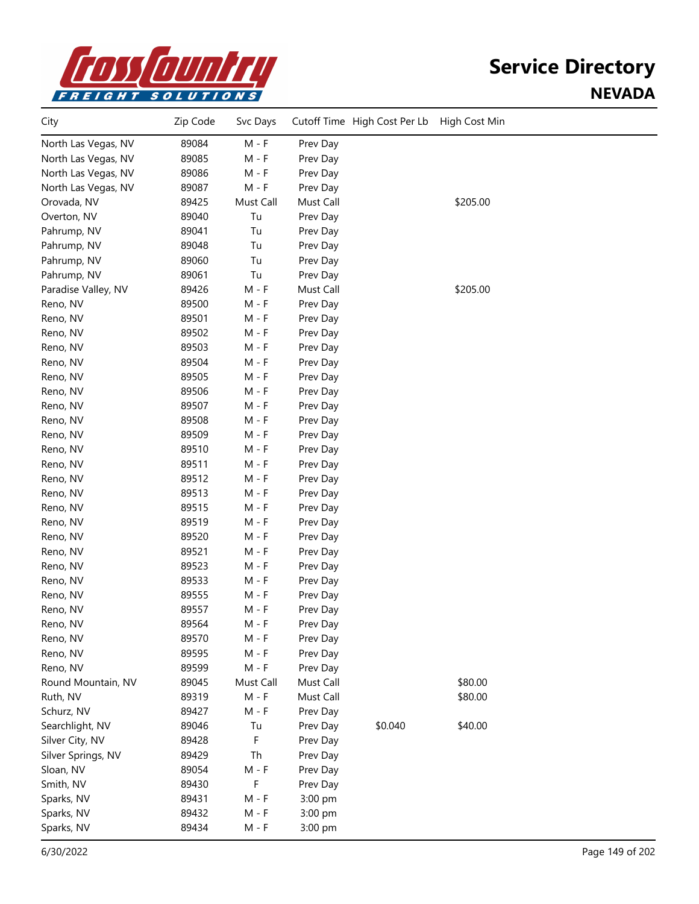# Service Directory

## NEVADA

| City | Zip Code | Svc Days | Cutoff Time | High Cost Per Lb | High Cost Min |
|---|---|---|---|---|---|
| North Las Vegas, NV | 89084 | M - F | Prev Day | | |
| North Las Vegas, NV | 89085 | M - F | Prev Day | | |
| North Las Vegas, NV | 89086 | M - F | Prev Day | | |
| North Las Vegas, NV | 89087 | M - F | Prev Day | | |
| Orovada, NV | 89425 | Must Call | Must Call | | $205.00 |
| Overton, NV | 89040 | Tu | Prev Day | | |
| Pahrump, NV | 89041 | Tu | Prev Day | | |
| Pahrump, NV | 89048 | Tu | Prev Day | | |
| Pahrump, NV | 89060 | Tu | Prev Day | | |
| Pahrump, NV | 89061 | Tu | Prev Day | | |
| Paradise Valley, NV | 89426 | M - F | Must Call | | $205.00 |
| Reno, NV | 89500 | M - F | Prev Day | | |
| Reno, NV | 89501 | M - F | Prev Day | | |
| Reno, NV | 89502 | M - F | Prev Day | | |
| Reno, NV | 89503 | M - F | Prev Day | | |
| Reno, NV | 89504 | M - F | Prev Day | | |
| Reno, NV | 89505 | M - F | Prev Day | | |
| Reno, NV | 89506 | M - F | Prev Day | | |
| Reno, NV | 89507 | M - F | Prev Day | | |
| Reno, NV | 89508 | M - F | Prev Day | | |
| Reno, NV | 89509 | M - F | Prev Day | | |
| Reno, NV | 89510 | M - F | Prev Day | | |
| Reno, NV | 89511 | M - F | Prev Day | | |
| Reno, NV | 89512 | M - F | Prev Day | | |
| Reno, NV | 89513 | M - F | Prev Day | | |
| Reno, NV | 89515 | M - F | Prev Day | | |
| Reno, NV | 89519 | M - F | Prev Day | | |
| Reno, NV | 89520 | M - F | Prev Day | | |
| Reno, NV | 89521 | M - F | Prev Day | | |
| Reno, NV | 89523 | M - F | Prev Day | | |
| Reno, NV | 89533 | M - F | Prev Day | | |
| Reno, NV | 89555 | M - F | Prev Day | | |
| Reno, NV | 89557 | M - F | Prev Day | | |
| Reno, NV | 89564 | M - F | Prev Day | | |
| Reno, NV | 89570 | M - F | Prev Day | | |
| Reno, NV | 89595 | M - F | Prev Day | | |
| Reno, NV | 89599 | M - F | Prev Day | | |
| Round Mountain, NV | 89045 | Must Call | Must Call | | $80.00 |
| Ruth, NV | 89319 | M - F | Must Call | | $80.00 |
| Schurz, NV | 89427 | M - F | Prev Day | | |
| Searchlight, NV | 89046 | Tu | Prev Day | $0.040 | $40.00 |
| Silver City, NV | 89428 | F | Prev Day | | |
| Silver Springs, NV | 89429 | Th | Prev Day | | |
| Sloan, NV | 89054 | M - F | Prev Day | | |
| Smith, NV | 89430 | F | Prev Day | | |
| Sparks, NV | 89431 | M - F | 3:00 pm | | |
| Sparks, NV | 89432 | M - F | 3:00 pm | | |
| Sparks, NV | 89434 | M - F | 3:00 pm | | |

6/30/2022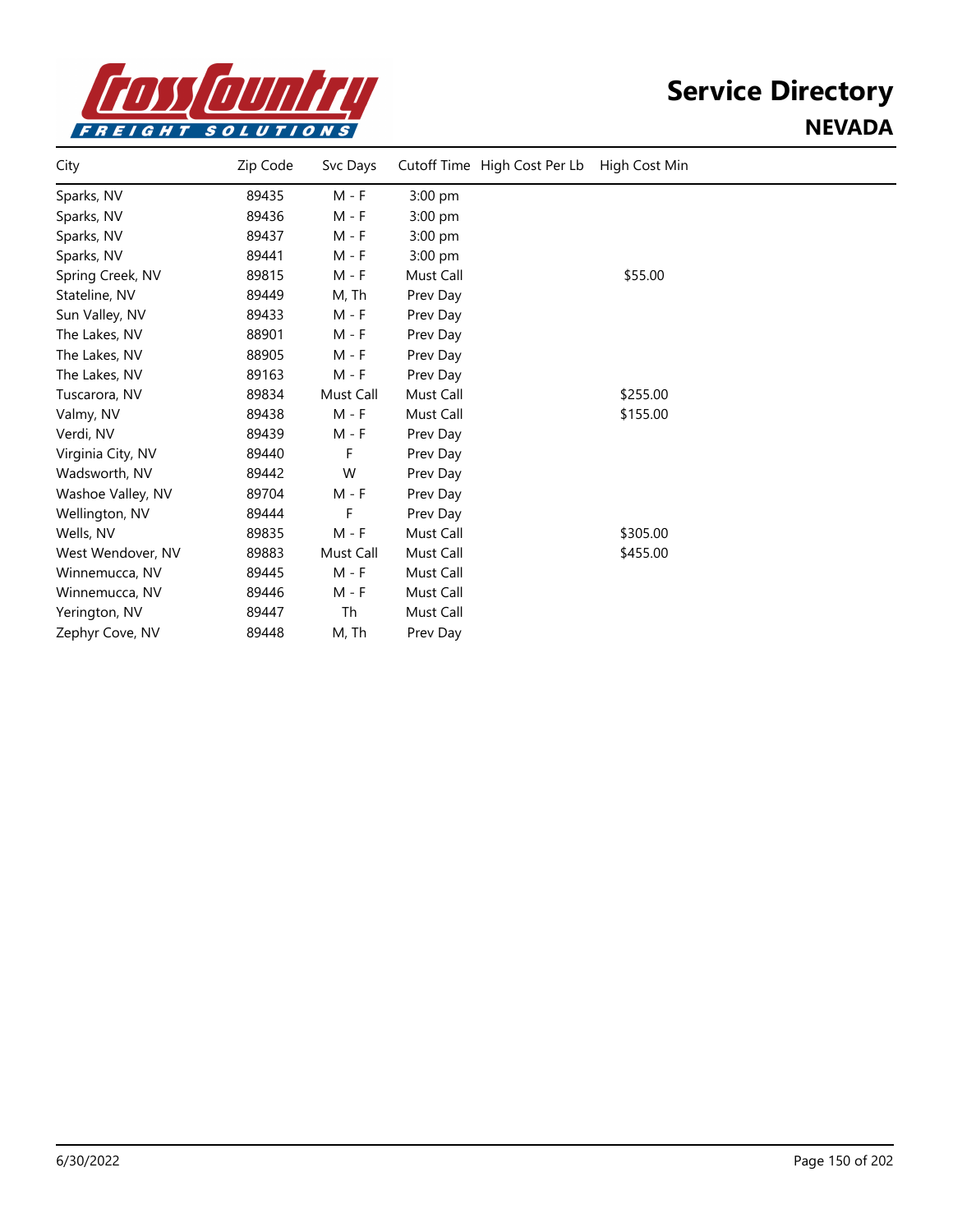# Service Directory

## NEVADA

| City | Zip Code | Svc Days | Cutoff Time | High Cost Per Lb | High Cost Min |
|---|---|---|---|---|---|
| Sparks, NV | 89435 | M - F | 3:00 pm | | |
| Sparks, NV | 89436 | M - F | 3:00 pm | | |
| Sparks, NV | 89437 | M - F | 3:00 pm | | |
| Sparks, NV | 89441 | M - F | 3:00 pm | | |
| Spring Creek, NV | 89815 | M - F | Must Call | | $55.00 |
| Stateline, NV | 89449 | M, Th | Prev Day | | |
| Sun Valley, NV | 89433 | M - F | Prev Day | | |
| The Lakes, NV | 88901 | M - F | Prev Day | | |
| The Lakes, NV | 88905 | M - F | Prev Day | | |
| The Lakes, NV | 89163 | M - F | Prev Day | | |
| Tuscarora, NV | 89834 | Must Call | Must Call | | $255.00 |
| Valmy, NV | 89438 | M - F | Must Call | | $155.00 |
| Verdi, NV | 89439 | M - F | Prev Day | | |
| Virginia City, NV | 89440 | F | Prev Day | | |
| Wadsworth, NV | 89442 | W | Prev Day | | |
| Washoe Valley, NV | 89704 | M - F | Prev Day | | |
| Wellington, NV | 89444 | F | Prev Day | | |
| Wells, NV | 89835 | M - F | Must Call | | $305.00 |
| West Wendover, NV | 89883 | Must Call | Must Call | | $455.00 |
| Winnemucca, NV | 89445 | M - F | Must Call | | |
| Winnemucca, NV | 89446 | M - F | Must Call | | |
| Yerington, NV | 89447 | Th | Must Call | | |
| Zephyr Cove, NV | 89448 | M, Th | Prev Day | | |

6/30/2022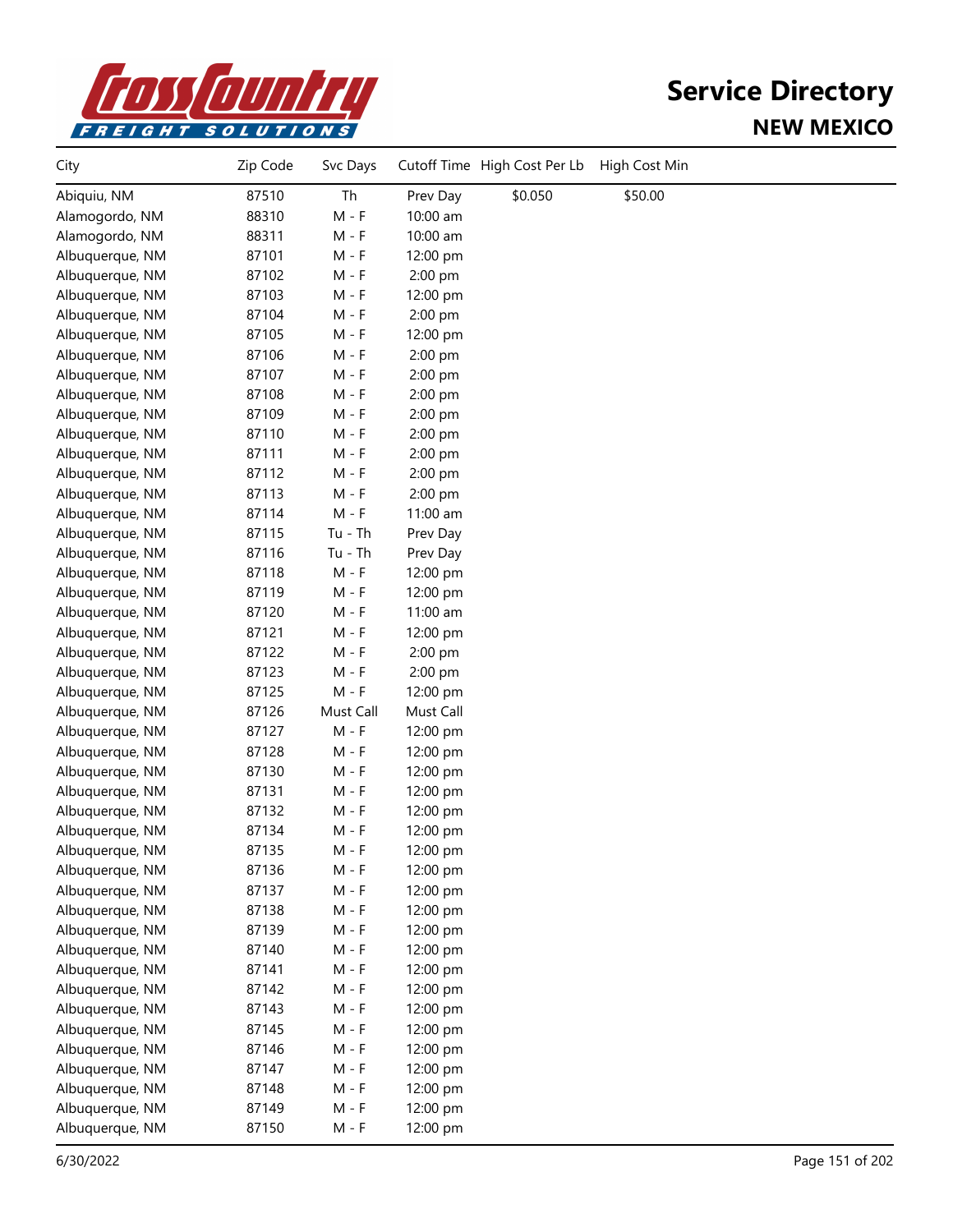# Service Directory

## NEW MEXICO

| City | Zip Code | Svc Days | Cutoff Time | High Cost Per Lb | High Cost Min |
|---|---|---|---|---|---|
| Abiquiu, NM | 87510 | Th | Prev Day | $0.050 | $50.00 |
| Alamogordo, NM | 88310 | M - F | 10:00 am | | |
| Alamogordo, NM | 88311 | M - F | 10:00 am | | |
| Albuquerque, NM | 87101 | M - F | 12:00 pm | | |
| Albuquerque, NM | 87102 | M - F | 2:00 pm | | |
| Albuquerque, NM | 87103 | M - F | 12:00 pm | | |
| Albuquerque, NM | 87104 | M - F | 2:00 pm | | |
| Albuquerque, NM | 87105 | M - F | 12:00 pm | | |
| Albuquerque, NM | 87106 | M - F | 2:00 pm | | |
| Albuquerque, NM | 87107 | M - F | 2:00 pm | | |
| Albuquerque, NM | 87108 | M - F | 2:00 pm | | |
| Albuquerque, NM | 87109 | M - F | 2:00 pm | | |
| Albuquerque, NM | 87110 | M - F | 2:00 pm | | |
| Albuquerque, NM | 87111 | M - F | 2:00 pm | | |
| Albuquerque, NM | 87112 | M - F | 2:00 pm | | |
| Albuquerque, NM | 87113 | M - F | 2:00 pm | | |
| Albuquerque, NM | 87114 | M - F | 11:00 am | | |
| Albuquerque, NM | 87115 | Tu - Th | Prev Day | | |
| Albuquerque, NM | 87116 | Tu - Th | Prev Day | | |
| Albuquerque, NM | 87118 | M - F | 12:00 pm | | |
| Albuquerque, NM | 87119 | M - F | 12:00 pm | | |
| Albuquerque, NM | 87120 | M - F | 11:00 am | | |
| Albuquerque, NM | 87121 | M - F | 12:00 pm | | |
| Albuquerque, NM | 87122 | M - F | 2:00 pm | | |
| Albuquerque, NM | 87123 | M - F | 2:00 pm | | |
| Albuquerque, NM | 87125 | M - F | 12:00 pm | | |
| Albuquerque, NM | 87126 | Must Call | Must Call | | |
| Albuquerque, NM | 87127 | M - F | 12:00 pm | | |
| Albuquerque, NM | 87128 | M - F | 12:00 pm | | |
| Albuquerque, NM | 87130 | M - F | 12:00 pm | | |
| Albuquerque, NM | 87131 | M - F | 12:00 pm | | |
| Albuquerque, NM | 87132 | M - F | 12:00 pm | | |
| Albuquerque, NM | 87134 | M - F | 12:00 pm | | |
| Albuquerque, NM | 87135 | M - F | 12:00 pm | | |
| Albuquerque, NM | 87136 | M - F | 12:00 pm | | |
| Albuquerque, NM | 87137 | M - F | 12:00 pm | | |
| Albuquerque, NM | 87138 | M - F | 12:00 pm | | |
| Albuquerque, NM | 87139 | M - F | 12:00 pm | | |
| Albuquerque, NM | 87140 | M - F | 12:00 pm | | |
| Albuquerque, NM | 87141 | M - F | 12:00 pm | | |
| Albuquerque, NM | 87142 | M - F | 12:00 pm | | |
| Albuquerque, NM | 87143 | M - F | 12:00 pm | | |
| Albuquerque, NM | 87145 | M - F | 12:00 pm | | |
| Albuquerque, NM | 87146 | M - F | 12:00 pm | | |
| Albuquerque, NM | 87147 | M - F | 12:00 pm | | |
| Albuquerque, NM | 87148 | M - F | 12:00 pm | | |
| Albuquerque, NM | 87149 | M - F | 12:00 pm | | |
| Albuquerque, NM | 87150 | M - F | 12:00 pm | | |

6/30/2022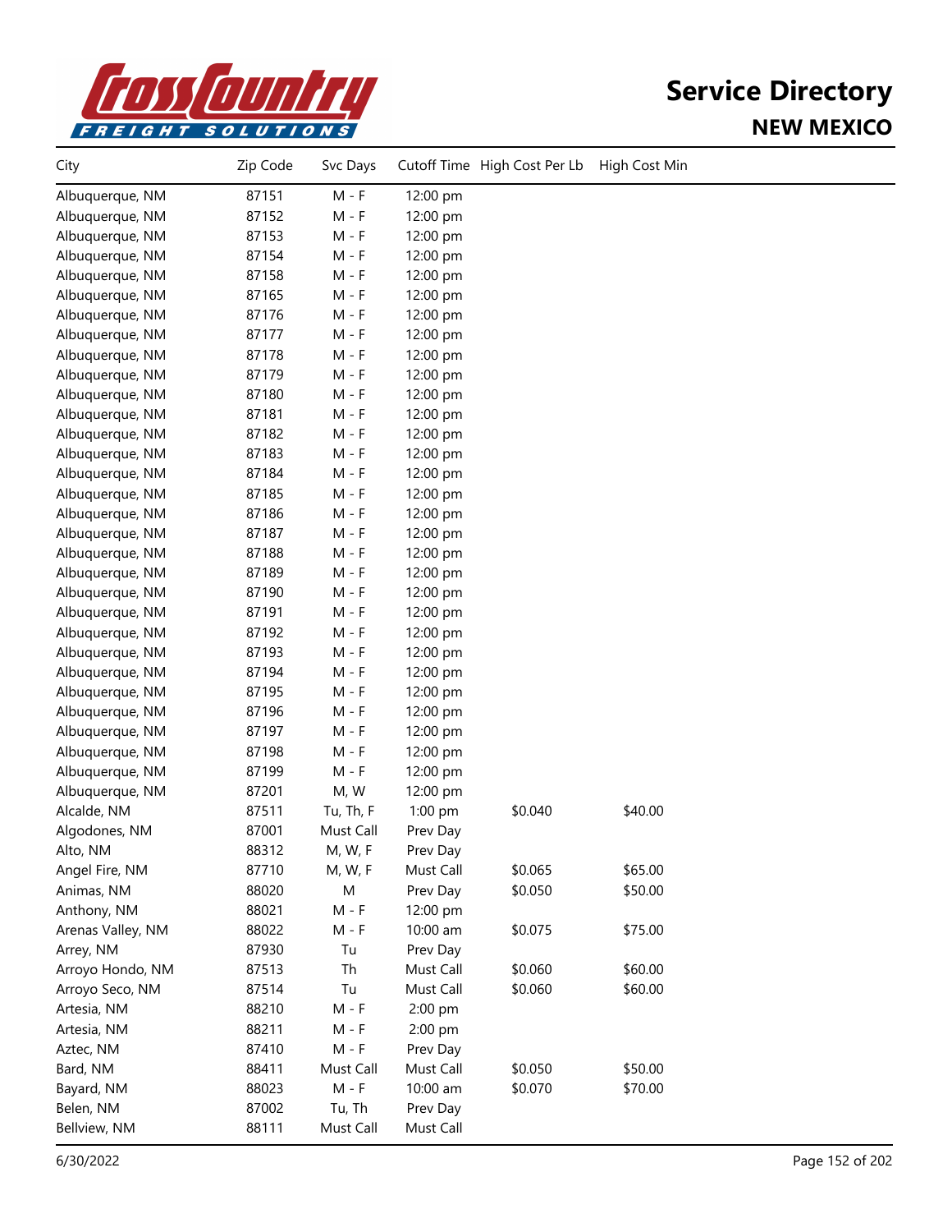# Service Directory

## NEW MEXICO

| City | Zip Code | Svc Days | Cutoff Time | High Cost Per Lb | High Cost Min |
|---|---|---|---|---|---|
| Albuquerque, NM | 87151 | M - F | 12:00 pm | | |
| Albuquerque, NM | 87152 | M - F | 12:00 pm | | |
| Albuquerque, NM | 87153 | M - F | 12:00 pm | | |
| Albuquerque, NM | 87154 | M - F | 12:00 pm | | |
| Albuquerque, NM | 87158 | M - F | 12:00 pm | | |
| Albuquerque, NM | 87165 | M - F | 12:00 pm | | |
| Albuquerque, NM | 87176 | M - F | 12:00 pm | | |
| Albuquerque, NM | 87177 | M - F | 12:00 pm | | |
| Albuquerque, NM | 87178 | M - F | 12:00 pm | | |
| Albuquerque, NM | 87179 | M - F | 12:00 pm | | |
| Albuquerque, NM | 87180 | M - F | 12:00 pm | | |
| Albuquerque, NM | 87181 | M - F | 12:00 pm | | |
| Albuquerque, NM | 87182 | M - F | 12:00 pm | | |
| Albuquerque, NM | 87183 | M - F | 12:00 pm | | |
| Albuquerque, NM | 87184 | M - F | 12:00 pm | | |
| Albuquerque, NM | 87185 | M - F | 12:00 pm | | |
| Albuquerque, NM | 87186 | M - F | 12:00 pm | | |
| Albuquerque, NM | 87187 | M - F | 12:00 pm | | |
| Albuquerque, NM | 87188 | M - F | 12:00 pm | | |
| Albuquerque, NM | 87189 | M - F | 12:00 pm | | |
| Albuquerque, NM | 87190 | M - F | 12:00 pm | | |
| Albuquerque, NM | 87191 | M - F | 12:00 pm | | |
| Albuquerque, NM | 87192 | M - F | 12:00 pm | | |
| Albuquerque, NM | 87193 | M - F | 12:00 pm | | |
| Albuquerque, NM | 87194 | M - F | 12:00 pm | | |
| Albuquerque, NM | 87195 | M - F | 12:00 pm | | |
| Albuquerque, NM | 87196 | M - F | 12:00 pm | | |
| Albuquerque, NM | 87197 | M - F | 12:00 pm | | |
| Albuquerque, NM | 87198 | M - F | 12:00 pm | | |
| Albuquerque, NM | 87199 | M - F | 12:00 pm | | |
| Albuquerque, NM | 87201 | M, W | 12:00 pm | | |
| Alcalde, NM | 87511 | Tu, Th, F | 1:00 pm | $0.040 | $40.00 |
| Algodones, NM | 87001 | Must Call | Prev Day | | |
| Alto, NM | 88312 | M, W, F | Prev Day | | |
| Angel Fire, NM | 87710 | M, W, F | Must Call | $0.065 | $65.00 |
| Animas, NM | 88020 | M | Prev Day | $0.050 | $50.00 |
| Anthony, NM | 88021 | M - F | 12:00 pm | | |
| Arenas Valley, NM | 88022 | M - F | 10:00 am | $0.075 | $75.00 |
| Arrey, NM | 87930 | Tu | Prev Day | | |
| Arroyo Hondo, NM | 87513 | Th | Must Call | $0.060 | $60.00 |
| Arroyo Seco, NM | 87514 | Tu | Must Call | $0.060 | $60.00 |
| Artesia, NM | 88210 | M - F | 2:00 pm | | |
| Artesia, NM | 88211 | M - F | 2:00 pm | | |
| Aztec, NM | 87410 | M - F | Prev Day | | |
| Bard, NM | 88411 | Must Call | Must Call | $0.050 | $50.00 |
| Bayard, NM | 88023 | M - F | 10:00 am | $0.070 | $70.00 |
| Belen, NM | 87002 | Tu, Th | Prev Day | | |
| Bellview, NM | 88111 | Must Call | Must Call | | |

6/30/2022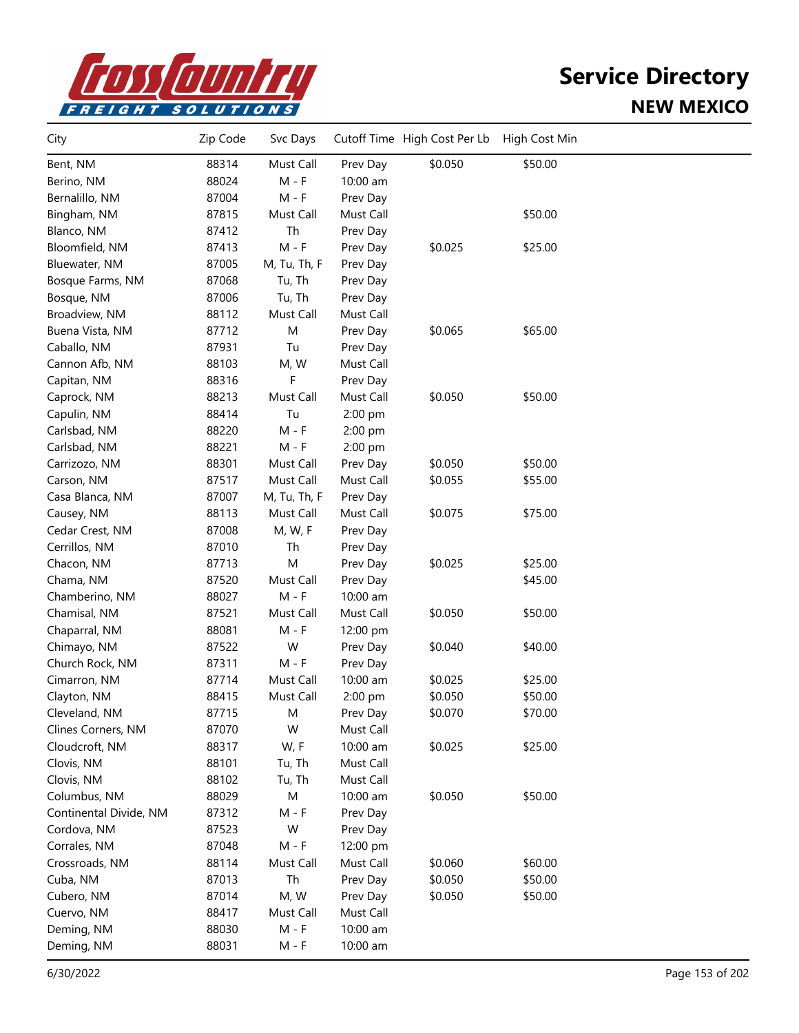# Service Directory

## NEW MEXICO

| City | Zip Code | Svc Days | Cutoff Time | High Cost Per Lb | High Cost Min |
|---|---|---|---|---|---|
| Bent, NM | 88314 | Must Call | Prev Day | $0.050 | $50.00 |
| Berino, NM | 88024 | M - F | 10:00 am | | |
| Bernalillo, NM | 87004 | M - F | Prev Day | | |
| Bingham, NM | 87815 | Must Call | Must Call | | $50.00 |
| Blanco, NM | 87412 | Th | Prev Day | | |
| Bloomfield, NM | 87413 | M - F | Prev Day | $0.025 | $25.00 |
| Bluewater, NM | 87005 | M, Tu, Th, F | Prev Day | | |
| Bosque Farms, NM | 87068 | Tu, Th | Prev Day | | |
| Bosque, NM | 87006 | Tu, Th | Prev Day | | |
| Broadview, NM | 88112 | Must Call | Must Call | | |
| Buena Vista, NM | 87712 | M | Prev Day | $0.065 | $65.00 |
| Caballo, NM | 87931 | Tu | Prev Day | | |
| Cannon Afb, NM | 88103 | M, W | Must Call | | |
| Capitan, NM | 88316 | F | Prev Day | | |
| Caprock, NM | 88213 | Must Call | Must Call | $0.050 | $50.00 |
| Capulin, NM | 88414 | Tu | 2:00 pm | | |
| Carlsbad, NM | 88220 | M - F | 2:00 pm | | |
| Carlsbad, NM | 88221 | M - F | 2:00 pm | | |
| Carrizozo, NM | 88301 | Must Call | Prev Day | $0.050 | $50.00 |
| Carson, NM | 87517 | Must Call | Must Call | $0.055 | $55.00 |
| Casa Blanca, NM | 87007 | M, Tu, Th, F | Prev Day | | |
| Causey, NM | 88113 | Must Call | Must Call | $0.075 | $75.00 |
| Cedar Crest, NM | 87008 | M, W, F | Prev Day | | |
| Cerrillos, NM | 87010 | Th | Prev Day | | |
| Chacon, NM | 87713 | M | Prev Day | $0.025 | $25.00 |
| Chama, NM | 87520 | Must Call | Prev Day | | $45.00 |
| Chamberino, NM | 88027 | M - F | 10:00 am | | |
| Chamisal, NM | 87521 | Must Call | Must Call | $0.050 | $50.00 |
| Chaparral, NM | 88081 | M - F | 12:00 pm | | |
| Chimayo, NM | 87522 | W | Prev Day | $0.040 | $40.00 |
| Church Rock, NM | 87311 | M - F | Prev Day | | |
| Cimarron, NM | 87714 | Must Call | 10:00 am | $0.025 | $25.00 |
| Clayton, NM | 88415 | Must Call | 2:00 pm | $0.050 | $50.00 |
| Cleveland, NM | 87715 | M | Prev Day | $0.070 | $70.00 |
| Clines Corners, NM | 87070 | W | Must Call | | |
| Cloudcroft, NM | 88317 | W, F | 10:00 am | $0.025 | $25.00 |
| Clovis, NM | 88101 | Tu, Th | Must Call | | |
| Clovis, NM | 88102 | Tu, Th | Must Call | | |
| Columbus, NM | 88029 | M | 10:00 am | $0.050 | $50.00 |
| Continental Divide, NM | 87312 | M - F | Prev Day | | |
| Cordova, NM | 87523 | W | Prev Day | | |
| Corrales, NM | 87048 | M - F | 12:00 pm | | |
| Crossroads, NM | 88114 | Must Call | Must Call | $0.060 | $60.00 |
| Cuba, NM | 87013 | Th | Prev Day | $0.050 | $50.00 |
| Cubero, NM | 87014 | M, W | Prev Day | $0.050 | $50.00 |
| Cuervo, NM | 88417 | Must Call | Must Call | | |
| Deming, NM | 88030 | M - F | 10:00 am | | |
| Deming, NM | 88031 | M - F | 10:00 am | | |

6/30/2022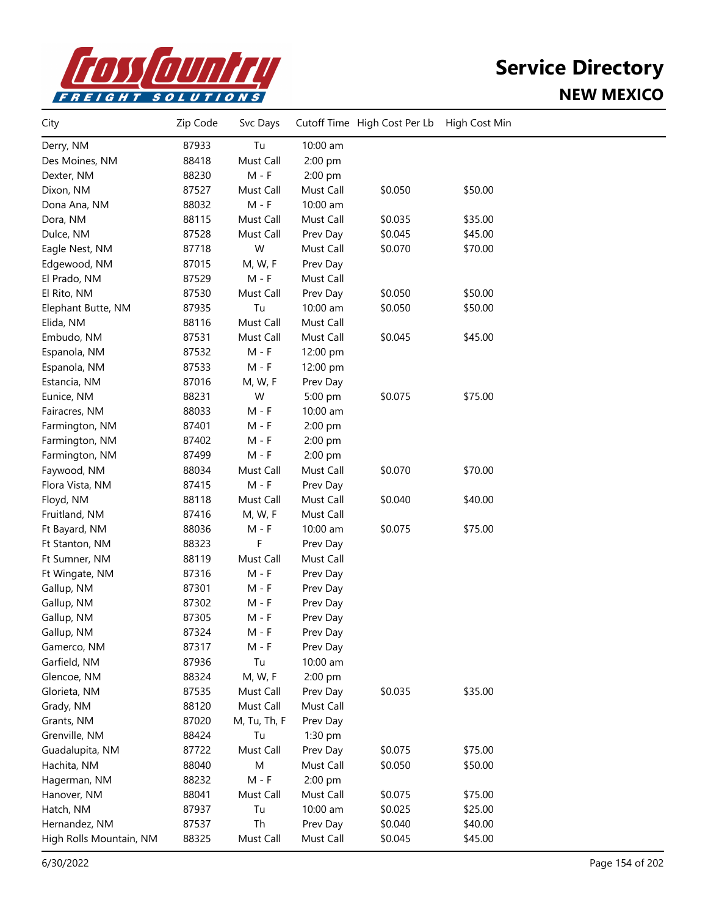# Service Directory

## NEW MEXICO

| City | Zip Code | Svc Days | Cutoff Time | High Cost Per Lb | High Cost Min |
|---|---|---|---|---|---|
| Derry, NM | 87933 | Tu | 10:00 am | | |
| Des Moines, NM | 88418 | Must Call | 2:00 pm | | |
| Dexter, NM | 88230 | M - F | 2:00 pm | | |
| Dixon, NM | 87527 | Must Call | Must Call | $0.050 | $50.00 |
| Dona Ana, NM | 88032 | M - F | 10:00 am | | |
| Dora, NM | 88115 | Must Call | Must Call | $0.035 | $35.00 |
| Dulce, NM | 87528 | Must Call | Prev Day | $0.045 | $45.00 |
| Eagle Nest, NM | 87718 | W | Must Call | $0.070 | $70.00 |
| Edgewood, NM | 87015 | M, W, F | Prev Day | | |
| El Prado, NM | 87529 | M - F | Must Call | | |
| El Rito, NM | 87530 | Must Call | Prev Day | $0.050 | $50.00 |
| Elephant Butte, NM | 87935 | Tu | 10:00 am | $0.050 | $50.00 |
| Elida, NM | 88116 | Must Call | Must Call | | |
| Embudo, NM | 87531 | Must Call | Must Call | $0.045 | $45.00 |
| Espanola, NM | 87532 | M - F | 12:00 pm | | |
| Espanola, NM | 87533 | M - F | 12:00 pm | | |
| Estancia, NM | 87016 | M, W, F | Prev Day | | |
| Eunice, NM | 88231 | W | 5:00 pm | $0.075 | $75.00 |
| Fairacres, NM | 88033 | M - F | 10:00 am | | |
| Farmington, NM | 87401 | M - F | 2:00 pm | | |
| Farmington, NM | 87402 | M - F | 2:00 pm | | |
| Farmington, NM | 87499 | M - F | 2:00 pm | | |
| Faywood, NM | 88034 | Must Call | Must Call | $0.070 | $70.00 |
| Flora Vista, NM | 87415 | M - F | Prev Day | | |
| Floyd, NM | 88118 | Must Call | Must Call | $0.040 | $40.00 |
| Fruitland, NM | 87416 | M, W, F | Must Call | | |
| Ft Bayard, NM | 88036 | M - F | 10:00 am | $0.075 | $75.00 |
| Ft Stanton, NM | 88323 | F | Prev Day | | |
| Ft Sumner, NM | 88119 | Must Call | Must Call | | |
| Ft Wingate, NM | 87316 | M - F | Prev Day | | |
| Gallup, NM | 87301 | M - F | Prev Day | | |
| Gallup, NM | 87302 | M - F | Prev Day | | |
| Gallup, NM | 87305 | M - F | Prev Day | | |
| Gallup, NM | 87324 | M - F | Prev Day | | |
| Gamerco, NM | 87317 | M - F | Prev Day | | |
| Garfield, NM | 87936 | Tu | 10:00 am | | |
| Glencoe, NM | 88324 | M, W, F | 2:00 pm | | |
| Glorieta, NM | 87535 | Must Call | Prev Day | $0.035 | $35.00 |
| Grady, NM | 88120 | Must Call | Must Call | | |
| Grants, NM | 87020 | M, Tu, Th, F | Prev Day | | |
| Grenville, NM | 88424 | Tu | 1:30 pm | | |
| Guadalupita, NM | 87722 | Must Call | Prev Day | $0.075 | $75.00 |
| Hachita, NM | 88040 | M | Must Call | $0.050 | $50.00 |
| Hagerman, NM | 88232 | M - F | 2:00 pm | | |
| Hanover, NM | 88041 | Must Call | Must Call | $0.075 | $75.00 |
| Hatch, NM | 87937 | Tu | 10:00 am | $0.025 | $25.00 |
| Hernandez, NM | 87537 | Th | Prev Day | $0.040 | $40.00 |
| High Rolls Mountain, NM | 88325 | Must Call | Must Call | $0.045 | $45.00 |

6/30/2022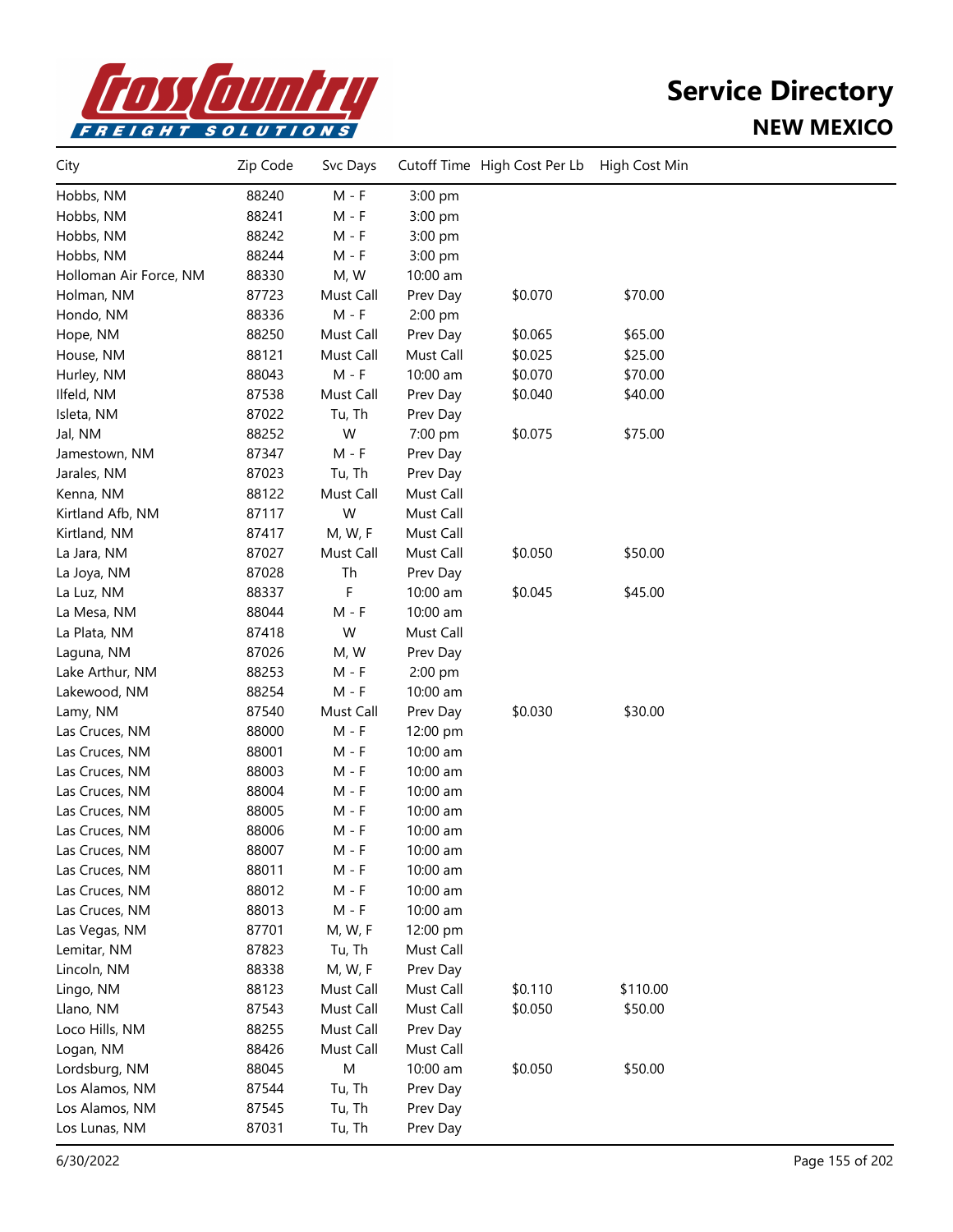# Service Directory

## NEW MEXICO

| City | Zip Code | Svc Days | Cutoff Time | High Cost Per Lb | High Cost Min |
|---|---|---|---|---|---|
| Hobbs, NM | 88240 | M - F | 3:00 pm | | |
| Hobbs, NM | 88241 | M - F | 3:00 pm | | |
| Hobbs, NM | 88242 | M - F | 3:00 pm | | |
| Hobbs, NM | 88244 | M - F | 3:00 pm | | |
| Holloman Air Force, NM | 88330 | M, W | 10:00 am | | |
| Holman, NM | 87723 | Must Call | Prev Day | $0.070 | $70.00 |
| Hondo, NM | 88336 | M - F | 2:00 pm | | |
| Hope, NM | 88250 | Must Call | Prev Day | $0.065 | $65.00 |
| House, NM | 88121 | Must Call | Must Call | $0.025 | $25.00 |
| Hurley, NM | 88043 | M - F | 10:00 am | $0.070 | $70.00 |
| Ilfeld, NM | 87538 | Must Call | Prev Day | $0.040 | $40.00 |
| Isleta, NM | 87022 | Tu, Th | Prev Day | | |
| Jal, NM | 88252 | W | 7:00 pm | $0.075 | $75.00 |
| Jamestown, NM | 87347 | M - F | Prev Day | | |
| Jarales, NM | 87023 | Tu, Th | Prev Day | | |
| Kenna, NM | 88122 | Must Call | Must Call | | |
| Kirtland Afb, NM | 87117 | W | Must Call | | |
| Kirtland, NM | 87417 | M, W, F | Must Call | | |
| La Jara, NM | 87027 | Must Call | Must Call | $0.050 | $50.00 |
| La Joya, NM | 87028 | Th | Prev Day | | |
| La Luz, NM | 88337 | F | 10:00 am | $0.045 | $45.00 |
| La Mesa, NM | 88044 | M - F | 10:00 am | | |
| La Plata, NM | 87418 | W | Must Call | | |
| Laguna, NM | 87026 | M, W | Prev Day | | |
| Lake Arthur, NM | 88253 | M - F | 2:00 pm | | |
| Lakewood, NM | 88254 | M - F | 10:00 am | | |
| Lamy, NM | 87540 | Must Call | Prev Day | $0.030 | $30.00 |
| Las Cruces, NM | 88000 | M - F | 12:00 pm | | |
| Las Cruces, NM | 88001 | M - F | 10:00 am | | |
| Las Cruces, NM | 88003 | M - F | 10:00 am | | |
| Las Cruces, NM | 88004 | M - F | 10:00 am | | |
| Las Cruces, NM | 88005 | M - F | 10:00 am | | |
| Las Cruces, NM | 88006 | M - F | 10:00 am | | |
| Las Cruces, NM | 88007 | M - F | 10:00 am | | |
| Las Cruces, NM | 88011 | M - F | 10:00 am | | |
| Las Cruces, NM | 88012 | M - F | 10:00 am | | |
| Las Cruces, NM | 88013 | M - F | 10:00 am | | |
| Las Vegas, NM | 87701 | M, W, F | 12:00 pm | | |
| Lemitar, NM | 87823 | Tu, Th | Must Call | | |
| Lincoln, NM | 88338 | M, W, F | Prev Day | | |
| Lingo, NM | 88123 | Must Call | Must Call | $0.110 | $110.00 |
| Llano, NM | 87543 | Must Call | Must Call | $0.050 | $50.00 |
| Loco Hills, NM | 88255 | Must Call | Prev Day | | |
| Logan, NM | 88426 | Must Call | Must Call | | |
| Lordsburg, NM | 88045 | M | 10:00 am | $0.050 | $50.00 |
| Los Alamos, NM | 87544 | Tu, Th | Prev Day | | |
| Los Alamos, NM | 87545 | Tu, Th | Prev Day | | |
| Los Lunas, NM | 87031 | Tu, Th | Prev Day | | |

6/30/2022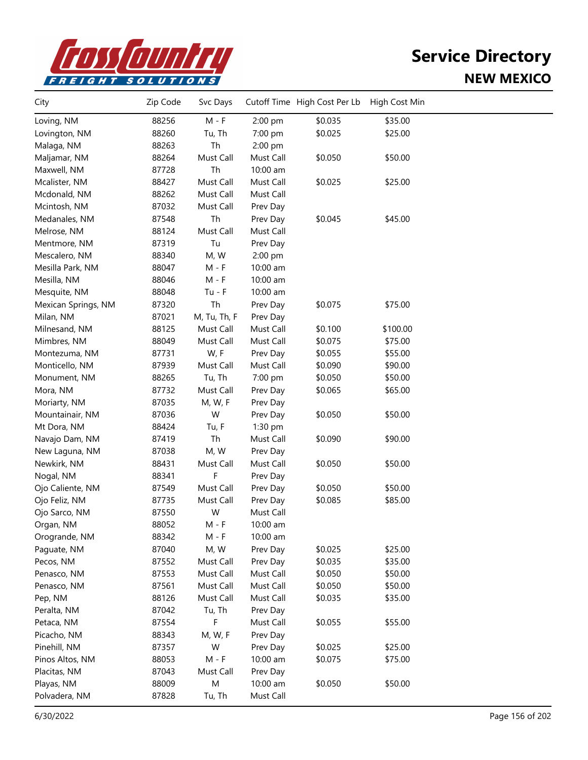# Service Directory

## NEW MEXICO

| City | Zip Code | Svc Days | Cutoff Time | High Cost Per Lb | High Cost Min |
|---|---|---|---|---|---|
| Loving, NM | 88256 | M - F | 2:00 pm | $0.035 | $35.00 |
| Lovington, NM | 88260 | Tu, Th | 7:00 pm | $0.025 | $25.00 |
| Malaga, NM | 88263 | Th | 2:00 pm | | |
| Maljamar, NM | 88264 | Must Call | Must Call | $0.050 | $50.00 |
| Maxwell, NM | 87728 | Th | 10:00 am | | |
| Mcalister, NM | 88427 | Must Call | Must Call | $0.025 | $25.00 |
| Mcdonald, NM | 88262 | Must Call | Must Call | | |
| Mcintosh, NM | 87032 | Must Call | Prev Day | | |
| Medanales, NM | 87548 | Th | Prev Day | $0.045 | $45.00 |
| Melrose, NM | 88124 | Must Call | Must Call | | |
| Mentmore, NM | 87319 | Tu | Prev Day | | |
| Mescalero, NM | 88340 | M, W | 2:00 pm | | |
| Mesilla Park, NM | 88047 | M - F | 10:00 am | | |
| Mesilla, NM | 88046 | M - F | 10:00 am | | |
| Mesquite, NM | 88048 | Tu - F | 10:00 am | | |
| Mexican Springs, NM | 87320 | Th | Prev Day | $0.075 | $75.00 |
| Milan, NM | 87021 | M, Tu, Th, F | Prev Day | | |
| Milnesand, NM | 88125 | Must Call | Must Call | $0.100 | $100.00 |
| Mimbres, NM | 88049 | Must Call | Must Call | $0.075 | $75.00 |
| Montezuma, NM | 87731 | W, F | Prev Day | $0.055 | $55.00 |
| Monticello, NM | 87939 | Must Call | Must Call | $0.090 | $90.00 |
| Monument, NM | 88265 | Tu, Th | 7:00 pm | $0.050 | $50.00 |
| Mora, NM | 87732 | Must Call | Prev Day | $0.065 | $65.00 |
| Moriarty, NM | 87035 | M, W, F | Prev Day | | |
| Mountainair, NM | 87036 | W | Prev Day | $0.050 | $50.00 |
| Mt Dora, NM | 88424 | Tu, F | 1:30 pm | | |
| Navajo Dam, NM | 87419 | Th | Must Call | $0.090 | $90.00 |
| New Laguna, NM | 87038 | M, W | Prev Day | | |
| Newkirk, NM | 88431 | Must Call | Must Call | $0.050 | $50.00 |
| Nogal, NM | 88341 | F | Prev Day | | |
| Ojo Caliente, NM | 87549 | Must Call | Prev Day | $0.050 | $50.00 |
| Ojo Feliz, NM | 87735 | Must Call | Prev Day | $0.085 | $85.00 |
| Ojo Sarco, NM | 87550 | W | Must Call | | |
| Organ, NM | 88052 | M - F | 10:00 am | | |
| Orogrande, NM | 88342 | M - F | 10:00 am | | |
| Paguate, NM | 87040 | M, W | Prev Day | $0.025 | $25.00 |
| Pecos, NM | 87552 | Must Call | Prev Day | $0.035 | $35.00 |
| Penasco, NM | 87553 | Must Call | Must Call | $0.050 | $50.00 |
| Penasco, NM | 87561 | Must Call | Must Call | $0.050 | $50.00 |
| Pep, NM | 88126 | Must Call | Must Call | $0.035 | $35.00 |
| Peralta, NM | 87042 | Tu, Th | Prev Day | | |
| Petaca, NM | 87554 | F | Must Call | $0.055 | $55.00 |
| Picacho, NM | 88343 | M, W, F | Prev Day | | |
| Pinehill, NM | 87357 | W | Prev Day | $0.025 | $25.00 |
| Pinos Altos, NM | 88053 | M - F | 10:00 am | $0.075 | $75.00 |
| Placitas, NM | 87043 | Must Call | Prev Day | | |
| Playas, NM | 88009 | M | 10:00 am | $0.050 | $50.00 |
| Polvadera, NM | 87828 | Tu, Th | Must Call | | |

6/30/2022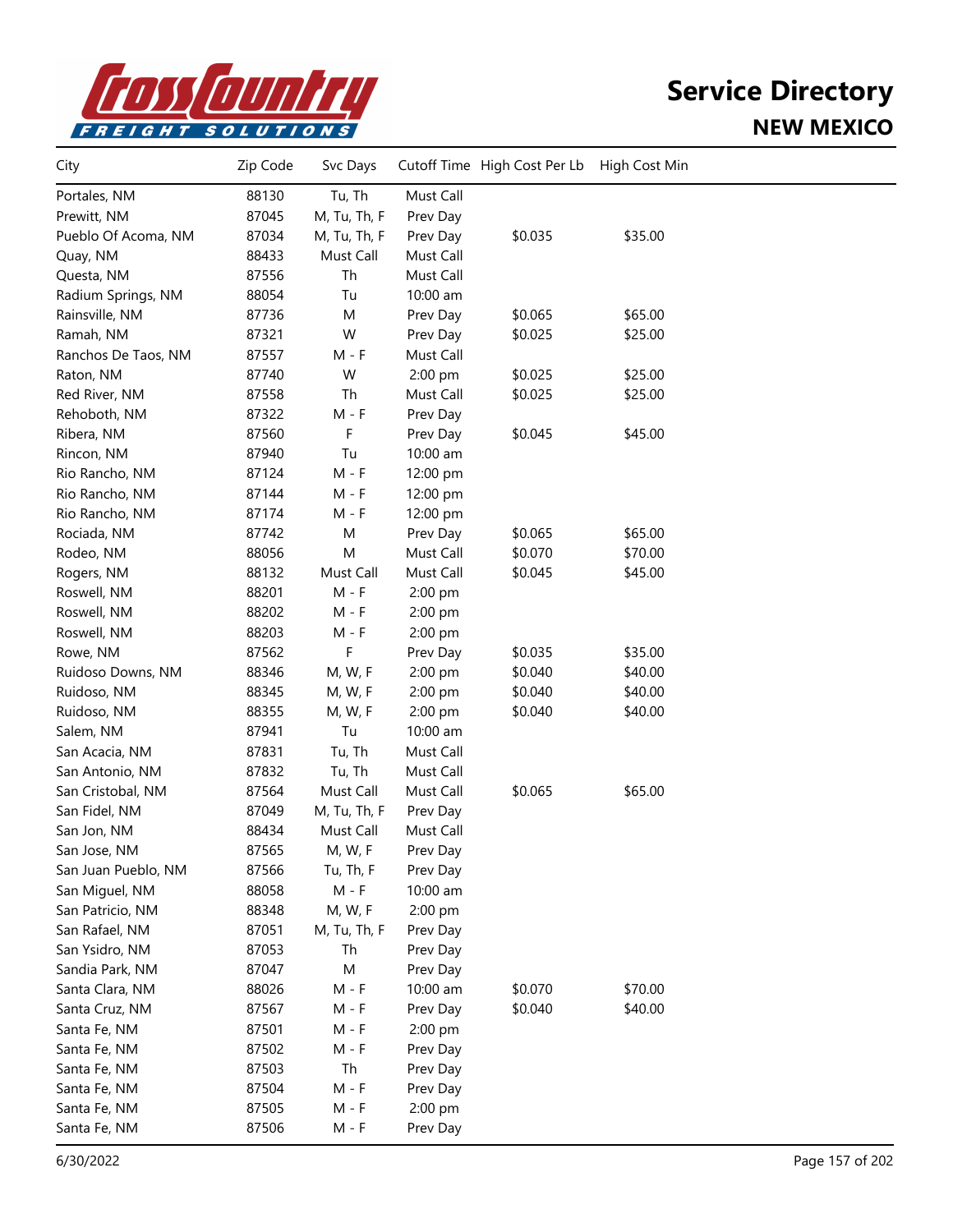# Service Directory

## NEW MEXICO

| City | Zip Code | Svc Days | Cutoff Time | High Cost Per Lb | High Cost Min |
|---|---|---|---|---|---|
| Portales, NM | 88130 | Tu, Th | Must Call | | |
| Prewitt, NM | 87045 | M, Tu, Th, F | Prev Day | | |
| Pueblo Of Acoma, NM | 87034 | M, Tu, Th, F | Prev Day | $0.035 | $35.00 |
| Quay, NM | 88433 | Must Call | Must Call | | |
| Questa, NM | 87556 | Th | Must Call | | |
| Radium Springs, NM | 88054 | Tu | 10:00 am | | |
| Rainsville, NM | 87736 | M | Prev Day | $0.065 | $65.00 |
| Ramah, NM | 87321 | W | Prev Day | $0.025 | $25.00 |
| Ranchos De Taos, NM | 87557 | M - F | Must Call | | |
| Raton, NM | 87740 | W | 2:00 pm | $0.025 | $25.00 |
| Red River, NM | 87558 | Th | Must Call | $0.025 | $25.00 |
| Rehoboth, NM | 87322 | M - F | Prev Day | | |
| Ribera, NM | 87560 | F | Prev Day | $0.045 | $45.00 |
| Rincon, NM | 87940 | Tu | 10:00 am | | |
| Rio Rancho, NM | 87124 | M - F | 12:00 pm | | |
| Rio Rancho, NM | 87144 | M - F | 12:00 pm | | |
| Rio Rancho, NM | 87174 | M - F | 12:00 pm | | |
| Rociada, NM | 87742 | M | Prev Day | $0.065 | $65.00 |
| Rodeo, NM | 88056 | M | Must Call | $0.070 | $70.00 |
| Rogers, NM | 88132 | Must Call | Must Call | $0.045 | $45.00 |
| Roswell, NM | 88201 | M - F | 2:00 pm | | |
| Roswell, NM | 88202 | M - F | 2:00 pm | | |
| Roswell, NM | 88203 | M - F | 2:00 pm | | |
| Rowe, NM | 87562 | F | Prev Day | $0.035 | $35.00 |
| Ruidoso Downs, NM | 88346 | M, W, F | 2:00 pm | $0.040 | $40.00 |
| Ruidoso, NM | 88345 | M, W, F | 2:00 pm | $0.040 | $40.00 |
| Ruidoso, NM | 88355 | M, W, F | 2:00 pm | $0.040 | $40.00 |
| Salem, NM | 87941 | Tu | 10:00 am | | |
| San Acacia, NM | 87831 | Tu, Th | Must Call | | |
| San Antonio, NM | 87832 | Tu, Th | Must Call | | |
| San Cristobal, NM | 87564 | Must Call | Must Call | $0.065 | $65.00 |
| San Fidel, NM | 87049 | M, Tu, Th, F | Prev Day | | |
| San Jon, NM | 88434 | Must Call | Must Call | | |
| San Jose, NM | 87565 | M, W, F | Prev Day | | |
| San Juan Pueblo, NM | 87566 | Tu, Th, F | Prev Day | | |
| San Miguel, NM | 88058 | M - F | 10:00 am | | |
| San Patricio, NM | 88348 | M, W, F | 2:00 pm | | |
| San Rafael, NM | 87051 | M, Tu, Th, F | Prev Day | | |
| San Ysidro, NM | 87053 | Th | Prev Day | | |
| Sandia Park, NM | 87047 | M | Prev Day | | |
| Santa Clara, NM | 88026 | M - F | 10:00 am | $0.070 | $70.00 |
| Santa Cruz, NM | 87567 | M - F | Prev Day | $0.040 | $40.00 |
| Santa Fe, NM | 87501 | M - F | 2:00 pm | | |
| Santa Fe, NM | 87502 | M - F | Prev Day | | |
| Santa Fe, NM | 87503 | Th | Prev Day | | |
| Santa Fe, NM | 87504 | M - F | Prev Day | | |
| Santa Fe, NM | 87505 | M - F | 2:00 pm | | |
| Santa Fe, NM | 87506 | M - F | Prev Day | | |

6/30/2022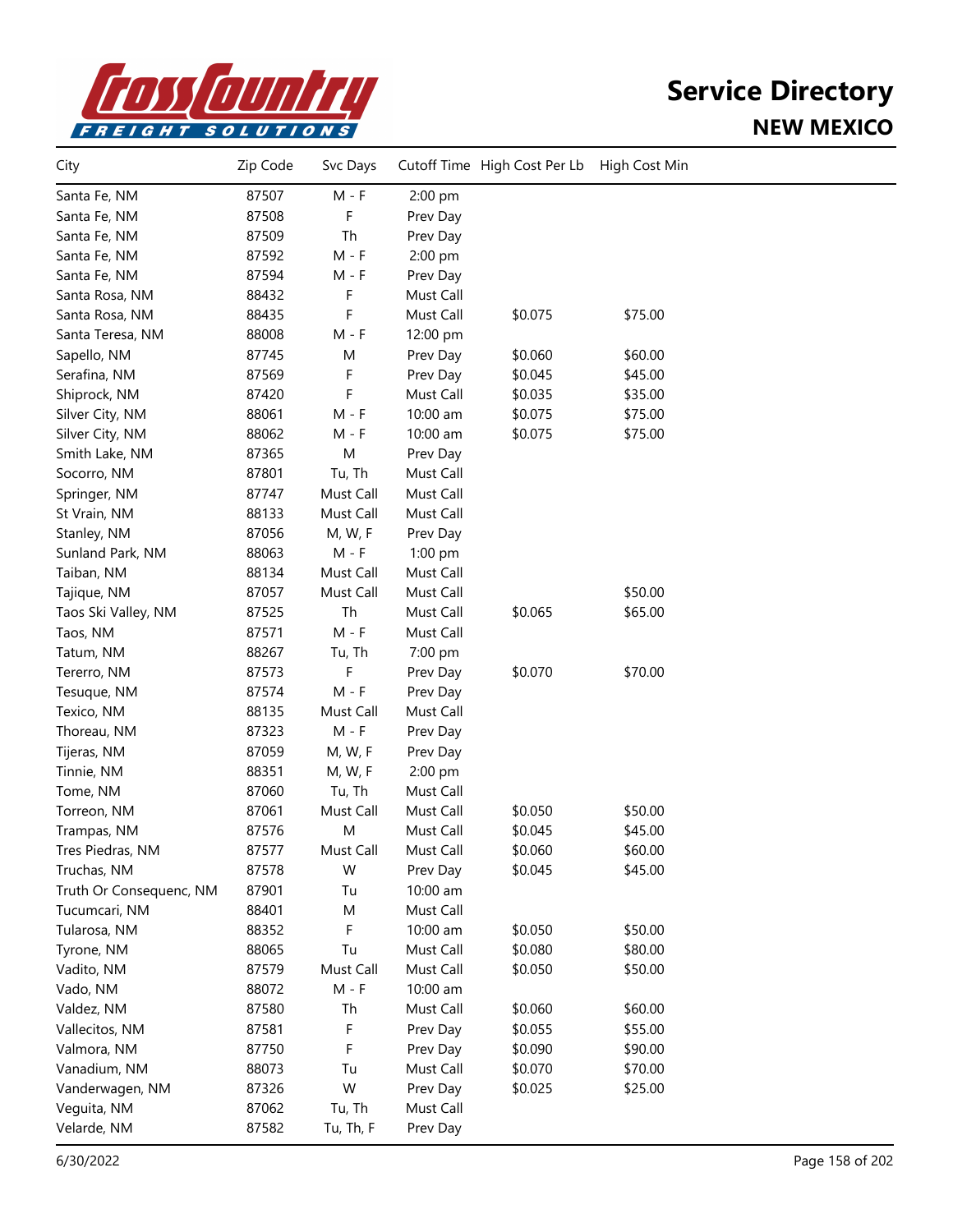# Service Directory

## NEW MEXICO

| City | Zip Code | Svc Days | Cutoff Time | High Cost Per Lb | High Cost Min |
|---|---|---|---|---|---|
| Santa Fe, NM | 87507 | M - F | 2:00 pm | | |
| Santa Fe, NM | 87508 | F | Prev Day | | |
| Santa Fe, NM | 87509 | Th | Prev Day | | |
| Santa Fe, NM | 87592 | M - F | 2:00 pm | | |
| Santa Fe, NM | 87594 | M - F | Prev Day | | |
| Santa Rosa, NM | 88432 | F | Must Call | | |
| Santa Rosa, NM | 88435 | F | Must Call | $0.075 | $75.00 |
| Santa Teresa, NM | 88008 | M - F | 12:00 pm | | |
| Sapello, NM | 87745 | M | Prev Day | $0.060 | $60.00 |
| Serafina, NM | 87569 | F | Prev Day | $0.045 | $45.00 |
| Shiprock, NM | 87420 | F | Must Call | $0.035 | $35.00 |
| Silver City, NM | 88061 | M - F | 10:00 am | $0.075 | $75.00 |
| Silver City, NM | 88062 | M - F | 10:00 am | $0.075 | $75.00 |
| Smith Lake, NM | 87365 | M | Prev Day | | |
| Socorro, NM | 87801 | Tu, Th | Must Call | | |
| Springer, NM | 87747 | Must Call | Must Call | | |
| St Vrain, NM | 88133 | Must Call | Must Call | | |
| Stanley, NM | 87056 | M, W, F | Prev Day | | |
| Sunland Park, NM | 88063 | M - F | 1:00 pm | | |
| Taiban, NM | 88134 | Must Call | Must Call | | |
| Tajique, NM | 87057 | Must Call | Must Call | | $50.00 |
| Taos Ski Valley, NM | 87525 | Th | Must Call | $0.065 | $65.00 |
| Taos, NM | 87571 | M - F | Must Call | | |
| Tatum, NM | 88267 | Tu, Th | 7:00 pm | | |
| Tererro, NM | 87573 | F | Prev Day | $0.070 | $70.00 |
| Tesuque, NM | 87574 | M - F | Prev Day | | |
| Texico, NM | 88135 | Must Call | Must Call | | |
| Thoreau, NM | 87323 | M - F | Prev Day | | |
| Tijeras, NM | 87059 | M, W, F | Prev Day | | |
| Tinnie, NM | 88351 | M, W, F | 2:00 pm | | |
| Tome, NM | 87060 | Tu, Th | Must Call | | |
| Torreon, NM | 87061 | Must Call | Must Call | $0.050 | $50.00 |
| Trampas, NM | 87576 | M | Must Call | $0.045 | $45.00 |
| Tres Piedras, NM | 87577 | Must Call | Must Call | $0.060 | $60.00 |
| Truchas, NM | 87578 | W | Prev Day | $0.045 | $45.00 |
| Truth Or Consequenc, NM | 87901 | Tu | 10:00 am | | |
| Tucumcari, NM | 88401 | M | Must Call | | |
| Tularosa, NM | 88352 | F | 10:00 am | $0.050 | $50.00 |
| Tyrone, NM | 88065 | Tu | Must Call | $0.080 | $80.00 |
| Vadito, NM | 87579 | Must Call | Must Call | $0.050 | $50.00 |
| Vado, NM | 88072 | M - F | 10:00 am | | |
| Valdez, NM | 87580 | Th | Must Call | $0.060 | $60.00 |
| Vallecitos, NM | 87581 | F | Prev Day | $0.055 | $55.00 |
| Valmora, NM | 87750 | F | Prev Day | $0.090 | $90.00 |
| Vanadium, NM | 88073 | Tu | Must Call | $0.070 | $70.00 |
| Vanderwagen, NM | 87326 | W | Prev Day | $0.025 | $25.00 |
| Veguita, NM | 87062 | Tu, Th | Must Call | | |
| Velarde, NM | 87582 | Tu, Th, F | Prev Day | | |

6/30/2022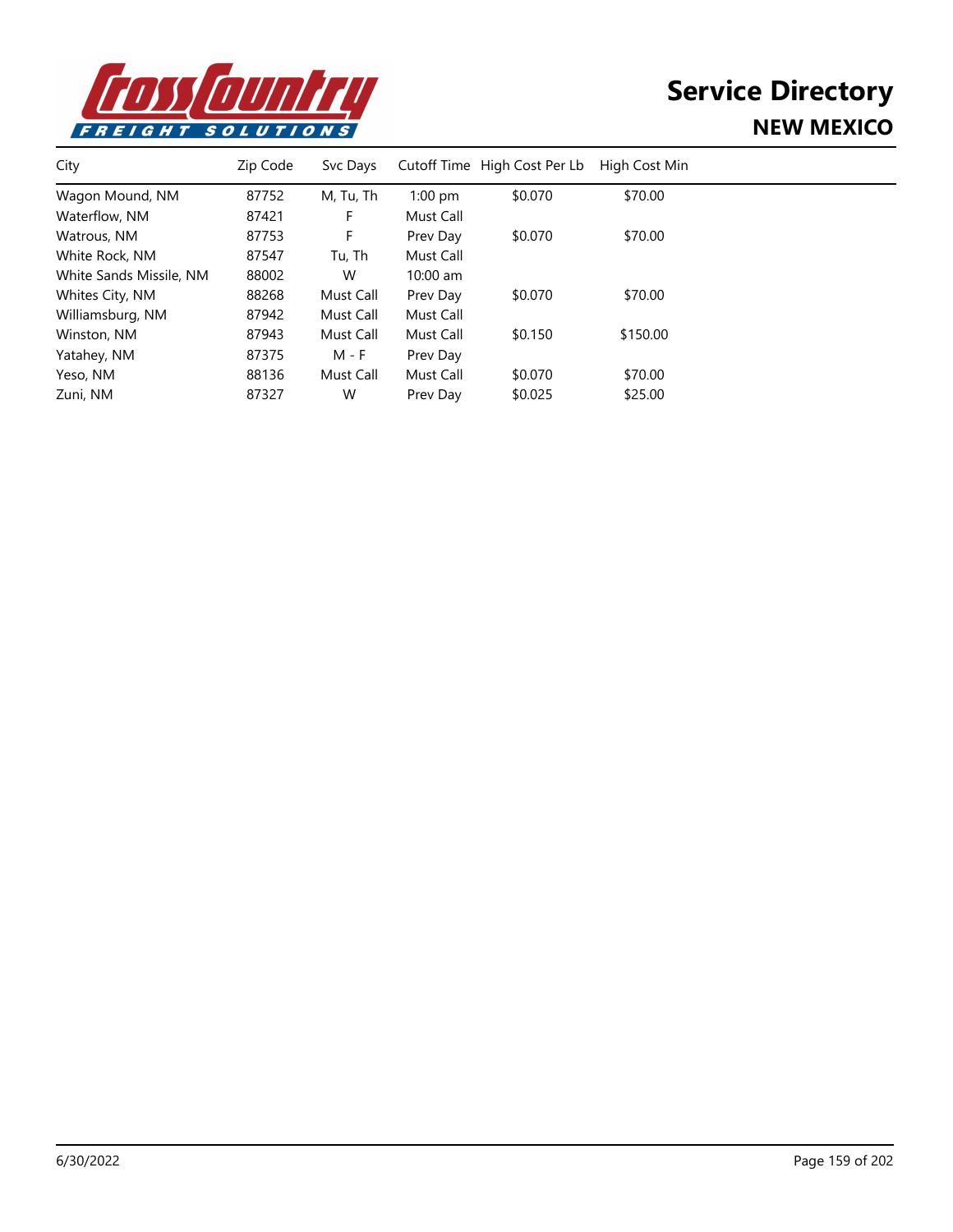# Service Directory

## NEW MEXICO

| City | Zip Code | Svc Days | Cutoff Time | High Cost Per Lb | High Cost Min |
|---|---|---|---|---|---|
| Wagon Mound, NM | 87752 | M, Tu, Th | 1:00 pm | $0.070 | $70.00 |
| Waterflow, NM | 87421 | F | Must Call | | |
| Watrous, NM | 87753 | F | Prev Day | $0.070 | $70.00 |
| White Rock, NM | 87547 | Tu, Th | Must Call | | |
| White Sands Missile, NM | 88002 | W | 10:00 am | | |
| Whites City, NM | 88268 | Must Call | Prev Day | $0.070 | $70.00 |
| Williamsburg, NM | 87942 | Must Call | Must Call | | |
| Winston, NM | 87943 | Must Call | Must Call | $0.150 | $150.00 |
| Yatahey, NM | 87375 | M - F | Prev Day | | |
| Yeso, NM | 88136 | Must Call | Must Call | $0.070 | $70.00 |
| Zuni, NM | 87327 | W | Prev Day | $0.025 | $25.00 |

6/30/2022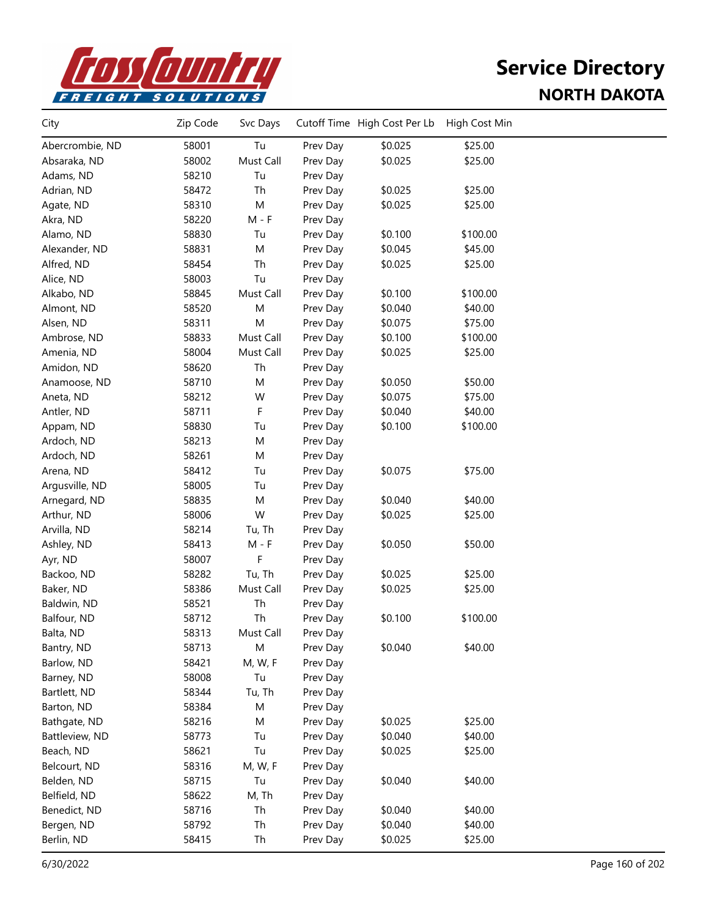# Service Directory

## NORTH DAKOTA

| City | Zip Code | Svc Days | Cutoff Time | High Cost Per Lb | High Cost Min |
|---|---|---|---|---|---|
| Abercrombie, ND | 58001 | Tu | Prev Day | $0.025 | $25.00 |
| Absaraka, ND | 58002 | Must Call | Prev Day | $0.025 | $25.00 |
| Adams, ND | 58210 | Tu | Prev Day | | |
| Adrian, ND | 58472 | Th | Prev Day | $0.025 | $25.00 |
| Agate, ND | 58310 | M | Prev Day | $0.025 | $25.00 |
| Akra, ND | 58220 | M - F | Prev Day | | |
| Alamo, ND | 58830 | Tu | Prev Day | $0.100 | $100.00 |
| Alexander, ND | 58831 | M | Prev Day | $0.045 | $45.00 |
| Alfred, ND | 58454 | Th | Prev Day | $0.025 | $25.00 |
| Alice, ND | 58003 | Tu | Prev Day | | |
| Alkabo, ND | 58845 | Must Call | Prev Day | $0.100 | $100.00 |
| Almont, ND | 58520 | M | Prev Day | $0.040 | $40.00 |
| Alsen, ND | 58311 | M | Prev Day | $0.075 | $75.00 |
| Ambrose, ND | 58833 | Must Call | Prev Day | $0.100 | $100.00 |
| Amenia, ND | 58004 | Must Call | Prev Day | $0.025 | $25.00 |
| Amidon, ND | 58620 | Th | Prev Day | | |
| Anamoose, ND | 58710 | M | Prev Day | $0.050 | $50.00 |
| Aneta, ND | 58212 | W | Prev Day | $0.075 | $75.00 |
| Antler, ND | 58711 | F | Prev Day | $0.040 | $40.00 |
| Appam, ND | 58830 | Tu | Prev Day | $0.100 | $100.00 |
| Ardoch, ND | 58213 | M | Prev Day | | |
| Ardoch, ND | 58261 | M | Prev Day | | |
| Arena, ND | 58412 | Tu | Prev Day | $0.075 | $75.00 |
| Argusville, ND | 58005 | Tu | Prev Day | | |
| Arnegard, ND | 58835 | M | Prev Day | $0.040 | $40.00 |
| Arthur, ND | 58006 | W | Prev Day | $0.025 | $25.00 |
| Arvilla, ND | 58214 | Tu, Th | Prev Day | | |
| Ashley, ND | 58413 | M - F | Prev Day | $0.050 | $50.00 |
| Ayr, ND | 58007 | F | Prev Day | | |
| Backoo, ND | 58282 | Tu, Th | Prev Day | $0.025 | $25.00 |
| Baker, ND | 58386 | Must Call | Prev Day | $0.025 | $25.00 |
| Baldwin, ND | 58521 | Th | Prev Day | | |
| Balfour, ND | 58712 | Th | Prev Day | $0.100 | $100.00 |
| Balta, ND | 58313 | Must Call | Prev Day | | |
| Bantry, ND | 58713 | M | Prev Day | $0.040 | $40.00 |
| Barlow, ND | 58421 | M, W, F | Prev Day | | |
| Barney, ND | 58008 | Tu | Prev Day | | |
| Bartlett, ND | 58344 | Tu, Th | Prev Day | | |
| Barton, ND | 58384 | M | Prev Day | | |
| Bathgate, ND | 58216 | M | Prev Day | $0.025 | $25.00 |
| Battleview, ND | 58773 | Tu | Prev Day | $0.040 | $40.00 |
| Beach, ND | 58621 | Tu | Prev Day | $0.025 | $25.00 |
| Belcourt, ND | 58316 | M, W, F | Prev Day | | |
| Belden, ND | 58715 | Tu | Prev Day | $0.040 | $40.00 |
| Belfield, ND | 58622 | M, Th | Prev Day | | |
| Benedict, ND | 58716 | Th | Prev Day | $0.040 | $40.00 |
| Bergen, ND | 58792 | Th | Prev Day | $0.040 | $40.00 |
| Berlin, ND | 58415 | Th | Prev Day | $0.025 | $25.00 |

6/30/2022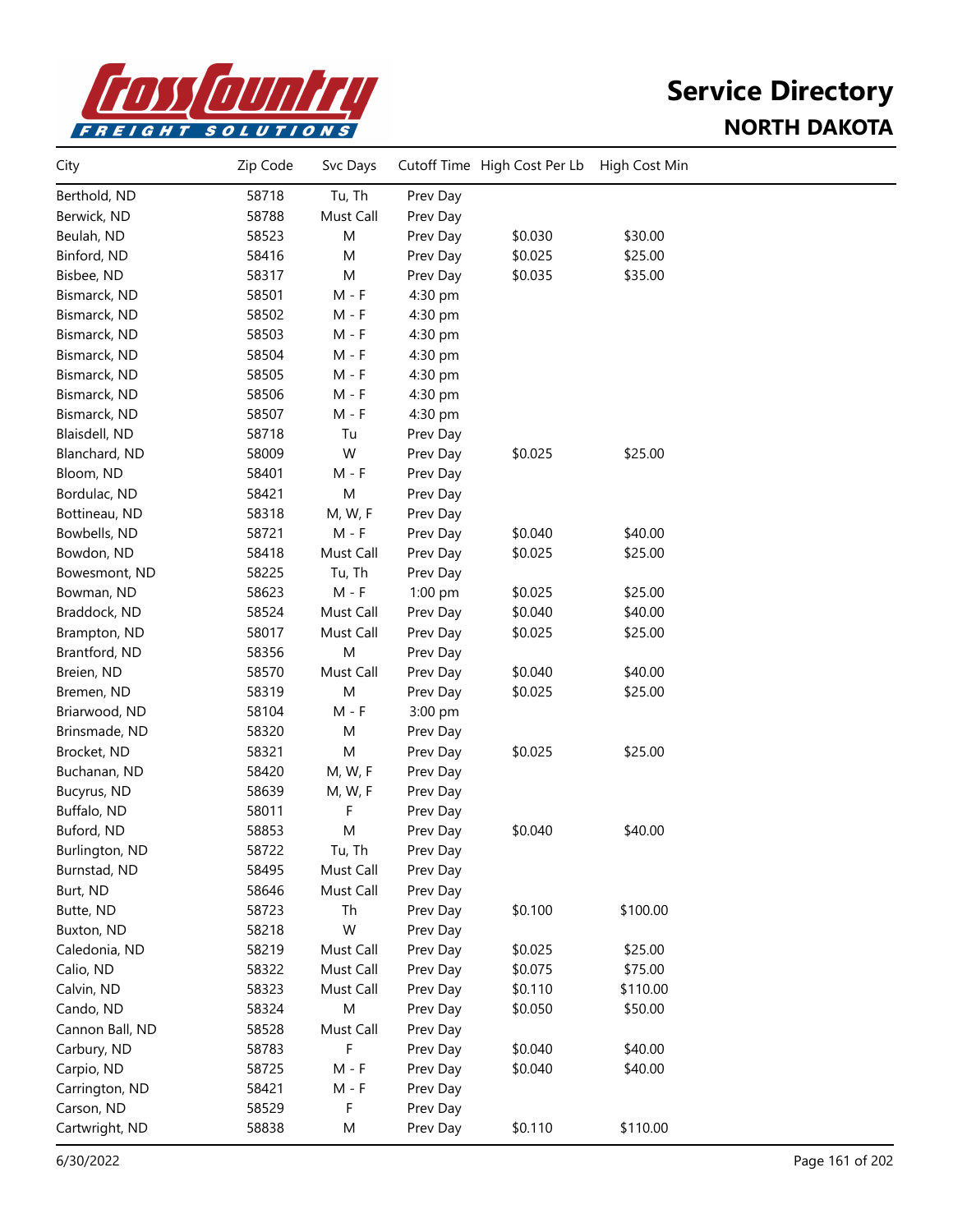# Service Directory

## NORTH DAKOTA

| City | Zip Code | Svc Days | Cutoff Time | High Cost Per Lb | High Cost Min |
|---|---|---|---|---|---|
| Berthold, ND | 58718 | Tu, Th | Prev Day | | |
| Berwick, ND | 58788 | Must Call | Prev Day | | |
| Beulah, ND | 58523 | M | Prev Day | $0.030 | $30.00 |
| Binford, ND | 58416 | M | Prev Day | $0.025 | $25.00 |
| Bisbee, ND | 58317 | M | Prev Day | $0.035 | $35.00 |
| Bismarck, ND | 58501 | M - F | 4:30 pm | | |
| Bismarck, ND | 58502 | M - F | 4:30 pm | | |
| Bismarck, ND | 58503 | M - F | 4:30 pm | | |
| Bismarck, ND | 58504 | M - F | 4:30 pm | | |
| Bismarck, ND | 58505 | M - F | 4:30 pm | | |
| Bismarck, ND | 58506 | M - F | 4:30 pm | | |
| Bismarck, ND | 58507 | M - F | 4:30 pm | | |
| Blaisdell, ND | 58718 | Tu | Prev Day | | |
| Blanchard, ND | 58009 | W | Prev Day | $0.025 | $25.00 |
| Bloom, ND | 58401 | M - F | Prev Day | | |
| Bordulac, ND | 58421 | M | Prev Day | | |
| Bottineau, ND | 58318 | M, W, F | Prev Day | | |
| Bowbells, ND | 58721 | M - F | Prev Day | $0.040 | $40.00 |
| Bowdon, ND | 58418 | Must Call | Prev Day | $0.025 | $25.00 |
| Bowesmont, ND | 58225 | Tu, Th | Prev Day | | |
| Bowman, ND | 58623 | M - F | 1:00 pm | $0.025 | $25.00 |
| Braddock, ND | 58524 | Must Call | Prev Day | $0.040 | $40.00 |
| Brampton, ND | 58017 | Must Call | Prev Day | $0.025 | $25.00 |
| Brantford, ND | 58356 | M | Prev Day | | |
| Breien, ND | 58570 | Must Call | Prev Day | $0.040 | $40.00 |
| Bremen, ND | 58319 | M | Prev Day | $0.025 | $25.00 |
| Briarwood, ND | 58104 | M - F | 3:00 pm | | |
| Brinsmade, ND | 58320 | M | Prev Day | | |
| Brocket, ND | 58321 | M | Prev Day | $0.025 | $25.00 |
| Buchanan, ND | 58420 | M, W, F | Prev Day | | |
| Bucyrus, ND | 58639 | M, W, F | Prev Day | | |
| Buffalo, ND | 58011 | F | Prev Day | | |
| Buford, ND | 58853 | M | Prev Day | $0.040 | $40.00 |
| Burlington, ND | 58722 | Tu, Th | Prev Day | | |
| Burnstad, ND | 58495 | Must Call | Prev Day | | |
| Burt, ND | 58646 | Must Call | Prev Day | | |
| Butte, ND | 58723 | Th | Prev Day | $0.100 | $100.00 |
| Buxton, ND | 58218 | W | Prev Day | | |
| Caledonia, ND | 58219 | Must Call | Prev Day | $0.025 | $25.00 |
| Calio, ND | 58322 | Must Call | Prev Day | $0.075 | $75.00 |
| Calvin, ND | 58323 | Must Call | Prev Day | $0.110 | $110.00 |
| Cando, ND | 58324 | M | Prev Day | $0.050 | $50.00 |
| Cannon Ball, ND | 58528 | Must Call | Prev Day | | |
| Carbury, ND | 58783 | F | Prev Day | $0.040 | $40.00 |
| Carpio, ND | 58725 | M - F | Prev Day | $0.040 | $40.00 |
| Carrington, ND | 58421 | M - F | Prev Day | | |
| Carson, ND | 58529 | F | Prev Day | | |
| Cartwright, ND | 58838 | M | Prev Day | $0.110 | $110.00 |

6/30/2022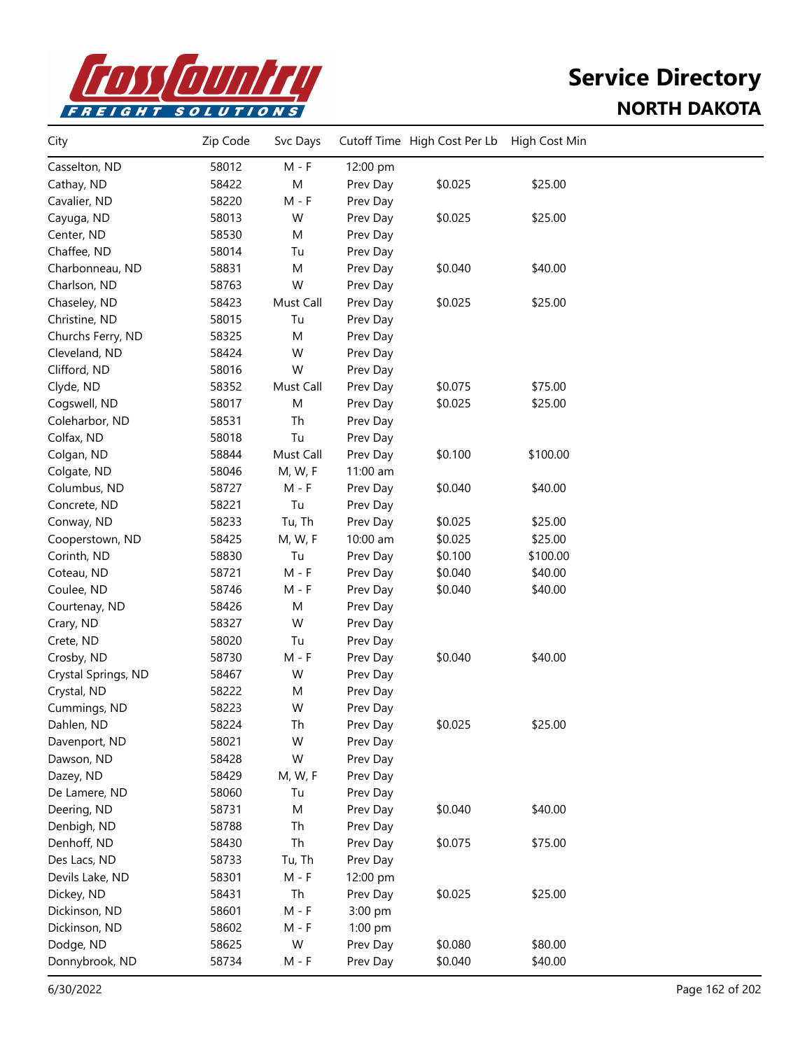# Service Directory

## NORTH DAKOTA

| City | Zip Code | Svc Days | Cutoff Time | High Cost Per Lb | High Cost Min |
|---|---|---|---|---|---|
| Casselton, ND | 58012 | M - F | 12:00 pm | | |
| Cathay, ND | 58422 | M | Prev Day | $0.025 | $25.00 |
| Cavalier, ND | 58220 | M - F | Prev Day | | |
| Cayuga, ND | 58013 | W | Prev Day | $0.025 | $25.00 |
| Center, ND | 58530 | M | Prev Day | | |
| Chaffee, ND | 58014 | Tu | Prev Day | | |
| Charbonneau, ND | 58831 | M | Prev Day | $0.040 | $40.00 |
| Charlson, ND | 58763 | W | Prev Day | | |
| Chaseley, ND | 58423 | Must Call | Prev Day | $0.025 | $25.00 |
| Christine, ND | 58015 | Tu | Prev Day | | |
| Churchs Ferry, ND | 58325 | M | Prev Day | | |
| Cleveland, ND | 58424 | W | Prev Day | | |
| Clifford, ND | 58016 | W | Prev Day | | |
| Clyde, ND | 58352 | Must Call | Prev Day | $0.075 | $75.00 |
| Cogswell, ND | 58017 | M | Prev Day | $0.025 | $25.00 |
| Coleharbor, ND | 58531 | Th | Prev Day | | |
| Colfax, ND | 58018 | Tu | Prev Day | | |
| Colgan, ND | 58844 | Must Call | Prev Day | $0.100 | $100.00 |
| Colgate, ND | 58046 | M, W, F | 11:00 am | | |
| Columbus, ND | 58727 | M - F | Prev Day | $0.040 | $40.00 |
| Concrete, ND | 58221 | Tu | Prev Day | | |
| Conway, ND | 58233 | Tu, Th | Prev Day | $0.025 | $25.00 |
| Cooperstown, ND | 58425 | M, W, F | 10:00 am | $0.025 | $25.00 |
| Corinth, ND | 58830 | Tu | Prev Day | $0.100 | $100.00 |
| Coteau, ND | 58721 | M - F | Prev Day | $0.040 | $40.00 |
| Coulee, ND | 58746 | M - F | Prev Day | $0.040 | $40.00 |
| Courtenay, ND | 58426 | M | Prev Day | | |
| Crary, ND | 58327 | W | Prev Day | | |
| Crete, ND | 58020 | Tu | Prev Day | | |
| Crosby, ND | 58730 | M - F | Prev Day | $0.040 | $40.00 |
| Crystal Springs, ND | 58467 | W | Prev Day | | |
| Crystal, ND | 58222 | M | Prev Day | | |
| Cummings, ND | 58223 | W | Prev Day | | |
| Dahlen, ND | 58224 | Th | Prev Day | $0.025 | $25.00 |
| Davenport, ND | 58021 | W | Prev Day | | |
| Dawson, ND | 58428 | W | Prev Day | | |
| Dazey, ND | 58429 | M, W, F | Prev Day | | |
| De Lamere, ND | 58060 | Tu | Prev Day | | |
| Deering, ND | 58731 | M | Prev Day | $0.040 | $40.00 |
| Denbigh, ND | 58788 | Th | Prev Day | | |
| Denhoff, ND | 58430 | Th | Prev Day | $0.075 | $75.00 |
| Des Lacs, ND | 58733 | Tu, Th | Prev Day | | |
| Devils Lake, ND | 58301 | M - F | 12:00 pm | | |
| Dickey, ND | 58431 | Th | Prev Day | $0.025 | $25.00 |
| Dickinson, ND | 58601 | M - F | 3:00 pm | | |
| Dickinson, ND | 58602 | M - F | 1:00 pm | | |
| Dodge, ND | 58625 | W | Prev Day | $0.080 | $80.00 |
| Donnybrook, ND | 58734 | M - F | Prev Day | $0.040 | $40.00 |

6/30/2022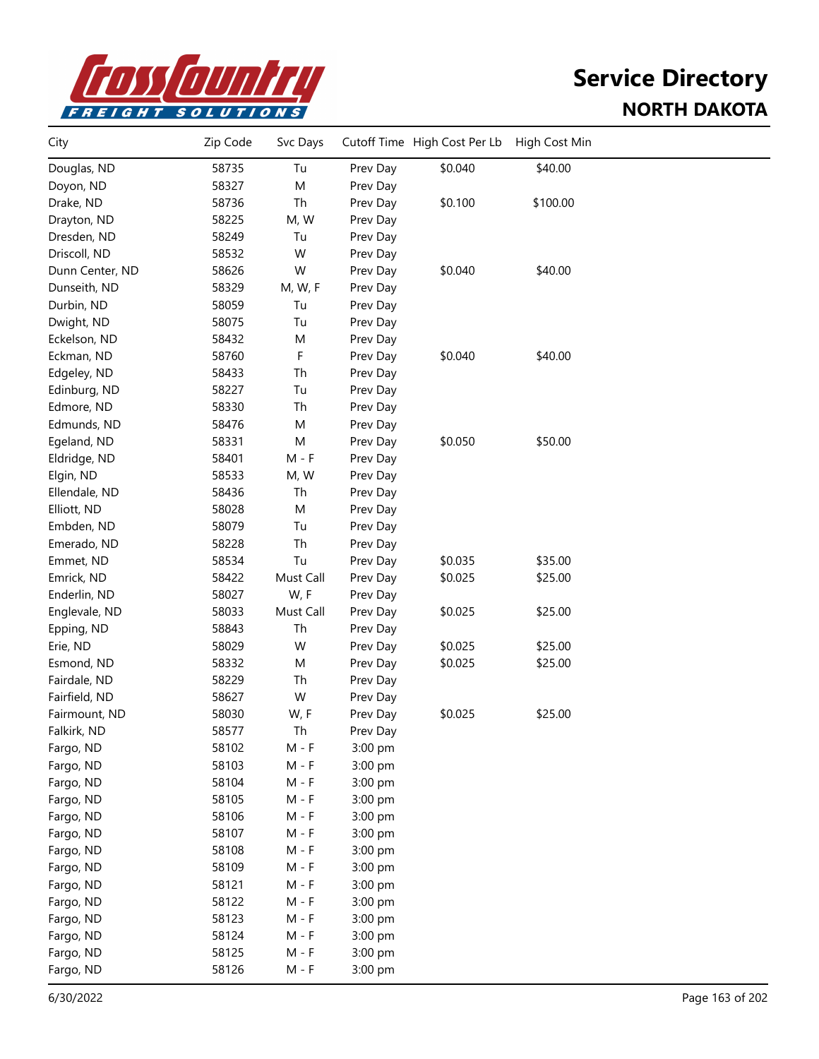# Service Directory

## NORTH DAKOTA

| City | Zip Code | Svc Days | Cutoff Time | High Cost Per Lb | High Cost Min |
|---|---|---|---|---|---|
| Douglas, ND | 58735 | Tu | Prev Day | $0.040 | $40.00 |
| Doyon, ND | 58327 | M | Prev Day | | |
| Drake, ND | 58736 | Th | Prev Day | $0.100 | $100.00 |
| Drayton, ND | 58225 | M, W | Prev Day | | |
| Dresden, ND | 58249 | Tu | Prev Day | | |
| Driscoll, ND | 58532 | W | Prev Day | | |
| Dunn Center, ND | 58626 | W | Prev Day | $0.040 | $40.00 |
| Dunseith, ND | 58329 | M, W, F | Prev Day | | |
| Durbin, ND | 58059 | Tu | Prev Day | | |
| Dwight, ND | 58075 | Tu | Prev Day | | |
| Eckelson, ND | 58432 | M | Prev Day | | |
| Eckman, ND | 58760 | F | Prev Day | $0.040 | $40.00 |
| Edgeley, ND | 58433 | Th | Prev Day | | |
| Edinburg, ND | 58227 | Tu | Prev Day | | |
| Edmore, ND | 58330 | Th | Prev Day | | |
| Edmunds, ND | 58476 | M | Prev Day | | |
| Egeland, ND | 58331 | M | Prev Day | $0.050 | $50.00 |
| Eldridge, ND | 58401 | M - F | Prev Day | | |
| Elgin, ND | 58533 | M, W | Prev Day | | |
| Ellendale, ND | 58436 | Th | Prev Day | | |
| Elliott, ND | 58028 | M | Prev Day | | |
| Embden, ND | 58079 | Tu | Prev Day | | |
| Emerado, ND | 58228 | Th | Prev Day | | |
| Emmet, ND | 58534 | Tu | Prev Day | $0.035 | $35.00 |
| Emrick, ND | 58422 | Must Call | Prev Day | $0.025 | $25.00 |
| Enderlin, ND | 58027 | W, F | Prev Day | | |
| Englevale, ND | 58033 | Must Call | Prev Day | $0.025 | $25.00 |
| Epping, ND | 58843 | Th | Prev Day | | |
| Erie, ND | 58029 | W | Prev Day | $0.025 | $25.00 |
| Esmond, ND | 58332 | M | Prev Day | $0.025 | $25.00 |
| Fairdale, ND | 58229 | Th | Prev Day | | |
| Fairfield, ND | 58627 | W | Prev Day | | |
| Fairmount, ND | 58030 | W, F | Prev Day | $0.025 | $25.00 |
| Falkirk, ND | 58577 | Th | Prev Day | | |
| Fargo, ND | 58102 | M - F | 3:00 pm | | |
| Fargo, ND | 58103 | M - F | 3:00 pm | | |
| Fargo, ND | 58104 | M - F | 3:00 pm | | |
| Fargo, ND | 58105 | M - F | 3:00 pm | | |
| Fargo, ND | 58106 | M - F | 3:00 pm | | |
| Fargo, ND | 58107 | M - F | 3:00 pm | | |
| Fargo, ND | 58108 | M - F | 3:00 pm | | |
| Fargo, ND | 58109 | M - F | 3:00 pm | | |
| Fargo, ND | 58121 | M - F | 3:00 pm | | |
| Fargo, ND | 58122 | M - F | 3:00 pm | | |
| Fargo, ND | 58123 | M - F | 3:00 pm | | |
| Fargo, ND | 58124 | M - F | 3:00 pm | | |
| Fargo, ND | 58125 | M - F | 3:00 pm | | |
| Fargo, ND | 58126 | M - F | 3:00 pm | | |

6/30/2022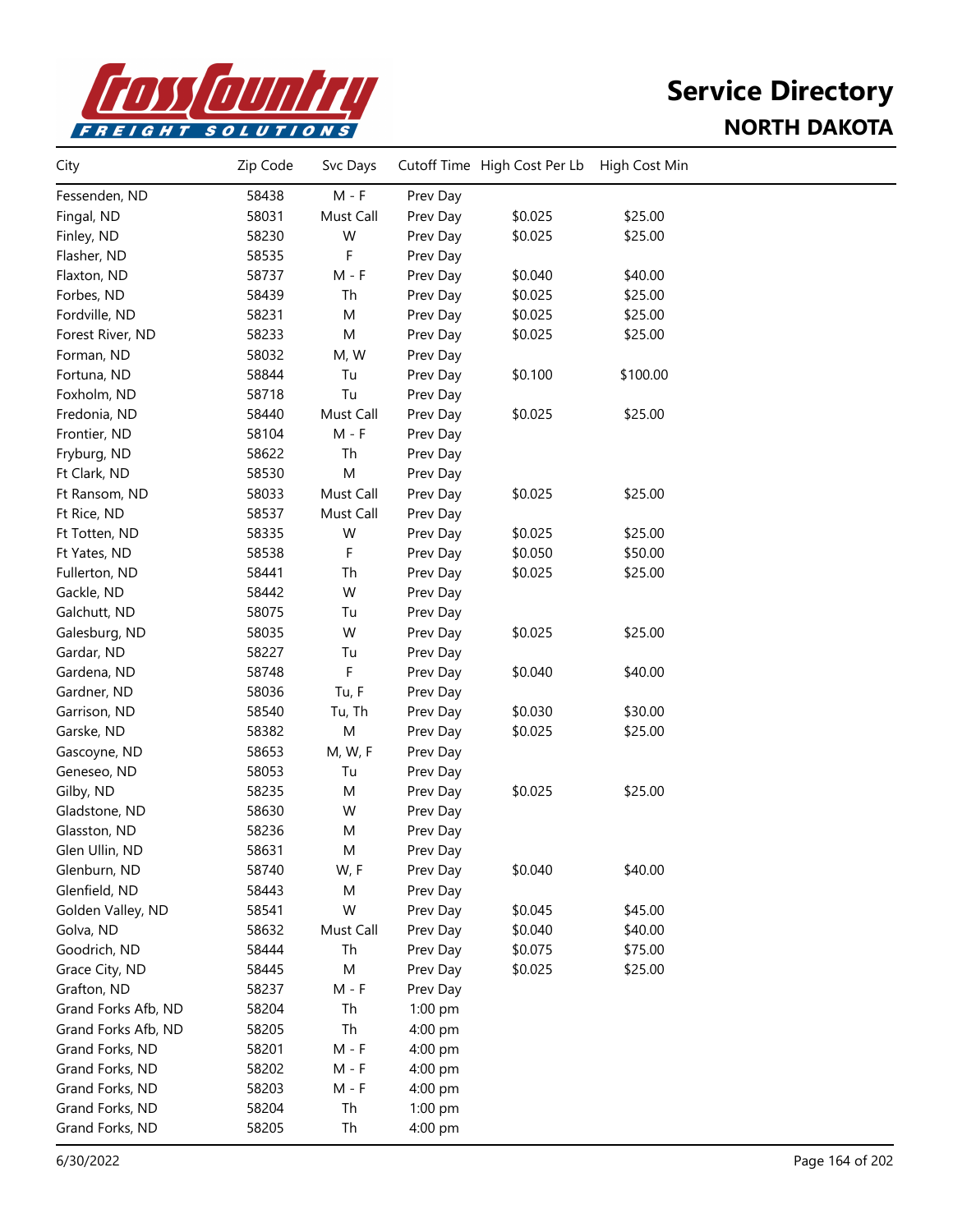# Service Directory

## NORTH DAKOTA

| City | Zip Code | Svc Days | Cutoff Time | High Cost Per Lb | High Cost Min |
|---|---|---|---|---|---|
| Fessenden, ND | 58438 | M - F | Prev Day | | |
| Fingal, ND | 58031 | Must Call | Prev Day | $0.025 | $25.00 |
| Finley, ND | 58230 | W | Prev Day | $0.025 | $25.00 |
| Flasher, ND | 58535 | F | Prev Day | | |
| Flaxton, ND | 58737 | M - F | Prev Day | $0.040 | $40.00 |
| Forbes, ND | 58439 | Th | Prev Day | $0.025 | $25.00 |
| Fordville, ND | 58231 | M | Prev Day | $0.025 | $25.00 |
| Forest River, ND | 58233 | M | Prev Day | $0.025 | $25.00 |
| Forman, ND | 58032 | M, W | Prev Day | | |
| Fortuna, ND | 58844 | Tu | Prev Day | $0.100 | $100.00 |
| Foxholm, ND | 58718 | Tu | Prev Day | | |
| Fredonia, ND | 58440 | Must Call | Prev Day | $0.025 | $25.00 |
| Frontier, ND | 58104 | M - F | Prev Day | | |
| Fryburg, ND | 58622 | Th | Prev Day | | |
| Ft Clark, ND | 58530 | M | Prev Day | | |
| Ft Ransom, ND | 58033 | Must Call | Prev Day | $0.025 | $25.00 |
| Ft Rice, ND | 58537 | Must Call | Prev Day | | |
| Ft Totten, ND | 58335 | W | Prev Day | $0.025 | $25.00 |
| Ft Yates, ND | 58538 | F | Prev Day | $0.050 | $50.00 |
| Fullerton, ND | 58441 | Th | Prev Day | $0.025 | $25.00 |
| Gackle, ND | 58442 | W | Prev Day | | |
| Galchutt, ND | 58075 | Tu | Prev Day | | |
| Galesburg, ND | 58035 | W | Prev Day | $0.025 | $25.00 |
| Gardar, ND | 58227 | Tu | Prev Day | | |
| Gardena, ND | 58748 | F | Prev Day | $0.040 | $40.00 |
| Gardner, ND | 58036 | Tu, F | Prev Day | | |
| Garrison, ND | 58540 | Tu, Th | Prev Day | $0.030 | $30.00 |
| Garske, ND | 58382 | M | Prev Day | $0.025 | $25.00 |
| Gascoyne, ND | 58653 | M, W, F | Prev Day | | |
| Geneseo, ND | 58053 | Tu | Prev Day | | |
| Gilby, ND | 58235 | M | Prev Day | $0.025 | $25.00 |
| Gladstone, ND | 58630 | W | Prev Day | | |
| Glasston, ND | 58236 | M | Prev Day | | |
| Glen Ullin, ND | 58631 | M | Prev Day | | |
| Glenburn, ND | 58740 | W, F | Prev Day | $0.040 | $40.00 |
| Glenfield, ND | 58443 | M | Prev Day | | |
| Golden Valley, ND | 58541 | W | Prev Day | $0.045 | $45.00 |
| Golva, ND | 58632 | Must Call | Prev Day | $0.040 | $40.00 |
| Goodrich, ND | 58444 | Th | Prev Day | $0.075 | $75.00 |
| Grace City, ND | 58445 | M | Prev Day | $0.025 | $25.00 |
| Grafton, ND | 58237 | M - F | Prev Day | | |
| Grand Forks Afb, ND | 58204 | Th | 1:00 pm | | |
| Grand Forks Afb, ND | 58205 | Th | 4:00 pm | | |
| Grand Forks, ND | 58201 | M - F | 4:00 pm | | |
| Grand Forks, ND | 58202 | M - F | 4:00 pm | | |
| Grand Forks, ND | 58203 | M - F | 4:00 pm | | |
| Grand Forks, ND | 58204 | Th | 1:00 pm | | |
| Grand Forks, ND | 58205 | Th | 4:00 pm | | |

6/30/2022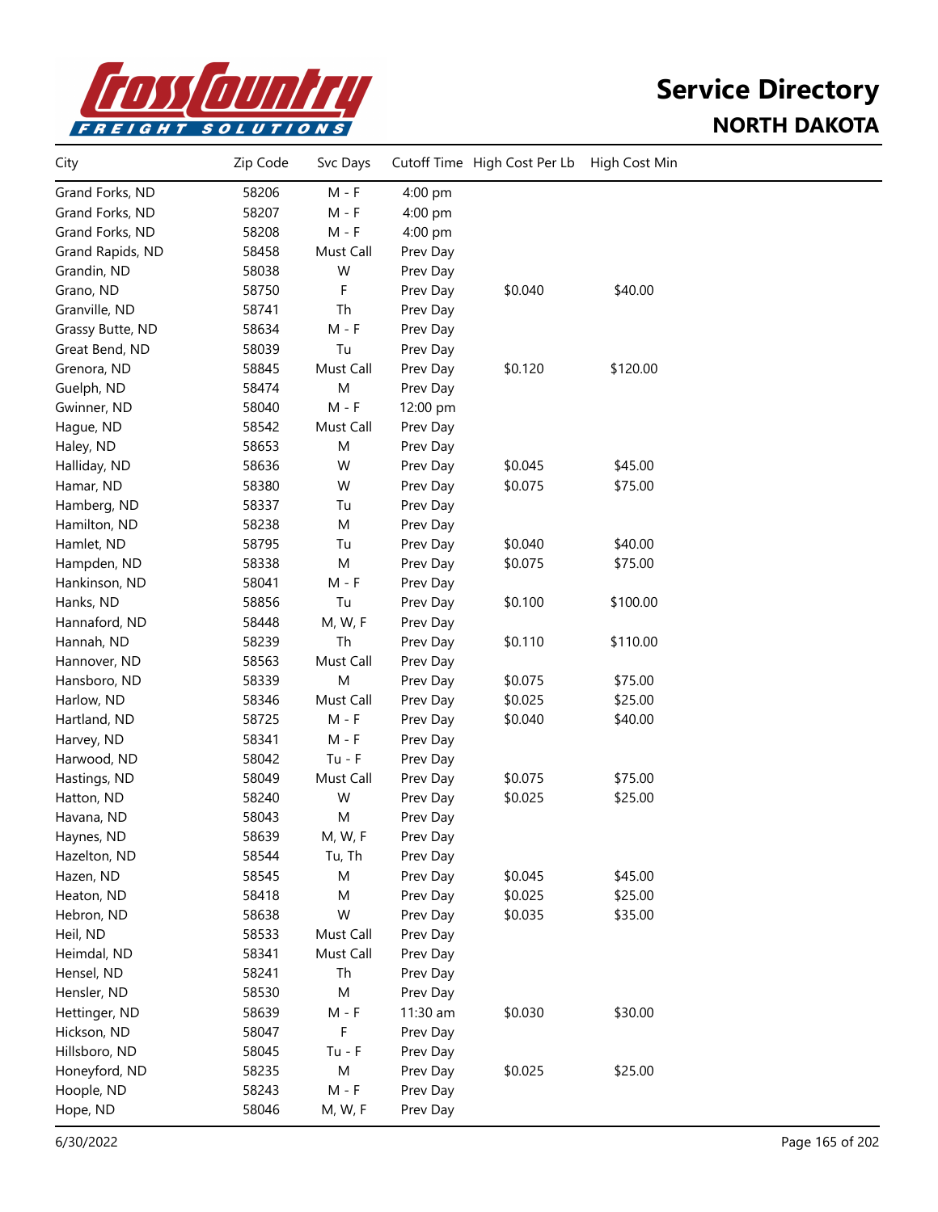# Service Directory

## NORTH DAKOTA

| City | Zip Code | Svc Days | Cutoff Time | High Cost Per Lb | High Cost Min |
|---|---|---|---|---|---|
| Grand Forks, ND | 58206 | M - F | 4:00 pm | | |
| Grand Forks, ND | 58207 | M - F | 4:00 pm | | |
| Grand Forks, ND | 58208 | M - F | 4:00 pm | | |
| Grand Rapids, ND | 58458 | Must Call | Prev Day | | |
| Grandin, ND | 58038 | W | Prev Day | | |
| Grano, ND | 58750 | F | Prev Day | $0.040 | $40.00 |
| Granville, ND | 58741 | Th | Prev Day | | |
| Grassy Butte, ND | 58634 | M - F | Prev Day | | |
| Great Bend, ND | 58039 | Tu | Prev Day | | |
| Grenora, ND | 58845 | Must Call | Prev Day | $0.120 | $120.00 |
| Guelph, ND | 58474 | M | Prev Day | | |
| Gwinner, ND | 58040 | M - F | 12:00 pm | | |
| Hague, ND | 58542 | Must Call | Prev Day | | |
| Haley, ND | 58653 | M | Prev Day | | |
| Halliday, ND | 58636 | W | Prev Day | $0.045 | $45.00 |
| Hamar, ND | 58380 | W | Prev Day | $0.075 | $75.00 |
| Hamberg, ND | 58337 | Tu | Prev Day | | |
| Hamilton, ND | 58238 | M | Prev Day | | |
| Hamlet, ND | 58795 | Tu | Prev Day | $0.040 | $40.00 |
| Hampden, ND | 58338 | M | Prev Day | $0.075 | $75.00 |
| Hankinson, ND | 58041 | M - F | Prev Day | | |
| Hanks, ND | 58856 | Tu | Prev Day | $0.100 | $100.00 |
| Hannaford, ND | 58448 | M, W, F | Prev Day | | |
| Hannah, ND | 58239 | Th | Prev Day | $0.110 | $110.00 |
| Hannover, ND | 58563 | Must Call | Prev Day | | |
| Hansboro, ND | 58339 | M | Prev Day | $0.075 | $75.00 |
| Harlow, ND | 58346 | Must Call | Prev Day | $0.025 | $25.00 |
| Hartland, ND | 58725 | M - F | Prev Day | $0.040 | $40.00 |
| Harvey, ND | 58341 | M - F | Prev Day | | |
| Harwood, ND | 58042 | Tu - F | Prev Day | | |
| Hastings, ND | 58049 | Must Call | Prev Day | $0.075 | $75.00 |
| Hatton, ND | 58240 | W | Prev Day | $0.025 | $25.00 |
| Havana, ND | 58043 | M | Prev Day | | |
| Haynes, ND | 58639 | M, W, F | Prev Day | | |
| Hazelton, ND | 58544 | Tu, Th | Prev Day | | |
| Hazen, ND | 58545 | M | Prev Day | $0.045 | $45.00 |
| Heaton, ND | 58418 | M | Prev Day | $0.025 | $25.00 |
| Hebron, ND | 58638 | W | Prev Day | $0.035 | $35.00 |
| Heil, ND | 58533 | Must Call | Prev Day | | |
| Heimdal, ND | 58341 | Must Call | Prev Day | | |
| Hensel, ND | 58241 | Th | Prev Day | | |
| Hensler, ND | 58530 | M | Prev Day | | |
| Hettinger, ND | 58639 | M - F | 11:30 am | $0.030 | $30.00 |
| Hickson, ND | 58047 | F | Prev Day | | |
| Hillsboro, ND | 58045 | Tu - F | Prev Day | | |
| Honeyford, ND | 58235 | M | Prev Day | $0.025 | $25.00 |
| Hoople, ND | 58243 | M - F | Prev Day | | |
| Hope, ND | 58046 | M, W, F | Prev Day | | |

6/30/2022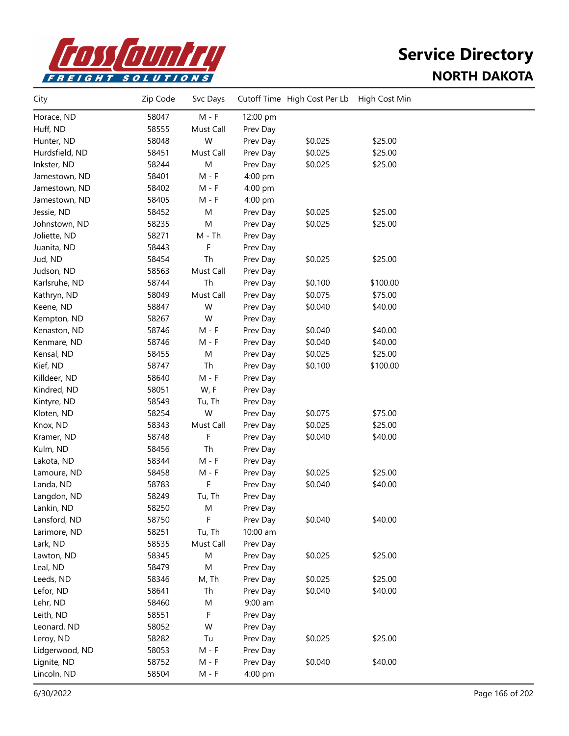# Service Directory

## NORTH DAKOTA

| City | Zip Code | Svc Days | Cutoff Time | High Cost Per Lb | High Cost Min |
|---|---|---|---|---|---|
| Horace, ND | 58047 | M - F | 12:00 pm | | |
| Huff, ND | 58555 | Must Call | Prev Day | | |
| Hunter, ND | 58048 | W | Prev Day | $0.025 | $25.00 |
| Hurdsfield, ND | 58451 | Must Call | Prev Day | $0.025 | $25.00 |
| Inkster, ND | 58244 | M | Prev Day | $0.025 | $25.00 |
| Jamestown, ND | 58401 | M - F | 4:00 pm | | |
| Jamestown, ND | 58402 | M - F | 4:00 pm | | |
| Jamestown, ND | 58405 | M - F | 4:00 pm | | |
| Jessie, ND | 58452 | M | Prev Day | $0.025 | $25.00 |
| Johnstown, ND | 58235 | M | Prev Day | $0.025 | $25.00 |
| Joliette, ND | 58271 | M - Th | Prev Day | | |
| Juanita, ND | 58443 | F | Prev Day | | |
| Jud, ND | 58454 | Th | Prev Day | $0.025 | $25.00 |
| Judson, ND | 58563 | Must Call | Prev Day | | |
| Karlsruhe, ND | 58744 | Th | Prev Day | $0.100 | $100.00 |
| Kathryn, ND | 58049 | Must Call | Prev Day | $0.075 | $75.00 |
| Keene, ND | 58847 | W | Prev Day | $0.040 | $40.00 |
| Kempton, ND | 58267 | W | Prev Day | | |
| Kenaston, ND | 58746 | M - F | Prev Day | $0.040 | $40.00 |
| Kenmare, ND | 58746 | M - F | Prev Day | $0.040 | $40.00 |
| Kensal, ND | 58455 | M | Prev Day | $0.025 | $25.00 |
| Kief, ND | 58747 | Th | Prev Day | $0.100 | $100.00 |
| Killdeer, ND | 58640 | M - F | Prev Day | | |
| Kindred, ND | 58051 | W, F | Prev Day | | |
| Kintyre, ND | 58549 | Tu, Th | Prev Day | | |
| Kloten, ND | 58254 | W | Prev Day | $0.075 | $75.00 |
| Knox, ND | 58343 | Must Call | Prev Day | $0.025 | $25.00 |
| Kramer, ND | 58748 | F | Prev Day | $0.040 | $40.00 |
| Kulm, ND | 58456 | Th | Prev Day | | |
| Lakota, ND | 58344 | M - F | Prev Day | | |
| Lamoure, ND | 58458 | M - F | Prev Day | $0.025 | $25.00 |
| Landa, ND | 58783 | F | Prev Day | $0.040 | $40.00 |
| Langdon, ND | 58249 | Tu, Th | Prev Day | | |
| Lankin, ND | 58250 | M | Prev Day | | |
| Lansford, ND | 58750 | F | Prev Day | $0.040 | $40.00 |
| Larimore, ND | 58251 | Tu, Th | 10:00 am | | |
| Lark, ND | 58535 | Must Call | Prev Day | | |
| Lawton, ND | 58345 | M | Prev Day | $0.025 | $25.00 |
| Leal, ND | 58479 | M | Prev Day | | |
| Leeds, ND | 58346 | M, Th | Prev Day | $0.025 | $25.00 |
| Lefor, ND | 58641 | Th | Prev Day | $0.040 | $40.00 |
| Lehr, ND | 58460 | M | 9:00 am | | |
| Leith, ND | 58551 | F | Prev Day | | |
| Leonard, ND | 58052 | W | Prev Day | | |
| Leroy, ND | 58282 | Tu | Prev Day | $0.025 | $25.00 |
| Lidgerwood, ND | 58053 | M - F | Prev Day | | |
| Lignite, ND | 58752 | M - F | Prev Day | $0.040 | $40.00 |
| Lincoln, ND | 58504 | M - F | 4:00 pm | | |

6/30/2022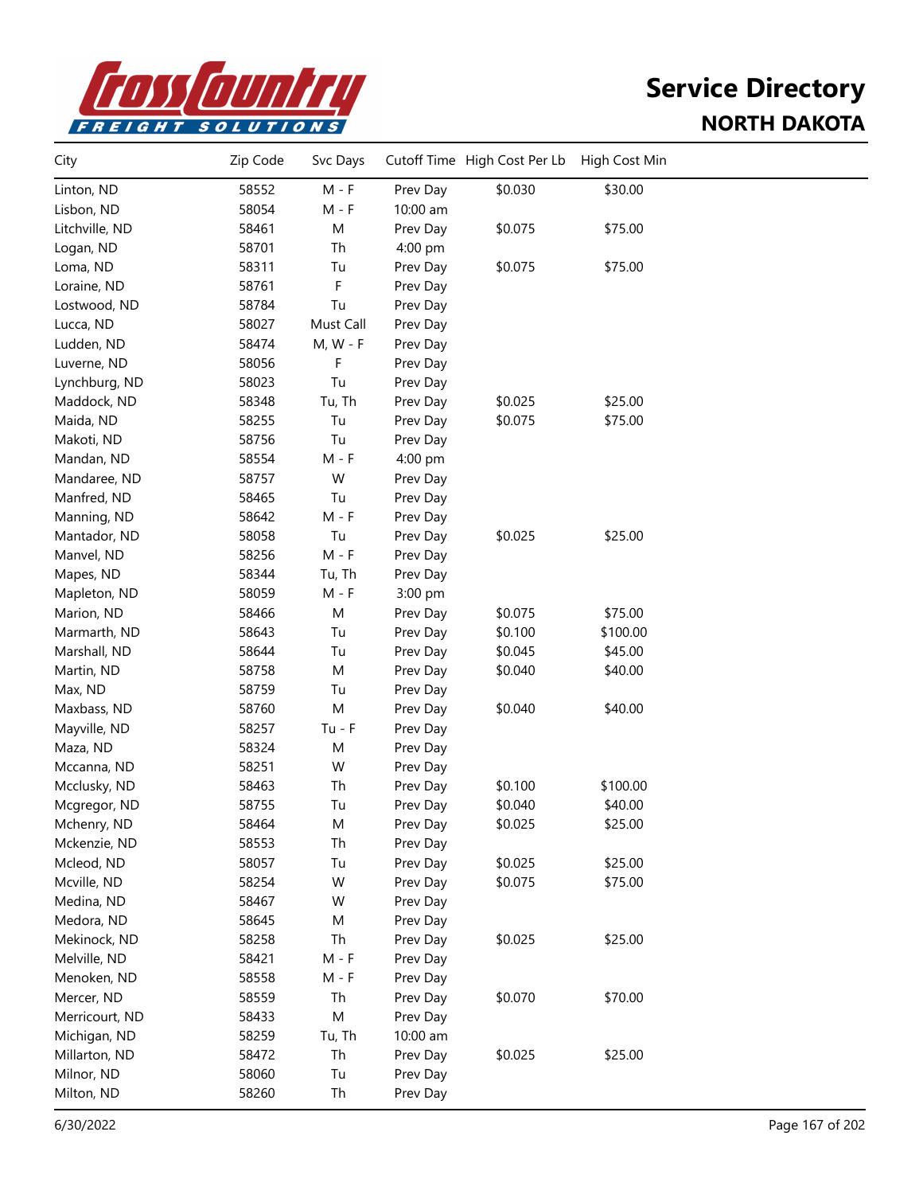# Service Directory

## NORTH DAKOTA

| City | Zip Code | Svc Days | Cutoff Time | High Cost Per Lb | High Cost Min |
|---|---|---|---|---|---|
| Linton, ND | 58552 | M - F | Prev Day | $0.030 | $30.00 |
| Lisbon, ND | 58054 | M - F | 10:00 am | | |
| Litchville, ND | 58461 | M | Prev Day | $0.075 | $75.00 |
| Logan, ND | 58701 | Th | 4:00 pm | | |
| Loma, ND | 58311 | Tu | Prev Day | $0.075 | $75.00 |
| Loraine, ND | 58761 | F | Prev Day | | |
| Lostwood, ND | 58784 | Tu | Prev Day | | |
| Lucca, ND | 58027 | Must Call | Prev Day | | |
| Ludden, ND | 58474 | M, W - F | Prev Day | | |
| Luverne, ND | 58056 | F | Prev Day | | |
| Lynchburg, ND | 58023 | Tu | Prev Day | | |
| Maddock, ND | 58348 | Tu, Th | Prev Day | $0.025 | $25.00 |
| Maida, ND | 58255 | Tu | Prev Day | $0.075 | $75.00 |
| Makoti, ND | 58756 | Tu | Prev Day | | |
| Mandan, ND | 58554 | M - F | 4:00 pm | | |
| Mandaree, ND | 58757 | W | Prev Day | | |
| Manfred, ND | 58465 | Tu | Prev Day | | |
| Manning, ND | 58642 | M - F | Prev Day | | |
| Mantador, ND | 58058 | Tu | Prev Day | $0.025 | $25.00 |
| Manvel, ND | 58256 | M - F | Prev Day | | |
| Mapes, ND | 58344 | Tu, Th | Prev Day | | |
| Mapleton, ND | 58059 | M - F | 3:00 pm | | |
| Marion, ND | 58466 | M | Prev Day | $0.075 | $75.00 |
| Marmarth, ND | 58643 | Tu | Prev Day | $0.100 | $100.00 |
| Marshall, ND | 58644 | Tu | Prev Day | $0.045 | $45.00 |
| Martin, ND | 58758 | M | Prev Day | $0.040 | $40.00 |
| Max, ND | 58759 | Tu | Prev Day | | |
| Maxbass, ND | 58760 | M | Prev Day | $0.040 | $40.00 |
| Mayville, ND | 58257 | Tu - F | Prev Day | | |
| Maza, ND | 58324 | M | Prev Day | | |
| Mccanna, ND | 58251 | W | Prev Day | | |
| Mcclusky, ND | 58463 | Th | Prev Day | $0.100 | $100.00 |
| Mcgregor, ND | 58755 | Tu | Prev Day | $0.040 | $40.00 |
| Mchenry, ND | 58464 | M | Prev Day | $0.025 | $25.00 |
| Mckenzie, ND | 58553 | Th | Prev Day | | |
| Mcleod, ND | 58057 | Tu | Prev Day | $0.025 | $25.00 |
| Mcville, ND | 58254 | W | Prev Day | $0.075 | $75.00 |
| Medina, ND | 58467 | W | Prev Day | | |
| Medora, ND | 58645 | M | Prev Day | | |
| Mekinock, ND | 58258 | Th | Prev Day | $0.025 | $25.00 |
| Melville, ND | 58421 | M - F | Prev Day | | |
| Menoken, ND | 58558 | M - F | Prev Day | | |
| Mercer, ND | 58559 | Th | Prev Day | $0.070 | $70.00 |
| Merricourt, ND | 58433 | M | Prev Day | | |
| Michigan, ND | 58259 | Tu, Th | 10:00 am | | |
| Millarton, ND | 58472 | Th | Prev Day | $0.025 | $25.00 |
| Milnor, ND | 58060 | Tu | Prev Day | | |
| Milton, ND | 58260 | Th | Prev Day | | |

6/30/2022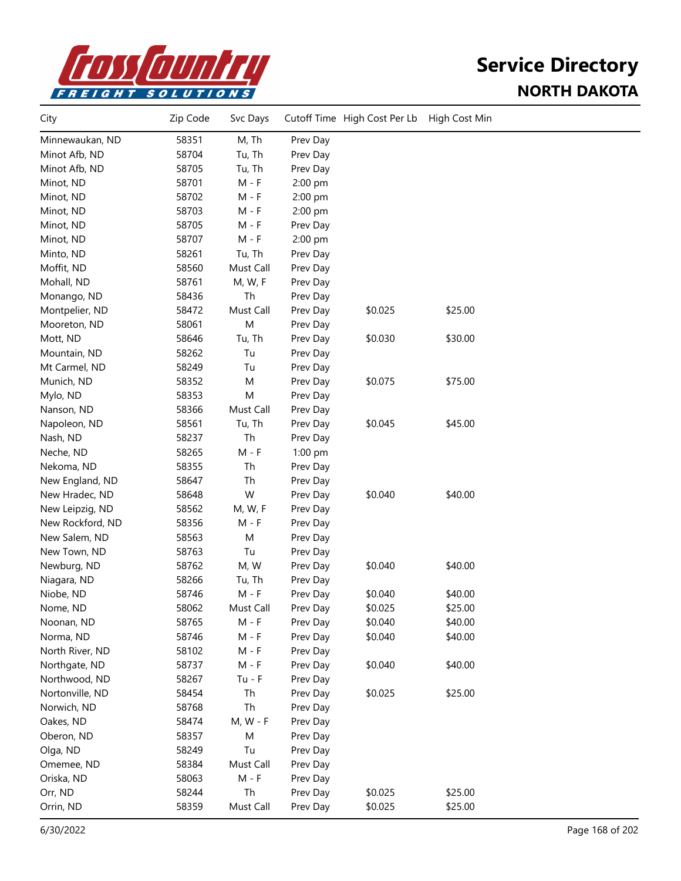# Service Directory

## NORTH DAKOTA

| City | Zip Code | Svc Days | Cutoff Time | High Cost Per Lb | High Cost Min |
|---|---|---|---|---|---|
| Minnewaukan, ND | 58351 | M, Th | Prev Day | | |
| Minot Afb, ND | 58704 | Tu, Th | Prev Day | | |
| Minot Afb, ND | 58705 | Tu, Th | Prev Day | | |
| Minot, ND | 58701 | M - F | 2:00 pm | | |
| Minot, ND | 58702 | M - F | 2:00 pm | | |
| Minot, ND | 58703 | M - F | 2:00 pm | | |
| Minot, ND | 58705 | M - F | Prev Day | | |
| Minot, ND | 58707 | M - F | 2:00 pm | | |
| Minto, ND | 58261 | Tu, Th | Prev Day | | |
| Moffit, ND | 58560 | Must Call | Prev Day | | |
| Mohall, ND | 58761 | M, W, F | Prev Day | | |
| Monango, ND | 58436 | Th | Prev Day | | |
| Montpelier, ND | 58472 | Must Call | Prev Day | $0.025 | $25.00 |
| Mooreton, ND | 58061 | M | Prev Day | | |
| Mott, ND | 58646 | Tu, Th | Prev Day | $0.030 | $30.00 |
| Mountain, ND | 58262 | Tu | Prev Day | | |
| Mt Carmel, ND | 58249 | Tu | Prev Day | | |
| Munich, ND | 58352 | M | Prev Day | $0.075 | $75.00 |
| Mylo, ND | 58353 | M | Prev Day | | |
| Nanson, ND | 58366 | Must Call | Prev Day | | |
| Napoleon, ND | 58561 | Tu, Th | Prev Day | $0.045 | $45.00 |
| Nash, ND | 58237 | Th | Prev Day | | |
| Neche, ND | 58265 | M - F | 1:00 pm | | |
| Nekoma, ND | 58355 | Th | Prev Day | | |
| New England, ND | 58647 | Th | Prev Day | | |
| New Hradec, ND | 58648 | W | Prev Day | $0.040 | $40.00 |
| New Leipzig, ND | 58562 | M, W, F | Prev Day | | |
| New Rockford, ND | 58356 | M - F | Prev Day | | |
| New Salem, ND | 58563 | M | Prev Day | | |
| New Town, ND | 58763 | Tu | Prev Day | | |
| Newburg, ND | 58762 | M, W | Prev Day | $0.040 | $40.00 |
| Niagara, ND | 58266 | Tu, Th | Prev Day | | |
| Niobe, ND | 58746 | M - F | Prev Day | $0.040 | $40.00 |
| Nome, ND | 58062 | Must Call | Prev Day | $0.025 | $25.00 |
| Noonan, ND | 58765 | M - F | Prev Day | $0.040 | $40.00 |
| Norma, ND | 58746 | M - F | Prev Day | $0.040 | $40.00 |
| North River, ND | 58102 | M - F | Prev Day | | |
| Northgate, ND | 58737 | M - F | Prev Day | $0.040 | $40.00 |
| Northwood, ND | 58267 | Tu - F | Prev Day | | |
| Nortonville, ND | 58454 | Th | Prev Day | $0.025 | $25.00 |
| Norwich, ND | 58768 | Th | Prev Day | | |
| Oakes, ND | 58474 | M, W - F | Prev Day | | |
| Oberon, ND | 58357 | M | Prev Day | | |
| Olga, ND | 58249 | Tu | Prev Day | | |
| Omemee, ND | 58384 | Must Call | Prev Day | | |
| Oriska, ND | 58063 | M - F | Prev Day | | |
| Orr, ND | 58244 | Th | Prev Day | $0.025 | $25.00 |
| Orrin, ND | 58359 | Must Call | Prev Day | $0.025 | $25.00 |

6/30/2022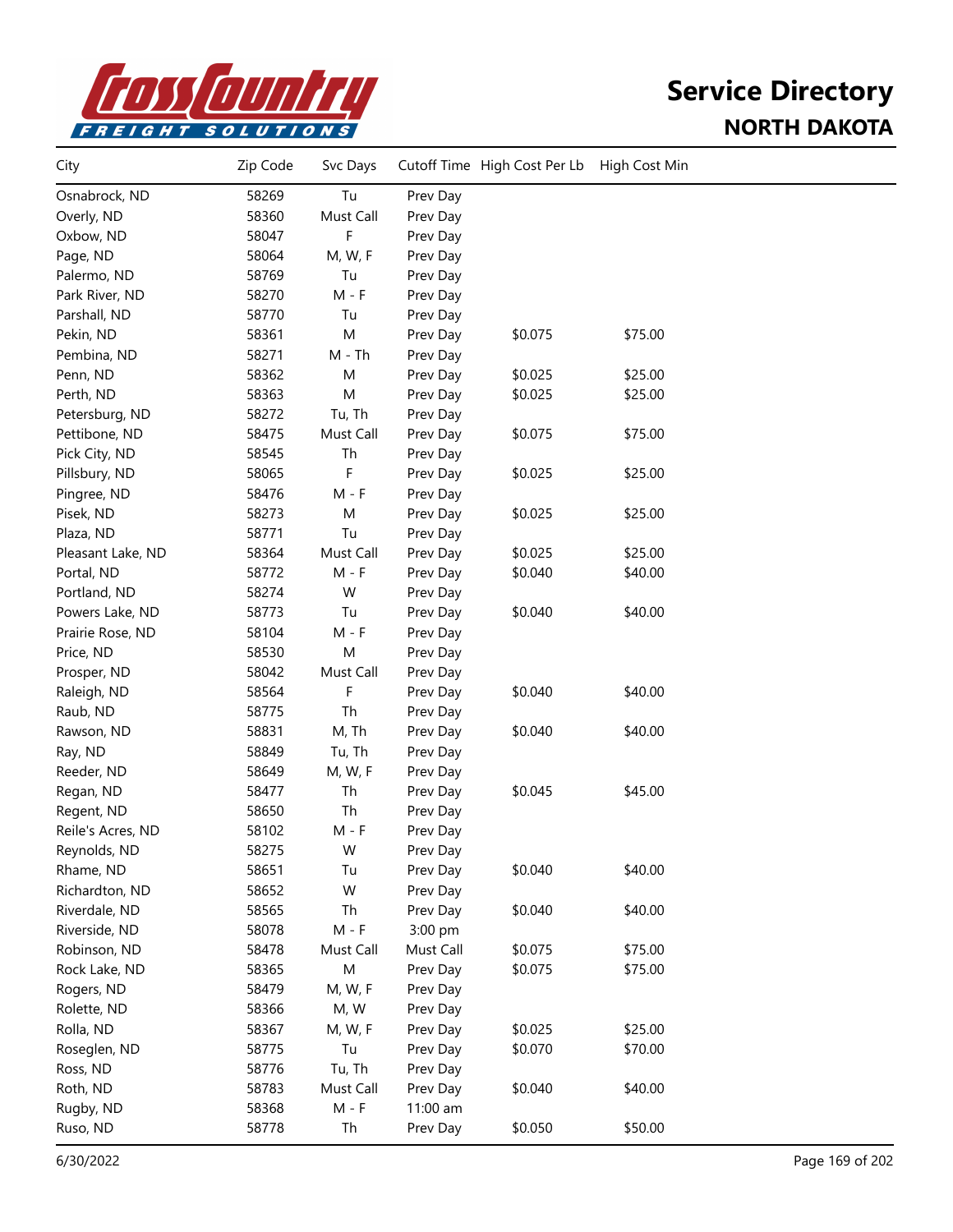# Service Directory

## NORTH DAKOTA

| City | Zip Code | Svc Days | Cutoff Time | High Cost Per Lb | High Cost Min |
|---|---|---|---|---|---|
| Osnabrock, ND | 58269 | Tu | Prev Day | | |
| Overly, ND | 58360 | Must Call | Prev Day | | |
| Oxbow, ND | 58047 | F | Prev Day | | |
| Page, ND | 58064 | M, W, F | Prev Day | | |
| Palermo, ND | 58769 | Tu | Prev Day | | |
| Park River, ND | 58270 | M - F | Prev Day | | |
| Parshall, ND | 58770 | Tu | Prev Day | | |
| Pekin, ND | 58361 | M | Prev Day | $0.075 | $75.00 |
| Pembina, ND | 58271 | M - Th | Prev Day | | |
| Penn, ND | 58362 | M | Prev Day | $0.025 | $25.00 |
| Perth, ND | 58363 | M | Prev Day | $0.025 | $25.00 |
| Petersburg, ND | 58272 | Tu, Th | Prev Day | | |
| Pettibone, ND | 58475 | Must Call | Prev Day | $0.075 | $75.00 |
| Pick City, ND | 58545 | Th | Prev Day | | |
| Pillsbury, ND | 58065 | F | Prev Day | $0.025 | $25.00 |
| Pingree, ND | 58476 | M - F | Prev Day | | |
| Pisek, ND | 58273 | M | Prev Day | $0.025 | $25.00 |
| Plaza, ND | 58771 | Tu | Prev Day | | |
| Pleasant Lake, ND | 58364 | Must Call | Prev Day | $0.025 | $25.00 |
| Portal, ND | 58772 | M - F | Prev Day | $0.040 | $40.00 |
| Portland, ND | 58274 | W | Prev Day | | |
| Powers Lake, ND | 58773 | Tu | Prev Day | $0.040 | $40.00 |
| Prairie Rose, ND | 58104 | M - F | Prev Day | | |
| Price, ND | 58530 | M | Prev Day | | |
| Prosper, ND | 58042 | Must Call | Prev Day | | |
| Raleigh, ND | 58564 | F | Prev Day | $0.040 | $40.00 |
| Raub, ND | 58775 | Th | Prev Day | | |
| Rawson, ND | 58831 | M, Th | Prev Day | $0.040 | $40.00 |
| Ray, ND | 58849 | Tu, Th | Prev Day | | |
| Reeder, ND | 58649 | M, W, F | Prev Day | | |
| Regan, ND | 58477 | Th | Prev Day | $0.045 | $45.00 |
| Regent, ND | 58650 | Th | Prev Day | | |
| Reile's Acres, ND | 58102 | M - F | Prev Day | | |
| Reynolds, ND | 58275 | W | Prev Day | | |
| Rhame, ND | 58651 | Tu | Prev Day | $0.040 | $40.00 |
| Richardton, ND | 58652 | W | Prev Day | | |
| Riverdale, ND | 58565 | Th | Prev Day | $0.040 | $40.00 |
| Riverside, ND | 58078 | M - F | 3:00 pm | | |
| Robinson, ND | 58478 | Must Call | Must Call | $0.075 | $75.00 |
| Rock Lake, ND | 58365 | M | Prev Day | $0.075 | $75.00 |
| Rogers, ND | 58479 | M, W, F | Prev Day | | |
| Rolette, ND | 58366 | M, W | Prev Day | | |
| Rolla, ND | 58367 | M, W, F | Prev Day | $0.025 | $25.00 |
| Roseglen, ND | 58775 | Tu | Prev Day | $0.070 | $70.00 |
| Ross, ND | 58776 | Tu, Th | Prev Day | | |
| Roth, ND | 58783 | Must Call | Prev Day | $0.040 | $40.00 |
| Rugby, ND | 58368 | M - F | 11:00 am | | |
| Ruso, ND | 58778 | Th | Prev Day | $0.050 | $50.00 |

6/30/2022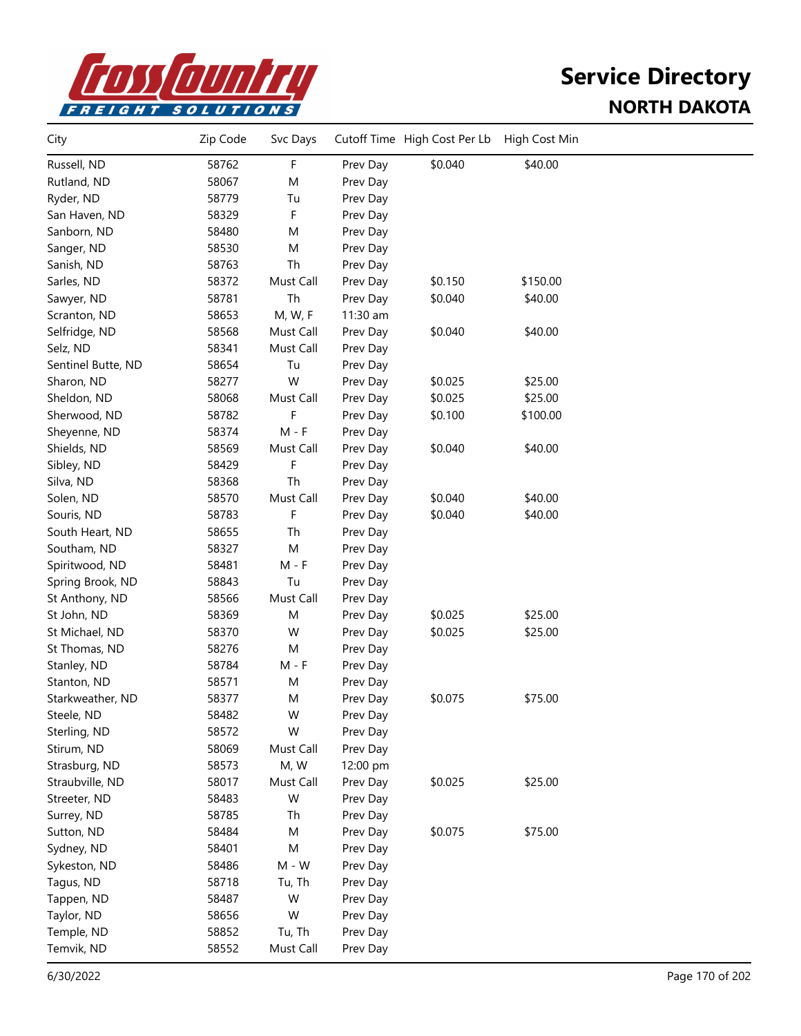# Service Directory

## NORTH DAKOTA

| City | Zip Code | Svc Days | Cutoff Time | High Cost Per Lb | High Cost Min |
|---|---|---|---|---|---|
| Russell, ND | 58762 | F | Prev Day | $0.040 | $40.00 |
| Rutland, ND | 58067 | M | Prev Day | | |
| Ryder, ND | 58779 | Tu | Prev Day | | |
| San Haven, ND | 58329 | F | Prev Day | | |
| Sanborn, ND | 58480 | M | Prev Day | | |
| Sanger, ND | 58530 | M | Prev Day | | |
| Sanish, ND | 58763 | Th | Prev Day | | |
| Sarles, ND | 58372 | Must Call | Prev Day | $0.150 | $150.00 |
| Sawyer, ND | 58781 | Th | Prev Day | $0.040 | $40.00 |
| Scranton, ND | 58653 | M, W, F | 11:30 am | | |
| Selfridge, ND | 58568 | Must Call | Prev Day | $0.040 | $40.00 |
| Selz, ND | 58341 | Must Call | Prev Day | | |
| Sentinel Butte, ND | 58654 | Tu | Prev Day | | |
| Sharon, ND | 58277 | W | Prev Day | $0.025 | $25.00 |
| Sheldon, ND | 58068 | Must Call | Prev Day | $0.025 | $25.00 |
| Sherwood, ND | 58782 | F | Prev Day | $0.100 | $100.00 |
| Sheyenne, ND | 58374 | M - F | Prev Day | | |
| Shields, ND | 58569 | Must Call | Prev Day | $0.040 | $40.00 |
| Sibley, ND | 58429 | F | Prev Day | | |
| Silva, ND | 58368 | Th | Prev Day | | |
| Solen, ND | 58570 | Must Call | Prev Day | $0.040 | $40.00 |
| Souris, ND | 58783 | F | Prev Day | $0.040 | $40.00 |
| South Heart, ND | 58655 | Th | Prev Day | | |
| Southam, ND | 58327 | M | Prev Day | | |
| Spiritwood, ND | 58481 | M - F | Prev Day | | |
| Spring Brook, ND | 58843 | Tu | Prev Day | | |
| St Anthony, ND | 58566 | Must Call | Prev Day | | |
| St John, ND | 58369 | M | Prev Day | $0.025 | $25.00 |
| St Michael, ND | 58370 | W | Prev Day | $0.025 | $25.00 |
| St Thomas, ND | 58276 | M | Prev Day | | |
| Stanley, ND | 58784 | M - F | Prev Day | | |
| Stanton, ND | 58571 | M | Prev Day | | |
| Starkweather, ND | 58377 | M | Prev Day | $0.075 | $75.00 |
| Steele, ND | 58482 | W | Prev Day | | |
| Sterling, ND | 58572 | W | Prev Day | | |
| Stirum, ND | 58069 | Must Call | Prev Day | | |
| Strasburg, ND | 58573 | M, W | 12:00 pm | | |
| Straubville, ND | 58017 | Must Call | Prev Day | $0.025 | $25.00 |
| Streeter, ND | 58483 | W | Prev Day | | |
| Surrey, ND | 58785 | Th | Prev Day | | |
| Sutton, ND | 58484 | M | Prev Day | $0.075 | $75.00 |
| Sydney, ND | 58401 | M | Prev Day | | |
| Sykeston, ND | 58486 | M - W | Prev Day | | |
| Tagus, ND | 58718 | Tu, Th | Prev Day | | |
| Tappen, ND | 58487 | W | Prev Day | | |
| Taylor, ND | 58656 | W | Prev Day | | |
| Temple, ND | 58852 | Tu, Th | Prev Day | | |
| Temvik, ND | 58552 | Must Call | Prev Day | | |

6/30/2022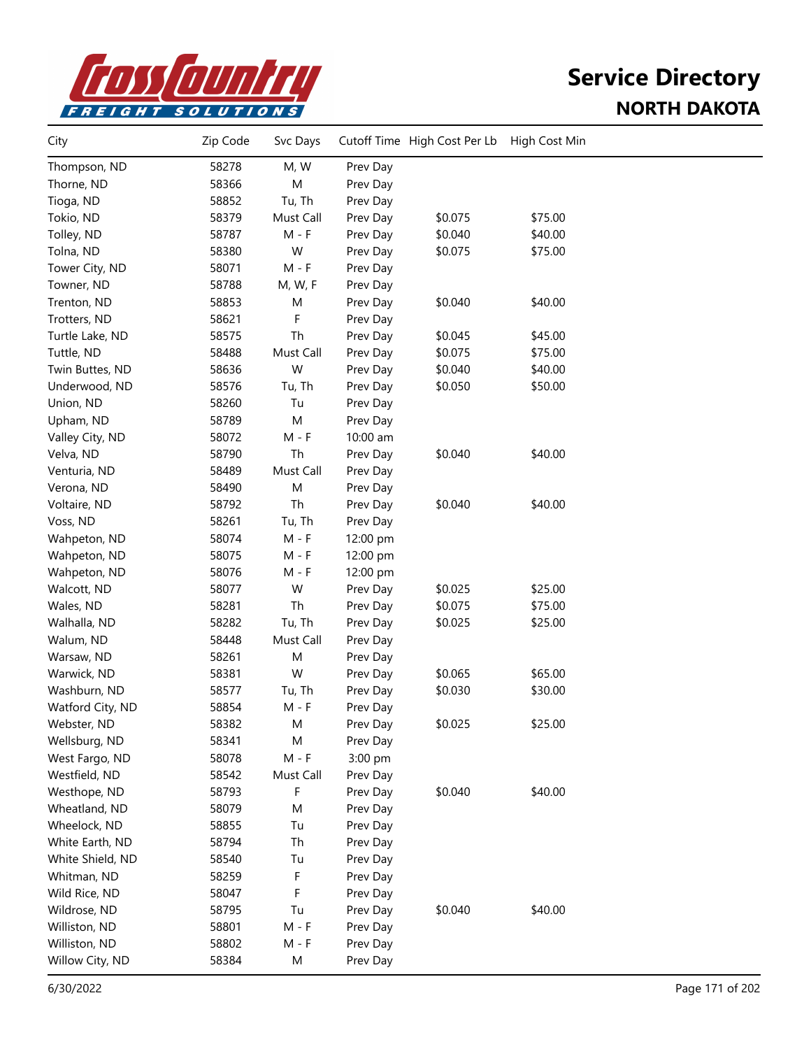# Service Directory

## NORTH DAKOTA

| City | Zip Code | Svc Days | Cutoff Time | High Cost Per Lb | High Cost Min |
|---|---|---|---|---|---|
| Thompson, ND | 58278 | M, W | Prev Day | | |
| Thorne, ND | 58366 | M | Prev Day | | |
| Tioga, ND | 58852 | Tu, Th | Prev Day | | |
| Tokio, ND | 58379 | Must Call | Prev Day | $0.075 | $75.00 |
| Tolley, ND | 58787 | M - F | Prev Day | $0.040 | $40.00 |
| Tolna, ND | 58380 | W | Prev Day | $0.075 | $75.00 |
| Tower City, ND | 58071 | M - F | Prev Day | | |
| Towner, ND | 58788 | M, W, F | Prev Day | | |
| Trenton, ND | 58853 | M | Prev Day | $0.040 | $40.00 |
| Trotters, ND | 58621 | F | Prev Day | | |
| Turtle Lake, ND | 58575 | Th | Prev Day | $0.045 | $45.00 |
| Tuttle, ND | 58488 | Must Call | Prev Day | $0.075 | $75.00 |
| Twin Buttes, ND | 58636 | W | Prev Day | $0.040 | $40.00 |
| Underwood, ND | 58576 | Tu, Th | Prev Day | $0.050 | $50.00 |
| Union, ND | 58260 | Tu | Prev Day | | |
| Upham, ND | 58789 | M | Prev Day | | |
| Valley City, ND | 58072 | M - F | 10:00 am | | |
| Velva, ND | 58790 | Th | Prev Day | $0.040 | $40.00 |
| Venturia, ND | 58489 | Must Call | Prev Day | | |
| Verona, ND | 58490 | M | Prev Day | | |
| Voltaire, ND | 58792 | Th | Prev Day | $0.040 | $40.00 |
| Voss, ND | 58261 | Tu, Th | Prev Day | | |
| Wahpeton, ND | 58074 | M - F | 12:00 pm | | |
| Wahpeton, ND | 58075 | M - F | 12:00 pm | | |
| Wahpeton, ND | 58076 | M - F | 12:00 pm | | |
| Walcott, ND | 58077 | W | Prev Day | $0.025 | $25.00 |
| Wales, ND | 58281 | Th | Prev Day | $0.075 | $75.00 |
| Walhalla, ND | 58282 | Tu, Th | Prev Day | $0.025 | $25.00 |
| Walum, ND | 58448 | Must Call | Prev Day | | |
| Warsaw, ND | 58261 | M | Prev Day | | |
| Warwick, ND | 58381 | W | Prev Day | $0.065 | $65.00 |
| Washburn, ND | 58577 | Tu, Th | Prev Day | $0.030 | $30.00 |
| Watford City, ND | 58854 | M - F | Prev Day | | |
| Webster, ND | 58382 | M | Prev Day | $0.025 | $25.00 |
| Wellsburg, ND | 58341 | M | Prev Day | | |
| West Fargo, ND | 58078 | M - F | 3:00 pm | | |
| Westfield, ND | 58542 | Must Call | Prev Day | | |
| Westhope, ND | 58793 | F | Prev Day | $0.040 | $40.00 |
| Wheatland, ND | 58079 | M | Prev Day | | |
| Wheelock, ND | 58855 | Tu | Prev Day | | |
| White Earth, ND | 58794 | Th | Prev Day | | |
| White Shield, ND | 58540 | Tu | Prev Day | | |
| Whitman, ND | 58259 | F | Prev Day | | |
| Wild Rice, ND | 58047 | F | Prev Day | | |
| Wildrose, ND | 58795 | Tu | Prev Day | $0.040 | $40.00 |
| Williston, ND | 58801 | M - F | Prev Day | | |
| Williston, ND | 58802 | M - F | Prev Day | | |
| Willow City, ND | 58384 | M | Prev Day | | |

6/30/2022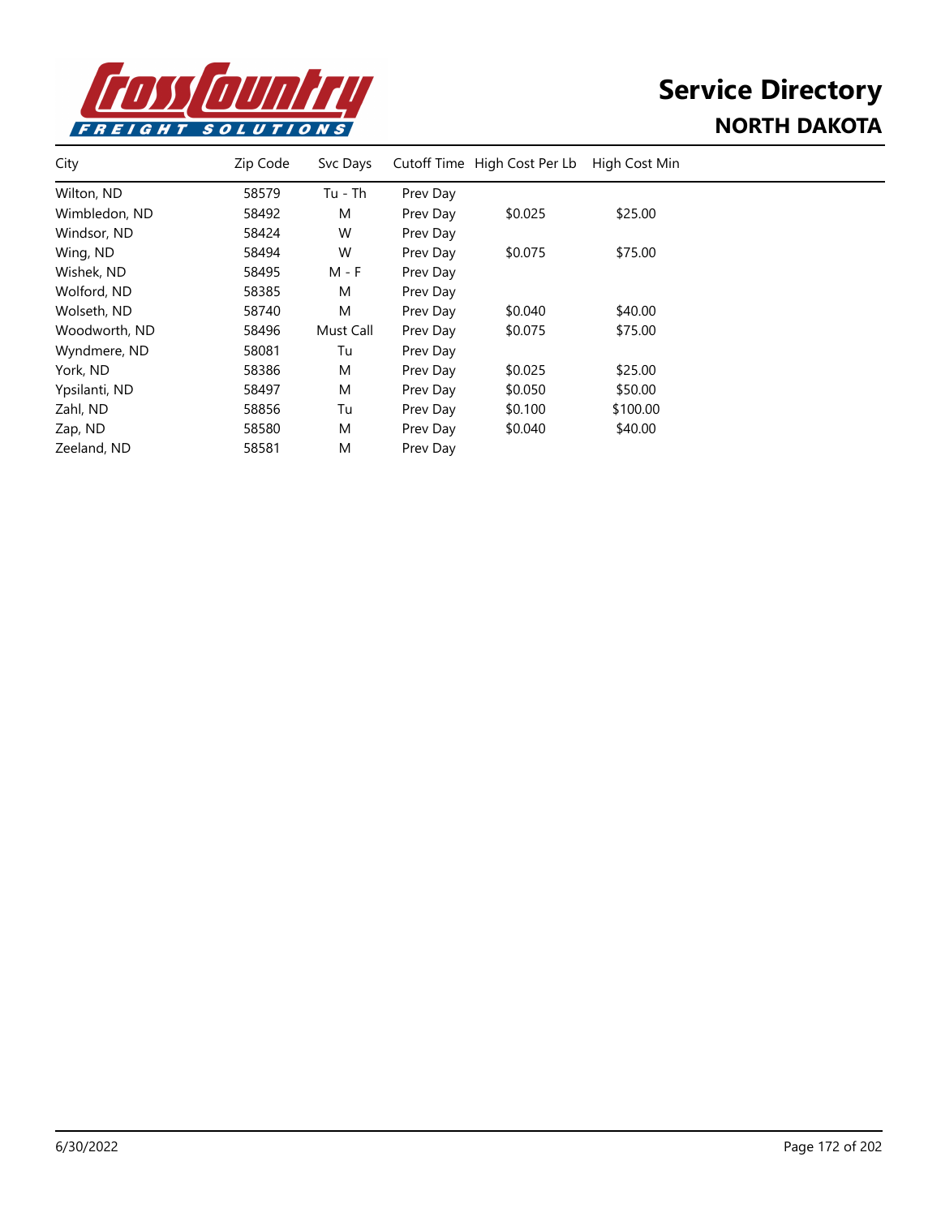# Service Directory

## NORTH DAKOTA

| City | Zip Code | Svc Days | Cutoff Time | High Cost Per Lb | High Cost Min |
|---|---|---|---|---|---|
| Wilton, ND | 58579 | Tu - Th | Prev Day | | |
| Wimbledon, ND | 58492 | M | Prev Day | $0.025 | $25.00 |
| Windsor, ND | 58424 | W | Prev Day | | |
| Wing, ND | 58494 | W | Prev Day | $0.075 | $75.00 |
| Wishek, ND | 58495 | M - F | Prev Day | | |
| Wolford, ND | 58385 | M | Prev Day | | |
| Wolseth, ND | 58740 | M | Prev Day | $0.040 | $40.00 |
| Woodworth, ND | 58496 | Must Call | Prev Day | $0.075 | $75.00 |
| Wyndmere, ND | 58081 | Tu | Prev Day | | |
| York, ND | 58386 | M | Prev Day | $0.025 | $25.00 |
| Ypsilanti, ND | 58497 | M | Prev Day | $0.050 | $50.00 |
| Zahl, ND | 58856 | Tu | Prev Day | $0.100 | $100.00 |
| Zap, ND | 58580 | M | Prev Day | $0.040 | $40.00 |
| Zeeland, ND | 58581 | M | Prev Day | | |

6/30/2022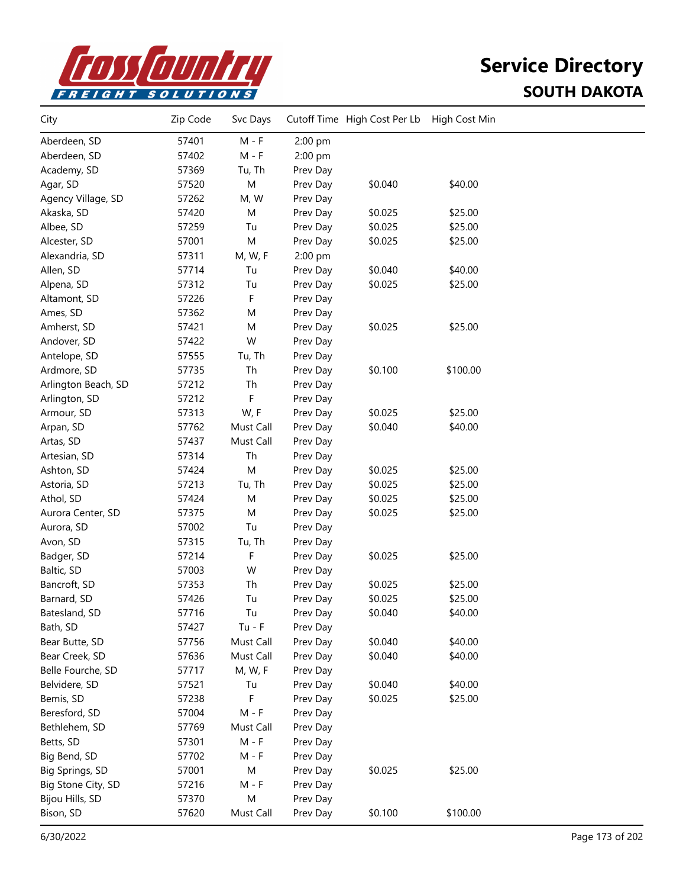# Cross Country FREIGHT SOLUTIONS

# Service Directory

## SOUTH DAKOTA

| City | Zip Code | Svc Days | Cutoff Time | High Cost Per Lb | High Cost Min |
|---|---|---|---|---|---|
| Aberdeen, SD | 57401 | M - F | 2:00 pm | | |
| Aberdeen, SD | 57402 | M - F | 2:00 pm | | |
| Academy, SD | 57369 | Tu, Th | Prev Day | | |
| Agar, SD | 57520 | M | Prev Day | $0.040 | $40.00 |
| Agency Village, SD | 57262 | M, W | Prev Day | | |
| Akaska, SD | 57420 | M | Prev Day | $0.025 | $25.00 |
| Albee, SD | 57259 | Tu | Prev Day | $0.025 | $25.00 |
| Alcester, SD | 57001 | M | Prev Day | $0.025 | $25.00 |
| Alexandria, SD | 57311 | M, W, F | 2:00 pm | | |
| Allen, SD | 57714 | Tu | Prev Day | $0.040 | $40.00 |
| Alpena, SD | 57312 | Tu | Prev Day | $0.025 | $25.00 |
| Altamont, SD | 57226 | F | Prev Day | | |
| Ames, SD | 57362 | M | Prev Day | | |
| Amherst, SD | 57421 | M | Prev Day | $0.025 | $25.00 |
| Andover, SD | 57422 | W | Prev Day | | |
| Antelope, SD | 57555 | Tu, Th | Prev Day | | |
| Ardmore, SD | 57735 | Th | Prev Day | $0.100 | $100.00 |
| Arlington Beach, SD | 57212 | Th | Prev Day | | |
| Arlington, SD | 57212 | F | Prev Day | | |
| Armour, SD | 57313 | W, F | Prev Day | $0.025 | $25.00 |
| Arpan, SD | 57762 | Must Call | Prev Day | $0.040 | $40.00 |
| Artas, SD | 57437 | Must Call | Prev Day | | |
| Artesian, SD | 57314 | Th | Prev Day | | |
| Ashton, SD | 57424 | M | Prev Day | $0.025 | $25.00 |
| Astoria, SD | 57213 | Tu, Th | Prev Day | $0.025 | $25.00 |
| Athol, SD | 57424 | M | Prev Day | $0.025 | $25.00 |
| Aurora Center, SD | 57375 | M | Prev Day | $0.025 | $25.00 |
| Aurora, SD | 57002 | Tu | Prev Day | | |
| Avon, SD | 57315 | Tu, Th | Prev Day | | |
| Badger, SD | 57214 | F | Prev Day | $0.025 | $25.00 |
| Baltic, SD | 57003 | W | Prev Day | | |
| Bancroft, SD | 57353 | Th | Prev Day | $0.025 | $25.00 |
| Barnard, SD | 57426 | Tu | Prev Day | $0.025 | $25.00 |
| Batesland, SD | 57716 | Tu | Prev Day | $0.040 | $40.00 |
| Bath, SD | 57427 | Tu - F | Prev Day | | |
| Bear Butte, SD | 57756 | Must Call | Prev Day | $0.040 | $40.00 |
| Bear Creek, SD | 57636 | Must Call | Prev Day | $0.040 | $40.00 |
| Belle Fourche, SD | 57717 | M, W, F | Prev Day | | |
| Belvidere, SD | 57521 | Tu | Prev Day | $0.040 | $40.00 |
| Bemis, SD | 57238 | F | Prev Day | $0.025 | $25.00 |
| Beresford, SD | 57004 | M - F | Prev Day | | |
| Bethlehem, SD | 57769 | Must Call | Prev Day | | |
| Betts, SD | 57301 | M - F | Prev Day | | |
| Big Bend, SD | 57702 | M - F | Prev Day | | |
| Big Springs, SD | 57001 | M | Prev Day | $0.025 | $25.00 |
| Big Stone City, SD | 57216 | M - F | Prev Day | | |
| Bijou Hills, SD | 57370 | M | Prev Day | | |
| Bison, SD | 57620 | Must Call | Prev Day | $0.100 | $100.00 |

6/30/2022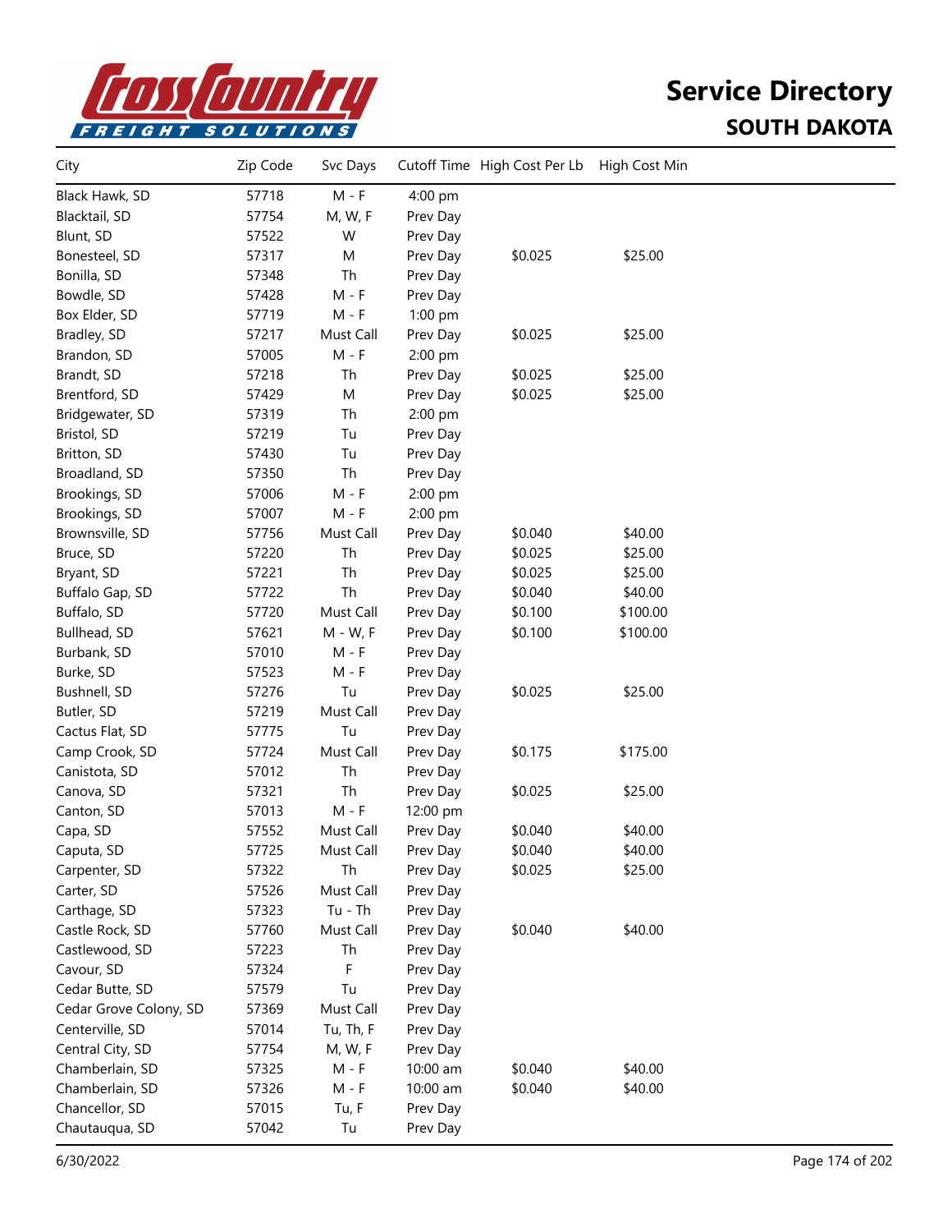# Service Directory

## SOUTH DAKOTA

| City | Zip Code | Svc Days | Cutoff Time | High Cost Per Lb | High Cost Min |
|---|---|---|---|---|---|
| Black Hawk, SD | 57718 | M - F | 4:00 pm | | |
| Blacktail, SD | 57754 | M, W, F | Prev Day | | |
| Blunt, SD | 57522 | W | Prev Day | | |
| Bonesteel, SD | 57317 | M | Prev Day | $0.025 | $25.00 |
| Bonilla, SD | 57348 | Th | Prev Day | | |
| Bowdle, SD | 57428 | M - F | Prev Day | | |
| Box Elder, SD | 57719 | M - F | 1:00 pm | | |
| Bradley, SD | 57217 | Must Call | Prev Day | $0.025 | $25.00 |
| Brandon, SD | 57005 | M - F | 2:00 pm | | |
| Brandt, SD | 57218 | Th | Prev Day | $0.025 | $25.00 |
| Brentford, SD | 57429 | M | Prev Day | $0.025 | $25.00 |
| Bridgewater, SD | 57319 | Th | 2:00 pm | | |
| Bristol, SD | 57219 | Tu | Prev Day | | |
| Britton, SD | 57430 | Tu | Prev Day | | |
| Broadland, SD | 57350 | Th | Prev Day | | |
| Brookings, SD | 57006 | M - F | 2:00 pm | | |
| Brookings, SD | 57007 | M - F | 2:00 pm | | |
| Brownsville, SD | 57756 | Must Call | Prev Day | $0.040 | $40.00 |
| Bruce, SD | 57220 | Th | Prev Day | $0.025 | $25.00 |
| Bryant, SD | 57221 | Th | Prev Day | $0.025 | $25.00 |
| Buffalo Gap, SD | 57722 | Th | Prev Day | $0.040 | $40.00 |
| Buffalo, SD | 57720 | Must Call | Prev Day | $0.100 | $100.00 |
| Bullhead, SD | 57621 | M - W, F | Prev Day | $0.100 | $100.00 |
| Burbank, SD | 57010 | M - F | Prev Day | | |
| Burke, SD | 57523 | M - F | Prev Day | | |
| Bushnell, SD | 57276 | Tu | Prev Day | $0.025 | $25.00 |
| Butler, SD | 57219 | Must Call | Prev Day | | |
| Cactus Flat, SD | 57775 | Tu | Prev Day | | |
| Camp Crook, SD | 57724 | Must Call | Prev Day | $0.175 | $175.00 |
| Canistota, SD | 57012 | Th | Prev Day | | |
| Canova, SD | 57321 | Th | Prev Day | $0.025 | $25.00 |
| Canton, SD | 57013 | M - F | 12:00 pm | | |
| Capa, SD | 57552 | Must Call | Prev Day | $0.040 | $40.00 |
| Caputa, SD | 57725 | Must Call | Prev Day | $0.040 | $40.00 |
| Carpenter, SD | 57322 | Th | Prev Day | $0.025 | $25.00 |
| Carter, SD | 57526 | Must Call | Prev Day | | |
| Carthage, SD | 57323 | Tu - Th | Prev Day | | |
| Castle Rock, SD | 57760 | Must Call | Prev Day | $0.040 | $40.00 |
| Castlewood, SD | 57223 | Th | Prev Day | | |
| Cavour, SD | 57324 | F | Prev Day | | |
| Cedar Butte, SD | 57579 | Tu | Prev Day | | |
| Cedar Grove Colony, SD | 57369 | Must Call | Prev Day | | |
| Centerville, SD | 57014 | Tu, Th, F | Prev Day | | |
| Central City, SD | 57754 | M, W, F | Prev Day | | |
| Chamberlain, SD | 57325 | M - F | 10:00 am | $0.040 | $40.00 |
| Chamberlain, SD | 57326 | M - F | 10:00 am | $0.040 | $40.00 |
| Chancellor, SD | 57015 | Tu, F | Prev Day | | |
| Chautauqua, SD | 57042 | Tu | Prev Day | | |

6/30/2022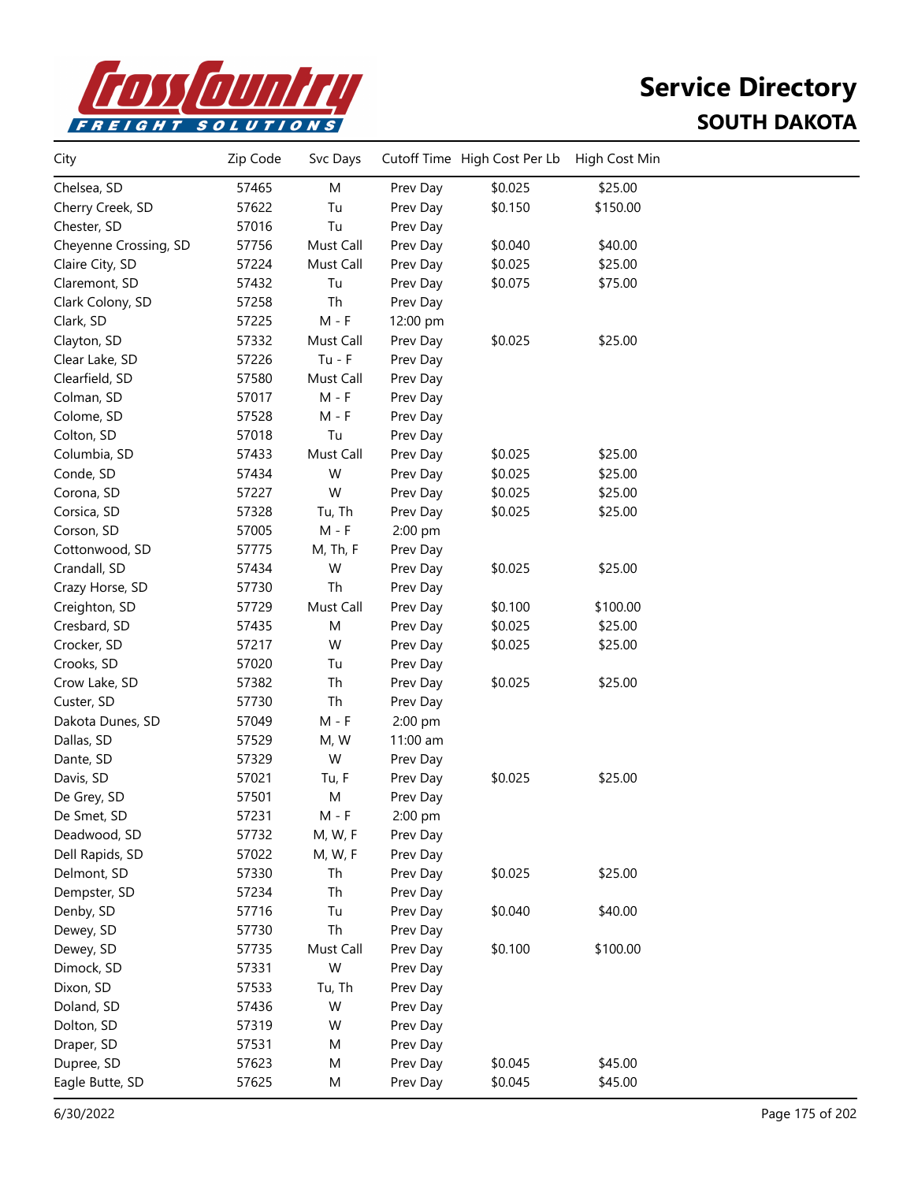# Service Directory

## SOUTH DAKOTA

| City | Zip Code | Svc Days | Cutoff Time | High Cost Per Lb | High Cost Min |
|---|---|---|---|---|---|
| Chelsea, SD | 57465 | M | Prev Day | $0.025 | $25.00 |
| Cherry Creek, SD | 57622 | Tu | Prev Day | $0.150 | $150.00 |
| Chester, SD | 57016 | Tu | Prev Day | | |
| Cheyenne Crossing, SD | 57756 | Must Call | Prev Day | $0.040 | $40.00 |
| Claire City, SD | 57224 | Must Call | Prev Day | $0.025 | $25.00 |
| Claremont, SD | 57432 | Tu | Prev Day | $0.075 | $75.00 |
| Clark Colony, SD | 57258 | Th | Prev Day | | |
| Clark, SD | 57225 | M - F | 12:00 pm | | |
| Clayton, SD | 57332 | Must Call | Prev Day | $0.025 | $25.00 |
| Clear Lake, SD | 57226 | Tu - F | Prev Day | | |
| Clearfield, SD | 57580 | Must Call | Prev Day | | |
| Colman, SD | 57017 | M - F | Prev Day | | |
| Colome, SD | 57528 | M - F | Prev Day | | |
| Colton, SD | 57018 | Tu | Prev Day | | |
| Columbia, SD | 57433 | Must Call | Prev Day | $0.025 | $25.00 |
| Conde, SD | 57434 | W | Prev Day | $0.025 | $25.00 |
| Corona, SD | 57227 | W | Prev Day | $0.025 | $25.00 |
| Corsica, SD | 57328 | Tu, Th | Prev Day | $0.025 | $25.00 |
| Corson, SD | 57005 | M - F | 2:00 pm | | |
| Cottonwood, SD | 57775 | M, Th, F | Prev Day | | |
| Crandall, SD | 57434 | W | Prev Day | $0.025 | $25.00 |
| Crazy Horse, SD | 57730 | Th | Prev Day | | |
| Creighton, SD | 57729 | Must Call | Prev Day | $0.100 | $100.00 |
| Cresbard, SD | 57435 | M | Prev Day | $0.025 | $25.00 |
| Crocker, SD | 57217 | W | Prev Day | $0.025 | $25.00 |
| Crooks, SD | 57020 | Tu | Prev Day | | |
| Crow Lake, SD | 57382 | Th | Prev Day | $0.025 | $25.00 |
| Custer, SD | 57730 | Th | Prev Day | | |
| Dakota Dunes, SD | 57049 | M - F | 2:00 pm | | |
| Dallas, SD | 57529 | M, W | 11:00 am | | |
| Dante, SD | 57329 | W | Prev Day | | |
| Davis, SD | 57021 | Tu, F | Prev Day | $0.025 | $25.00 |
| De Grey, SD | 57501 | M | Prev Day | | |
| De Smet, SD | 57231 | M - F | 2:00 pm | | |
| Deadwood, SD | 57732 | M, W, F | Prev Day | | |
| Dell Rapids, SD | 57022 | M, W, F | Prev Day | | |
| Delmont, SD | 57330 | Th | Prev Day | $0.025 | $25.00 |
| Dempster, SD | 57234 | Th | Prev Day | | |
| Denby, SD | 57716 | Tu | Prev Day | $0.040 | $40.00 |
| Dewey, SD | 57730 | Th | Prev Day | | |
| Dewey, SD | 57735 | Must Call | Prev Day | $0.100 | $100.00 |
| Dimock, SD | 57331 | W | Prev Day | | |
| Dixon, SD | 57533 | Tu, Th | Prev Day | | |
| Doland, SD | 57436 | W | Prev Day | | |
| Dolton, SD | 57319 | W | Prev Day | | |
| Draper, SD | 57531 | M | Prev Day | | |
| Dupree, SD | 57623 | M | Prev Day | $0.045 | $45.00 |
| Eagle Butte, SD | 57625 | M | Prev Day | $0.045 | $45.00 |

6/30/2022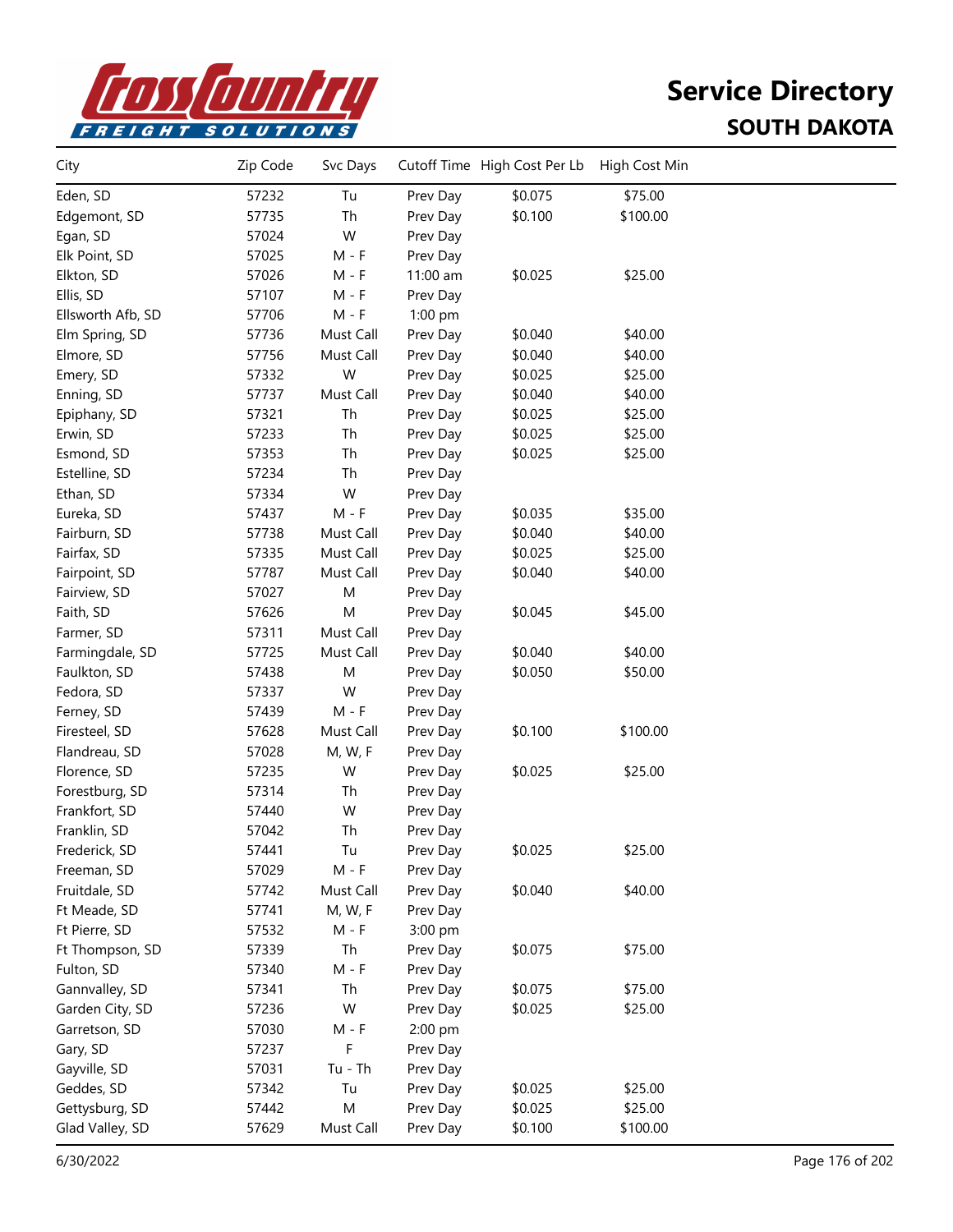# Service Directory

## SOUTH DAKOTA

| City | Zip Code | Svc Days | Cutoff Time | High Cost Per Lb | High Cost Min |
|---|---|---|---|---|---|
| Eden, SD | 57232 | Tu | Prev Day | $0.075 | $75.00 |
| Edgemont, SD | 57735 | Th | Prev Day | $0.100 | $100.00 |
| Egan, SD | 57024 | W | Prev Day | | |
| Elk Point, SD | 57025 | M - F | Prev Day | | |
| Elkton, SD | 57026 | M - F | 11:00 am | $0.025 | $25.00 |
| Ellis, SD | 57107 | M - F | Prev Day | | |
| Ellsworth Afb, SD | 57706 | M - F | 1:00 pm | | |
| Elm Spring, SD | 57736 | Must Call | Prev Day | $0.040 | $40.00 |
| Elmore, SD | 57756 | Must Call | Prev Day | $0.040 | $40.00 |
| Emery, SD | 57332 | W | Prev Day | $0.025 | $25.00 |
| Enning, SD | 57737 | Must Call | Prev Day | $0.040 | $40.00 |
| Epiphany, SD | 57321 | Th | Prev Day | $0.025 | $25.00 |
| Erwin, SD | 57233 | Th | Prev Day | $0.025 | $25.00 |
| Esmond, SD | 57353 | Th | Prev Day | $0.025 | $25.00 |
| Estelline, SD | 57234 | Th | Prev Day | | |
| Ethan, SD | 57334 | W | Prev Day | | |
| Eureka, SD | 57437 | M - F | Prev Day | $0.035 | $35.00 |
| Fairburn, SD | 57738 | Must Call | Prev Day | $0.040 | $40.00 |
| Fairfax, SD | 57335 | Must Call | Prev Day | $0.025 | $25.00 |
| Fairpoint, SD | 57787 | Must Call | Prev Day | $0.040 | $40.00 |
| Fairview, SD | 57027 | M | Prev Day | | |
| Faith, SD | 57626 | M | Prev Day | $0.045 | $45.00 |
| Farmer, SD | 57311 | Must Call | Prev Day | | |
| Farmingdale, SD | 57725 | Must Call | Prev Day | $0.040 | $40.00 |
| Faulkton, SD | 57438 | M | Prev Day | $0.050 | $50.00 |
| Fedora, SD | 57337 | W | Prev Day | | |
| Ferney, SD | 57439 | M - F | Prev Day | | |
| Firesteel, SD | 57628 | Must Call | Prev Day | $0.100 | $100.00 |
| Flandreau, SD | 57028 | M, W, F | Prev Day | | |
| Florence, SD | 57235 | W | Prev Day | $0.025 | $25.00 |
| Forestburg, SD | 57314 | Th | Prev Day | | |
| Frankfort, SD | 57440 | W | Prev Day | | |
| Franklin, SD | 57042 | Th | Prev Day | | |
| Frederick, SD | 57441 | Tu | Prev Day | $0.025 | $25.00 |
| Freeman, SD | 57029 | M - F | Prev Day | | |
| Fruitdale, SD | 57742 | Must Call | Prev Day | $0.040 | $40.00 |
| Ft Meade, SD | 57741 | M, W, F | Prev Day | | |
| Ft Pierre, SD | 57532 | M - F | 3:00 pm | | |
| Ft Thompson, SD | 57339 | Th | Prev Day | $0.075 | $75.00 |
| Fulton, SD | 57340 | M - F | Prev Day | | |
| Gannvalley, SD | 57341 | Th | Prev Day | $0.075 | $75.00 |
| Garden City, SD | 57236 | W | Prev Day | $0.025 | $25.00 |
| Garretson, SD | 57030 | M - F | 2:00 pm | | |
| Gary, SD | 57237 | F | Prev Day | | |
| Gayville, SD | 57031 | Tu - Th | Prev Day | | |
| Geddes, SD | 57342 | Tu | Prev Day | $0.025 | $25.00 |
| Gettysburg, SD | 57442 | M | Prev Day | $0.025 | $25.00 |
| Glad Valley, SD | 57629 | Must Call | Prev Day | $0.100 | $100.00 |

6/30/2022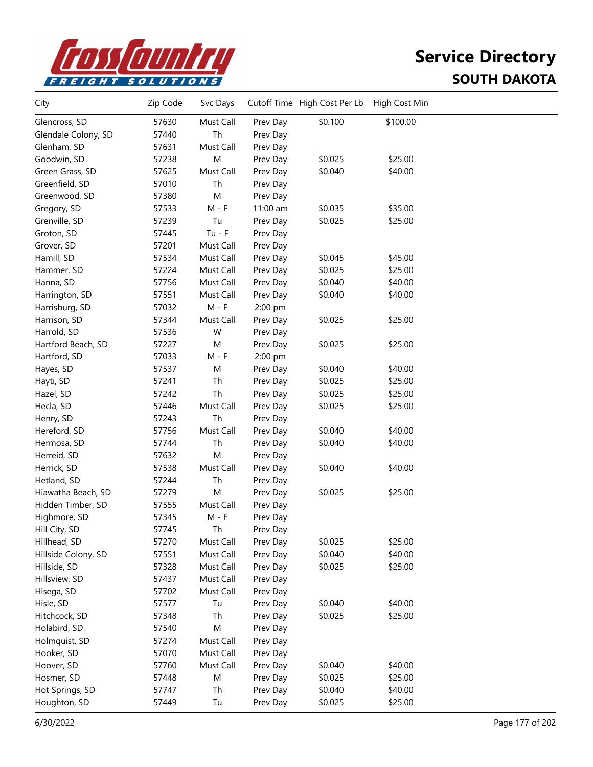# Service Directory

## SOUTH DAKOTA

| City | Zip Code | Svc Days | Cutoff Time | High Cost Per Lb | High Cost Min |
|---|---|---|---|---|---|
| Glencross, SD | 57630 | Must Call | Prev Day | $0.100 | $100.00 |
| Glendale Colony, SD | 57440 | Th | Prev Day | | |
| Glenham, SD | 57631 | Must Call | Prev Day | | |
| Goodwin, SD | 57238 | M | Prev Day | $0.025 | $25.00 |
| Green Grass, SD | 57625 | Must Call | Prev Day | $0.040 | $40.00 |
| Greenfield, SD | 57010 | Th | Prev Day | | |
| Greenwood, SD | 57380 | M | Prev Day | | |
| Gregory, SD | 57533 | M - F | 11:00 am | $0.035 | $35.00 |
| Grenville, SD | 57239 | Tu | Prev Day | $0.025 | $25.00 |
| Groton, SD | 57445 | Tu - F | Prev Day | | |
| Grover, SD | 57201 | Must Call | Prev Day | | |
| Hamill, SD | 57534 | Must Call | Prev Day | $0.045 | $45.00 |
| Hammer, SD | 57224 | Must Call | Prev Day | $0.025 | $25.00 |
| Hanna, SD | 57756 | Must Call | Prev Day | $0.040 | $40.00 |
| Harrington, SD | 57551 | Must Call | Prev Day | $0.040 | $40.00 |
| Harrisburg, SD | 57032 | M - F | 2:00 pm | | |
| Harrison, SD | 57344 | Must Call | Prev Day | $0.025 | $25.00 |
| Harrold, SD | 57536 | W | Prev Day | | |
| Hartford Beach, SD | 57227 | M | Prev Day | $0.025 | $25.00 |
| Hartford, SD | 57033 | M - F | 2:00 pm | | |
| Hayes, SD | 57537 | M | Prev Day | $0.040 | $40.00 |
| Hayti, SD | 57241 | Th | Prev Day | $0.025 | $25.00 |
| Hazel, SD | 57242 | Th | Prev Day | $0.025 | $25.00 |
| Hecla, SD | 57446 | Must Call | Prev Day | $0.025 | $25.00 |
| Henry, SD | 57243 | Th | Prev Day | | |
| Hereford, SD | 57756 | Must Call | Prev Day | $0.040 | $40.00 |
| Hermosa, SD | 57744 | Th | Prev Day | $0.040 | $40.00 |
| Herreid, SD | 57632 | M | Prev Day | | |
| Herrick, SD | 57538 | Must Call | Prev Day | $0.040 | $40.00 |
| Hetland, SD | 57244 | Th | Prev Day | | |
| Hiawatha Beach, SD | 57279 | M | Prev Day | $0.025 | $25.00 |
| Hidden Timber, SD | 57555 | Must Call | Prev Day | | |
| Highmore, SD | 57345 | M - F | Prev Day | | |
| Hill City, SD | 57745 | Th | Prev Day | | |
| Hillhead, SD | 57270 | Must Call | Prev Day | $0.025 | $25.00 |
| Hillside Colony, SD | 57551 | Must Call | Prev Day | $0.040 | $40.00 |
| Hillside, SD | 57328 | Must Call | Prev Day | $0.025 | $25.00 |
| Hillsview, SD | 57437 | Must Call | Prev Day | | |
| Hisega, SD | 57702 | Must Call | Prev Day | | |
| Hisle, SD | 57577 | Tu | Prev Day | $0.040 | $40.00 |
| Hitchcock, SD | 57348 | Th | Prev Day | $0.025 | $25.00 |
| Holabird, SD | 57540 | M | Prev Day | | |
| Holmquist, SD | 57274 | Must Call | Prev Day | | |
| Hooker, SD | 57070 | Must Call | Prev Day | | |
| Hoover, SD | 57760 | Must Call | Prev Day | $0.040 | $40.00 |
| Hosmer, SD | 57448 | M | Prev Day | $0.025 | $25.00 |
| Hot Springs, SD | 57747 | Th | Prev Day | $0.040 | $40.00 |
| Houghton, SD | 57449 | Tu | Prev Day | $0.025 | $25.00 |

6/30/2022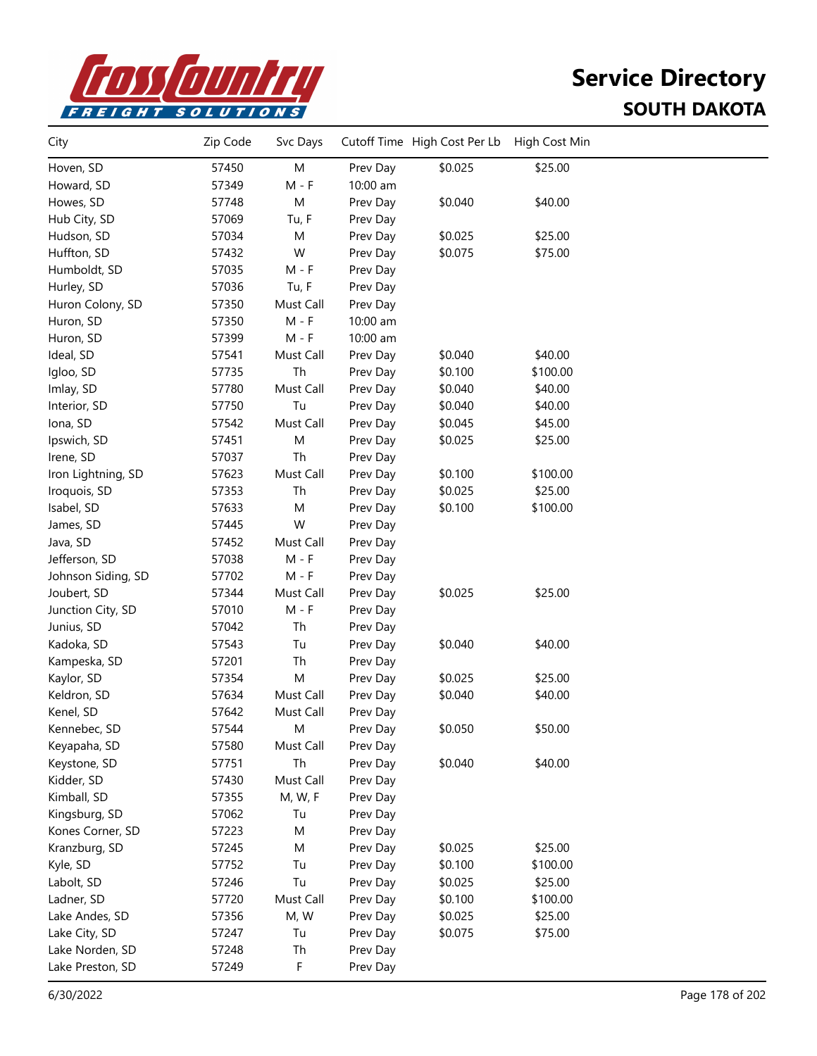# Service Directory
## SOUTH DAKOTA

| City | Zip Code | Svc Days | Cutoff Time | High Cost Per Lb | High Cost Min |
|---|---|---|---|---|---|
| Hoven, SD | 57450 | M | Prev Day | $0.025 | $25.00 |
| Howard, SD | 57349 | M - F | 10:00 am | | |
| Howes, SD | 57748 | M | Prev Day | $0.040 | $40.00 |
| Hub City, SD | 57069 | Tu, F | Prev Day | | |
| Hudson, SD | 57034 | M | Prev Day | $0.025 | $25.00 |
| Huffton, SD | 57432 | W | Prev Day | $0.075 | $75.00 |
| Humboldt, SD | 57035 | M - F | Prev Day | | |
| Hurley, SD | 57036 | Tu, F | Prev Day | | |
| Huron Colony, SD | 57350 | Must Call | Prev Day | | |
| Huron, SD | 57350 | M - F | 10:00 am | | |
| Huron, SD | 57399 | M - F | 10:00 am | | |
| Ideal, SD | 57541 | Must Call | Prev Day | $0.040 | $40.00 |
| Igloo, SD | 57735 | Th | Prev Day | $0.100 | $100.00 |
| Imlay, SD | 57780 | Must Call | Prev Day | $0.040 | $40.00 |
| Interior, SD | 57750 | Tu | Prev Day | $0.040 | $40.00 |
| Iona, SD | 57542 | Must Call | Prev Day | $0.045 | $45.00 |
| Ipswich, SD | 57451 | M | Prev Day | $0.025 | $25.00 |
| Irene, SD | 57037 | Th | Prev Day | | |
| Iron Lightning, SD | 57623 | Must Call | Prev Day | $0.100 | $100.00 |
| Iroquois, SD | 57353 | Th | Prev Day | $0.025 | $25.00 |
| Isabel, SD | 57633 | M | Prev Day | $0.100 | $100.00 |
| James, SD | 57445 | W | Prev Day | | |
| Java, SD | 57452 | Must Call | Prev Day | | |
| Jefferson, SD | 57038 | M - F | Prev Day | | |
| Johnson Siding, SD | 57702 | M - F | Prev Day | | |
| Joubert, SD | 57344 | Must Call | Prev Day | $0.025 | $25.00 |
| Junction City, SD | 57010 | M - F | Prev Day | | |
| Junius, SD | 57042 | Th | Prev Day | | |
| Kadoka, SD | 57543 | Tu | Prev Day | $0.040 | $40.00 |
| Kampeska, SD | 57201 | Th | Prev Day | | |
| Kaylor, SD | 57354 | M | Prev Day | $0.025 | $25.00 |
| Keldron, SD | 57634 | Must Call | Prev Day | $0.040 | $40.00 |
| Kenel, SD | 57642 | Must Call | Prev Day | | |
| Kennebec, SD | 57544 | M | Prev Day | $0.050 | $50.00 |
| Keyapaha, SD | 57580 | Must Call | Prev Day | | |
| Keystone, SD | 57751 | Th | Prev Day | $0.040 | $40.00 |
| Kidder, SD | 57430 | Must Call | Prev Day | | |
| Kimball, SD | 57355 | M, W, F | Prev Day | | |
| Kingsburg, SD | 57062 | Tu | Prev Day | | |
| Kones Corner, SD | 57223 | M | Prev Day | | |
| Kranzburg, SD | 57245 | M | Prev Day | $0.025 | $25.00 |
| Kyle, SD | 57752 | Tu | Prev Day | $0.100 | $100.00 |
| Labolt, SD | 57246 | Tu | Prev Day | $0.025 | $25.00 |
| Ladner, SD | 57720 | Must Call | Prev Day | $0.100 | $100.00 |
| Lake Andes, SD | 57356 | M, W | Prev Day | $0.025 | $25.00 |
| Lake City, SD | 57247 | Tu | Prev Day | $0.075 | $75.00 |
| Lake Norden, SD | 57248 | Th | Prev Day | | |
| Lake Preston, SD | 57249 | F | Prev Day | | |

6/30/2022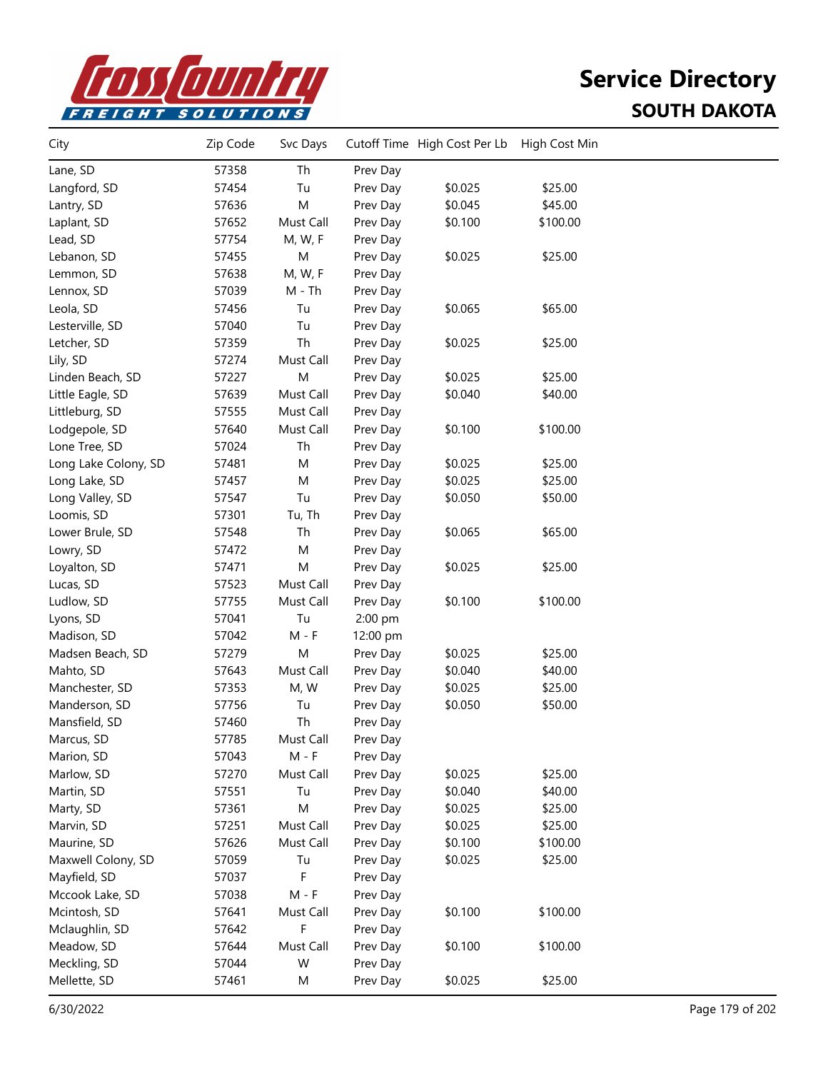# Service Directory
## SOUTH DAKOTA

| City | Zip Code | Svc Days | Cutoff Time | High Cost Per Lb | High Cost Min |
|---|---|---|---|---|---|
| Lane, SD | 57358 | Th | Prev Day | | |
| Langford, SD | 57454 | Tu | Prev Day | $0.025 | $25.00 |
| Lantry, SD | 57636 | M | Prev Day | $0.045 | $45.00 |
| Laplant, SD | 57652 | Must Call | Prev Day | $0.100 | $100.00 |
| Lead, SD | 57754 | M, W, F | Prev Day | | |
| Lebanon, SD | 57455 | M | Prev Day | $0.025 | $25.00 |
| Lemmon, SD | 57638 | M, W, F | Prev Day | | |
| Lennox, SD | 57039 | M - Th | Prev Day | | |
| Leola, SD | 57456 | Tu | Prev Day | $0.065 | $65.00 |
| Lesterville, SD | 57040 | Tu | Prev Day | | |
| Letcher, SD | 57359 | Th | Prev Day | $0.025 | $25.00 |
| Lily, SD | 57274 | Must Call | Prev Day | | |
| Linden Beach, SD | 57227 | M | Prev Day | $0.025 | $25.00 |
| Little Eagle, SD | 57639 | Must Call | Prev Day | $0.040 | $40.00 |
| Littleburg, SD | 57555 | Must Call | Prev Day | | |
| Lodgepole, SD | 57640 | Must Call | Prev Day | $0.100 | $100.00 |
| Lone Tree, SD | 57024 | Th | Prev Day | | |
| Long Lake Colony, SD | 57481 | M | Prev Day | $0.025 | $25.00 |
| Long Lake, SD | 57457 | M | Prev Day | $0.025 | $25.00 |
| Long Valley, SD | 57547 | Tu | Prev Day | $0.050 | $50.00 |
| Loomis, SD | 57301 | Tu, Th | Prev Day | | |
| Lower Brule, SD | 57548 | Th | Prev Day | $0.065 | $65.00 |
| Lowry, SD | 57472 | M | Prev Day | | |
| Loyalton, SD | 57471 | M | Prev Day | $0.025 | $25.00 |
| Lucas, SD | 57523 | Must Call | Prev Day | | |
| Ludlow, SD | 57755 | Must Call | Prev Day | $0.100 | $100.00 |
| Lyons, SD | 57041 | Tu | 2:00 pm | | |
| Madison, SD | 57042 | M - F | 12:00 pm | | |
| Madsen Beach, SD | 57279 | M | Prev Day | $0.025 | $25.00 |
| Mahto, SD | 57643 | Must Call | Prev Day | $0.040 | $40.00 |
| Manchester, SD | 57353 | M, W | Prev Day | $0.025 | $25.00 |
| Manderson, SD | 57756 | Tu | Prev Day | $0.050 | $50.00 |
| Mansfield, SD | 57460 | Th | Prev Day | | |
| Marcus, SD | 57785 | Must Call | Prev Day | | |
| Marion, SD | 57043 | M - F | Prev Day | | |
| Marlow, SD | 57270 | Must Call | Prev Day | $0.025 | $25.00 |
| Martin, SD | 57551 | Tu | Prev Day | $0.040 | $40.00 |
| Marty, SD | 57361 | M | Prev Day | $0.025 | $25.00 |
| Marvin, SD | 57251 | Must Call | Prev Day | $0.025 | $25.00 |
| Maurine, SD | 57626 | Must Call | Prev Day | $0.100 | $100.00 |
| Maxwell Colony, SD | 57059 | Tu | Prev Day | $0.025 | $25.00 |
| Mayfield, SD | 57037 | F | Prev Day | | |
| Mccook Lake, SD | 57038 | M - F | Prev Day | | |
| Mcintosh, SD | 57641 | Must Call | Prev Day | $0.100 | $100.00 |
| Mclaughlin, SD | 57642 | F | Prev Day | | |
| Meadow, SD | 57644 | Must Call | Prev Day | $0.100 | $100.00 |
| Meckling, SD | 57044 | W | Prev Day | | |
| Mellette, SD | 57461 | M | Prev Day | $0.025 | $25.00 |

6/30/2022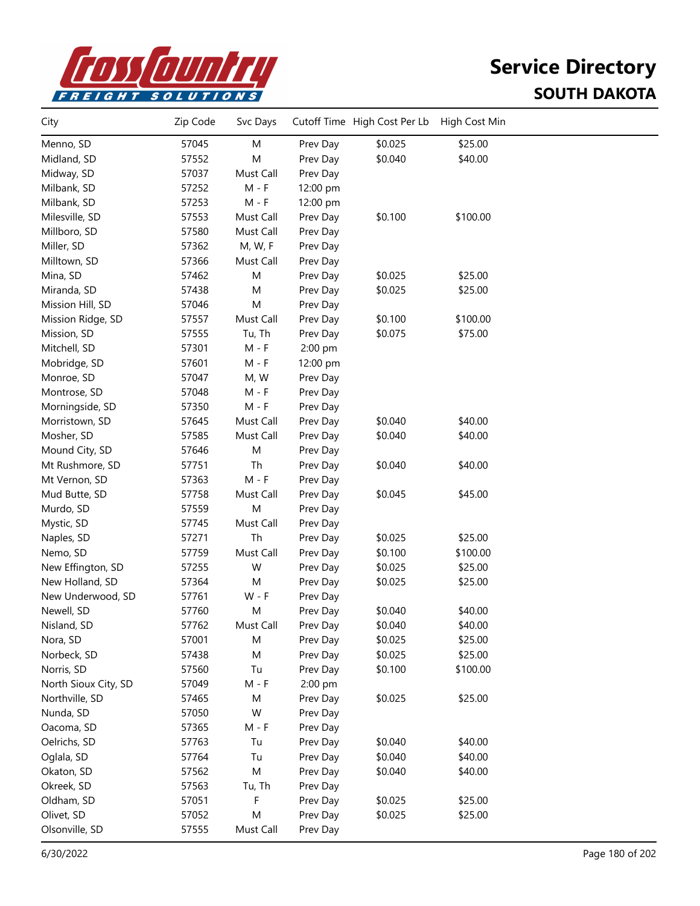# Service Directory

## SOUTH DAKOTA

| City | Zip Code | Svc Days | Cutoff Time | High Cost Per Lb | High Cost Min |
|---|---|---|---|---|---|
| Menno, SD | 57045 | M | Prev Day | $0.025 | $25.00 |
| Midland, SD | 57552 | M | Prev Day | $0.040 | $40.00 |
| Midway, SD | 57037 | Must Call | Prev Day | | |
| Milbank, SD | 57252 | M - F | 12:00 pm | | |
| Milbank, SD | 57253 | M - F | 12:00 pm | | |
| Milesville, SD | 57553 | Must Call | Prev Day | $0.100 | $100.00 |
| Millboro, SD | 57580 | Must Call | Prev Day | | |
| Miller, SD | 57362 | M, W, F | Prev Day | | |
| Milltown, SD | 57366 | Must Call | Prev Day | | |
| Mina, SD | 57462 | M | Prev Day | $0.025 | $25.00 |
| Miranda, SD | 57438 | M | Prev Day | $0.025 | $25.00 |
| Mission Hill, SD | 57046 | M | Prev Day | | |
| Mission Ridge, SD | 57557 | Must Call | Prev Day | $0.100 | $100.00 |
| Mission, SD | 57555 | Tu, Th | Prev Day | $0.075 | $75.00 |
| Mitchell, SD | 57301 | M - F | 2:00 pm | | |
| Mobridge, SD | 57601 | M - F | 12:00 pm | | |
| Monroe, SD | 57047 | M, W | Prev Day | | |
| Montrose, SD | 57048 | M - F | Prev Day | | |
| Morningside, SD | 57350 | M - F | Prev Day | | |
| Morristown, SD | 57645 | Must Call | Prev Day | $0.040 | $40.00 |
| Mosher, SD | 57585 | Must Call | Prev Day | $0.040 | $40.00 |
| Mound City, SD | 57646 | M | Prev Day | | |
| Mt Rushmore, SD | 57751 | Th | Prev Day | $0.040 | $40.00 |
| Mt Vernon, SD | 57363 | M - F | Prev Day | | |
| Mud Butte, SD | 57758 | Must Call | Prev Day | $0.045 | $45.00 |
| Murdo, SD | 57559 | M | Prev Day | | |
| Mystic, SD | 57745 | Must Call | Prev Day | | |
| Naples, SD | 57271 | Th | Prev Day | $0.025 | $25.00 |
| Nemo, SD | 57759 | Must Call | Prev Day | $0.100 | $100.00 |
| New Effington, SD | 57255 | W | Prev Day | $0.025 | $25.00 |
| New Holland, SD | 57364 | M | Prev Day | $0.025 | $25.00 |
| New Underwood, SD | 57761 | W - F | Prev Day | | |
| Newell, SD | 57760 | M | Prev Day | $0.040 | $40.00 |
| Nisland, SD | 57762 | Must Call | Prev Day | $0.040 | $40.00 |
| Nora, SD | 57001 | M | Prev Day | $0.025 | $25.00 |
| Norbeck, SD | 57438 | M | Prev Day | $0.025 | $25.00 |
| Norris, SD | 57560 | Tu | Prev Day | $0.100 | $100.00 |
| North Sioux City, SD | 57049 | M - F | 2:00 pm | | |
| Northville, SD | 57465 | M | Prev Day | $0.025 | $25.00 |
| Nunda, SD | 57050 | W | Prev Day | | |
| Oacoma, SD | 57365 | M - F | Prev Day | | |
| Oelrichs, SD | 57763 | Tu | Prev Day | $0.040 | $40.00 |
| Oglala, SD | 57764 | Tu | Prev Day | $0.040 | $40.00 |
| Okaton, SD | 57562 | M | Prev Day | $0.040 | $40.00 |
| Okreek, SD | 57563 | Tu, Th | Prev Day | | |
| Oldham, SD | 57051 | F | Prev Day | $0.025 | $25.00 |
| Olivet, SD | 57052 | M | Prev Day | $0.025 | $25.00 |
| Olsonville, SD | 57555 | Must Call | Prev Day | | |

6/30/2022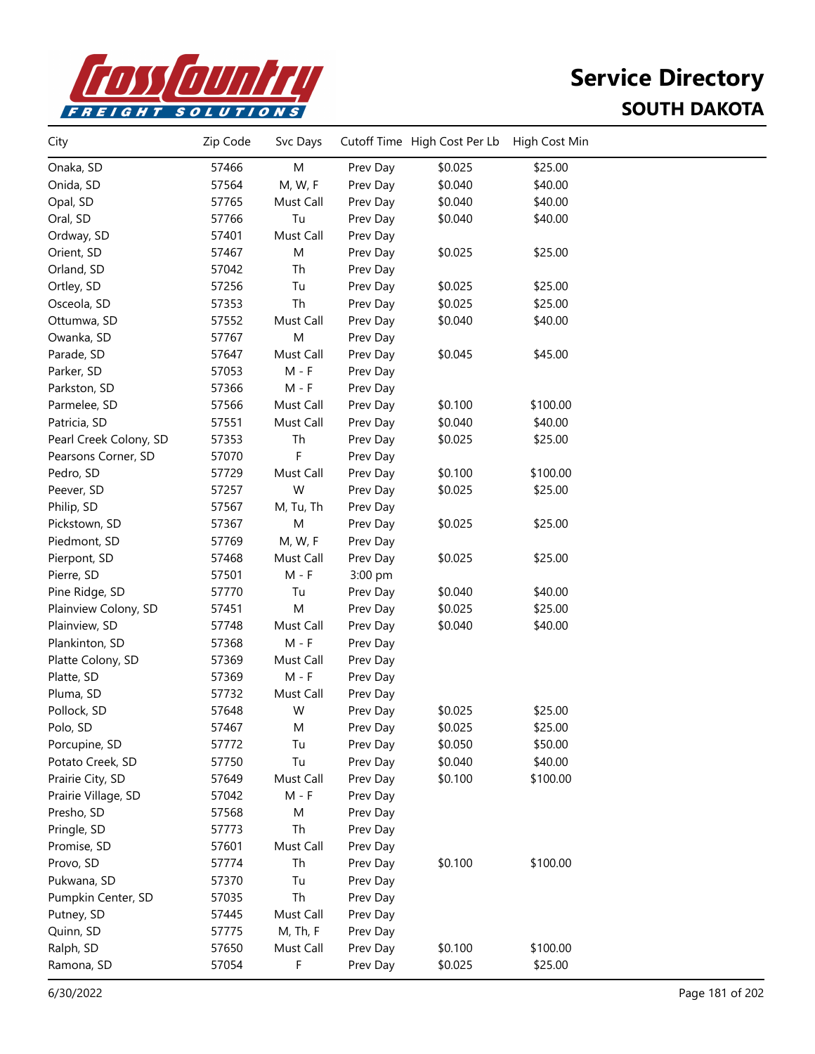# Service Directory

## SOUTH DAKOTA

| City | Zip Code | Svc Days | Cutoff Time | High Cost Per Lb | High Cost Min |
|---|---|---|---|---|---|
| Onaka, SD | 57466 | M | Prev Day | $0.025 | $25.00 |
| Onida, SD | 57564 | M, W, F | Prev Day | $0.040 | $40.00 |
| Opal, SD | 57765 | Must Call | Prev Day | $0.040 | $40.00 |
| Oral, SD | 57766 | Tu | Prev Day | $0.040 | $40.00 |
| Ordway, SD | 57401 | Must Call | Prev Day | | |
| Orient, SD | 57467 | M | Prev Day | $0.025 | $25.00 |
| Orland, SD | 57042 | Th | Prev Day | | |
| Ortley, SD | 57256 | Tu | Prev Day | $0.025 | $25.00 |
| Osceola, SD | 57353 | Th | Prev Day | $0.025 | $25.00 |
| Ottumwa, SD | 57552 | Must Call | Prev Day | $0.040 | $40.00 |
| Owanka, SD | 57767 | M | Prev Day | | |
| Parade, SD | 57647 | Must Call | Prev Day | $0.045 | $45.00 |
| Parker, SD | 57053 | M - F | Prev Day | | |
| Parkston, SD | 57366 | M - F | Prev Day | | |
| Parmelee, SD | 57566 | Must Call | Prev Day | $0.100 | $100.00 |
| Patricia, SD | 57551 | Must Call | Prev Day | $0.040 | $40.00 |
| Pearl Creek Colony, SD | 57353 | Th | Prev Day | $0.025 | $25.00 |
| Pearsons Corner, SD | 57070 | F | Prev Day | | |
| Pedro, SD | 57729 | Must Call | Prev Day | $0.100 | $100.00 |
| Peever, SD | 57257 | W | Prev Day | $0.025 | $25.00 |
| Philip, SD | 57567 | M, Tu, Th | Prev Day | | |
| Pickstown, SD | 57367 | M | Prev Day | $0.025 | $25.00 |
| Piedmont, SD | 57769 | M, W, F | Prev Day | | |
| Pierpont, SD | 57468 | Must Call | Prev Day | $0.025 | $25.00 |
| Pierre, SD | 57501 | M - F | 3:00 pm | | |
| Pine Ridge, SD | 57770 | Tu | Prev Day | $0.040 | $40.00 |
| Plainview Colony, SD | 57451 | M | Prev Day | $0.025 | $25.00 |
| Plainview, SD | 57748 | Must Call | Prev Day | $0.040 | $40.00 |
| Plankinton, SD | 57368 | M - F | Prev Day | | |
| Platte Colony, SD | 57369 | Must Call | Prev Day | | |
| Platte, SD | 57369 | M - F | Prev Day | | |
| Pluma, SD | 57732 | Must Call | Prev Day | | |
| Pollock, SD | 57648 | W | Prev Day | $0.025 | $25.00 |
| Polo, SD | 57467 | M | Prev Day | $0.025 | $25.00 |
| Porcupine, SD | 57772 | Tu | Prev Day | $0.050 | $50.00 |
| Potato Creek, SD | 57750 | Tu | Prev Day | $0.040 | $40.00 |
| Prairie City, SD | 57649 | Must Call | Prev Day | $0.100 | $100.00 |
| Prairie Village, SD | 57042 | M - F | Prev Day | | |
| Presho, SD | 57568 | M | Prev Day | | |
| Pringle, SD | 57773 | Th | Prev Day | | |
| Promise, SD | 57601 | Must Call | Prev Day | | |
| Provo, SD | 57774 | Th | Prev Day | $0.100 | $100.00 |
| Pukwana, SD | 57370 | Tu | Prev Day | | |
| Pumpkin Center, SD | 57035 | Th | Prev Day | | |
| Putney, SD | 57445 | Must Call | Prev Day | | |
| Quinn, SD | 57775 | M, Th, F | Prev Day | | |
| Ralph, SD | 57650 | Must Call | Prev Day | $0.100 | $100.00 |
| Ramona, SD | 57054 | F | Prev Day | $0.025 | $25.00 |

6/30/2022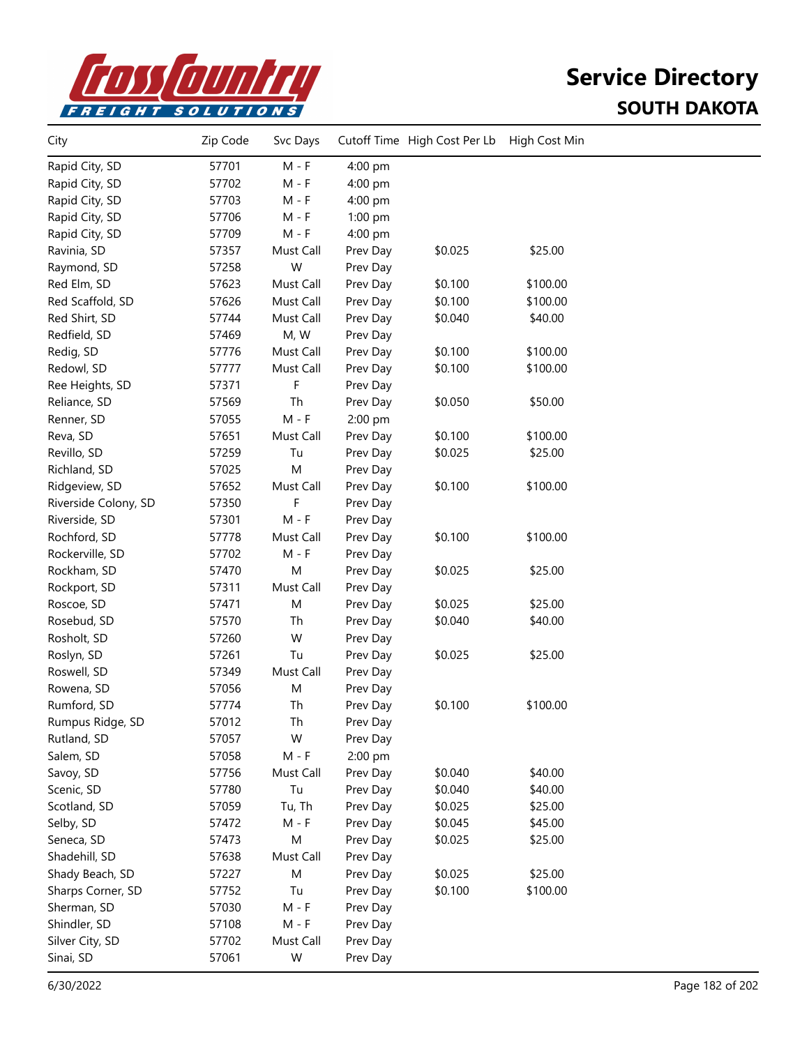# Service Directory

## SOUTH DAKOTA

| City | Zip Code | Svc Days | Cutoff Time | High Cost Per Lb | High Cost Min |
|---|---|---|---|---|---|
| Rapid City, SD | 57701 | M - F | 4:00 pm | | |
| Rapid City, SD | 57702 | M - F | 4:00 pm | | |
| Rapid City, SD | 57703 | M - F | 4:00 pm | | |
| Rapid City, SD | 57706 | M - F | 1:00 pm | | |
| Rapid City, SD | 57709 | M - F | 4:00 pm | | |
| Ravinia, SD | 57357 | Must Call | Prev Day | $0.025 | $25.00 |
| Raymond, SD | 57258 | W | Prev Day | | |
| Red Elm, SD | 57623 | Must Call | Prev Day | $0.100 | $100.00 |
| Red Scaffold, SD | 57626 | Must Call | Prev Day | $0.100 | $100.00 |
| Red Shirt, SD | 57744 | Must Call | Prev Day | $0.040 | $40.00 |
| Redfield, SD | 57469 | M, W | Prev Day | | |
| Redig, SD | 57776 | Must Call | Prev Day | $0.100 | $100.00 |
| Redowl, SD | 57777 | Must Call | Prev Day | $0.100 | $100.00 |
| Ree Heights, SD | 57371 | F | Prev Day | | |
| Reliance, SD | 57569 | Th | Prev Day | $0.050 | $50.00 |
| Renner, SD | 57055 | M - F | 2:00 pm | | |
| Reva, SD | 57651 | Must Call | Prev Day | $0.100 | $100.00 |
| Revillo, SD | 57259 | Tu | Prev Day | $0.025 | $25.00 |
| Richland, SD | 57025 | M | Prev Day | | |
| Ridgeview, SD | 57652 | Must Call | Prev Day | $0.100 | $100.00 |
| Riverside Colony, SD | 57350 | F | Prev Day | | |
| Riverside, SD | 57301 | M - F | Prev Day | | |
| Rochford, SD | 57778 | Must Call | Prev Day | $0.100 | $100.00 |
| Rockerville, SD | 57702 | M - F | Prev Day | | |
| Rockham, SD | 57470 | M | Prev Day | $0.025 | $25.00 |
| Rockport, SD | 57311 | Must Call | Prev Day | | |
| Roscoe, SD | 57471 | M | Prev Day | $0.025 | $25.00 |
| Rosebud, SD | 57570 | Th | Prev Day | $0.040 | $40.00 |
| Rosholt, SD | 57260 | W | Prev Day | | |
| Roslyn, SD | 57261 | Tu | Prev Day | $0.025 | $25.00 |
| Roswell, SD | 57349 | Must Call | Prev Day | | |
| Rowena, SD | 57056 | M | Prev Day | | |
| Rumford, SD | 57774 | Th | Prev Day | $0.100 | $100.00 |
| Rumpus Ridge, SD | 57012 | Th | Prev Day | | |
| Rutland, SD | 57057 | W | Prev Day | | |
| Salem, SD | 57058 | M - F | 2:00 pm | | |
| Savoy, SD | 57756 | Must Call | Prev Day | $0.040 | $40.00 |
| Scenic, SD | 57780 | Tu | Prev Day | $0.040 | $40.00 |
| Scotland, SD | 57059 | Tu, Th | Prev Day | $0.025 | $25.00 |
| Selby, SD | 57472 | M - F | Prev Day | $0.045 | $45.00 |
| Seneca, SD | 57473 | M | Prev Day | $0.025 | $25.00 |
| Shadehill, SD | 57638 | Must Call | Prev Day | | |
| Shady Beach, SD | 57227 | M | Prev Day | $0.025 | $25.00 |
| Sharps Corner, SD | 57752 | Tu | Prev Day | $0.100 | $100.00 |
| Sherman, SD | 57030 | M - F | Prev Day | | |
| Shindler, SD | 57108 | M - F | Prev Day | | |
| Silver City, SD | 57702 | Must Call | Prev Day | | |
| Sinai, SD | 57061 | W | Prev Day | | |

6/30/2022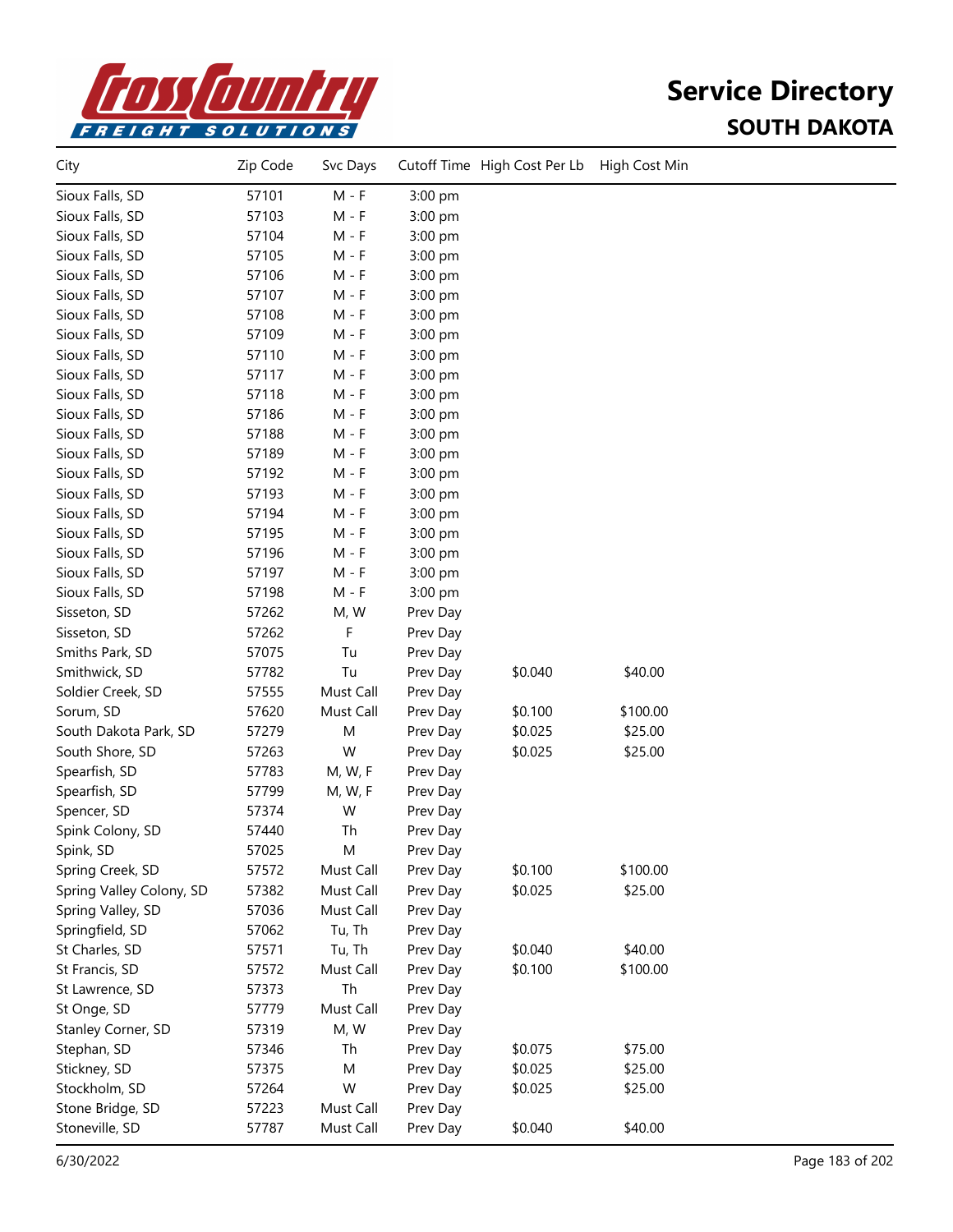# Service Directory

## SOUTH DAKOTA

| City | Zip Code | Svc Days | Cutoff Time | High Cost Per Lb | High Cost Min |
|---|---|---|---|---|---|
| Sioux Falls, SD | 57101 | M - F | 3:00 pm | | |
| Sioux Falls, SD | 57103 | M - F | 3:00 pm | | |
| Sioux Falls, SD | 57104 | M - F | 3:00 pm | | |
| Sioux Falls, SD | 57105 | M - F | 3:00 pm | | |
| Sioux Falls, SD | 57106 | M - F | 3:00 pm | | |
| Sioux Falls, SD | 57107 | M - F | 3:00 pm | | |
| Sioux Falls, SD | 57108 | M - F | 3:00 pm | | |
| Sioux Falls, SD | 57109 | M - F | 3:00 pm | | |
| Sioux Falls, SD | 57110 | M - F | 3:00 pm | | |
| Sioux Falls, SD | 57117 | M - F | 3:00 pm | | |
| Sioux Falls, SD | 57118 | M - F | 3:00 pm | | |
| Sioux Falls, SD | 57186 | M - F | 3:00 pm | | |
| Sioux Falls, SD | 57188 | M - F | 3:00 pm | | |
| Sioux Falls, SD | 57189 | M - F | 3:00 pm | | |
| Sioux Falls, SD | 57192 | M - F | 3:00 pm | | |
| Sioux Falls, SD | 57193 | M - F | 3:00 pm | | |
| Sioux Falls, SD | 57194 | M - F | 3:00 pm | | |
| Sioux Falls, SD | 57195 | M - F | 3:00 pm | | |
| Sioux Falls, SD | 57196 | M - F | 3:00 pm | | |
| Sioux Falls, SD | 57197 | M - F | 3:00 pm | | |
| Sioux Falls, SD | 57198 | M - F | 3:00 pm | | |
| Sisseton, SD | 57262 | M, W | Prev Day | | |
| Sisseton, SD | 57262 | F | Prev Day | | |
| Smiths Park, SD | 57075 | Tu | Prev Day | | |
| Smithwick, SD | 57782 | Tu | Prev Day | $0.040 | $40.00 |
| Soldier Creek, SD | 57555 | Must Call | Prev Day | | |
| Sorum, SD | 57620 | Must Call | Prev Day | $0.100 | $100.00 |
| South Dakota Park, SD | 57279 | M | Prev Day | $0.025 | $25.00 |
| South Shore, SD | 57263 | W | Prev Day | $0.025 | $25.00 |
| Spearfish, SD | 57783 | M, W, F | Prev Day | | |
| Spearfish, SD | 57799 | M, W, F | Prev Day | | |
| Spencer, SD | 57374 | W | Prev Day | | |
| Spink Colony, SD | 57440 | Th | Prev Day | | |
| Spink, SD | 57025 | M | Prev Day | | |
| Spring Creek, SD | 57572 | Must Call | Prev Day | $0.100 | $100.00 |
| Spring Valley Colony, SD | 57382 | Must Call | Prev Day | $0.025 | $25.00 |
| Spring Valley, SD | 57036 | Must Call | Prev Day | | |
| Springfield, SD | 57062 | Tu, Th | Prev Day | | |
| St Charles, SD | 57571 | Tu, Th | Prev Day | $0.040 | $40.00 |
| St Francis, SD | 57572 | Must Call | Prev Day | $0.100 | $100.00 |
| St Lawrence, SD | 57373 | Th | Prev Day | | |
| St Onge, SD | 57779 | Must Call | Prev Day | | |
| Stanley Corner, SD | 57319 | M, W | Prev Day | | |
| Stephan, SD | 57346 | Th | Prev Day | $0.075 | $75.00 |
| Stickney, SD | 57375 | M | Prev Day | $0.025 | $25.00 |
| Stockholm, SD | 57264 | W | Prev Day | $0.025 | $25.00 |
| Stone Bridge, SD | 57223 | Must Call | Prev Day | | |
| Stoneville, SD | 57787 | Must Call | Prev Day | $0.040 | $40.00 |

6/30/2022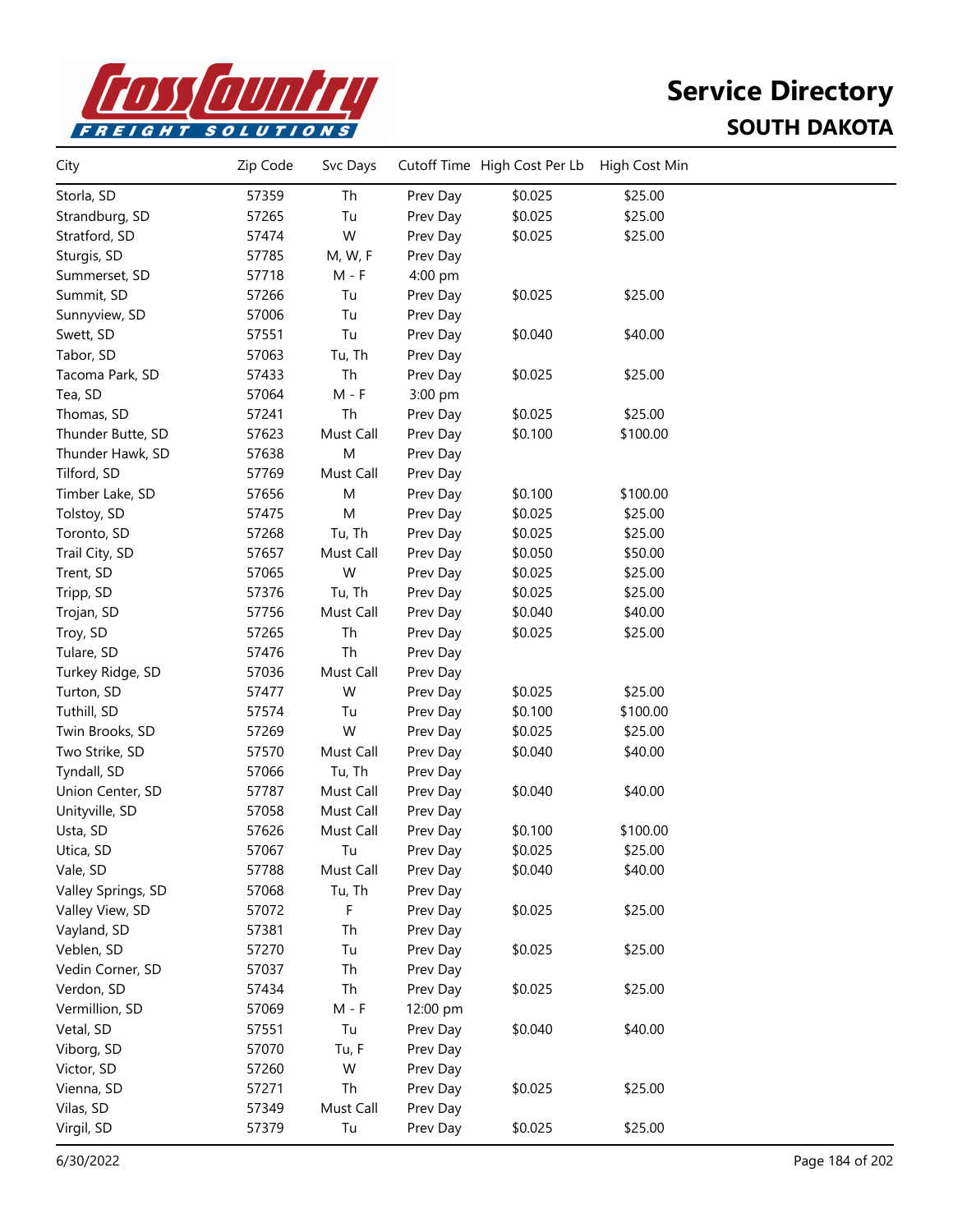# Service Directory

## SOUTH DAKOTA

| City | Zip Code | Svc Days | Cutoff Time | High Cost Per Lb | High Cost Min |
|---|---|---|---|---|---|
| Storla, SD | 57359 | Th | Prev Day | $0.025 | $25.00 |
| Strandburg, SD | 57265 | Tu | Prev Day | $0.025 | $25.00 |
| Stratford, SD | 57474 | W | Prev Day | $0.025 | $25.00 |
| Sturgis, SD | 57785 | M, W, F | Prev Day | | |
| Summerset, SD | 57718 | M - F | 4:00 pm | | |
| Summit, SD | 57266 | Tu | Prev Day | $0.025 | $25.00 |
| Sunnyview, SD | 57006 | Tu | Prev Day | | |
| Swett, SD | 57551 | Tu | Prev Day | $0.040 | $40.00 |
| Tabor, SD | 57063 | Tu, Th | Prev Day | | |
| Tacoma Park, SD | 57433 | Th | Prev Day | $0.025 | $25.00 |
| Tea, SD | 57064 | M - F | 3:00 pm | | |
| Thomas, SD | 57241 | Th | Prev Day | $0.025 | $25.00 |
| Thunder Butte, SD | 57623 | Must Call | Prev Day | $0.100 | $100.00 |
| Thunder Hawk, SD | 57638 | M | Prev Day | | |
| Tilford, SD | 57769 | Must Call | Prev Day | | |
| Timber Lake, SD | 57656 | M | Prev Day | $0.100 | $100.00 |
| Tolstoy, SD | 57475 | M | Prev Day | $0.025 | $25.00 |
| Toronto, SD | 57268 | Tu, Th | Prev Day | $0.025 | $25.00 |
| Trail City, SD | 57657 | Must Call | Prev Day | $0.050 | $50.00 |
| Trent, SD | 57065 | W | Prev Day | $0.025 | $25.00 |
| Tripp, SD | 57376 | Tu, Th | Prev Day | $0.025 | $25.00 |
| Trojan, SD | 57756 | Must Call | Prev Day | $0.040 | $40.00 |
| Troy, SD | 57265 | Th | Prev Day | $0.025 | $25.00 |
| Tulare, SD | 57476 | Th | Prev Day | | |
| Turkey Ridge, SD | 57036 | Must Call | Prev Day | | |
| Turton, SD | 57477 | W | Prev Day | $0.025 | $25.00 |
| Tuthill, SD | 57574 | Tu | Prev Day | $0.100 | $100.00 |
| Twin Brooks, SD | 57269 | W | Prev Day | $0.025 | $25.00 |
| Two Strike, SD | 57570 | Must Call | Prev Day | $0.040 | $40.00 |
| Tyndall, SD | 57066 | Tu, Th | Prev Day | | |
| Union Center, SD | 57787 | Must Call | Prev Day | $0.040 | $40.00 |
| Unityville, SD | 57058 | Must Call | Prev Day | | |
| Usta, SD | 57626 | Must Call | Prev Day | $0.100 | $100.00 |
| Utica, SD | 57067 | Tu | Prev Day | $0.025 | $25.00 |
| Vale, SD | 57788 | Must Call | Prev Day | $0.040 | $40.00 |
| Valley Springs, SD | 57068 | Tu, Th | Prev Day | | |
| Valley View, SD | 57072 | F | Prev Day | $0.025 | $25.00 |
| Vayland, SD | 57381 | Th | Prev Day | | |
| Veblen, SD | 57270 | Tu | Prev Day | $0.025 | $25.00 |
| Vedin Corner, SD | 57037 | Th | Prev Day | | |
| Verdon, SD | 57434 | Th | Prev Day | $0.025 | $25.00 |
| Vermillion, SD | 57069 | M - F | 12:00 pm | | |
| Vetal, SD | 57551 | Tu | Prev Day | $0.040 | $40.00 |
| Viborg, SD | 57070 | Tu, F | Prev Day | | |
| Victor, SD | 57260 | W | Prev Day | | |
| Vienna, SD | 57271 | Th | Prev Day | $0.025 | $25.00 |
| Vilas, SD | 57349 | Must Call | Prev Day | | |
| Virgil, SD | 57379 | Tu | Prev Day | $0.025 | $25.00 |

6/30/2022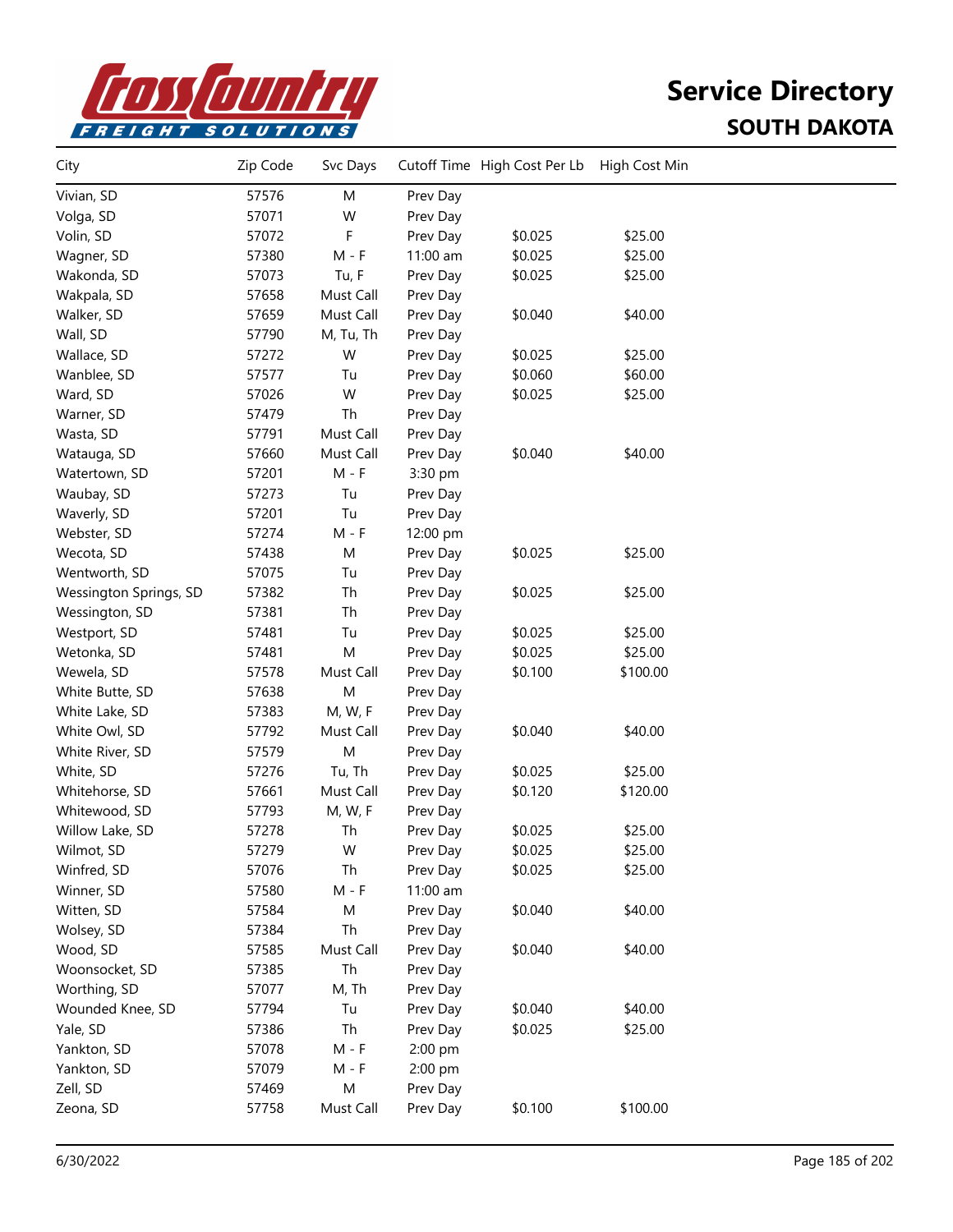# Service Directory

## SOUTH DAKOTA

| City | Zip Code | Svc Days | Cutoff Time | High Cost Per Lb | High Cost Min |
|---|---|---|---|---|---|
| Vivian, SD | 57576 | M | Prev Day | | |
| Volga, SD | 57071 | W | Prev Day | | |
| Volin, SD | 57072 | F | Prev Day | $0.025 | $25.00 |
| Wagner, SD | 57380 | M - F | 11:00 am | $0.025 | $25.00 |
| Wakonda, SD | 57073 | Tu, F | Prev Day | $0.025 | $25.00 |
| Wakpala, SD | 57658 | Must Call | Prev Day | | |
| Walker, SD | 57659 | Must Call | Prev Day | $0.040 | $40.00 |
| Wall, SD | 57790 | M, Tu, Th | Prev Day | | |
| Wallace, SD | 57272 | W | Prev Day | $0.025 | $25.00 |
| Wanblee, SD | 57577 | Tu | Prev Day | $0.060 | $60.00 |
| Ward, SD | 57026 | W | Prev Day | $0.025 | $25.00 |
| Warner, SD | 57479 | Th | Prev Day | | |
| Wasta, SD | 57791 | Must Call | Prev Day | | |
| Watauga, SD | 57660 | Must Call | Prev Day | $0.040 | $40.00 |
| Watertown, SD | 57201 | M - F | 3:30 pm | | |
| Waubay, SD | 57273 | Tu | Prev Day | | |
| Waverly, SD | 57201 | Tu | Prev Day | | |
| Webster, SD | 57274 | M - F | 12:00 pm | | |
| Wecota, SD | 57438 | M | Prev Day | $0.025 | $25.00 |
| Wentworth, SD | 57075 | Tu | Prev Day | | |
| Wessington Springs, SD | 57382 | Th | Prev Day | $0.025 | $25.00 |
| Wessington, SD | 57381 | Th | Prev Day | | |
| Westport, SD | 57481 | Tu | Prev Day | $0.025 | $25.00 |
| Wetonka, SD | 57481 | M | Prev Day | $0.025 | $25.00 |
| Wewela, SD | 57578 | Must Call | Prev Day | $0.100 | $100.00 |
| White Butte, SD | 57638 | M | Prev Day | | |
| White Lake, SD | 57383 | M, W, F | Prev Day | | |
| White Owl, SD | 57792 | Must Call | Prev Day | $0.040 | $40.00 |
| White River, SD | 57579 | M | Prev Day | | |
| White, SD | 57276 | Tu, Th | Prev Day | $0.025 | $25.00 |
| Whitehorse, SD | 57661 | Must Call | Prev Day | $0.120 | $120.00 |
| Whitewood, SD | 57793 | M, W, F | Prev Day | | |
| Willow Lake, SD | 57278 | Th | Prev Day | $0.025 | $25.00 |
| Wilmot, SD | 57279 | W | Prev Day | $0.025 | $25.00 |
| Winfred, SD | 57076 | Th | Prev Day | $0.025 | $25.00 |
| Winner, SD | 57580 | M - F | 11:00 am | | |
| Witten, SD | 57584 | M | Prev Day | $0.040 | $40.00 |
| Wolsey, SD | 57384 | Th | Prev Day | | |
| Wood, SD | 57585 | Must Call | Prev Day | $0.040 | $40.00 |
| Woonsocket, SD | 57385 | Th | Prev Day | | |
| Worthing, SD | 57077 | M, Th | Prev Day | | |
| Wounded Knee, SD | 57794 | Tu | Prev Day | $0.040 | $40.00 |
| Yale, SD | 57386 | Th | Prev Day | $0.025 | $25.00 |
| Yankton, SD | 57078 | M - F | 2:00 pm | | |
| Yankton, SD | 57079 | M - F | 2:00 pm | | |
| Zell, SD | 57469 | M | Prev Day | | |
| Zeona, SD | 57758 | Must Call | Prev Day | $0.100 | $100.00 |

6/30/2022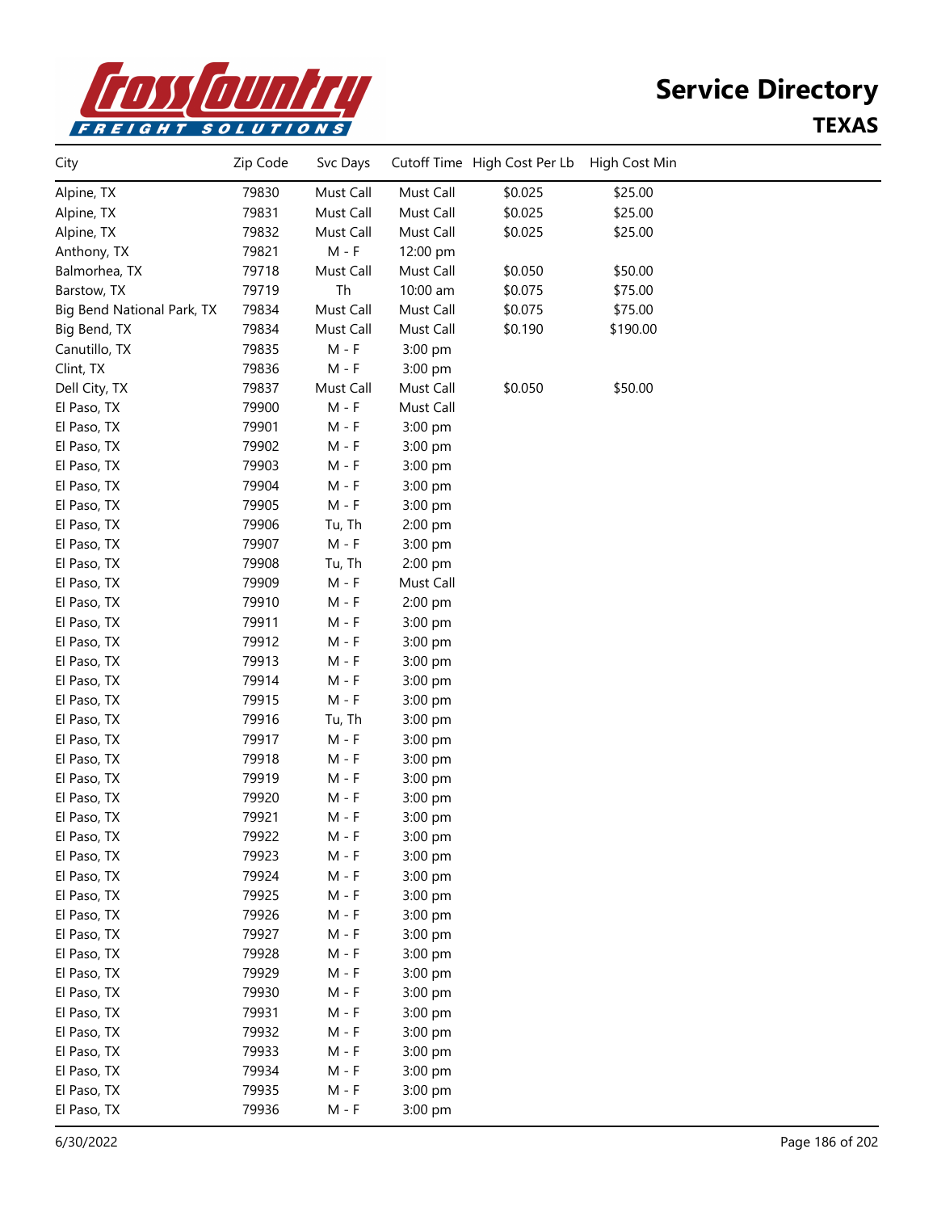# Service Directory

## TEXAS

| City | Zip Code | Svc Days | Cutoff Time | High Cost Per Lb | High Cost Min |
|---|---|---|---|---|---|
| Alpine, TX | 79830 | Must Call | Must Call | $0.025 | $25.00 |
| Alpine, TX | 79831 | Must Call | Must Call | $0.025 | $25.00 |
| Alpine, TX | 79832 | Must Call | Must Call | $0.025 | $25.00 |
| Anthony, TX | 79821 | M - F | 12:00 pm | | |
| Balmorhea, TX | 79718 | Must Call | Must Call | $0.050 | $50.00 |
| Barstow, TX | 79719 | Th | 10:00 am | $0.075 | $75.00 |
| Big Bend National Park, TX | 79834 | Must Call | Must Call | $0.075 | $75.00 |
| Big Bend, TX | 79834 | Must Call | Must Call | $0.190 | $190.00 |
| Canutillo, TX | 79835 | M - F | 3:00 pm | | |
| Clint, TX | 79836 | M - F | 3:00 pm | | |
| Dell City, TX | 79837 | Must Call | Must Call | $0.050 | $50.00 |
| El Paso, TX | 79900 | M - F | Must Call | | |
| El Paso, TX | 79901 | M - F | 3:00 pm | | |
| El Paso, TX | 79902 | M - F | 3:00 pm | | |
| El Paso, TX | 79903 | M - F | 3:00 pm | | |
| El Paso, TX | 79904 | M - F | 3:00 pm | | |
| El Paso, TX | 79905 | M - F | 3:00 pm | | |
| El Paso, TX | 79906 | Tu, Th | 2:00 pm | | |
| El Paso, TX | 79907 | M - F | 3:00 pm | | |
| El Paso, TX | 79908 | Tu, Th | 2:00 pm | | |
| El Paso, TX | 79909 | M - F | Must Call | | |
| El Paso, TX | 79910 | M - F | 2:00 pm | | |
| El Paso, TX | 79911 | M - F | 3:00 pm | | |
| El Paso, TX | 79912 | M - F | 3:00 pm | | |
| El Paso, TX | 79913 | M - F | 3:00 pm | | |
| El Paso, TX | 79914 | M - F | 3:00 pm | | |
| El Paso, TX | 79915 | M - F | 3:00 pm | | |
| El Paso, TX | 79916 | Tu, Th | 3:00 pm | | |
| El Paso, TX | 79917 | M - F | 3:00 pm | | |
| El Paso, TX | 79918 | M - F | 3:00 pm | | |
| El Paso, TX | 79919 | M - F | 3:00 pm | | |
| El Paso, TX | 79920 | M - F | 3:00 pm | | |
| El Paso, TX | 79921 | M - F | 3:00 pm | | |
| El Paso, TX | 79922 | M - F | 3:00 pm | | |
| El Paso, TX | 79923 | M - F | 3:00 pm | | |
| El Paso, TX | 79924 | M - F | 3:00 pm | | |
| El Paso, TX | 79925 | M - F | 3:00 pm | | |
| El Paso, TX | 79926 | M - F | 3:00 pm | | |
| El Paso, TX | 79927 | M - F | 3:00 pm | | |
| El Paso, TX | 79928 | M - F | 3:00 pm | | |
| El Paso, TX | 79929 | M - F | 3:00 pm | | |
| El Paso, TX | 79930 | M - F | 3:00 pm | | |
| El Paso, TX | 79931 | M - F | 3:00 pm | | |
| El Paso, TX | 79932 | M - F | 3:00 pm | | |
| El Paso, TX | 79933 | M - F | 3:00 pm | | |
| El Paso, TX | 79934 | M - F | 3:00 pm | | |
| El Paso, TX | 79935 | M - F | 3:00 pm | | |
| El Paso, TX | 79936 | M - F | 3:00 pm | | |

6/30/2022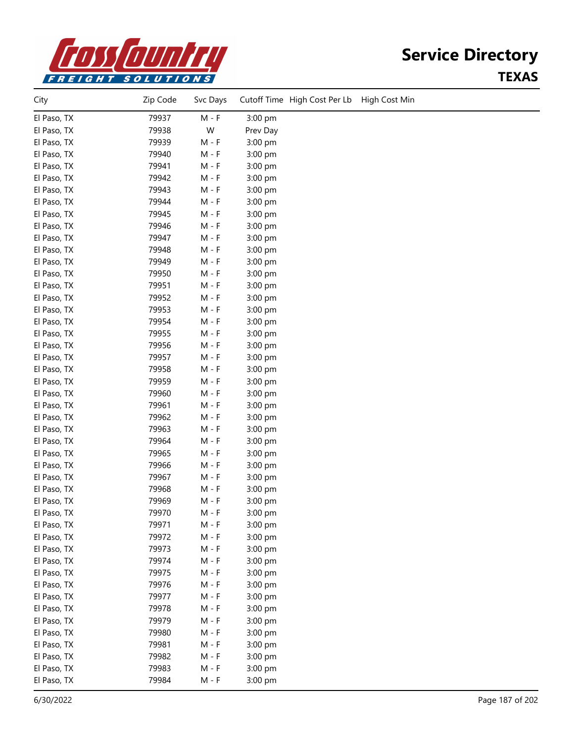# Service Directory

## TEXAS

| City | Zip Code | Svc Days | Cutoff Time | High Cost Per Lb | High Cost Min |
|---|---|---|---|---|---|
| El Paso, TX | 79937 | M - F | 3:00 pm | | |
| El Paso, TX | 79938 | W | Prev Day | | |
| El Paso, TX | 79939 | M - F | 3:00 pm | | |
| El Paso, TX | 79940 | M - F | 3:00 pm | | |
| El Paso, TX | 79941 | M - F | 3:00 pm | | |
| El Paso, TX | 79942 | M - F | 3:00 pm | | |
| El Paso, TX | 79943 | M - F | 3:00 pm | | |
| El Paso, TX | 79944 | M - F | 3:00 pm | | |
| El Paso, TX | 79945 | M - F | 3:00 pm | | |
| El Paso, TX | 79946 | M - F | 3:00 pm | | |
| El Paso, TX | 79947 | M - F | 3:00 pm | | |
| El Paso, TX | 79948 | M - F | 3:00 pm | | |
| El Paso, TX | 79949 | M - F | 3:00 pm | | |
| El Paso, TX | 79950 | M - F | 3:00 pm | | |
| El Paso, TX | 79951 | M - F | 3:00 pm | | |
| El Paso, TX | 79952 | M - F | 3:00 pm | | |
| El Paso, TX | 79953 | M - F | 3:00 pm | | |
| El Paso, TX | 79954 | M - F | 3:00 pm | | |
| El Paso, TX | 79955 | M - F | 3:00 pm | | |
| El Paso, TX | 79956 | M - F | 3:00 pm | | |
| El Paso, TX | 79957 | M - F | 3:00 pm | | |
| El Paso, TX | 79958 | M - F | 3:00 pm | | |
| El Paso, TX | 79959 | M - F | 3:00 pm | | |
| El Paso, TX | 79960 | M - F | 3:00 pm | | |
| El Paso, TX | 79961 | M - F | 3:00 pm | | |
| El Paso, TX | 79962 | M - F | 3:00 pm | | |
| El Paso, TX | 79963 | M - F | 3:00 pm | | |
| El Paso, TX | 79964 | M - F | 3:00 pm | | |
| El Paso, TX | 79965 | M - F | 3:00 pm | | |
| El Paso, TX | 79966 | M - F | 3:00 pm | | |
| El Paso, TX | 79967 | M - F | 3:00 pm | | |
| El Paso, TX | 79968 | M - F | 3:00 pm | | |
| El Paso, TX | 79969 | M - F | 3:00 pm | | |
| El Paso, TX | 79970 | M - F | 3:00 pm | | |
| El Paso, TX | 79971 | M - F | 3:00 pm | | |
| El Paso, TX | 79972 | M - F | 3:00 pm | | |
| El Paso, TX | 79973 | M - F | 3:00 pm | | |
| El Paso, TX | 79974 | M - F | 3:00 pm | | |
| El Paso, TX | 79975 | M - F | 3:00 pm | | |
| El Paso, TX | 79976 | M - F | 3:00 pm | | |
| El Paso, TX | 79977 | M - F | 3:00 pm | | |
| El Paso, TX | 79978 | M - F | 3:00 pm | | |
| El Paso, TX | 79979 | M - F | 3:00 pm | | |
| El Paso, TX | 79980 | M - F | 3:00 pm | | |
| El Paso, TX | 79981 | M - F | 3:00 pm | | |
| El Paso, TX | 79982 | M - F | 3:00 pm | | |
| El Paso, TX | 79983 | M - F | 3:00 pm | | |
| El Paso, TX | 79984 | M - F | 3:00 pm | | |

6/30/2022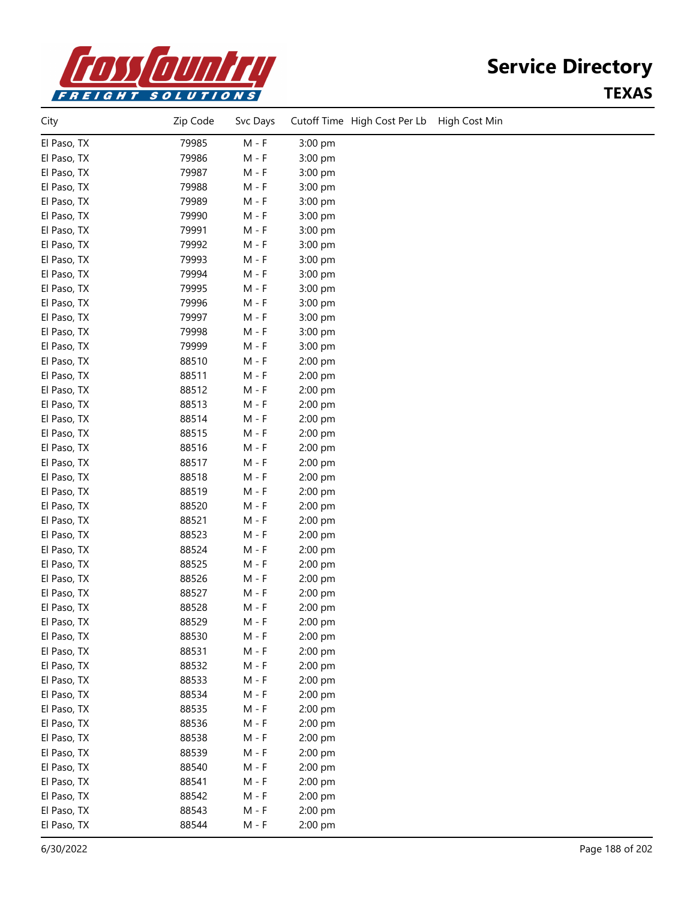# Service Directory

## TEXAS

| City | Zip Code | Svc Days | Cutoff Time | High Cost Per Lb | High Cost Min |
|---|---|---|---|---|---|
| El Paso, TX | 79985 | M - F | 3:00 pm | | |
| El Paso, TX | 79986 | M - F | 3:00 pm | | |
| El Paso, TX | 79987 | M - F | 3:00 pm | | |
| El Paso, TX | 79988 | M - F | 3:00 pm | | |
| El Paso, TX | 79989 | M - F | 3:00 pm | | |
| El Paso, TX | 79990 | M - F | 3:00 pm | | |
| El Paso, TX | 79991 | M - F | 3:00 pm | | |
| El Paso, TX | 79992 | M - F | 3:00 pm | | |
| El Paso, TX | 79993 | M - F | 3:00 pm | | |
| El Paso, TX | 79994 | M - F | 3:00 pm | | |
| El Paso, TX | 79995 | M - F | 3:00 pm | | |
| El Paso, TX | 79996 | M - F | 3:00 pm | | |
| El Paso, TX | 79997 | M - F | 3:00 pm | | |
| El Paso, TX | 79998 | M - F | 3:00 pm | | |
| El Paso, TX | 79999 | M - F | 3:00 pm | | |
| El Paso, TX | 88510 | M - F | 2:00 pm | | |
| El Paso, TX | 88511 | M - F | 2:00 pm | | |
| El Paso, TX | 88512 | M - F | 2:00 pm | | |
| El Paso, TX | 88513 | M - F | 2:00 pm | | |
| El Paso, TX | 88514 | M - F | 2:00 pm | | |
| El Paso, TX | 88515 | M - F | 2:00 pm | | |
| El Paso, TX | 88516 | M - F | 2:00 pm | | |
| El Paso, TX | 88517 | M - F | 2:00 pm | | |
| El Paso, TX | 88518 | M - F | 2:00 pm | | |
| El Paso, TX | 88519 | M - F | 2:00 pm | | |
| El Paso, TX | 88520 | M - F | 2:00 pm | | |
| El Paso, TX | 88521 | M - F | 2:00 pm | | |
| El Paso, TX | 88523 | M - F | 2:00 pm | | |
| El Paso, TX | 88524 | M - F | 2:00 pm | | |
| El Paso, TX | 88525 | M - F | 2:00 pm | | |
| El Paso, TX | 88526 | M - F | 2:00 pm | | |
| El Paso, TX | 88527 | M - F | 2:00 pm | | |
| El Paso, TX | 88528 | M - F | 2:00 pm | | |
| El Paso, TX | 88529 | M - F | 2:00 pm | | |
| El Paso, TX | 88530 | M - F | 2:00 pm | | |
| El Paso, TX | 88531 | M - F | 2:00 pm | | |
| El Paso, TX | 88532 | M - F | 2:00 pm | | |
| El Paso, TX | 88533 | M - F | 2:00 pm | | |
| El Paso, TX | 88534 | M - F | 2:00 pm | | |
| El Paso, TX | 88535 | M - F | 2:00 pm | | |
| El Paso, TX | 88536 | M - F | 2:00 pm | | |
| El Paso, TX | 88538 | M - F | 2:00 pm | | |
| El Paso, TX | 88539 | M - F | 2:00 pm | | |
| El Paso, TX | 88540 | M - F | 2:00 pm | | |
| El Paso, TX | 88541 | M - F | 2:00 pm | | |
| El Paso, TX | 88542 | M - F | 2:00 pm | | |
| El Paso, TX | 88543 | M - F | 2:00 pm | | |
| El Paso, TX | 88544 | M - F | 2:00 pm | | |

6/30/2022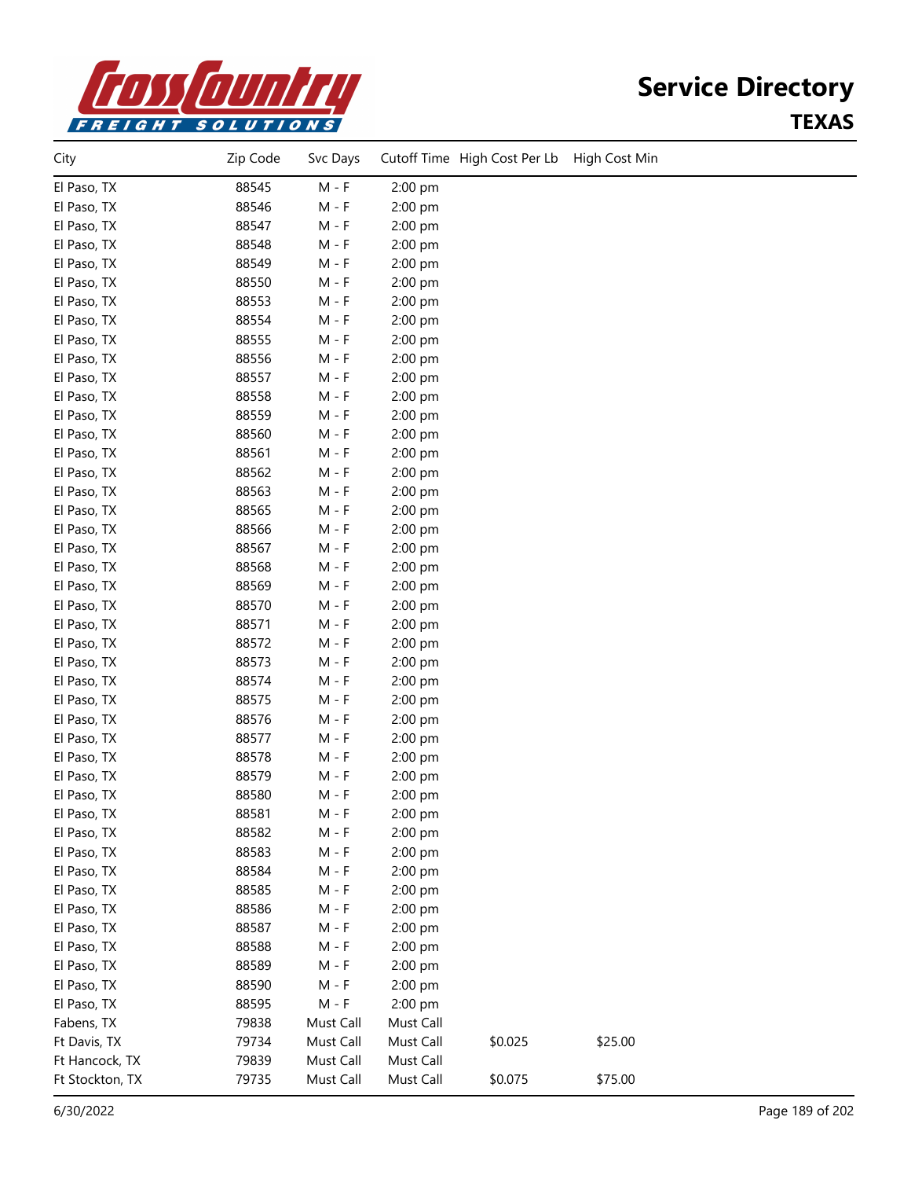# Service Directory

## TEXAS

| City | Zip Code | Svc Days | Cutoff Time | High Cost Per Lb | High Cost Min |
|---|---|---|---|---|---|
| El Paso, TX | 88545 | M - F | 2:00 pm | | |
| El Paso, TX | 88546 | M - F | 2:00 pm | | |
| El Paso, TX | 88547 | M - F | 2:00 pm | | |
| El Paso, TX | 88548 | M - F | 2:00 pm | | |
| El Paso, TX | 88549 | M - F | 2:00 pm | | |
| El Paso, TX | 88550 | M - F | 2:00 pm | | |
| El Paso, TX | 88553 | M - F | 2:00 pm | | |
| El Paso, TX | 88554 | M - F | 2:00 pm | | |
| El Paso, TX | 88555 | M - F | 2:00 pm | | |
| El Paso, TX | 88556 | M - F | 2:00 pm | | |
| El Paso, TX | 88557 | M - F | 2:00 pm | | |
| El Paso, TX | 88558 | M - F | 2:00 pm | | |
| El Paso, TX | 88559 | M - F | 2:00 pm | | |
| El Paso, TX | 88560 | M - F | 2:00 pm | | |
| El Paso, TX | 88561 | M - F | 2:00 pm | | |
| El Paso, TX | 88562 | M - F | 2:00 pm | | |
| El Paso, TX | 88563 | M - F | 2:00 pm | | |
| El Paso, TX | 88565 | M - F | 2:00 pm | | |
| El Paso, TX | 88566 | M - F | 2:00 pm | | |
| El Paso, TX | 88567 | M - F | 2:00 pm | | |
| El Paso, TX | 88568 | M - F | 2:00 pm | | |
| El Paso, TX | 88569 | M - F | 2:00 pm | | |
| El Paso, TX | 88570 | M - F | 2:00 pm | | |
| El Paso, TX | 88571 | M - F | 2:00 pm | | |
| El Paso, TX | 88572 | M - F | 2:00 pm | | |
| El Paso, TX | 88573 | M - F | 2:00 pm | | |
| El Paso, TX | 88574 | M - F | 2:00 pm | | |
| El Paso, TX | 88575 | M - F | 2:00 pm | | |
| El Paso, TX | 88576 | M - F | 2:00 pm | | |
| El Paso, TX | 88577 | M - F | 2:00 pm | | |
| El Paso, TX | 88578 | M - F | 2:00 pm | | |
| El Paso, TX | 88579 | M - F | 2:00 pm | | |
| El Paso, TX | 88580 | M - F | 2:00 pm | | |
| El Paso, TX | 88581 | M - F | 2:00 pm | | |
| El Paso, TX | 88582 | M - F | 2:00 pm | | |
| El Paso, TX | 88583 | M - F | 2:00 pm | | |
| El Paso, TX | 88584 | M - F | 2:00 pm | | |
| El Paso, TX | 88585 | M - F | 2:00 pm | | |
| El Paso, TX | 88586 | M - F | 2:00 pm | | |
| El Paso, TX | 88587 | M - F | 2:00 pm | | |
| El Paso, TX | 88588 | M - F | 2:00 pm | | |
| El Paso, TX | 88589 | M - F | 2:00 pm | | |
| El Paso, TX | 88590 | M - F | 2:00 pm | | |
| El Paso, TX | 88595 | M - F | 2:00 pm | | |
| Fabens, TX | 79838 | Must Call | Must Call | | |
| Ft Davis, TX | 79734 | Must Call | Must Call | $0.025 | $25.00 |
| Ft Hancock, TX | 79839 | Must Call | Must Call | | |
| Ft Stockton, TX | 79735 | Must Call | Must Call | $0.075 | $75.00 |

6/30/2022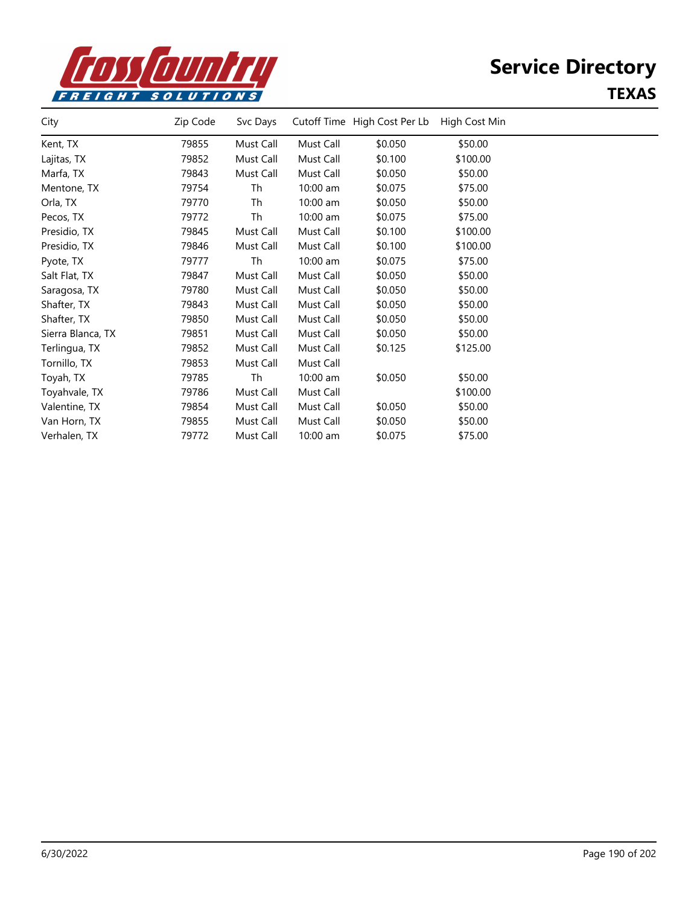# Service Directory

## TEXAS

| City | Zip Code | Svc Days | Cutoff Time | High Cost Per Lb | High Cost Min |
|---|---|---|---|---|---|
| Kent, TX | 79855 | Must Call | Must Call | $0.050 | $50.00 |
| Lajitas, TX | 79852 | Must Call | Must Call | $0.100 | $100.00 |
| Marfa, TX | 79843 | Must Call | Must Call | $0.050 | $50.00 |
| Mentone, TX | 79754 | Th | 10:00 am | $0.075 | $75.00 |
| Orla, TX | 79770 | Th | 10:00 am | $0.050 | $50.00 |
| Pecos, TX | 79772 | Th | 10:00 am | $0.075 | $75.00 |
| Presidio, TX | 79845 | Must Call | Must Call | $0.100 | $100.00 |
| Presidio, TX | 79846 | Must Call | Must Call | $0.100 | $100.00 |
| Pyote, TX | 79777 | Th | 10:00 am | $0.075 | $75.00 |
| Salt Flat, TX | 79847 | Must Call | Must Call | $0.050 | $50.00 |
| Saragosa, TX | 79780 | Must Call | Must Call | $0.050 | $50.00 |
| Shafter, TX | 79843 | Must Call | Must Call | $0.050 | $50.00 |
| Shafter, TX | 79850 | Must Call | Must Call | $0.050 | $50.00 |
| Sierra Blanca, TX | 79851 | Must Call | Must Call | $0.050 | $50.00 |
| Terlingua, TX | 79852 | Must Call | Must Call | $0.125 | $125.00 |
| Tornillo, TX | 79853 | Must Call | Must Call | | |
| Toyah, TX | 79785 | Th | 10:00 am | $0.050 | $50.00 |
| Toyahvale, TX | 79786 | Must Call | Must Call | | $100.00 |
| Valentine, TX | 79854 | Must Call | Must Call | $0.050 | $50.00 |
| Van Horn, TX | 79855 | Must Call | Must Call | $0.050 | $50.00 |
| Verhalen, TX | 79772 | Must Call | 10:00 am | $0.075 | $75.00 |

6/30/2022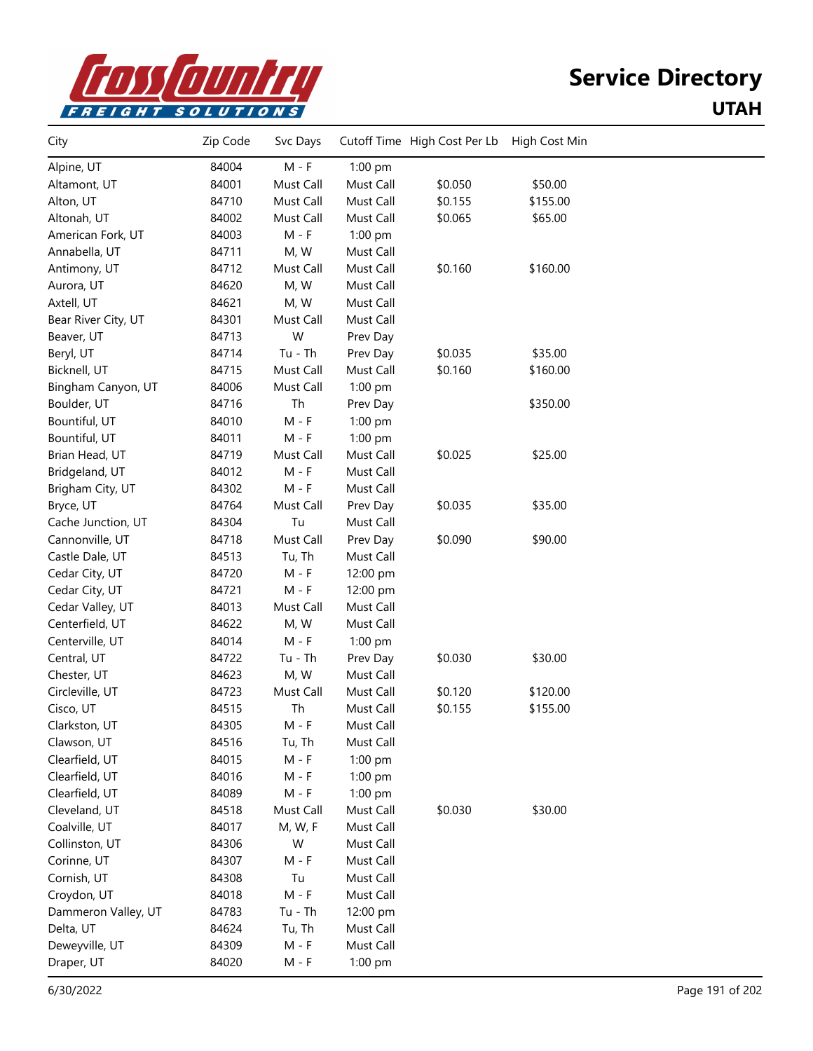# Service Directory

## UTAH

| City | Zip Code | Svc Days | Cutoff Time | High Cost Per Lb | High Cost Min |
|---|---|---|---|---|---|
| Alpine, UT | 84004 | M - F | 1:00 pm | | |
| Altamont, UT | 84001 | Must Call | Must Call | $0.050 | $50.00 |
| Alton, UT | 84710 | Must Call | Must Call | $0.155 | $155.00 |
| Altonah, UT | 84002 | Must Call | Must Call | $0.065 | $65.00 |
| American Fork, UT | 84003 | M - F | 1:00 pm | | |
| Annabella, UT | 84711 | M, W | Must Call | | |
| Antimony, UT | 84712 | Must Call | Must Call | $0.160 | $160.00 |
| Aurora, UT | 84620 | M, W | Must Call | | |
| Axtell, UT | 84621 | M, W | Must Call | | |
| Bear River City, UT | 84301 | Must Call | Must Call | | |
| Beaver, UT | 84713 | W | Prev Day | | |
| Beryl, UT | 84714 | Tu - Th | Prev Day | $0.035 | $35.00 |
| Bicknell, UT | 84715 | Must Call | Must Call | $0.160 | $160.00 |
| Bingham Canyon, UT | 84006 | Must Call | 1:00 pm | | |
| Boulder, UT | 84716 | Th | Prev Day | | $350.00 |
| Bountiful, UT | 84010 | M - F | 1:00 pm | | |
| Bountiful, UT | 84011 | M - F | 1:00 pm | | |
| Brian Head, UT | 84719 | Must Call | Must Call | $0.025 | $25.00 |
| Bridgeland, UT | 84012 | M - F | Must Call | | |
| Brigham City, UT | 84302 | M - F | Must Call | | |
| Bryce, UT | 84764 | Must Call | Prev Day | $0.035 | $35.00 |
| Cache Junction, UT | 84304 | Tu | Must Call | | |
| Cannonville, UT | 84718 | Must Call | Prev Day | $0.090 | $90.00 |
| Castle Dale, UT | 84513 | Tu, Th | Must Call | | |
| Cedar City, UT | 84720 | M - F | 12:00 pm | | |
| Cedar City, UT | 84721 | M - F | 12:00 pm | | |
| Cedar Valley, UT | 84013 | Must Call | Must Call | | |
| Centerfield, UT | 84622 | M, W | Must Call | | |
| Centerville, UT | 84014 | M - F | 1:00 pm | | |
| Central, UT | 84722 | Tu - Th | Prev Day | $0.030 | $30.00 |
| Chester, UT | 84623 | M, W | Must Call | | |
| Circleville, UT | 84723 | Must Call | Must Call | $0.120 | $120.00 |
| Cisco, UT | 84515 | Th | Must Call | $0.155 | $155.00 |
| Clarkston, UT | 84305 | M - F | Must Call | | |
| Clawson, UT | 84516 | Tu, Th | Must Call | | |
| Clearfield, UT | 84015 | M - F | 1:00 pm | | |
| Clearfield, UT | 84016 | M - F | 1:00 pm | | |
| Clearfield, UT | 84089 | M - F | 1:00 pm | | |
| Cleveland, UT | 84518 | Must Call | Must Call | $0.030 | $30.00 |
| Coalville, UT | 84017 | M, W, F | Must Call | | |
| Collinston, UT | 84306 | W | Must Call | | |
| Corinne, UT | 84307 | M - F | Must Call | | |
| Cornish, UT | 84308 | Tu | Must Call | | |
| Croydon, UT | 84018 | M - F | Must Call | | |
| Dammeron Valley, UT | 84783 | Tu - Th | 12:00 pm | | |
| Delta, UT | 84624 | Tu, Th | Must Call | | |
| Deweyville, UT | 84309 | M - F | Must Call | | |
| Draper, UT | 84020 | M - F | 1:00 pm | | |

6/30/2022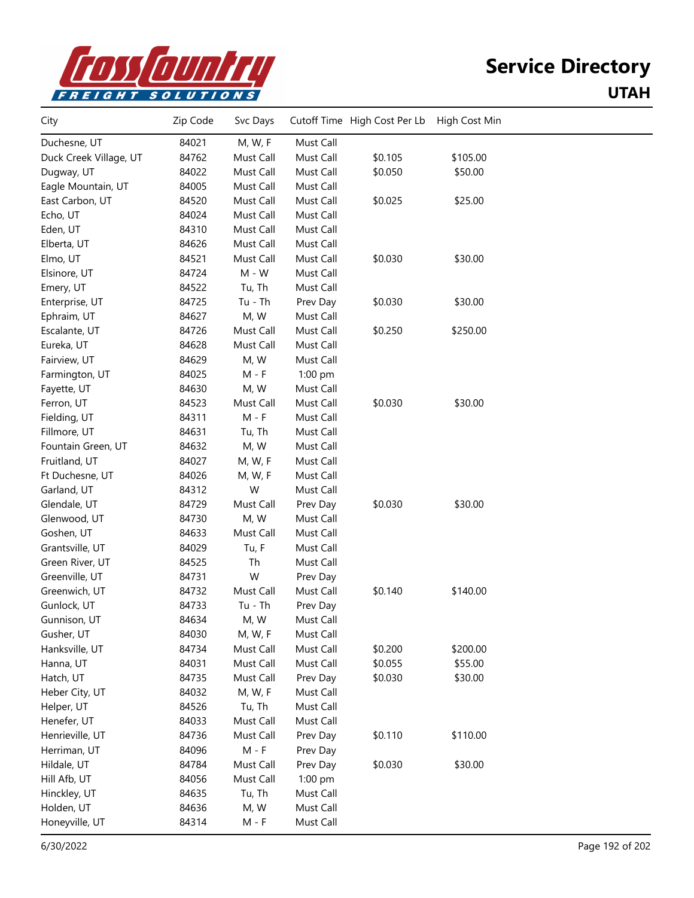# Service Directory

## UTAH

| City | Zip Code | Svc Days | Cutoff Time | High Cost Per Lb | High Cost Min |
|---|---|---|---|---|---|
| Duchesne, UT | 84021 | M, W, F | Must Call | | |
| Duck Creek Village, UT | 84762 | Must Call | Must Call | $0.105 | $105.00 |
| Dugway, UT | 84022 | Must Call | Must Call | $0.050 | $50.00 |
| Eagle Mountain, UT | 84005 | Must Call | Must Call | | |
| East Carbon, UT | 84520 | Must Call | Must Call | $0.025 | $25.00 |
| Echo, UT | 84024 | Must Call | Must Call | | |
| Eden, UT | 84310 | Must Call | Must Call | | |
| Elberta, UT | 84626 | Must Call | Must Call | | |
| Elmo, UT | 84521 | Must Call | Must Call | $0.030 | $30.00 |
| Elsinore, UT | 84724 | M - W | Must Call | | |
| Emery, UT | 84522 | Tu, Th | Must Call | | |
| Enterprise, UT | 84725 | Tu - Th | Prev Day | $0.030 | $30.00 |
| Ephraim, UT | 84627 | M, W | Must Call | | |
| Escalante, UT | 84726 | Must Call | Must Call | $0.250 | $250.00 |
| Eureka, UT | 84628 | Must Call | Must Call | | |
| Fairview, UT | 84629 | M, W | Must Call | | |
| Farmington, UT | 84025 | M - F | 1:00 pm | | |
| Fayette, UT | 84630 | M, W | Must Call | | |
| Ferron, UT | 84523 | Must Call | Must Call | $0.030 | $30.00 |
| Fielding, UT | 84311 | M - F | Must Call | | |
| Fillmore, UT | 84631 | Tu, Th | Must Call | | |
| Fountain Green, UT | 84632 | M, W | Must Call | | |
| Fruitland, UT | 84027 | M, W, F | Must Call | | |
| Ft Duchesne, UT | 84026 | M, W, F | Must Call | | |
| Garland, UT | 84312 | W | Must Call | | |
| Glendale, UT | 84729 | Must Call | Prev Day | $0.030 | $30.00 |
| Glenwood, UT | 84730 | M, W | Must Call | | |
| Goshen, UT | 84633 | Must Call | Must Call | | |
| Grantsville, UT | 84029 | Tu, F | Must Call | | |
| Green River, UT | 84525 | Th | Must Call | | |
| Greenville, UT | 84731 | W | Prev Day | | |
| Greenwich, UT | 84732 | Must Call | Must Call | $0.140 | $140.00 |
| Gunlock, UT | 84733 | Tu - Th | Prev Day | | |
| Gunnison, UT | 84634 | M, W | Must Call | | |
| Gusher, UT | 84030 | M, W, F | Must Call | | |
| Hanksville, UT | 84734 | Must Call | Must Call | $0.200 | $200.00 |
| Hanna, UT | 84031 | Must Call | Must Call | $0.055 | $55.00 |
| Hatch, UT | 84735 | Must Call | Prev Day | $0.030 | $30.00 |
| Heber City, UT | 84032 | M, W, F | Must Call | | |
| Helper, UT | 84526 | Tu, Th | Must Call | | |
| Henefer, UT | 84033 | Must Call | Must Call | | |
| Henrieville, UT | 84736 | Must Call | Prev Day | $0.110 | $110.00 |
| Herriman, UT | 84096 | M - F | Prev Day | | |
| Hildale, UT | 84784 | Must Call | Prev Day | $0.030 | $30.00 |
| Hill Afb, UT | 84056 | Must Call | 1:00 pm | | |
| Hinckley, UT | 84635 | Tu, Th | Must Call | | |
| Holden, UT | 84636 | M, W | Must Call | | |
| Honeyville, UT | 84314 | M - F | Must Call | | |

6/30/2022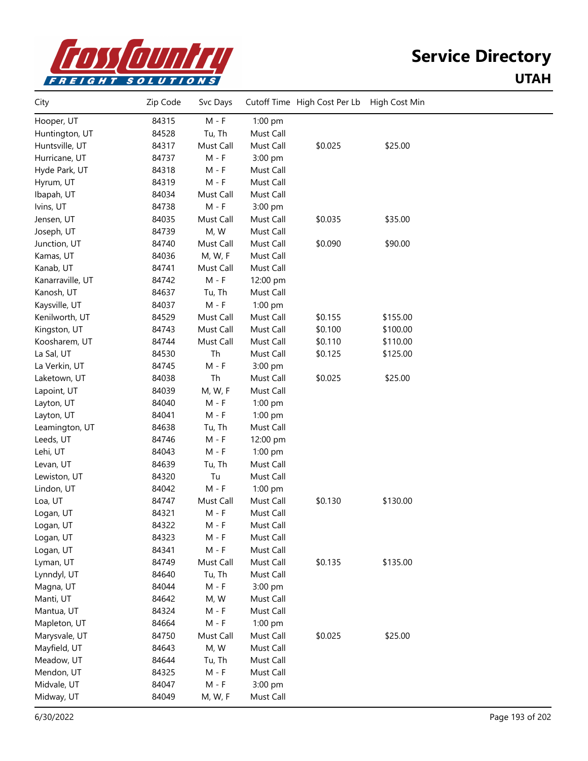# Service Directory

## UTAH

| City | Zip Code | Svc Days | Cutoff Time | High Cost Per Lb | High Cost Min |
|---|---|---|---|---|---|
| Hooper, UT | 84315 | M - F | 1:00 pm | | |
| Huntington, UT | 84528 | Tu, Th | Must Call | | |
| Huntsville, UT | 84317 | Must Call | Must Call | $0.025 | $25.00 |
| Hurricane, UT | 84737 | M - F | 3:00 pm | | |
| Hyde Park, UT | 84318 | M - F | Must Call | | |
| Hyrum, UT | 84319 | M - F | Must Call | | |
| Ibapah, UT | 84034 | Must Call | Must Call | | |
| Ivins, UT | 84738 | M - F | 3:00 pm | | |
| Jensen, UT | 84035 | Must Call | Must Call | $0.035 | $35.00 |
| Joseph, UT | 84739 | M, W | Must Call | | |
| Junction, UT | 84740 | Must Call | Must Call | $0.090 | $90.00 |
| Kamas, UT | 84036 | M, W, F | Must Call | | |
| Kanab, UT | 84741 | Must Call | Must Call | | |
| Kanarraville, UT | 84742 | M - F | 12:00 pm | | |
| Kanosh, UT | 84637 | Tu, Th | Must Call | | |
| Kaysville, UT | 84037 | M - F | 1:00 pm | | |
| Kenilworth, UT | 84529 | Must Call | Must Call | $0.155 | $155.00 |
| Kingston, UT | 84743 | Must Call | Must Call | $0.100 | $100.00 |
| Koosharem, UT | 84744 | Must Call | Must Call | $0.110 | $110.00 |
| La Sal, UT | 84530 | Th | Must Call | $0.125 | $125.00 |
| La Verkin, UT | 84745 | M - F | 3:00 pm | | |
| Laketown, UT | 84038 | Th | Must Call | $0.025 | $25.00 |
| Lapoint, UT | 84039 | M, W, F | Must Call | | |
| Layton, UT | 84040 | M - F | 1:00 pm | | |
| Layton, UT | 84041 | M - F | 1:00 pm | | |
| Leamington, UT | 84638 | Tu, Th | Must Call | | |
| Leeds, UT | 84746 | M - F | 12:00 pm | | |
| Lehi, UT | 84043 | M - F | 1:00 pm | | |
| Levan, UT | 84639 | Tu, Th | Must Call | | |
| Lewiston, UT | 84320 | Tu | Must Call | | |
| Lindon, UT | 84042 | M - F | 1:00 pm | | |
| Loa, UT | 84747 | Must Call | Must Call | $0.130 | $130.00 |
| Logan, UT | 84321 | M - F | Must Call | | |
| Logan, UT | 84322 | M - F | Must Call | | |
| Logan, UT | 84323 | M - F | Must Call | | |
| Logan, UT | 84341 | M - F | Must Call | | |
| Lyman, UT | 84749 | Must Call | Must Call | $0.135 | $135.00 |
| Lynndyl, UT | 84640 | Tu, Th | Must Call | | |
| Magna, UT | 84044 | M - F | 3:00 pm | | |
| Manti, UT | 84642 | M, W | Must Call | | |
| Mantua, UT | 84324 | M - F | Must Call | | |
| Mapleton, UT | 84664 | M - F | 1:00 pm | | |
| Marysvale, UT | 84750 | Must Call | Must Call | $0.025 | $25.00 |
| Mayfield, UT | 84643 | M, W | Must Call | | |
| Meadow, UT | 84644 | Tu, Th | Must Call | | |
| Mendon, UT | 84325 | M - F | Must Call | | |
| Midvale, UT | 84047 | M - F | 3:00 pm | | |
| Midway, UT | 84049 | M, W, F | Must Call | | |

6/30/2022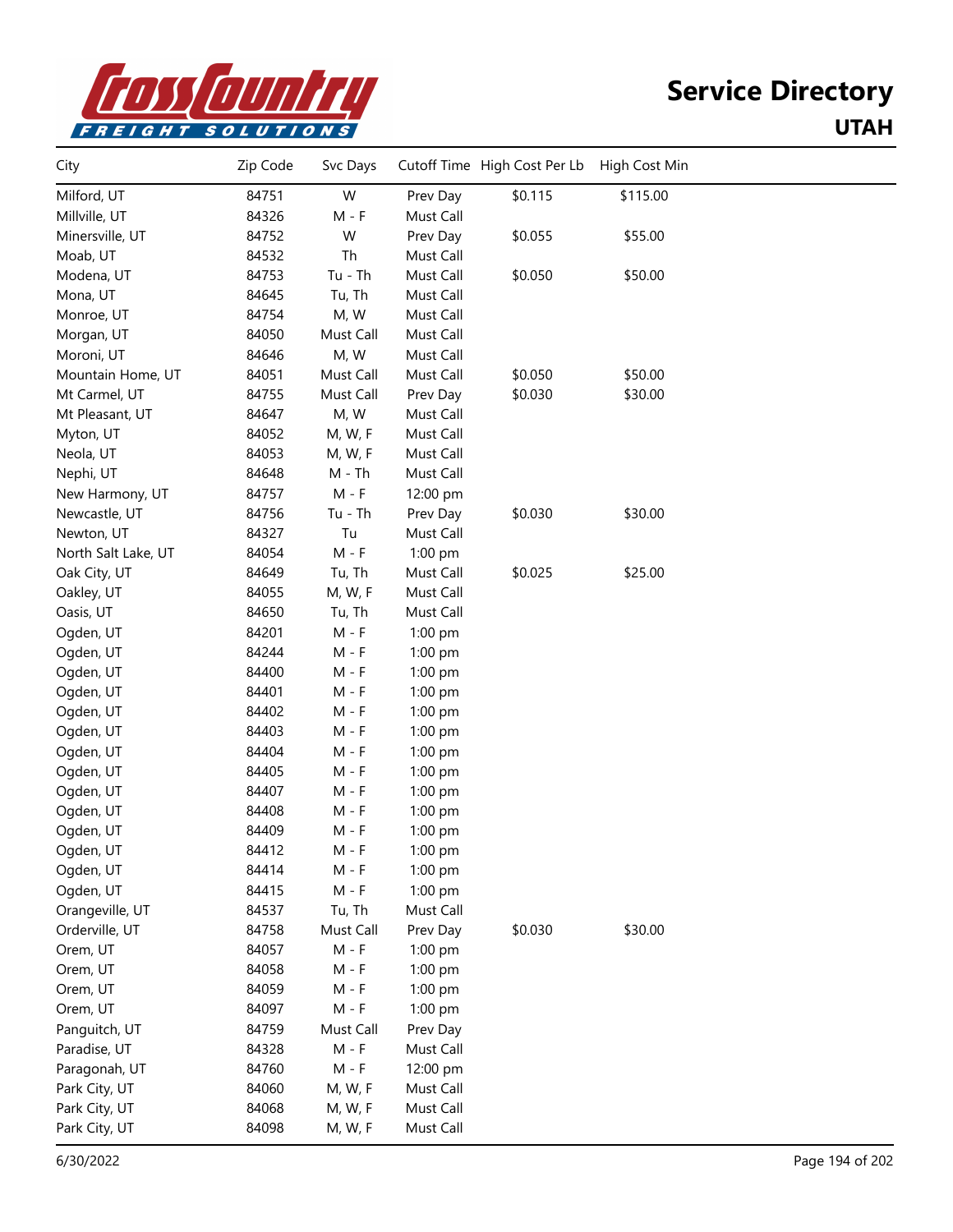# Service Directory

## UTAH

| City | Zip Code | Svc Days | Cutoff Time | High Cost Per Lb | High Cost Min |
|---|---|---|---|---|---|
| Milford, UT | 84751 | W | Prev Day | $0.115 | $115.00 |
| Millville, UT | 84326 | M - F | Must Call | | |
| Minersville, UT | 84752 | W | Prev Day | $0.055 | $55.00 |
| Moab, UT | 84532 | Th | Must Call | | |
| Modena, UT | 84753 | Tu - Th | Must Call | $0.050 | $50.00 |
| Mona, UT | 84645 | Tu, Th | Must Call | | |
| Monroe, UT | 84754 | M, W | Must Call | | |
| Morgan, UT | 84050 | Must Call | Must Call | | |
| Moroni, UT | 84646 | M, W | Must Call | | |
| Mountain Home, UT | 84051 | Must Call | Must Call | $0.050 | $50.00 |
| Mt Carmel, UT | 84755 | Must Call | Prev Day | $0.030 | $30.00 |
| Mt Pleasant, UT | 84647 | M, W | Must Call | | |
| Myton, UT | 84052 | M, W, F | Must Call | | |
| Neola, UT | 84053 | M, W, F | Must Call | | |
| Nephi, UT | 84648 | M - Th | Must Call | | |
| New Harmony, UT | 84757 | M - F | 12:00 pm | | |
| Newcastle, UT | 84756 | Tu - Th | Prev Day | $0.030 | $30.00 |
| Newton, UT | 84327 | Tu | Must Call | | |
| North Salt Lake, UT | 84054 | M - F | 1:00 pm | | |
| Oak City, UT | 84649 | Tu, Th | Must Call | $0.025 | $25.00 |
| Oakley, UT | 84055 | M, W, F | Must Call | | |
| Oasis, UT | 84650 | Tu, Th | Must Call | | |
| Ogden, UT | 84201 | M - F | 1:00 pm | | |
| Ogden, UT | 84244 | M - F | 1:00 pm | | |
| Ogden, UT | 84400 | M - F | 1:00 pm | | |
| Ogden, UT | 84401 | M - F | 1:00 pm | | |
| Ogden, UT | 84402 | M - F | 1:00 pm | | |
| Ogden, UT | 84403 | M - F | 1:00 pm | | |
| Ogden, UT | 84404 | M - F | 1:00 pm | | |
| Ogden, UT | 84405 | M - F | 1:00 pm | | |
| Ogden, UT | 84407 | M - F | 1:00 pm | | |
| Ogden, UT | 84408 | M - F | 1:00 pm | | |
| Ogden, UT | 84409 | M - F | 1:00 pm | | |
| Ogden, UT | 84412 | M - F | 1:00 pm | | |
| Ogden, UT | 84414 | M - F | 1:00 pm | | |
| Ogden, UT | 84415 | M - F | 1:00 pm | | |
| Orangeville, UT | 84537 | Tu, Th | Must Call | | |
| Orderville, UT | 84758 | Must Call | Prev Day | $0.030 | $30.00 |
| Orem, UT | 84057 | M - F | 1:00 pm | | |
| Orem, UT | 84058 | M - F | 1:00 pm | | |
| Orem, UT | 84059 | M - F | 1:00 pm | | |
| Orem, UT | 84097 | M - F | 1:00 pm | | |
| Panguitch, UT | 84759 | Must Call | Prev Day | | |
| Paradise, UT | 84328 | M - F | Must Call | | |
| Paragonah, UT | 84760 | M - F | 12:00 pm | | |
| Park City, UT | 84060 | M, W, F | Must Call | | |
| Park City, UT | 84068 | M, W, F | Must Call | | |
| Park City, UT | 84098 | M, W, F | Must Call | | |

6/30/2022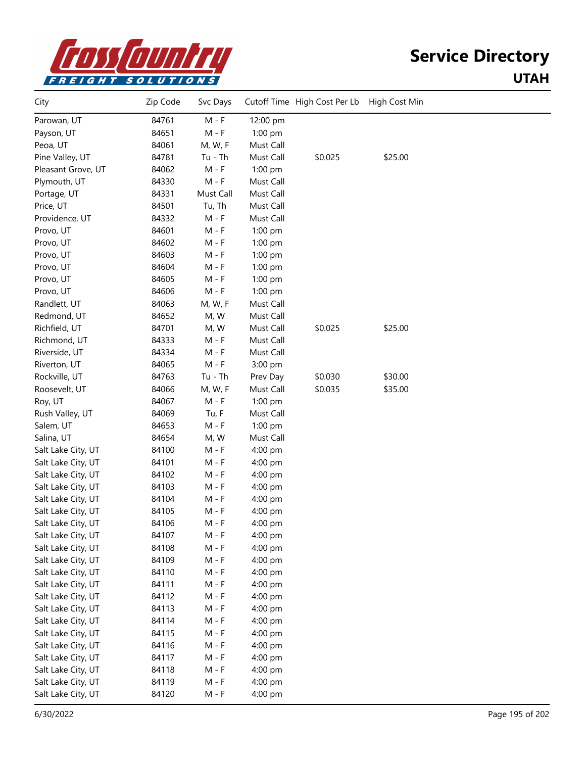# Service Directory

## UTAH

| City | Zip Code | Svc Days | Cutoff Time | High Cost Per Lb | High Cost Min |
|---|---|---|---|---|---|
| Parowan, UT | 84761 | M - F | 12:00 pm | | |
| Payson, UT | 84651 | M - F | 1:00 pm | | |
| Peoa, UT | 84061 | M, W, F | Must Call | | |
| Pine Valley, UT | 84781 | Tu - Th | Must Call | $0.025 | $25.00 |
| Pleasant Grove, UT | 84062 | M - F | 1:00 pm | | |
| Plymouth, UT | 84330 | M - F | Must Call | | |
| Portage, UT | 84331 | Must Call | Must Call | | |
| Price, UT | 84501 | Tu, Th | Must Call | | |
| Providence, UT | 84332 | M - F | Must Call | | |
| Provo, UT | 84601 | M - F | 1:00 pm | | |
| Provo, UT | 84602 | M - F | 1:00 pm | | |
| Provo, UT | 84603 | M - F | 1:00 pm | | |
| Provo, UT | 84604 | M - F | 1:00 pm | | |
| Provo, UT | 84605 | M - F | 1:00 pm | | |
| Provo, UT | 84606 | M - F | 1:00 pm | | |
| Randlett, UT | 84063 | M, W, F | Must Call | | |
| Redmond, UT | 84652 | M, W | Must Call | | |
| Richfield, UT | 84701 | M, W | Must Call | $0.025 | $25.00 |
| Richmond, UT | 84333 | M - F | Must Call | | |
| Riverside, UT | 84334 | M - F | Must Call | | |
| Riverton, UT | 84065 | M - F | 3:00 pm | | |
| Rockville, UT | 84763 | Tu - Th | Prev Day | $0.030 | $30.00 |
| Roosevelt, UT | 84066 | M, W, F | Must Call | $0.035 | $35.00 |
| Roy, UT | 84067 | M - F | 1:00 pm | | |
| Rush Valley, UT | 84069 | Tu, F | Must Call | | |
| Salem, UT | 84653 | M - F | 1:00 pm | | |
| Salina, UT | 84654 | M, W | Must Call | | |
| Salt Lake City, UT | 84100 | M - F | 4:00 pm | | |
| Salt Lake City, UT | 84101 | M - F | 4:00 pm | | |
| Salt Lake City, UT | 84102 | M - F | 4:00 pm | | |
| Salt Lake City, UT | 84103 | M - F | 4:00 pm | | |
| Salt Lake City, UT | 84104 | M - F | 4:00 pm | | |
| Salt Lake City, UT | 84105 | M - F | 4:00 pm | | |
| Salt Lake City, UT | 84106 | M - F | 4:00 pm | | |
| Salt Lake City, UT | 84107 | M - F | 4:00 pm | | |
| Salt Lake City, UT | 84108 | M - F | 4:00 pm | | |
| Salt Lake City, UT | 84109 | M - F | 4:00 pm | | |
| Salt Lake City, UT | 84110 | M - F | 4:00 pm | | |
| Salt Lake City, UT | 84111 | M - F | 4:00 pm | | |
| Salt Lake City, UT | 84112 | M - F | 4:00 pm | | |
| Salt Lake City, UT | 84113 | M - F | 4:00 pm | | |
| Salt Lake City, UT | 84114 | M - F | 4:00 pm | | |
| Salt Lake City, UT | 84115 | M - F | 4:00 pm | | |
| Salt Lake City, UT | 84116 | M - F | 4:00 pm | | |
| Salt Lake City, UT | 84117 | M - F | 4:00 pm | | |
| Salt Lake City, UT | 84118 | M - F | 4:00 pm | | |
| Salt Lake City, UT | 84119 | M - F | 4:00 pm | | |
| Salt Lake City, UT | 84120 | M - F | 4:00 pm | | |

6/30/2022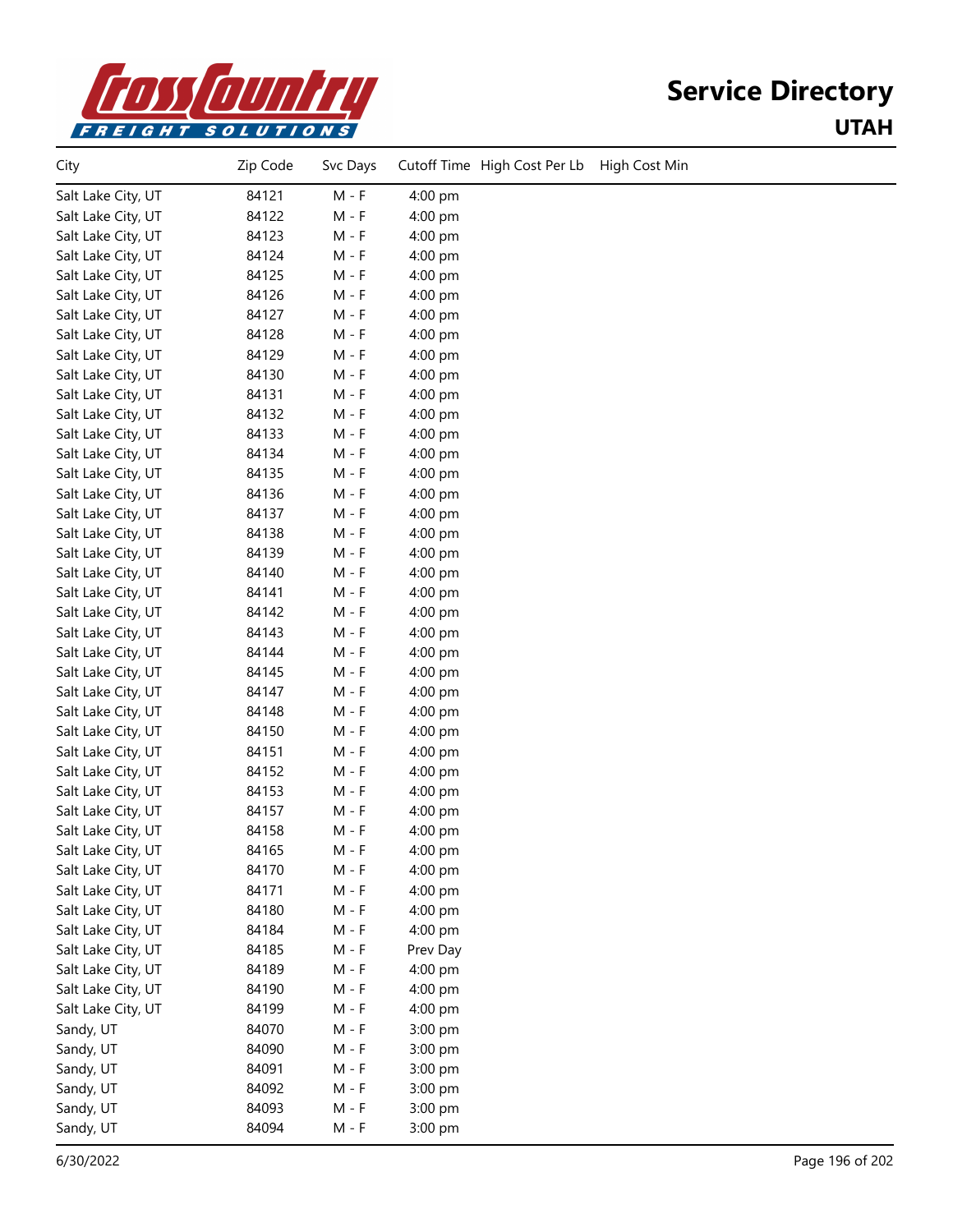# Service Directory

## UTAH

| City | Zip Code | Svc Days | Cutoff Time | High Cost Per Lb | High Cost Min |
|---|---|---|---|---|---|
| Salt Lake City, UT | 84121 | M - F | 4:00 pm | | |
| Salt Lake City, UT | 84122 | M - F | 4:00 pm | | |
| Salt Lake City, UT | 84123 | M - F | 4:00 pm | | |
| Salt Lake City, UT | 84124 | M - F | 4:00 pm | | |
| Salt Lake City, UT | 84125 | M - F | 4:00 pm | | |
| Salt Lake City, UT | 84126 | M - F | 4:00 pm | | |
| Salt Lake City, UT | 84127 | M - F | 4:00 pm | | |
| Salt Lake City, UT | 84128 | M - F | 4:00 pm | | |
| Salt Lake City, UT | 84129 | M - F | 4:00 pm | | |
| Salt Lake City, UT | 84130 | M - F | 4:00 pm | | |
| Salt Lake City, UT | 84131 | M - F | 4:00 pm | | |
| Salt Lake City, UT | 84132 | M - F | 4:00 pm | | |
| Salt Lake City, UT | 84133 | M - F | 4:00 pm | | |
| Salt Lake City, UT | 84134 | M - F | 4:00 pm | | |
| Salt Lake City, UT | 84135 | M - F | 4:00 pm | | |
| Salt Lake City, UT | 84136 | M - F | 4:00 pm | | |
| Salt Lake City, UT | 84137 | M - F | 4:00 pm | | |
| Salt Lake City, UT | 84138 | M - F | 4:00 pm | | |
| Salt Lake City, UT | 84139 | M - F | 4:00 pm | | |
| Salt Lake City, UT | 84140 | M - F | 4:00 pm | | |
| Salt Lake City, UT | 84141 | M - F | 4:00 pm | | |
| Salt Lake City, UT | 84142 | M - F | 4:00 pm | | |
| Salt Lake City, UT | 84143 | M - F | 4:00 pm | | |
| Salt Lake City, UT | 84144 | M - F | 4:00 pm | | |
| Salt Lake City, UT | 84145 | M - F | 4:00 pm | | |
| Salt Lake City, UT | 84147 | M - F | 4:00 pm | | |
| Salt Lake City, UT | 84148 | M - F | 4:00 pm | | |
| Salt Lake City, UT | 84150 | M - F | 4:00 pm | | |
| Salt Lake City, UT | 84151 | M - F | 4:00 pm | | |
| Salt Lake City, UT | 84152 | M - F | 4:00 pm | | |
| Salt Lake City, UT | 84153 | M - F | 4:00 pm | | |
| Salt Lake City, UT | 84157 | M - F | 4:00 pm | | |
| Salt Lake City, UT | 84158 | M - F | 4:00 pm | | |
| Salt Lake City, UT | 84165 | M - F | 4:00 pm | | |
| Salt Lake City, UT | 84170 | M - F | 4:00 pm | | |
| Salt Lake City, UT | 84171 | M - F | 4:00 pm | | |
| Salt Lake City, UT | 84180 | M - F | 4:00 pm | | |
| Salt Lake City, UT | 84184 | M - F | 4:00 pm | | |
| Salt Lake City, UT | 84185 | M - F | Prev Day | | |
| Salt Lake City, UT | 84189 | M - F | 4:00 pm | | |
| Salt Lake City, UT | 84190 | M - F | 4:00 pm | | |
| Salt Lake City, UT | 84199 | M - F | 4:00 pm | | |
| Sandy, UT | 84070 | M - F | 3:00 pm | | |
| Sandy, UT | 84090 | M - F | 3:00 pm | | |
| Sandy, UT | 84091 | M - F | 3:00 pm | | |
| Sandy, UT | 84092 | M - F | 3:00 pm | | |
| Sandy, UT | 84093 | M - F | 3:00 pm | | |
| Sandy, UT | 84094 | M - F | 3:00 pm | | |

6/30/2022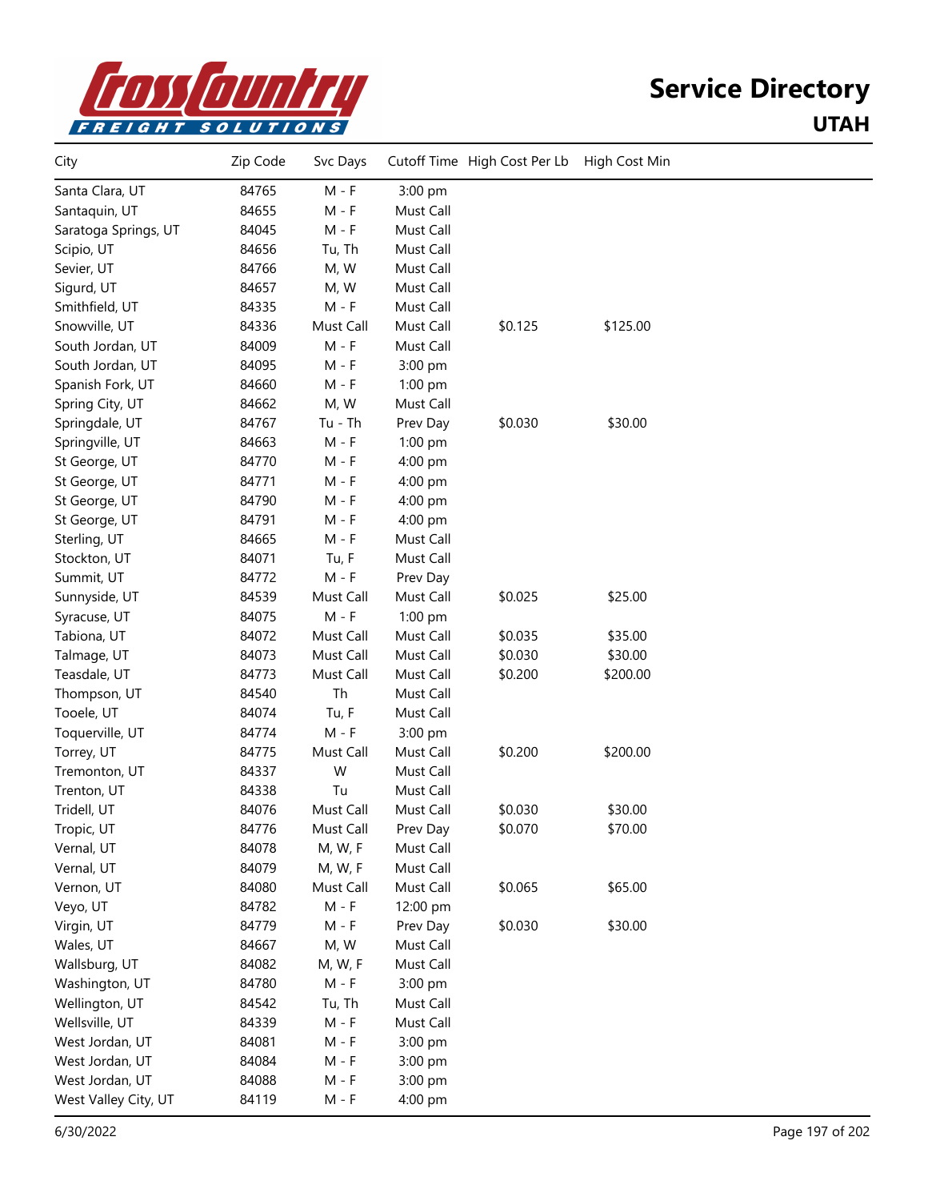# Service Directory

## UTAH

| City | Zip Code | Svc Days | Cutoff Time | High Cost Per Lb | High Cost Min |
|---|---|---|---|---|---|
| Santa Clara, UT | 84765 | M - F | 3:00 pm | | |
| Santaquin, UT | 84655 | M - F | Must Call | | |
| Saratoga Springs, UT | 84045 | M - F | Must Call | | |
| Scipio, UT | 84656 | Tu, Th | Must Call | | |
| Sevier, UT | 84766 | M, W | Must Call | | |
| Sigurd, UT | 84657 | M, W | Must Call | | |
| Smithfield, UT | 84335 | M - F | Must Call | | |
| Snowville, UT | 84336 | Must Call | Must Call | $0.125 | $125.00 |
| South Jordan, UT | 84009 | M - F | Must Call | | |
| South Jordan, UT | 84095 | M - F | 3:00 pm | | |
| Spanish Fork, UT | 84660 | M - F | 1:00 pm | | |
| Spring City, UT | 84662 | M, W | Must Call | | |
| Springdale, UT | 84767 | Tu - Th | Prev Day | $0.030 | $30.00 |
| Springville, UT | 84663 | M - F | 1:00 pm | | |
| St George, UT | 84770 | M - F | 4:00 pm | | |
| St George, UT | 84771 | M - F | 4:00 pm | | |
| St George, UT | 84790 | M - F | 4:00 pm | | |
| St George, UT | 84791 | M - F | 4:00 pm | | |
| Sterling, UT | 84665 | M - F | Must Call | | |
| Stockton, UT | 84071 | Tu, F | Must Call | | |
| Summit, UT | 84772 | M - F | Prev Day | | |
| Sunnyside, UT | 84539 | Must Call | Must Call | $0.025 | $25.00 |
| Syracuse, UT | 84075 | M - F | 1:00 pm | | |
| Tabiona, UT | 84072 | Must Call | Must Call | $0.035 | $35.00 |
| Talmage, UT | 84073 | Must Call | Must Call | $0.030 | $30.00 |
| Teasdale, UT | 84773 | Must Call | Must Call | $0.200 | $200.00 |
| Thompson, UT | 84540 | Th | Must Call | | |
| Tooele, UT | 84074 | Tu, F | Must Call | | |
| Toquerville, UT | 84774 | M - F | 3:00 pm | | |
| Torrey, UT | 84775 | Must Call | Must Call | $0.200 | $200.00 |
| Tremonton, UT | 84337 | W | Must Call | | |
| Trenton, UT | 84338 | Tu | Must Call | | |
| Tridell, UT | 84076 | Must Call | Must Call | $0.030 | $30.00 |
| Tropic, UT | 84776 | Must Call | Prev Day | $0.070 | $70.00 |
| Vernal, UT | 84078 | M, W, F | Must Call | | |
| Vernal, UT | 84079 | M, W, F | Must Call | | |
| Vernon, UT | 84080 | Must Call | Must Call | $0.065 | $65.00 |
| Veyo, UT | 84782 | M - F | 12:00 pm | | |
| Virgin, UT | 84779 | M - F | Prev Day | $0.030 | $30.00 |
| Wales, UT | 84667 | M, W | Must Call | | |
| Wallsburg, UT | 84082 | M, W, F | Must Call | | |
| Washington, UT | 84780 | M - F | 3:00 pm | | |
| Wellington, UT | 84542 | Tu, Th | Must Call | | |
| Wellsville, UT | 84339 | M - F | Must Call | | |
| West Jordan, UT | 84081 | M - F | 3:00 pm | | |
| West Jordan, UT | 84084 | M - F | 3:00 pm | | |
| West Jordan, UT | 84088 | M - F | 3:00 pm | | |
| West Valley City, UT | 84119 | M - F | 4:00 pm | | |

6/30/2022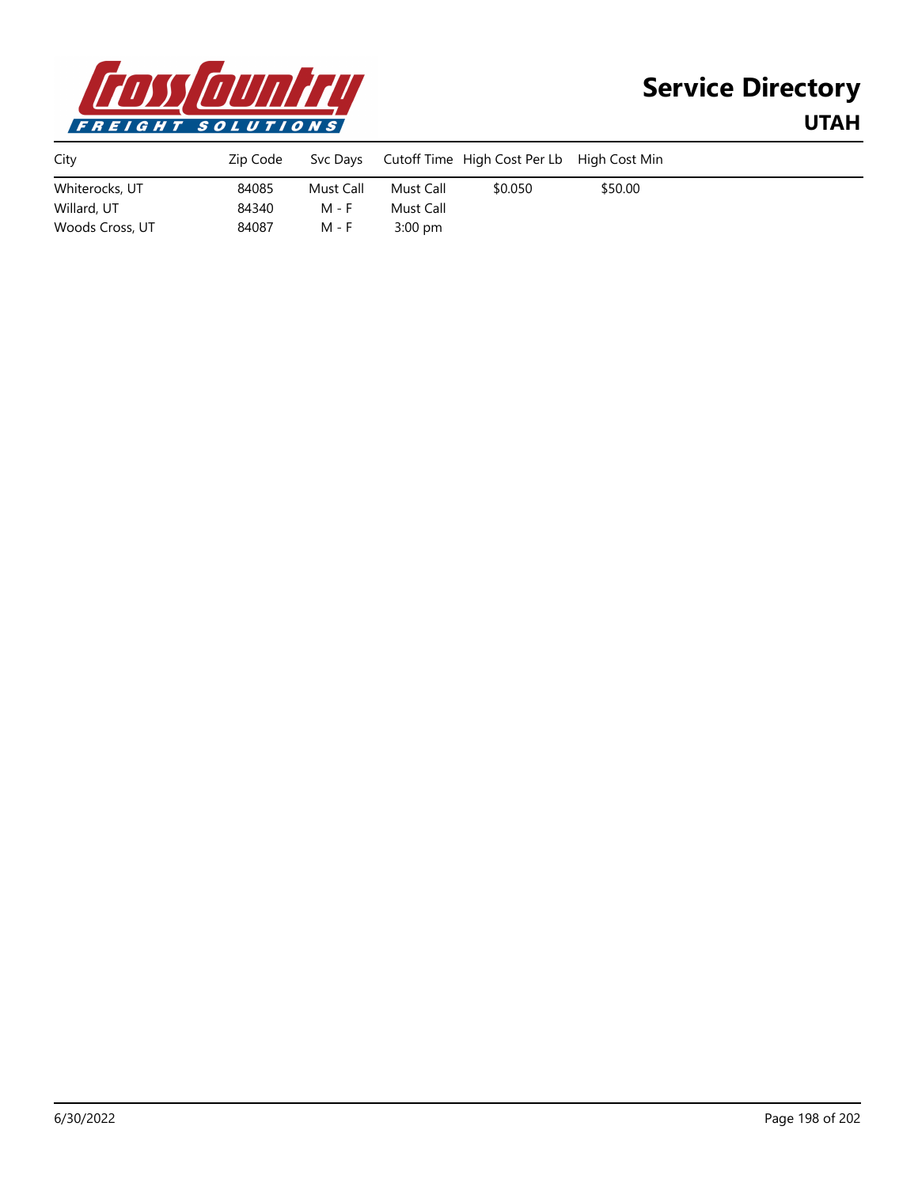# Service Directory

## UTAH

| City | Zip Code | Svc Days | Cutoff Time | High Cost Per Lb | High Cost Min |
|---|---|---|---|---|---|
| Whiterocks, UT | 84085 | Must Call | Must Call | $0.050 | $50.00 |
| Willard, UT | 84340 | M - F | Must Call | | |
| Woods Cross, UT | 84087 | M - F | 3:00 pm | | |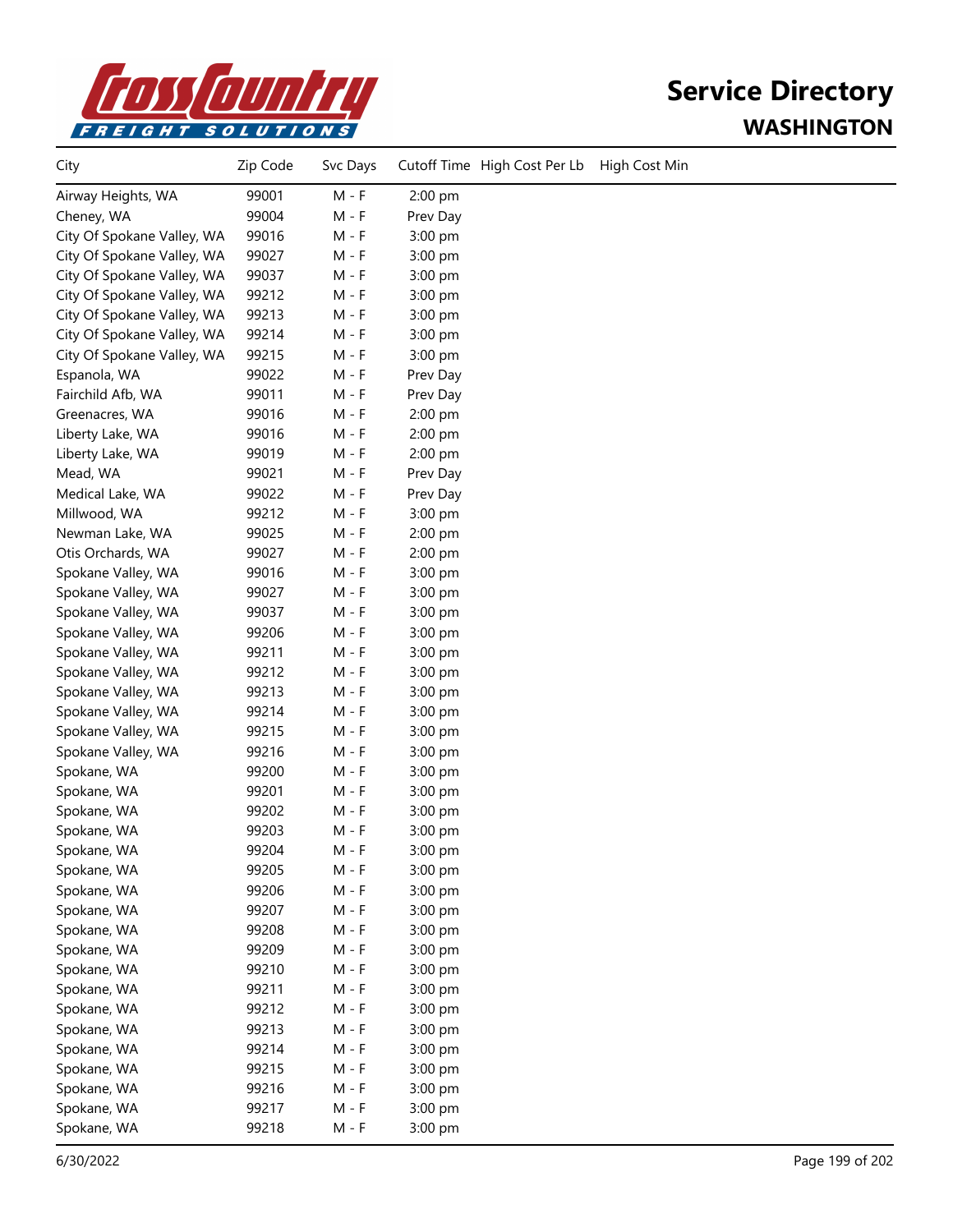# Service Directory

## WASHINGTON

| City | Zip Code | Svc Days | Cutoff Time | High Cost Per Lb | High Cost Min |
|---|---|---|---|---|---|
| Airway Heights, WA | 99001 | M - F | 2:00 pm | | |
| Cheney, WA | 99004 | M - F | Prev Day | | |
| City Of Spokane Valley, WA | 99016 | M - F | 3:00 pm | | |
| City Of Spokane Valley, WA | 99027 | M - F | 3:00 pm | | |
| City Of Spokane Valley, WA | 99037 | M - F | 3:00 pm | | |
| City Of Spokane Valley, WA | 99212 | M - F | 3:00 pm | | |
| City Of Spokane Valley, WA | 99213 | M - F | 3:00 pm | | |
| City Of Spokane Valley, WA | 99214 | M - F | 3:00 pm | | |
| City Of Spokane Valley, WA | 99215 | M - F | 3:00 pm | | |
| Espanola, WA | 99022 | M - F | Prev Day | | |
| Fairchild Afb, WA | 99011 | M - F | Prev Day | | |
| Greenacres, WA | 99016 | M - F | 2:00 pm | | |
| Liberty Lake, WA | 99016 | M - F | 2:00 pm | | |
| Liberty Lake, WA | 99019 | M - F | 2:00 pm | | |
| Mead, WA | 99021 | M - F | Prev Day | | |
| Medical Lake, WA | 99022 | M - F | Prev Day | | |
| Millwood, WA | 99212 | M - F | 3:00 pm | | |
| Newman Lake, WA | 99025 | M - F | 2:00 pm | | |
| Otis Orchards, WA | 99027 | M - F | 2:00 pm | | |
| Spokane Valley, WA | 99016 | M - F | 3:00 pm | | |
| Spokane Valley, WA | 99027 | M - F | 3:00 pm | | |
| Spokane Valley, WA | 99037 | M - F | 3:00 pm | | |
| Spokane Valley, WA | 99206 | M - F | 3:00 pm | | |
| Spokane Valley, WA | 99211 | M - F | 3:00 pm | | |
| Spokane Valley, WA | 99212 | M - F | 3:00 pm | | |
| Spokane Valley, WA | 99213 | M - F | 3:00 pm | | |
| Spokane Valley, WA | 99214 | M - F | 3:00 pm | | |
| Spokane Valley, WA | 99215 | M - F | 3:00 pm | | |
| Spokane Valley, WA | 99216 | M - F | 3:00 pm | | |
| Spokane, WA | 99200 | M - F | 3:00 pm | | |
| Spokane, WA | 99201 | M - F | 3:00 pm | | |
| Spokane, WA | 99202 | M - F | 3:00 pm | | |
| Spokane, WA | 99203 | M - F | 3:00 pm | | |
| Spokane, WA | 99204 | M - F | 3:00 pm | | |
| Spokane, WA | 99205 | M - F | 3:00 pm | | |
| Spokane, WA | 99206 | M - F | 3:00 pm | | |
| Spokane, WA | 99207 | M - F | 3:00 pm | | |
| Spokane, WA | 99208 | M - F | 3:00 pm | | |
| Spokane, WA | 99209 | M - F | 3:00 pm | | |
| Spokane, WA | 99210 | M - F | 3:00 pm | | |
| Spokane, WA | 99211 | M - F | 3:00 pm | | |
| Spokane, WA | 99212 | M - F | 3:00 pm | | |
| Spokane, WA | 99213 | M - F | 3:00 pm | | |
| Spokane, WA | 99214 | M - F | 3:00 pm | | |
| Spokane, WA | 99215 | M - F | 3:00 pm | | |
| Spokane, WA | 99216 | M - F | 3:00 pm | | |
| Spokane, WA | 99217 | M - F | 3:00 pm | | |
| Spokane, WA | 99218 | M - F | 3:00 pm | | |

6/30/2022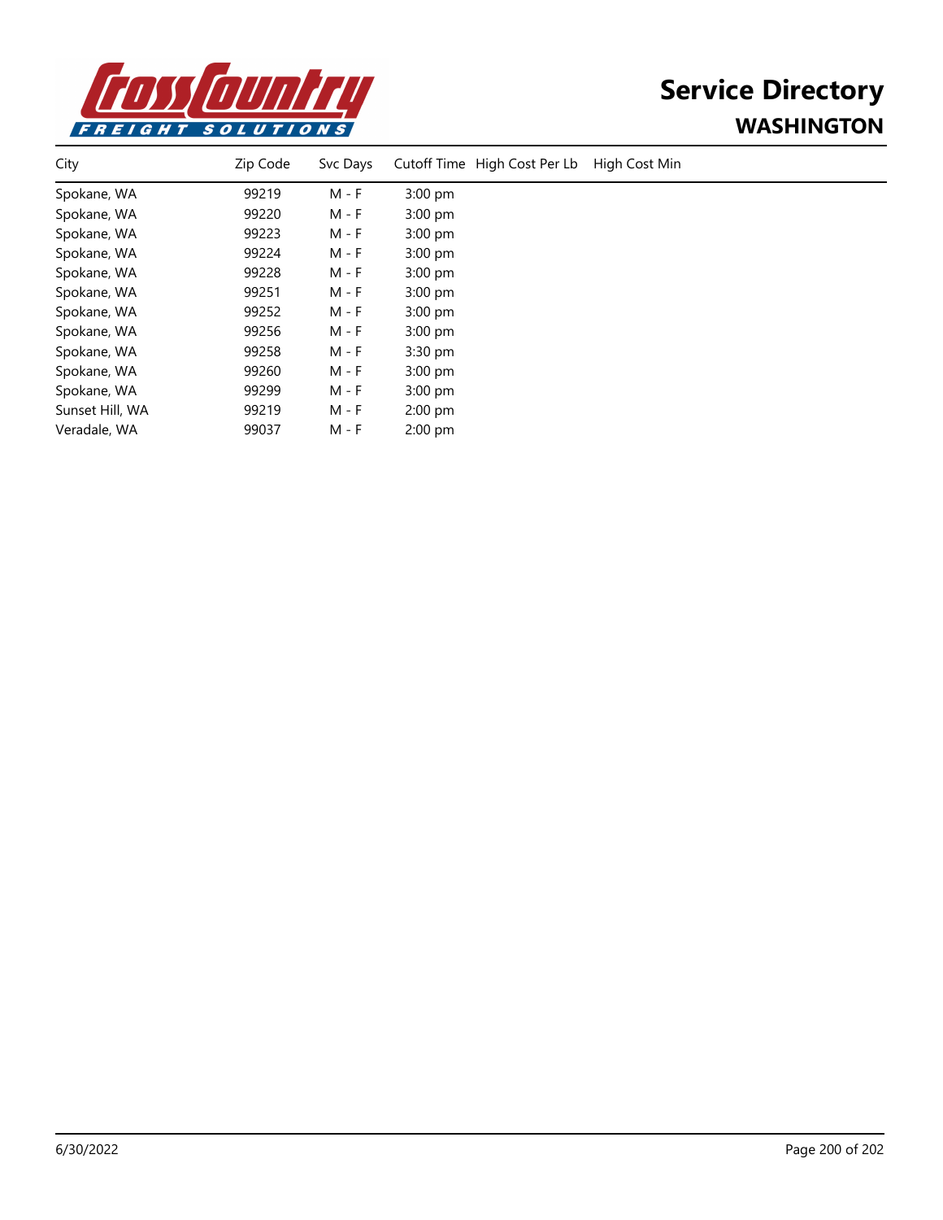# Service Directory

## WASHINGTON

| City | Zip Code | Svc Days | Cutoff Time | High Cost Per Lb | High Cost Min |
|---|---|---|---|---|---|
| Spokane, WA | 99219 | M - F | 3:00 pm | | |
| Spokane, WA | 99220 | M - F | 3:00 pm | | |
| Spokane, WA | 99223 | M - F | 3:00 pm | | |
| Spokane, WA | 99224 | M - F | 3:00 pm | | |
| Spokane, WA | 99228 | M - F | 3:00 pm | | |
| Spokane, WA | 99251 | M - F | 3:00 pm | | |
| Spokane, WA | 99252 | M - F | 3:00 pm | | |
| Spokane, WA | 99256 | M - F | 3:00 pm | | |
| Spokane, WA | 99258 | M - F | 3:30 pm | | |
| Spokane, WA | 99260 | M - F | 3:00 pm | | |
| Spokane, WA | 99299 | M - F | 3:00 pm | | |
| Sunset Hill, WA | 99219 | M - F | 2:00 pm | | |
| Veradale, WA | 99037 | M - F | 2:00 pm | | |

6/30/2022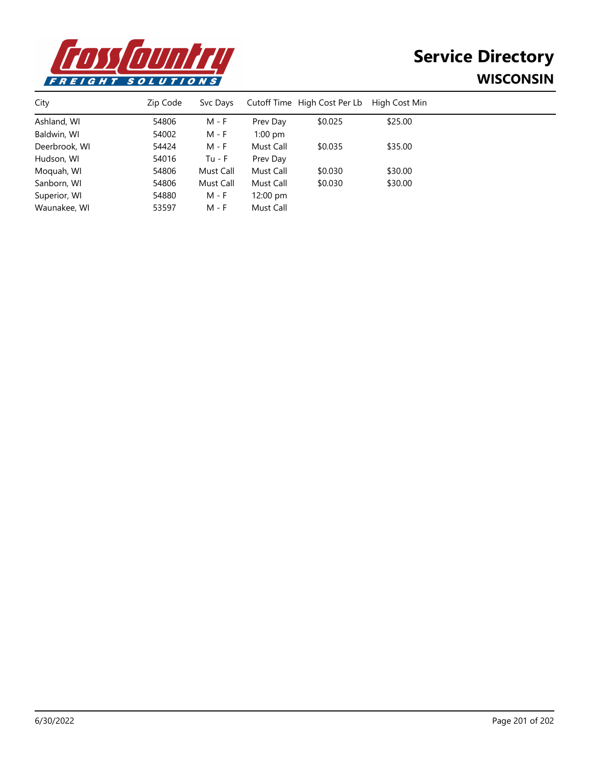# Service Directory

## WISCONSIN

| City | Zip Code | Svc Days | Cutoff Time | High Cost Per Lb | High Cost Min |
|---|---|---|---|---|---|
| Ashland, WI | 54806 | M - F | Prev Day | $0.025 | $25.00 |
| Baldwin, WI | 54002 | M - F | 1:00 pm | | |
| Deerbrook, WI | 54424 | M - F | Must Call | $0.035 | $35.00 |
| Hudson, WI | 54016 | Tu - F | Prev Day | | |
| Moquah, WI | 54806 | Must Call | Must Call | $0.030 | $30.00 |
| Sanborn, WI | 54806 | Must Call | Must Call | $0.030 | $30.00 |
| Superior, WI | 54880 | M - F | 12:00 pm | | |
| Waunakee, WI | 53597 | M - F | Must Call | | |

6/30/2022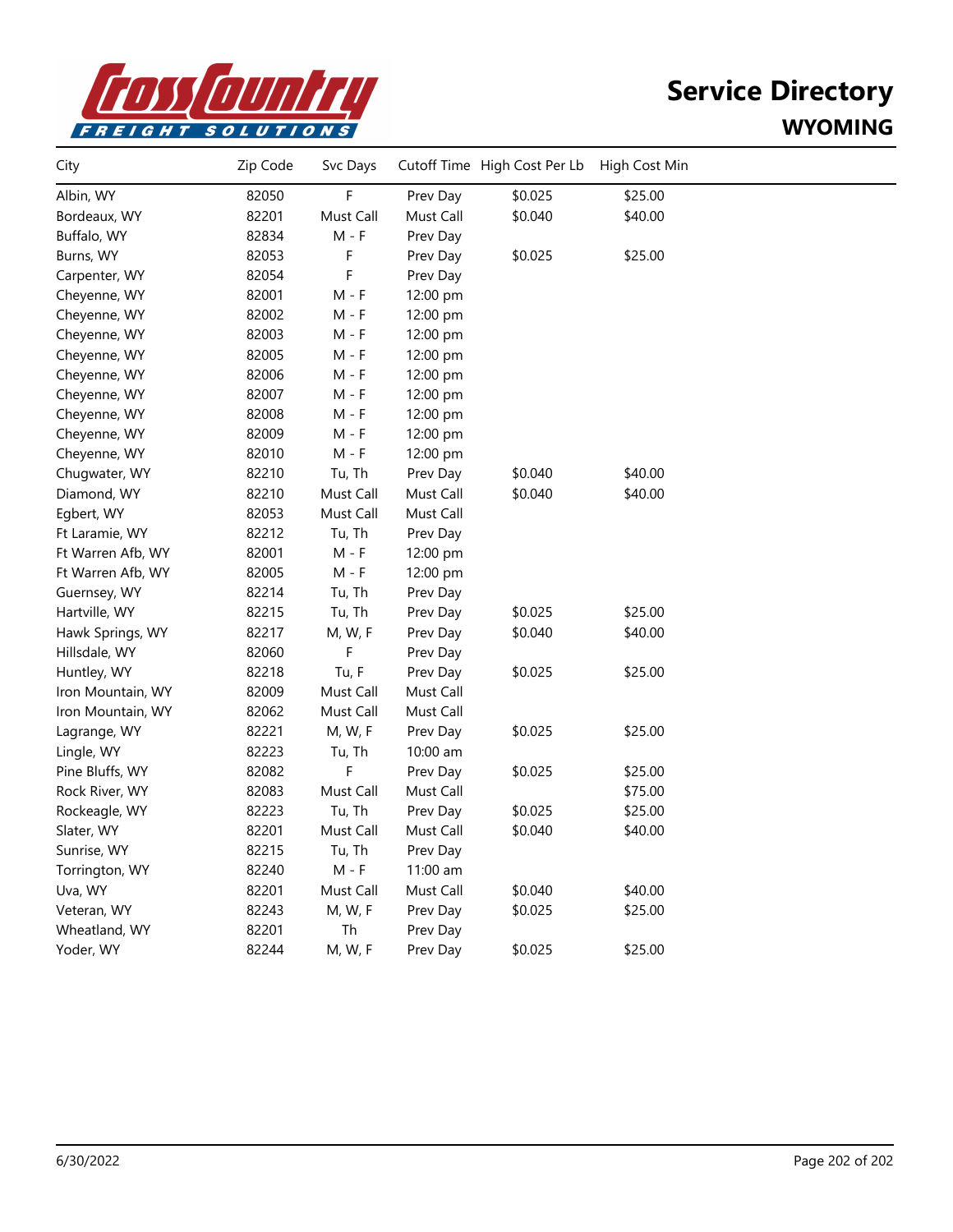# Service Directory

## WYOMING

| City | Zip Code | Svc Days | Cutoff Time | High Cost Per Lb | High Cost Min |
|---|---|---|---|---|---|
| Albin, WY | 82050 | F | Prev Day | $0.025 | $25.00 |
| Bordeaux, WY | 82201 | Must Call | Must Call | $0.040 | $40.00 |
| Buffalo, WY | 82834 | M - F | Prev Day | | |
| Burns, WY | 82053 | F | Prev Day | $0.025 | $25.00 |
| Carpenter, WY | 82054 | F | Prev Day | | |
| Cheyenne, WY | 82001 | M - F | 12:00 pm | | |
| Cheyenne, WY | 82002 | M - F | 12:00 pm | | |
| Cheyenne, WY | 82003 | M - F | 12:00 pm | | |
| Cheyenne, WY | 82005 | M - F | 12:00 pm | | |
| Cheyenne, WY | 82006 | M - F | 12:00 pm | | |
| Cheyenne, WY | 82007 | M - F | 12:00 pm | | |
| Cheyenne, WY | 82008 | M - F | 12:00 pm | | |
| Cheyenne, WY | 82009 | M - F | 12:00 pm | | |
| Cheyenne, WY | 82010 | M - F | 12:00 pm | | |
| Chugwater, WY | 82210 | Tu, Th | Prev Day | $0.040 | $40.00 |
| Diamond, WY | 82210 | Must Call | Must Call | $0.040 | $40.00 |
| Egbert, WY | 82053 | Must Call | Must Call | | |
| Ft Laramie, WY | 82212 | Tu, Th | Prev Day | | |
| Ft Warren Afb, WY | 82001 | M - F | 12:00 pm | | |
| Ft Warren Afb, WY | 82005 | M - F | 12:00 pm | | |
| Guernsey, WY | 82214 | Tu, Th | Prev Day | | |
| Hartville, WY | 82215 | Tu, Th | Prev Day | $0.025 | $25.00 |
| Hawk Springs, WY | 82217 | M, W, F | Prev Day | $0.040 | $40.00 |
| Hillsdale, WY | 82060 | F | Prev Day | | |
| Huntley, WY | 82218 | Tu, F | Prev Day | $0.025 | $25.00 |
| Iron Mountain, WY | 82009 | Must Call | Must Call | | |
| Iron Mountain, WY | 82062 | Must Call | Must Call | | |
| Lagrange, WY | 82221 | M, W, F | Prev Day | $0.025 | $25.00 |
| Lingle, WY | 82223 | Tu, Th | 10:00 am | | |
| Pine Bluffs, WY | 82082 | F | Prev Day | $0.025 | $25.00 |
| Rock River, WY | 82083 | Must Call | Must Call | | $75.00 |
| Rockeagle, WY | 82223 | Tu, Th | Prev Day | $0.025 | $25.00 |
| Slater, WY | 82201 | Must Call | Must Call | $0.040 | $40.00 |
| Sunrise, WY | 82215 | Tu, Th | Prev Day | | |
| Torrington, WY | 82240 | M - F | 11:00 am | | |
| Uva, WY | 82201 | Must Call | Must Call | $0.040 | $40.00 |
| Veteran, WY | 82243 | M, W, F | Prev Day | $0.025 | $25.00 |
| Wheatland, WY | 82201 | Th | Prev Day | | |
| Yoder, WY | 82244 | M, W, F | Prev Day | $0.025 | $25.00 |

6/30/2022